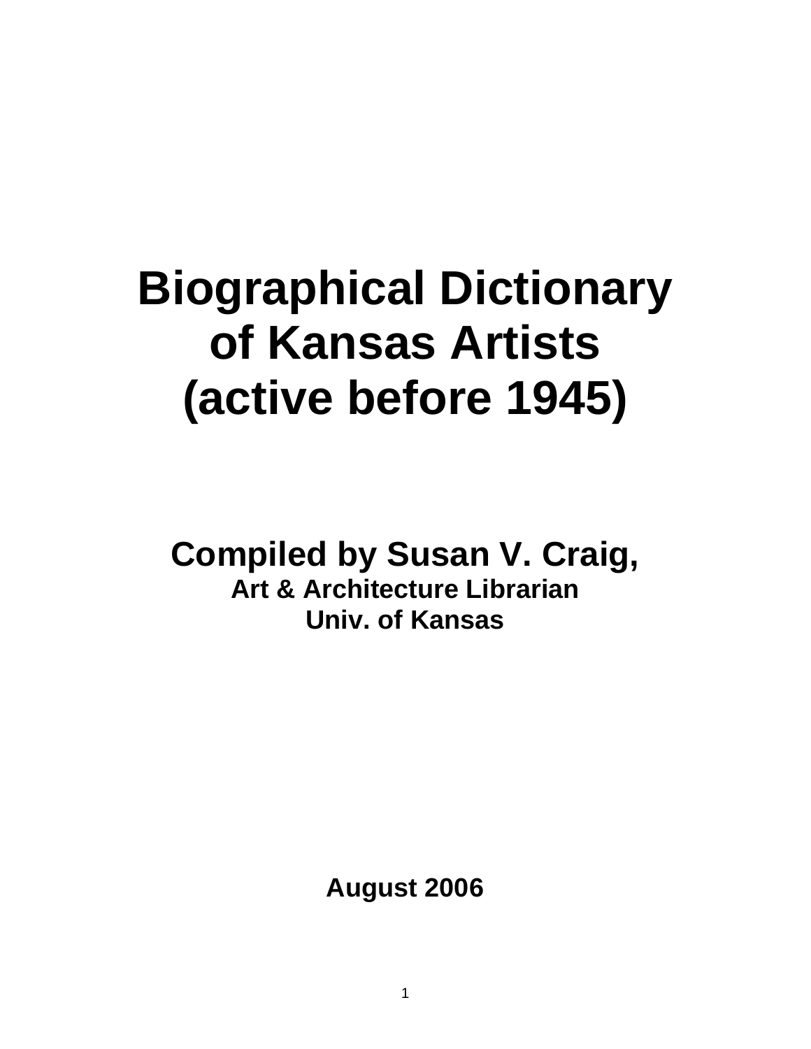# Biographical Dictionary of Kansas Artists (active before 1945)

**Compiled by Susan V. Craig,**

**Art & Architecture Librarian**

**Univ. of Kansas**

**August 2006**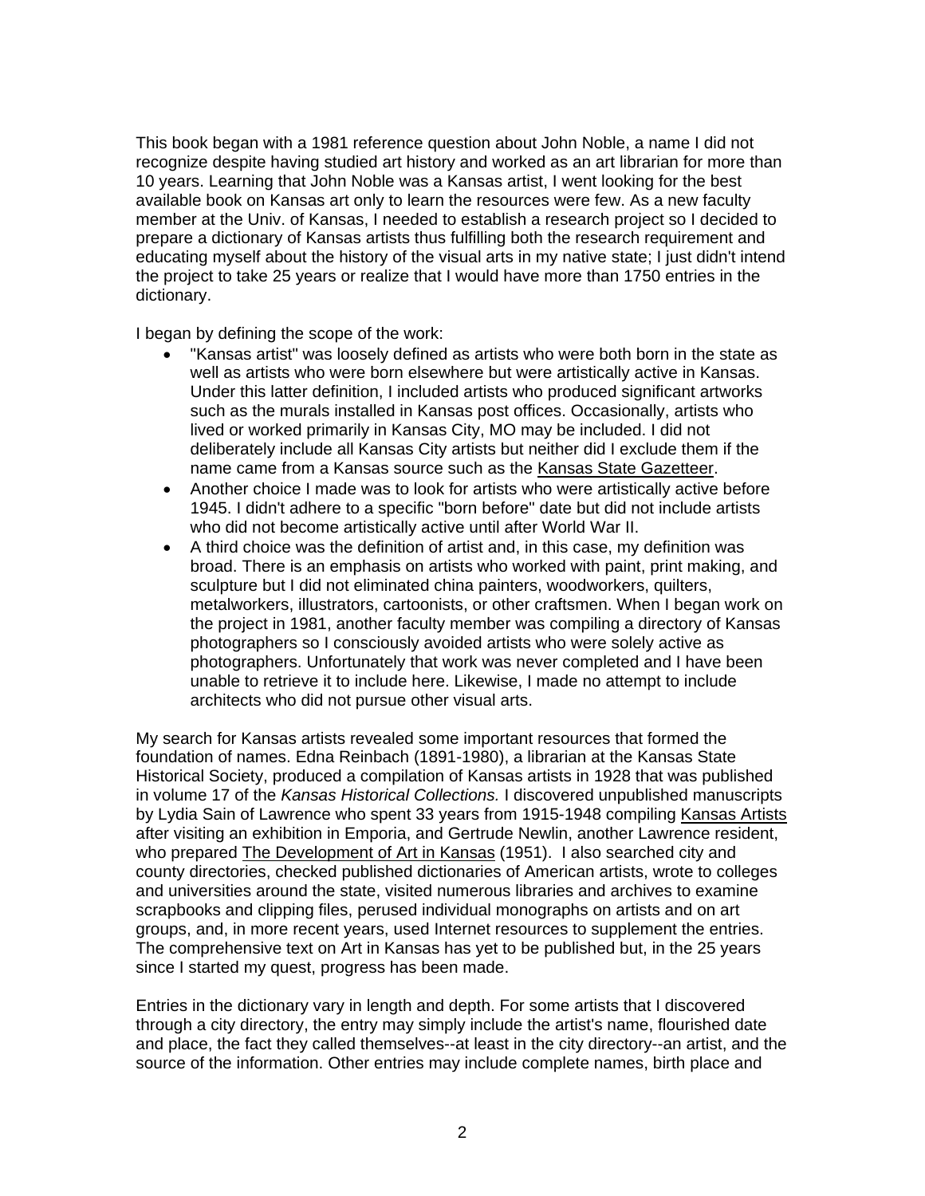This book began with a 1981 reference question about John Noble, a name I did not recognize despite having studied art history and worked as an art librarian for more than 10 years. Learning that John Noble was a Kansas artist, I went looking for the best available book on Kansas art only to learn the resources were few. As a new faculty member at the Univ. of Kansas, I needed to establish a research project so I decided to prepare a dictionary of Kansas artists thus fulfilling both the research requirement and educating myself about the history of the visual arts in my native state; I just didn't intend the project to take 25 years or realize that I would have more than 1750 entries in the dictionary.

I began by defining the scope of the work:

- "Kansas artist" was loosely defined as artists who were both born in the state as well as artists who were born elsewhere but were artistically active in Kansas. Under this latter definition, I included artists who produced significant artworks such as the murals installed in Kansas post offices. Occasionally, artists who lived or worked primarily in Kansas City, MO may be included. I did not deliberately include all Kansas City artists but neither did I exclude them if the name came from a Kansas source such as the <u>Kansas State Gazetteer</u>.
- Another choice I made was to look for artists who were artistically active before 1945. I didn't adhere to a specific "born before" date but did not include artists who did not become artistically active until after World War II.
- A third choice was the definition of artist and, in this case, my definition was broad. There is an emphasis on artists who worked with paint, print making, and sculpture but I did not eliminated china painters, woodworkers, quilters, metalworkers, illustrators, cartoonists, or other craftsmen. When I began work on the project in 1981, another faculty member was compiling a directory of Kansas photographers so I consciously avoided artists who were solely active as photographers. Unfortunately that work was never completed and I have been unable to retrieve it to include here. Likewise, I made no attempt to include architects who did not pursue other visual arts.

My search for Kansas artists revealed some important resources that formed the foundation of names. Edna Reinbach (1891-1980), a librarian at the Kansas State Historical Society, produced a compilation of Kansas artists in 1928 that was published in volume 17 of the *Kansas Historical Collections.* I discovered unpublished manuscripts by Lydia Sain of Lawrence who spent 33 years from 1915-1948 compiling <u>Kansas Artists</u> after visiting an exhibition in Emporia, and Gertrude Newlin, another Lawrence resident, who prepared <u>The Development of Art in Kansas</u> (1951). I also searched city and county directories, checked published dictionaries of American artists, wrote to colleges and universities around the state, visited numerous libraries and archives to examine scrapbooks and clipping files, perused individual monographs on artists and on art groups, and, in more recent years, used Internet resources to supplement the entries. The comprehensive text on Art in Kansas has yet to be published but, in the 25 years since I started my quest, progress has been made.

Entries in the dictionary vary in length and depth. For some artists that I discovered through a city directory, the entry may simply include the artist's name, flourished date and place, the fact they called themselves--at least in the city directory--an artist, and the source of the information. Other entries may include complete names, birth place and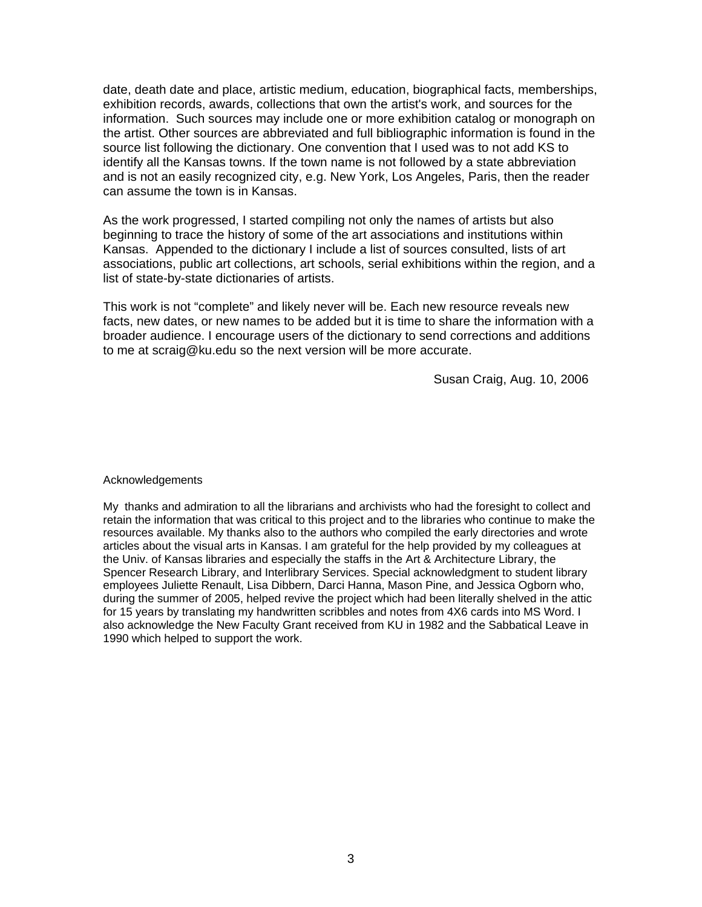date, death date and place, artistic medium, education, biographical facts, memberships, exhibition records, awards, collections that own the artist's work, and sources for the information. Such sources may include one or more exhibition catalog or monograph on the artist. Other sources are abbreviated and full bibliographic information is found in the source list following the dictionary. One convention that I used was to not add KS to identify all the Kansas towns. If the town name is not followed by a state abbreviation and is not an easily recognized city, e.g. New York, Los Angeles, Paris, then the reader can assume the town is in Kansas.

As the work progressed, I started compiling not only the names of artists but also beginning to trace the history of some of the art associations and institutions within Kansas. Appended to the dictionary I include a list of sources consulted, lists of art associations, public art collections, art schools, serial exhibitions within the region, and a list of state-by-state dictionaries of artists.

This work is not "complete" and likely never will be. Each new resource reveals new facts, new dates, or new names to be added but it is time to share the information with a broader audience. I encourage users of the dictionary to send corrections and additions to me at scraig@ku.edu so the next version will be more accurate.

Susan Craig, Aug. 10, 2006

## Acknowledgements

My thanks and admiration to all the librarians and archivists who had the foresight to collect and retain the information that was critical to this project and to the libraries who continue to make the resources available. My thanks also to the authors who compiled the early directories and wrote articles about the visual arts in Kansas. I am grateful for the help provided by my colleagues at the Univ. of Kansas libraries and especially the staffs in the Art & Architecture Library, the Spencer Research Library, and Interlibrary Services. Special acknowledgment to student library employees Juliette Renault, Lisa Dibbern, Darci Hanna, Mason Pine, and Jessica Ogborn who, during the summer of 2005, helped revive the project which had been literally shelved in the attic for 15 years by translating my handwritten scribbles and notes from 4X6 cards into MS Word. I also acknowledge the New Faculty Grant received from KU in 1982 and the Sabbatical Leave in 1990 which helped to support the work.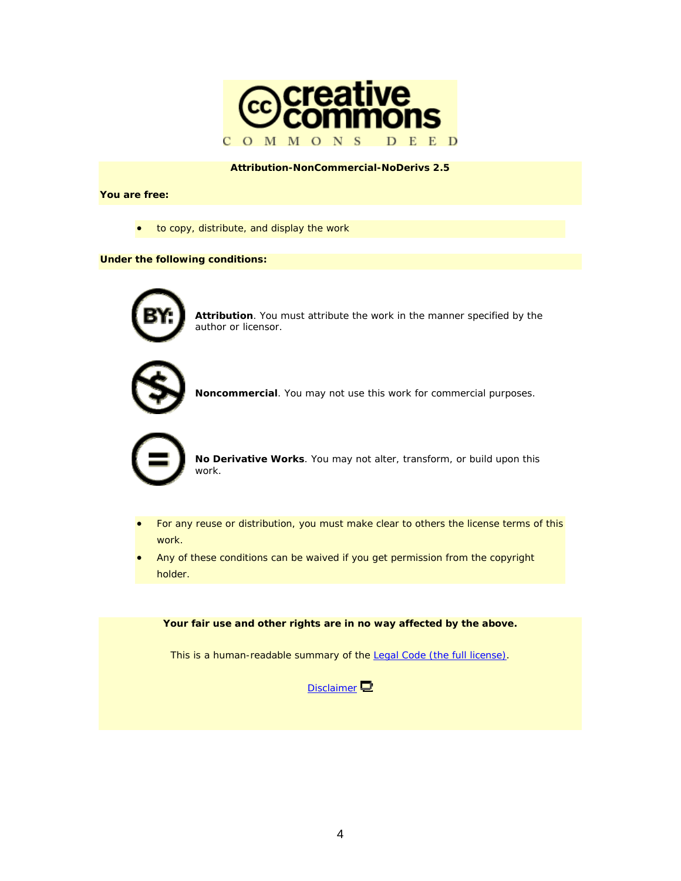creative commons

COMMONS DEED

**Attribution-NonCommercial-NoDerivs 2.5**

**You are free:**

- to copy, distribute, and display the work

**Under the following conditions:**

**Attribution**. You must attribute the work in the manner specified by the author or licensor.

**Noncommercial**. You may not use this work for commercial purposes.

**No Derivative Works**. You may not alter, transform, or build upon this work.

- For any reuse or distribution, you must make clear to others the license terms of this work.
- Any of these conditions can be waived if you get permission from the copyright holder.

**Your fair use and other rights are in no way affected by the above.**

This is a human-readable summary of the Legal Code (the full license).

Disclaimer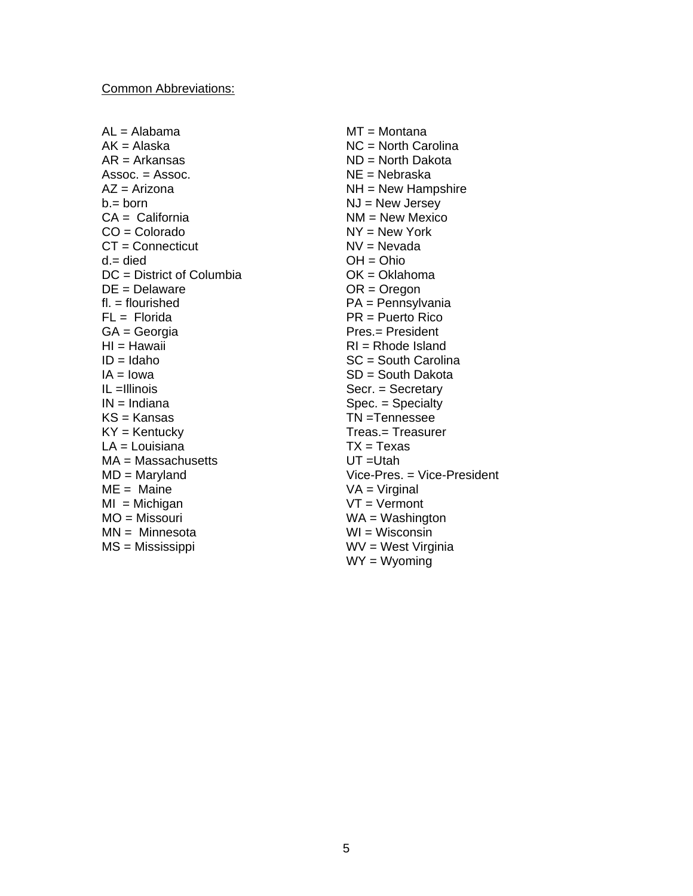Common Abbreviations:

AL = Alabama
AK = Alaska
AR = Arkansas
Assoc. = Assoc.
AZ = Arizona
b.= born
CA = California
CO = Colorado
CT = Connecticut
d.= died
DC = District of Columbia
DE = Delaware
fl. = flourished
FL = Florida
GA = Georgia
HI = Hawaii
ID = Idaho
IA = Iowa
IL =Illinois
IN = Indiana
KS = Kansas
KY = Kentucky
LA = Louisiana
MA = Massachusetts
MD = Maryland
ME = Maine
MI = Michigan
MO = Missouri
MN = Minnesota
MS = Mississippi
MT = Montana
NC = North Carolina
ND = North Dakota
NE = Nebraska
NH = New Hampshire
NJ = New Jersey
NM = New Mexico
NY = New York
NV = Nevada
OH = Ohio
OK = Oklahoma
OR = Oregon
PA = Pennsylvania
PR = Puerto Rico
Pres.= President
RI = Rhode Island
SC = South Carolina
SD = South Dakota
Secr. = Secretary
Spec. = Specialty
TN =Tennessee
Treas.= Treasurer
TX = Texas
UT =Utah
Vice-Pres. = Vice-President
VA = Virginal
VT = Vermont
WA = Washington
WI = Wisconsin
WV = West Virginia
WY = Wyoming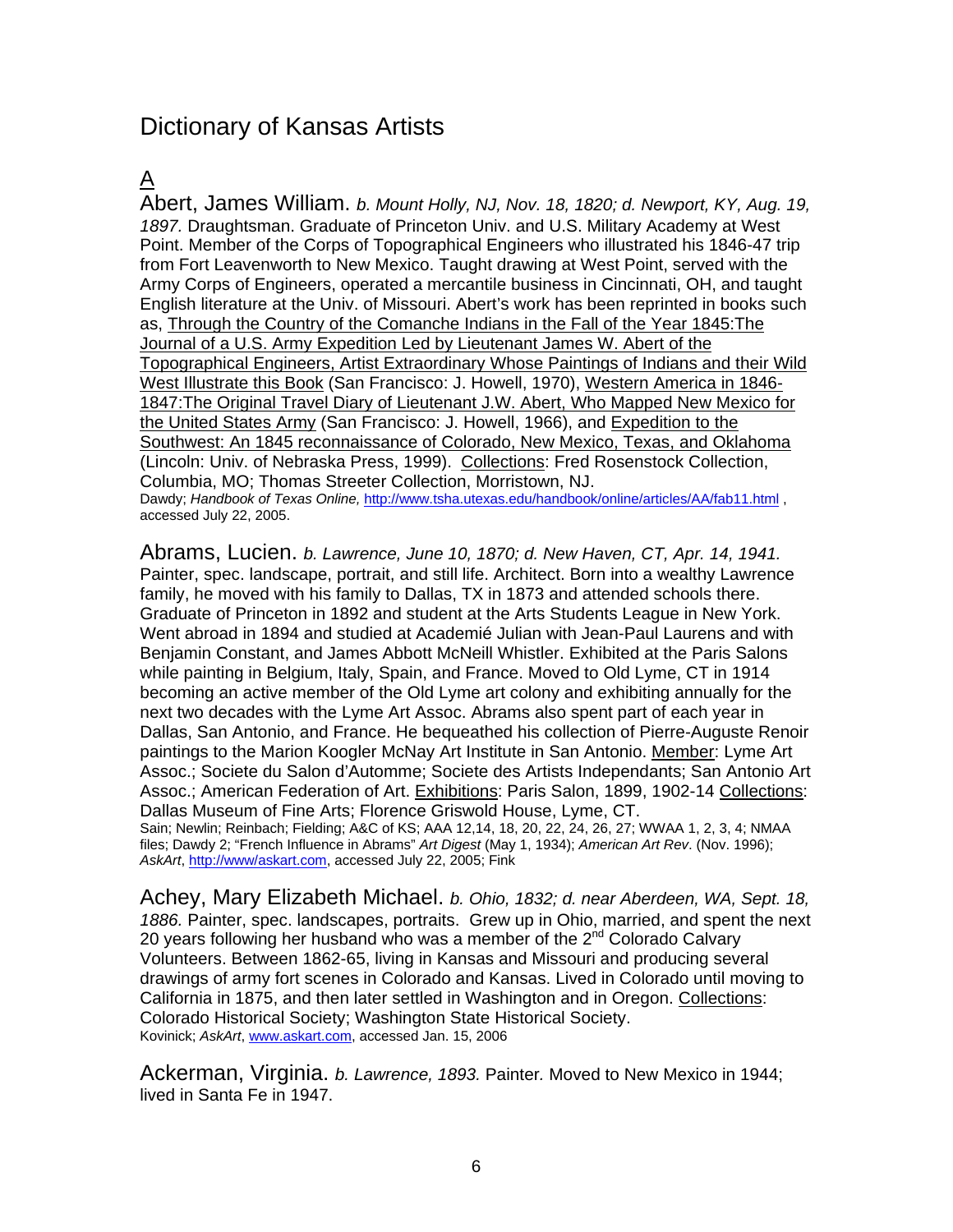# Dictionary of Kansas Artists

## A

Abert, James William. *b. Mount Holly, NJ, Nov. 18, 1820; d. Newport, KY, Aug. 19, 1897.* Draughtsman. Graduate of Princeton Univ. and U.S. Military Academy at West Point. Member of the Corps of Topographical Engineers who illustrated his 1846-47 trip from Fort Leavenworth to New Mexico. Taught drawing at West Point, served with the Army Corps of Engineers, operated a mercantile business in Cincinnati, OH, and taught English literature at the Univ. of Missouri. Abert's work has been reprinted in books such as, Through the Country of the Comanche Indians in the Fall of the Year 1845:The Journal of a U.S. Army Expedition Led by Lieutenant James W. Abert of the Topographical Engineers, Artist Extraordinary Whose Paintings of Indians and their Wild West Illustrate this Book (San Francisco: J. Howell, 1970), Western America in 1846-1847:The Original Travel Diary of Lieutenant J.W. Abert, Who Mapped New Mexico for the United States Army (San Francisco: J. Howell, 1966), and Expedition to the Southwest: An 1845 reconnaissance of Colorado, New Mexico, Texas, and Oklahoma (Lincoln: Univ. of Nebraska Press, 1999). Collections: Fred Rosenstock Collection, Columbia, MO; Thomas Streeter Collection, Morristown, NJ.
Dawdy; *Handbook of Texas Online,* http://www.tsha.utexas.edu/handbook/online/articles/AA/fab11.html , accessed July 22, 2005.

Abrams, Lucien. *b. Lawrence, June 10, 1870; d. New Haven, CT, Apr. 14, 1941.* Painter, spec. landscape, portrait, and still life. Architect. Born into a wealthy Lawrence family, he moved with his family to Dallas, TX in 1873 and attended schools there. Graduate of Princeton in 1892 and student at the Arts Students League in New York. Went abroad in 1894 and studied at Academié Julian with Jean-Paul Laurens and with Benjamin Constant, and James Abbott McNeill Whistler. Exhibited at the Paris Salons while painting in Belgium, Italy, Spain, and France. Moved to Old Lyme, CT in 1914 becoming an active member of the Old Lyme art colony and exhibiting annually for the next two decades with the Lyme Art Assoc. Abrams also spent part of each year in Dallas, San Antonio, and France. He bequeathed his collection of Pierre-Auguste Renoir paintings to the Marion Koogler McNay Art Institute in San Antonio. Member: Lyme Art Assoc.; Societe du Salon d'Automme; Societe des Artists Independants; San Antonio Art Assoc.; American Federation of Art. Exhibitions: Paris Salon, 1899, 1902-14 Collections: Dallas Museum of Fine Arts; Florence Griswold House, Lyme, CT.
Sain; Newlin; Reinbach; Fielding; A&C of KS; AAA 12,14, 18, 20, 22, 24, 26, 27; WWAA 1, 2, 3, 4; NMAA files; Dawdy 2; "French Influence in Abrams" *Art Digest* (May 1, 1934); *American Art Rev*. (Nov. 1996); *AskArt*, http://www/askart.com, accessed July 22, 2005; Fink

Achey, Mary Elizabeth Michael. *b. Ohio, 1832; d. near Aberdeen, WA, Sept. 18, 1886.* Painter, spec. landscapes, portraits. Grew up in Ohio, married, and spent the next 20 years following her husband who was a member of the 2nd Colorado Calvary Volunteers. Between 1862-65, living in Kansas and Missouri and producing several drawings of army fort scenes in Colorado and Kansas. Lived in Colorado until moving to California in 1875, and then later settled in Washington and in Oregon. Collections: Colorado Historical Society; Washington State Historical Society.
Kovinick; *AskArt*, www.askart.com, accessed Jan. 15, 2006

Ackerman, Virginia. *b. Lawrence, 1893.* Painter. Moved to New Mexico in 1944; lived in Santa Fe in 1947.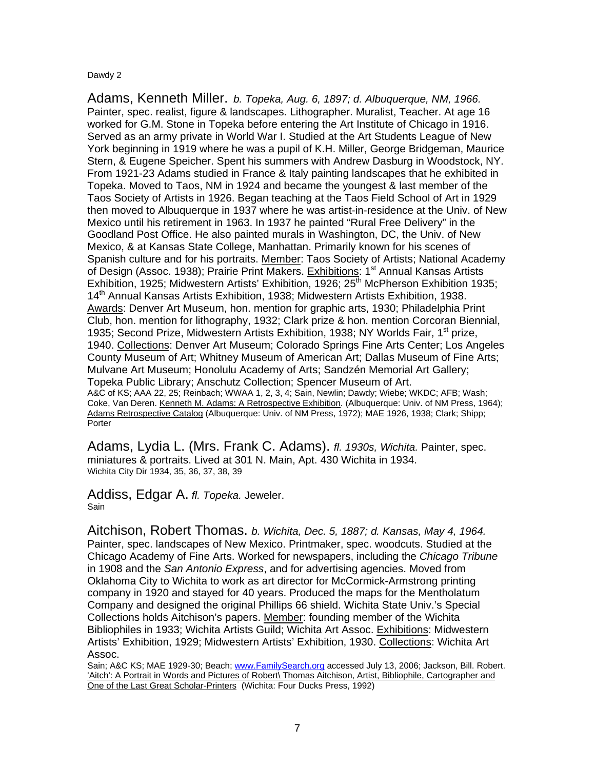Adams, Kenneth Miller. *b. Topeka, Aug. 6, 1897; d. Albuquerque, NM, 1966.* Painter, spec. realist, figure & landscapes. Lithographer. Muralist, Teacher. At age 16 worked for G.M. Stone in Topeka before entering the Art Institute of Chicago in 1916. Served as an army private in World War I. Studied at the Art Students League of New York beginning in 1919 where he was a pupil of K.H. Miller, George Bridgeman, Maurice Stern, & Eugene Speicher. Spent his summers with Andrew Dasburg in Woodstock, NY. From 1921-23 Adams studied in France & Italy painting landscapes that he exhibited in Topeka. Moved to Taos, NM in 1924 and became the youngest & last member of the Taos Society of Artists in 1926. Began teaching at the Taos Field School of Art in 1929 then moved to Albuquerque in 1937 where he was artist-in-residence at the Univ. of New Mexico until his retirement in 1963. In 1937 he painted "Rural Free Delivery" in the Goodland Post Office. He also painted murals in Washington, DC, the Univ. of New Mexico, & at Kansas State College, Manhattan. Primarily known for his scenes of Spanish culture and for his portraits. Member: Taos Society of Artists; National Academy of Design (Assoc. 1938); Prairie Print Makers. Exhibitions: 1st Annual Kansas Artists Exhibition, 1925; Midwestern Artists' Exhibition, 1926; 25th McPherson Exhibition 1935; 14th Annual Kansas Artists Exhibition, 1938; Midwestern Artists Exhibition, 1938. Awards: Denver Art Museum, hon. mention for graphic arts, 1930; Philadelphia Print Club, hon. mention for lithography, 1932; Clark prize & hon. mention Corcoran Biennial, 1935; Second Prize, Midwestern Artists Exhibition, 1938; NY Worlds Fair, 1st prize, 1940. Collections: Denver Art Museum; Colorado Springs Fine Arts Center; Los Angeles County Museum of Art; Whitney Museum of American Art; Dallas Museum of Fine Arts; Mulvane Art Museum; Honolulu Academy of Arts; Sandzén Memorial Art Gallery; Topeka Public Library; Anschutz Collection; Spencer Museum of Art.
A&C of KS; AAA 22, 25; Reinbach; WWAA 1, 2, 3, 4; Sain, Newlin; Dawdy; Wiebe; WKDC; AFB; Wash; Coke, Van Deren. Kenneth M. Adams: A Retrospective Exhibition. (Albuquerque: Univ. of NM Press, 1964); Adams Retrospective Catalog (Albuquerque: Univ. of NM Press, 1972); MAE 1926, 1938; Clark; Shipp; Porter

Adams, Lydia L. (Mrs. Frank C. Adams). *fl. 1930s, Wichita.* Painter, spec. miniatures & portraits. Lived at 301 N. Main, Apt. 430 Wichita in 1934.
Wichita City Dir 1934, 35, 36, 37, 38, 39

Addiss, Edgar A. *fl. Topeka.* Jeweler.
Sain

Aitchison, Robert Thomas. *b. Wichita, Dec. 5, 1887; d. Kansas, May 4, 1964.* Painter, spec. landscapes of New Mexico. Printmaker, spec. woodcuts. Studied at the Chicago Academy of Fine Arts. Worked for newspapers, including the *Chicago Tribune* in 1908 and the *San Antonio Express*, and for advertising agencies. Moved from Oklahoma City to Wichita to work as art director for McCormick-Armstrong printing company in 1920 and stayed for 40 years. Produced the maps for the Mentholatum Company and designed the original Phillips 66 shield. Wichita State Univ.'s Special Collections holds Aitchison's papers. Member: founding member of the Wichita Bibliophiles in 1933; Wichita Artists Guild; Wichita Art Assoc. Exhibitions: Midwestern Artists' Exhibition, 1929; Midwestern Artists' Exhibition, 1930. Collections: Wichita Art Assoc.
Sain; A&C KS; MAE 1929-30; Beach; www.FamilySearch.org accessed July 13, 2006; Jackson, Bill. Robert. 'Aitch': A Portrait in Words and Pictures of Robert\ Thomas Aitchison, Artist, Bibliophile, Cartographer and One of the Last Great Scholar-Printers (Wichita: Four Ducks Press, 1992)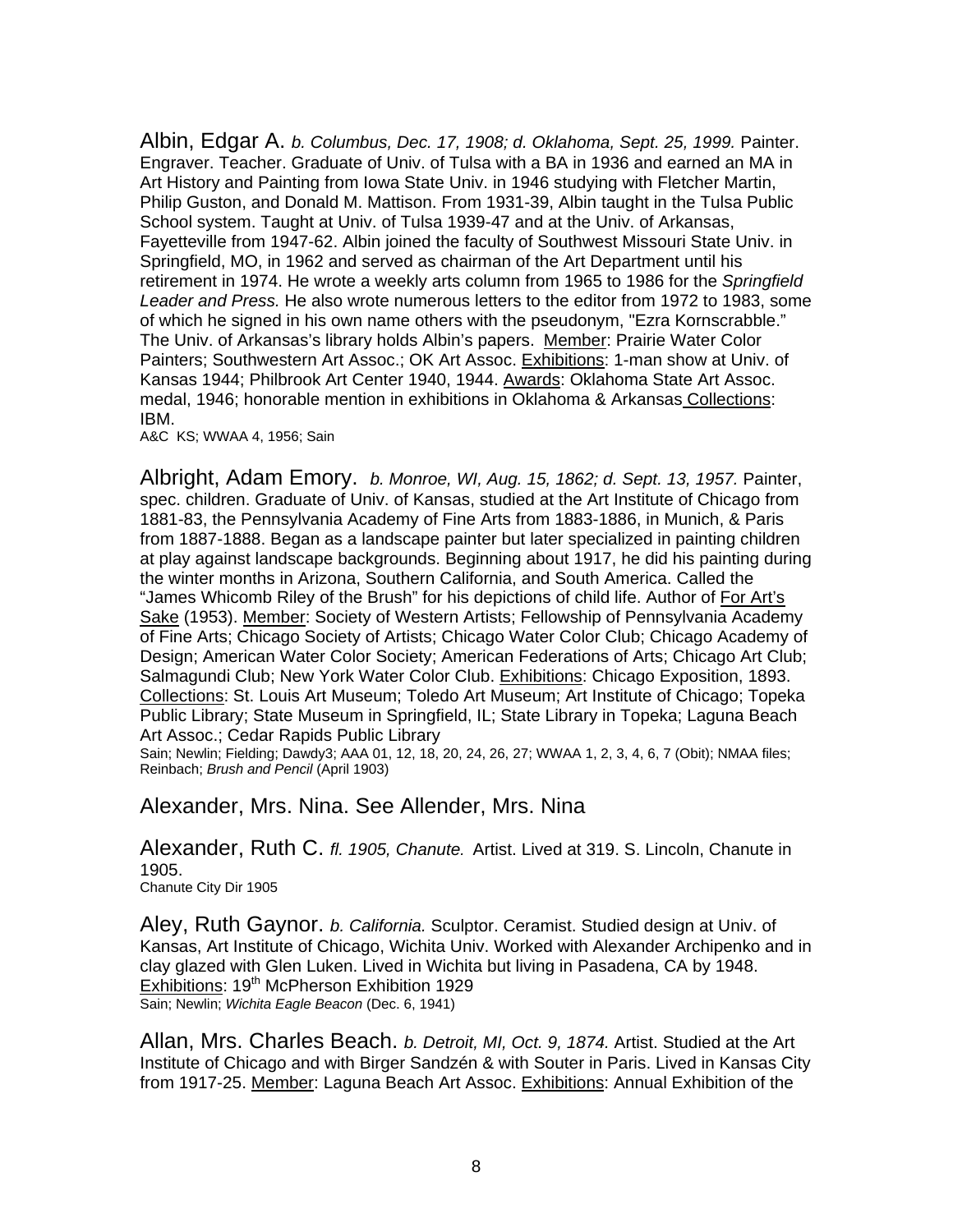Albin, Edgar A. *b. Columbus, Dec. 17, 1908; d. Oklahoma, Sept. 25, 1999.* Painter. Engraver. Teacher. Graduate of Univ. of Tulsa with a BA in 1936 and earned an MA in Art History and Painting from Iowa State Univ. in 1946 studying with Fletcher Martin, Philip Guston, and Donald M. Mattison. From 1931-39, Albin taught in the Tulsa Public School system. Taught at Univ. of Tulsa 1939-47 and at the Univ. of Arkansas, Fayetteville from 1947-62. Albin joined the faculty of Southwest Missouri State Univ. in Springfield, MO, in 1962 and served as chairman of the Art Department until his retirement in 1974. He wrote a weekly arts column from 1965 to 1986 for the *Springfield Leader and Press.* He also wrote numerous letters to the editor from 1972 to 1983, some of which he signed in his own name others with the pseudonym, "Ezra Kornscrabble." The Univ. of Arkansas's library holds Albin's papers. Member: Prairie Water Color Painters; Southwestern Art Assoc.; OK Art Assoc. Exhibitions: 1-man show at Univ. of Kansas 1944; Philbrook Art Center 1940, 1944. Awards: Oklahoma State Art Assoc. medal, 1946; honorable mention in exhibitions in Oklahoma & Arkansas Collections: IBM.
A&C KS; WWAA 4, 1956; Sain

Albright, Adam Emory. *b. Monroe, WI, Aug. 15, 1862; d. Sept. 13, 1957.* Painter, spec. children. Graduate of Univ. of Kansas, studied at the Art Institute of Chicago from 1881-83, the Pennsylvania Academy of Fine Arts from 1883-1886, in Munich, & Paris from 1887-1888. Began as a landscape painter but later specialized in painting children at play against landscape backgrounds. Beginning about 1917, he did his painting during the winter months in Arizona, Southern California, and South America. Called the "James Whicomb Riley of the Brush" for his depictions of child life. Author of For Art's Sake (1953). Member: Society of Western Artists; Fellowship of Pennsylvania Academy of Fine Arts; Chicago Society of Artists; Chicago Water Color Club; Chicago Academy of Design; American Water Color Society; American Federations of Arts; Chicago Art Club; Salmagundi Club; New York Water Color Club. Exhibitions: Chicago Exposition, 1893. Collections: St. Louis Art Museum; Toledo Art Museum; Art Institute of Chicago; Topeka Public Library; State Museum in Springfield, IL; State Library in Topeka; Laguna Beach Art Assoc.; Cedar Rapids Public Library
Sain; Newlin; Fielding; Dawdy3; AAA 01, 12, 18, 20, 24, 26, 27; WWAA 1, 2, 3, 4, 6, 7 (Obit); NMAA files; Reinbach; *Brush and Pencil* (April 1903)

Alexander, Mrs. Nina. See Allender, Mrs. Nina

Alexander, Ruth C. *fl. 1905, Chanute.* Artist. Lived at 319. S. Lincoln, Chanute in 1905.
Chanute City Dir 1905

Aley, Ruth Gaynor. *b. California.* Sculptor. Ceramist. Studied design at Univ. of Kansas, Art Institute of Chicago, Wichita Univ. Worked with Alexander Archipenko and in clay glazed with Glen Luken. Lived in Wichita but living in Pasadena, CA by 1948. Exhibitions: 19th McPherson Exhibition 1929
Sain; Newlin; *Wichita Eagle Beacon* (Dec. 6, 1941)

Allan, Mrs. Charles Beach. *b. Detroit, MI, Oct. 9, 1874.* Artist. Studied at the Art Institute of Chicago and with Birger Sandzén & with Souter in Paris. Lived in Kansas City from 1917-25. Member: Laguna Beach Art Assoc. Exhibitions: Annual Exhibition of the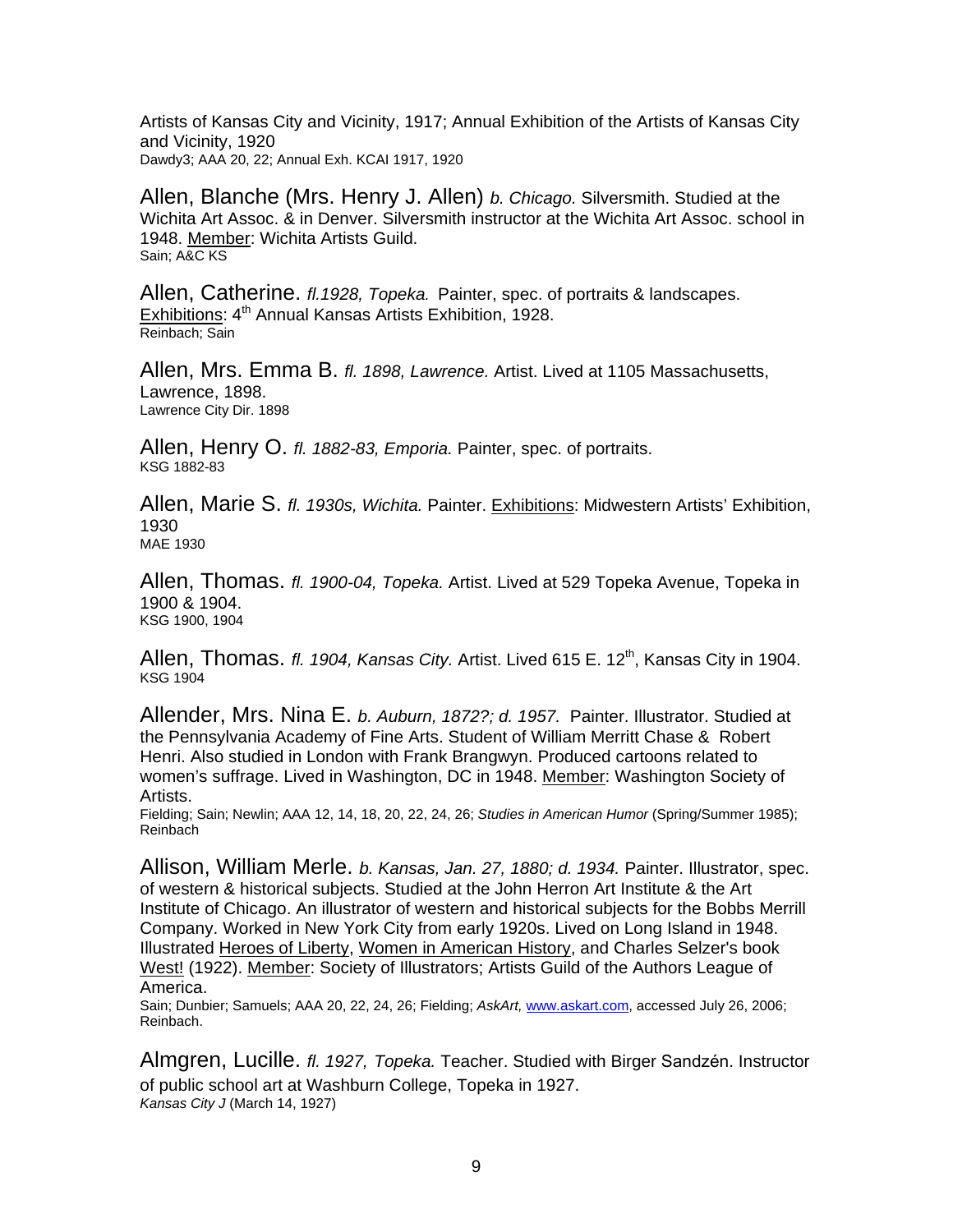Artists of Kansas City and Vicinity, 1917; Annual Exhibition of the Artists of Kansas City and Vicinity, 1920
Dawdy3; AAA 20, 22; Annual Exh. KCAI 1917, 1920

Allen, Blanche (Mrs. Henry J. Allen) *b. Chicago.* Silversmith. Studied at the Wichita Art Assoc. & in Denver. Silversmith instructor at the Wichita Art Assoc. school in 1948. Member: Wichita Artists Guild.
Sain; A&C KS

Allen, Catherine. *fl.1928, Topeka.* Painter, spec. of portraits & landscapes. Exhibitions: 4th Annual Kansas Artists Exhibition, 1928.
Reinbach; Sain

Allen, Mrs. Emma B. *fl. 1898, Lawrence.* Artist. Lived at 1105 Massachusetts, Lawrence, 1898.
Lawrence City Dir. 1898

Allen, Henry O. *fl. 1882-83, Emporia.* Painter, spec. of portraits.
KSG 1882-83

Allen, Marie S. *fl. 1930s, Wichita.* Painter. Exhibitions: Midwestern Artists' Exhibition, 1930
MAE 1930

Allen, Thomas. *fl. 1900-04, Topeka.* Artist. Lived at 529 Topeka Avenue, Topeka in 1900 & 1904.
KSG 1900, 1904

Allen, Thomas. *fl. 1904, Kansas City.* Artist. Lived 615 E. 12th, Kansas City in 1904.
KSG 1904

Allender, Mrs. Nina E. *b. Auburn, 1872?; d. 1957.* Painter. Illustrator. Studied at the Pennsylvania Academy of Fine Arts. Student of William Merritt Chase & Robert Henri. Also studied in London with Frank Brangwyn. Produced cartoons related to women's suffrage. Lived in Washington, DC in 1948. Member: Washington Society of Artists.
Fielding; Sain; Newlin; AAA 12, 14, 18, 20, 22, 24, 26; *Studies in American Humor* (Spring/Summer 1985); Reinbach

Allison, William Merle. *b. Kansas, Jan. 27, 1880; d. 1934.* Painter. Illustrator, spec. of western & historical subjects. Studied at the John Herron Art Institute & the Art Institute of Chicago. An illustrator of western and historical subjects for the Bobbs Merrill Company. Worked in New York City from early 1920s. Lived on Long Island in 1948. Illustrated Heroes of Liberty, Women in American History, and Charles Selzer's book West! (1922). Member: Society of Illustrators; Artists Guild of the Authors League of America.
Sain; Dunbier; Samuels; AAA 20, 22, 24, 26; Fielding; *AskArt,* www.askart.com, accessed July 26, 2006; Reinbach.

Almgren, Lucille. *fl. 1927, Topeka.* Teacher. Studied with Birger Sandzén. Instructor of public school art at Washburn College, Topeka in 1927.
*Kansas City J* (March 14, 1927)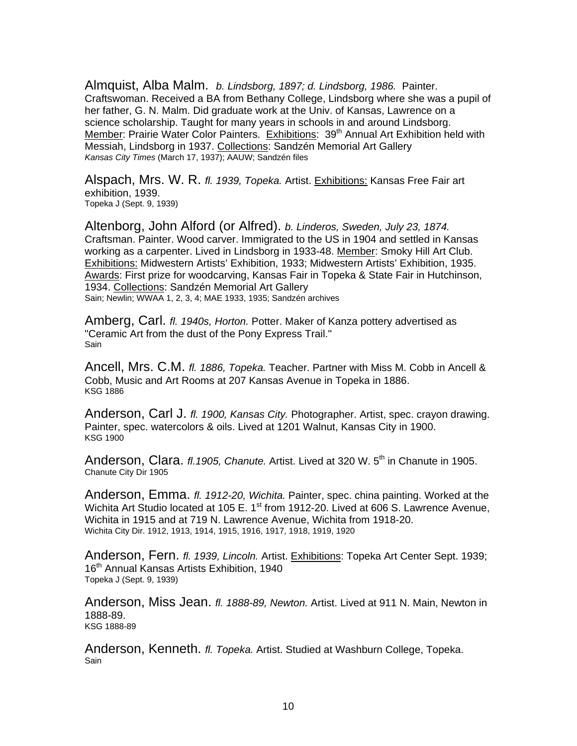Almquist, Alba Malm. *b. Lindsborg, 1897; d. Lindsborg, 1986.* Painter. Craftswoman. Received a BA from Bethany College, Lindsborg where she was a pupil of her father, G. N. Malm. Did graduate work at the Univ. of Kansas, Lawrence on a science scholarship. Taught for many years in schools in and around Lindsborg. Member: Prairie Water Color Painters. Exhibitions: 39th Annual Art Exhibition held with Messiah, Lindsborg in 1937. Collections: Sandzén Memorial Art Gallery
*Kansas City Times* (March 17, 1937); AAUW; Sandzén files

Alspach, Mrs. W. R. *fl. 1939, Topeka.* Artist. Exhibitions: Kansas Free Fair art exhibition, 1939.
Topeka J (Sept. 9, 1939)

Altenborg, John Alford (or Alfred). *b. Linderos, Sweden, July 23, 1874.* Craftsman. Painter. Wood carver. Immigrated to the US in 1904 and settled in Kansas working as a carpenter. Lived in Lindsborg in 1933-48. Member: Smoky Hill Art Club. Exhibitions: Midwestern Artists' Exhibition, 1933; Midwestern Artists' Exhibition, 1935. Awards: First prize for woodcarving, Kansas Fair in Topeka & State Fair in Hutchinson, 1934. Collections: Sandzén Memorial Art Gallery
Sain; Newlin; WWAA 1, 2, 3, 4; MAE 1933, 1935; Sandzén archives

Amberg, Carl. *fl. 1940s, Horton.* Potter. Maker of Kanza pottery advertised as "Ceramic Art from the dust of the Pony Express Trail."
Sain

Ancell, Mrs. C.M. *fl. 1886, Topeka.* Teacher. Partner with Miss M. Cobb in Ancell & Cobb, Music and Art Rooms at 207 Kansas Avenue in Topeka in 1886.
KSG 1886

Anderson, Carl J. *fl. 1900, Kansas City.* Photographer. Artist, spec. crayon drawing. Painter, spec. watercolors & oils. Lived at 1201 Walnut, Kansas City in 1900.
KSG 1900

Anderson, Clara. *fl.1905, Chanute.* Artist. Lived at 320 W. 5th in Chanute in 1905.
Chanute City Dir 1905

Anderson, Emma. *fl. 1912-20, Wichita.* Painter, spec. china painting. Worked at the Wichita Art Studio located at 105 E. 1st from 1912-20. Lived at 606 S. Lawrence Avenue, Wichita in 1915 and at 719 N. Lawrence Avenue, Wichita from 1918-20.
Wichita City Dir. 1912, 1913, 1914, 1915, 1916, 1917, 1918, 1919, 1920

Anderson, Fern. *fl. 1939, Lincoln.* Artist. Exhibitions: Topeka Art Center Sept. 1939; 16th Annual Kansas Artists Exhibition, 1940
Topeka J (Sept. 9, 1939)

Anderson, Miss Jean. *fl. 1888-89, Newton.* Artist. Lived at 911 N. Main, Newton in 1888-89.
KSG 1888-89

Anderson, Kenneth. *fl. Topeka.* Artist. Studied at Washburn College, Topeka.
Sain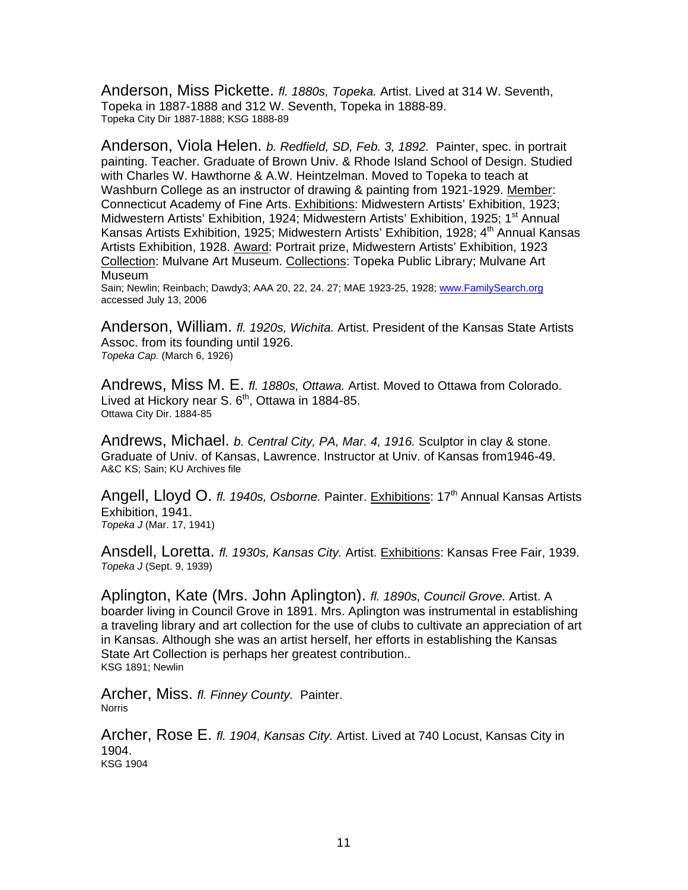Anderson, Miss Pickette. *fl. 1880s, Topeka.* Artist. Lived at 314 W. Seventh, Topeka in 1887-1888 and 312 W. Seventh, Topeka in 1888-89.
Topeka City Dir 1887-1888; KSG 1888-89

Anderson, Viola Helen. *b. Redfield, SD, Feb. 3, 1892.* Painter, spec. in portrait painting. Teacher. Graduate of Brown Univ. & Rhode Island School of Design. Studied with Charles W. Hawthorne & A.W. Heintzelman. Moved to Topeka to teach at Washburn College as an instructor of drawing & painting from 1921-1929. Member: Connecticut Academy of Fine Arts. Exhibitions: Midwestern Artists' Exhibition, 1923; Midwestern Artists' Exhibition, 1924; Midwestern Artists' Exhibition, 1925; 1st Annual Kansas Artists Exhibition, 1925; Midwestern Artists' Exhibition, 1928; 4th Annual Kansas Artists Exhibition, 1928. Award: Portrait prize, Midwestern Artists' Exhibition, 1923 Collection: Mulvane Art Museum. Collections: Topeka Public Library; Mulvane Art Museum
Sain; Newlin; Reinbach; Dawdy3; AAA 20, 22, 24. 27; MAE 1923-25, 1928; www.FamilySearch.org accessed July 13, 2006

Anderson, William. *fl. 1920s, Wichita.* Artist. President of the Kansas State Artists Assoc. from its founding until 1926.
*Topeka Cap.* (March 6, 1926)

Andrews, Miss M. E. *fl. 1880s, Ottawa.* Artist. Moved to Ottawa from Colorado. Lived at Hickory near S. 6th, Ottawa in 1884-85.
Ottawa City Dir. 1884-85

Andrews, Michael. *b. Central City, PA, Mar. 4, 1916.* Sculptor in clay & stone. Graduate of Univ. of Kansas, Lawrence. Instructor at Univ. of Kansas from1946-49.
A&C KS; Sain; KU Archives file

Angell, Lloyd O. *fl. 1940s, Osborne.* Painter. Exhibitions: 17th Annual Kansas Artists Exhibition, 1941.
*Topeka J* (Mar. 17, 1941)

Ansdell, Loretta. *fl. 1930s, Kansas City.* Artist. Exhibitions: Kansas Free Fair, 1939.
*Topeka J* (Sept. 9, 1939)

Aplington, Kate (Mrs. John Aplington). *fl. 1890s, Council Grove.* Artist. A boarder living in Council Grove in 1891. Mrs. Aplington was instrumental in establishing a traveling library and art collection for the use of clubs to cultivate an appreciation of art in Kansas. Although she was an artist herself, her efforts in establishing the Kansas State Art Collection is perhaps her greatest contribution..
KSG 1891; Newlin

Archer, Miss. *fl. Finney County.* Painter.
Norris

Archer, Rose E. *fl. 1904, Kansas City.* Artist. Lived at 740 Locust, Kansas City in 1904.
KSG 1904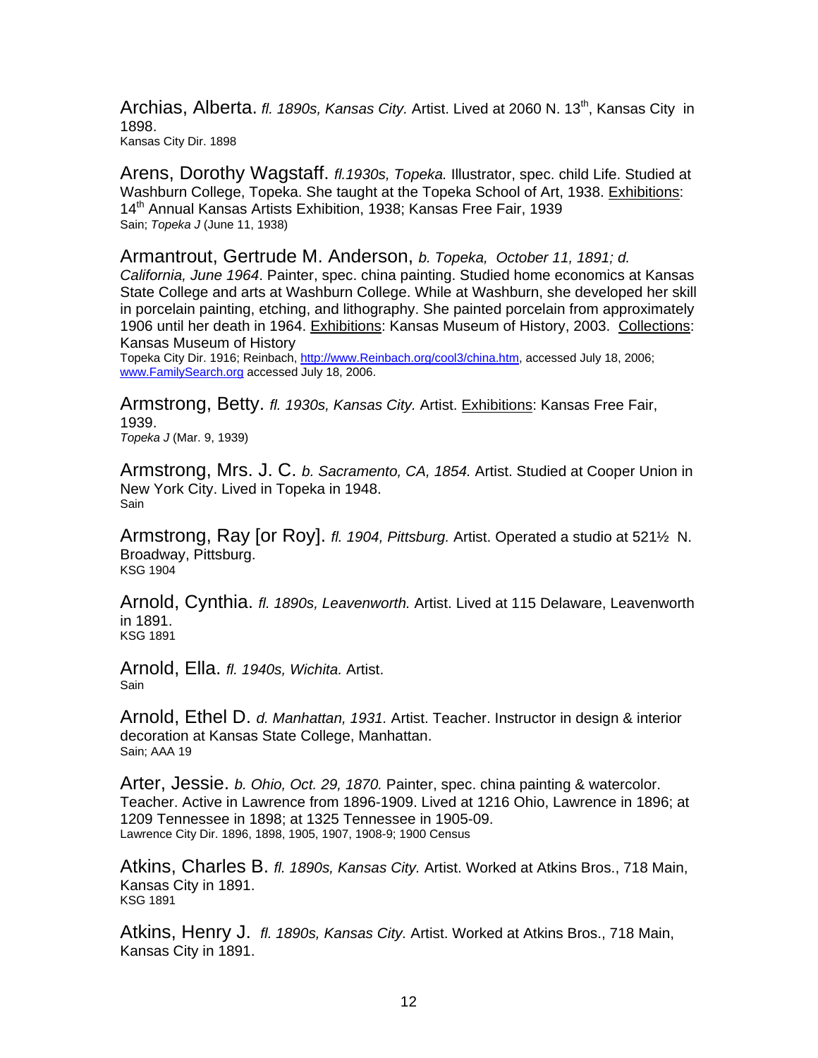Archias, Alberta. *fl. 1890s, Kansas City.* Artist. Lived at 2060 N. 13th, Kansas City in 1898.
Kansas City Dir. 1898

Arens, Dorothy Wagstaff. *fl.1930s, Topeka.* Illustrator, spec. child Life. Studied at Washburn College, Topeka. She taught at the Topeka School of Art, 1938. Exhibitions: 14th Annual Kansas Artists Exhibition, 1938; Kansas Free Fair, 1939
Sain; *Topeka J* (June 11, 1938)

Armantrout, Gertrude M. Anderson, *b. Topeka, October 11, 1891; d. California, June 1964*. Painter, spec. china painting. Studied home economics at Kansas State College and arts at Washburn College. While at Washburn, she developed her skill in porcelain painting, etching, and lithography. She painted porcelain from approximately 1906 until her death in 1964. Exhibitions: Kansas Museum of History, 2003. Collections: Kansas Museum of History
Topeka City Dir. 1916; Reinbach, http://www.Reinbach.org/cool3/china.htm, accessed July 18, 2006; www.FamilySearch.org accessed July 18, 2006.

Armstrong, Betty. *fl. 1930s, Kansas City.* Artist. Exhibitions: Kansas Free Fair, 1939.
*Topeka J* (Mar. 9, 1939)

Armstrong, Mrs. J. C. *b. Sacramento, CA, 1854.* Artist. Studied at Cooper Union in New York City. Lived in Topeka in 1948.
Sain

Armstrong, Ray [or Roy]. *fl. 1904, Pittsburg.* Artist. Operated a studio at 521½ N. Broadway, Pittsburg.
KSG 1904

Arnold, Cynthia. *fl. 1890s, Leavenworth.* Artist. Lived at 115 Delaware, Leavenworth in 1891.
KSG 1891

Arnold, Ella. *fl. 1940s, Wichita.* Artist.
Sain

Arnold, Ethel D. *d. Manhattan, 1931.* Artist. Teacher. Instructor in design & interior decoration at Kansas State College, Manhattan.
Sain; AAA 19

Arter, Jessie. *b. Ohio, Oct. 29, 1870.* Painter, spec. china painting & watercolor. Teacher. Active in Lawrence from 1896-1909. Lived at 1216 Ohio, Lawrence in 1896; at 1209 Tennessee in 1898; at 1325 Tennessee in 1905-09.
Lawrence City Dir. 1896, 1898, 1905, 1907, 1908-9; 1900 Census

Atkins, Charles B. *fl. 1890s, Kansas City.* Artist. Worked at Atkins Bros., 718 Main, Kansas City in 1891.
KSG 1891

Atkins, Henry J. *fl. 1890s, Kansas City.* Artist. Worked at Atkins Bros., 718 Main, Kansas City in 1891.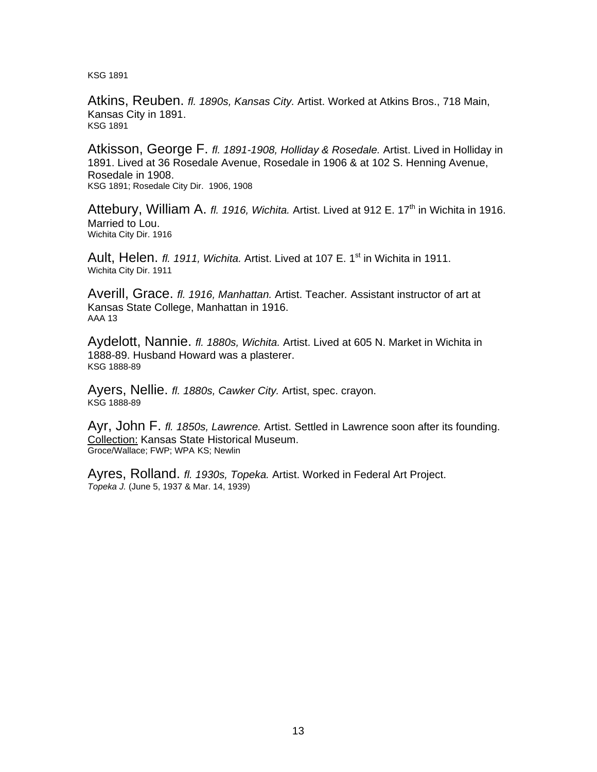KSG 1891

Atkins, Reuben. *fl. 1890s, Kansas City.* Artist. Worked at Atkins Bros., 718 Main, Kansas City in 1891.
KSG 1891

Atkisson, George F. *fl. 1891-1908, Holliday & Rosedale.* Artist. Lived in Holliday in 1891. Lived at 36 Rosedale Avenue, Rosedale in 1906 & at 102 S. Henning Avenue, Rosedale in 1908.
KSG 1891; Rosedale City Dir. 1906, 1908

Attebury, William A. *fl. 1916, Wichita.* Artist. Lived at 912 E. 17th in Wichita in 1916. Married to Lou.
Wichita City Dir. 1916

Ault, Helen. *fl. 1911, Wichita.* Artist. Lived at 107 E. 1st in Wichita in 1911.
Wichita City Dir. 1911

Averill, Grace. *fl. 1916, Manhattan.* Artist. Teacher. Assistant instructor of art at Kansas State College, Manhattan in 1916.
AAA 13

Aydelott, Nannie. *fl. 1880s, Wichita.* Artist. Lived at 605 N. Market in Wichita in 1888-89. Husband Howard was a plasterer.
KSG 1888-89

Ayers, Nellie. *fl. 1880s, Cawker City.* Artist, spec. crayon.
KSG 1888-89

Ayr, John F. *fl. 1850s, Lawrence.* Artist. Settled in Lawrence soon after its founding.
Collection: Kansas State Historical Museum.
Groce/Wallace; FWP; WPA KS; Newlin

Ayres, Rolland. *fl. 1930s, Topeka.* Artist. Worked in Federal Art Project.
*Topeka J.* (June 5, 1937 & Mar. 14, 1939)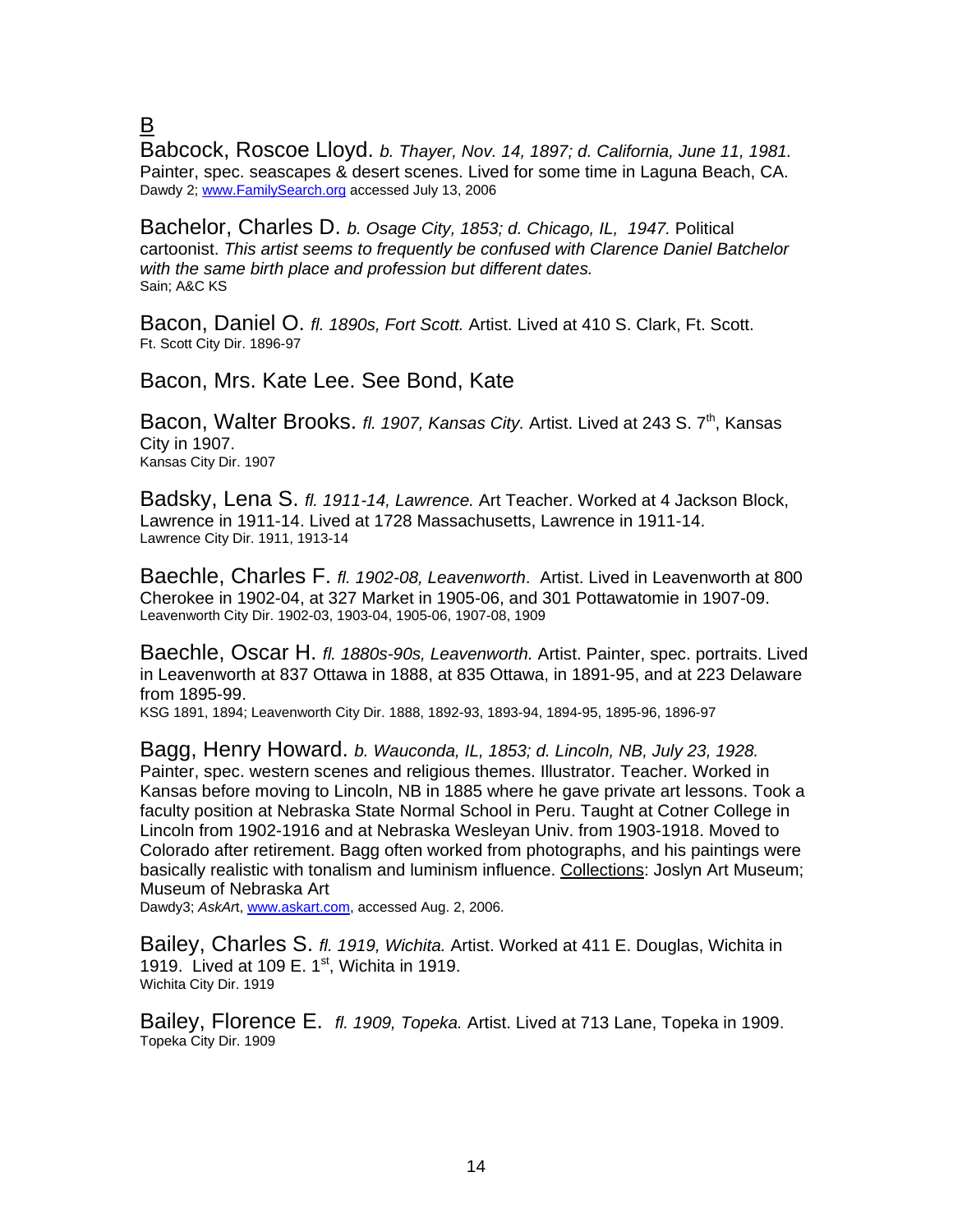## B

**Babcock, Roscoe Lloyd.** *b. Thayer, Nov. 14, 1897; d. California, June 11, 1981.* Painter, spec. seascapes & desert scenes. Lived for some time in Laguna Beach, CA.
Dawdy 2; www.FamilySearch.org accessed July 13, 2006

**Bachelor, Charles D.** *b. Osage City, 1853; d. Chicago, IL, 1947.* Political cartoonist. *This artist seems to frequently be confused with Clarence Daniel Batchelor with the same birth place and profession but different dates.*
Sain; A&C KS

**Bacon, Daniel O.** *fl. 1890s, Fort Scott.* Artist. Lived at 410 S. Clark, Ft. Scott.
Ft. Scott City Dir. 1896-97

**Bacon, Mrs. Kate Lee. See Bond, Kate**

**Bacon, Walter Brooks.** *fl. 1907, Kansas City.* Artist. Lived at 243 S. 7th, Kansas City in 1907.
Kansas City Dir. 1907

**Badsky, Lena S.** *fl. 1911-14, Lawrence.* Art Teacher. Worked at 4 Jackson Block, Lawrence in 1911-14. Lived at 1728 Massachusetts, Lawrence in 1911-14.
Lawrence City Dir. 1911, 1913-14

**Baechle, Charles F.** *fl. 1902-08, Leavenworth*. Artist. Lived in Leavenworth at 800 Cherokee in 1902-04, at 327 Market in 1905-06, and 301 Pottawatomie in 1907-09.
Leavenworth City Dir. 1902-03, 1903-04, 1905-06, 1907-08, 1909

**Baechle, Oscar H.** *fl. 1880s-90s, Leavenworth.* Artist. Painter, spec. portraits. Lived in Leavenworth at 837 Ottawa in 1888, at 835 Ottawa, in 1891-95, and at 223 Delaware from 1895-99.
KSG 1891, 1894; Leavenworth City Dir. 1888, 1892-93, 1893-94, 1894-95, 1895-96, 1896-97

**Bagg, Henry Howard.** *b. Wauconda, IL, 1853; d. Lincoln, NB, July 23, 1928.* Painter, spec. western scenes and religious themes. Illustrator. Teacher. Worked in Kansas before moving to Lincoln, NB in 1885 where he gave private art lessons. Took a faculty position at Nebraska State Normal School in Peru. Taught at Cotner College in Lincoln from 1902-1916 and at Nebraska Wesleyan Univ. from 1903-1918. Moved to Colorado after retirement. Bagg often worked from photographs, and his paintings were basically realistic with tonalism and luminism influence. Collections: Joslyn Art Museum; Museum of Nebraska Art
Dawdy3; *AskArt*, www.askart.com, accessed Aug. 2, 2006.

**Bailey, Charles S.** *fl. 1919, Wichita.* Artist. Worked at 411 E. Douglas, Wichita in 1919. Lived at 109 E. 1st, Wichita in 1919.
Wichita City Dir. 1919

**Bailey, Florence E.** *fl. 1909, Topeka.* Artist. Lived at 713 Lane, Topeka in 1909.
Topeka City Dir. 1909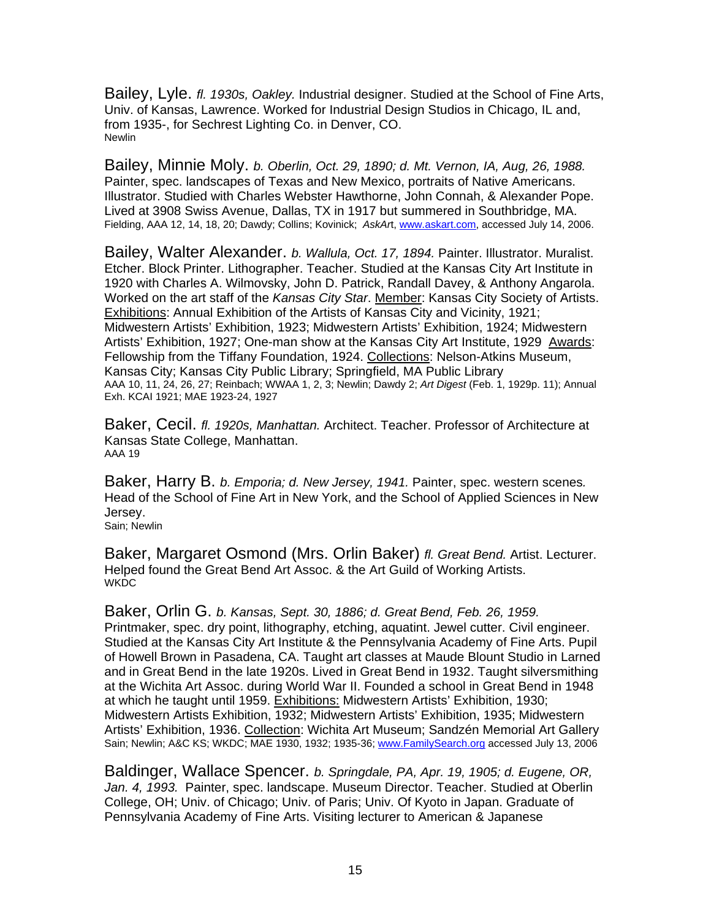Bailey, Lyle. *fl. 1930s, Oakley.* Industrial designer. Studied at the School of Fine Arts, Univ. of Kansas, Lawrence. Worked for Industrial Design Studios in Chicago, IL and, from 1935-, for Sechrest Lighting Co. in Denver, CO.
Newlin

Bailey, Minnie Moly. *b. Oberlin, Oct. 29, 1890; d. Mt. Vernon, IA, Aug, 26, 1988.* Painter, spec. landscapes of Texas and New Mexico, portraits of Native Americans. Illustrator. Studied with Charles Webster Hawthorne, John Connah, & Alexander Pope. Lived at 3908 Swiss Avenue, Dallas, TX in 1917 but summered in Southbridge, MA.
Fielding, AAA 12, 14, 18, 20; Dawdy; Collins; Kovinick; *AskArt*, www.askart.com, accessed July 14, 2006.

Bailey, Walter Alexander. *b. Wallula, Oct. 17, 1894.* Painter. Illustrator. Muralist. Etcher. Block Printer. Lithographer. Teacher. Studied at the Kansas City Art Institute in 1920 with Charles A. Wilmovsky, John D. Patrick, Randall Davey, & Anthony Angarola. Worked on the art staff of the *Kansas City Star*. Member: Kansas City Society of Artists. Exhibitions: Annual Exhibition of the Artists of Kansas City and Vicinity, 1921; Midwestern Artists' Exhibition, 1923; Midwestern Artists' Exhibition, 1924; Midwestern Artists' Exhibition, 1927; One-man show at the Kansas City Art Institute, 1929 Awards: Fellowship from the Tiffany Foundation, 1924. Collections: Nelson-Atkins Museum, Kansas City; Kansas City Public Library; Springfield, MA Public Library
AAA 10, 11, 24, 26, 27; Reinbach; WWAA 1, 2, 3; Newlin; Dawdy 2; *Art Digest* (Feb. 1, 1929p. 11); Annual Exh. KCAI 1921; MAE 1923-24, 1927

Baker, Cecil. *fl. 1920s, Manhattan.* Architect. Teacher. Professor of Architecture at Kansas State College, Manhattan.
AAA 19

Baker, Harry B. *b. Emporia; d. New Jersey, 1941.* Painter, spec. western scenes. Head of the School of Fine Art in New York, and the School of Applied Sciences in New Jersey.
Sain; Newlin

Baker, Margaret Osmond (Mrs. Orlin Baker) *fl. Great Bend.* Artist. Lecturer. Helped found the Great Bend Art Assoc. & the Art Guild of Working Artists.
WKDC

Baker, Orlin G. *b. Kansas, Sept. 30, 1886; d. Great Bend, Feb. 26, 1959.* Printmaker, spec. dry point, lithography, etching, aquatint. Jewel cutter. Civil engineer. Studied at the Kansas City Art Institute & the Pennsylvania Academy of Fine Arts. Pupil of Howell Brown in Pasadena, CA. Taught art classes at Maude Blount Studio in Larned and in Great Bend in the late 1920s. Lived in Great Bend in 1932. Taught silversmithing at the Wichita Art Assoc. during World War II. Founded a school in Great Bend in 1948 at which he taught until 1959. Exhibitions: Midwestern Artists' Exhibition, 1930; Midwestern Artists Exhibition, 1932; Midwestern Artists' Exhibition, 1935; Midwestern Artists' Exhibition, 1936. Collection: Wichita Art Museum; Sandzén Memorial Art Gallery
Sain; Newlin; A&C KS; WKDC; MAE 1930, 1932; 1935-36; www.FamilySearch.org accessed July 13, 2006

Baldinger, Wallace Spencer. *b. Springdale, PA, Apr. 19, 1905; d. Eugene, OR, Jan. 4, 1993.* Painter, spec. landscape. Museum Director. Teacher. Studied at Oberlin College, OH; Univ. of Chicago; Univ. of Paris; Univ. Of Kyoto in Japan. Graduate of Pennsylvania Academy of Fine Arts. Visiting lecturer to American & Japanese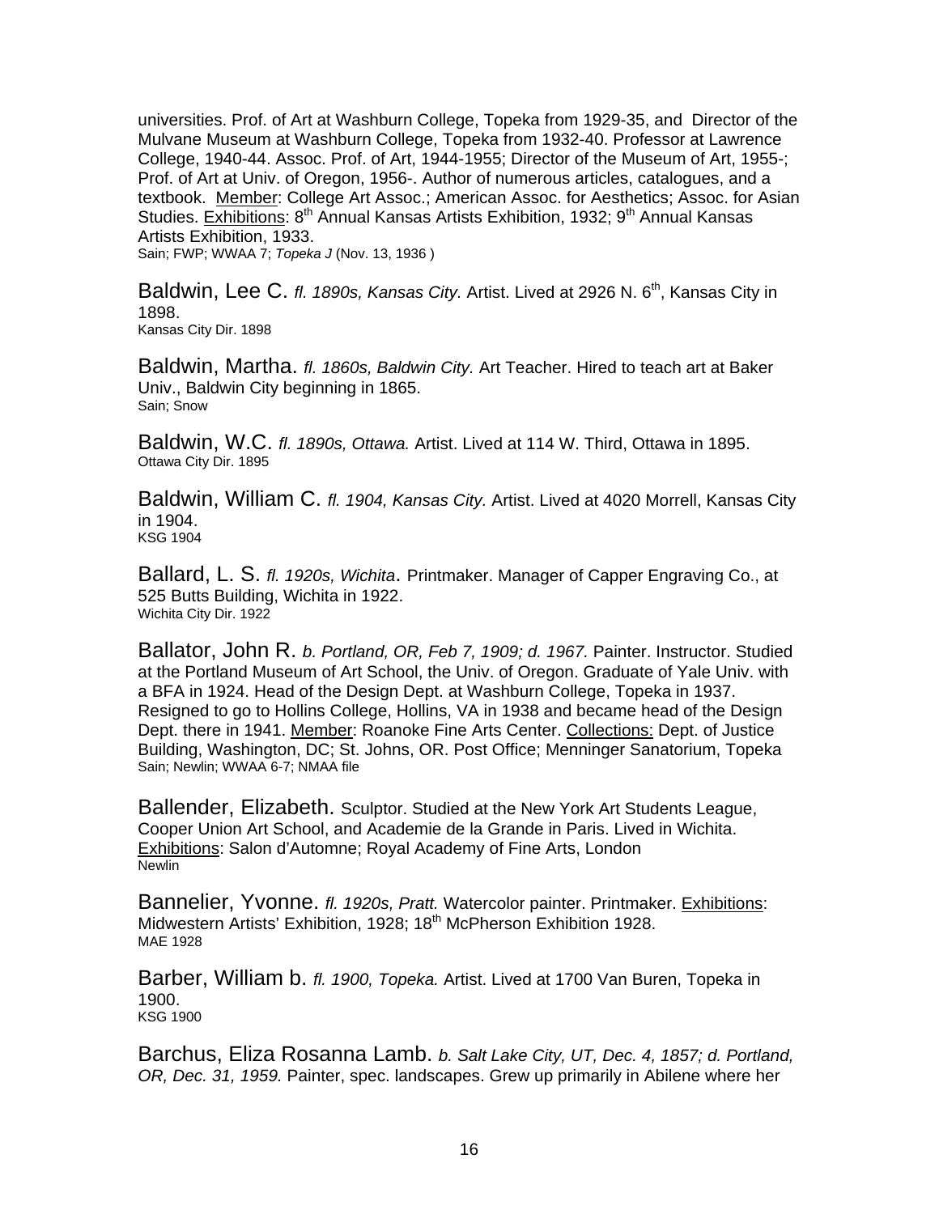universities. Prof. of Art at Washburn College, Topeka from 1929-35, and Director of the Mulvane Museum at Washburn College, Topeka from 1932-40. Professor at Lawrence College, 1940-44. Assoc. Prof. of Art, 1944-1955; Director of the Museum of Art, 1955-; Prof. of Art at Univ. of Oregon, 1956-. Author of numerous articles, catalogues, and a textbook. Member: College Art Assoc.; American Assoc. for Aesthetics; Assoc. for Asian Studies. Exhibitions: 8th Annual Kansas Artists Exhibition, 1932; 9th Annual Kansas Artists Exhibition, 1933.
Sain; FWP; WWAA 7; *Topeka J* (Nov. 13, 1936 )

Baldwin, Lee C. *fl. 1890s, Kansas City.* Artist. Lived at 2926 N. 6th, Kansas City in 1898.
Kansas City Dir. 1898

Baldwin, Martha. *fl. 1860s, Baldwin City.* Art Teacher. Hired to teach art at Baker Univ., Baldwin City beginning in 1865.
Sain; Snow

Baldwin, W.C. *fl. 1890s, Ottawa.* Artist. Lived at 114 W. Third, Ottawa in 1895.
Ottawa City Dir. 1895

Baldwin, William C. *fl. 1904, Kansas City.* Artist. Lived at 4020 Morrell, Kansas City in 1904.
KSG 1904

Ballard, L. S. *fl. 1920s, Wichita*. Printmaker. Manager of Capper Engraving Co., at 525 Butts Building, Wichita in 1922.
Wichita City Dir. 1922

Ballator, John R. *b. Portland, OR, Feb 7, 1909; d. 1967.* Painter. Instructor. Studied at the Portland Museum of Art School, the Univ. of Oregon. Graduate of Yale Univ. with a BFA in 1924. Head of the Design Dept. at Washburn College, Topeka in 1937. Resigned to go to Hollins College, Hollins, VA in 1938 and became head of the Design Dept. there in 1941. Member: Roanoke Fine Arts Center. Collections: Dept. of Justice Building, Washington, DC; St. Johns, OR. Post Office; Menninger Sanatorium, Topeka
Sain; Newlin; WWAA 6-7; NMAA file

Ballender, Elizabeth. Sculptor. Studied at the New York Art Students League, Cooper Union Art School, and Academie de la Grande in Paris. Lived in Wichita. Exhibitions: Salon d'Automne; Royal Academy of Fine Arts, London
Newlin

Bannelier, Yvonne. *fl. 1920s, Pratt.* Watercolor painter. Printmaker. Exhibitions: Midwestern Artists' Exhibition, 1928; 18th McPherson Exhibition 1928.
MAE 1928

Barber, William b. *fl. 1900, Topeka.* Artist. Lived at 1700 Van Buren, Topeka in 1900.
KSG 1900

Barchus, Eliza Rosanna Lamb. *b. Salt Lake City, UT, Dec. 4, 1857; d. Portland, OR, Dec. 31, 1959.* Painter, spec. landscapes. Grew up primarily in Abilene where her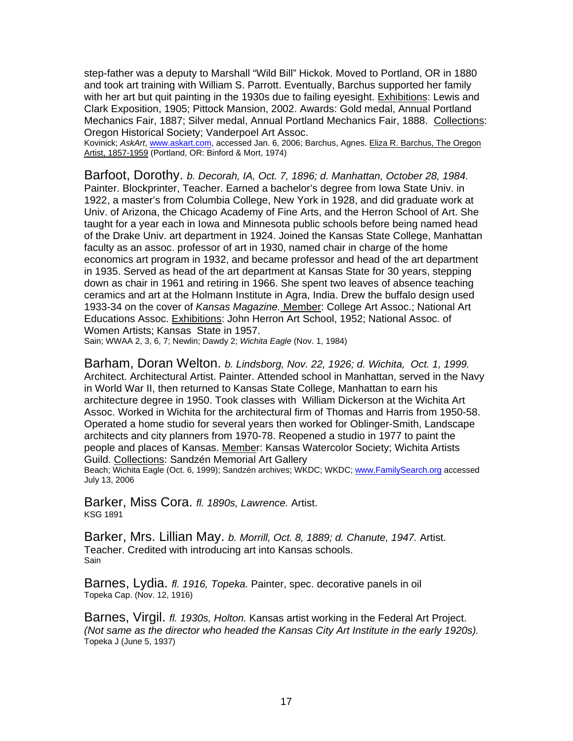step-father was a deputy to Marshall "Wild Bill" Hickok. Moved to Portland, OR in 1880 and took art training with William S. Parrott. Eventually, Barchus supported her family with her art but quit painting in the 1930s due to failing eyesight. Exhibitions: Lewis and Clark Exposition, 1905; Pittock Mansion, 2002. Awards: Gold medal, Annual Portland Mechanics Fair, 1887; Silver medal, Annual Portland Mechanics Fair, 1888. Collections: Oregon Historical Society; Vanderpoel Art Assoc.
Kovinick; *AskArt*, www.askart.com, accessed Jan. 6, 2006; Barchus, Agnes. Eliza R. Barchus, The Oregon Artist, 1857-1959 (Portland, OR: Binford & Mort, 1974)

Barfoot, Dorothy. *b. Decorah, IA, Oct. 7, 1896; d. Manhattan, October 28, 1984.* Painter. Blockprinter, Teacher. Earned a bachelor's degree from Iowa State Univ. in 1922, a master's from Columbia College, New York in 1928, and did graduate work at Univ. of Arizona, the Chicago Academy of Fine Arts, and the Herron School of Art. She taught for a year each in Iowa and Minnesota public schools before being named head of the Drake Univ. art department in 1924. Joined the Kansas State College, Manhattan faculty as an assoc. professor of art in 1930, named chair in charge of the home economics art program in 1932, and became professor and head of the art department in 1935. Served as head of the art department at Kansas State for 30 years, stepping down as chair in 1961 and retiring in 1966. She spent two leaves of absence teaching ceramics and art at the Holmann Institute in Agra, India. Drew the buffalo design used 1933-34 on the cover of *Kansas Magazine.* Member: College Art Assoc.; National Art Educations Assoc. Exhibitions: John Herron Art School, 1952; National Assoc. of Women Artists; Kansas State in 1957.
Sain; WWAA 2, 3, 6, 7; Newlin; Dawdy 2; *Wichita Eagle* (Nov. 1, 1984)

Barham, Doran Welton. *b. Lindsborg, Nov. 22, 1926; d. Wichita, Oct. 1, 1999.* Architect. Architectural Artist. Painter. Attended school in Manhattan, served in the Navy in World War II, then returned to Kansas State College, Manhattan to earn his architecture degree in 1950. Took classes with William Dickerson at the Wichita Art Assoc. Worked in Wichita for the architectural firm of Thomas and Harris from 1950-58. Operated a home studio for several years then worked for Oblinger-Smith, Landscape architects and city planners from 1970-78. Reopened a studio in 1977 to paint the people and places of Kansas. Member: Kansas Watercolor Society; Wichita Artists Guild. Collections: Sandzén Memorial Art Gallery
Beach; Wichita Eagle (Oct. 6, 1999); Sandzén archives; WKDC; WKDC; www.FamilySearch.org accessed July 13, 2006

Barker, Miss Cora. *fl. 1890s, Lawrence.* Artist.
KSG 1891

Barker, Mrs. Lillian May. *b. Morrill, Oct. 8, 1889; d. Chanute, 1947.* Artist. Teacher. Credited with introducing art into Kansas schools.
Sain

Barnes, Lydia. *fl. 1916, Topeka.* Painter, spec. decorative panels in oil
Topeka Cap. (Nov. 12, 1916)

Barnes, Virgil. *fl. 1930s, Holton.* Kansas artist working in the Federal Art Project. *(Not same as the director who headed the Kansas City Art Institute in the early 1920s).*
Topeka J (June 5, 1937)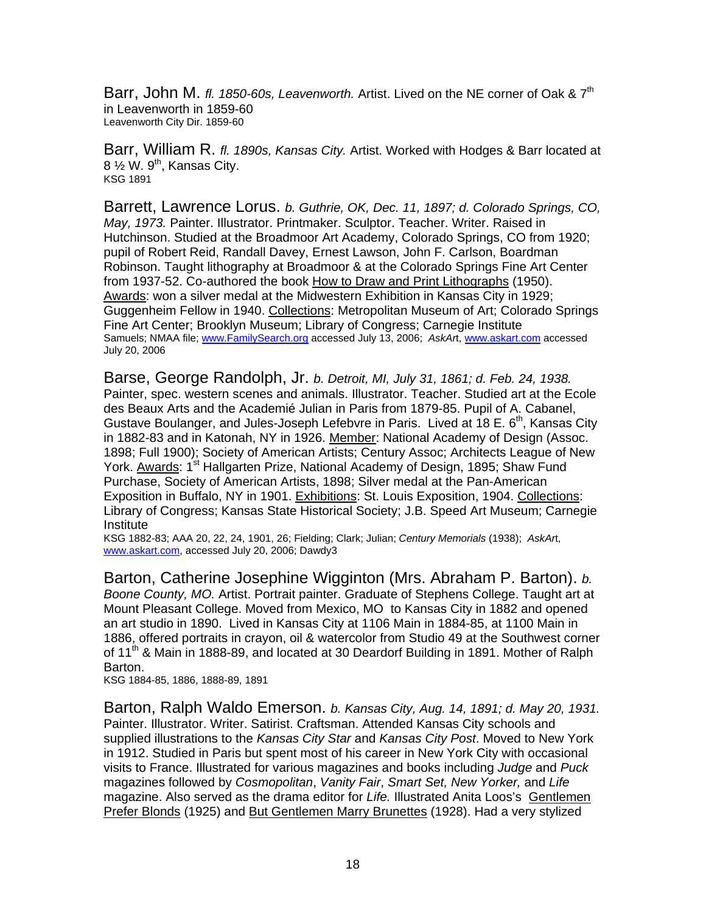Barr, John M. *fl. 1850-60s, Leavenworth.* Artist. Lived on the NE corner of Oak & 7th in Leavenworth in 1859-60
Leavenworth City Dir. 1859-60

Barr, William R. *fl. 1890s, Kansas City.* Artist. Worked with Hodges & Barr located at 8 ½ W. 9th, Kansas City.
KSG 1891

Barrett, Lawrence Lorus. *b. Guthrie, OK, Dec. 11, 1897; d. Colorado Springs, CO, May, 1973.* Painter. Illustrator. Printmaker. Sculptor. Teacher. Writer. Raised in Hutchinson. Studied at the Broadmoor Art Academy, Colorado Springs, CO from 1920; pupil of Robert Reid, Randall Davey, Ernest Lawson, John F. Carlson, Boardman Robinson. Taught lithography at Broadmoor & at the Colorado Springs Fine Art Center from 1937-52. Co-authored the book How to Draw and Print Lithographs (1950). Awards: won a silver medal at the Midwestern Exhibition in Kansas City in 1929; Guggenheim Fellow in 1940. Collections: Metropolitan Museum of Art; Colorado Springs Fine Art Center; Brooklyn Museum; Library of Congress; Carnegie Institute
Samuels; NMAA file; www.FamilySearch.org accessed July 13, 2006; *AskArt*, www.askart.com accessed July 20, 2006

Barse, George Randolph, Jr. *b. Detroit, MI, July 31, 1861; d. Feb. 24, 1938.* Painter, spec. western scenes and animals. Illustrator. Teacher. Studied art at the Ecole des Beaux Arts and the Academié Julian in Paris from 1879-85. Pupil of A. Cabanel, Gustave Boulanger, and Jules-Joseph Lefebvre in Paris. Lived at 18 E. 6th, Kansas City in 1882-83 and in Katonah, NY in 1926. Member: National Academy of Design (Assoc. 1898; Full 1900); Society of American Artists; Century Assoc; Architects League of New York. Awards: 1st Hallgarten Prize, National Academy of Design, 1895; Shaw Fund Purchase, Society of American Artists, 1898; Silver medal at the Pan-American Exposition in Buffalo, NY in 1901. Exhibitions: St. Louis Exposition, 1904. Collections: Library of Congress; Kansas State Historical Society; J.B. Speed Art Museum; Carnegie Institute
KSG 1882-83; AAA 20, 22, 24, 1901, 26; Fielding; Clark; Julian; *Century Memorials* (1938); *AskArt*, www.askart.com, accessed July 20, 2006; Dawdy3

Barton, Catherine Josephine Wigginton (Mrs. Abraham P. Barton). *b. Boone County, MO.* Artist. Portrait painter. Graduate of Stephens College. Taught art at Mount Pleasant College. Moved from Mexico, MO to Kansas City in 1882 and opened an art studio in 1890. Lived in Kansas City at 1106 Main in 1884-85, at 1100 Main in 1886, offered portraits in crayon, oil & watercolor from Studio 49 at the Southwest corner of 11th & Main in 1888-89, and located at 30 Deardorf Building in 1891. Mother of Ralph Barton.
KSG 1884-85, 1886, 1888-89, 1891

Barton, Ralph Waldo Emerson. *b. Kansas City, Aug. 14, 1891; d. May 20, 1931.* Painter. Illustrator. Writer. Satirist. Craftsman. Attended Kansas City schools and supplied illustrations to the *Kansas City Star* and *Kansas City Post*. Moved to New York in 1912. Studied in Paris but spent most of his career in New York City with occasional visits to France. Illustrated for various magazines and books including *Judge* and *Puck* magazines followed by *Cosmopolitan*, *Vanity Fair*, *Smart Set, New Yorker,* and *Life* magazine. Also served as the drama editor for *Life.* Illustrated Anita Loos's Gentlemen Prefer Blonds (1925) and But Gentlemen Marry Brunettes (1928). Had a very stylized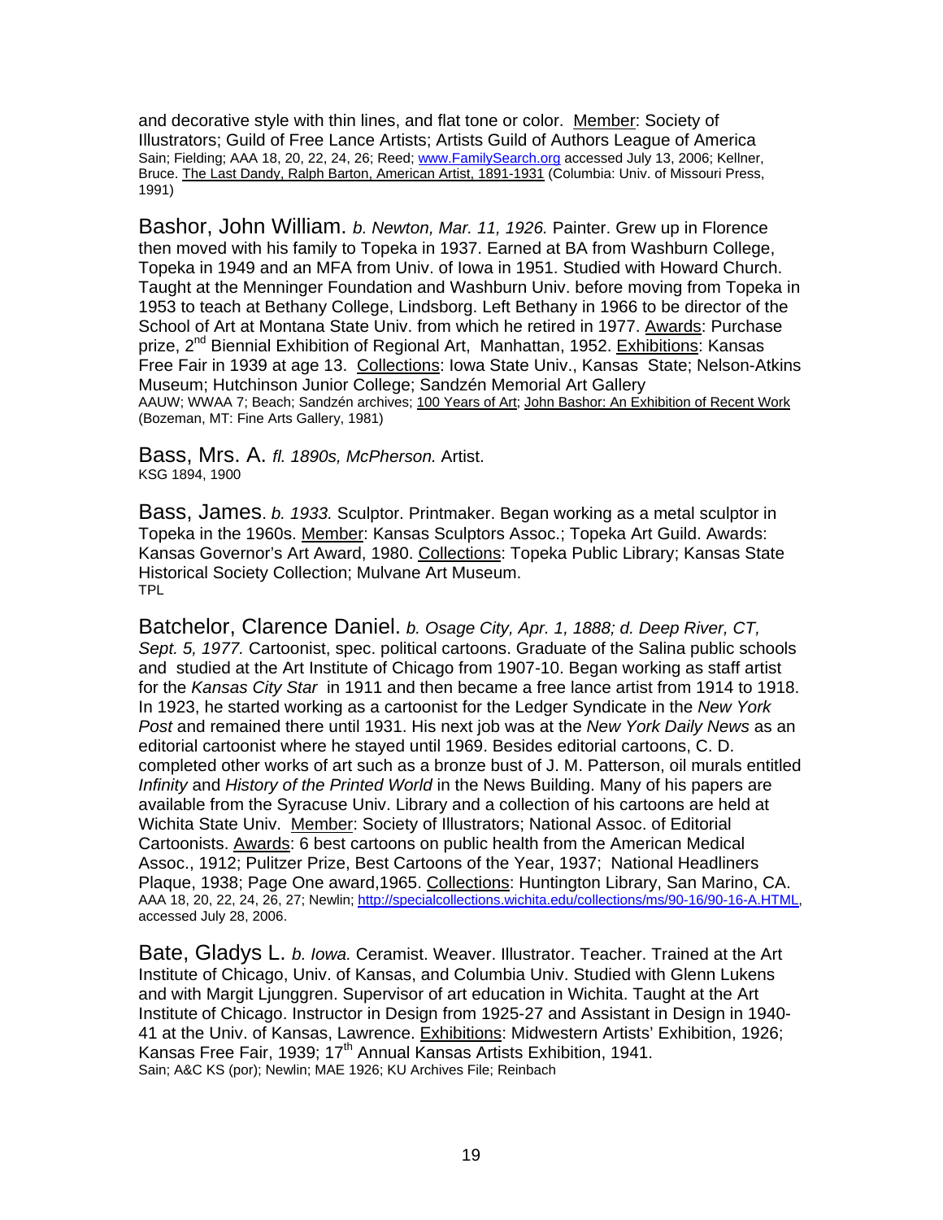and decorative style with thin lines, and flat tone or color. Member: Society of Illustrators; Guild of Free Lance Artists; Artists Guild of Authors League of America
Sain; Fielding; AAA 18, 20, 22, 24, 26; Reed; www.FamilySearch.org accessed July 13, 2006; Kellner, Bruce. The Last Dandy, Ralph Barton, American Artist, 1891-1931 (Columbia: Univ. of Missouri Press, 1991)

Bashor, John William. *b. Newton, Mar. 11, 1926.* Painter. Grew up in Florence then moved with his family to Topeka in 1937. Earned at BA from Washburn College, Topeka in 1949 and an MFA from Univ. of Iowa in 1951. Studied with Howard Church. Taught at the Menninger Foundation and Washburn Univ. before moving from Topeka in 1953 to teach at Bethany College, Lindsborg. Left Bethany in 1966 to be director of the School of Art at Montana State Univ. from which he retired in 1977. Awards: Purchase prize, 2nd Biennial Exhibition of Regional Art, Manhattan, 1952. Exhibitions: Kansas Free Fair in 1939 at age 13. Collections: Iowa State Univ., Kansas State; Nelson-Atkins Museum; Hutchinson Junior College; Sandzén Memorial Art Gallery
AAUW; WWAA 7; Beach; Sandzén archives; 100 Years of Art; John Bashor: An Exhibition of Recent Work (Bozeman, MT: Fine Arts Gallery, 1981)

Bass, Mrs. A. *fl. 1890s, McPherson.* Artist.
KSG 1894, 1900

Bass, James. *b. 1933.* Sculptor. Printmaker. Began working as a metal sculptor in Topeka in the 1960s. Member: Kansas Sculptors Assoc.; Topeka Art Guild. Awards: Kansas Governor's Art Award, 1980. Collections: Topeka Public Library; Kansas State Historical Society Collection; Mulvane Art Museum.
TPL

Batchelor, Clarence Daniel. *b. Osage City, Apr. 1, 1888; d. Deep River, CT, Sept. 5, 1977.* Cartoonist, spec. political cartoons. Graduate of the Salina public schools and studied at the Art Institute of Chicago from 1907-10. Began working as staff artist for the *Kansas City Star* in 1911 and then became a free lance artist from 1914 to 1918. In 1923, he started working as a cartoonist for the Ledger Syndicate in the *New York Post* and remained there until 1931. His next job was at the *New York Daily News* as an editorial cartoonist where he stayed until 1969. Besides editorial cartoons, C. D. completed other works of art such as a bronze bust of J. M. Patterson, oil murals entitled *Infinity* and *History of the Printed World* in the News Building. Many of his papers are available from the Syracuse Univ. Library and a collection of his cartoons are held at Wichita State Univ. Member: Society of Illustrators; National Assoc. of Editorial Cartoonists. Awards: 6 best cartoons on public health from the American Medical Assoc., 1912; Pulitzer Prize, Best Cartoons of the Year, 1937; National Headliners Plaque, 1938; Page One award,1965. Collections: Huntington Library, San Marino, CA.
AAA 18, 20, 22, 24, 26, 27; Newlin; http://specialcollections.wichita.edu/collections/ms/90-16/90-16-A.HTML, accessed July 28, 2006.

Bate, Gladys L. *b. Iowa.* Ceramist. Weaver. Illustrator. Teacher. Trained at the Art Institute of Chicago, Univ. of Kansas, and Columbia Univ. Studied with Glenn Lukens and with Margit Ljunggren. Supervisor of art education in Wichita. Taught at the Art Institute of Chicago. Instructor in Design from 1925-27 and Assistant in Design in 1940-41 at the Univ. of Kansas, Lawrence. Exhibitions: Midwestern Artists' Exhibition, 1926; Kansas Free Fair, 1939; 17th Annual Kansas Artists Exhibition, 1941.
Sain; A&C KS (por); Newlin; MAE 1926; KU Archives File; Reinbach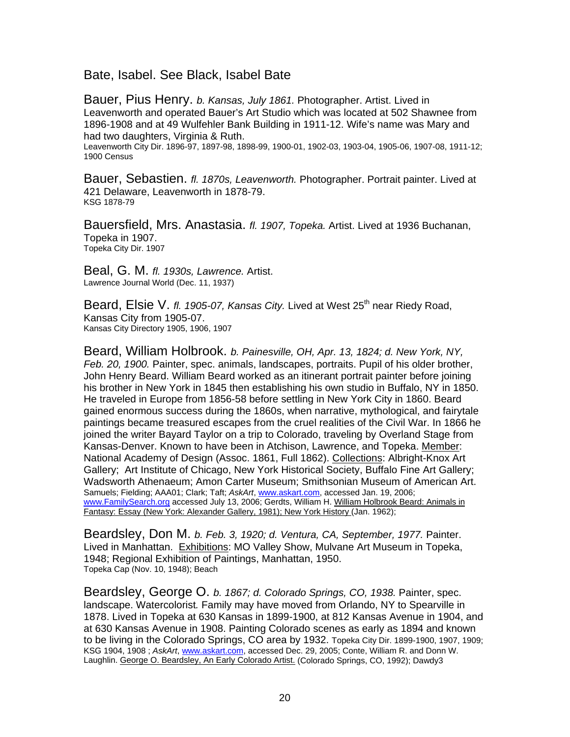Bate, Isabel. See Black, Isabel Bate

Bauer, Pius Henry. *b. Kansas, July 1861.* Photographer. Artist. Lived in Leavenworth and operated Bauer's Art Studio which was located at 502 Shawnee from 1896-1908 and at 49 Wulfehler Bank Building in 1911-12. Wife's name was Mary and had two daughters, Virginia & Ruth.
Leavenworth City Dir. 1896-97, 1897-98, 1898-99, 1900-01, 1902-03, 1903-04, 1905-06, 1907-08, 1911-12; 1900 Census

Bauer, Sebastien. *fl. 1870s, Leavenworth.* Photographer. Portrait painter. Lived at 421 Delaware, Leavenworth in 1878-79.
KSG 1878-79

Bauersfield, Mrs. Anastasia. *fl. 1907, Topeka.* Artist. Lived at 1936 Buchanan, Topeka in 1907.
Topeka City Dir. 1907

Beal, G. M. *fl. 1930s, Lawrence.* Artist.
Lawrence Journal World (Dec. 11, 1937)

Beard, Elsie V. *fl. 1905-07, Kansas City.* Lived at West 25th near Riedy Road, Kansas City from 1905-07.
Kansas City Directory 1905, 1906, 1907

Beard, William Holbrook. *b. Painesville, OH, Apr. 13, 1824; d. New York, NY, Feb. 20, 1900.* Painter, spec. animals, landscapes, portraits. Pupil of his older brother, John Henry Beard. William Beard worked as an itinerant portrait painter before joining his brother in New York in 1845 then establishing his own studio in Buffalo, NY in 1850. He traveled in Europe from 1856-58 before settling in New York City in 1860. Beard gained enormous success during the 1860s, when narrative, mythological, and fairytale paintings became treasured escapes from the cruel realities of the Civil War. In 1866 he joined the writer Bayard Taylor on a trip to Colorado, traveling by Overland Stage from Kansas-Denver. Known to have been in Atchison, Lawrence, and Topeka. Member: National Academy of Design (Assoc. 1861, Full 1862). Collections: Albright-Knox Art Gallery; Art Institute of Chicago, New York Historical Society, Buffalo Fine Art Gallery; Wadsworth Athenaeum; Amon Carter Museum; Smithsonian Museum of American Art.
Samuels; Fielding; AAA01; Clark; Taft; *AskArt*, www.askart.com, accessed Jan. 19, 2006; www.FamilySearch.org accessed July 13, 2006; Gerdts, William H. William Holbrook Beard: Animals in Fantasy: Essay (New York: Alexander Gallery, 1981); New York History (Jan. 1962);

Beardsley, Don M. *b. Feb. 3, 1920; d. Ventura, CA, September, 1977.* Painter. Lived in Manhattan. Exhibitions: MO Valley Show, Mulvane Art Museum in Topeka, 1948; Regional Exhibition of Paintings, Manhattan, 1950.
Topeka Cap (Nov. 10, 1948); Beach

Beardsley, George O. *b. 1867; d. Colorado Springs, CO, 1938.* Painter, spec. landscape. Watercolorist. Family may have moved from Orlando, NY to Spearville in 1878. Lived in Topeka at 630 Kansas in 1899-1900, at 812 Kansas Avenue in 1904, and at 630 Kansas Avenue in 1908. Painting Colorado scenes as early as 1894 and known to be living in the Colorado Springs, CO area by 1932. Topeka City Dir. 1899-1900, 1907, 1909; KSG 1904, 1908 ; *AskArt*, www.askart.com, accessed Dec. 29, 2005; Conte, William R. and Donn W. Laughlin. George O. Beardsley, An Early Colorado Artist. (Colorado Springs, CO, 1992); Dawdy3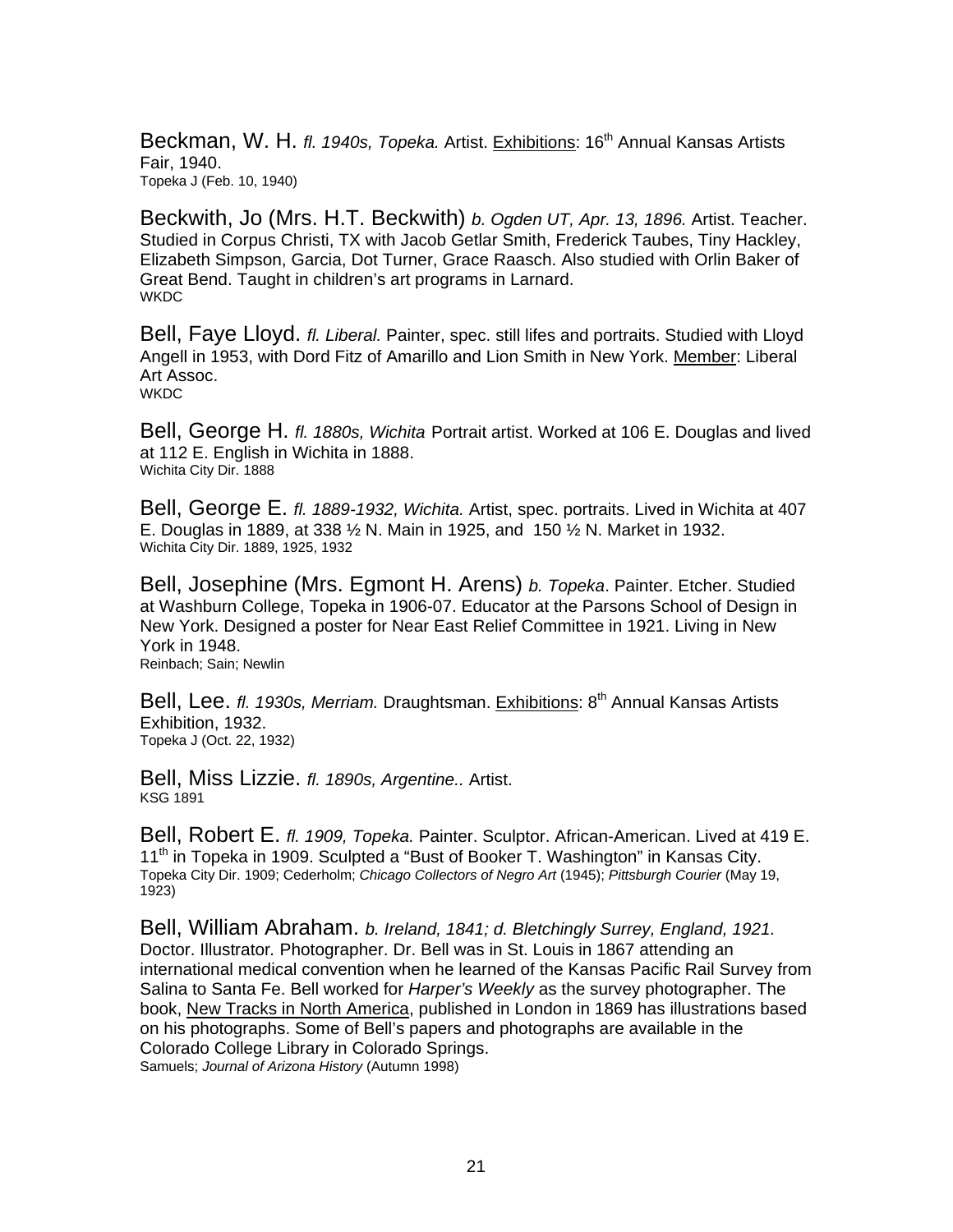Beckman, W. H. *fl. 1940s, Topeka.* Artist. Exhibitions: 16th Annual Kansas Artists Fair, 1940.
Topeka J (Feb. 10, 1940)

Beckwith, Jo (Mrs. H.T. Beckwith) *b. Ogden UT, Apr. 13, 1896.* Artist. Teacher. Studied in Corpus Christi, TX with Jacob Getlar Smith, Frederick Taubes, Tiny Hackley, Elizabeth Simpson, Garcia, Dot Turner, Grace Raasch. Also studied with Orlin Baker of Great Bend. Taught in children's art programs in Larnard.
WKDC

Bell, Faye Lloyd. *fl. Liberal.* Painter, spec. still lifes and portraits. Studied with Lloyd Angell in 1953, with Dord Fitz of Amarillo and Lion Smith in New York. Member: Liberal Art Assoc.
WKDC

Bell, George H. *fl. 1880s, Wichita* Portrait artist. Worked at 106 E. Douglas and lived at 112 E. English in Wichita in 1888.
Wichita City Dir. 1888

Bell, George E. *fl. 1889-1932, Wichita.* Artist, spec. portraits. Lived in Wichita at 407 E. Douglas in 1889, at 338 ½ N. Main in 1925, and 150 ½ N. Market in 1932.
Wichita City Dir. 1889, 1925, 1932

Bell, Josephine (Mrs. Egmont H. Arens) *b. Topeka*. Painter. Etcher. Studied at Washburn College, Topeka in 1906-07. Educator at the Parsons School of Design in New York. Designed a poster for Near East Relief Committee in 1921. Living in New York in 1948.
Reinbach; Sain; Newlin

Bell, Lee. *fl. 1930s, Merriam.* Draughtsman. Exhibitions: 8th Annual Kansas Artists Exhibition, 1932.
Topeka J (Oct. 22, 1932)

Bell, Miss Lizzie. *fl. 1890s, Argentine..* Artist.
KSG 1891

Bell, Robert E. *fl. 1909, Topeka.* Painter. Sculptor. African-American. Lived at 419 E. 11th in Topeka in 1909. Sculpted a "Bust of Booker T. Washington" in Kansas City.
Topeka City Dir. 1909; Cederholm; *Chicago Collectors of Negro Art* (1945); *Pittsburgh Courier* (May 19, 1923)

Bell, William Abraham. *b. Ireland, 1841; d. Bletchingly Surrey, England, 1921.* Doctor. Illustrator. Photographer. Dr. Bell was in St. Louis in 1867 attending an international medical convention when he learned of the Kansas Pacific Rail Survey from Salina to Santa Fe. Bell worked for *Harper's Weekly* as the survey photographer. The book, New Tracks in North America, published in London in 1869 has illustrations based on his photographs. Some of Bell's papers and photographs are available in the Colorado College Library in Colorado Springs.
Samuels; *Journal of Arizona History* (Autumn 1998)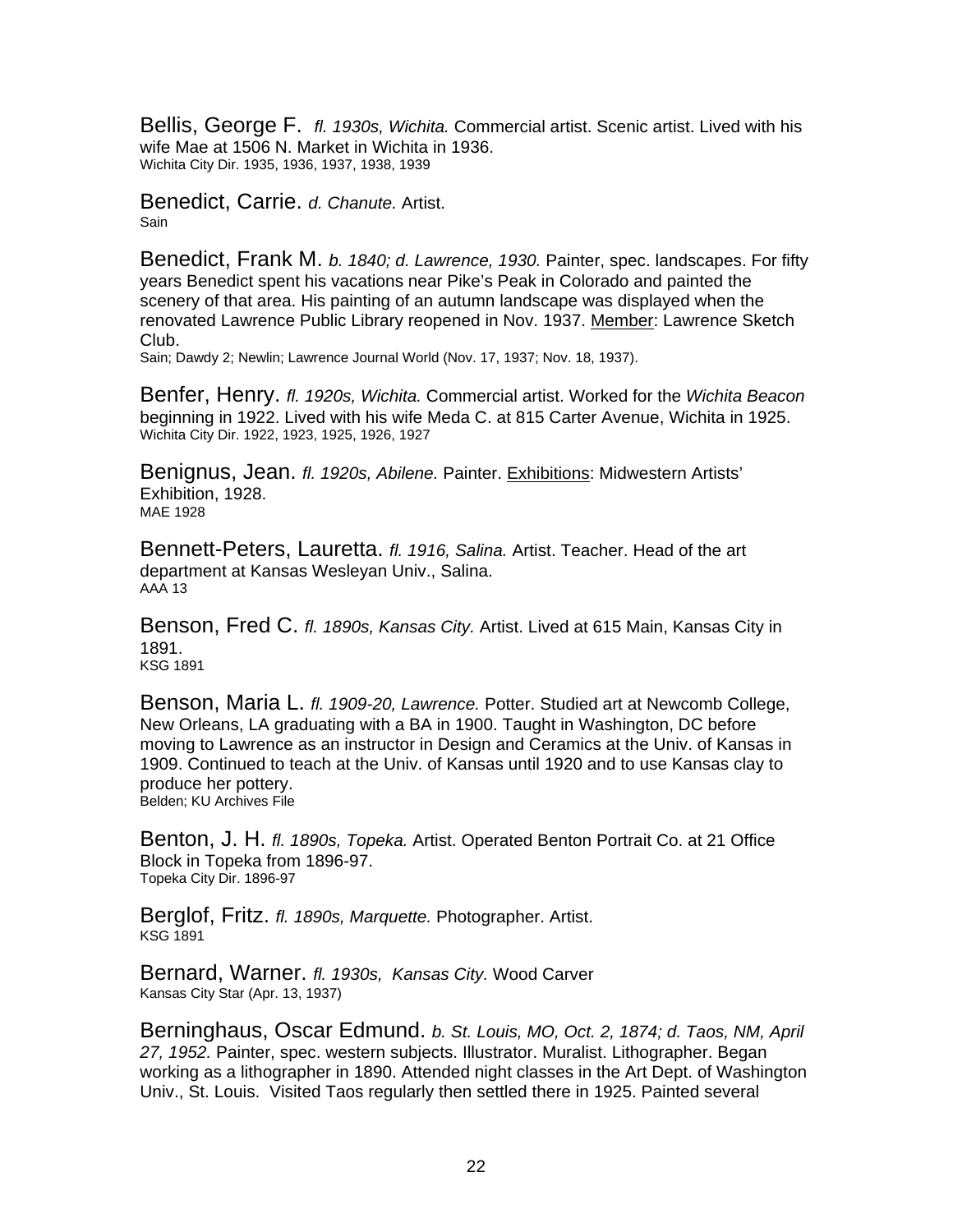Bellis, George F. *fl. 1930s, Wichita.* Commercial artist. Scenic artist. Lived with his wife Mae at 1506 N. Market in Wichita in 1936.
Wichita City Dir. 1935, 1936, 1937, 1938, 1939

Benedict, Carrie. *d. Chanute.* Artist.
Sain

Benedict, Frank M. *b. 1840; d. Lawrence, 1930.* Painter, spec. landscapes. For fifty years Benedict spent his vacations near Pike's Peak in Colorado and painted the scenery of that area. His painting of an autumn landscape was displayed when the renovated Lawrence Public Library reopened in Nov. 1937. Member: Lawrence Sketch Club.
Sain; Dawdy 2; Newlin; Lawrence Journal World (Nov. 17, 1937; Nov. 18, 1937).

Benfer, Henry. *fl. 1920s, Wichita.* Commercial artist. Worked for the *Wichita Beacon* beginning in 1922. Lived with his wife Meda C. at 815 Carter Avenue, Wichita in 1925.
Wichita City Dir. 1922, 1923, 1925, 1926, 1927

Benignus, Jean. *fl. 1920s, Abilene.* Painter. Exhibitions: Midwestern Artists' Exhibition, 1928.
MAE 1928

Bennett-Peters, Lauretta. *fl. 1916, Salina.* Artist. Teacher. Head of the art department at Kansas Wesleyan Univ., Salina.
AAA 13

Benson, Fred C. *fl. 1890s, Kansas City.* Artist. Lived at 615 Main, Kansas City in 1891.
KSG 1891

Benson, Maria L. *fl. 1909-20, Lawrence.* Potter. Studied art at Newcomb College, New Orleans, LA graduating with a BA in 1900. Taught in Washington, DC before moving to Lawrence as an instructor in Design and Ceramics at the Univ. of Kansas in 1909. Continued to teach at the Univ. of Kansas until 1920 and to use Kansas clay to produce her pottery.
Belden; KU Archives File

Benton, J. H. *fl. 1890s, Topeka.* Artist. Operated Benton Portrait Co. at 21 Office Block in Topeka from 1896-97.
Topeka City Dir. 1896-97

Berglof, Fritz. *fl. 1890s, Marquette.* Photographer. Artist.
KSG 1891

Bernard, Warner. *fl. 1930s, Kansas City.* Wood Carver
Kansas City Star (Apr. 13, 1937)

Berninghaus, Oscar Edmund. *b. St. Louis, MO, Oct. 2, 1874; d. Taos, NM, April 27, 1952.* Painter, spec. western subjects. Illustrator. Muralist. Lithographer. Began working as a lithographer in 1890. Attended night classes in the Art Dept. of Washington Univ., St. Louis. Visited Taos regularly then settled there in 1925. Painted several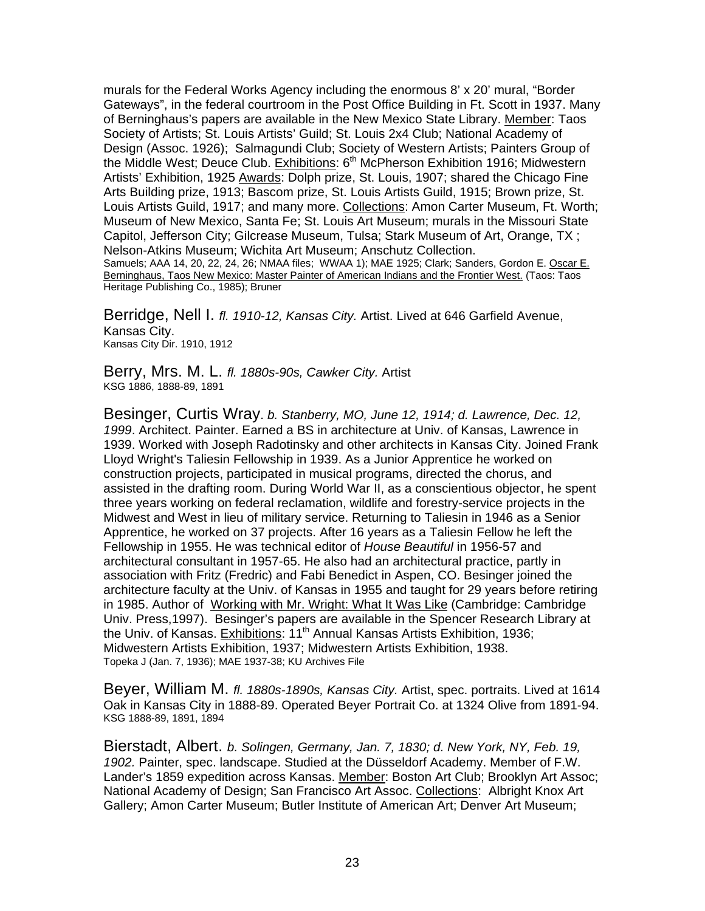murals for the Federal Works Agency including the enormous 8' x 20' mural, "Border Gateways", in the federal courtroom in the Post Office Building in Ft. Scott in 1937. Many of Berninghaus's papers are available in the New Mexico State Library. Member: Taos Society of Artists; St. Louis Artists' Guild; St. Louis 2x4 Club; National Academy of Design (Assoc. 1926); Salmagundi Club; Society of Western Artists; Painters Group of the Middle West; Deuce Club. Exhibitions: 6th McPherson Exhibition 1916; Midwestern Artists' Exhibition, 1925 Awards: Dolph prize, St. Louis, 1907; shared the Chicago Fine Arts Building prize, 1913; Bascom prize, St. Louis Artists Guild, 1915; Brown prize, St. Louis Artists Guild, 1917; and many more. Collections: Amon Carter Museum, Ft. Worth; Museum of New Mexico, Santa Fe; St. Louis Art Museum; murals in the Missouri State Capitol, Jefferson City; Gilcrease Museum, Tulsa; Stark Museum of Art, Orange, TX ; Nelson-Atkins Museum; Wichita Art Museum; Anschutz Collection.
Samuels; AAA 14, 20, 22, 24, 26; NMAA files; WWAA 1); MAE 1925; Clark; Sanders, Gordon E. Oscar E. Berninghaus, Taos New Mexico: Master Painter of American Indians and the Frontier West. (Taos: Taos Heritage Publishing Co., 1985); Bruner

Berridge, Nell I. *fl. 1910-12, Kansas City.* Artist. Lived at 646 Garfield Avenue, Kansas City.
Kansas City Dir. 1910, 1912

Berry, Mrs. M. L. *fl. 1880s-90s, Cawker City.* Artist
KSG 1886, 1888-89, 1891

Besinger, Curtis Wray. *b. Stanberry, MO, June 12, 1914; d. Lawrence, Dec. 12, 1999*. Architect. Painter. Earned a BS in architecture at Univ. of Kansas, Lawrence in 1939. Worked with Joseph Radotinsky and other architects in Kansas City. Joined Frank Lloyd Wright's Taliesin Fellowship in 1939. As a Junior Apprentice he worked on construction projects, participated in musical programs, directed the chorus, and assisted in the drafting room. During World War II, as a conscientious objector, he spent three years working on federal reclamation, wildlife and forestry-service projects in the Midwest and West in lieu of military service. Returning to Taliesin in 1946 as a Senior Apprentice, he worked on 37 projects. After 16 years as a Taliesin Fellow he left the Fellowship in 1955. He was technical editor of *House Beautiful* in 1956-57 and architectural consultant in 1957-65. He also had an architectural practice, partly in association with Fritz (Fredric) and Fabi Benedict in Aspen, CO. Besinger joined the architecture faculty at the Univ. of Kansas in 1955 and taught for 29 years before retiring in 1985. Author of Working with Mr. Wright: What It Was Like (Cambridge: Cambridge Univ. Press,1997). Besinger's papers are available in the Spencer Research Library at the Univ. of Kansas. Exhibitions: 11th Annual Kansas Artists Exhibition, 1936; Midwestern Artists Exhibition, 1937; Midwestern Artists Exhibition, 1938.
Topeka J (Jan. 7, 1936); MAE 1937-38; KU Archives File

Beyer, William M. *fl. 1880s-1890s, Kansas City.* Artist, spec. portraits. Lived at 1614 Oak in Kansas City in 1888-89. Operated Beyer Portrait Co. at 1324 Olive from 1891-94.
KSG 1888-89, 1891, 1894

Bierstadt, Albert. *b. Solingen, Germany, Jan. 7, 1830; d. New York, NY, Feb. 19, 1902.* Painter, spec. landscape. Studied at the Düsseldorf Academy. Member of F.W. Lander's 1859 expedition across Kansas. Member: Boston Art Club; Brooklyn Art Assoc; National Academy of Design; San Francisco Art Assoc. Collections: Albright Knox Art Gallery; Amon Carter Museum; Butler Institute of American Art; Denver Art Museum;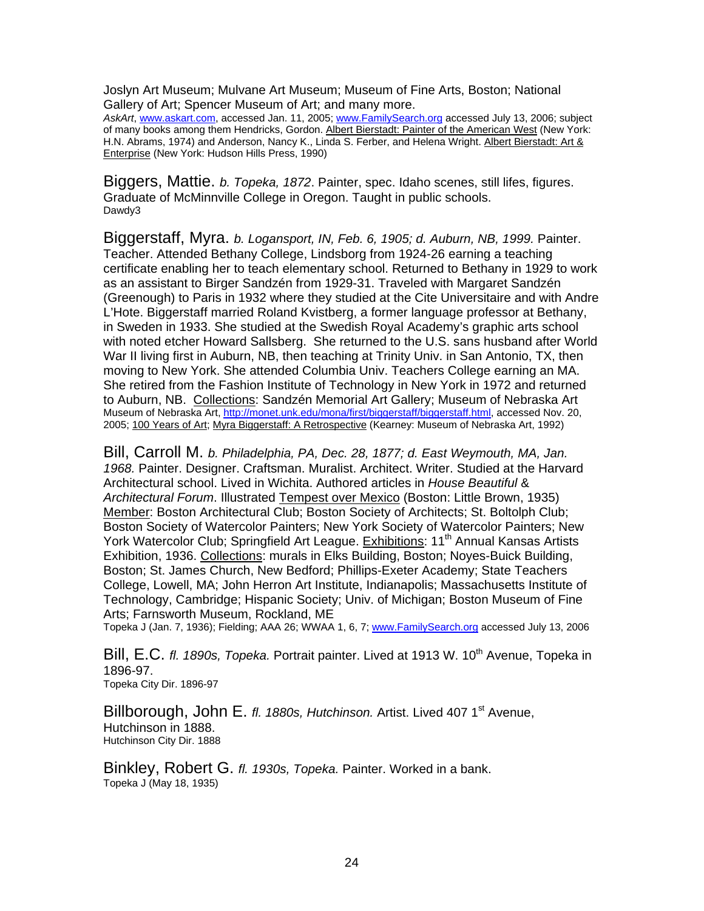Joslyn Art Museum; Mulvane Art Museum; Museum of Fine Arts, Boston; National Gallery of Art; Spencer Museum of Art; and many more.
*AskArt*, www.askart.com, accessed Jan. 11, 2005; www.FamilySearch.org accessed July 13, 2006; subject of many books among them Hendricks, Gordon. Albert Bierstadt: Painter of the American West (New York: H.N. Abrams, 1974) and Anderson, Nancy K., Linda S. Ferber, and Helena Wright. Albert Bierstadt: Art & Enterprise (New York: Hudson Hills Press, 1990)

Biggers, Mattie. *b. Topeka, 1872*. Painter, spec. Idaho scenes, still lifes, figures. Graduate of McMinnville College in Oregon. Taught in public schools.
Dawdy3

Biggerstaff, Myra. *b. Logansport, IN, Feb. 6, 1905; d. Auburn, NB, 1999.* Painter. Teacher. Attended Bethany College, Lindsborg from 1924-26 earning a teaching certificate enabling her to teach elementary school. Returned to Bethany in 1929 to work as an assistant to Birger Sandzén from 1929-31. Traveled with Margaret Sandzén (Greenough) to Paris in 1932 where they studied at the Cite Universitaire and with Andre L'Hote. Biggerstaff married Roland Kvistberg, a former language professor at Bethany, in Sweden in 1933. She studied at the Swedish Royal Academy's graphic arts school with noted etcher Howard Sallsberg. She returned to the U.S. sans husband after World War II living first in Auburn, NB, then teaching at Trinity Univ. in San Antonio, TX, then moving to New York. She attended Columbia Univ. Teachers College earning an MA. She retired from the Fashion Institute of Technology in New York in 1972 and returned to Auburn, NB. Collections: Sandzén Memorial Art Gallery; Museum of Nebraska Art
Museum of Nebraska Art, http://monet.unk.edu/mona/first/biggerstaff/biggerstaff.html, accessed Nov. 20, 2005; 100 Years of Art; Myra Biggerstaff: A Retrospective (Kearney: Museum of Nebraska Art, 1992)

Bill, Carroll M. *b. Philadelphia, PA, Dec. 28, 1877; d. East Weymouth, MA, Jan. 1968.* Painter. Designer. Craftsman. Muralist. Architect. Writer. Studied at the Harvard Architectural school. Lived in Wichita. Authored articles in *House Beautiful* & *Architectural Forum*. Illustrated Tempest over Mexico (Boston: Little Brown, 1935) Member: Boston Architectural Club; Boston Society of Architects; St. Boltolph Club; Boston Society of Watercolor Painters; New York Society of Watercolor Painters; New York Watercolor Club; Springfield Art League. Exhibitions: 11th Annual Kansas Artists Exhibition, 1936. Collections: murals in Elks Building, Boston; Noyes-Buick Building, Boston; St. James Church, New Bedford; Phillips-Exeter Academy; State Teachers College, Lowell, MA; John Herron Art Institute, Indianapolis; Massachusetts Institute of Technology, Cambridge; Hispanic Society; Univ. of Michigan; Boston Museum of Fine Arts; Farnsworth Museum, Rockland, ME
Topeka J (Jan. 7, 1936); Fielding; AAA 26; WWAA 1, 6, 7; www.FamilySearch.org accessed July 13, 2006

Bill, E.C. *fl. 1890s, Topeka.* Portrait painter. Lived at 1913 W. 10th Avenue, Topeka in 1896-97.
Topeka City Dir. 1896-97

Billborough, John E. *fl. 1880s, Hutchinson.* Artist. Lived 407 1st Avenue, Hutchinson in 1888.
Hutchinson City Dir. 1888

Binkley, Robert G. *fl. 1930s, Topeka.* Painter. Worked in a bank.
Topeka J (May 18, 1935)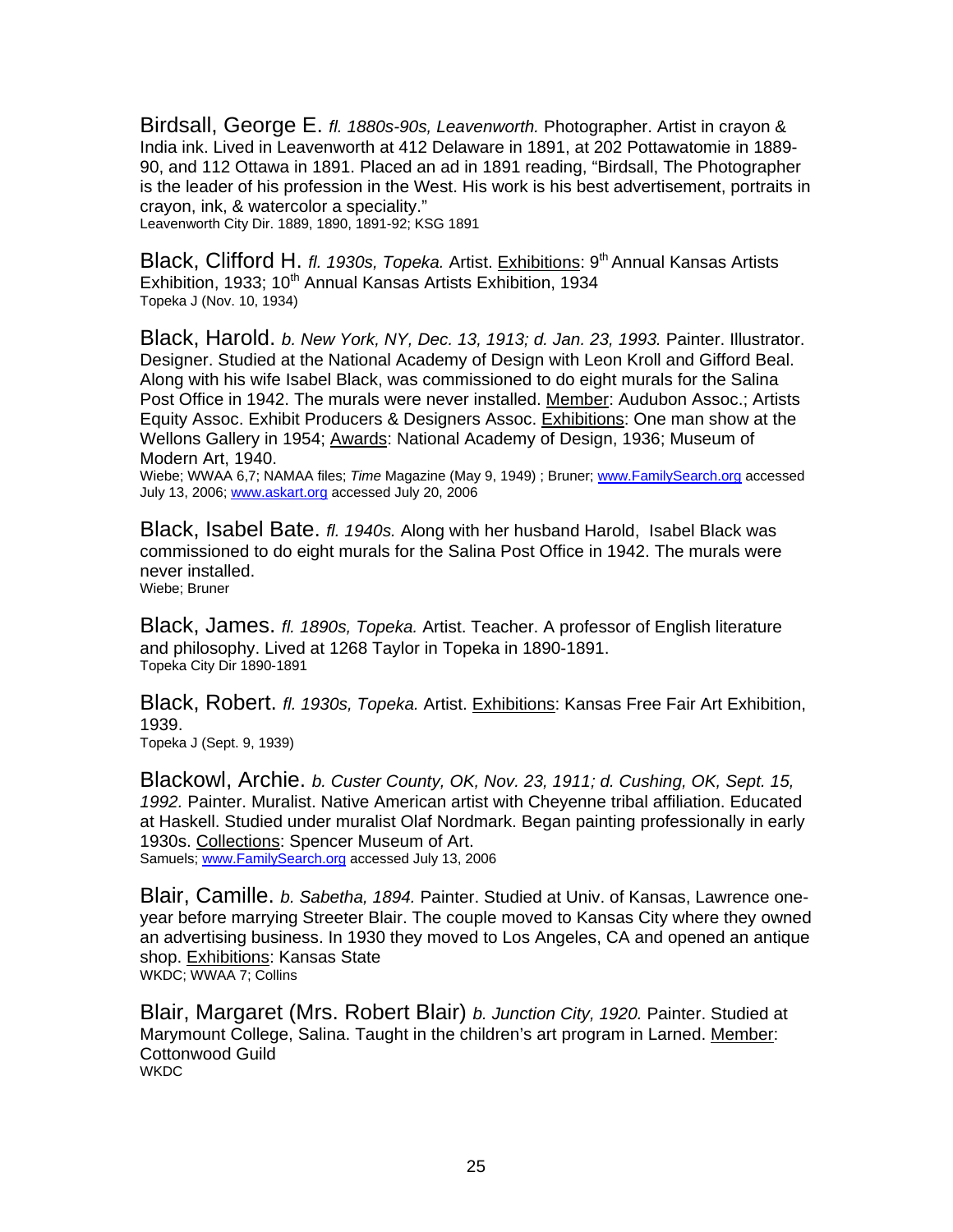Birdsall, George E. *fl. 1880s-90s, Leavenworth.* Photographer. Artist in crayon & India ink. Lived in Leavenworth at 412 Delaware in 1891, at 202 Pottawatomie in 1889-90, and 112 Ottawa in 1891. Placed an ad in 1891 reading, "Birdsall, The Photographer is the leader of his profession in the West. His work is his best advertisement, portraits in crayon, ink, & watercolor a speciality."
Leavenworth City Dir. 1889, 1890, 1891-92; KSG 1891

Black, Clifford H. *fl. 1930s, Topeka.* Artist. Exhibitions: 9th Annual Kansas Artists Exhibition, 1933; 10th Annual Kansas Artists Exhibition, 1934
Topeka J (Nov. 10, 1934)

Black, Harold. *b. New York, NY, Dec. 13, 1913; d. Jan. 23, 1993.* Painter. Illustrator. Designer. Studied at the National Academy of Design with Leon Kroll and Gifford Beal. Along with his wife Isabel Black, was commissioned to do eight murals for the Salina Post Office in 1942. The murals were never installed. Member: Audubon Assoc.; Artists Equity Assoc. Exhibit Producers & Designers Assoc. Exhibitions: One man show at the Wellons Gallery in 1954; Awards: National Academy of Design, 1936; Museum of Modern Art, 1940.
Wiebe; WWAA 6,7; NAMAA files; *Time* Magazine (May 9, 1949) ; Bruner; www.FamilySearch.org accessed July 13, 2006; www.askart.org accessed July 20, 2006

Black, Isabel Bate. *fl. 1940s.* Along with her husband Harold, Isabel Black was commissioned to do eight murals for the Salina Post Office in 1942. The murals were never installed.
Wiebe; Bruner

Black, James. *fl. 1890s, Topeka.* Artist. Teacher. A professor of English literature and philosophy. Lived at 1268 Taylor in Topeka in 1890-1891.
Topeka City Dir 1890-1891

Black, Robert. *fl. 1930s, Topeka.* Artist. Exhibitions: Kansas Free Fair Art Exhibition, 1939.
Topeka J (Sept. 9, 1939)

Blackowl, Archie. *b. Custer County, OK, Nov. 23, 1911; d. Cushing, OK, Sept. 15, 1992.* Painter. Muralist. Native American artist with Cheyenne tribal affiliation. Educated at Haskell. Studied under muralist Olaf Nordmark. Began painting professionally in early 1930s. Collections: Spencer Museum of Art.
Samuels; www.FamilySearch.org accessed July 13, 2006

Blair, Camille. *b. Sabetha, 1894.* Painter. Studied at Univ. of Kansas, Lawrence one-year before marrying Streeter Blair. The couple moved to Kansas City where they owned an advertising business. In 1930 they moved to Los Angeles, CA and opened an antique shop. Exhibitions: Kansas State
WKDC; WWAA 7; Collins

Blair, Margaret (Mrs. Robert Blair) *b. Junction City, 1920.* Painter. Studied at Marymount College, Salina. Taught in the children's art program in Larned. Member: Cottonwood Guild
WKDC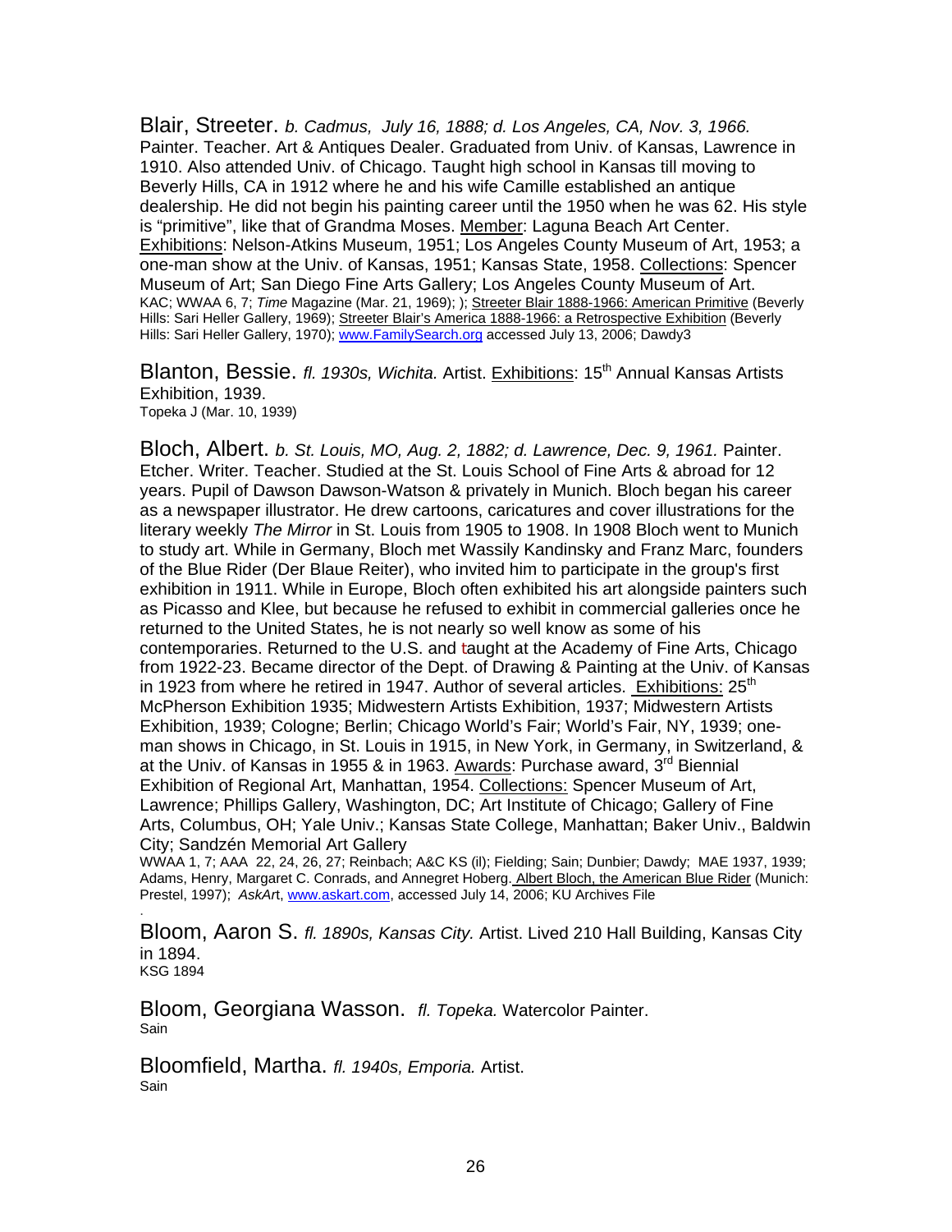Blair, Streeter. *b. Cadmus, July 16, 1888; d. Los Angeles, CA, Nov. 3, 1966.* Painter. Teacher. Art & Antiques Dealer. Graduated from Univ. of Kansas, Lawrence in 1910. Also attended Univ. of Chicago. Taught high school in Kansas till moving to Beverly Hills, CA in 1912 where he and his wife Camille established an antique dealership. He did not begin his painting career until the 1950 when he was 62. His style is "primitive", like that of Grandma Moses. Member: Laguna Beach Art Center. Exhibitions: Nelson-Atkins Museum, 1951; Los Angeles County Museum of Art, 1953; a one-man show at the Univ. of Kansas, 1951; Kansas State, 1958. Collections: Spencer Museum of Art; San Diego Fine Arts Gallery; Los Angeles County Museum of Art.
KAC; WWAA 6, 7; *Time* Magazine (Mar. 21, 1969); ); Streeter Blair 1888-1966: American Primitive (Beverly Hills: Sari Heller Gallery, 1969); Streeter Blair's America 1888-1966: a Retrospective Exhibition (Beverly Hills: Sari Heller Gallery, 1970); www.FamilySearch.org accessed July 13, 2006; Dawdy3

Blanton, Bessie. *fl. 1930s, Wichita.* Artist. Exhibitions: 15th Annual Kansas Artists Exhibition, 1939.
Topeka J (Mar. 10, 1939)

Bloch, Albert. *b. St. Louis, MO, Aug. 2, 1882; d. Lawrence, Dec. 9, 1961.* Painter. Etcher. Writer. Teacher. Studied at the St. Louis School of Fine Arts & abroad for 12 years. Pupil of Dawson Dawson-Watson & privately in Munich. Bloch began his career as a newspaper illustrator. He drew cartoons, caricatures and cover illustrations for the literary weekly *The Mirror* in St. Louis from 1905 to 1908. In 1908 Bloch went to Munich to study art. While in Germany, Bloch met Wassily Kandinsky and Franz Marc, founders of the Blue Rider (Der Blaue Reiter), who invited him to participate in the group's first exhibition in 1911. While in Europe, Bloch often exhibited his art alongside painters such as Picasso and Klee, but because he refused to exhibit in commercial galleries once he returned to the United States, he is not nearly so well know as some of his contemporaries. Returned to the U.S. and taught at the Academy of Fine Arts, Chicago from 1922-23. Became director of the Dept. of Drawing & Painting at the Univ. of Kansas in 1923 from where he retired in 1947. Author of several articles. Exhibitions: 25th McPherson Exhibition 1935; Midwestern Artists Exhibition, 1937; Midwestern Artists Exhibition, 1939; Cologne; Berlin; Chicago World's Fair; World's Fair, NY, 1939; one-man shows in Chicago, in St. Louis in 1915, in New York, in Germany, in Switzerland, & at the Univ. of Kansas in 1955 & in 1963. Awards: Purchase award, 3rd Biennial Exhibition of Regional Art, Manhattan, 1954. Collections: Spencer Museum of Art, Lawrence; Phillips Gallery, Washington, DC; Art Institute of Chicago; Gallery of Fine Arts, Columbus, OH; Yale Univ.; Kansas State College, Manhattan; Baker Univ., Baldwin City; Sandzén Memorial Art Gallery
WWAA 1, 7; AAA 22, 24, 26, 27; Reinbach; A&C KS (il); Fielding; Sain; Dunbier; Dawdy; MAE 1937, 1939; Adams, Henry, Margaret C. Conrads, and Annegret Hoberg. Albert Bloch, the American Blue Rider (Munich: Prestel, 1997); *AskArt*, www.askart.com, accessed July 14, 2006; KU Archives File

Bloom, Aaron S. *fl. 1890s, Kansas City.* Artist. Lived 210 Hall Building, Kansas City in 1894.
KSG 1894

Bloom, Georgiana Wasson. *fl. Topeka.* Watercolor Painter.
Sain

Bloomfield, Martha. *fl. 1940s, Emporia.* Artist.
Sain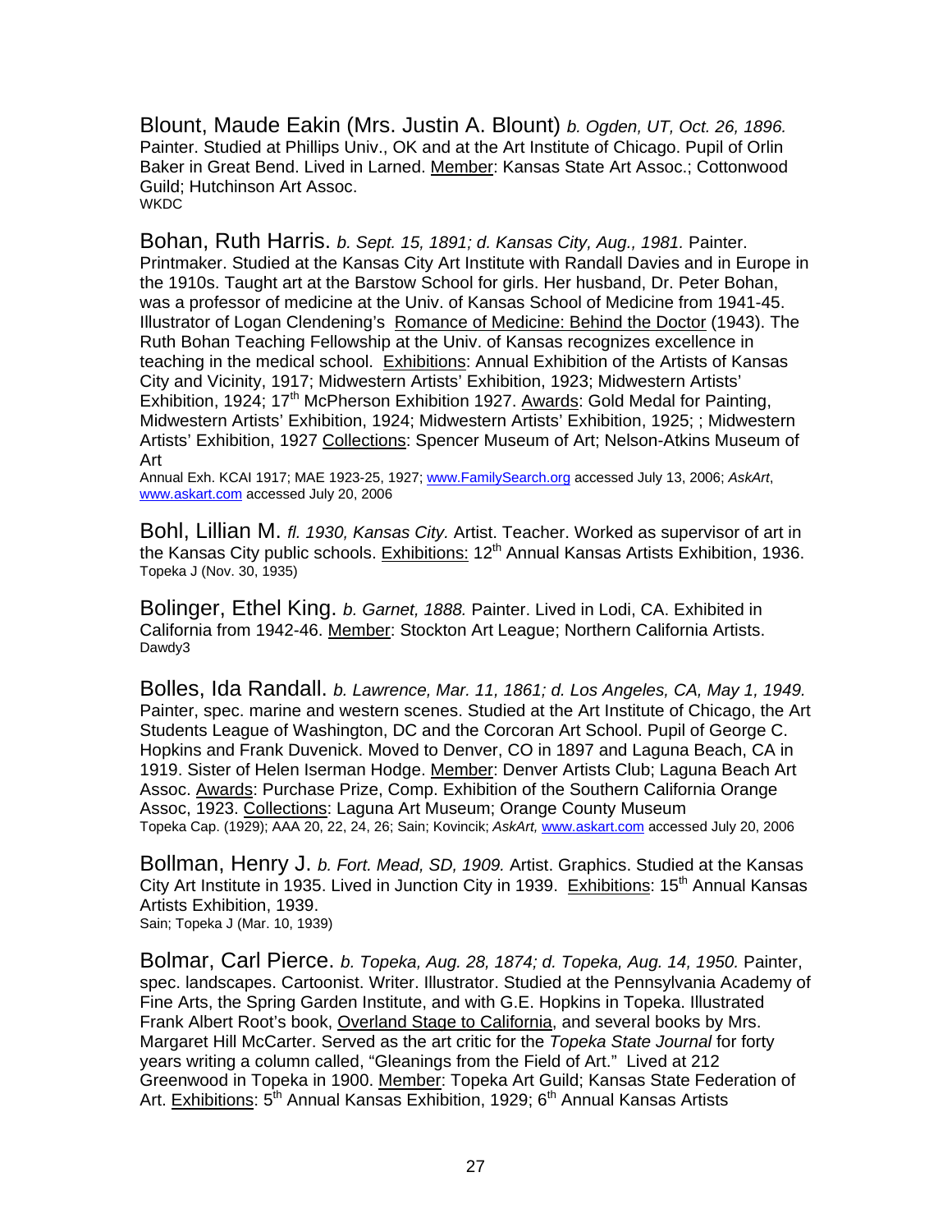Blount, Maude Eakin (Mrs. Justin A. Blount) *b. Ogden, UT, Oct. 26, 1896.* Painter. Studied at Phillips Univ., OK and at the Art Institute of Chicago. Pupil of Orlin Baker in Great Bend. Lived in Larned. Member: Kansas State Art Assoc.; Cottonwood Guild; Hutchinson Art Assoc.
WKDC

Bohan, Ruth Harris. *b. Sept. 15, 1891; d. Kansas City, Aug., 1981.* Painter. Printmaker. Studied at the Kansas City Art Institute with Randall Davies and in Europe in the 1910s. Taught art at the Barstow School for girls. Her husband, Dr. Peter Bohan, was a professor of medicine at the Univ. of Kansas School of Medicine from 1941-45. Illustrator of Logan Clendening's Romance of Medicine: Behind the Doctor (1943). The Ruth Bohan Teaching Fellowship at the Univ. of Kansas recognizes excellence in teaching in the medical school. Exhibitions: Annual Exhibition of the Artists of Kansas City and Vicinity, 1917; Midwestern Artists' Exhibition, 1923; Midwestern Artists' Exhibition, 1924; 17th McPherson Exhibition 1927. Awards: Gold Medal for Painting, Midwestern Artists' Exhibition, 1924; Midwestern Artists' Exhibition, 1925; ; Midwestern Artists' Exhibition, 1927 Collections: Spencer Museum of Art; Nelson-Atkins Museum of Art
Annual Exh. KCAI 1917; MAE 1923-25, 1927; www.FamilySearch.org accessed July 13, 2006; *AskArt*, www.askart.com accessed July 20, 2006

Bohl, Lillian M. *fl. 1930, Kansas City.* Artist. Teacher. Worked as supervisor of art in the Kansas City public schools. Exhibitions: 12th Annual Kansas Artists Exhibition, 1936.
Topeka J (Nov. 30, 1935)

Bolinger, Ethel King. *b. Garnet, 1888.* Painter. Lived in Lodi, CA. Exhibited in California from 1942-46. Member: Stockton Art League; Northern California Artists.
Dawdy3

Bolles, Ida Randall. *b. Lawrence, Mar. 11, 1861; d. Los Angeles, CA, May 1, 1949.* Painter, spec. marine and western scenes. Studied at the Art Institute of Chicago, the Art Students League of Washington, DC and the Corcoran Art School. Pupil of George C. Hopkins and Frank Duvenick. Moved to Denver, CO in 1897 and Laguna Beach, CA in 1919. Sister of Helen Iserman Hodge. Member: Denver Artists Club; Laguna Beach Art Assoc. Awards: Purchase Prize, Comp. Exhibition of the Southern California Orange Assoc, 1923. Collections: Laguna Art Museum; Orange County Museum
Topeka Cap. (1929); AAA 20, 22, 24, 26; Sain; Kovincik; *AskArt,* www.askart.com accessed July 20, 2006

Bollman, Henry J. *b. Fort. Mead, SD, 1909.* Artist. Graphics. Studied at the Kansas City Art Institute in 1935. Lived in Junction City in 1939. Exhibitions: 15th Annual Kansas Artists Exhibition, 1939.
Sain; Topeka J (Mar. 10, 1939)

Bolmar, Carl Pierce. *b. Topeka, Aug. 28, 1874; d. Topeka, Aug. 14, 1950.* Painter, spec. landscapes. Cartoonist. Writer. Illustrator. Studied at the Pennsylvania Academy of Fine Arts, the Spring Garden Institute, and with G.E. Hopkins in Topeka. Illustrated Frank Albert Root's book, Overland Stage to California, and several books by Mrs. Margaret Hill McCarter. Served as the art critic for the *Topeka State Journal* for forty years writing a column called, "Gleanings from the Field of Art." Lived at 212 Greenwood in Topeka in 1900. Member: Topeka Art Guild; Kansas State Federation of Art. Exhibitions: 5th Annual Kansas Exhibition, 1929; 6th Annual Kansas Artists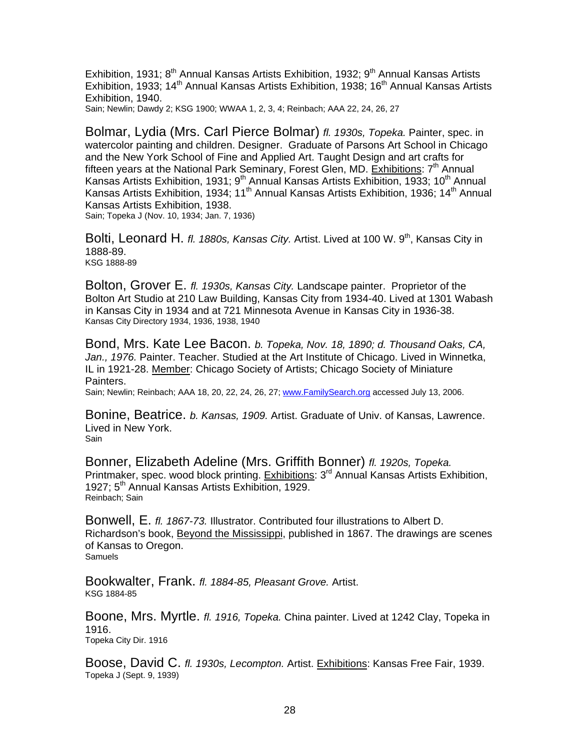Exhibition, 1931; 8th Annual Kansas Artists Exhibition, 1932; 9th Annual Kansas Artists Exhibition, 1933; 14th Annual Kansas Artists Exhibition, 1938; 16th Annual Kansas Artists Exhibition, 1940.
Sain; Newlin; Dawdy 2; KSG 1900; WWAA 1, 2, 3, 4; Reinbach; AAA 22, 24, 26, 27

Bolmar, Lydia (Mrs. Carl Pierce Bolmar) *fl. 1930s, Topeka.* Painter, spec. in watercolor painting and children. Designer. Graduate of Parsons Art School in Chicago and the New York School of Fine and Applied Art. Taught Design and art crafts for fifteen years at the National Park Seminary, Forest Glen, MD. Exhibitions: 7th Annual Kansas Artists Exhibition, 1931; 9th Annual Kansas Artists Exhibition, 1933; 10th Annual Kansas Artists Exhibition, 1934; 11th Annual Kansas Artists Exhibition, 1936; 14th Annual Kansas Artists Exhibition, 1938.
Sain; Topeka J (Nov. 10, 1934; Jan. 7, 1936)

Bolti, Leonard H. *fl. 1880s, Kansas City.* Artist. Lived at 100 W. 9th, Kansas City in 1888-89.
KSG 1888-89

Bolton, Grover E. *fl. 1930s, Kansas City.* Landscape painter. Proprietor of the Bolton Art Studio at 210 Law Building, Kansas City from 1934-40. Lived at 1301 Wabash in Kansas City in 1934 and at 721 Minnesota Avenue in Kansas City in 1936-38.
Kansas City Directory 1934, 1936, 1938, 1940

Bond, Mrs. Kate Lee Bacon. *b. Topeka, Nov. 18, 1890; d. Thousand Oaks, CA, Jan., 1976.* Painter. Teacher. Studied at the Art Institute of Chicago. Lived in Winnetka, IL in 1921-28. Member: Chicago Society of Artists; Chicago Society of Miniature Painters.
Sain; Newlin; Reinbach; AAA 18, 20, 22, 24, 26, 27; www.FamilySearch.org accessed July 13, 2006.

Bonine, Beatrice. *b. Kansas, 1909.* Artist. Graduate of Univ. of Kansas, Lawrence. Lived in New York.
Sain

Bonner, Elizabeth Adeline (Mrs. Griffith Bonner) *fl. 1920s, Topeka.* Printmaker, spec. wood block printing. Exhibitions: 3rd Annual Kansas Artists Exhibition, 1927; 5th Annual Kansas Artists Exhibition, 1929.
Reinbach; Sain

Bonwell, E. *fl. 1867-73.* Illustrator. Contributed four illustrations to Albert D. Richardson's book, Beyond the Mississippi, published in 1867. The drawings are scenes of Kansas to Oregon.
Samuels

Bookwalter, Frank. *fl. 1884-85, Pleasant Grove.* Artist.
KSG 1884-85

Boone, Mrs. Myrtle. *fl. 1916, Topeka.* China painter. Lived at 1242 Clay, Topeka in 1916.
Topeka City Dir. 1916

Boose, David C. *fl. 1930s, Lecompton.* Artist. Exhibitions: Kansas Free Fair, 1939.
Topeka J (Sept. 9, 1939)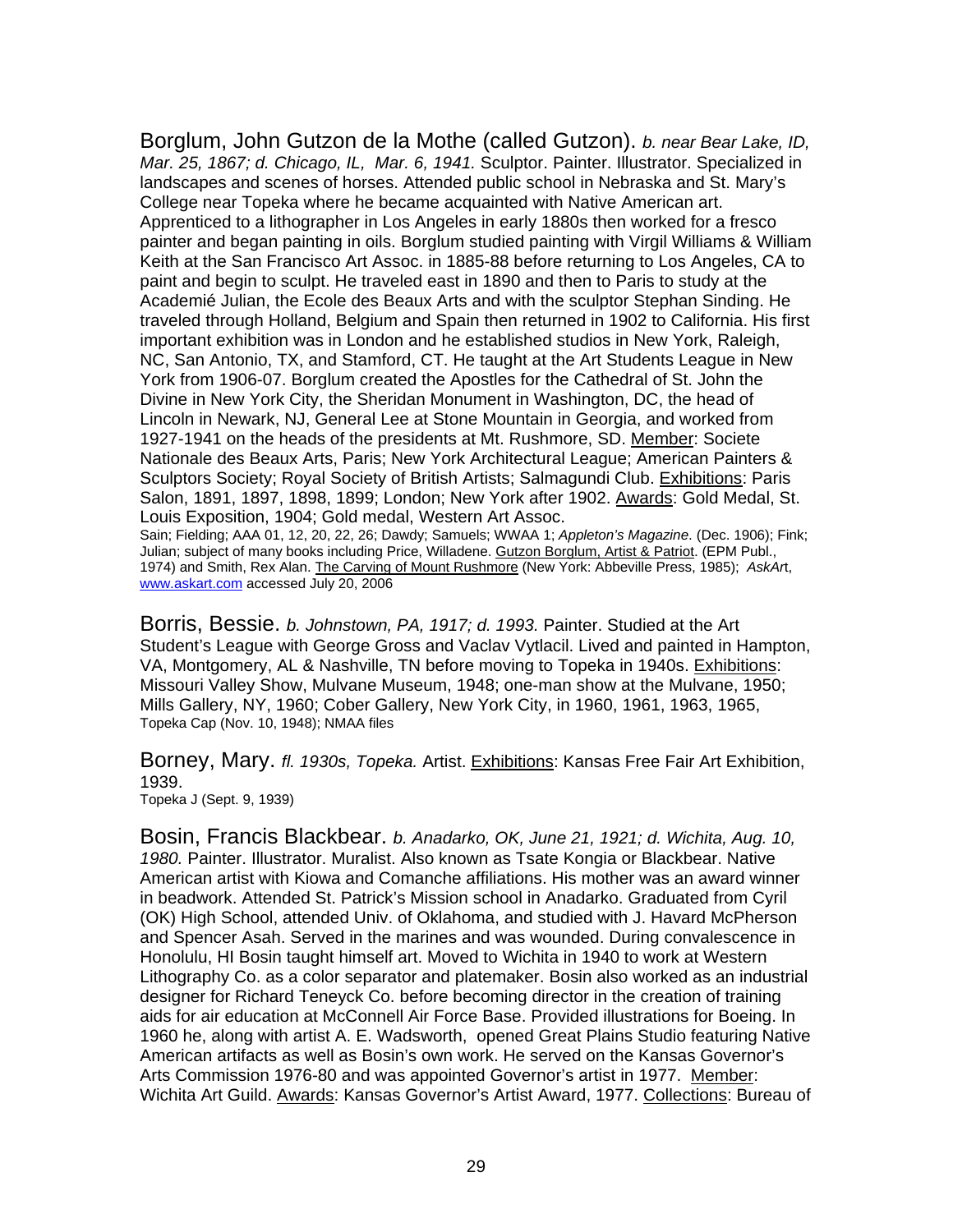Borglum, John Gutzon de la Mothe (called Gutzon). *b. near Bear Lake, ID, Mar. 25, 1867; d. Chicago, IL, Mar. 6, 1941.* Sculptor. Painter. Illustrator. Specialized in landscapes and scenes of horses. Attended public school in Nebraska and St. Mary's College near Topeka where he became acquainted with Native American art. Apprenticed to a lithographer in Los Angeles in early 1880s then worked for a fresco painter and began painting in oils. Borglum studied painting with Virgil Williams & William Keith at the San Francisco Art Assoc. in 1885-88 before returning to Los Angeles, CA to paint and begin to sculpt. He traveled east in 1890 and then to Paris to study at the Academié Julian, the Ecole des Beaux Arts and with the sculptor Stephan Sinding. He traveled through Holland, Belgium and Spain then returned in 1902 to California. His first important exhibition was in London and he established studios in New York, Raleigh, NC, San Antonio, TX, and Stamford, CT. He taught at the Art Students League in New York from 1906-07. Borglum created the Apostles for the Cathedral of St. John the Divine in New York City, the Sheridan Monument in Washington, DC, the head of Lincoln in Newark, NJ, General Lee at Stone Mountain in Georgia, and worked from 1927-1941 on the heads of the presidents at Mt. Rushmore, SD. Member: Societe Nationale des Beaux Arts, Paris; New York Architectural League; American Painters & Sculptors Society; Royal Society of British Artists; Salmagundi Club. Exhibitions: Paris Salon, 1891, 1897, 1898, 1899; London; New York after 1902. Awards: Gold Medal, St. Louis Exposition, 1904; Gold medal, Western Art Assoc.
Sain; Fielding; AAA 01, 12, 20, 22, 26; Dawdy; Samuels; WWAA 1; *Appleton's Magazine*. (Dec. 1906); Fink; Julian; subject of many books including Price, Willadene. Gutzon Borglum, Artist & Patriot. (EPM Publ., 1974) and Smith, Rex Alan. The Carving of Mount Rushmore (New York: Abbeville Press, 1985); *AskArt*, www.askart.com accessed July 20, 2006

Borris, Bessie. *b. Johnstown, PA, 1917; d. 1993.* Painter. Studied at the Art Student's League with George Gross and Vaclav Vytlacil. Lived and painted in Hampton, VA, Montgomery, AL & Nashville, TN before moving to Topeka in 1940s. Exhibitions: Missouri Valley Show, Mulvane Museum, 1948; one-man show at the Mulvane, 1950; Mills Gallery, NY, 1960; Cober Gallery, New York City, in 1960, 1961, 1963, 1965,
Topeka Cap (Nov. 10, 1948); NMAA files

Borney, Mary. *fl. 1930s, Topeka.* Artist. Exhibitions: Kansas Free Fair Art Exhibition, 1939.
Topeka J (Sept. 9, 1939)

Bosin, Francis Blackbear. *b. Anadarko, OK, June 21, 1921; d. Wichita, Aug. 10, 1980.* Painter. Illustrator. Muralist. Also known as Tsate Kongia or Blackbear. Native American artist with Kiowa and Comanche affiliations. His mother was an award winner in beadwork. Attended St. Patrick's Mission school in Anadarko. Graduated from Cyril (OK) High School, attended Univ. of Oklahoma, and studied with J. Havard McPherson and Spencer Asah. Served in the marines and was wounded. During convalescence in Honolulu, HI Bosin taught himself art. Moved to Wichita in 1940 to work at Western Lithography Co. as a color separator and platemaker. Bosin also worked as an industrial designer for Richard Teneyck Co. before becoming director in the creation of training aids for air education at McConnell Air Force Base. Provided illustrations for Boeing. In 1960 he, along with artist A. E. Wadsworth, opened Great Plains Studio featuring Native American artifacts as well as Bosin's own work. He served on the Kansas Governor's Arts Commission 1976-80 and was appointed Governor's artist in 1977. Member: Wichita Art Guild. Awards: Kansas Governor's Artist Award, 1977. Collections: Bureau of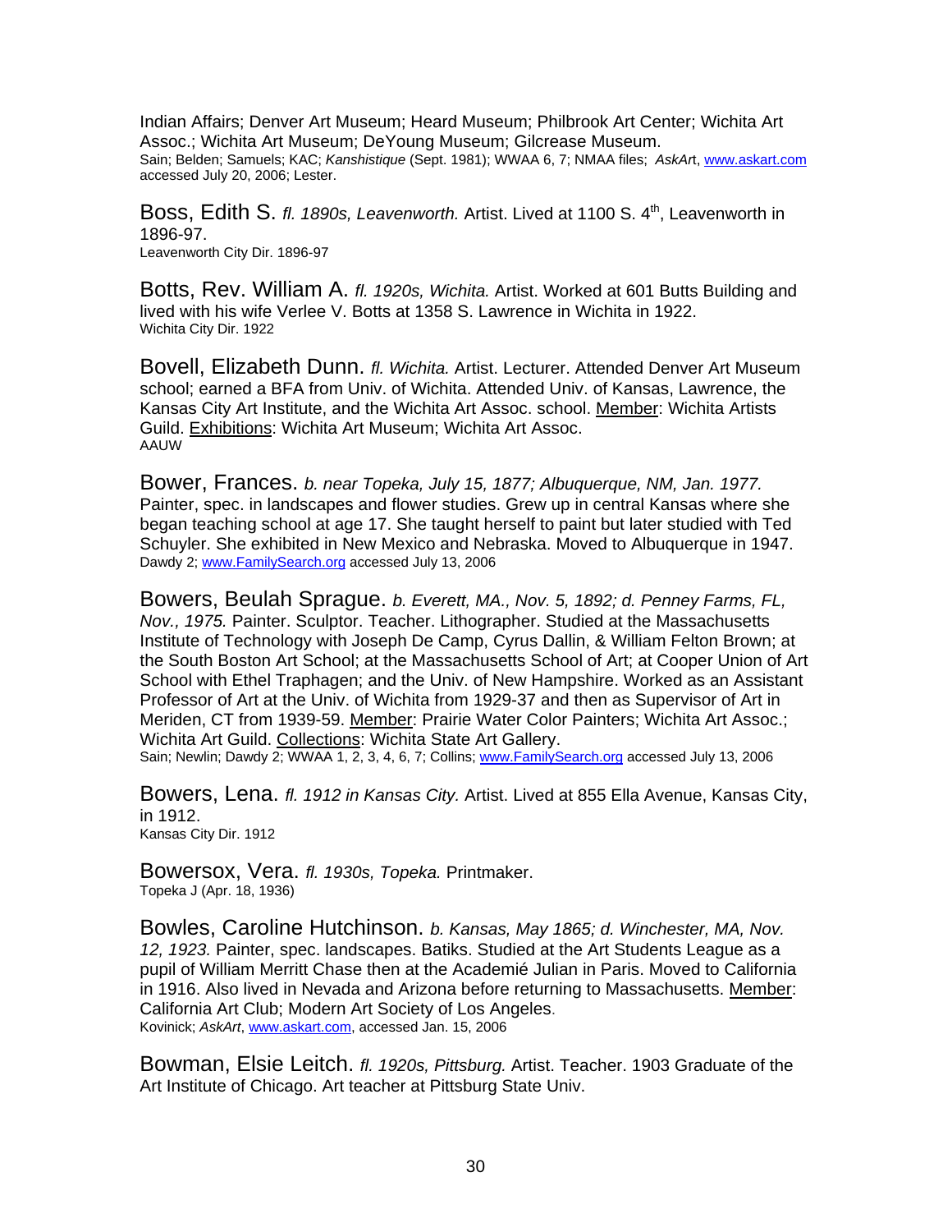Indian Affairs; Denver Art Museum; Heard Museum; Philbrook Art Center; Wichita Art Assoc.; Wichita Art Museum; DeYoung Museum; Gilcrease Museum.
Sain; Belden; Samuels; KAC; *Kanshistique* (Sept. 1981); WWAA 6, 7; NMAA files; *AskArt*, www.askart.com accessed July 20, 2006; Lester.

Boss, Edith S. *fl. 1890s, Leavenworth.* Artist. Lived at 1100 S. 4th, Leavenworth in 1896-97.
Leavenworth City Dir. 1896-97

Botts, Rev. William A. *fl. 1920s, Wichita.* Artist. Worked at 601 Butts Building and lived with his wife Verlee V. Botts at 1358 S. Lawrence in Wichita in 1922.
Wichita City Dir. 1922

Bovell, Elizabeth Dunn. *fl. Wichita.* Artist. Lecturer. Attended Denver Art Museum school; earned a BFA from Univ. of Wichita. Attended Univ. of Kansas, Lawrence, the Kansas City Art Institute, and the Wichita Art Assoc. school. Member: Wichita Artists Guild. Exhibitions: Wichita Art Museum; Wichita Art Assoc.
AAUW

Bower, Frances. *b. near Topeka, July 15, 1877; Albuquerque, NM, Jan. 1977.* Painter, spec. in landscapes and flower studies. Grew up in central Kansas where she began teaching school at age 17. She taught herself to paint but later studied with Ted Schuyler. She exhibited in New Mexico and Nebraska. Moved to Albuquerque in 1947.
Dawdy 2; www.FamilySearch.org accessed July 13, 2006

Bowers, Beulah Sprague. *b. Everett, MA., Nov. 5, 1892; d. Penney Farms, FL, Nov., 1975.* Painter. Sculptor. Teacher. Lithographer. Studied at the Massachusetts Institute of Technology with Joseph De Camp, Cyrus Dallin, & William Felton Brown; at the South Boston Art School; at the Massachusetts School of Art; at Cooper Union of Art School with Ethel Traphagen; and the Univ. of New Hampshire. Worked as an Assistant Professor of Art at the Univ. of Wichita from 1929-37 and then as Supervisor of Art in Meriden, CT from 1939-59. Member: Prairie Water Color Painters; Wichita Art Assoc.; Wichita Art Guild. Collections: Wichita State Art Gallery.
Sain; Newlin; Dawdy 2; WWAA 1, 2, 3, 4, 6, 7; Collins; www.FamilySearch.org accessed July 13, 2006

Bowers, Lena. *fl. 1912 in Kansas City.* Artist. Lived at 855 Ella Avenue, Kansas City, in 1912.
Kansas City Dir. 1912

Bowersox, Vera. *fl. 1930s, Topeka.* Printmaker.
Topeka J (Apr. 18, 1936)

Bowles, Caroline Hutchinson. *b. Kansas, May 1865; d. Winchester, MA, Nov. 12, 1923.* Painter, spec. landscapes. Batiks. Studied at the Art Students League as a pupil of William Merritt Chase then at the Academié Julian in Paris. Moved to California in 1916. Also lived in Nevada and Arizona before returning to Massachusetts. Member: California Art Club; Modern Art Society of Los Angeles.
Kovinick; *AskArt*, www.askart.com, accessed Jan. 15, 2006

Bowman, Elsie Leitch. *fl. 1920s, Pittsburg.* Artist. Teacher. 1903 Graduate of the Art Institute of Chicago. Art teacher at Pittsburg State Univ.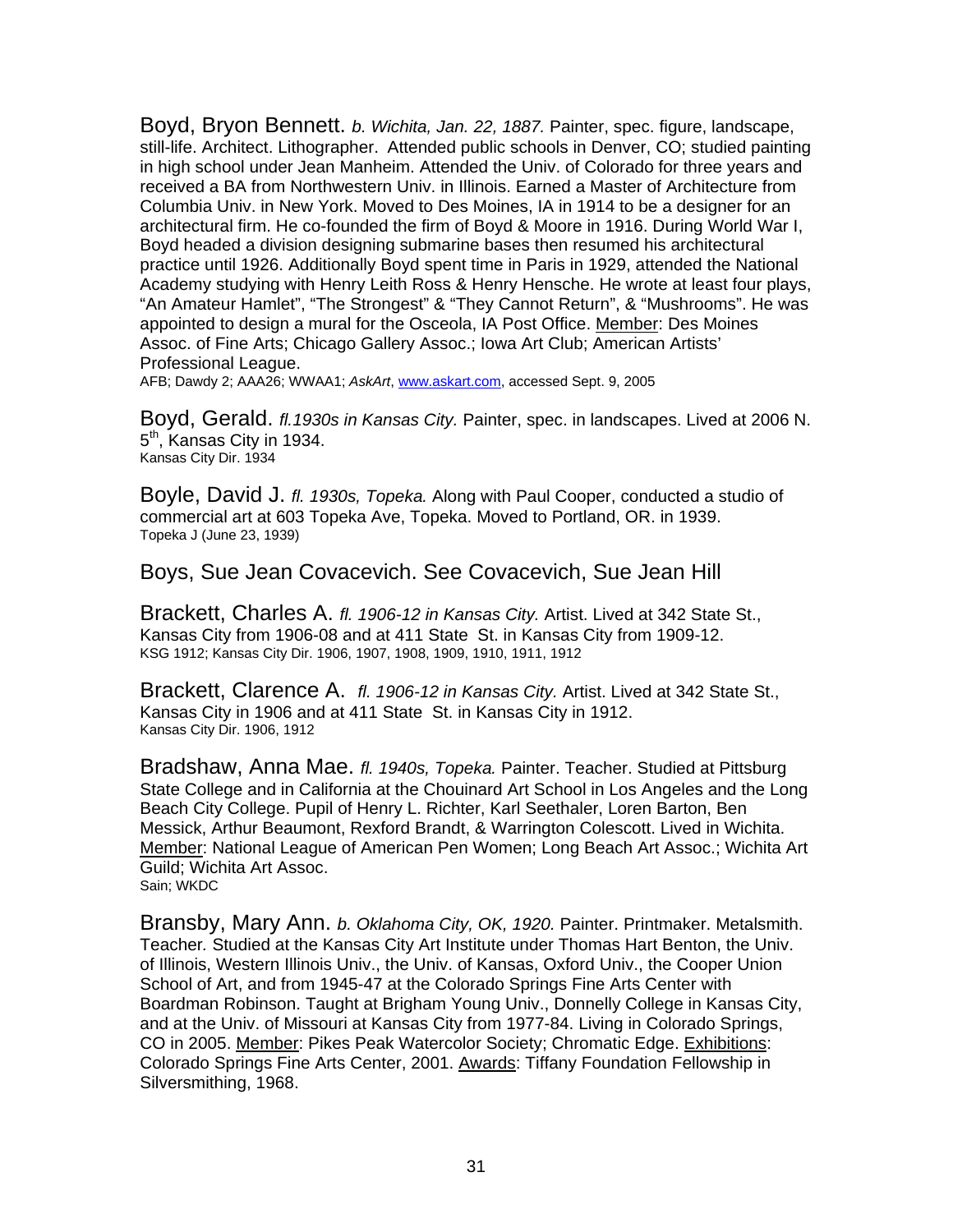Boyd, Bryon Bennett. *b. Wichita, Jan. 22, 1887.* Painter, spec. figure, landscape, still-life. Architect. Lithographer. Attended public schools in Denver, CO; studied painting in high school under Jean Manheim. Attended the Univ. of Colorado for three years and received a BA from Northwestern Univ. in Illinois. Earned a Master of Architecture from Columbia Univ. in New York. Moved to Des Moines, IA in 1914 to be a designer for an architectural firm. He co-founded the firm of Boyd & Moore in 1916. During World War I, Boyd headed a division designing submarine bases then resumed his architectural practice until 1926. Additionally Boyd spent time in Paris in 1929, attended the National Academy studying with Henry Leith Ross & Henry Hensche. He wrote at least four plays, "An Amateur Hamlet", "The Strongest" & "They Cannot Return", & "Mushrooms". He was appointed to design a mural for the Osceola, IA Post Office. Member: Des Moines Assoc. of Fine Arts; Chicago Gallery Assoc.; Iowa Art Club; American Artists' Professional League.
AFB; Dawdy 2; AAA26; WWAA1; *AskArt*, www.askart.com, accessed Sept. 9, 2005

Boyd, Gerald. *fl.1930s in Kansas City.* Painter, spec. in landscapes. Lived at 2006 N. 5th, Kansas City in 1934.
Kansas City Dir. 1934

Boyle, David J. *fl. 1930s, Topeka.* Along with Paul Cooper, conducted a studio of commercial art at 603 Topeka Ave, Topeka. Moved to Portland, OR. in 1939.
Topeka J (June 23, 1939)

Boys, Sue Jean Covacevich. See Covacevich, Sue Jean Hill

Brackett, Charles A. *fl. 1906-12 in Kansas City.* Artist. Lived at 342 State St., Kansas City from 1906-08 and at 411 State St. in Kansas City from 1909-12.
KSG 1912; Kansas City Dir. 1906, 1907, 1908, 1909, 1910, 1911, 1912

Brackett, Clarence A. *fl. 1906-12 in Kansas City.* Artist. Lived at 342 State St., Kansas City in 1906 and at 411 State St. in Kansas City in 1912.
Kansas City Dir. 1906, 1912

Bradshaw, Anna Mae. *fl. 1940s, Topeka.* Painter. Teacher. Studied at Pittsburg State College and in California at the Chouinard Art School in Los Angeles and the Long Beach City College. Pupil of Henry L. Richter, Karl Seethaler, Loren Barton, Ben Messick, Arthur Beaumont, Rexford Brandt, & Warrington Colescott. Lived in Wichita. Member: National League of American Pen Women; Long Beach Art Assoc.; Wichita Art Guild; Wichita Art Assoc.
Sain; WKDC

Bransby, Mary Ann. *b. Oklahoma City, OK, 1920.* Painter. Printmaker. Metalsmith. Teacher. Studied at the Kansas City Art Institute under Thomas Hart Benton, the Univ. of Illinois, Western Illinois Univ., the Univ. of Kansas, Oxford Univ., the Cooper Union School of Art, and from 1945-47 at the Colorado Springs Fine Arts Center with Boardman Robinson. Taught at Brigham Young Univ., Donnelly College in Kansas City, and at the Univ. of Missouri at Kansas City from 1977-84. Living in Colorado Springs, CO in 2005. Member: Pikes Peak Watercolor Society; Chromatic Edge. Exhibitions: Colorado Springs Fine Arts Center, 2001. Awards: Tiffany Foundation Fellowship in Silversmithing, 1968.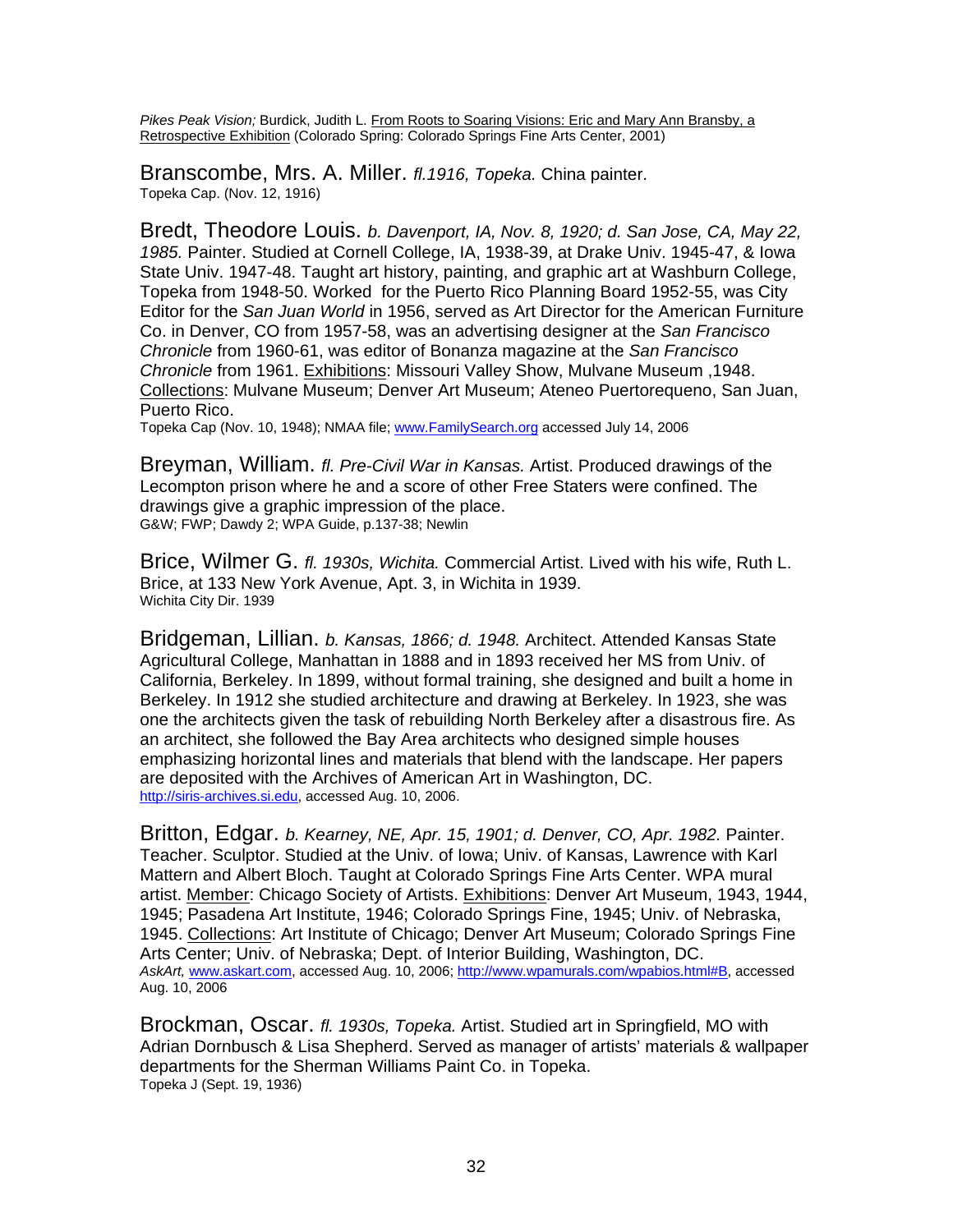*Pikes Peak Vision;* Burdick, Judith L. From Roots to Soaring Visions: Eric and Mary Ann Bransby, a Retrospective Exhibition (Colorado Spring: Colorado Springs Fine Arts Center, 2001)

Branscombe, Mrs. A. Miller. *fl.1916, Topeka.* China painter.
Topeka Cap. (Nov. 12, 1916)

Bredt, Theodore Louis. *b. Davenport, IA, Nov. 8, 1920; d. San Jose, CA, May 22, 1985.* Painter. Studied at Cornell College, IA, 1938-39, at Drake Univ. 1945-47, & Iowa State Univ. 1947-48. Taught art history, painting, and graphic art at Washburn College, Topeka from 1948-50. Worked for the Puerto Rico Planning Board 1952-55, was City Editor for the *San Juan World* in 1956, served as Art Director for the American Furniture Co. in Denver, CO from 1957-58, was an advertising designer at the *San Francisco Chronicle* from 1960-61, was editor of Bonanza magazine at the *San Francisco Chronicle* from 1961. Exhibitions: Missouri Valley Show, Mulvane Museum ,1948. Collections: Mulvane Museum; Denver Art Museum; Ateneo Puertorequeno, San Juan, Puerto Rico.
Topeka Cap (Nov. 10, 1948); NMAA file; www.FamilySearch.org accessed July 14, 2006

Breyman, William. *fl. Pre-Civil War in Kansas.* Artist. Produced drawings of the Lecompton prison where he and a score of other Free Staters were confined. The drawings give a graphic impression of the place.
G&W; FWP; Dawdy 2; WPA Guide, p.137-38; Newlin

Brice, Wilmer G. *fl. 1930s, Wichita.* Commercial Artist. Lived with his wife, Ruth L. Brice, at 133 New York Avenue, Apt. 3, in Wichita in 1939.
Wichita City Dir. 1939

Bridgeman, Lillian. *b. Kansas, 1866; d. 1948.* Architect. Attended Kansas State Agricultural College, Manhattan in 1888 and in 1893 received her MS from Univ. of California, Berkeley. In 1899, without formal training, she designed and built a home in Berkeley. In 1912 she studied architecture and drawing at Berkeley. In 1923, she was one the architects given the task of rebuilding North Berkeley after a disastrous fire. As an architect, she followed the Bay Area architects who designed simple houses emphasizing horizontal lines and materials that blend with the landscape. Her papers are deposited with the Archives of American Art in Washington, DC.
http://siris-archives.si.edu, accessed Aug. 10, 2006.

Britton, Edgar. *b. Kearney, NE, Apr. 15, 1901; d. Denver, CO, Apr. 1982.* Painter. Teacher. Sculptor. Studied at the Univ. of Iowa; Univ. of Kansas, Lawrence with Karl Mattern and Albert Bloch. Taught at Colorado Springs Fine Arts Center. WPA mural artist. Member: Chicago Society of Artists. Exhibitions: Denver Art Museum, 1943, 1944, 1945; Pasadena Art Institute, 1946; Colorado Springs Fine, 1945; Univ. of Nebraska, 1945. Collections: Art Institute of Chicago; Denver Art Museum; Colorado Springs Fine Arts Center; Univ. of Nebraska; Dept. of Interior Building, Washington, DC.
*AskArt,* www.askart.com, accessed Aug. 10, 2006; http://www.wpamurals.com/wpabios.html#B, accessed Aug. 10, 2006

Brockman, Oscar. *fl. 1930s, Topeka.* Artist. Studied art in Springfield, MO with Adrian Dornbusch & Lisa Shepherd. Served as manager of artists' materials & wallpaper departments for the Sherman Williams Paint Co. in Topeka.
Topeka J (Sept. 19, 1936)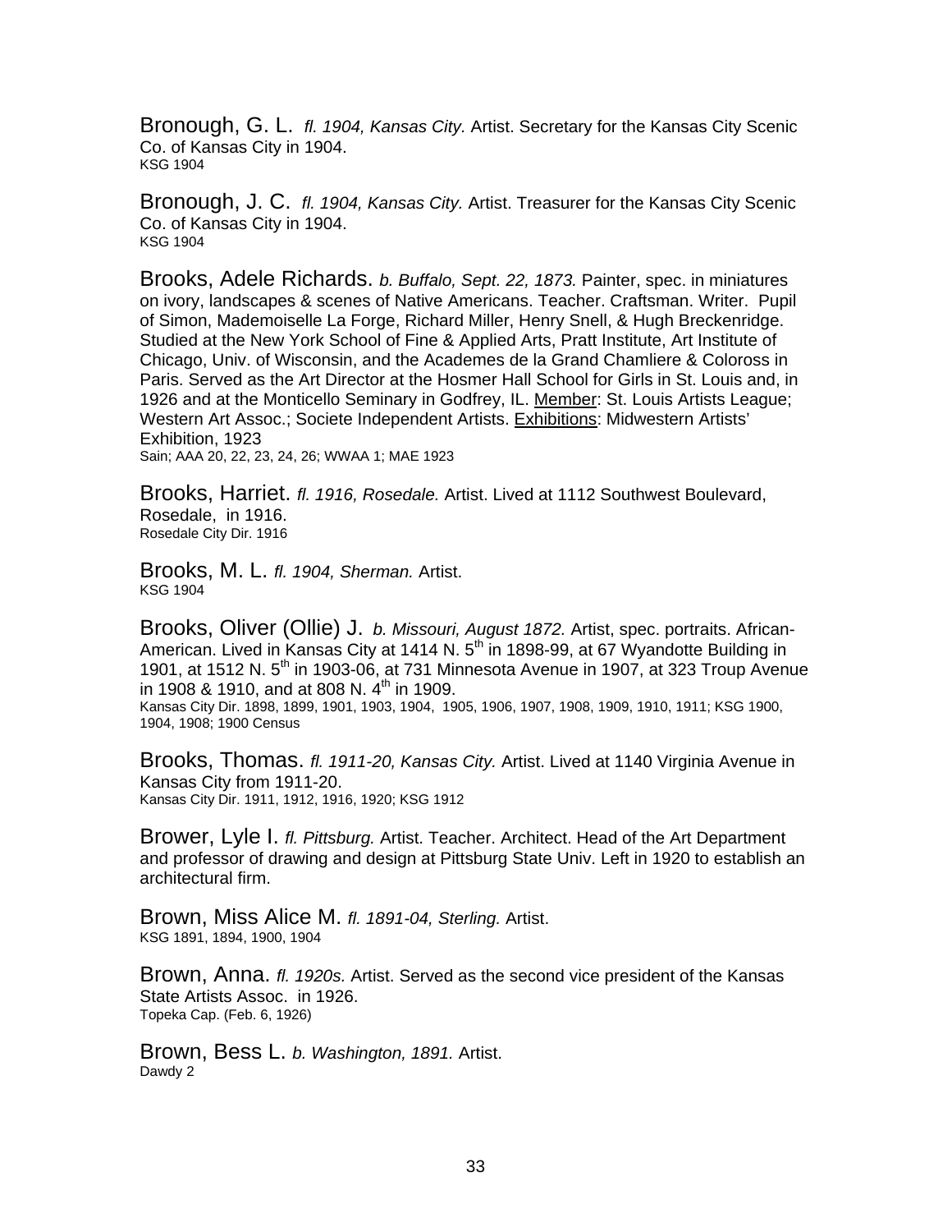Bronough, G. L. *fl. 1904, Kansas City.* Artist. Secretary for the Kansas City Scenic Co. of Kansas City in 1904.
KSG 1904

Bronough, J. C. *fl. 1904, Kansas City.* Artist. Treasurer for the Kansas City Scenic Co. of Kansas City in 1904.
KSG 1904

Brooks, Adele Richards. *b. Buffalo, Sept. 22, 1873.* Painter, spec. in miniatures on ivory, landscapes & scenes of Native Americans. Teacher. Craftsman. Writer. Pupil of Simon, Mademoiselle La Forge, Richard Miller, Henry Snell, & Hugh Breckenridge. Studied at the New York School of Fine & Applied Arts, Pratt Institute, Art Institute of Chicago, Univ. of Wisconsin, and the Academes de la Grand Chamliere & Coloross in Paris. Served as the Art Director at the Hosmer Hall School for Girls in St. Louis and, in 1926 and at the Monticello Seminary in Godfrey, IL. Member: St. Louis Artists League; Western Art Assoc.; Societe Independent Artists. Exhibitions: Midwestern Artists' Exhibition, 1923
Sain; AAA 20, 22, 23, 24, 26; WWAA 1; MAE 1923

Brooks, Harriet. *fl. 1916, Rosedale.* Artist. Lived at 1112 Southwest Boulevard, Rosedale, in 1916.
Rosedale City Dir. 1916

Brooks, M. L. *fl. 1904, Sherman.* Artist.
KSG 1904

Brooks, Oliver (Ollie) J. *b. Missouri, August 1872.* Artist, spec. portraits. African-American. Lived in Kansas City at 1414 N. 5th in 1898-99, at 67 Wyandotte Building in 1901, at 1512 N. 5th in 1903-06, at 731 Minnesota Avenue in 1907, at 323 Troup Avenue in 1908 & 1910, and at 808 N. 4th in 1909.
Kansas City Dir. 1898, 1899, 1901, 1903, 1904, 1905, 1906, 1907, 1908, 1909, 1910, 1911; KSG 1900, 1904, 1908; 1900 Census

Brooks, Thomas. *fl. 1911-20, Kansas City.* Artist. Lived at 1140 Virginia Avenue in Kansas City from 1911-20.
Kansas City Dir. 1911, 1912, 1916, 1920; KSG 1912

Brower, Lyle I. *fl. Pittsburg.* Artist. Teacher. Architect. Head of the Art Department and professor of drawing and design at Pittsburg State Univ. Left in 1920 to establish an architectural firm.

Brown, Miss Alice M. *fl. 1891-04, Sterling.* Artist.
KSG 1891, 1894, 1900, 1904

Brown, Anna. *fl. 1920s.* Artist. Served as the second vice president of the Kansas State Artists Assoc. in 1926.
Topeka Cap. (Feb. 6, 1926)

Brown, Bess L. *b. Washington, 1891.* Artist.
Dawdy 2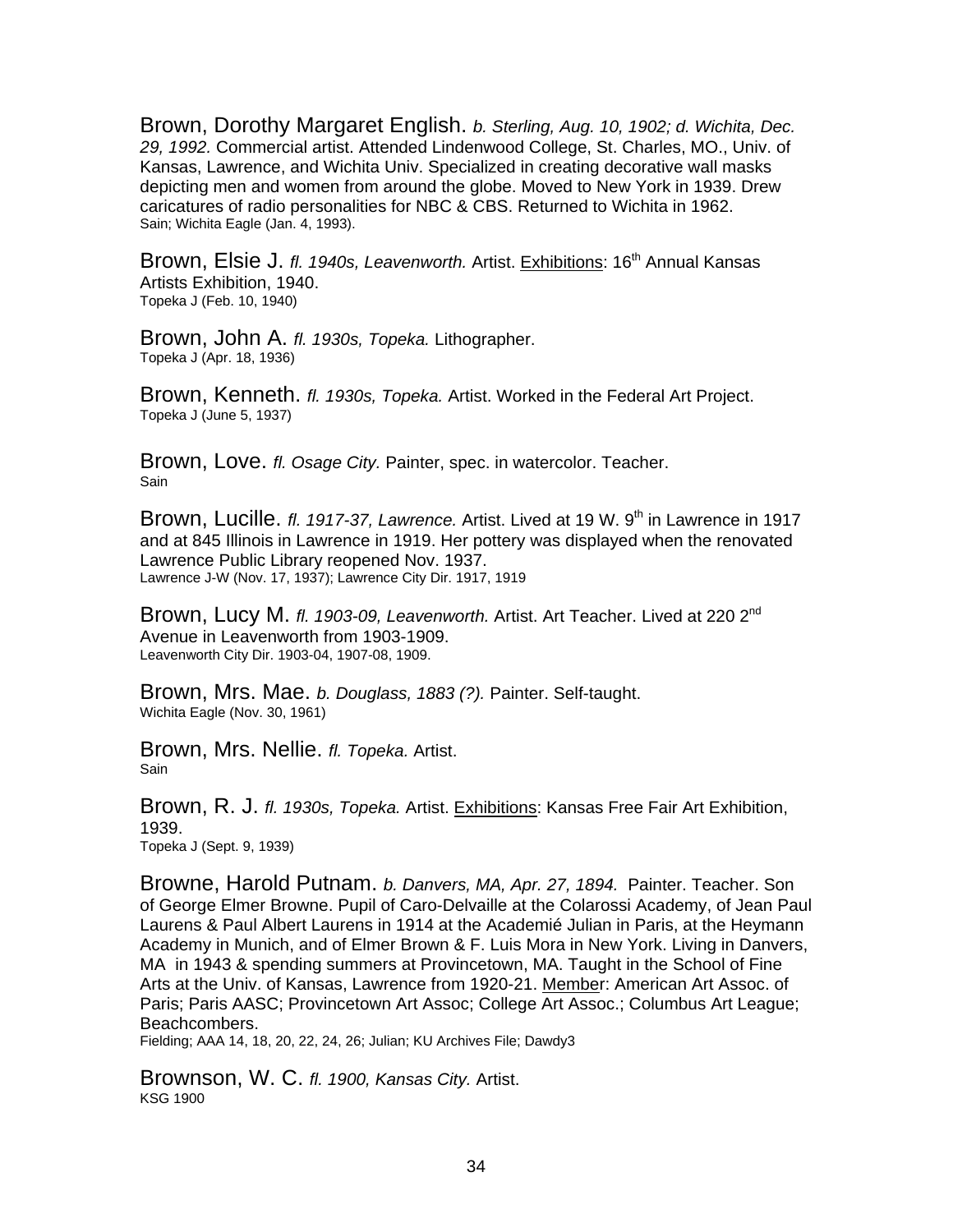Brown, Dorothy Margaret English. *b. Sterling, Aug. 10, 1902; d. Wichita, Dec. 29, 1992.* Commercial artist. Attended Lindenwood College, St. Charles, MO., Univ. of Kansas, Lawrence, and Wichita Univ. Specialized in creating decorative wall masks depicting men and women from around the globe. Moved to New York in 1939. Drew caricatures of radio personalities for NBC & CBS. Returned to Wichita in 1962.
Sain; Wichita Eagle (Jan. 4, 1993).

Brown, Elsie J. *fl. 1940s, Leavenworth.* Artist. Exhibitions: 16th Annual Kansas Artists Exhibition, 1940.
Topeka J (Feb. 10, 1940)

Brown, John A. *fl. 1930s, Topeka.* Lithographer.
Topeka J (Apr. 18, 1936)

Brown, Kenneth. *fl. 1930s, Topeka.* Artist. Worked in the Federal Art Project.
Topeka J (June 5, 1937)

Brown, Love. *fl. Osage City.* Painter, spec. in watercolor. Teacher.
Sain

Brown, Lucille. *fl. 1917-37, Lawrence.* Artist. Lived at 19 W. 9th in Lawrence in 1917 and at 845 Illinois in Lawrence in 1919. Her pottery was displayed when the renovated Lawrence Public Library reopened Nov. 1937.
Lawrence J-W (Nov. 17, 1937); Lawrence City Dir. 1917, 1919

Brown, Lucy M. *fl. 1903-09, Leavenworth.* Artist. Art Teacher. Lived at 220 2nd Avenue in Leavenworth from 1903-1909.
Leavenworth City Dir. 1903-04, 1907-08, 1909.

Brown, Mrs. Mae. *b. Douglass, 1883 (?).* Painter. Self-taught.
Wichita Eagle (Nov. 30, 1961)

Brown, Mrs. Nellie. *fl. Topeka.* Artist.
Sain

Brown, R. J. *fl. 1930s, Topeka.* Artist. Exhibitions: Kansas Free Fair Art Exhibition, 1939.
Topeka J (Sept. 9, 1939)

Browne, Harold Putnam. *b. Danvers, MA, Apr. 27, 1894.* Painter. Teacher. Son of George Elmer Browne. Pupil of Caro-Delvaille at the Colarossi Academy, of Jean Paul Laurens & Paul Albert Laurens in 1914 at the Academié Julian in Paris, at the Heymann Academy in Munich, and of Elmer Brown & F. Luis Mora in New York. Living in Danvers, MA in 1943 & spending summers at Provincetown, MA. Taught in the School of Fine Arts at the Univ. of Kansas, Lawrence from 1920-21. Member: American Art Assoc. of Paris; Paris AASC; Provincetown Art Assoc; College Art Assoc.; Columbus Art League; Beachcombers.
Fielding; AAA 14, 18, 20, 22, 24, 26; Julian; KU Archives File; Dawdy3

Brownson, W. C. *fl. 1900, Kansas City.* Artist.
KSG 1900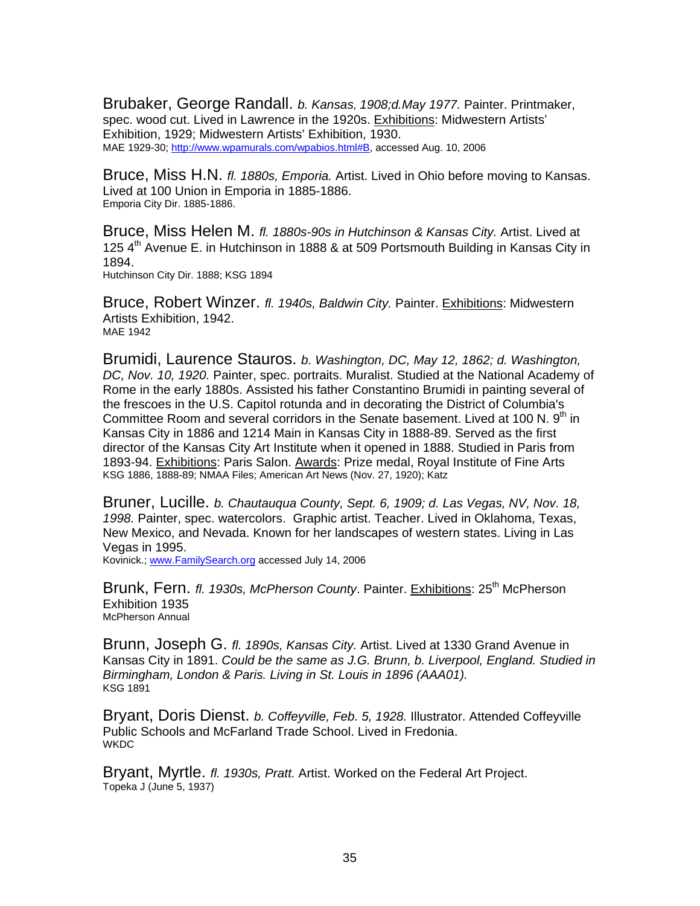Brubaker, George Randall. *b. Kansas, 1908;d.May 1977.* Painter. Printmaker, spec. wood cut. Lived in Lawrence in the 1920s. Exhibitions: Midwestern Artists' Exhibition, 1929; Midwestern Artists' Exhibition, 1930.
MAE 1929-30; http://www.wpamurals.com/wpabios.html#B, accessed Aug. 10, 2006

Bruce, Miss H.N. *fl. 1880s, Emporia.* Artist. Lived in Ohio before moving to Kansas. Lived at 100 Union in Emporia in 1885-1886.
Emporia City Dir. 1885-1886.

Bruce, Miss Helen M. *fl. 1880s-90s in Hutchinson & Kansas City.* Artist. Lived at 125 4th Avenue E. in Hutchinson in 1888 & at 509 Portsmouth Building in Kansas City in 1894.
Hutchinson City Dir. 1888; KSG 1894

Bruce, Robert Winzer. *fl. 1940s, Baldwin City.* Painter. Exhibitions: Midwestern Artists Exhibition, 1942.
MAE 1942

Brumidi, Laurence Stauros. *b. Washington, DC, May 12, 1862; d. Washington, DC, Nov. 10, 1920.* Painter, spec. portraits. Muralist. Studied at the National Academy of Rome in the early 1880s. Assisted his father Constantino Brumidi in painting several of the frescoes in the U.S. Capitol rotunda and in decorating the District of Columbia's Committee Room and several corridors in the Senate basement. Lived at 100 N. 9th in Kansas City in 1886 and 1214 Main in Kansas City in 1888-89. Served as the first director of the Kansas City Art Institute when it opened in 1888. Studied in Paris from 1893-94. Exhibitions: Paris Salon. Awards: Prize medal, Royal Institute of Fine Arts
KSG 1886, 1888-89; NMAA Files; American Art News (Nov. 27, 1920); Katz

Bruner, Lucille. *b. Chautauqua County, Sept. 6, 1909; d. Las Vegas, NV, Nov. 18, 1998.* Painter, spec. watercolors. Graphic artist. Teacher. Lived in Oklahoma, Texas, New Mexico, and Nevada. Known for her landscapes of western states. Living in Las Vegas in 1995.
Kovinick.; www.FamilySearch.org accessed July 14, 2006

Brunk, Fern. *fl. 1930s, McPherson County*. Painter. Exhibitions: 25th McPherson Exhibition 1935
McPherson Annual

Brunn, Joseph G. *fl. 1890s, Kansas City.* Artist. Lived at 1330 Grand Avenue in Kansas City in 1891. *Could be the same as J.G. Brunn, b. Liverpool, England. Studied in Birmingham, London & Paris. Living in St. Louis in 1896 (AAA01).*
KSG 1891

Bryant, Doris Dienst. *b. Coffeyville, Feb. 5, 1928.* Illustrator. Attended Coffeyville Public Schools and McFarland Trade School. Lived in Fredonia.
WKDC

Bryant, Myrtle. *fl. 1930s, Pratt.* Artist. Worked on the Federal Art Project.
Topeka J (June 5, 1937)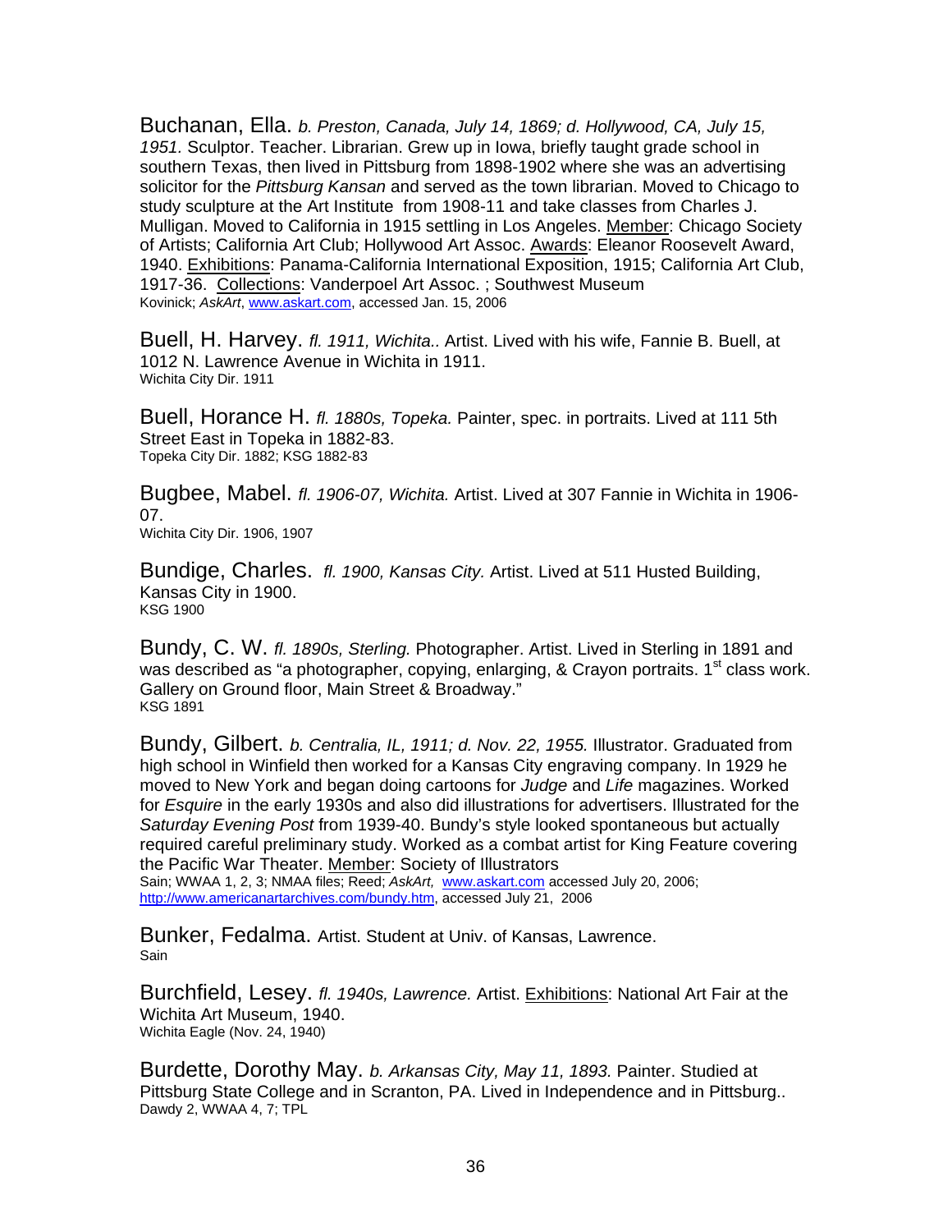Buchanan, Ella. *b. Preston, Canada, July 14, 1869; d. Hollywood, CA, July 15, 1951.* Sculptor. Teacher. Librarian. Grew up in Iowa, briefly taught grade school in southern Texas, then lived in Pittsburg from 1898-1902 where she was an advertising solicitor for the *Pittsburg Kansan* and served as the town librarian. Moved to Chicago to study sculpture at the Art Institute from 1908-11 and take classes from Charles J. Mulligan. Moved to California in 1915 settling in Los Angeles. Member: Chicago Society of Artists; California Art Club; Hollywood Art Assoc. Awards: Eleanor Roosevelt Award, 1940. Exhibitions: Panama-California International Exposition, 1915; California Art Club, 1917-36. Collections: Vanderpoel Art Assoc. ; Southwest Museum
Kovinick; *AskArt*, www.askart.com, accessed Jan. 15, 2006

Buell, H. Harvey. *fl. 1911, Wichita..* Artist. Lived with his wife, Fannie B. Buell, at 1012 N. Lawrence Avenue in Wichita in 1911.
Wichita City Dir. 1911

Buell, Horance H. *fl. 1880s, Topeka.* Painter, spec. in portraits. Lived at 111 5th Street East in Topeka in 1882-83.
Topeka City Dir. 1882; KSG 1882-83

Bugbee, Mabel. *fl. 1906-07, Wichita.* Artist. Lived at 307 Fannie in Wichita in 1906-07.
Wichita City Dir. 1906, 1907

Bundige, Charles. *fl. 1900, Kansas City.* Artist. Lived at 511 Husted Building, Kansas City in 1900.
KSG 1900

Bundy, C. W. *fl. 1890s, Sterling.* Photographer. Artist. Lived in Sterling in 1891 and was described as "a photographer, copying, enlarging, & Crayon portraits. 1st class work. Gallery on Ground floor, Main Street & Broadway."
KSG 1891

Bundy, Gilbert. *b. Centralia, IL, 1911; d. Nov. 22, 1955.* Illustrator. Graduated from high school in Winfield then worked for a Kansas City engraving company. In 1929 he moved to New York and began doing cartoons for *Judge* and *Life* magazines. Worked for *Esquire* in the early 1930s and also did illustrations for advertisers. Illustrated for the *Saturday Evening Post* from 1939-40. Bundy's style looked spontaneous but actually required careful preliminary study. Worked as a combat artist for King Feature covering the Pacific War Theater. Member: Society of Illustrators
Sain; WWAA 1, 2, 3; NMAA files; Reed; *AskArt,* www.askart.com accessed July 20, 2006; http://www.americanartarchives.com/bundy.htm, accessed July 21, 2006

Bunker, Fedalma. Artist. Student at Univ. of Kansas, Lawrence.
Sain

Burchfield, Lesey. *fl. 1940s, Lawrence.* Artist. Exhibitions: National Art Fair at the Wichita Art Museum, 1940.
Wichita Eagle (Nov. 24, 1940)

Burdette, Dorothy May. *b. Arkansas City, May 11, 1893.* Painter. Studied at Pittsburg State College and in Scranton, PA. Lived in Independence and in Pittsburg..
Dawdy 2, WWAA 4, 7; TPL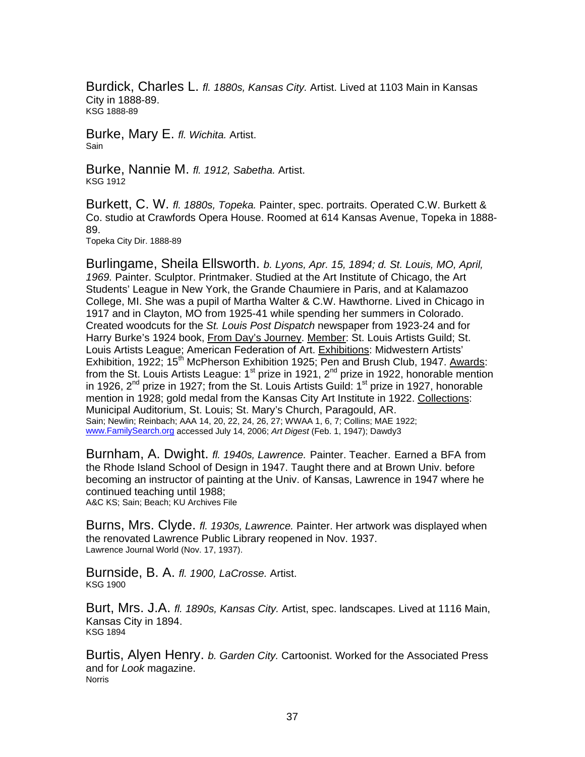Burdick, Charles L. *fl. 1880s, Kansas City.* Artist. Lived at 1103 Main in Kansas City in 1888-89.
KSG 1888-89

Burke, Mary E. *fl. Wichita.* Artist.
Sain

Burke, Nannie M. *fl. 1912, Sabetha.* Artist.
KSG 1912

Burkett, C. W. *fl. 1880s, Topeka.* Painter, spec. portraits. Operated C.W. Burkett & Co. studio at Crawfords Opera House. Roomed at 614 Kansas Avenue, Topeka in 1888-89.
Topeka City Dir. 1888-89

Burlingame, Sheila Ellsworth. *b. Lyons, Apr. 15, 1894; d. St. Louis, MO, April, 1969.* Painter. Sculptor. Printmaker. Studied at the Art Institute of Chicago, the Art Students' League in New York, the Grande Chaumiere in Paris, and at Kalamazoo College, MI. She was a pupil of Martha Walter & C.W. Hawthorne. Lived in Chicago in 1917 and in Clayton, MO from 1925-41 while spending her summers in Colorado. Created woodcuts for the *St. Louis Post Dispatch* newspaper from 1923-24 and for Harry Burke's 1924 book, <u>From Day's Journey</u>. <u>Member</u>: St. Louis Artists Guild; St. Louis Artists League; American Federation of Art. <u>Exhibitions</u>: Midwestern Artists' Exhibition, 1922; 15th McPherson Exhibition 1925; Pen and Brush Club, 1947. <u>Awards</u>: from the St. Louis Artists League: 1st prize in 1921, 2nd prize in 1922, honorable mention in 1926, 2nd prize in 1927; from the St. Louis Artists Guild: 1st prize in 1927, honorable mention in 1928; gold medal from the Kansas City Art Institute in 1922. <u>Collections</u>: Municipal Auditorium, St. Louis; St. Mary's Church, Paragould, AR.
Sain; Newlin; Reinbach; AAA 14, 20, 22, 24, 26, 27; WWAA 1, 6, 7; Collins; MAE 1922; www.FamilySearch.org accessed July 14, 2006; *Art Digest* (Feb. 1, 1947); Dawdy3

Burnham, A. Dwight. *fl. 1940s, Lawrence.* Painter. Teacher. Earned a BFA from the Rhode Island School of Design in 1947. Taught there and at Brown Univ. before becoming an instructor of painting at the Univ. of Kansas, Lawrence in 1947 where he continued teaching until 1988;
A&C KS; Sain; Beach; KU Archives File

Burns, Mrs. Clyde. *fl. 1930s, Lawrence.* Painter. Her artwork was displayed when the renovated Lawrence Public Library reopened in Nov. 1937.
Lawrence Journal World (Nov. 17, 1937).

Burnside, B. A. *fl. 1900, LaCrosse.* Artist.
KSG 1900

Burt, Mrs. J.A. *fl. 1890s, Kansas City.* Artist, spec. landscapes. Lived at 1116 Main, Kansas City in 1894.
KSG 1894

Burtis, Alyen Henry. *b. Garden City.* Cartoonist. Worked for the Associated Press and for *Look* magazine.
Norris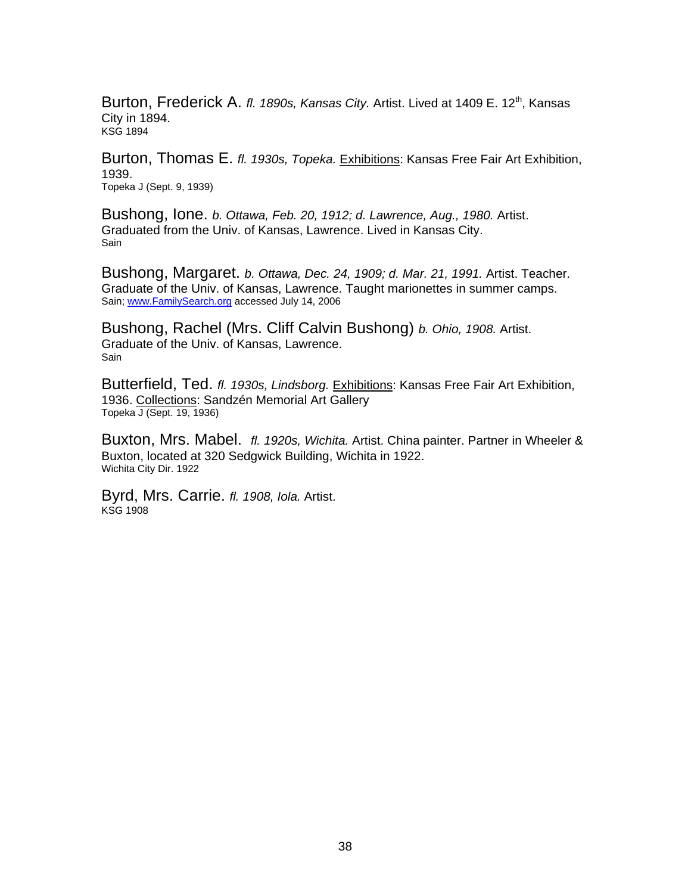Burton, Frederick A. *fl. 1890s, Kansas City.* Artist. Lived at 1409 E. 12th, Kansas City in 1894.
KSG 1894

Burton, Thomas E. *fl. 1930s, Topeka.* Exhibitions: Kansas Free Fair Art Exhibition, 1939.
Topeka J (Sept. 9, 1939)

Bushong, Ione. *b. Ottawa, Feb. 20, 1912; d. Lawrence, Aug., 1980.* Artist. Graduated from the Univ. of Kansas, Lawrence. Lived in Kansas City.
Sain

Bushong, Margaret. *b. Ottawa, Dec. 24, 1909; d. Mar. 21, 1991.* Artist. Teacher. Graduate of the Univ. of Kansas, Lawrence. Taught marionettes in summer camps.
Sain; www.FamilySearch.org accessed July 14, 2006

Bushong, Rachel (Mrs. Cliff Calvin Bushong) *b. Ohio, 1908.* Artist. Graduate of the Univ. of Kansas, Lawrence.
Sain

Butterfield, Ted. *fl. 1930s, Lindsborg.* Exhibitions: Kansas Free Fair Art Exhibition, 1936. Collections: Sandzén Memorial Art Gallery
Topeka J (Sept. 19, 1936)

Buxton, Mrs. Mabel. *fl. 1920s, Wichita.* Artist. China painter. Partner in Wheeler & Buxton, located at 320 Sedgwick Building, Wichita in 1922.
Wichita City Dir. 1922

Byrd, Mrs. Carrie. *fl. 1908, Iola.* Artist.
KSG 1908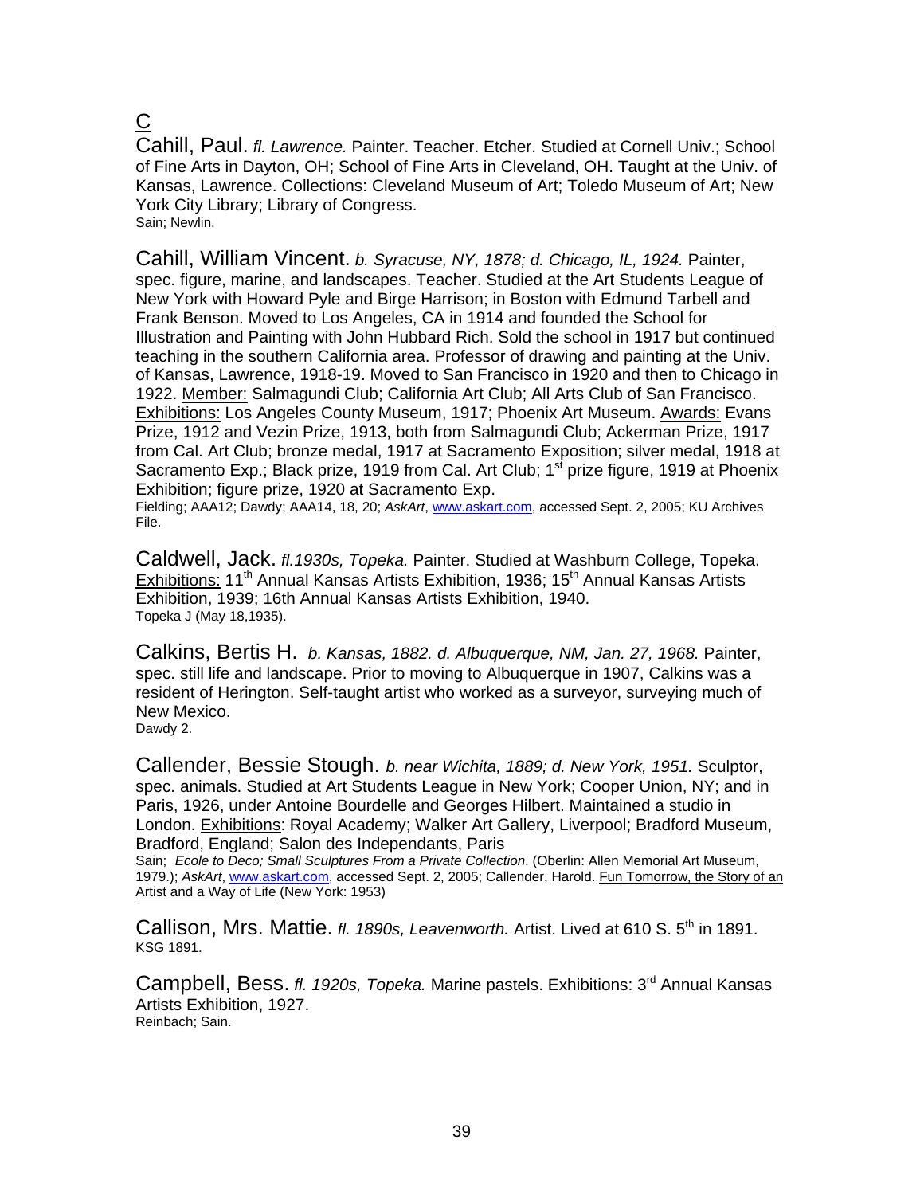## C

Cahill, Paul. *fl. Lawrence.* Painter. Teacher. Etcher. Studied at Cornell Univ.; School of Fine Arts in Dayton, OH; School of Fine Arts in Cleveland, OH. Taught at the Univ. of Kansas, Lawrence. Collections: Cleveland Museum of Art; Toledo Museum of Art; New York City Library; Library of Congress.
Sain; Newlin.

Cahill, William Vincent. *b. Syracuse, NY, 1878; d. Chicago, IL, 1924.* Painter, spec. figure, marine, and landscapes. Teacher. Studied at the Art Students League of New York with Howard Pyle and Birge Harrison; in Boston with Edmund Tarbell and Frank Benson. Moved to Los Angeles, CA in 1914 and founded the School for Illustration and Painting with John Hubbard Rich. Sold the school in 1917 but continued teaching in the southern California area. Professor of drawing and painting at the Univ. of Kansas, Lawrence, 1918-19. Moved to San Francisco in 1920 and then to Chicago in 1922. Member: Salmagundi Club; California Art Club; All Arts Club of San Francisco. Exhibitions: Los Angeles County Museum, 1917; Phoenix Art Museum. Awards: Evans Prize, 1912 and Vezin Prize, 1913, both from Salmagundi Club; Ackerman Prize, 1917 from Cal. Art Club; bronze medal, 1917 at Sacramento Exposition; silver medal, 1918 at Sacramento Exp.; Black prize, 1919 from Cal. Art Club; 1st prize figure, 1919 at Phoenix Exhibition; figure prize, 1920 at Sacramento Exp.
Fielding; AAA12; Dawdy; AAA14, 18, 20; *AskArt*, www.askart.com, accessed Sept. 2, 2005; KU Archives File.

Caldwell, Jack. *fl.1930s, Topeka.* Painter. Studied at Washburn College, Topeka. Exhibitions: 11th Annual Kansas Artists Exhibition, 1936; 15th Annual Kansas Artists Exhibition, 1939; 16th Annual Kansas Artists Exhibition, 1940.
Topeka J (May 18,1935).

Calkins, Bertis H. *b. Kansas, 1882. d. Albuquerque, NM, Jan. 27, 1968.* Painter, spec. still life and landscape. Prior to moving to Albuquerque in 1907, Calkins was a resident of Herington. Self-taught artist who worked as a surveyor, surveying much of New Mexico.
Dawdy 2.

Callender, Bessie Stough. *b. near Wichita, 1889; d. New York, 1951.* Sculptor, spec. animals. Studied at Art Students League in New York; Cooper Union, NY; and in Paris, 1926, under Antoine Bourdelle and Georges Hilbert. Maintained a studio in London. Exhibitions: Royal Academy; Walker Art Gallery, Liverpool; Bradford Museum, Bradford, England; Salon des Independants, Paris
Sain; *Ecole to Deco; Small Sculptures From a Private Collection*. (Oberlin: Allen Memorial Art Museum, 1979.); *AskArt*, www.askart.com, accessed Sept. 2, 2005; Callender, Harold. Fun Tomorrow, the Story of an Artist and a Way of Life (New York: 1953)

Callison, Mrs. Mattie. *fl. 1890s, Leavenworth.* Artist. Lived at 610 S. 5th in 1891.
KSG 1891.

Campbell, Bess. *fl. 1920s, Topeka.* Marine pastels. Exhibitions: 3rd Annual Kansas Artists Exhibition, 1927.
Reinbach; Sain.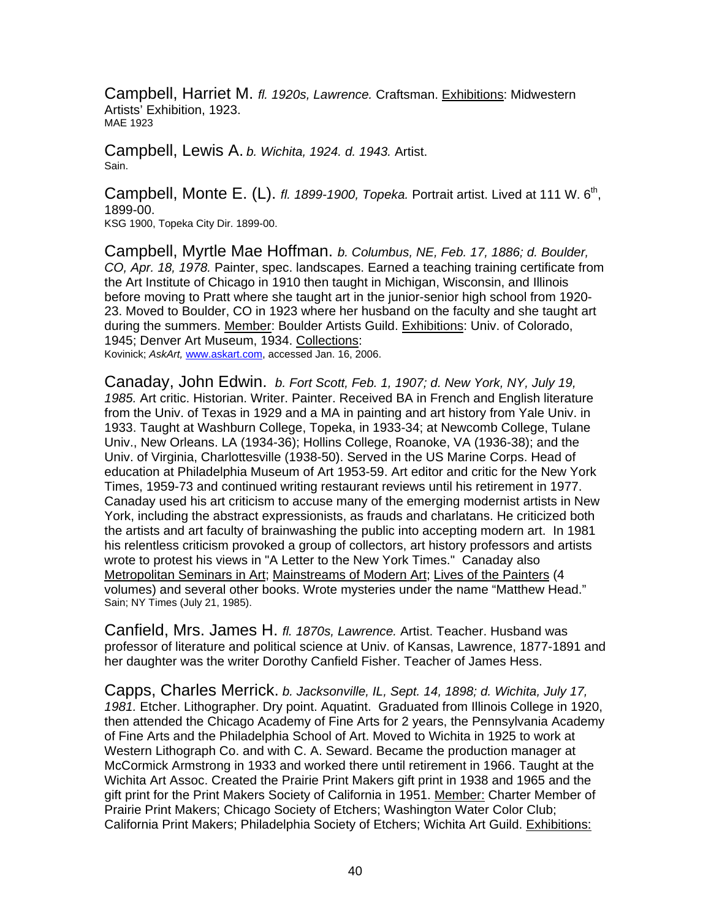Campbell, Harriet M. *fl. 1920s, Lawrence.* Craftsman. Exhibitions: Midwestern Artists' Exhibition, 1923.
MAE 1923

Campbell, Lewis A. *b. Wichita, 1924. d. 1943.* Artist.
Sain.

Campbell, Monte E. (L). *fl. 1899-1900, Topeka.* Portrait artist. Lived at 111 W. 6th, 1899-00.
KSG 1900, Topeka City Dir. 1899-00.

Campbell, Myrtle Mae Hoffman. *b. Columbus, NE, Feb. 17, 1886; d. Boulder, CO, Apr. 18, 1978.* Painter, spec. landscapes. Earned a teaching training certificate from the Art Institute of Chicago in 1910 then taught in Michigan, Wisconsin, and Illinois before moving to Pratt where she taught art in the junior-senior high school from 1920-23. Moved to Boulder, CO in 1923 where her husband on the faculty and she taught art during the summers. Member: Boulder Artists Guild. Exhibitions: Univ. of Colorado, 1945; Denver Art Museum, 1934. Collections:
Kovinick; *AskArt,* www.askart.com, accessed Jan. 16, 2006.

Canaday, John Edwin. *b. Fort Scott, Feb. 1, 1907; d. New York, NY, July 19, 1985.* Art critic. Historian. Writer. Painter. Received BA in French and English literature from the Univ. of Texas in 1929 and a MA in painting and art history from Yale Univ. in 1933. Taught at Washburn College, Topeka, in 1933-34; at Newcomb College, Tulane Univ., New Orleans. LA (1934-36); Hollins College, Roanoke, VA (1936-38); and the Univ. of Virginia, Charlottesville (1938-50). Served in the US Marine Corps. Head of education at Philadelphia Museum of Art 1953-59. Art editor and critic for the New York Times, 1959-73 and continued writing restaurant reviews until his retirement in 1977. Canaday used his art criticism to accuse many of the emerging modernist artists in New York, including the abstract expressionists, as frauds and charlatans. He criticized both the artists and art faculty of brainwashing the public into accepting modern art. In 1981 his relentless criticism provoked a group of collectors, art history professors and artists wrote to protest his views in "A Letter to the New York Times." Canaday also Metropolitan Seminars in Art; Mainstreams of Modern Art; Lives of the Painters (4 volumes) and several other books. Wrote mysteries under the name "Matthew Head."
Sain; NY Times (July 21, 1985).

Canfield, Mrs. James H. *fl. 1870s, Lawrence.* Artist. Teacher. Husband was professor of literature and political science at Univ. of Kansas, Lawrence, 1877-1891 and her daughter was the writer Dorothy Canfield Fisher. Teacher of James Hess.

Capps, Charles Merrick. *b. Jacksonville, IL, Sept. 14, 1898; d. Wichita, July 17, 1981.* Etcher. Lithographer. Dry point. Aquatint. Graduated from Illinois College in 1920, then attended the Chicago Academy of Fine Arts for 2 years, the Pennsylvania Academy of Fine Arts and the Philadelphia School of Art. Moved to Wichita in 1925 to work at Western Lithograph Co. and with C. A. Seward. Became the production manager at McCormick Armstrong in 1933 and worked there until retirement in 1966. Taught at the Wichita Art Assoc. Created the Prairie Print Makers gift print in 1938 and 1965 and the gift print for the Print Makers Society of California in 1951. Member: Charter Member of Prairie Print Makers; Chicago Society of Etchers; Washington Water Color Club; California Print Makers; Philadelphia Society of Etchers; Wichita Art Guild. Exhibitions: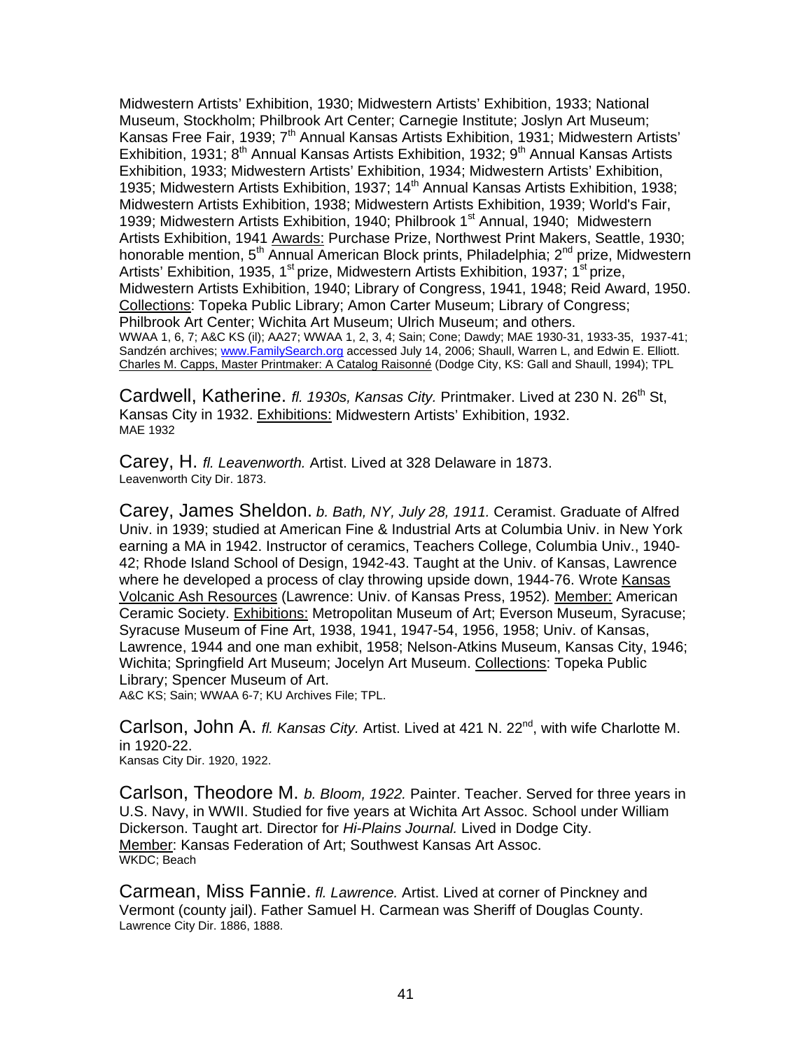Midwestern Artists' Exhibition, 1930; Midwestern Artists' Exhibition, 1933; National Museum, Stockholm; Philbrook Art Center; Carnegie Institute; Joslyn Art Museum; Kansas Free Fair, 1939; 7th Annual Kansas Artists Exhibition, 1931; Midwestern Artists' Exhibition, 1931; 8th Annual Kansas Artists Exhibition, 1932; 9th Annual Kansas Artists Exhibition, 1933; Midwestern Artists' Exhibition, 1934; Midwestern Artists' Exhibition, 1935; Midwestern Artists Exhibition, 1937; 14th Annual Kansas Artists Exhibition, 1938; Midwestern Artists Exhibition, 1938; Midwestern Artists Exhibition, 1939; World's Fair, 1939; Midwestern Artists Exhibition, 1940; Philbrook 1st Annual, 1940; Midwestern Artists Exhibition, 1941 Awards: Purchase Prize, Northwest Print Makers, Seattle, 1930; honorable mention, 5th Annual American Block prints, Philadelphia; 2nd prize, Midwestern Artists' Exhibition, 1935, 1st prize, Midwestern Artists Exhibition, 1937; 1st prize, Midwestern Artists Exhibition, 1940; Library of Congress, 1941, 1948; Reid Award, 1950. Collections: Topeka Public Library; Amon Carter Museum; Library of Congress; Philbrook Art Center; Wichita Art Museum; Ulrich Museum; and others.
WWAA 1, 6, 7; A&C KS (il); AA27; WWAA 1, 2, 3, 4; Sain; Cone; Dawdy; MAE 1930-31, 1933-35, 1937-41; Sandzén archives; www.FamilySearch.org accessed July 14, 2006; Shaull, Warren L, and Edwin E. Elliott. Charles M. Capps, Master Printmaker: A Catalog Raisonné (Dodge City, KS: Gall and Shaull, 1994); TPL

Cardwell, Katherine. *fl. 1930s, Kansas City.* Printmaker. Lived at 230 N. 26th St, Kansas City in 1932. Exhibitions: Midwestern Artists' Exhibition, 1932.
MAE 1932

Carey, H. *fl. Leavenworth.* Artist. Lived at 328 Delaware in 1873.
Leavenworth City Dir. 1873.

Carey, James Sheldon. *b. Bath, NY, July 28, 1911.* Ceramist. Graduate of Alfred Univ. in 1939; studied at American Fine & Industrial Arts at Columbia Univ. in New York earning a MA in 1942. Instructor of ceramics, Teachers College, Columbia Univ., 1940-42; Rhode Island School of Design, 1942-43. Taught at the Univ. of Kansas, Lawrence where he developed a process of clay throwing upside down, 1944-76. Wrote Kansas Volcanic Ash Resources (Lawrence: Univ. of Kansas Press, 1952). Member: American Ceramic Society. Exhibitions: Metropolitan Museum of Art; Everson Museum, Syracuse; Syracuse Museum of Fine Art, 1938, 1941, 1947-54, 1956, 1958; Univ. of Kansas, Lawrence, 1944 and one man exhibit, 1958; Nelson-Atkins Museum, Kansas City, 1946; Wichita; Springfield Art Museum; Jocelyn Art Museum. Collections: Topeka Public Library; Spencer Museum of Art.
A&C KS; Sain; WWAA 6-7; KU Archives File; TPL.

Carlson, John A. *fl. Kansas City.* Artist. Lived at 421 N. 22nd, with wife Charlotte M. in 1920-22.
Kansas City Dir. 1920, 1922.

Carlson, Theodore M. *b. Bloom, 1922.* Painter. Teacher. Served for three years in U.S. Navy, in WWII. Studied for five years at Wichita Art Assoc. School under William Dickerson. Taught art. Director for *Hi-Plains Journal.* Lived in Dodge City. Member: Kansas Federation of Art; Southwest Kansas Art Assoc.
WKDC; Beach

Carmean, Miss Fannie. *fl. Lawrence.* Artist. Lived at corner of Pinckney and Vermont (county jail). Father Samuel H. Carmean was Sheriff of Douglas County.
Lawrence City Dir. 1886, 1888.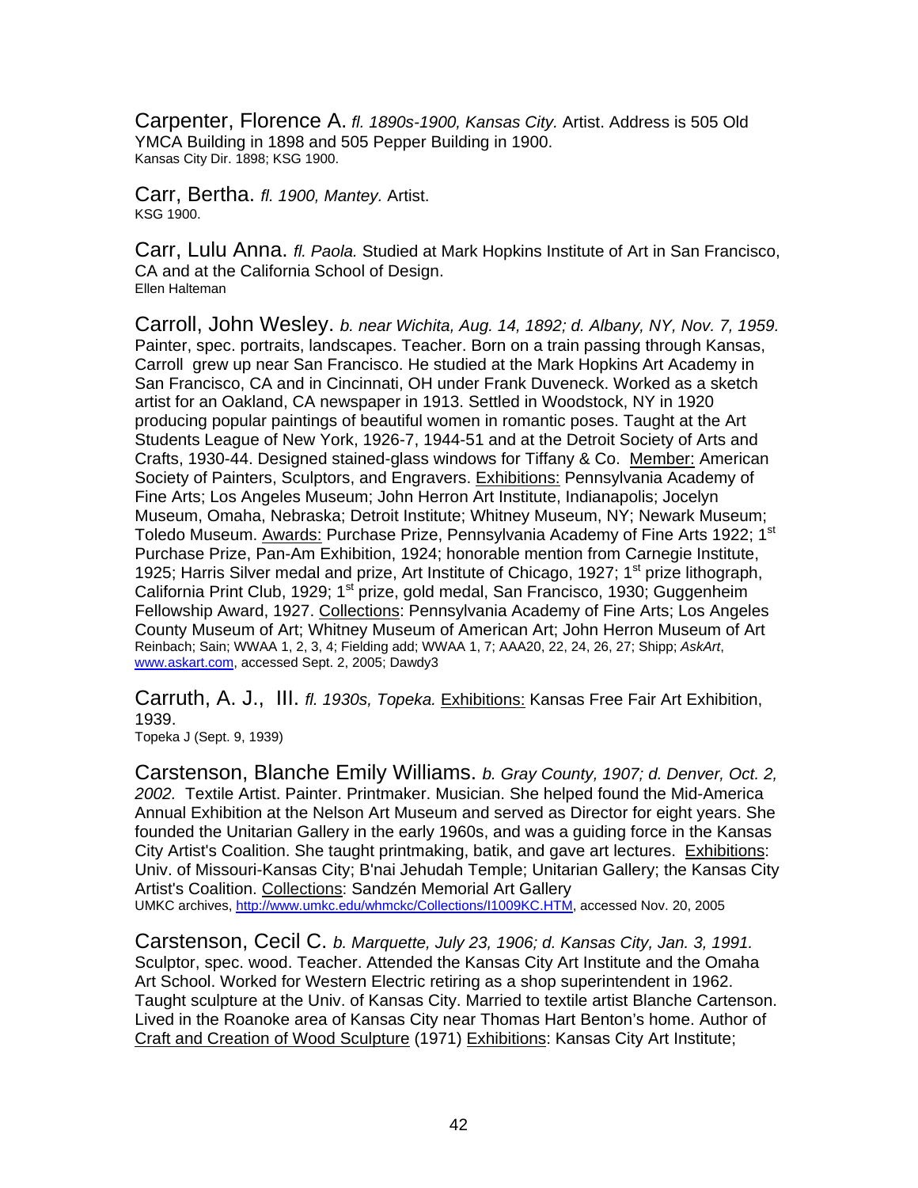Carpenter, Florence A. *fl. 1890s-1900, Kansas City.* Artist. Address is 505 Old YMCA Building in 1898 and 505 Pepper Building in 1900.
Kansas City Dir. 1898; KSG 1900.

Carr, Bertha. *fl. 1900, Mantey.* Artist.
KSG 1900.

Carr, Lulu Anna. *fl. Paola.* Studied at Mark Hopkins Institute of Art in San Francisco, CA and at the California School of Design.
Ellen Halteman

Carroll, John Wesley. *b. near Wichita, Aug. 14, 1892; d. Albany, NY, Nov. 7, 1959.* Painter, spec. portraits, landscapes. Teacher. Born on a train passing through Kansas, Carroll grew up near San Francisco. He studied at the Mark Hopkins Art Academy in San Francisco, CA and in Cincinnati, OH under Frank Duveneck. Worked as a sketch artist for an Oakland, CA newspaper in 1913. Settled in Woodstock, NY in 1920 producing popular paintings of beautiful women in romantic poses. Taught at the Art Students League of New York, 1926-7, 1944-51 and at the Detroit Society of Arts and Crafts, 1930-44. Designed stained-glass windows for Tiffany & Co. Member: American Society of Painters, Sculptors, and Engravers. Exhibitions: Pennsylvania Academy of Fine Arts; Los Angeles Museum; John Herron Art Institute, Indianapolis; Jocelyn Museum, Omaha, Nebraska; Detroit Institute; Whitney Museum, NY; Newark Museum; Toledo Museum. Awards: Purchase Prize, Pennsylvania Academy of Fine Arts 1922; 1st Purchase Prize, Pan-Am Exhibition, 1924; honorable mention from Carnegie Institute, 1925; Harris Silver medal and prize, Art Institute of Chicago, 1927; 1st prize lithograph, California Print Club, 1929; 1st prize, gold medal, San Francisco, 1930; Guggenheim Fellowship Award, 1927. Collections: Pennsylvania Academy of Fine Arts; Los Angeles County Museum of Art; Whitney Museum of American Art; John Herron Museum of Art
Reinbach; Sain; WWAA 1, 2, 3, 4; Fielding add; WWAA 1, 7; AAA20, 22, 24, 26, 27; Shipp; *AskArt*, www.askart.com, accessed Sept. 2, 2005; Dawdy3

Carruth, A. J., III. *fl. 1930s, Topeka.* Exhibitions: Kansas Free Fair Art Exhibition, 1939.
Topeka J (Sept. 9, 1939)

Carstenson, Blanche Emily Williams. *b. Gray County, 1907; d. Denver, Oct. 2, 2002.* Textile Artist. Painter. Printmaker. Musician. She helped found the Mid-America Annual Exhibition at the Nelson Art Museum and served as Director for eight years. She founded the Unitarian Gallery in the early 1960s, and was a guiding force in the Kansas City Artist's Coalition. She taught printmaking, batik, and gave art lectures. Exhibitions: Univ. of Missouri-Kansas City; B'nai Jehudah Temple; Unitarian Gallery; the Kansas City Artist's Coalition. Collections: Sandzén Memorial Art Gallery
UMKC archives, http://www.umkc.edu/whmckc/Collections/I1009KC.HTM, accessed Nov. 20, 2005

Carstenson, Cecil C. *b. Marquette, July 23, 1906; d. Kansas City, Jan. 3, 1991.* Sculptor, spec. wood. Teacher. Attended the Kansas City Art Institute and the Omaha Art School. Worked for Western Electric retiring as a shop superintendent in 1962. Taught sculpture at the Univ. of Kansas City. Married to textile artist Blanche Cartenson. Lived in the Roanoke area of Kansas City near Thomas Hart Benton's home. Author of Craft and Creation of Wood Sculpture (1971) Exhibitions: Kansas City Art Institute;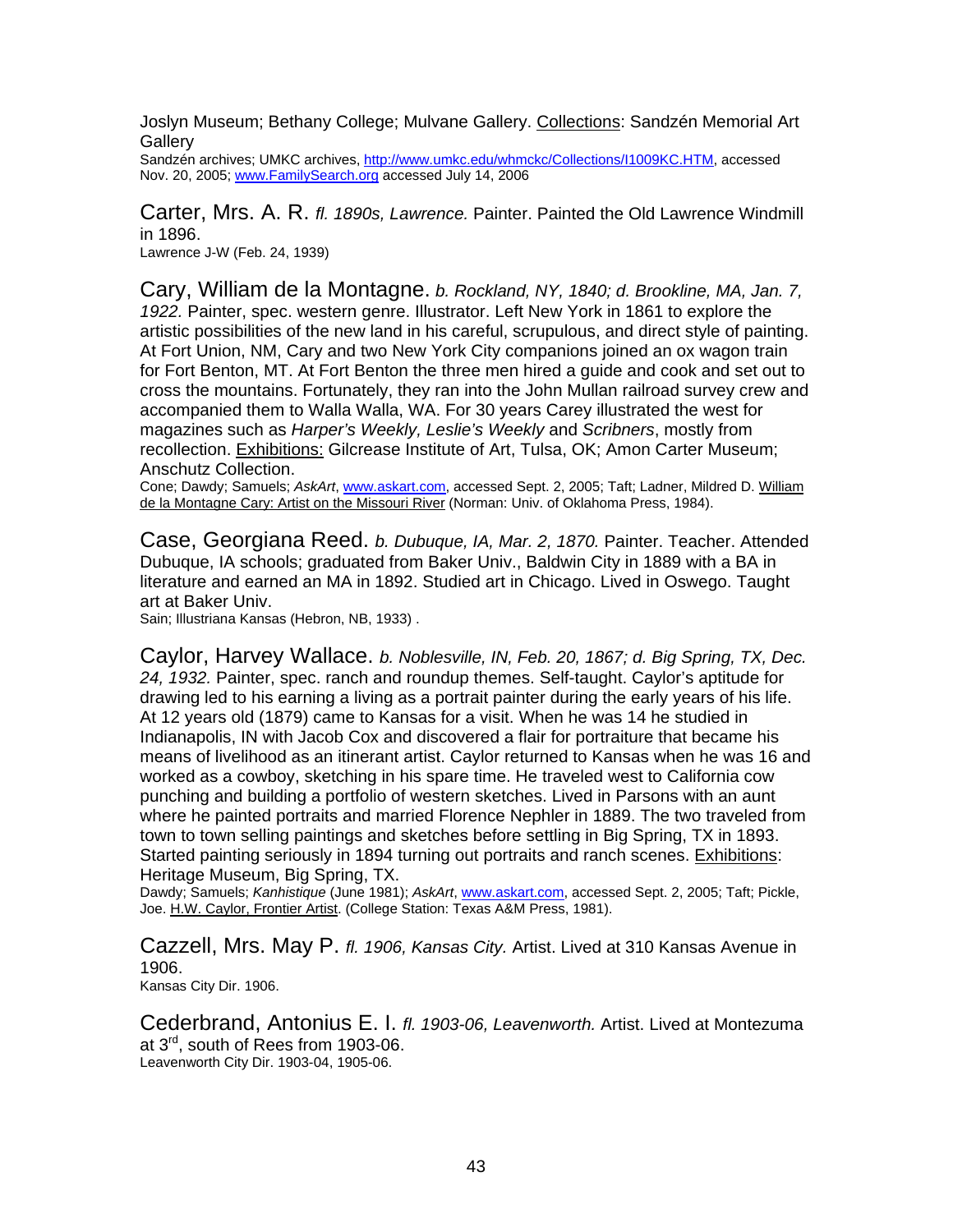Joslyn Museum; Bethany College; Mulvane Gallery. Collections: Sandzén Memorial Art Gallery

Sandzén archives; UMKC archives, http://www.umkc.edu/whmckc/Collections/I1009KC.HTM, accessed Nov. 20, 2005; www.FamilySearch.org accessed July 14, 2006

Carter, Mrs. A. R. *fl. 1890s, Lawrence.* Painter. Painted the Old Lawrence Windmill in 1896.

Lawrence J-W (Feb. 24, 1939)

Cary, William de la Montagne. *b. Rockland, NY, 1840; d. Brookline, MA, Jan. 7, 1922.* Painter, spec. western genre. Illustrator. Left New York in 1861 to explore the artistic possibilities of the new land in his careful, scrupulous, and direct style of painting. At Fort Union, NM, Cary and two New York City companions joined an ox wagon train for Fort Benton, MT. At Fort Benton the three men hired a guide and cook and set out to cross the mountains. Fortunately, they ran into the John Mullan railroad survey crew and accompanied them to Walla Walla, WA. For 30 years Carey illustrated the west for magazines such as *Harper's Weekly, Leslie's Weekly* and *Scribners*, mostly from recollection. Exhibitions: Gilcrease Institute of Art, Tulsa, OK; Amon Carter Museum; Anschutz Collection.

Cone; Dawdy; Samuels; *AskArt*, www.askart.com, accessed Sept. 2, 2005; Taft; Ladner, Mildred D. William de la Montagne Cary: Artist on the Missouri River (Norman: Univ. of Oklahoma Press, 1984).

Case, Georgiana Reed. *b. Dubuque, IA, Mar. 2, 1870.* Painter. Teacher. Attended Dubuque, IA schools; graduated from Baker Univ., Baldwin City in 1889 with a BA in literature and earned an MA in 1892. Studied art in Chicago. Lived in Oswego. Taught art at Baker Univ.

Sain; Illustriana Kansas (Hebron, NB, 1933) .

Caylor, Harvey Wallace. *b. Noblesville, IN, Feb. 20, 1867; d. Big Spring, TX, Dec. 24, 1932.* Painter, spec. ranch and roundup themes. Self-taught. Caylor's aptitude for drawing led to his earning a living as a portrait painter during the early years of his life. At 12 years old (1879) came to Kansas for a visit. When he was 14 he studied in Indianapolis, IN with Jacob Cox and discovered a flair for portraiture that became his means of livelihood as an itinerant artist. Caylor returned to Kansas when he was 16 and worked as a cowboy, sketching in his spare time. He traveled west to California cow punching and building a portfolio of western sketches. Lived in Parsons with an aunt where he painted portraits and married Florence Nephler in 1889. The two traveled from town to town selling paintings and sketches before settling in Big Spring, TX in 1893. Started painting seriously in 1894 turning out portraits and ranch scenes. Exhibitions: Heritage Museum, Big Spring, TX.

Dawdy; Samuels; *Kanhistique* (June 1981); *AskArt*, www.askart.com, accessed Sept. 2, 2005; Taft; Pickle, Joe. H.W. Caylor, Frontier Artist. (College Station: Texas A&M Press, 1981).

Cazzell, Mrs. May P. *fl. 1906, Kansas City.* Artist. Lived at 310 Kansas Avenue in 1906.

Kansas City Dir. 1906.

Cederbrand, Antonius E. I. *fl. 1903-06, Leavenworth.* Artist. Lived at Montezuma at 3rd, south of Rees from 1903-06.

Leavenworth City Dir. 1903-04, 1905-06.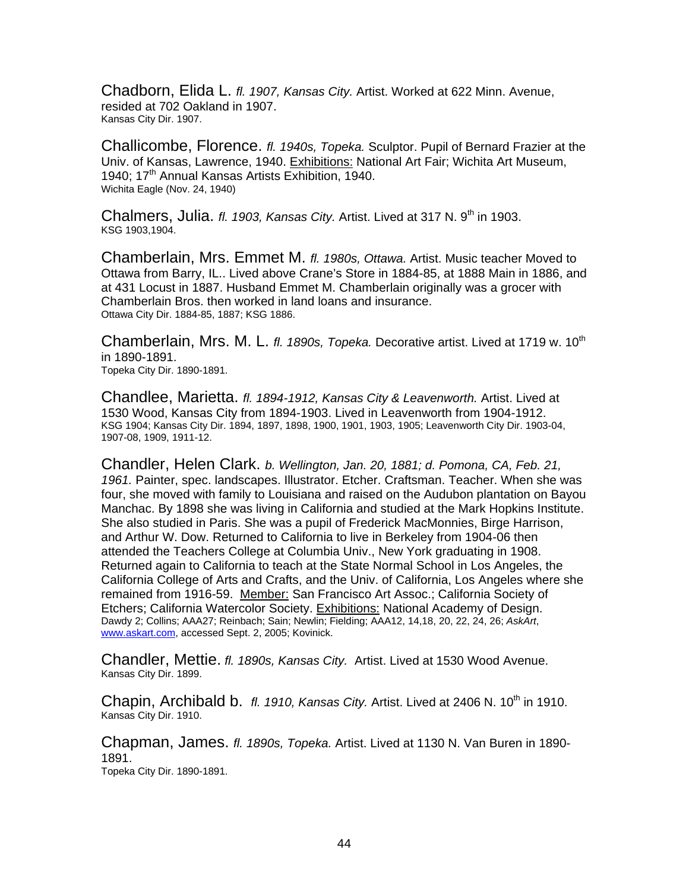Chadborn, Elida L. *fl. 1907, Kansas City.* Artist. Worked at 622 Minn. Avenue, resided at 702 Oakland in 1907.
Kansas City Dir. 1907.

Challicombe, Florence. *fl. 1940s, Topeka.* Sculptor. Pupil of Bernard Frazier at the Univ. of Kansas, Lawrence, 1940. Exhibitions: National Art Fair; Wichita Art Museum, 1940; 17th Annual Kansas Artists Exhibition, 1940.
Wichita Eagle (Nov. 24, 1940)

Chalmers, Julia. *fl. 1903, Kansas City.* Artist. Lived at 317 N. 9th in 1903.
KSG 1903,1904.

Chamberlain, Mrs. Emmet M. *fl. 1980s, Ottawa.* Artist. Music teacher Moved to Ottawa from Barry, IL.. Lived above Crane's Store in 1884-85, at 1888 Main in 1886, and at 431 Locust in 1887. Husband Emmet M. Chamberlain originally was a grocer with Chamberlain Bros. then worked in land loans and insurance.
Ottawa City Dir. 1884-85, 1887; KSG 1886.

Chamberlain, Mrs. M. L. *fl. 1890s, Topeka.* Decorative artist. Lived at 1719 w. 10th in 1890-1891.
Topeka City Dir. 1890-1891.

Chandlee, Marietta. *fl. 1894-1912, Kansas City & Leavenworth.* Artist. Lived at 1530 Wood, Kansas City from 1894-1903. Lived in Leavenworth from 1904-1912.
KSG 1904; Kansas City Dir. 1894, 1897, 1898, 1900, 1901, 1903, 1905; Leavenworth City Dir. 1903-04, 1907-08, 1909, 1911-12.

Chandler, Helen Clark. *b. Wellington, Jan. 20, 1881; d. Pomona, CA, Feb. 21, 1961.* Painter, spec. landscapes. Illustrator. Etcher. Craftsman. Teacher. When she was four, she moved with family to Louisiana and raised on the Audubon plantation on Bayou Manchac. By 1898 she was living in California and studied at the Mark Hopkins Institute. She also studied in Paris. She was a pupil of Frederick MacMonnies, Birge Harrison, and Arthur W. Dow. Returned to California to live in Berkeley from 1904-06 then attended the Teachers College at Columbia Univ., New York graduating in 1908. Returned again to California to teach at the State Normal School in Los Angeles, the California College of Arts and Crafts, and the Univ. of California, Los Angeles where she remained from 1916-59. Member: San Francisco Art Assoc.; California Society of Etchers; California Watercolor Society. Exhibitions: National Academy of Design.
Dawdy 2; Collins; AAA27; Reinbach; Sain; Newlin; Fielding; AAA12, 14,18, 20, 22, 24, 26; *AskArt*, www.askart.com, accessed Sept. 2, 2005; Kovinick.

Chandler, Mettie. *fl. 1890s, Kansas City.* Artist. Lived at 1530 Wood Avenue.
Kansas City Dir. 1899.

Chapin, Archibald b. *fl. 1910, Kansas City.* Artist. Lived at 2406 N. 10th in 1910.
Kansas City Dir. 1910.

Chapman, James. *fl. 1890s, Topeka.* Artist. Lived at 1130 N. Van Buren in 1890-1891.
Topeka City Dir. 1890-1891.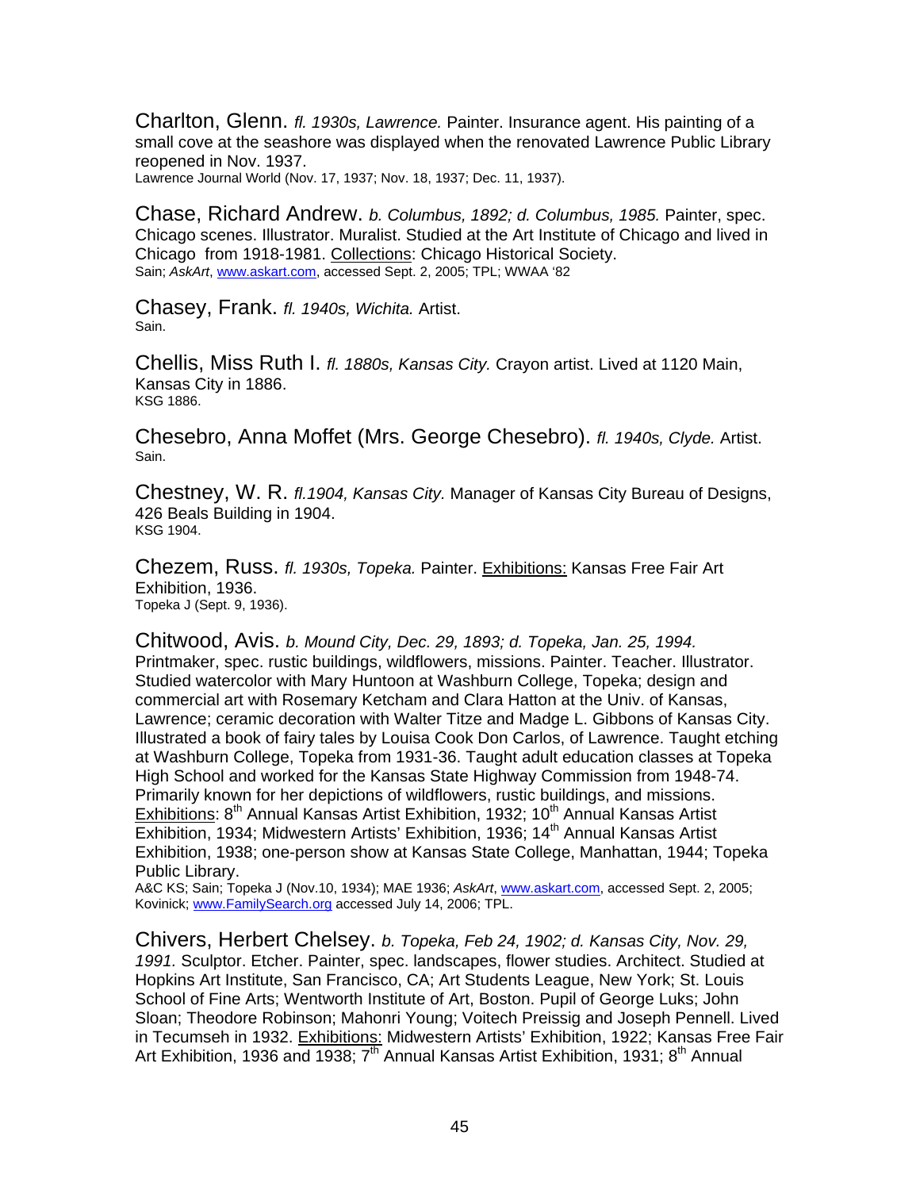Charlton, Glenn. *fl. 1930s, Lawrence.* Painter. Insurance agent. His painting of a small cove at the seashore was displayed when the renovated Lawrence Public Library reopened in Nov. 1937.
Lawrence Journal World (Nov. 17, 1937; Nov. 18, 1937; Dec. 11, 1937).

Chase, Richard Andrew. *b. Columbus, 1892; d. Columbus, 1985.* Painter, spec. Chicago scenes. Illustrator. Muralist. Studied at the Art Institute of Chicago and lived in Chicago from 1918-1981. Collections: Chicago Historical Society.
Sain; *AskArt*, www.askart.com, accessed Sept. 2, 2005; TPL; WWAA '82

Chasey, Frank. *fl. 1940s, Wichita.* Artist.
Sain.

Chellis, Miss Ruth I. *fl. 1880s, Kansas City.* Crayon artist. Lived at 1120 Main, Kansas City in 1886.
KSG 1886.

Chesebro, Anna Moffet (Mrs. George Chesebro). *fl. 1940s, Clyde.* Artist.
Sain.

Chestney, W. R. *fl.1904, Kansas City.* Manager of Kansas City Bureau of Designs, 426 Beals Building in 1904.
KSG 1904.

Chezem, Russ. *fl. 1930s, Topeka.* Painter. Exhibitions: Kansas Free Fair Art Exhibition, 1936.
Topeka J (Sept. 9, 1936).

Chitwood, Avis. *b. Mound City, Dec. 29, 1893; d. Topeka, Jan. 25, 1994.* Printmaker, spec. rustic buildings, wildflowers, missions. Painter. Teacher. Illustrator. Studied watercolor with Mary Huntoon at Washburn College, Topeka; design and commercial art with Rosemary Ketcham and Clara Hatton at the Univ. of Kansas, Lawrence; ceramic decoration with Walter Titze and Madge L. Gibbons of Kansas City. Illustrated a book of fairy tales by Louisa Cook Don Carlos, of Lawrence. Taught etching at Washburn College, Topeka from 1931-36. Taught adult education classes at Topeka High School and worked for the Kansas State Highway Commission from 1948-74. Primarily known for her depictions of wildflowers, rustic buildings, and missions. Exhibitions: 8th Annual Kansas Artist Exhibition, 1932; 10th Annual Kansas Artist Exhibition, 1934; Midwestern Artists' Exhibition, 1936; 14th Annual Kansas Artist Exhibition, 1938; one-person show at Kansas State College, Manhattan, 1944; Topeka Public Library.
A&C KS; Sain; Topeka J (Nov.10, 1934); MAE 1936; *AskArt*, www.askart.com, accessed Sept. 2, 2005; Kovinick; www.FamilySearch.org accessed July 14, 2006; TPL.

Chivers, Herbert Chelsey. *b. Topeka, Feb 24, 1902; d. Kansas City, Nov. 29, 1991.* Sculptor. Etcher. Painter, spec. landscapes, flower studies. Architect. Studied at Hopkins Art Institute, San Francisco, CA; Art Students League, New York; St. Louis School of Fine Arts; Wentworth Institute of Art, Boston. Pupil of George Luks; John Sloan; Theodore Robinson; Mahonri Young; Voitech Preissig and Joseph Pennell. Lived in Tecumseh in 1932. Exhibitions: Midwestern Artists' Exhibition, 1922; Kansas Free Fair Art Exhibition, 1936 and 1938; 7th Annual Kansas Artist Exhibition, 1931; 8th Annual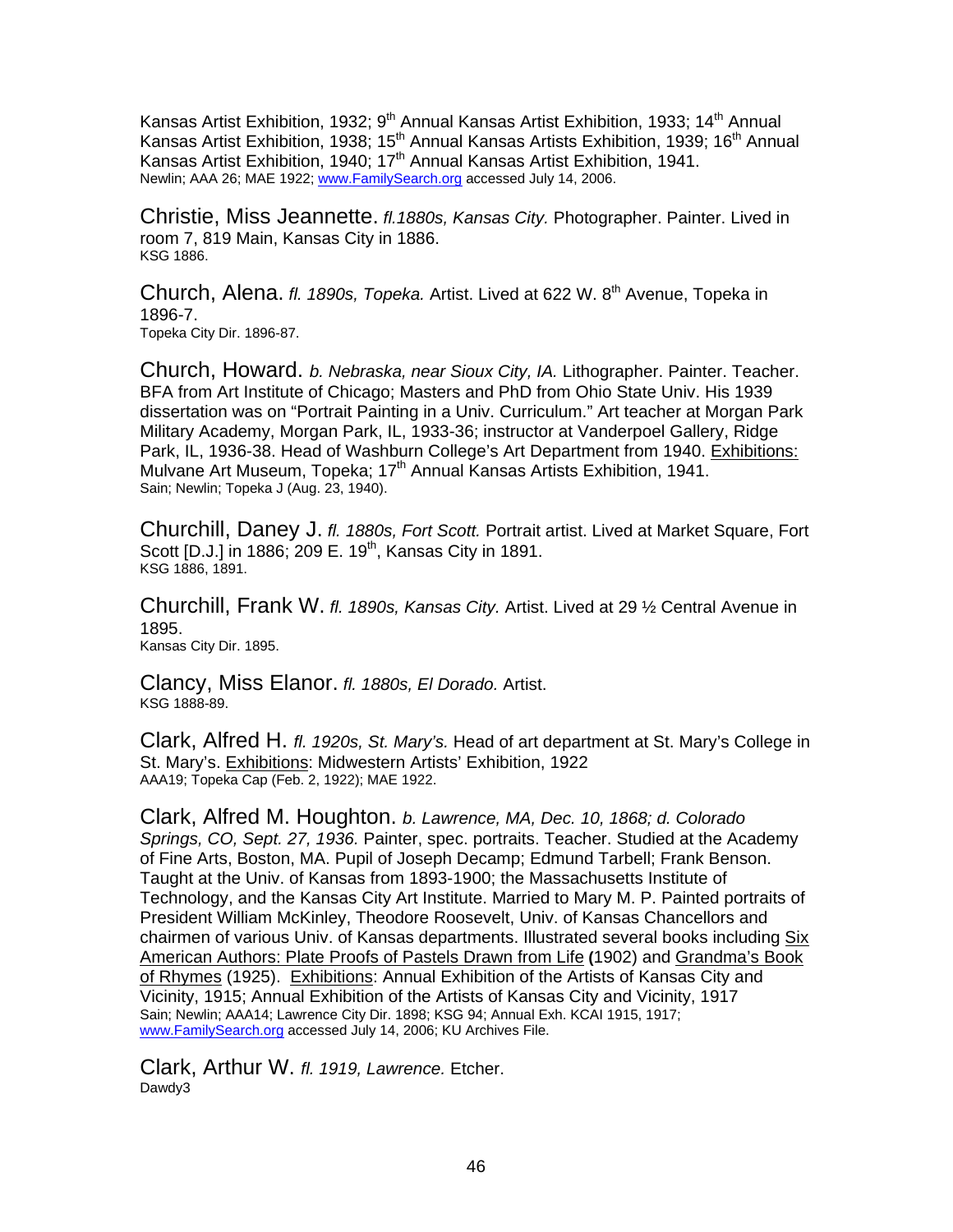Kansas Artist Exhibition, 1932; 9th Annual Kansas Artist Exhibition, 1933; 14th Annual Kansas Artist Exhibition, 1938; 15th Annual Kansas Artists Exhibition, 1939; 16th Annual Kansas Artist Exhibition, 1940; 17th Annual Kansas Artist Exhibition, 1941.
Newlin; AAA 26; MAE 1922; www.FamilySearch.org accessed July 14, 2006.

Christie, Miss Jeannette. *fl.1880s, Kansas City.* Photographer. Painter. Lived in room 7, 819 Main, Kansas City in 1886.
KSG 1886.

Church, Alena. *fl. 1890s, Topeka.* Artist. Lived at 622 W. 8th Avenue, Topeka in 1896-7.
Topeka City Dir. 1896-87.

Church, Howard. *b. Nebraska, near Sioux City, IA.* Lithographer. Painter. Teacher. BFA from Art Institute of Chicago; Masters and PhD from Ohio State Univ. His 1939 dissertation was on "Portrait Painting in a Univ. Curriculum." Art teacher at Morgan Park Military Academy, Morgan Park, IL, 1933-36; instructor at Vanderpoel Gallery, Ridge Park, IL, 1936-38. Head of Washburn College's Art Department from 1940. Exhibitions: Mulvane Art Museum, Topeka; 17th Annual Kansas Artists Exhibition, 1941.
Sain; Newlin; Topeka J (Aug. 23, 1940).

Churchill, Daney J. *fl. 1880s, Fort Scott.* Portrait artist. Lived at Market Square, Fort Scott [D.J.] in 1886; 209 E. 19th, Kansas City in 1891.
KSG 1886, 1891.

Churchill, Frank W. *fl. 1890s, Kansas City.* Artist. Lived at 29 ½ Central Avenue in 1895.
Kansas City Dir. 1895.

Clancy, Miss Elanor. *fl. 1880s, El Dorado.* Artist.
KSG 1888-89.

Clark, Alfred H. *fl. 1920s, St. Mary's.* Head of art department at St. Mary's College in St. Mary's. Exhibitions: Midwestern Artists' Exhibition, 1922
AAA19; Topeka Cap (Feb. 2, 1922); MAE 1922.

Clark, Alfred M. Houghton. *b. Lawrence, MA, Dec. 10, 1868; d. Colorado Springs, CO, Sept. 27, 1936.* Painter, spec. portraits. Teacher. Studied at the Academy of Fine Arts, Boston, MA. Pupil of Joseph Decamp; Edmund Tarbell; Frank Benson. Taught at the Univ. of Kansas from 1893-1900; the Massachusetts Institute of Technology, and the Kansas City Art Institute. Married to Mary M. P. Painted portraits of President William McKinley, Theodore Roosevelt, Univ. of Kansas Chancellors and chairmen of various Univ. of Kansas departments. Illustrated several books including Six American Authors: Plate Proofs of Pastels Drawn from Life (1902) and Grandma's Book of Rhymes (1925). Exhibitions: Annual Exhibition of the Artists of Kansas City and Vicinity, 1915; Annual Exhibition of the Artists of Kansas City and Vicinity, 1917
Sain; Newlin; AAA14; Lawrence City Dir. 1898; KSG 94; Annual Exh. KCAI 1915, 1917; www.FamilySearch.org accessed July 14, 2006; KU Archives File.

Clark, Arthur W. *fl. 1919, Lawrence.* Etcher.
Dawdy3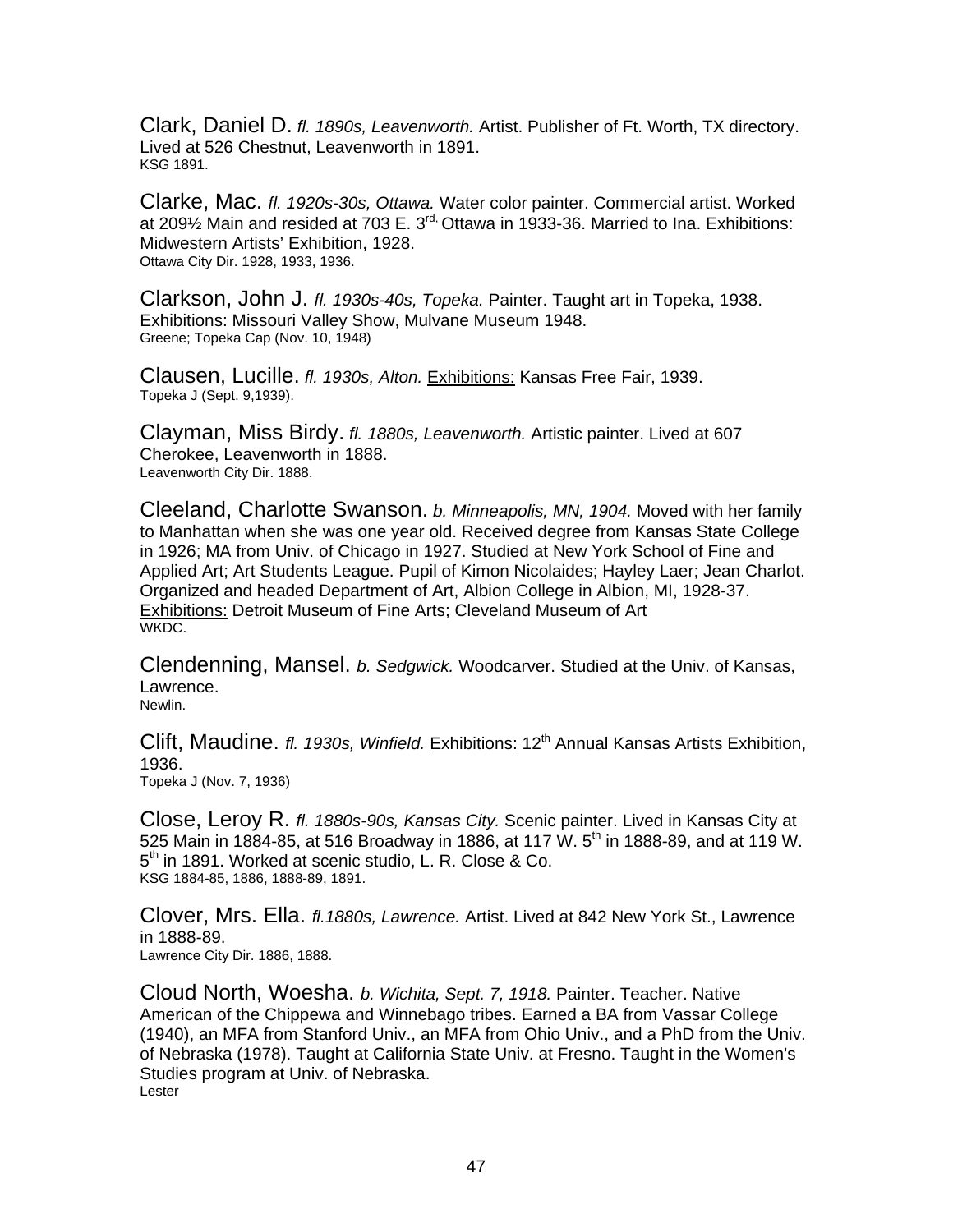Clark, Daniel D. *fl. 1890s, Leavenworth.* Artist. Publisher of Ft. Worth, TX directory. Lived at 526 Chestnut, Leavenworth in 1891.
KSG 1891.

Clarke, Mac. *fl. 1920s-30s, Ottawa.* Water color painter. Commercial artist. Worked at 209½ Main and resided at 703 E. 3rd, Ottawa in 1933-36. Married to Ina. Exhibitions: Midwestern Artists' Exhibition, 1928.
Ottawa City Dir. 1928, 1933, 1936.

Clarkson, John J. *fl. 1930s-40s, Topeka.* Painter. Taught art in Topeka, 1938. Exhibitions: Missouri Valley Show, Mulvane Museum 1948.
Greene; Topeka Cap (Nov. 10, 1948)

Clausen, Lucille. *fl. 1930s, Alton.* Exhibitions: Kansas Free Fair, 1939.
Topeka J (Sept. 9,1939).

Clayman, Miss Birdy. *fl. 1880s, Leavenworth.* Artistic painter. Lived at 607 Cherokee, Leavenworth in 1888.
Leavenworth City Dir. 1888.

Cleeland, Charlotte Swanson. *b. Minneapolis, MN, 1904.* Moved with her family to Manhattan when she was one year old. Received degree from Kansas State College in 1926; MA from Univ. of Chicago in 1927. Studied at New York School of Fine and Applied Art; Art Students League. Pupil of Kimon Nicolaides; Hayley Laer; Jean Charlot. Organized and headed Department of Art, Albion College in Albion, MI, 1928-37. Exhibitions: Detroit Museum of Fine Arts; Cleveland Museum of Art
WKDC.

Clendenning, Mansel. *b. Sedgwick.* Woodcarver. Studied at the Univ. of Kansas, Lawrence.
Newlin.

Clift, Maudine. *fl. 1930s, Winfield.* Exhibitions: 12th Annual Kansas Artists Exhibition, 1936.
Topeka J (Nov. 7, 1936)

Close, Leroy R. *fl. 1880s-90s, Kansas City.* Scenic painter. Lived in Kansas City at 525 Main in 1884-85, at 516 Broadway in 1886, at 117 W. 5th in 1888-89, and at 119 W. 5th in 1891. Worked at scenic studio, L. R. Close & Co.
KSG 1884-85, 1886, 1888-89, 1891.

Clover, Mrs. Ella. *fl.1880s, Lawrence.* Artist. Lived at 842 New York St., Lawrence in 1888-89.
Lawrence City Dir. 1886, 1888.

Cloud North, Woesha. *b. Wichita, Sept. 7, 1918.* Painter. Teacher. Native American of the Chippewa and Winnebago tribes. Earned a BA from Vassar College (1940), an MFA from Stanford Univ., an MFA from Ohio Univ., and a PhD from the Univ. of Nebraska (1978). Taught at California State Univ. at Fresno. Taught in the Women's Studies program at Univ. of Nebraska.
Lester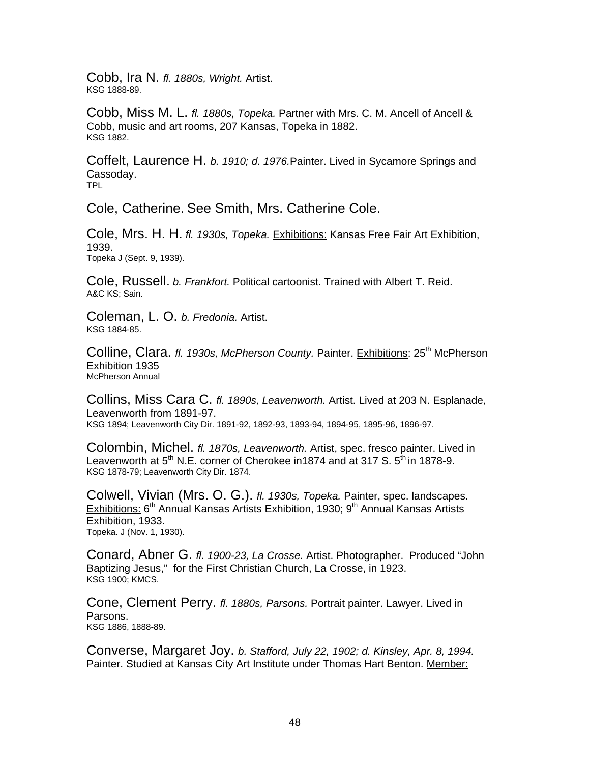Cobb, Ira N. *fl. 1880s, Wright.* Artist.
KSG 1888-89.

Cobb, Miss M. L. *fl. 1880s, Topeka.* Partner with Mrs. C. M. Ancell of Ancell & Cobb, music and art rooms, 207 Kansas, Topeka in 1882.
KSG 1882.

Coffelt, Laurence H. *b. 1910; d. 1976.*Painter. Lived in Sycamore Springs and Cassoday.
TPL

Cole, Catherine. See Smith, Mrs. Catherine Cole.

Cole, Mrs. H. H. *fl. 1930s, Topeka.* Exhibitions: Kansas Free Fair Art Exhibition, 1939.
Topeka J (Sept. 9, 1939).

Cole, Russell. *b. Frankfort.* Political cartoonist. Trained with Albert T. Reid.
A&C KS; Sain.

Coleman, L. O. *b. Fredonia.* Artist.
KSG 1884-85.

Colline, Clara. *fl. 1930s, McPherson County.* Painter. Exhibitions: 25th McPherson Exhibition 1935
McPherson Annual

Collins, Miss Cara C. *fl. 1890s, Leavenworth.* Artist. Lived at 203 N. Esplanade, Leavenworth from 1891-97.
KSG 1894; Leavenworth City Dir. 1891-92, 1892-93, 1893-94, 1894-95, 1895-96, 1896-97.

Colombin, Michel. *fl. 1870s, Leavenworth.* Artist, spec. fresco painter. Lived in Leavenworth at 5th N.E. corner of Cherokee in1874 and at 317 S. 5th in 1878-9.
KSG 1878-79; Leavenworth City Dir. 1874.

Colwell, Vivian (Mrs. O. G.). *fl. 1930s, Topeka.* Painter, spec. landscapes. Exhibitions: 6th Annual Kansas Artists Exhibition, 1930; 9th Annual Kansas Artists Exhibition, 1933.
Topeka. J (Nov. 1, 1930).

Conard, Abner G. *fl. 1900-23, La Crosse.* Artist. Photographer. Produced "John Baptizing Jesus," for the First Christian Church, La Crosse, in 1923.
KSG 1900; KMCS.

Cone, Clement Perry. *fl. 1880s, Parsons.* Portrait painter. Lawyer. Lived in Parsons.
KSG 1886, 1888-89.

Converse, Margaret Joy. *b. Stafford, July 22, 1902; d. Kinsley, Apr. 8, 1994.* Painter. Studied at Kansas City Art Institute under Thomas Hart Benton. Member: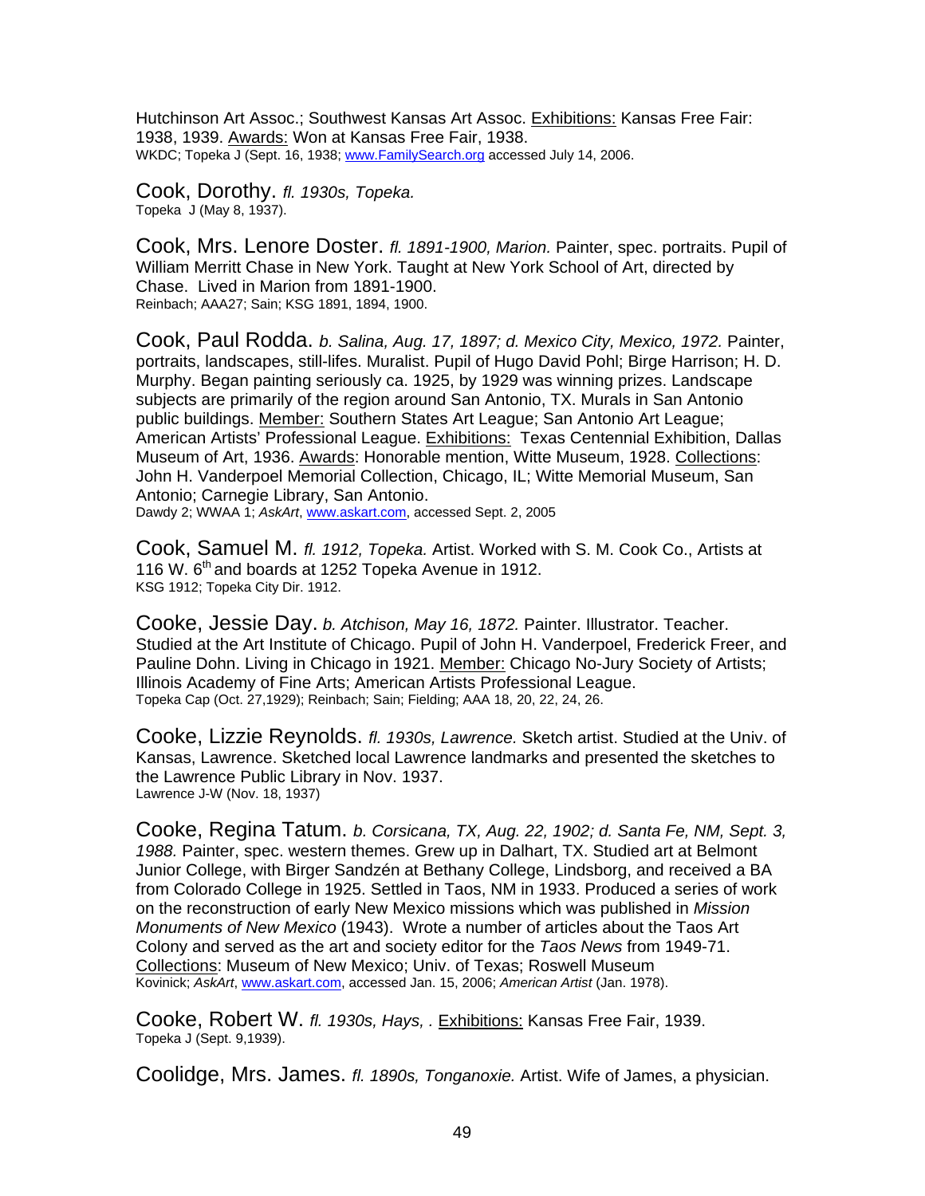Hutchinson Art Assoc.; Southwest Kansas Art Assoc. Exhibitions: Kansas Free Fair: 1938, 1939. Awards: Won at Kansas Free Fair, 1938.
WKDC; Topeka J (Sept. 16, 1938; www.FamilySearch.org accessed July 14, 2006.

Cook, Dorothy. *fl. 1930s, Topeka.*
Topeka J (May 8, 1937).

Cook, Mrs. Lenore Doster. *fl. 1891-1900, Marion.* Painter, spec. portraits. Pupil of William Merritt Chase in New York. Taught at New York School of Art, directed by Chase. Lived in Marion from 1891-1900.
Reinbach; AAA27; Sain; KSG 1891, 1894, 1900.

Cook, Paul Rodda. *b. Salina, Aug. 17, 1897; d. Mexico City, Mexico, 1972.* Painter, portraits, landscapes, still-lifes. Muralist. Pupil of Hugo David Pohl; Birge Harrison; H. D. Murphy. Began painting seriously ca. 1925, by 1929 was winning prizes. Landscape subjects are primarily of the region around San Antonio, TX. Murals in San Antonio public buildings. Member: Southern States Art League; San Antonio Art League; American Artists' Professional League. Exhibitions: Texas Centennial Exhibition, Dallas Museum of Art, 1936. Awards: Honorable mention, Witte Museum, 1928. Collections: John H. Vanderpoel Memorial Collection, Chicago, IL; Witte Memorial Museum, San Antonio; Carnegie Library, San Antonio.
Dawdy 2; WWAA 1; *AskArt*, www.askart.com, accessed Sept. 2, 2005

Cook, Samuel M. *fl. 1912, Topeka.* Artist. Worked with S. M. Cook Co., Artists at 116 W. 6th and boards at 1252 Topeka Avenue in 1912.
KSG 1912; Topeka City Dir. 1912.

Cooke, Jessie Day. *b. Atchison, May 16, 1872.* Painter. Illustrator. Teacher. Studied at the Art Institute of Chicago. Pupil of John H. Vanderpoel, Frederick Freer, and Pauline Dohn. Living in Chicago in 1921. Member: Chicago No-Jury Society of Artists; Illinois Academy of Fine Arts; American Artists Professional League.
Topeka Cap (Oct. 27,1929); Reinbach; Sain; Fielding; AAA 18, 20, 22, 24, 26.

Cooke, Lizzie Reynolds. *fl. 1930s, Lawrence.* Sketch artist. Studied at the Univ. of Kansas, Lawrence. Sketched local Lawrence landmarks and presented the sketches to the Lawrence Public Library in Nov. 1937.
Lawrence J-W (Nov. 18, 1937)

Cooke, Regina Tatum. *b. Corsicana, TX, Aug. 22, 1902; d. Santa Fe, NM, Sept. 3, 1988.* Painter, spec. western themes. Grew up in Dalhart, TX. Studied art at Belmont Junior College, with Birger Sandzén at Bethany College, Lindsborg, and received a BA from Colorado College in 1925. Settled in Taos, NM in 1933. Produced a series of work on the reconstruction of early New Mexico missions which was published in *Mission Monuments of New Mexico* (1943). Wrote a number of articles about the Taos Art Colony and served as the art and society editor for the *Taos News* from 1949-71. Collections: Museum of New Mexico; Univ. of Texas; Roswell Museum
Kovinick; *AskArt*, www.askart.com, accessed Jan. 15, 2006; *American Artist* (Jan. 1978).

Cooke, Robert W. *fl. 1930s, Hays, .* Exhibitions: Kansas Free Fair, 1939.
Topeka J (Sept. 9,1939).

Coolidge, Mrs. James. *fl. 1890s, Tonganoxie.* Artist. Wife of James, a physician.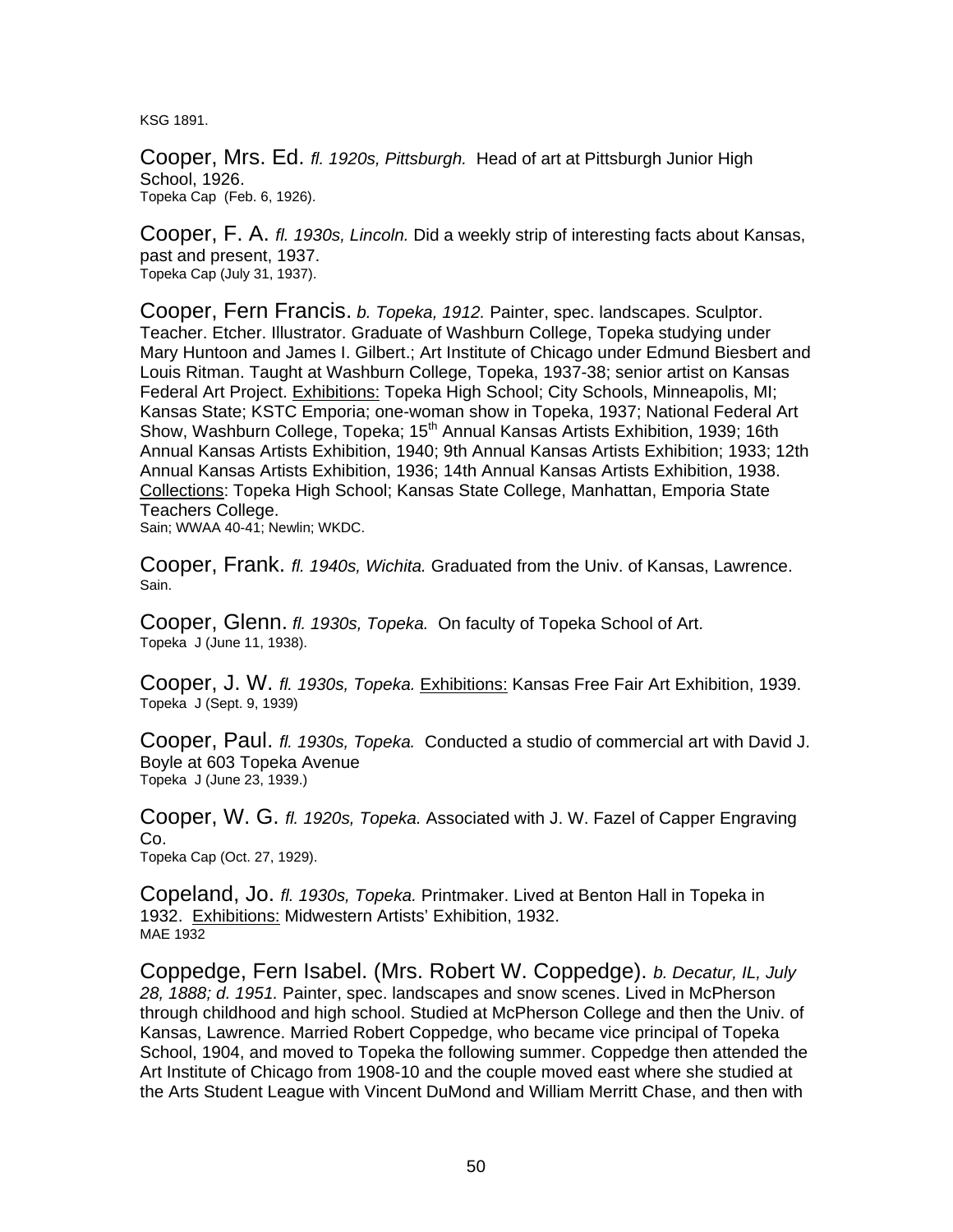KSG 1891.

Cooper, Mrs. Ed. *fl. 1920s, Pittsburgh.* Head of art at Pittsburgh Junior High School, 1926.
Topeka Cap (Feb. 6, 1926).

Cooper, F. A. *fl. 1930s, Lincoln.* Did a weekly strip of interesting facts about Kansas, past and present, 1937.
Topeka Cap (July 31, 1937).

Cooper, Fern Francis. *b. Topeka, 1912.* Painter, spec. landscapes. Sculptor. Teacher. Etcher. Illustrator. Graduate of Washburn College, Topeka studying under Mary Huntoon and James I. Gilbert.; Art Institute of Chicago under Edmund Biesbert and Louis Ritman. Taught at Washburn College, Topeka, 1937-38; senior artist on Kansas Federal Art Project. Exhibitions: Topeka High School; City Schools, Minneapolis, MI; Kansas State; KSTC Emporia; one-woman show in Topeka, 1937; National Federal Art Show, Washburn College, Topeka; 15th Annual Kansas Artists Exhibition, 1939; 16th Annual Kansas Artists Exhibition, 1940; 9th Annual Kansas Artists Exhibition; 1933; 12th Annual Kansas Artists Exhibition, 1936; 14th Annual Kansas Artists Exhibition, 1938. Collections: Topeka High School; Kansas State College, Manhattan, Emporia State Teachers College.
Sain; WWAA 40-41; Newlin; WKDC.

Cooper, Frank. *fl. 1940s, Wichita.* Graduated from the Univ. of Kansas, Lawrence.
Sain.

Cooper, Glenn. *fl. 1930s, Topeka.* On faculty of Topeka School of Art.
Topeka J (June 11, 1938).

Cooper, J. W. *fl. 1930s, Topeka.* Exhibitions: Kansas Free Fair Art Exhibition, 1939.
Topeka J (Sept. 9, 1939)

Cooper, Paul. *fl. 1930s, Topeka.* Conducted a studio of commercial art with David J. Boyle at 603 Topeka Avenue
Topeka J (June 23, 1939.)

Cooper, W. G. *fl. 1920s, Topeka.* Associated with J. W. Fazel of Capper Engraving Co.
Topeka Cap (Oct. 27, 1929).

Copeland, Jo. *fl. 1930s, Topeka.* Printmaker. Lived at Benton Hall in Topeka in 1932. Exhibitions: Midwestern Artists' Exhibition, 1932.
MAE 1932

Coppedge, Fern Isabel. (Mrs. Robert W. Coppedge). *b. Decatur, IL, July 28, 1888; d. 1951.* Painter, spec. landscapes and snow scenes. Lived in McPherson through childhood and high school. Studied at McPherson College and then the Univ. of Kansas, Lawrence. Married Robert Coppedge, who became vice principal of Topeka School, 1904, and moved to Topeka the following summer. Coppedge then attended the Art Institute of Chicago from 1908-10 and the couple moved east where she studied at the Arts Student League with Vincent DuMond and William Merritt Chase, and then with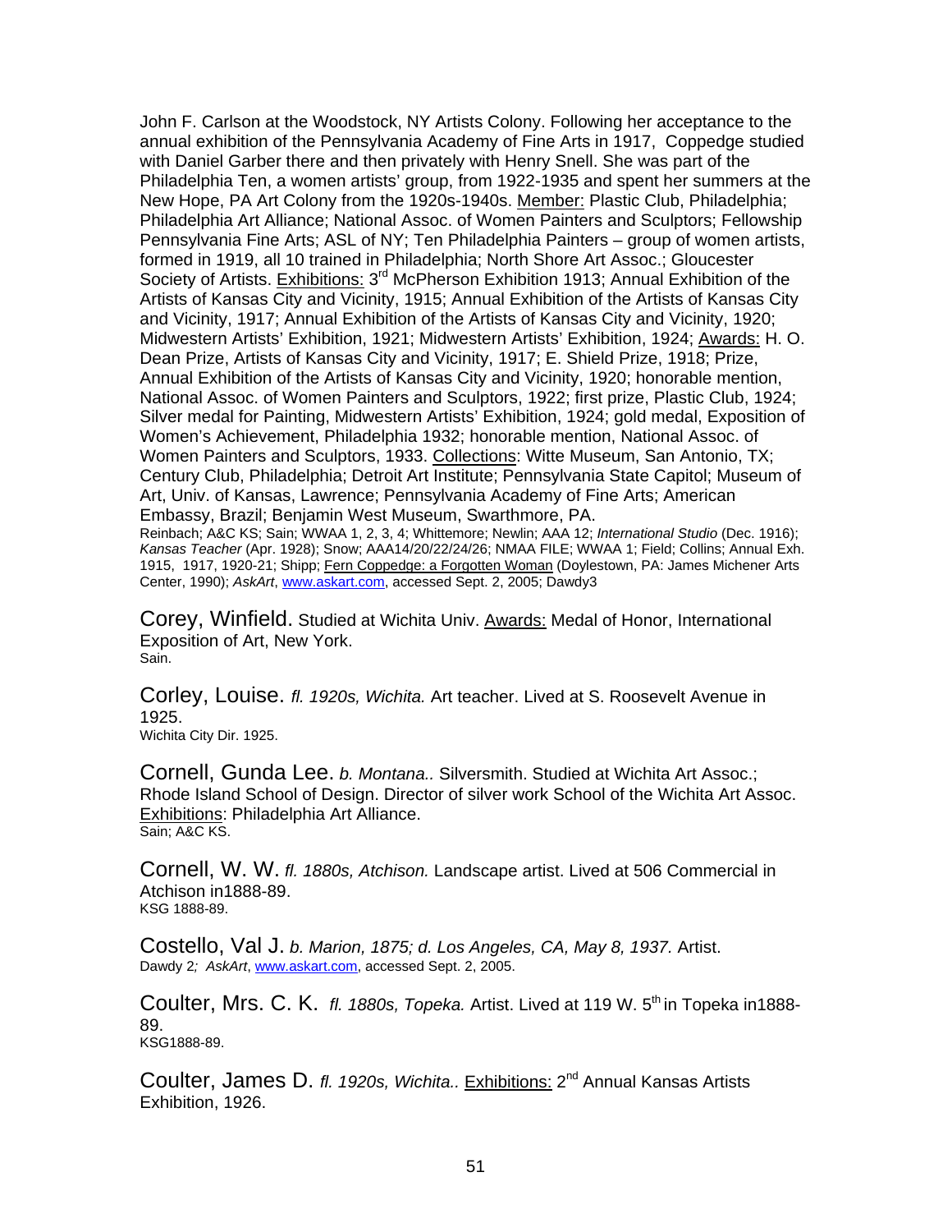John F. Carlson at the Woodstock, NY Artists Colony. Following her acceptance to the annual exhibition of the Pennsylvania Academy of Fine Arts in 1917, Coppedge studied with Daniel Garber there and then privately with Henry Snell. She was part of the Philadelphia Ten, a women artists' group, from 1922-1935 and spent her summers at the New Hope, PA Art Colony from the 1920s-1940s. Member: Plastic Club, Philadelphia; Philadelphia Art Alliance; National Assoc. of Women Painters and Sculptors; Fellowship Pennsylvania Fine Arts; ASL of NY; Ten Philadelphia Painters – group of women artists, formed in 1919, all 10 trained in Philadelphia; North Shore Art Assoc.; Gloucester Society of Artists. Exhibitions: 3rd McPherson Exhibition 1913; Annual Exhibition of the Artists of Kansas City and Vicinity, 1915; Annual Exhibition of the Artists of Kansas City and Vicinity, 1917; Annual Exhibition of the Artists of Kansas City and Vicinity, 1920; Midwestern Artists' Exhibition, 1921; Midwestern Artists' Exhibition, 1924; Awards: H. O. Dean Prize, Artists of Kansas City and Vicinity, 1917; E. Shield Prize, 1918; Prize, Annual Exhibition of the Artists of Kansas City and Vicinity, 1920; honorable mention, National Assoc. of Women Painters and Sculptors, 1922; first prize, Plastic Club, 1924; Silver medal for Painting, Midwestern Artists' Exhibition, 1924; gold medal, Exposition of Women's Achievement, Philadelphia 1932; honorable mention, National Assoc. of Women Painters and Sculptors, 1933. Collections: Witte Museum, San Antonio, TX; Century Club, Philadelphia; Detroit Art Institute; Pennsylvania State Capitol; Museum of Art, Univ. of Kansas, Lawrence; Pennsylvania Academy of Fine Arts; American Embassy, Brazil; Benjamin West Museum, Swarthmore, PA.
Reinbach; A&C KS; Sain; WWAA 1, 2, 3, 4; Whittemore; Newlin; AAA 12; *International Studio* (Dec. 1916); *Kansas Teacher* (Apr. 1928); Snow; AAA14/20/22/24/26; NMAA FILE; WWAA 1; Field; Collins; Annual Exh. 1915, 1917, 1920-21; Shipp; Fern Coppedge: a Forgotten Woman (Doylestown, PA: James Michener Arts Center, 1990); *AskArt*, www.askart.com, accessed Sept. 2, 2005; Dawdy3

Corey, Winfield. Studied at Wichita Univ. Awards: Medal of Honor, International Exposition of Art, New York.
Sain.

Corley, Louise. *fl. 1920s, Wichita.* Art teacher. Lived at S. Roosevelt Avenue in 1925.
Wichita City Dir. 1925.

Cornell, Gunda Lee. *b. Montana..* Silversmith. Studied at Wichita Art Assoc.; Rhode Island School of Design. Director of silver work School of the Wichita Art Assoc. Exhibitions: Philadelphia Art Alliance.
Sain; A&C KS.

Cornell, W. W. *fl. 1880s, Atchison.* Landscape artist. Lived at 506 Commercial in Atchison in1888-89.
KSG 1888-89.

Costello, Val J. *b. Marion, 1875; d. Los Angeles, CA, May 8, 1937.* Artist.
Dawdy 2*; AskArt*, www.askart.com, accessed Sept. 2, 2005.

Coulter, Mrs. C. K. *fl. 1880s, Topeka.* Artist. Lived at 119 W. 5th in Topeka in1888-89.
KSG1888-89.

Coulter, James D. *fl. 1920s, Wichita..* Exhibitions: 2nd Annual Kansas Artists Exhibition, 1926.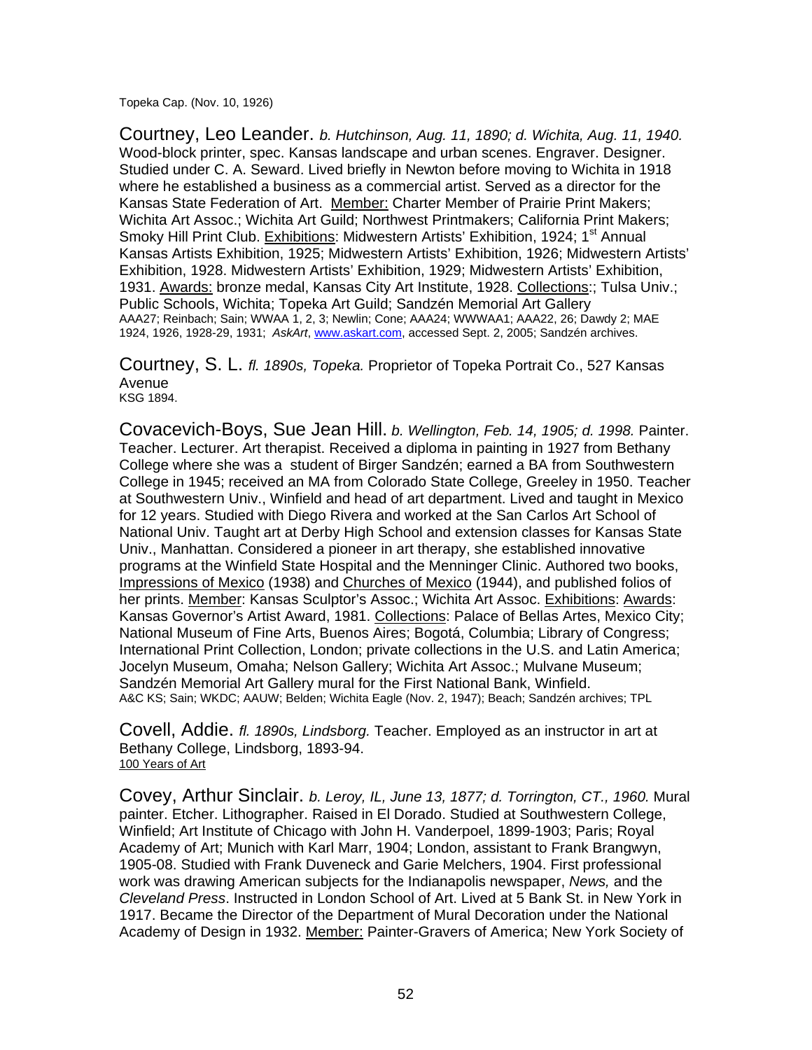Topeka Cap. (Nov. 10, 1926)

Courtney, Leo Leander. *b. Hutchinson, Aug. 11, 1890; d. Wichita, Aug. 11, 1940.* Wood-block printer, spec. Kansas landscape and urban scenes. Engraver. Designer. Studied under C. A. Seward. Lived briefly in Newton before moving to Wichita in 1918 where he established a business as a commercial artist. Served as a director for the Kansas State Federation of Art. Member: Charter Member of Prairie Print Makers; Wichita Art Assoc.; Wichita Art Guild; Northwest Printmakers; California Print Makers; Smoky Hill Print Club. Exhibitions: Midwestern Artists' Exhibition, 1924; 1st Annual Kansas Artists Exhibition, 1925; Midwestern Artists' Exhibition, 1926; Midwestern Artists' Exhibition, 1928. Midwestern Artists' Exhibition, 1929; Midwestern Artists' Exhibition, 1931. Awards: bronze medal, Kansas City Art Institute, 1928. Collections:; Tulsa Univ.; Public Schools, Wichita; Topeka Art Guild; Sandzén Memorial Art Gallery
AAA27; Reinbach; Sain; WWAA 1, 2, 3; Newlin; Cone; AAA24; WWWAA1; AAA22, 26; Dawdy 2; MAE 1924, 1926, 1928-29, 1931; *AskArt*, www.askart.com, accessed Sept. 2, 2005; Sandzén archives.

Courtney, S. L. *fl. 1890s, Topeka.* Proprietor of Topeka Portrait Co., 527 Kansas Avenue
KSG 1894.

Covacevich-Boys, Sue Jean Hill. *b. Wellington, Feb. 14, 1905; d. 1998.* Painter. Teacher. Lecturer. Art therapist. Received a diploma in painting in 1927 from Bethany College where she was a student of Birger Sandzén; earned a BA from Southwestern College in 1945; received an MA from Colorado State College, Greeley in 1950. Teacher at Southwestern Univ., Winfield and head of art department. Lived and taught in Mexico for 12 years. Studied with Diego Rivera and worked at the San Carlos Art School of National Univ. Taught art at Derby High School and extension classes for Kansas State Univ., Manhattan. Considered a pioneer in art therapy, she established innovative programs at the Winfield State Hospital and the Menninger Clinic. Authored two books, Impressions of Mexico (1938) and Churches of Mexico (1944), and published folios of her prints. Member: Kansas Sculptor's Assoc.; Wichita Art Assoc. Exhibitions: Awards: Kansas Governor's Artist Award, 1981. Collections: Palace of Bellas Artes, Mexico City; National Museum of Fine Arts, Buenos Aires; Bogotá, Columbia; Library of Congress; International Print Collection, London; private collections in the U.S. and Latin America; Jocelyn Museum, Omaha; Nelson Gallery; Wichita Art Assoc.; Mulvane Museum; Sandzén Memorial Art Gallery mural for the First National Bank, Winfield.
A&C KS; Sain; WKDC; AAUW; Belden; Wichita Eagle (Nov. 2, 1947); Beach; Sandzén archives; TPL

Covell, Addie. *fl. 1890s, Lindsborg.* Teacher. Employed as an instructor in art at Bethany College, Lindsborg, 1893-94.
100 Years of Art

Covey, Arthur Sinclair. *b. Leroy, IL, June 13, 1877; d. Torrington, CT., 1960.* Mural painter. Etcher. Lithographer. Raised in El Dorado. Studied at Southwestern College, Winfield; Art Institute of Chicago with John H. Vanderpoel, 1899-1903; Paris; Royal Academy of Art; Munich with Karl Marr, 1904; London, assistant to Frank Brangwyn, 1905-08. Studied with Frank Duveneck and Garie Melchers, 1904. First professional work was drawing American subjects for the Indianapolis newspaper, *News,* and the *Cleveland Press*. Instructed in London School of Art. Lived at 5 Bank St. in New York in 1917. Became the Director of the Department of Mural Decoration under the National Academy of Design in 1932. Member: Painter-Gravers of America; New York Society of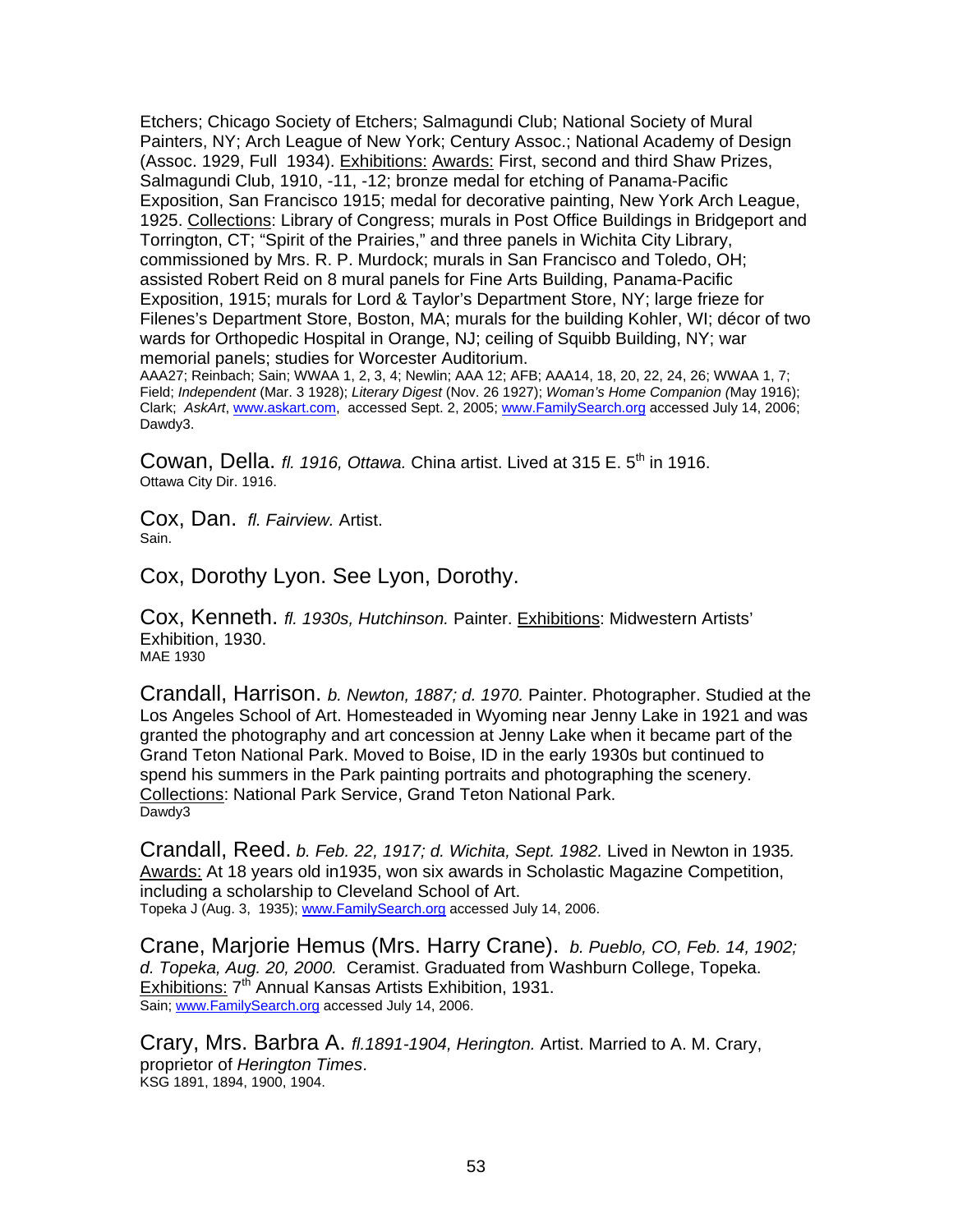Etchers; Chicago Society of Etchers; Salmagundi Club; National Society of Mural Painters, NY; Arch League of New York; Century Assoc.; National Academy of Design (Assoc. 1929, Full 1934). Exhibitions: Awards: First, second and third Shaw Prizes, Salmagundi Club, 1910, -11, -12; bronze medal for etching of Panama-Pacific Exposition, San Francisco 1915; medal for decorative painting, New York Arch League, 1925. Collections: Library of Congress; murals in Post Office Buildings in Bridgeport and Torrington, CT; "Spirit of the Prairies," and three panels in Wichita City Library, commissioned by Mrs. R. P. Murdock; murals in San Francisco and Toledo, OH; assisted Robert Reid on 8 mural panels for Fine Arts Building, Panama-Pacific Exposition, 1915; murals for Lord & Taylor's Department Store, NY; large frieze for Filenes's Department Store, Boston, MA; murals for the building Kohler, WI; décor of two wards for Orthopedic Hospital in Orange, NJ; ceiling of Squibb Building, NY; war memorial panels; studies for Worcester Auditorium.
AAA27; Reinbach; Sain; WWAA 1, 2, 3, 4; Newlin; AAA 12; AFB; AAA14, 18, 20, 22, 24, 26; WWAA 1, 7; Field; *Independent* (Mar. 3 1928); *Literary Digest* (Nov. 26 1927); *Woman's Home Companion (*May 1916); Clark; *AskArt*, www.askart.com, accessed Sept. 2, 2005; www.FamilySearch.org accessed July 14, 2006; Dawdy3.

Cowan, Della. *fl. 1916, Ottawa.* China artist. Lived at 315 E. 5th in 1916.
Ottawa City Dir. 1916.

Cox, Dan. *fl. Fairview.* Artist.
Sain.

Cox, Dorothy Lyon. See Lyon, Dorothy.

Cox, Kenneth. *fl. 1930s, Hutchinson.* Painter. Exhibitions: Midwestern Artists' Exhibition, 1930.
MAE 1930

Crandall, Harrison. *b. Newton, 1887; d. 1970.* Painter. Photographer. Studied at the Los Angeles School of Art. Homesteaded in Wyoming near Jenny Lake in 1921 and was granted the photography and art concession at Jenny Lake when it became part of the Grand Teton National Park. Moved to Boise, ID in the early 1930s but continued to spend his summers in the Park painting portraits and photographing the scenery. Collections: National Park Service, Grand Teton National Park.
Dawdy3

Crandall, Reed. *b. Feb. 22, 1917; d. Wichita, Sept. 1982.* Lived in Newton in 1935. Awards: At 18 years old in1935, won six awards in Scholastic Magazine Competition, including a scholarship to Cleveland School of Art.
Topeka J (Aug. 3, 1935); www.FamilySearch.org accessed July 14, 2006.

Crane, Marjorie Hemus (Mrs. Harry Crane). *b. Pueblo, CO, Feb. 14, 1902; d. Topeka, Aug. 20, 2000.* Ceramist. Graduated from Washburn College, Topeka. Exhibitions: 7th Annual Kansas Artists Exhibition, 1931.
Sain; www.FamilySearch.org accessed July 14, 2006.

Crary, Mrs. Barbra A. *fl.1891-1904, Herington.* Artist. Married to A. M. Crary, proprietor of *Herington Times*.
KSG 1891, 1894, 1900, 1904.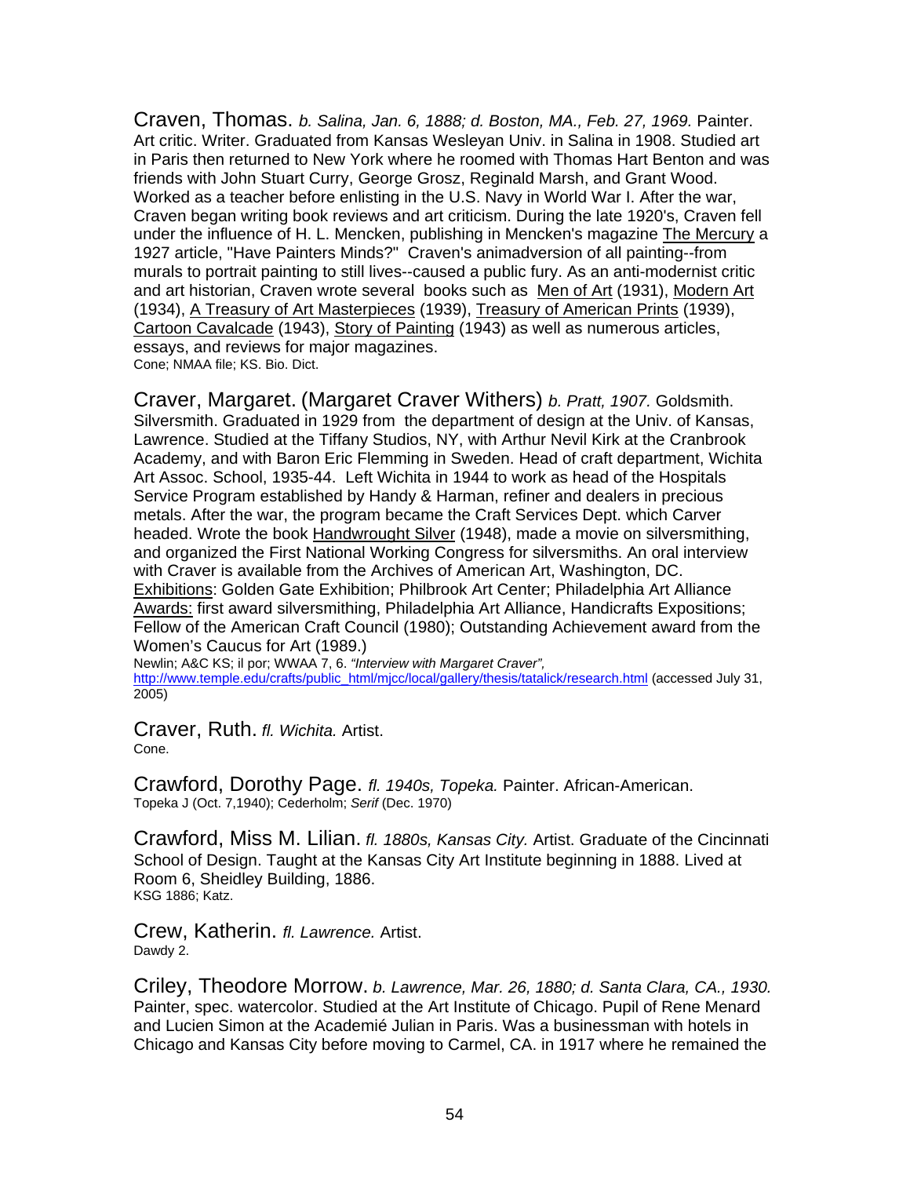Craven, Thomas. *b. Salina, Jan. 6, 1888; d. Boston, MA., Feb. 27, 1969.* Painter. Art critic. Writer. Graduated from Kansas Wesleyan Univ. in Salina in 1908. Studied art in Paris then returned to New York where he roomed with Thomas Hart Benton and was friends with John Stuart Curry, George Grosz, Reginald Marsh, and Grant Wood. Worked as a teacher before enlisting in the U.S. Navy in World War I. After the war, Craven began writing book reviews and art criticism. During the late 1920's, Craven fell under the influence of H. L. Mencken, publishing in Mencken's magazine The Mercury a 1927 article, "Have Painters Minds?" Craven's animadversion of all painting--from murals to portrait painting to still lives--caused a public fury. As an anti-modernist critic and art historian, Craven wrote several books such as Men of Art (1931), Modern Art (1934), A Treasury of Art Masterpieces (1939), Treasury of American Prints (1939), Cartoon Cavalcade (1943), Story of Painting (1943) as well as numerous articles, essays, and reviews for major magazines.
Cone; NMAA file; KS. Bio. Dict.

Craver, Margaret. (Margaret Craver Withers) *b. Pratt, 1907.* Goldsmith. Silversmith. Graduated in 1929 from the department of design at the Univ. of Kansas, Lawrence. Studied at the Tiffany Studios, NY, with Arthur Nevil Kirk at the Cranbrook Academy, and with Baron Eric Flemming in Sweden. Head of craft department, Wichita Art Assoc. School, 1935-44. Left Wichita in 1944 to work as head of the Hospitals Service Program established by Handy & Harman, refiner and dealers in precious metals. After the war, the program became the Craft Services Dept. which Carver headed. Wrote the book Handwrought Silver (1948), made a movie on silversmithing, and organized the First National Working Congress for silversmiths. An oral interview with Craver is available from the Archives of American Art, Washington, DC.
Exhibitions: Golden Gate Exhibition; Philbrook Art Center; Philadelphia Art Alliance
Awards: first award silversmithing, Philadelphia Art Alliance, Handicrafts Expositions; Fellow of the American Craft Council (1980); Outstanding Achievement award from the Women's Caucus for Art (1989.)
Newlin; A&C KS; il por; WWAA 7, 6. *"Interview with Margaret Craver",* http://www.temple.edu/crafts/public_html/mjcc/local/gallery/thesis/tatalick/research.html (accessed July 31, 2005)

Craver, Ruth. *fl. Wichita.* Artist.
Cone.

Crawford, Dorothy Page. *fl. 1940s, Topeka.* Painter. African-American.
Topeka J (Oct. 7,1940); Cederholm; *Serif* (Dec. 1970)

Crawford, Miss M. Lilian. *fl. 1880s, Kansas City.* Artist. Graduate of the Cincinnati School of Design. Taught at the Kansas City Art Institute beginning in 1888. Lived at Room 6, Sheidley Building, 1886.
KSG 1886; Katz.

Crew, Katherin. *fl. Lawrence.* Artist.
Dawdy 2.

Criley, Theodore Morrow. *b. Lawrence, Mar. 26, 1880; d. Santa Clara, CA., 1930.* Painter, spec. watercolor. Studied at the Art Institute of Chicago. Pupil of Rene Menard and Lucien Simon at the Academié Julian in Paris. Was a businessman with hotels in Chicago and Kansas City before moving to Carmel, CA. in 1917 where he remained the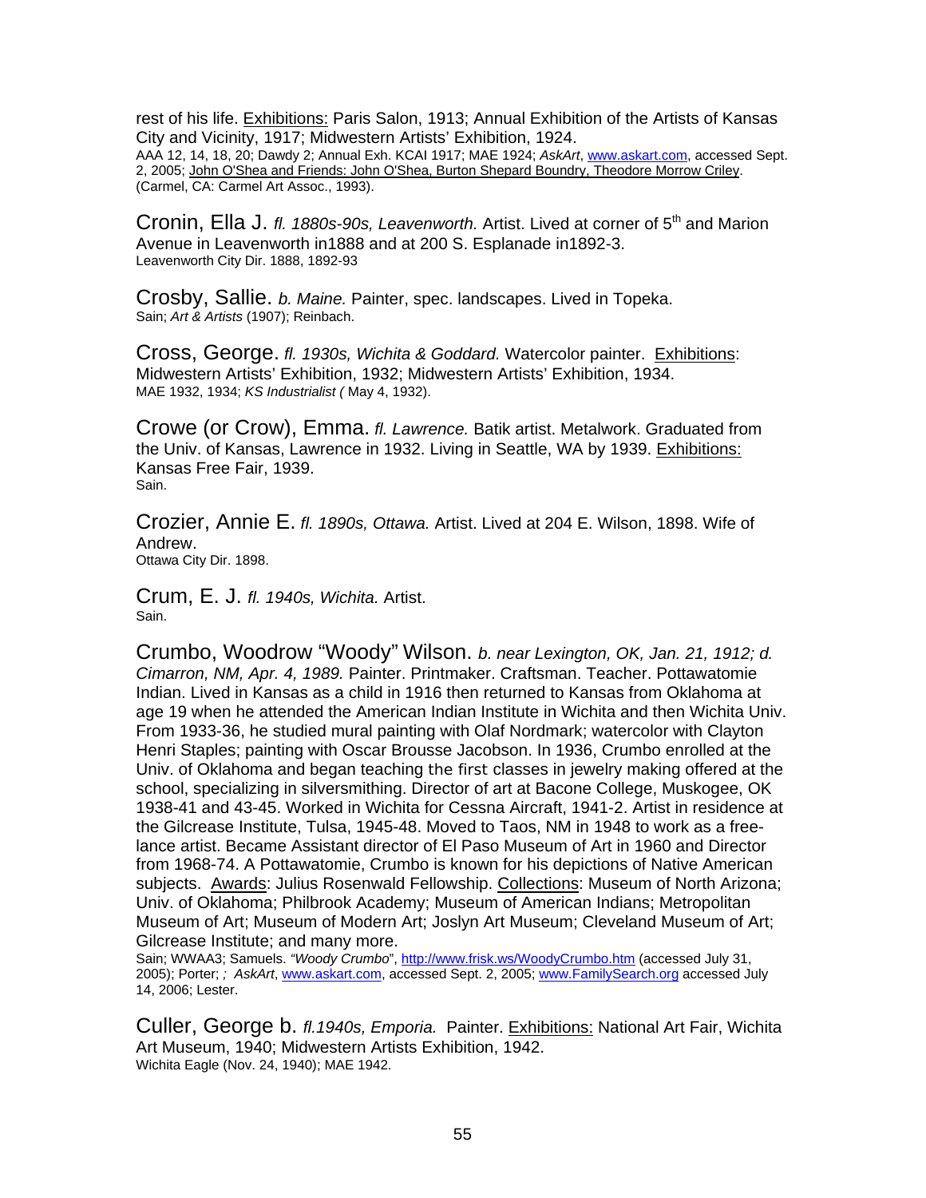rest of his life. Exhibitions: Paris Salon, 1913; Annual Exhibition of the Artists of Kansas City and Vicinity, 1917; Midwestern Artists' Exhibition, 1924.
AAA 12, 14, 18, 20; Dawdy 2; Annual Exh. KCAI 1917; MAE 1924; *AskArt*, www.askart.com, accessed Sept. 2, 2005; John O'Shea and Friends: John O'Shea, Burton Shepard Boundry, Theodore Morrow Criley. (Carmel, CA: Carmel Art Assoc., 1993).

Cronin, Ella J. *fl. 1880s-90s, Leavenworth.* Artist. Lived at corner of 5th and Marion Avenue in Leavenworth in1888 and at 200 S. Esplanade in1892-3.
Leavenworth City Dir. 1888, 1892-93

Crosby, Sallie. *b. Maine.* Painter, spec. landscapes. Lived in Topeka.
Sain; *Art & Artists* (1907); Reinbach.

Cross, George. *fl. 1930s, Wichita & Goddard.* Watercolor painter. Exhibitions: Midwestern Artists' Exhibition, 1932; Midwestern Artists' Exhibition, 1934.
MAE 1932, 1934; *KS Industrialist (* May 4, 1932).

Crowe (or Crow), Emma. *fl. Lawrence.* Batik artist. Metalwork. Graduated from the Univ. of Kansas, Lawrence in 1932. Living in Seattle, WA by 1939. Exhibitions: Kansas Free Fair, 1939.
Sain.

Crozier, Annie E. *fl. 1890s, Ottawa.* Artist. Lived at 204 E. Wilson, 1898. Wife of Andrew.
Ottawa City Dir. 1898.

Crum, E. J. *fl. 1940s, Wichita.* Artist.
Sain.

Crumbo, Woodrow "Woody" Wilson. *b. near Lexington, OK, Jan. 21, 1912; d. Cimarron, NM, Apr. 4, 1989.* Painter. Printmaker. Craftsman. Teacher. Pottawatomie Indian. Lived in Kansas as a child in 1916 then returned to Kansas from Oklahoma at age 19 when he attended the American Indian Institute in Wichita and then Wichita Univ. From 1933-36, he studied mural painting with Olaf Nordmark; watercolor with Clayton Henri Staples; painting with Oscar Brousse Jacobson. In 1936, Crumbo enrolled at the Univ. of Oklahoma and began teaching the first classes in jewelry making offered at the school, specializing in silversmithing. Director of art at Bacone College, Muskogee, OK 1938-41 and 43-45. Worked in Wichita for Cessna Aircraft, 1941-2. Artist in residence at the Gilcrease Institute, Tulsa, 1945-48. Moved to Taos, NM in 1948 to work as a free-lance artist. Became Assistant director of El Paso Museum of Art in 1960 and Director from 1968-74. A Pottawatomie, Crumbo is known for his depictions of Native American subjects. Awards: Julius Rosenwald Fellowship. Collections: Museum of North Arizona; Univ. of Oklahoma; Philbrook Academy; Museum of American Indians; Metropolitan Museum of Art; Museum of Modern Art; Joslyn Art Museum; Cleveland Museum of Art; Gilcrease Institute; and many more.
Sain; WWAA3; Samuels. *"Woody Crumbo*", http://www.frisk.ws/WoodyCrumbo.htm (accessed July 31, 2005); Porter; *; AskArt*, www.askart.com, accessed Sept. 2, 2005; www.FamilySearch.org accessed July 14, 2006; Lester.

Culler, George b. *fl.1940s, Emporia.* Painter. Exhibitions: National Art Fair, Wichita Art Museum, 1940; Midwestern Artists Exhibition, 1942.
Wichita Eagle (Nov. 24, 1940); MAE 1942.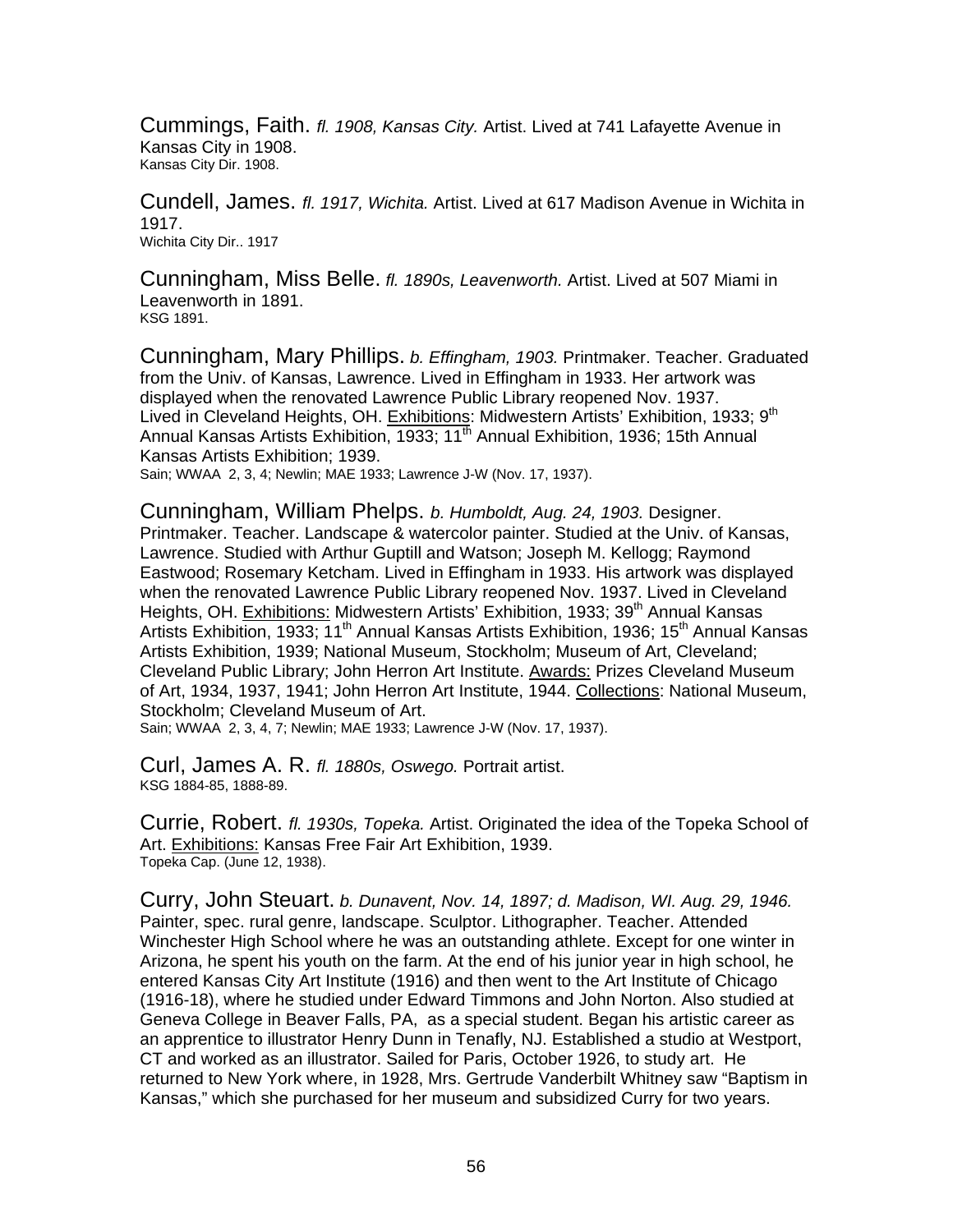Cummings, Faith. *fl. 1908, Kansas City.* Artist. Lived at 741 Lafayette Avenue in Kansas City in 1908.
Kansas City Dir. 1908.

Cundell, James. *fl. 1917, Wichita.* Artist. Lived at 617 Madison Avenue in Wichita in 1917.
Wichita City Dir.. 1917

Cunningham, Miss Belle. *fl. 1890s, Leavenworth.* Artist. Lived at 507 Miami in Leavenworth in 1891.
KSG 1891.

Cunningham, Mary Phillips. *b. Effingham, 1903.* Printmaker. Teacher. Graduated from the Univ. of Kansas, Lawrence. Lived in Effingham in 1933. Her artwork was displayed when the renovated Lawrence Public Library reopened Nov. 1937. Lived in Cleveland Heights, OH. Exhibitions: Midwestern Artists' Exhibition, 1933; 9th Annual Kansas Artists Exhibition, 1933; 11th Annual Exhibition, 1936; 15th Annual Kansas Artists Exhibition; 1939.
Sain; WWAA 2, 3, 4; Newlin; MAE 1933; Lawrence J-W (Nov. 17, 1937).

Cunningham, William Phelps. *b. Humboldt, Aug. 24, 1903.* Designer. Printmaker. Teacher. Landscape & watercolor painter. Studied at the Univ. of Kansas, Lawrence. Studied with Arthur Guptill and Watson; Joseph M. Kellogg; Raymond Eastwood; Rosemary Ketcham. Lived in Effingham in 1933. His artwork was displayed when the renovated Lawrence Public Library reopened Nov. 1937. Lived in Cleveland Heights, OH. Exhibitions: Midwestern Artists' Exhibition, 1933; 39th Annual Kansas Artists Exhibition, 1933; 11th Annual Kansas Artists Exhibition, 1936; 15th Annual Kansas Artists Exhibition, 1939; National Museum, Stockholm; Museum of Art, Cleveland; Cleveland Public Library; John Herron Art Institute. Awards: Prizes Cleveland Museum of Art, 1934, 1937, 1941; John Herron Art Institute, 1944. Collections: National Museum, Stockholm; Cleveland Museum of Art.
Sain; WWAA 2, 3, 4, 7; Newlin; MAE 1933; Lawrence J-W (Nov. 17, 1937).

Curl, James A. R. *fl. 1880s, Oswego.* Portrait artist.
KSG 1884-85, 1888-89.

Currie, Robert. *fl. 1930s, Topeka.* Artist. Originated the idea of the Topeka School of Art. Exhibitions: Kansas Free Fair Art Exhibition, 1939.
Topeka Cap. (June 12, 1938).

Curry, John Steuart. *b. Dunavent, Nov. 14, 1897; d. Madison, WI. Aug. 29, 1946.* Painter, spec. rural genre, landscape. Sculptor. Lithographer. Teacher. Attended Winchester High School where he was an outstanding athlete. Except for one winter in Arizona, he spent his youth on the farm. At the end of his junior year in high school, he entered Kansas City Art Institute (1916) and then went to the Art Institute of Chicago (1916-18), where he studied under Edward Timmons and John Norton. Also studied at Geneva College in Beaver Falls, PA, as a special student. Began his artistic career as an apprentice to illustrator Henry Dunn in Tenafly, NJ. Established a studio at Westport, CT and worked as an illustrator. Sailed for Paris, October 1926, to study art. He returned to New York where, in 1928, Mrs. Gertrude Vanderbilt Whitney saw "Baptism in Kansas," which she purchased for her museum and subsidized Curry for two years.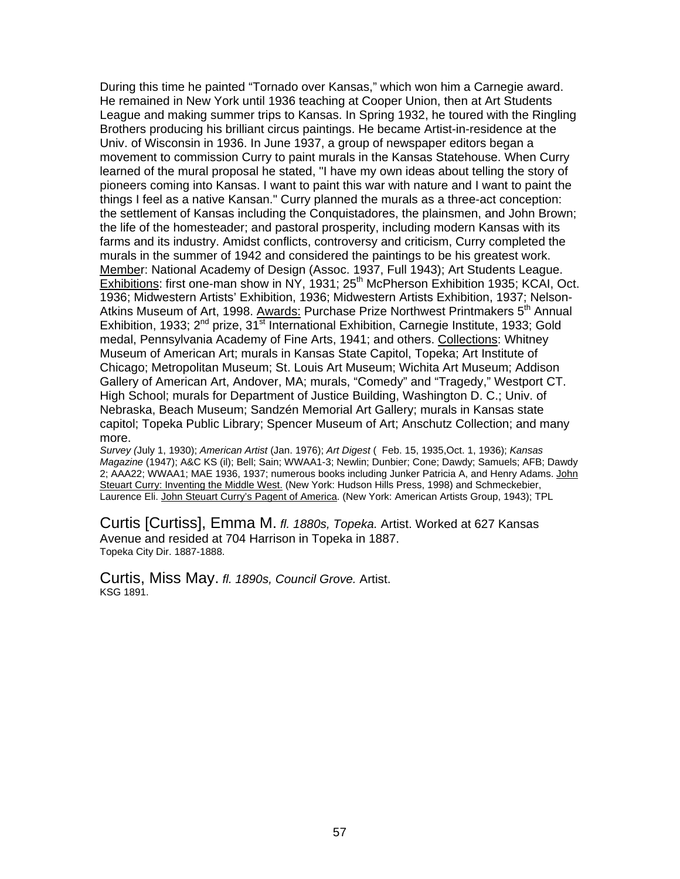During this time he painted "Tornado over Kansas," which won him a Carnegie award. He remained in New York until 1936 teaching at Cooper Union, then at Art Students League and making summer trips to Kansas. In Spring 1932, he toured with the Ringling Brothers producing his brilliant circus paintings. He became Artist-in-residence at the Univ. of Wisconsin in 1936. In June 1937, a group of newspaper editors began a movement to commission Curry to paint murals in the Kansas Statehouse. When Curry learned of the mural proposal he stated, "I have my own ideas about telling the story of pioneers coming into Kansas. I want to paint this war with nature and I want to paint the things I feel as a native Kansan." Curry planned the murals as a three-act conception: the settlement of Kansas including the Conquistadores, the plainsmen, and John Brown; the life of the homesteader; and pastoral prosperity, including modern Kansas with its farms and its industry. Amidst conflicts, controversy and criticism, Curry completed the murals in the summer of 1942 and considered the paintings to be his greatest work. Member: National Academy of Design (Assoc. 1937, Full 1943); Art Students League. Exhibitions: first one-man show in NY, 1931; 25th McPherson Exhibition 1935; KCAI, Oct. 1936; Midwestern Artists' Exhibition, 1936; Midwestern Artists Exhibition, 1937; Nelson-Atkins Museum of Art, 1998. Awards: Purchase Prize Northwest Printmakers 5th Annual Exhibition, 1933; 2nd prize, 31st International Exhibition, Carnegie Institute, 1933; Gold medal, Pennsylvania Academy of Fine Arts, 1941; and others. Collections: Whitney Museum of American Art; murals in Kansas State Capitol, Topeka; Art Institute of Chicago; Metropolitan Museum; St. Louis Art Museum; Wichita Art Museum; Addison Gallery of American Art, Andover, MA; murals, "Comedy" and "Tragedy," Westport CT. High School; murals for Department of Justice Building, Washington D. C.; Univ. of Nebraska, Beach Museum; Sandzén Memorial Art Gallery; murals in Kansas state capitol; Topeka Public Library; Spencer Museum of Art; Anschutz Collection; and many more.

*Survey (*July 1, 1930); *American Artist* (Jan. 1976); *Art Digest* ( Feb. 15, 1935,Oct. 1, 1936); *Kansas Magazine* (1947); A&C KS (il); Bell; Sain; WWAA1-3; Newlin; Dunbier; Cone; Dawdy; Samuels; AFB; Dawdy 2; AAA22; WWAA1; MAE 1936, 1937; numerous books including Junker Patricia A, and Henry Adams. John Steuart Curry: Inventing the Middle West. (New York: Hudson Hills Press, 1998) and Schmeckebier, Laurence Eli. John Steuart Curry's Pagent of America. (New York: American Artists Group, 1943); TPL

Curtis [Curtiss], Emma M. *fl. 1880s, Topeka.* Artist. Worked at 627 Kansas Avenue and resided at 704 Harrison in Topeka in 1887.
Topeka City Dir. 1887-1888.

Curtis, Miss May. *fl. 1890s, Council Grove.* Artist.
KSG 1891.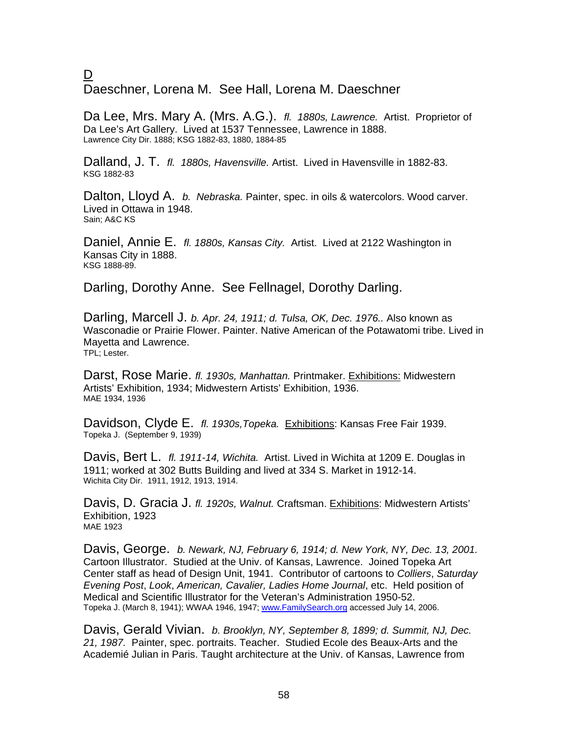<u>D</u>

Daeschner, Lorena M. See Hall, Lorena M. Daeschner

Da Lee, Mrs. Mary A. (Mrs. A.G.). *fl. 1880s, Lawrence.* Artist. Proprietor of Da Lee's Art Gallery. Lived at 1537 Tennessee, Lawrence in 1888.
Lawrence City Dir. 1888; KSG 1882-83, 1880, 1884-85

Dalland, J. T. *fl. 1880s, Havensville.* Artist. Lived in Havensville in 1882-83.
KSG 1882-83

Dalton, Lloyd A. *b. Nebraska.* Painter, spec. in oils & watercolors. Wood carver. Lived in Ottawa in 1948.
Sain; A&C KS

Daniel, Annie E. *fl. 1880s, Kansas City.* Artist. Lived at 2122 Washington in Kansas City in 1888.
KSG 1888-89.

Darling, Dorothy Anne. See Fellnagel, Dorothy Darling.

Darling, Marcell J. *b. Apr. 24, 1911; d. Tulsa, OK, Dec. 1976..* Also known as Wasconadie or Prairie Flower. Painter. Native American of the Potawatomi tribe. Lived in Mayetta and Lawrence.
TPL; Lester.

Darst, Rose Marie. *fl. 1930s, Manhattan.* Printmaker. <u>Exhibitions:</u> Midwestern Artists' Exhibition, 1934; Midwestern Artists' Exhibition, 1936.
MAE 1934, 1936

Davidson, Clyde E. *fl. 1930s,Topeka.* <u>Exhibitions</u>: Kansas Free Fair 1939.
Topeka J. (September 9, 1939)

Davis, Bert L. *fl. 1911-14, Wichita.* Artist. Lived in Wichita at 1209 E. Douglas in 1911; worked at 302 Butts Building and lived at 334 S. Market in 1912-14.
Wichita City Dir. 1911, 1912, 1913, 1914.

Davis, D. Gracia J. *fl. 1920s, Walnut.* Craftsman. <u>Exhibitions</u>: Midwestern Artists' Exhibition, 1923
MAE 1923

Davis, George. *b. Newark, NJ, February 6, 1914; d. New York, NY, Dec. 13, 2001.* Cartoon Illustrator. Studied at the Univ. of Kansas, Lawrence. Joined Topeka Art Center staff as head of Design Unit, 1941. Contributor of cartoons to *Colliers*, *Saturday Evening Post*, *Look*, *American, Cavalier, Ladies Home Journal*, etc. Held position of Medical and Scientific Illustrator for the Veteran's Administration 1950-52.
Topeka J. (March 8, 1941); WWAA 1946, 1947; www.FamilySearch.org accessed July 14, 2006.

Davis, Gerald Vivian. *b. Brooklyn, NY, September 8, 1899; d. Summit, NJ, Dec. 21, 1987.* Painter, spec. portraits. Teacher. Studied Ecole des Beaux-Arts and the Academié Julian in Paris. Taught architecture at the Univ. of Kansas, Lawrence from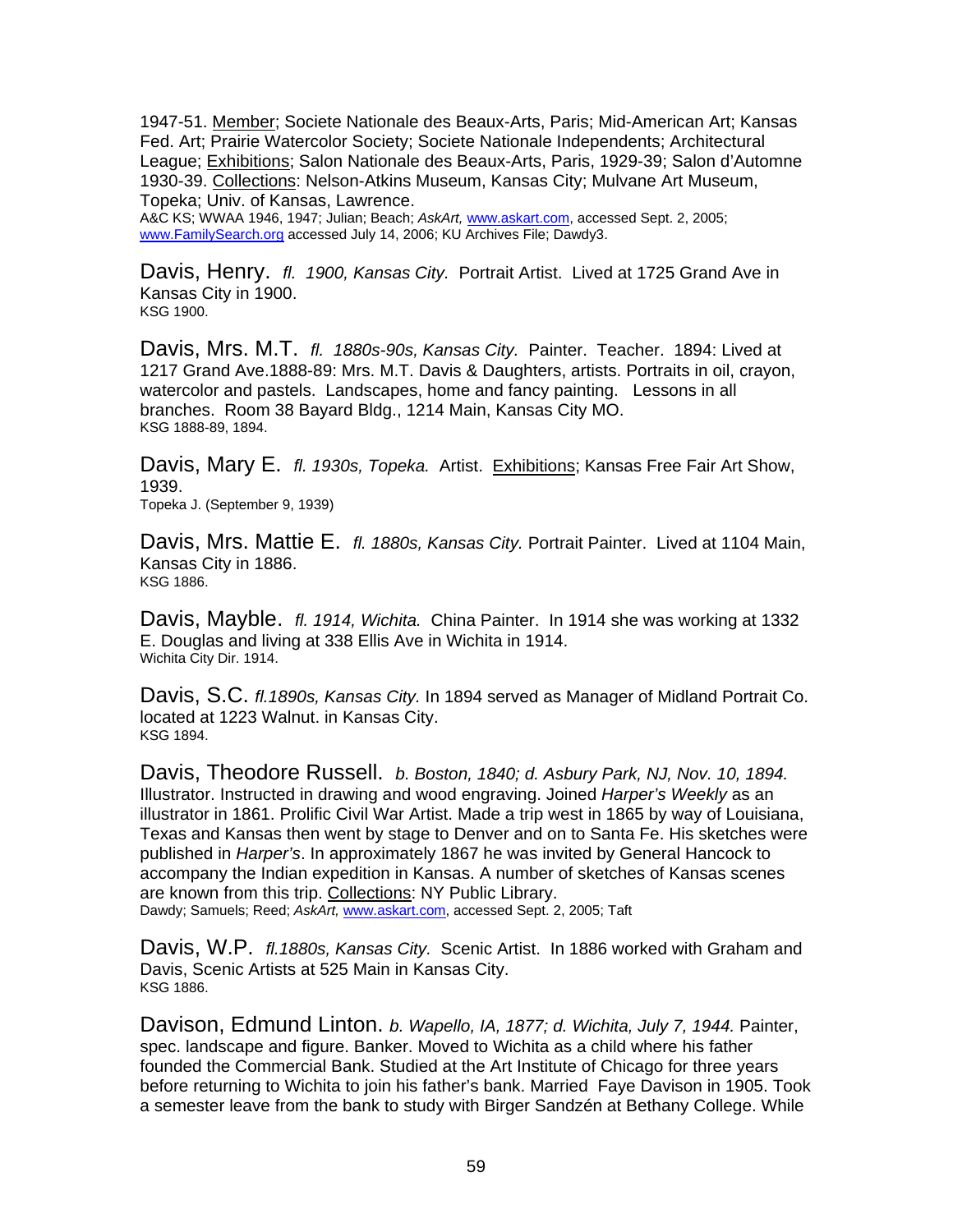1947-51. Member; Societe Nationale des Beaux-Arts, Paris; Mid-American Art; Kansas Fed. Art; Prairie Watercolor Society; Societe Nationale Independents; Architectural League; Exhibitions; Salon Nationale des Beaux-Arts, Paris, 1929-39; Salon d'Automne 1930-39. Collections: Nelson-Atkins Museum, Kansas City; Mulvane Art Museum, Topeka; Univ. of Kansas, Lawrence.
A&C KS; WWAA 1946, 1947; Julian; Beach; *AskArt,* www.askart.com, accessed Sept. 2, 2005; www.FamilySearch.org accessed July 14, 2006; KU Archives File; Dawdy3.

Davis, Henry. *fl. 1900, Kansas City.* Portrait Artist. Lived at 1725 Grand Ave in Kansas City in 1900.
KSG 1900.

Davis, Mrs. M.T. *fl. 1880s-90s, Kansas City.* Painter. Teacher. 1894: Lived at 1217 Grand Ave.1888-89: Mrs. M.T. Davis & Daughters, artists. Portraits in oil, crayon, watercolor and pastels. Landscapes, home and fancy painting. Lessons in all branches. Room 38 Bayard Bldg., 1214 Main, Kansas City MO.
KSG 1888-89, 1894.

Davis, Mary E. *fl. 1930s, Topeka.* Artist. Exhibitions; Kansas Free Fair Art Show, 1939.
Topeka J. (September 9, 1939)

Davis, Mrs. Mattie E. *fl. 1880s, Kansas City.* Portrait Painter. Lived at 1104 Main, Kansas City in 1886.
KSG 1886.

Davis, Mayble. *fl. 1914, Wichita.* China Painter. In 1914 she was working at 1332 E. Douglas and living at 338 Ellis Ave in Wichita in 1914.
Wichita City Dir. 1914.

Davis, S.C. *fl.1890s, Kansas City.* In 1894 served as Manager of Midland Portrait Co. located at 1223 Walnut. in Kansas City.
KSG 1894.

Davis, Theodore Russell. *b. Boston, 1840; d. Asbury Park, NJ, Nov. 10, 1894.* Illustrator. Instructed in drawing and wood engraving. Joined *Harper's Weekly* as an illustrator in 1861. Prolific Civil War Artist. Made a trip west in 1865 by way of Louisiana, Texas and Kansas then went by stage to Denver and on to Santa Fe. His sketches were published in *Harper's*. In approximately 1867 he was invited by General Hancock to accompany the Indian expedition in Kansas. A number of sketches of Kansas scenes are known from this trip. Collections: NY Public Library.
Dawdy; Samuels; Reed; *AskArt,* www.askart.com, accessed Sept. 2, 2005; Taft

Davis, W.P. *fl.1880s, Kansas City.* Scenic Artist. In 1886 worked with Graham and Davis, Scenic Artists at 525 Main in Kansas City.
KSG 1886.

Davison, Edmund Linton. *b. Wapello, IA, 1877; d. Wichita, July 7, 1944.* Painter, spec. landscape and figure. Banker. Moved to Wichita as a child where his father founded the Commercial Bank. Studied at the Art Institute of Chicago for three years before returning to Wichita to join his father's bank. Married Faye Davison in 1905. Took a semester leave from the bank to study with Birger Sandzén at Bethany College. While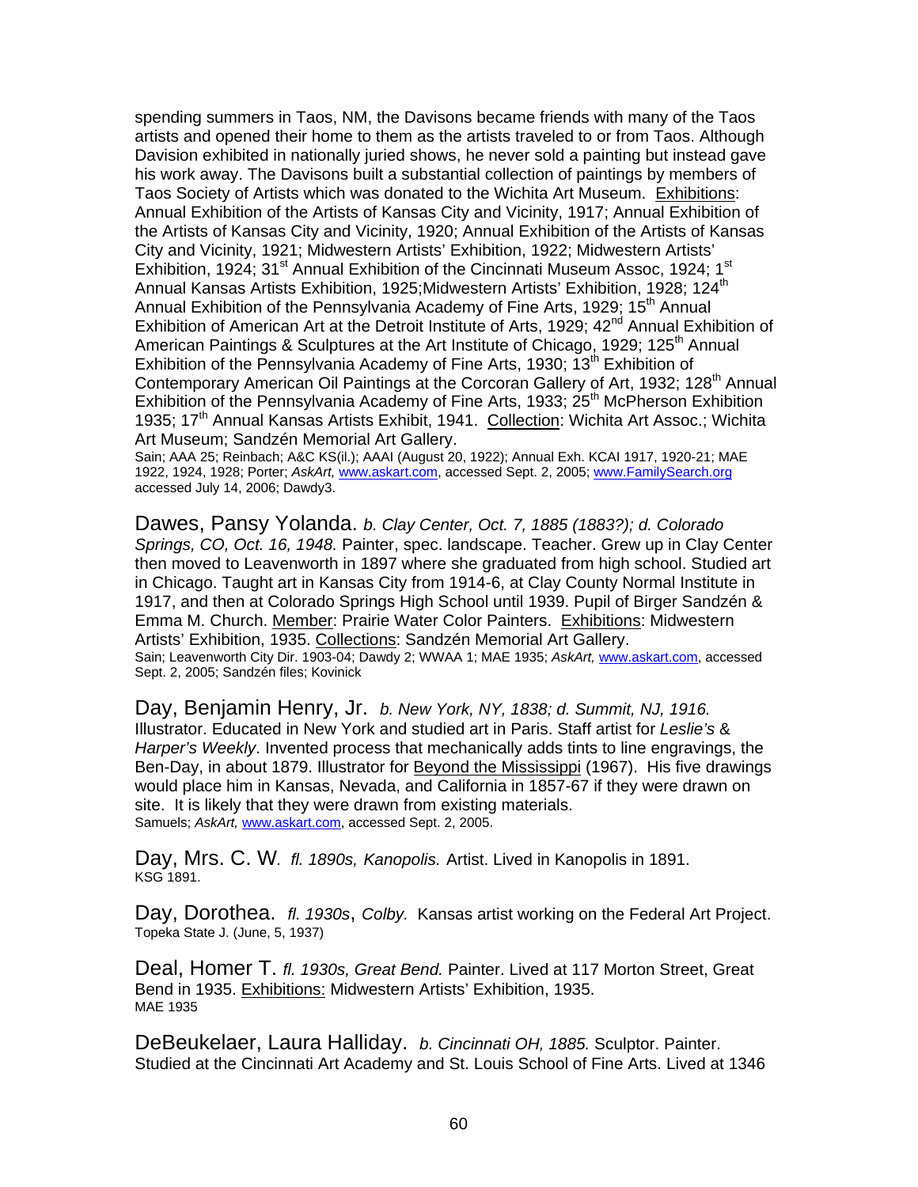spending summers in Taos, NM, the Davisons became friends with many of the Taos artists and opened their home to them as the artists traveled to or from Taos. Although Davision exhibited in nationally juried shows, he never sold a painting but instead gave his work away. The Davisons built a substantial collection of paintings by members of Taos Society of Artists which was donated to the Wichita Art Museum. Exhibitions: Annual Exhibition of the Artists of Kansas City and Vicinity, 1917; Annual Exhibition of the Artists of Kansas City and Vicinity, 1920; Annual Exhibition of the Artists of Kansas City and Vicinity, 1921; Midwestern Artists' Exhibition, 1922; Midwestern Artists' Exhibition, 1924; 31st Annual Exhibition of the Cincinnati Museum Assoc, 1924; 1st Annual Kansas Artists Exhibition, 1925;Midwestern Artists' Exhibition, 1928; 124th Annual Exhibition of the Pennsylvania Academy of Fine Arts, 1929; 15th Annual Exhibition of American Art at the Detroit Institute of Arts, 1929; 42nd Annual Exhibition of American Paintings & Sculptures at the Art Institute of Chicago, 1929; 125th Annual Exhibition of the Pennsylvania Academy of Fine Arts, 1930; 13th Exhibition of Contemporary American Oil Paintings at the Corcoran Gallery of Art, 1932; 128th Annual Exhibition of the Pennsylvania Academy of Fine Arts, 1933; 25th McPherson Exhibition 1935; 17th Annual Kansas Artists Exhibit, 1941. Collection: Wichita Art Assoc.; Wichita Art Museum; Sandzén Memorial Art Gallery.
Sain; AAA 25; Reinbach; A&C KS(il.); AAAI (August 20, 1922); Annual Exh. KCAI 1917, 1920-21; MAE 1922, 1924, 1928; Porter; *AskArt,* www.askart.com, accessed Sept. 2, 2005; www.FamilySearch.org accessed July 14, 2006; Dawdy3.

Dawes, Pansy Yolanda. *b. Clay Center, Oct. 7, 1885 (1883?); d. Colorado Springs, CO, Oct. 16, 1948.* Painter, spec. landscape. Teacher. Grew up in Clay Center then moved to Leavenworth in 1897 where she graduated from high school. Studied art in Chicago. Taught art in Kansas City from 1914-6, at Clay County Normal Institute in 1917, and then at Colorado Springs High School until 1939. Pupil of Birger Sandzén & Emma M. Church. Member: Prairie Water Color Painters. Exhibitions: Midwestern Artists' Exhibition, 1935. Collections: Sandzén Memorial Art Gallery.
Sain; Leavenworth City Dir. 1903-04; Dawdy 2; WWAA 1; MAE 1935; *AskArt,* www.askart.com, accessed Sept. 2, 2005; Sandzén files; Kovinick

Day, Benjamin Henry, Jr. *b. New York, NY, 1838; d. Summit, NJ, 1916.* Illustrator. Educated in New York and studied art in Paris. Staff artist for *Leslie's* & *Harper's Weekly*. Invented process that mechanically adds tints to line engravings, the Ben-Day, in about 1879. Illustrator for Beyond the Mississippi (1967). His five drawings would place him in Kansas, Nevada, and California in 1857-67 if they were drawn on site. It is likely that they were drawn from existing materials.
Samuels; *AskArt,* www.askart.com, accessed Sept. 2, 2005.

Day, Mrs. C. W. *fl. 1890s, Kanopolis.* Artist. Lived in Kanopolis in 1891.
KSG 1891.

Day, Dorothea. *fl. 1930s, Colby.* Kansas artist working on the Federal Art Project.
Topeka State J. (June, 5, 1937)

Deal, Homer T. *fl. 1930s, Great Bend.* Painter. Lived at 117 Morton Street, Great Bend in 1935. Exhibitions: Midwestern Artists' Exhibition, 1935.
MAE 1935

DeBeukelaer, Laura Halliday. *b. Cincinnati OH, 1885.* Sculptor. Painter. Studied at the Cincinnati Art Academy and St. Louis School of Fine Arts. Lived at 1346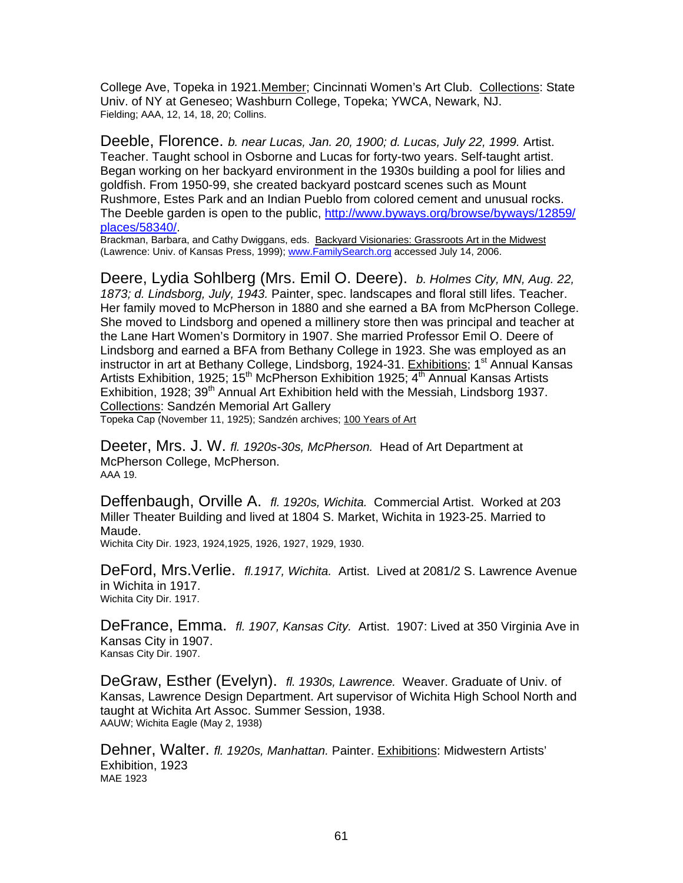College Ave, Topeka in 1921.Member; Cincinnati Women's Art Club. Collections: State Univ. of NY at Geneseo; Washburn College, Topeka; YWCA, Newark, NJ.
Fielding; AAA, 12, 14, 18, 20; Collins.

Deeble, Florence. *b. near Lucas, Jan. 20, 1900; d. Lucas, July 22, 1999.* Artist. Teacher. Taught school in Osborne and Lucas for forty-two years. Self-taught artist. Began working on her backyard environment in the 1930s building a pool for lilies and goldfish. From 1950-99, she created backyard postcard scenes such as Mount Rushmore, Estes Park and an Indian Pueblo from colored cement and unusual rocks. The Deeble garden is open to the public, http://www.byways.org/browse/byways/12859/places/58340/.
Brackman, Barbara, and Cathy Dwiggans, eds. Backyard Visionaries: Grassroots Art in the Midwest (Lawrence: Univ. of Kansas Press, 1999); www.FamilySearch.org accessed July 14, 2006.

Deere, Lydia Sohlberg (Mrs. Emil O. Deere). *b. Holmes City, MN, Aug. 22, 1873; d. Lindsborg, July, 1943.* Painter, spec. landscapes and floral still lifes. Teacher. Her family moved to McPherson in 1880 and she earned a BA from McPherson College. She moved to Lindsborg and opened a millinery store then was principal and teacher at the Lane Hart Women's Dormitory in 1907. She married Professor Emil O. Deere of Lindsborg and earned a BFA from Bethany College in 1923. She was employed as an instructor in art at Bethany College, Lindsborg, 1924-31. Exhibitions; 1st Annual Kansas Artists Exhibition, 1925; 15th McPherson Exhibition 1925; 4th Annual Kansas Artists Exhibition, 1928; 39th Annual Art Exhibition held with the Messiah, Lindsborg 1937. Collections: Sandzén Memorial Art Gallery
Topeka Cap (November 11, 1925); Sandzén archives; 100 Years of Art

Deeter, Mrs. J. W. *fl. 1920s-30s, McPherson.* Head of Art Department at McPherson College, McPherson.
AAA 19.

Deffenbaugh, Orville A. *fl. 1920s, Wichita.* Commercial Artist. Worked at 203 Miller Theater Building and lived at 1804 S. Market, Wichita in 1923-25. Married to Maude.
Wichita City Dir. 1923, 1924,1925, 1926, 1927, 1929, 1930.

DeFord, Mrs.Verlie. *fl.1917, Wichita.* Artist. Lived at 2081/2 S. Lawrence Avenue in Wichita in 1917.
Wichita City Dir. 1917.

DeFrance, Emma. *fl. 1907, Kansas City.* Artist. 1907: Lived at 350 Virginia Ave in Kansas City in 1907.
Kansas City Dir. 1907.

DeGraw, Esther (Evelyn). *fl. 1930s, Lawrence.* Weaver. Graduate of Univ. of Kansas, Lawrence Design Department. Art supervisor of Wichita High School North and taught at Wichita Art Assoc. Summer Session, 1938.
AAUW; Wichita Eagle (May 2, 1938)

Dehner, Walter. *fl. 1920s, Manhattan.* Painter. Exhibitions: Midwestern Artists' Exhibition, 1923
MAE 1923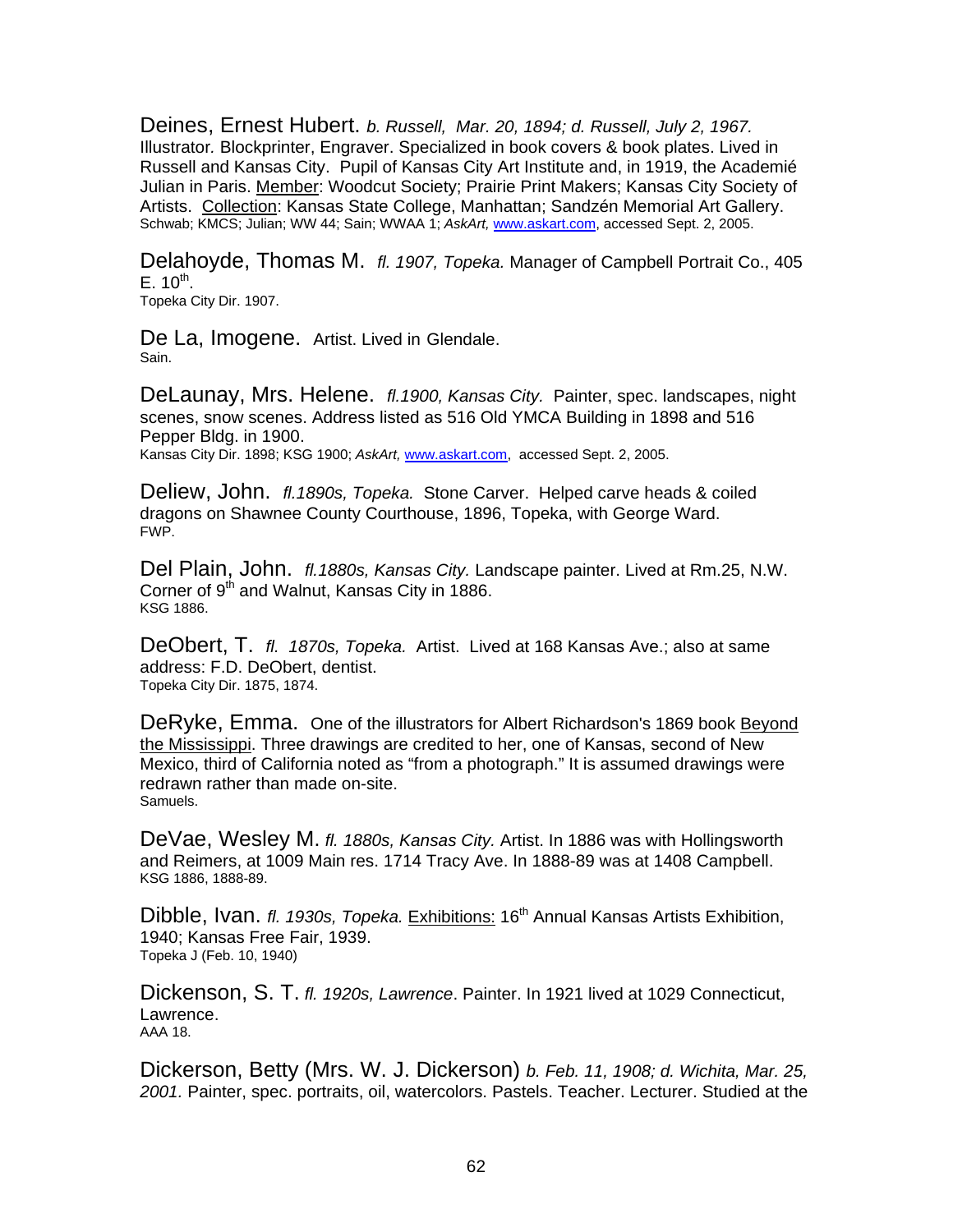Deines, Ernest Hubert. *b. Russell, Mar. 20, 1894; d. Russell, July 2, 1967.* Illustrator. Blockprinter, Engraver. Specialized in book covers & book plates. Lived in Russell and Kansas City. Pupil of Kansas City Art Institute and, in 1919, the Academié Julian in Paris. Member: Woodcut Society; Prairie Print Makers; Kansas City Society of Artists. Collection: Kansas State College, Manhattan; Sandzén Memorial Art Gallery.
Schwab; KMCS; Julian; WW 44; Sain; WWAA 1; *AskArt,* www.askart.com, accessed Sept. 2, 2005.

Delahoyde, Thomas M. *fl. 1907, Topeka.* Manager of Campbell Portrait Co., 405 E. 10th.
Topeka City Dir. 1907.

De La, Imogene. Artist. Lived in Glendale.
Sain.

DeLaunay, Mrs. Helene. *fl.1900, Kansas City.* Painter, spec. landscapes, night scenes, snow scenes. Address listed as 516 Old YMCA Building in 1898 and 516 Pepper Bldg. in 1900.
Kansas City Dir. 1898; KSG 1900; *AskArt,* www.askart.com, accessed Sept. 2, 2005.

Deliew, John. *fl.1890s, Topeka.* Stone Carver. Helped carve heads & coiled dragons on Shawnee County Courthouse, 1896, Topeka, with George Ward.
FWP.

Del Plain, John. *fl.1880s, Kansas City.* Landscape painter. Lived at Rm.25, N.W. Corner of 9th and Walnut, Kansas City in 1886.
KSG 1886.

DeObert, T. *fl. 1870s, Topeka.* Artist. Lived at 168 Kansas Ave.; also at same address: F.D. DeObert, dentist.
Topeka City Dir. 1875, 1874.

DeRyke, Emma. One of the illustrators for Albert Richardson's 1869 book Beyond the Mississippi. Three drawings are credited to her, one of Kansas, second of New Mexico, third of California noted as "from a photograph." It is assumed drawings were redrawn rather than made on-site.
Samuels.

DeVae, Wesley M. *fl. 1880s, Kansas City.* Artist. In 1886 was with Hollingsworth and Reimers, at 1009 Main res. 1714 Tracy Ave. In 1888-89 was at 1408 Campbell.
KSG 1886, 1888-89.

Dibble, Ivan. *fl. 1930s, Topeka.* Exhibitions: 16th Annual Kansas Artists Exhibition, 1940; Kansas Free Fair, 1939.
Topeka J (Feb. 10, 1940)

Dickenson, S. T. *fl. 1920s, Lawrence*. Painter. In 1921 lived at 1029 Connecticut, Lawrence.
AAA 18.

Dickerson, Betty (Mrs. W. J. Dickerson) *b. Feb. 11, 1908; d. Wichita, Mar. 25, 2001.* Painter, spec. portraits, oil, watercolors. Pastels. Teacher. Lecturer. Studied at the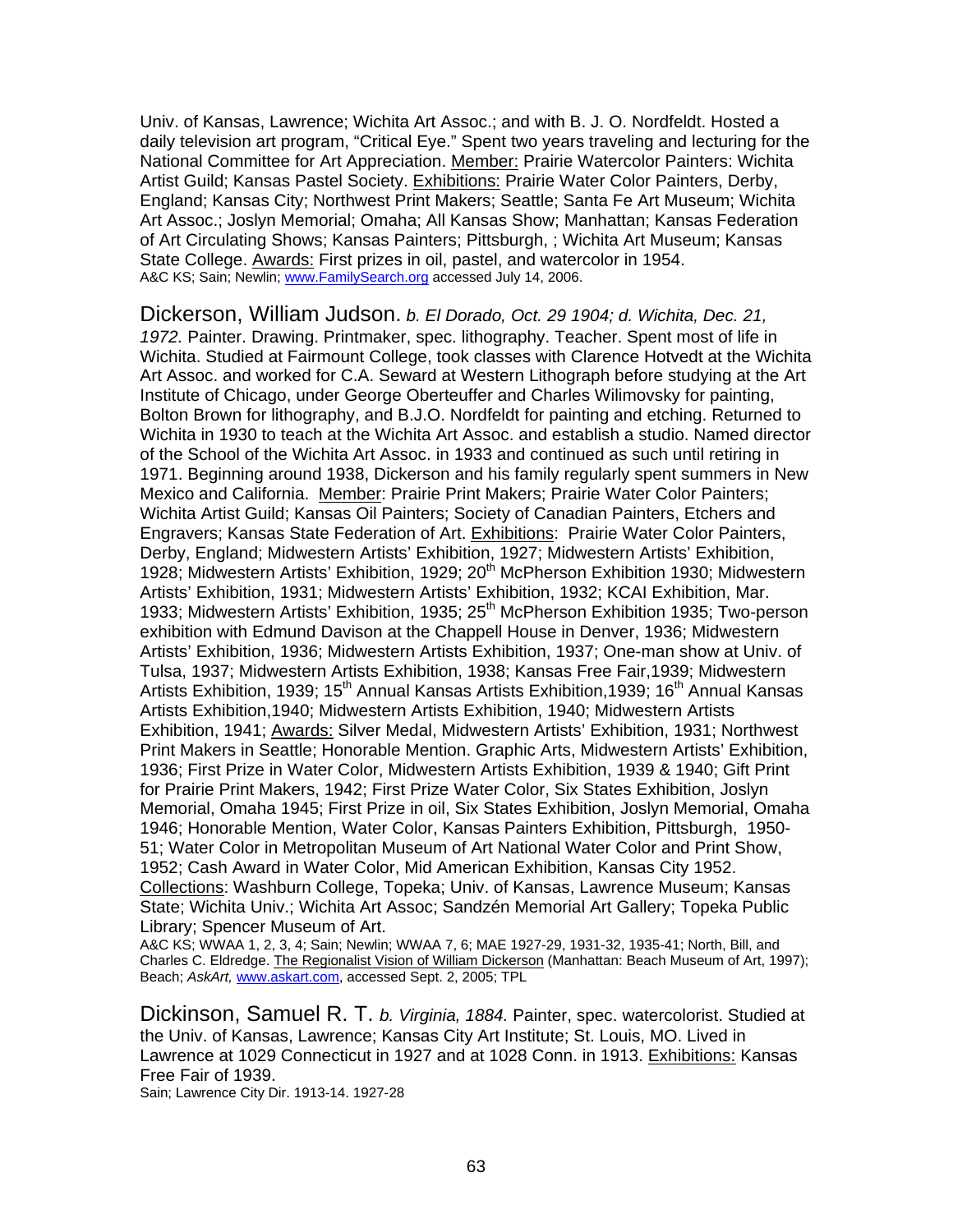Univ. of Kansas, Lawrence; Wichita Art Assoc.; and with B. J. O. Nordfeldt. Hosted a daily television art program, "Critical Eye." Spent two years traveling and lecturing for the National Committee for Art Appreciation. Member: Prairie Watercolor Painters: Wichita Artist Guild; Kansas Pastel Society. Exhibitions: Prairie Water Color Painters, Derby, England; Kansas City; Northwest Print Makers; Seattle; Santa Fe Art Museum; Wichita Art Assoc.; Joslyn Memorial; Omaha; All Kansas Show; Manhattan; Kansas Federation of Art Circulating Shows; Kansas Painters; Pittsburgh, ; Wichita Art Museum; Kansas State College. Awards: First prizes in oil, pastel, and watercolor in 1954.
A&C KS; Sain; Newlin; www.FamilySearch.org accessed July 14, 2006.

Dickerson, William Judson. *b. El Dorado, Oct. 29 1904; d. Wichita, Dec. 21, 1972.* Painter. Drawing. Printmaker, spec. lithography. Teacher. Spent most of life in Wichita. Studied at Fairmount College, took classes with Clarence Hotvedt at the Wichita Art Assoc. and worked for C.A. Seward at Western Lithograph before studying at the Art Institute of Chicago, under George Oberteuffer and Charles Wilimovsky for painting, Bolton Brown for lithography, and B.J.O. Nordfeldt for painting and etching. Returned to Wichita in 1930 to teach at the Wichita Art Assoc. and establish a studio. Named director of the School of the Wichita Art Assoc. in 1933 and continued as such until retiring in 1971. Beginning around 1938, Dickerson and his family regularly spent summers in New Mexico and California. Member: Prairie Print Makers; Prairie Water Color Painters; Wichita Artist Guild; Kansas Oil Painters; Society of Canadian Painters, Etchers and Engravers; Kansas State Federation of Art. Exhibitions: Prairie Water Color Painters, Derby, England; Midwestern Artists' Exhibition, 1927; Midwestern Artists' Exhibition, 1928; Midwestern Artists' Exhibition, 1929; 20th McPherson Exhibition 1930; Midwestern Artists' Exhibition, 1931; Midwestern Artists' Exhibition, 1932; KCAI Exhibition, Mar. 1933; Midwestern Artists' Exhibition, 1935; 25th McPherson Exhibition 1935; Two-person exhibition with Edmund Davison at the Chappell House in Denver, 1936; Midwestern Artists' Exhibition, 1936; Midwestern Artists Exhibition, 1937; One-man show at Univ. of Tulsa, 1937; Midwestern Artists Exhibition, 1938; Kansas Free Fair,1939; Midwestern Artists Exhibition, 1939; 15th Annual Kansas Artists Exhibition,1939; 16th Annual Kansas Artists Exhibition,1940; Midwestern Artists Exhibition, 1940; Midwestern Artists Exhibition, 1941; Awards: Silver Medal, Midwestern Artists' Exhibition, 1931; Northwest Print Makers in Seattle; Honorable Mention. Graphic Arts, Midwestern Artists' Exhibition, 1936; First Prize in Water Color, Midwestern Artists Exhibition, 1939 & 1940; Gift Print for Prairie Print Makers, 1942; First Prize Water Color, Six States Exhibition, Joslyn Memorial, Omaha 1945; First Prize in oil, Six States Exhibition, Joslyn Memorial, Omaha 1946; Honorable Mention, Water Color, Kansas Painters Exhibition, Pittsburgh, 1950-51; Water Color in Metropolitan Museum of Art National Water Color and Print Show, 1952; Cash Award in Water Color, Mid American Exhibition, Kansas City 1952. Collections: Washburn College, Topeka; Univ. of Kansas, Lawrence Museum; Kansas State; Wichita Univ.; Wichita Art Assoc; Sandzén Memorial Art Gallery; Topeka Public Library; Spencer Museum of Art.
A&C KS; WWAA 1, 2, 3, 4; Sain; Newlin; WWAA 7, 6; MAE 1927-29, 1931-32, 1935-41; North, Bill, and Charles C. Eldredge. The Regionalist Vision of William Dickerson (Manhattan: Beach Museum of Art, 1997); Beach; *AskArt,* www.askart.com, accessed Sept. 2, 2005; TPL

Dickinson, Samuel R. T. *b. Virginia, 1884.* Painter, spec. watercolorist. Studied at the Univ. of Kansas, Lawrence; Kansas City Art Institute; St. Louis, MO. Lived in Lawrence at 1029 Connecticut in 1927 and at 1028 Conn. in 1913. Exhibitions: Kansas Free Fair of 1939.
Sain; Lawrence City Dir. 1913-14. 1927-28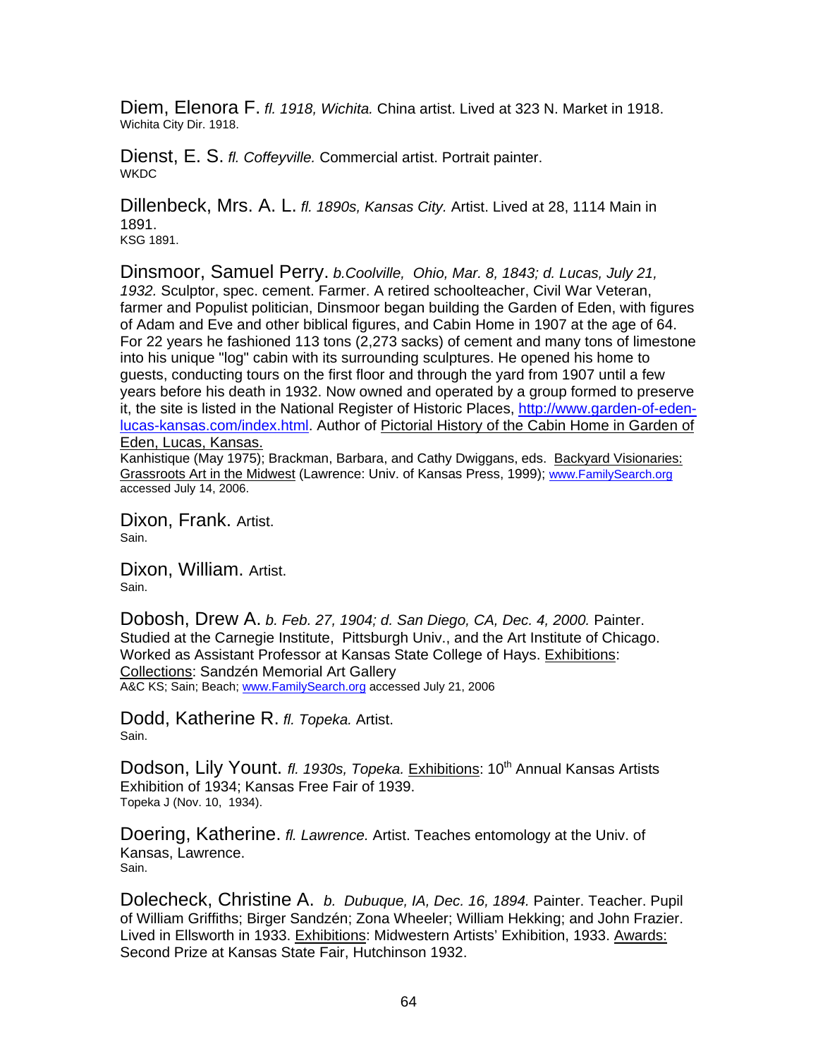Diem, Elenora F. *fl. 1918, Wichita.* China artist. Lived at 323 N. Market in 1918.
Wichita City Dir. 1918.

Dienst, E. S. *fl. Coffeyville.* Commercial artist. Portrait painter.
WKDC

Dillenbeck, Mrs. A. L. *fl. 1890s, Kansas City.* Artist. Lived at 28, 1114 Main in 1891.
KSG 1891.

Dinsmoor, Samuel Perry. *b.Coolville, Ohio, Mar. 8, 1843; d. Lucas, July 21, 1932.* Sculptor, spec. cement. Farmer. A retired schoolteacher, Civil War Veteran, farmer and Populist politician, Dinsmoor began building the Garden of Eden, with figures of Adam and Eve and other biblical figures, and Cabin Home in 1907 at the age of 64. For 22 years he fashioned 113 tons (2,273 sacks) of cement and many tons of limestone into his unique "log" cabin with its surrounding sculptures. He opened his home to guests, conducting tours on the first floor and through the yard from 1907 until a few years before his death in 1932. Now owned and operated by a group formed to preserve it, the site is listed in the National Register of Historic Places, http://www.garden-of-eden-lucas-kansas.com/index.html. Author of Pictorial History of the Cabin Home in Garden of Eden, Lucas, Kansas.
Kanhistique (May 1975); Brackman, Barbara, and Cathy Dwiggans, eds. Backyard Visionaries: Grassroots Art in the Midwest (Lawrence: Univ. of Kansas Press, 1999); www.FamilySearch.org accessed July 14, 2006.

Dixon, Frank. Artist.
Sain.

Dixon, William. Artist.
Sain.

Dobosh, Drew A. *b. Feb. 27, 1904; d. San Diego, CA, Dec. 4, 2000.* Painter. Studied at the Carnegie Institute, Pittsburgh Univ., and the Art Institute of Chicago. Worked as Assistant Professor at Kansas State College of Hays. Exhibitions: Collections: Sandzén Memorial Art Gallery
A&C KS; Sain; Beach; www.FamilySearch.org accessed July 21, 2006

Dodd, Katherine R. *fl. Topeka.* Artist.
Sain.

Dodson, Lily Yount. *fl. 1930s, Topeka.* Exhibitions: 10th Annual Kansas Artists Exhibition of 1934; Kansas Free Fair of 1939.
Topeka J (Nov. 10, 1934).

Doering, Katherine. *fl. Lawrence.* Artist. Teaches entomology at the Univ. of Kansas, Lawrence.
Sain.

Dolecheck, Christine A. *b. Dubuque, IA, Dec. 16, 1894.* Painter. Teacher. Pupil of William Griffiths; Birger Sandzén; Zona Wheeler; William Hekking; and John Frazier. Lived in Ellsworth in 1933. Exhibitions: Midwestern Artists' Exhibition, 1933. Awards: Second Prize at Kansas State Fair, Hutchinson 1932.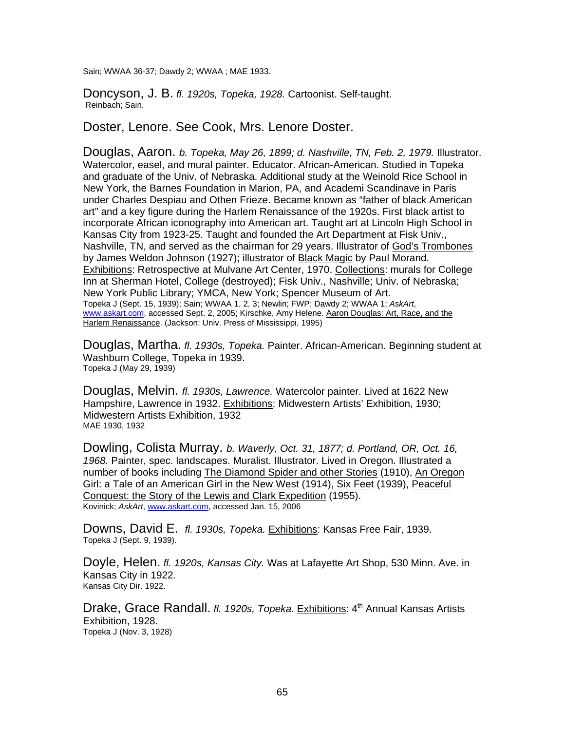Sain; WWAA 36-37; Dawdy 2; WWAA ; MAE 1933.

Doncyson, J. B. *fl. 1920s, Topeka, 1928.* Cartoonist. Self-taught.
Reinbach; Sain.

Doster, Lenore. See Cook, Mrs. Lenore Doster.

Douglas, Aaron. *b. Topeka, May 26, 1899; d. Nashville, TN, Feb. 2, 1979.* Illustrator. Watercolor, easel, and mural painter. Educator. African-American. Studied in Topeka and graduate of the Univ. of Nebraska. Additional study at the Weinold Rice School in New York, the Barnes Foundation in Marion, PA, and Academi Scandinave in Paris under Charles Despiau and Othen Frieze. Became known as "father of black American art" and a key figure during the Harlem Renaissance of the 1920s. First black artist to incorporate African iconography into American art. Taught art at Lincoln High School in Kansas City from 1923-25. Taught and founded the Art Department at Fisk Univ., Nashville, TN, and served as the chairman for 29 years. Illustrator of God's Trombones by James Weldon Johnson (1927); illustrator of Black Magic by Paul Morand. Exhibitions: Retrospective at Mulvane Art Center, 1970. Collections: murals for College Inn at Sherman Hotel, College (destroyed); Fisk Univ., Nashville; Univ. of Nebraska; New York Public Library; YMCA, New York; Spencer Museum of Art.
Topeka J (Sept. 15, 1939); Sain; WWAA 1, 2, 3; Newlin; FWP; Dawdy 2; WWAA 1; *AskArt*, www.askart.com, accessed Sept. 2, 2005; Kirschke, Amy Helene. Aaron Douglas: Art, Race, and the Harlem Renaissance. (Jackson: Univ. Press of Mississippi, 1995)

Douglas, Martha. *fl. 1930s, Topeka.* Painter. African-American. Beginning student at Washburn College, Topeka in 1939.
Topeka J (May 29, 1939)

Douglas, Melvin. *fl. 1930s, Lawrence.* Watercolor painter. Lived at 1622 New Hampshire, Lawrence in 1932. Exhibitions: Midwestern Artists' Exhibition, 1930; Midwestern Artists Exhibition, 1932
MAE 1930, 1932

Dowling, Colista Murray. *b. Waverly, Oct. 31, 1877; d. Portland, OR, Oct. 16, 1968.* Painter, spec. landscapes. Muralist. Illustrator. Lived in Oregon. Illustrated a number of books including The Diamond Spider and other Stories (1910), An Oregon Girl: a Tale of an American Girl in the New West (1914), Six Feet (1939), Peaceful Conquest: the Story of the Lewis and Clark Expedition (1955).
Kovinick; *AskArt*, www.askart.com, accessed Jan. 15, 2006

Downs, David E. *fl. 1930s, Topeka.* Exhibitions: Kansas Free Fair, 1939.
Topeka J (Sept. 9, 1939).

Doyle, Helen. *fl. 1920s, Kansas City.* Was at Lafayette Art Shop, 530 Minn. Ave. in Kansas City in 1922.
Kansas City Dir. 1922.

Drake, Grace Randall. *fl. 1920s, Topeka.* Exhibitions: 4th Annual Kansas Artists Exhibition, 1928.
Topeka J (Nov. 3, 1928)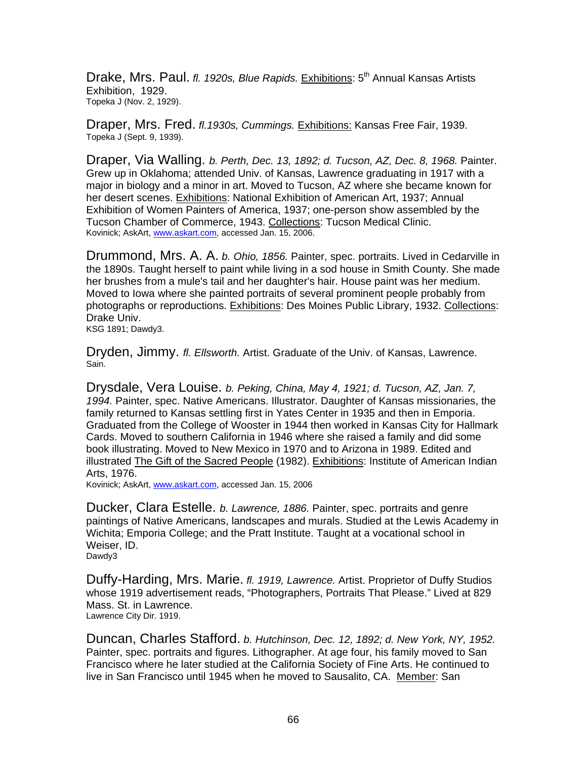Drake, Mrs. Paul. *fl. 1920s, Blue Rapids.* Exhibitions: 5th Annual Kansas Artists Exhibition, 1929.
Topeka J (Nov. 2, 1929).

Draper, Mrs. Fred. *fl.1930s, Cummings.* Exhibitions: Kansas Free Fair, 1939.
Topeka J (Sept. 9, 1939).

Draper, Via Walling. *b. Perth, Dec. 13, 1892; d. Tucson, AZ, Dec. 8, 1968.* Painter. Grew up in Oklahoma; attended Univ. of Kansas, Lawrence graduating in 1917 with a major in biology and a minor in art. Moved to Tucson, AZ where she became known for her desert scenes. Exhibitions: National Exhibition of American Art, 1937; Annual Exhibition of Women Painters of America, 1937; one-person show assembled by the Tucson Chamber of Commerce, 1943. Collections: Tucson Medical Clinic.
Kovinick; AskArt, www.askart.com, accessed Jan. 15, 2006.

Drummond, Mrs. A. A. *b. Ohio, 1856.* Painter, spec. portraits. Lived in Cedarville in the 1890s. Taught herself to paint while living in a sod house in Smith County. She made her brushes from a mule's tail and her daughter's hair. House paint was her medium. Moved to Iowa where she painted portraits of several prominent people probably from photographs or reproductions. Exhibitions: Des Moines Public Library, 1932. Collections: Drake Univ.
KSG 1891; Dawdy3.

Dryden, Jimmy. *fl. Ellsworth.* Artist. Graduate of the Univ. of Kansas, Lawrence.
Sain.

Drysdale, Vera Louise. *b. Peking, China, May 4, 1921; d. Tucson, AZ, Jan. 7, 1994.* Painter, spec. Native Americans. Illustrator. Daughter of Kansas missionaries, the family returned to Kansas settling first in Yates Center in 1935 and then in Emporia. Graduated from the College of Wooster in 1944 then worked in Kansas City for Hallmark Cards. Moved to southern California in 1946 where she raised a family and did some book illustrating. Moved to New Mexico in 1970 and to Arizona in 1989. Edited and illustrated The Gift of the Sacred People (1982). Exhibitions: Institute of American Indian Arts, 1976.
Kovinick; AskArt, www.askart.com, accessed Jan. 15, 2006

Ducker, Clara Estelle. *b. Lawrence, 1886.* Painter, spec. portraits and genre paintings of Native Americans, landscapes and murals. Studied at the Lewis Academy in Wichita; Emporia College; and the Pratt Institute. Taught at a vocational school in Weiser, ID.
Dawdy3

Duffy-Harding, Mrs. Marie. *fl. 1919, Lawrence.* Artist. Proprietor of Duffy Studios whose 1919 advertisement reads, "Photographers, Portraits That Please." Lived at 829 Mass. St. in Lawrence.
Lawrence City Dir. 1919.

Duncan, Charles Stafford. *b. Hutchinson, Dec. 12, 1892; d. New York, NY, 1952.* Painter, spec. portraits and figures. Lithographer. At age four, his family moved to San Francisco where he later studied at the California Society of Fine Arts. He continued to live in San Francisco until 1945 when he moved to Sausalito, CA. Member: San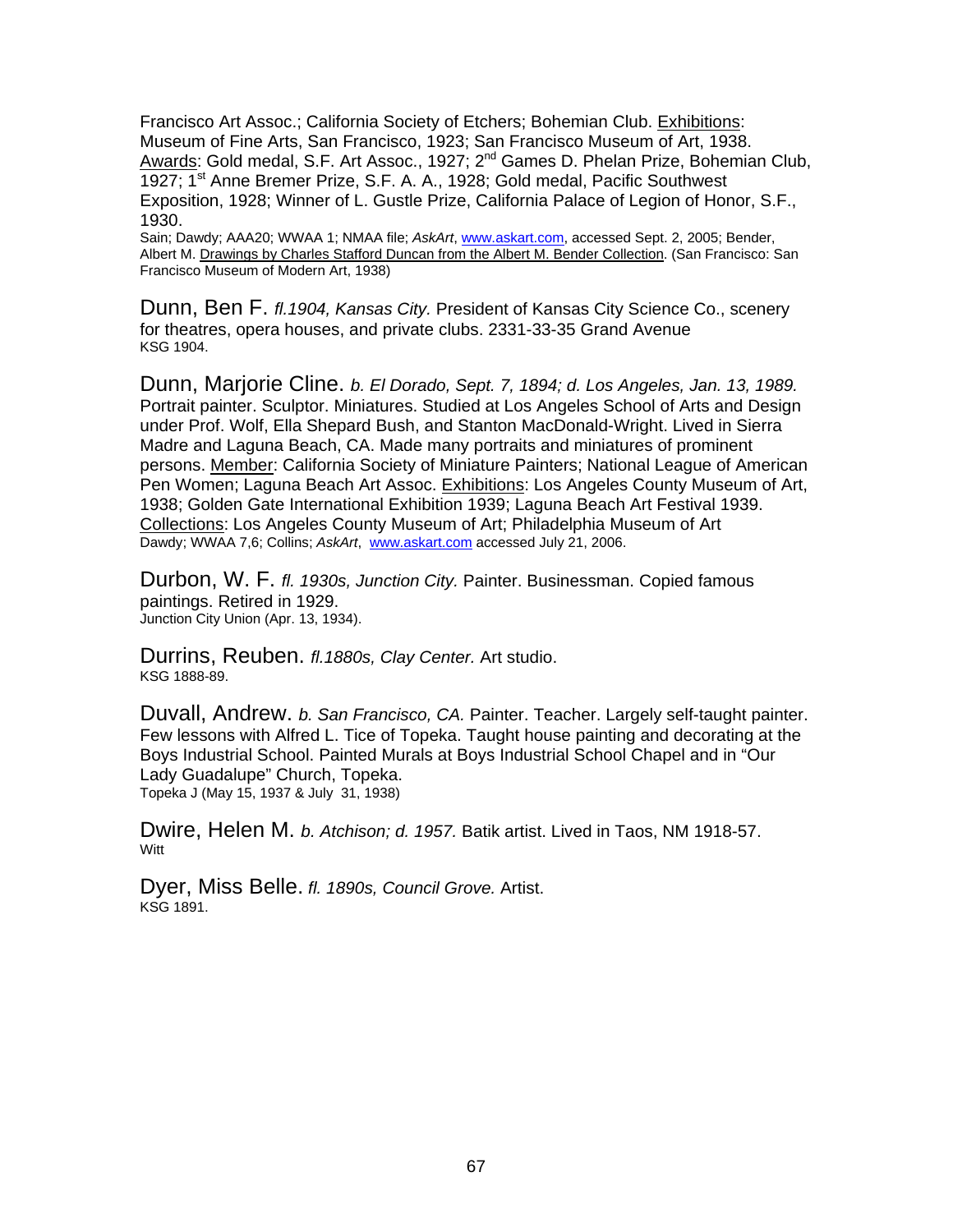Francisco Art Assoc.; California Society of Etchers; Bohemian Club. Exhibitions: Museum of Fine Arts, San Francisco, 1923; San Francisco Museum of Art, 1938. Awards: Gold medal, S.F. Art Assoc., 1927; 2nd Games D. Phelan Prize, Bohemian Club, 1927; 1st Anne Bremer Prize, S.F. A. A., 1928; Gold medal, Pacific Southwest Exposition, 1928; Winner of L. Gustle Prize, California Palace of Legion of Honor, S.F., 1930.
Sain; Dawdy; AAA20; WWAA 1; NMAA file; *AskArt*, www.askart.com, accessed Sept. 2, 2005; Bender, Albert M. Drawings by Charles Stafford Duncan from the Albert M. Bender Collection. (San Francisco: San Francisco Museum of Modern Art, 1938)

Dunn, Ben F. *fl.1904, Kansas City.* President of Kansas City Science Co., scenery for theatres, opera houses, and private clubs. 2331-33-35 Grand Avenue
KSG 1904.

Dunn, Marjorie Cline. *b. El Dorado, Sept. 7, 1894; d. Los Angeles, Jan. 13, 1989.* Portrait painter. Sculptor. Miniatures. Studied at Los Angeles School of Arts and Design under Prof. Wolf, Ella Shepard Bush, and Stanton MacDonald-Wright. Lived in Sierra Madre and Laguna Beach, CA. Made many portraits and miniatures of prominent persons. Member: California Society of Miniature Painters; National League of American Pen Women; Laguna Beach Art Assoc. Exhibitions: Los Angeles County Museum of Art, 1938; Golden Gate International Exhibition 1939; Laguna Beach Art Festival 1939. Collections: Los Angeles County Museum of Art; Philadelphia Museum of Art
Dawdy; WWAA 7,6; Collins; *AskArt*, www.askart.com accessed July 21, 2006.

Durbon, W. F. *fl. 1930s, Junction City.* Painter. Businessman. Copied famous paintings. Retired in 1929.
Junction City Union (Apr. 13, 1934).

Durrins, Reuben. *fl.1880s, Clay Center.* Art studio.
KSG 1888-89.

Duvall, Andrew. *b. San Francisco, CA.* Painter. Teacher. Largely self-taught painter. Few lessons with Alfred L. Tice of Topeka. Taught house painting and decorating at the Boys Industrial School. Painted Murals at Boys Industrial School Chapel and in "Our Lady Guadalupe" Church, Topeka.
Topeka J (May 15, 1937 & July 31, 1938)

Dwire, Helen M. *b. Atchison; d. 1957.* Batik artist. Lived in Taos, NM 1918-57.
Witt

Dyer, Miss Belle. *fl. 1890s, Council Grove.* Artist.
KSG 1891.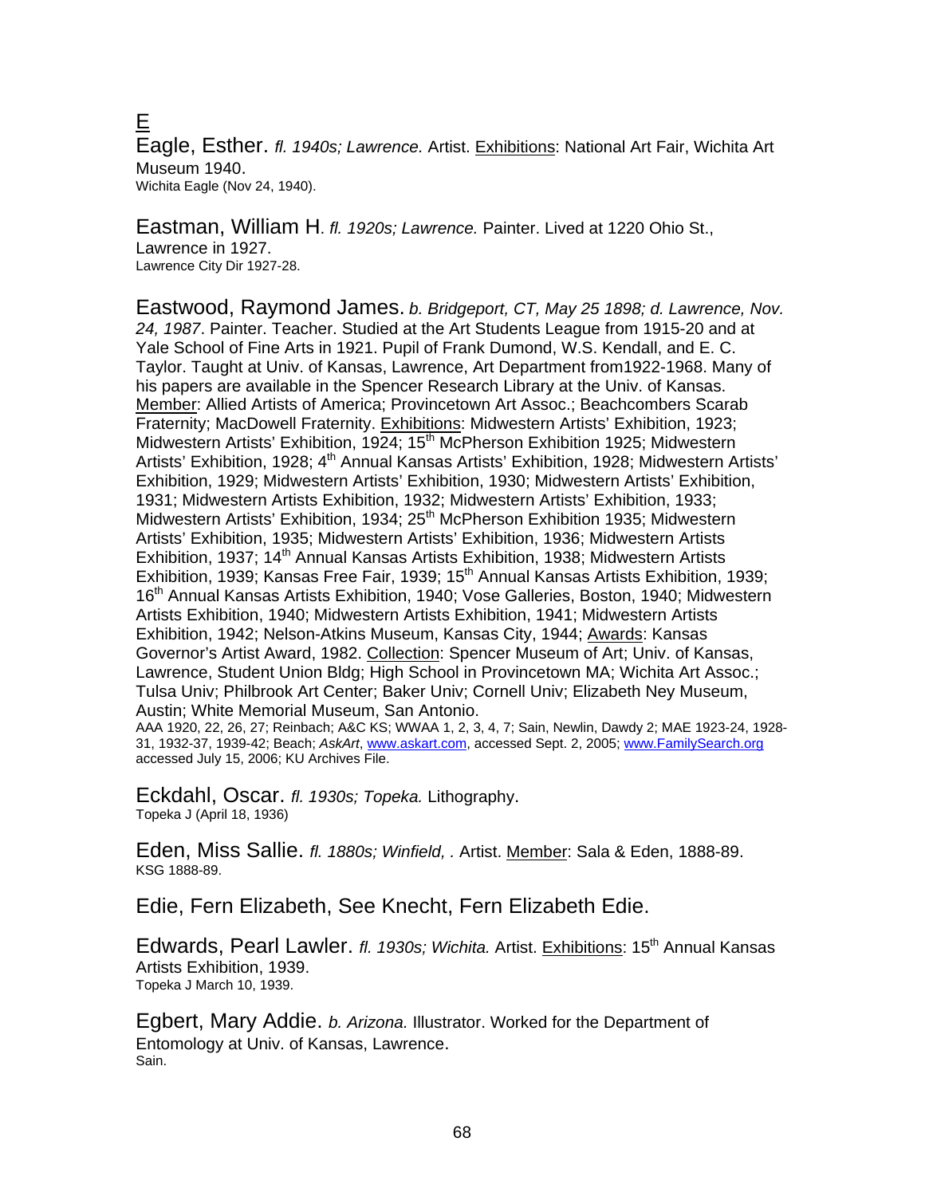# E

**Eagle, Esther.** *fl. 1940s; Lawrence.* Artist. Exhibitions: National Art Fair, Wichita Art Museum 1940.
Wichita Eagle (Nov 24, 1940).

**Eastman, William H**. *fl. 1920s; Lawrence.* Painter. Lived at 1220 Ohio St., Lawrence in 1927.
Lawrence City Dir 1927-28.

**Eastwood, Raymond James.** *b. Bridgeport, CT, May 25 1898; d. Lawrence, Nov. 24, 1987*. Painter. Teacher. Studied at the Art Students League from 1915-20 and at Yale School of Fine Arts in 1921. Pupil of Frank Dumond, W.S. Kendall, and E. C. Taylor. Taught at Univ. of Kansas, Lawrence, Art Department from1922-1968. Many of his papers are available in the Spencer Research Library at the Univ. of Kansas. Member: Allied Artists of America; Provincetown Art Assoc.; Beachcombers Scarab Fraternity; MacDowell Fraternity. Exhibitions: Midwestern Artists' Exhibition, 1923; Midwestern Artists' Exhibition, 1924; 15th McPherson Exhibition 1925; Midwestern Artists' Exhibition, 1928; 4th Annual Kansas Artists' Exhibition, 1928; Midwestern Artists' Exhibition, 1929; Midwestern Artists' Exhibition, 1930; Midwestern Artists' Exhibition, 1931; Midwestern Artists Exhibition, 1932; Midwestern Artists' Exhibition, 1933; Midwestern Artists' Exhibition, 1934; 25th McPherson Exhibition 1935; Midwestern Artists' Exhibition, 1935; Midwestern Artists' Exhibition, 1936; Midwestern Artists Exhibition, 1937; 14th Annual Kansas Artists Exhibition, 1938; Midwestern Artists Exhibition, 1939; Kansas Free Fair, 1939; 15th Annual Kansas Artists Exhibition, 1939; 16th Annual Kansas Artists Exhibition, 1940; Vose Galleries, Boston, 1940; Midwestern Artists Exhibition, 1940; Midwestern Artists Exhibition, 1941; Midwestern Artists Exhibition, 1942; Nelson-Atkins Museum, Kansas City, 1944; Awards: Kansas Governor's Artist Award, 1982. Collection: Spencer Museum of Art; Univ. of Kansas, Lawrence, Student Union Bldg; High School in Provincetown MA; Wichita Art Assoc.; Tulsa Univ; Philbrook Art Center; Baker Univ; Cornell Univ; Elizabeth Ney Museum, Austin; White Memorial Museum, San Antonio.
AAA 1920, 22, 26, 27; Reinbach; A&C KS; WWAA 1, 2, 3, 4, 7; Sain, Newlin, Dawdy 2; MAE 1923-24, 1928-31, 1932-37, 1939-42; Beach; *AskArt*, www.askart.com, accessed Sept. 2, 2005; www.FamilySearch.org accessed July 15, 2006; KU Archives File.

**Eckdahl, Oscar.** *fl. 1930s; Topeka.* Lithography.
Topeka J (April 18, 1936)

**Eden, Miss Sallie.** *fl. 1880s; Winfield, .* Artist. Member: Sala & Eden, 1888-89.
KSG 1888-89.

**Edie, Fern Elizabeth, See Knecht, Fern Elizabeth Edie.**

**Edwards, Pearl Lawler.** *fl. 1930s; Wichita.* Artist. Exhibitions: 15th Annual Kansas Artists Exhibition, 1939.
Topeka J March 10, 1939.

**Egbert, Mary Addie.** *b. Arizona.* Illustrator. Worked for the Department of Entomology at Univ. of Kansas, Lawrence.
Sain.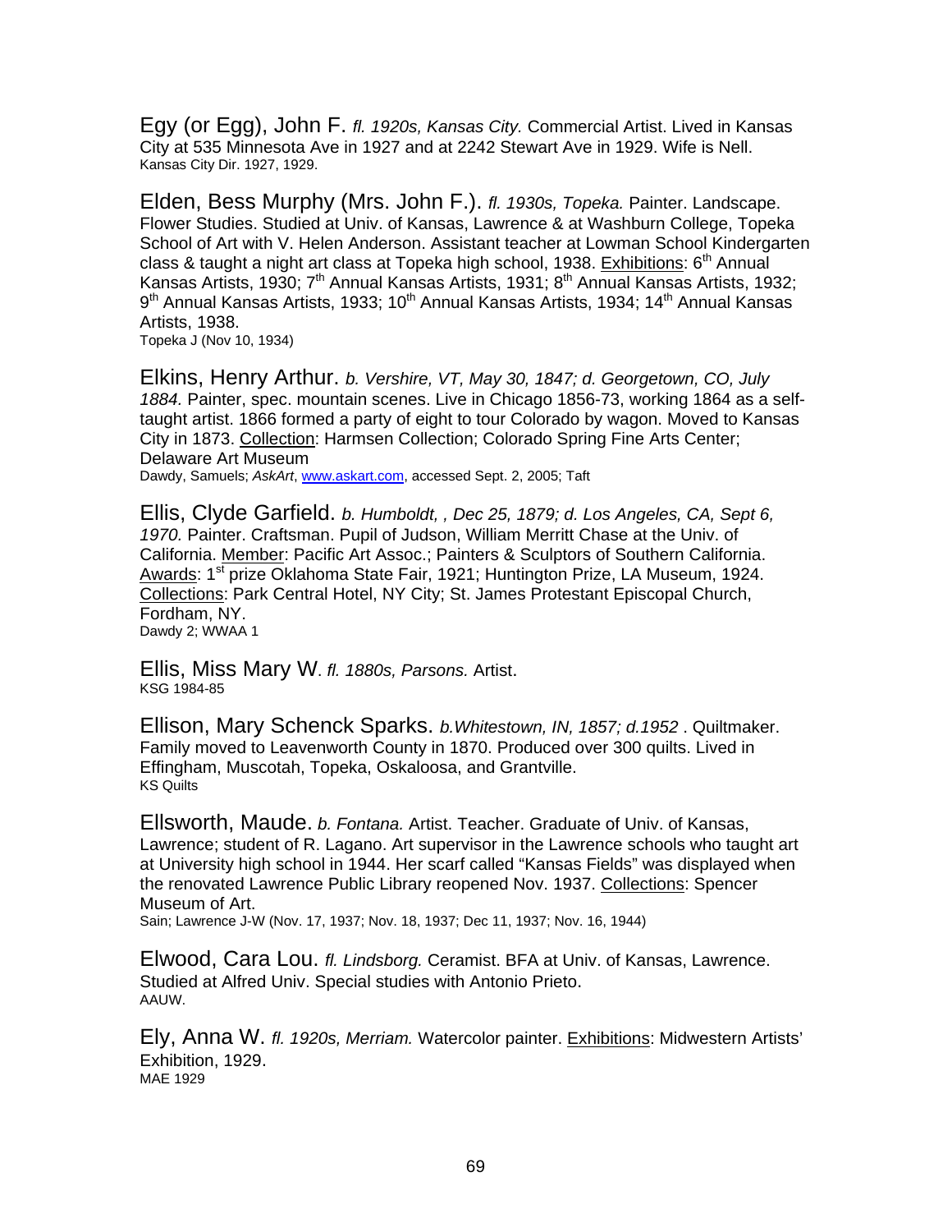Egy (or Egg), John F. *fl. 1920s, Kansas City.* Commercial Artist. Lived in Kansas City at 535 Minnesota Ave in 1927 and at 2242 Stewart Ave in 1929. Wife is Nell.
Kansas City Dir. 1927, 1929.

Elden, Bess Murphy (Mrs. John F.). *fl. 1930s, Topeka.* Painter. Landscape. Flower Studies. Studied at Univ. of Kansas, Lawrence & at Washburn College, Topeka School of Art with V. Helen Anderson. Assistant teacher at Lowman School Kindergarten class & taught a night art class at Topeka high school, 1938. Exhibitions: 6th Annual Kansas Artists, 1930; 7th Annual Kansas Artists, 1931; 8th Annual Kansas Artists, 1932; 9th Annual Kansas Artists, 1933; 10th Annual Kansas Artists, 1934; 14th Annual Kansas Artists, 1938.
Topeka J (Nov 10, 1934)

Elkins, Henry Arthur. *b. Vershire, VT, May 30, 1847; d. Georgetown, CO, July 1884.* Painter, spec. mountain scenes. Live in Chicago 1856-73, working 1864 as a self-taught artist. 1866 formed a party of eight to tour Colorado by wagon. Moved to Kansas City in 1873. Collection: Harmsen Collection; Colorado Spring Fine Arts Center; Delaware Art Museum
Dawdy, Samuels; *AskArt*, www.askart.com, accessed Sept. 2, 2005; Taft

Ellis, Clyde Garfield. *b. Humboldt, , Dec 25, 1879; d. Los Angeles, CA, Sept 6, 1970.* Painter. Craftsman. Pupil of Judson, William Merritt Chase at the Univ. of California. Member: Pacific Art Assoc.; Painters & Sculptors of Southern California. Awards: 1st prize Oklahoma State Fair, 1921; Huntington Prize, LA Museum, 1924. Collections: Park Central Hotel, NY City; St. James Protestant Episcopal Church, Fordham, NY.
Dawdy 2; WWAA 1

Ellis, Miss Mary W. *fl. 1880s, Parsons.* Artist.
KSG 1984-85

Ellison, Mary Schenck Sparks. *b.Whitestown, IN, 1857; d.1952* . Quiltmaker. Family moved to Leavenworth County in 1870. Produced over 300 quilts. Lived in Effingham, Muscotah, Topeka, Oskaloosa, and Grantville.
KS Quilts

Ellsworth, Maude. *b. Fontana.* Artist. Teacher. Graduate of Univ. of Kansas, Lawrence; student of R. Lagano. Art supervisor in the Lawrence schools who taught art at University high school in 1944. Her scarf called "Kansas Fields" was displayed when the renovated Lawrence Public Library reopened Nov. 1937. Collections: Spencer Museum of Art.
Sain; Lawrence J-W (Nov. 17, 1937; Nov. 18, 1937; Dec 11, 1937; Nov. 16, 1944)

Elwood, Cara Lou. *fl. Lindsborg.* Ceramist. BFA at Univ. of Kansas, Lawrence. Studied at Alfred Univ. Special studies with Antonio Prieto.
AAUW.

Ely, Anna W. *fl. 1920s, Merriam.* Watercolor painter. Exhibitions: Midwestern Artists' Exhibition, 1929.
MAE 1929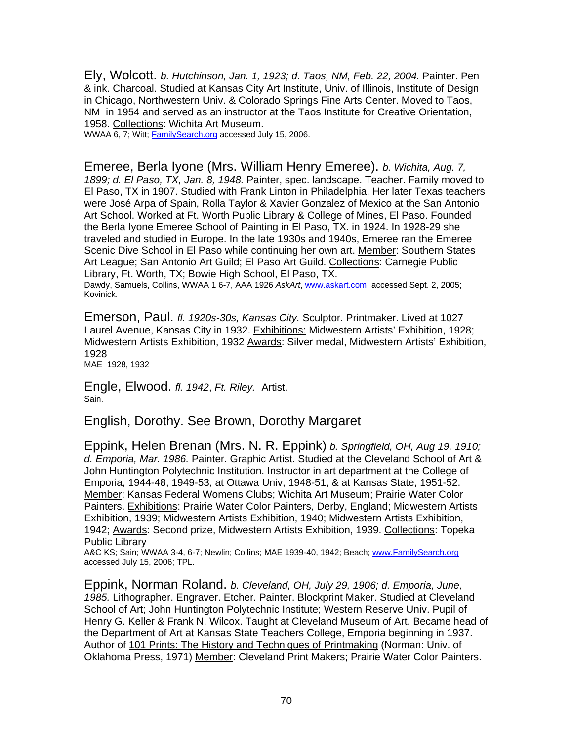Ely, Wolcott. *b. Hutchinson, Jan. 1, 1923; d. Taos, NM, Feb. 22, 2004.* Painter. Pen & ink. Charcoal. Studied at Kansas City Art Institute, Univ. of Illinois, Institute of Design in Chicago, Northwestern Univ. & Colorado Springs Fine Arts Center. Moved to Taos, NM in 1954 and served as an instructor at the Taos Institute for Creative Orientation, 1958. Collections: Wichita Art Museum.
WWAA 6, 7; Witt; FamilySearch.org accessed July 15, 2006.

Emeree, Berla Iyone (Mrs. William Henry Emeree). *b. Wichita, Aug. 7, 1899; d. El Paso, TX, Jan. 8, 1948.* Painter, spec. landscape. Teacher. Family moved to El Paso, TX in 1907. Studied with Frank Linton in Philadelphia. Her later Texas teachers were José Arpa of Spain, Rolla Taylor & Xavier Gonzalez of Mexico at the San Antonio Art School. Worked at Ft. Worth Public Library & College of Mines, El Paso. Founded the Berla Iyone Emeree School of Painting in El Paso, TX. in 1924. In 1928-29 she traveled and studied in Europe. In the late 1930s and 1940s, Emeree ran the Emeree Scenic Dive School in El Paso while continuing her own art. Member: Southern States Art League; San Antonio Art Guild; El Paso Art Guild. Collections: Carnegie Public Library, Ft. Worth, TX; Bowie High School, El Paso, TX.
Dawdy, Samuels, Collins, WWAA 1 6-7, AAA 1926 *AskArt*, www.askart.com, accessed Sept. 2, 2005; Kovinick.

Emerson, Paul. *fl. 1920s-30s, Kansas City.* Sculptor. Printmaker. Lived at 1027 Laurel Avenue, Kansas City in 1932. Exhibitions: Midwestern Artists' Exhibition, 1928; Midwestern Artists Exhibition, 1932 Awards: Silver medal, Midwestern Artists' Exhibition, 1928
MAE 1928, 1932

Engle, Elwood. *fl. 1942, Ft. Riley.* Artist.
Sain.

English, Dorothy. See Brown, Dorothy Margaret

Eppink, Helen Brenan (Mrs. N. R. Eppink) *b. Springfield, OH, Aug 19, 1910; d. Emporia, Mar. 1986.* Painter. Studied at the Cleveland School of Art & John Huntington Polytechnic Institution. Instructor in art department at the College of Emporia, 1944-48, 1949-53, at Ottawa Univ, 1948-51, & at Kansas State, 1951-52. Member: Kansas Federal Womens Clubs; Wichita Art Museum; Prairie Water Color Painters. Exhibitions: Prairie Water Color Painters, Derby, England; Midwestern Artists Exhibition, 1939; Midwestern Artists Exhibition, 1940; Midwestern Artists Exhibition, 1942; Awards: Second prize, Midwestern Artists Exhibition, 1939. Collections: Topeka Public Library
A&C KS; Sain; WWAA 3-4, 6-7; Newlin; Collins; MAE 1939-40, 1942; Beach; www.FamilySearch.org accessed July 15, 2006; TPL.

Eppink, Norman Roland. *b. Cleveland, OH, July 29, 1906; d. Emporia, June, 1985.* Lithographer. Engraver. Etcher. Painter. Blockprint Maker. Studied at Cleveland School of Art; John Huntington Polytechnic Institute; Western Reserve Univ. Pupil of Henry G. Keller & Frank N. Wilcox. Taught at Cleveland Museum of Art. Became head of the Department of Art at Kansas State Teachers College, Emporia beginning in 1937. Author of 101 Prints: The History and Techniques of Printmaking (Norman: Univ. of Oklahoma Press, 1971) Member: Cleveland Print Makers; Prairie Water Color Painters.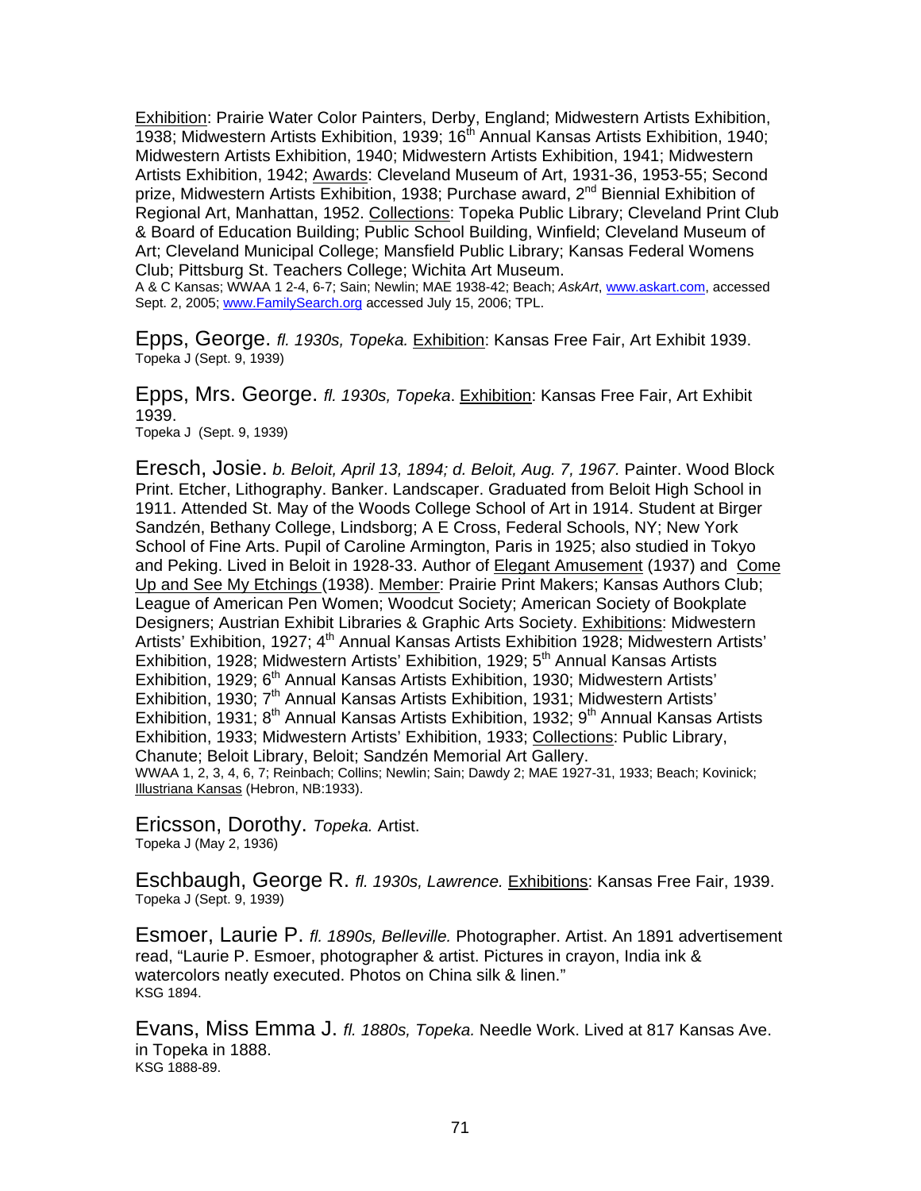Exhibition: Prairie Water Color Painters, Derby, England; Midwestern Artists Exhibition, 1938; Midwestern Artists Exhibition, 1939; 16th Annual Kansas Artists Exhibition, 1940; Midwestern Artists Exhibition, 1940; Midwestern Artists Exhibition, 1941; Midwestern Artists Exhibition, 1942; Awards: Cleveland Museum of Art, 1931-36, 1953-55; Second prize, Midwestern Artists Exhibition, 1938; Purchase award, 2nd Biennial Exhibition of Regional Art, Manhattan, 1952. Collections: Topeka Public Library; Cleveland Print Club & Board of Education Building; Public School Building, Winfield; Cleveland Museum of Art; Cleveland Municipal College; Mansfield Public Library; Kansas Federal Womens Club; Pittsburg St. Teachers College; Wichita Art Museum.
A & C Kansas; WWAA 1 2-4, 6-7; Sain; Newlin; MAE 1938-42; Beach; *AskArt*, www.askart.com, accessed Sept. 2, 2005; www.FamilySearch.org accessed July 15, 2006; TPL.

Epps, George. *fl. 1930s, Topeka.* Exhibition: Kansas Free Fair, Art Exhibit 1939.
Topeka J (Sept. 9, 1939)

Epps, Mrs. George. *fl. 1930s, Topeka*. Exhibition: Kansas Free Fair, Art Exhibit 1939.
Topeka J (Sept. 9, 1939)

Eresch, Josie. *b. Beloit, April 13, 1894; d. Beloit, Aug. 7, 1967.* Painter. Wood Block Print. Etcher, Lithography. Banker. Landscaper. Graduated from Beloit High School in 1911. Attended St. May of the Woods College School of Art in 1914. Student at Birger Sandzén, Bethany College, Lindsborg; A E Cross, Federal Schools, NY; New York School of Fine Arts. Pupil of Caroline Armington, Paris in 1925; also studied in Tokyo and Peking. Lived in Beloit in 1928-33. Author of Elegant Amusement (1937) and Come Up and See My Etchings (1938). Member: Prairie Print Makers; Kansas Authors Club; League of American Pen Women; Woodcut Society; American Society of Bookplate Designers; Austrian Exhibit Libraries & Graphic Arts Society. Exhibitions: Midwestern Artists' Exhibition, 1927; 4th Annual Kansas Artists Exhibition 1928; Midwestern Artists' Exhibition, 1928; Midwestern Artists' Exhibition, 1929; 5th Annual Kansas Artists Exhibition, 1929; 6th Annual Kansas Artists Exhibition, 1930; Midwestern Artists' Exhibition, 1930; 7th Annual Kansas Artists Exhibition, 1931; Midwestern Artists' Exhibition, 1931; 8th Annual Kansas Artists Exhibition, 1932; 9th Annual Kansas Artists Exhibition, 1933; Midwestern Artists' Exhibition, 1933; Collections: Public Library, Chanute; Beloit Library, Beloit; Sandzén Memorial Art Gallery.
WWAA 1, 2, 3, 4, 6, 7; Reinbach; Collins; Newlin; Sain; Dawdy 2; MAE 1927-31, 1933; Beach; Kovinick; Illustriana Kansas (Hebron, NB:1933).

Ericsson, Dorothy. *Topeka.* Artist.
Topeka J (May 2, 1936)

Eschbaugh, George R. *fl. 1930s, Lawrence.* Exhibitions: Kansas Free Fair, 1939.
Topeka J (Sept. 9, 1939)

Esmoer, Laurie P. *fl. 1890s, Belleville.* Photographer. Artist. An 1891 advertisement read, "Laurie P. Esmoer, photographer & artist. Pictures in crayon, India ink & watercolors neatly executed. Photos on China silk & linen."
KSG 1894.

Evans, Miss Emma J. *fl. 1880s, Topeka.* Needle Work. Lived at 817 Kansas Ave. in Topeka in 1888.
KSG 1888-89.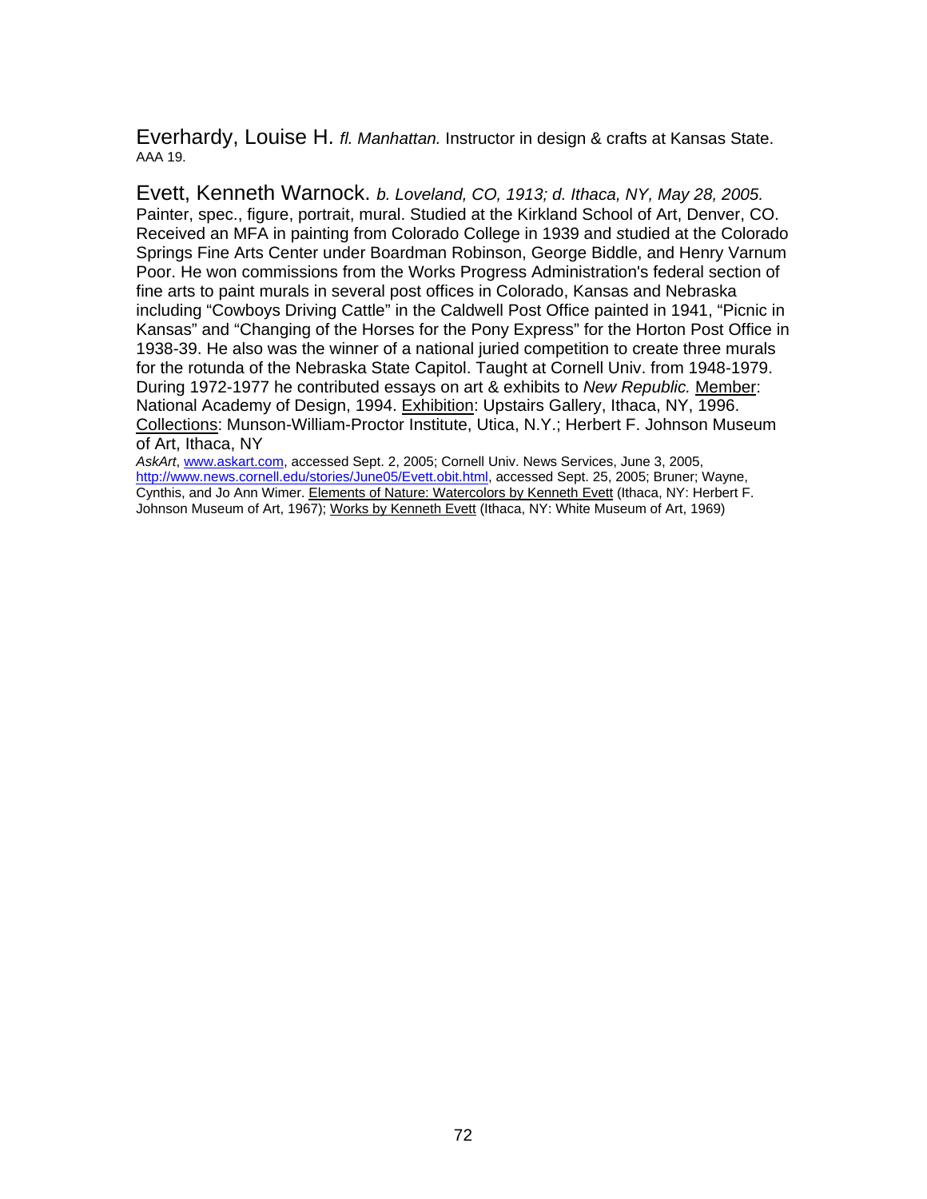Everhardy, Louise H. *fl. Manhattan.* Instructor in design & crafts at Kansas State. AAA 19.

Evett, Kenneth Warnock. *b. Loveland, CO, 1913; d. Ithaca, NY, May 28, 2005.* Painter, spec., figure, portrait, mural. Studied at the Kirkland School of Art, Denver, CO. Received an MFA in painting from Colorado College in 1939 and studied at the Colorado Springs Fine Arts Center under Boardman Robinson, George Biddle, and Henry Varnum Poor. He won commissions from the Works Progress Administration's federal section of fine arts to paint murals in several post offices in Colorado, Kansas and Nebraska including "Cowboys Driving Cattle" in the Caldwell Post Office painted in 1941, "Picnic in Kansas" and "Changing of the Horses for the Pony Express" for the Horton Post Office in 1938-39. He also was the winner of a national juried competition to create three murals for the rotunda of the Nebraska State Capitol. Taught at Cornell Univ. from 1948-1979. During 1972-1977 he contributed essays on art & exhibits to *New Republic.* Member: National Academy of Design, 1994. Exhibition: Upstairs Gallery, Ithaca, NY, 1996. Collections: Munson-William-Proctor Institute, Utica, N.Y.; Herbert F. Johnson Museum of Art, Ithaca, NY

*AskArt*, www.askart.com, accessed Sept. 2, 2005; Cornell Univ. News Services, June 3, 2005, http://www.news.cornell.edu/stories/June05/Evett.obit.html, accessed Sept. 25, 2005; Bruner; Wayne, Cynthis, and Jo Ann Wimer. Elements of Nature: Watercolors by Kenneth Evett (Ithaca, NY: Herbert F. Johnson Museum of Art, 1967); Works by Kenneth Evett (Ithaca, NY: White Museum of Art, 1969)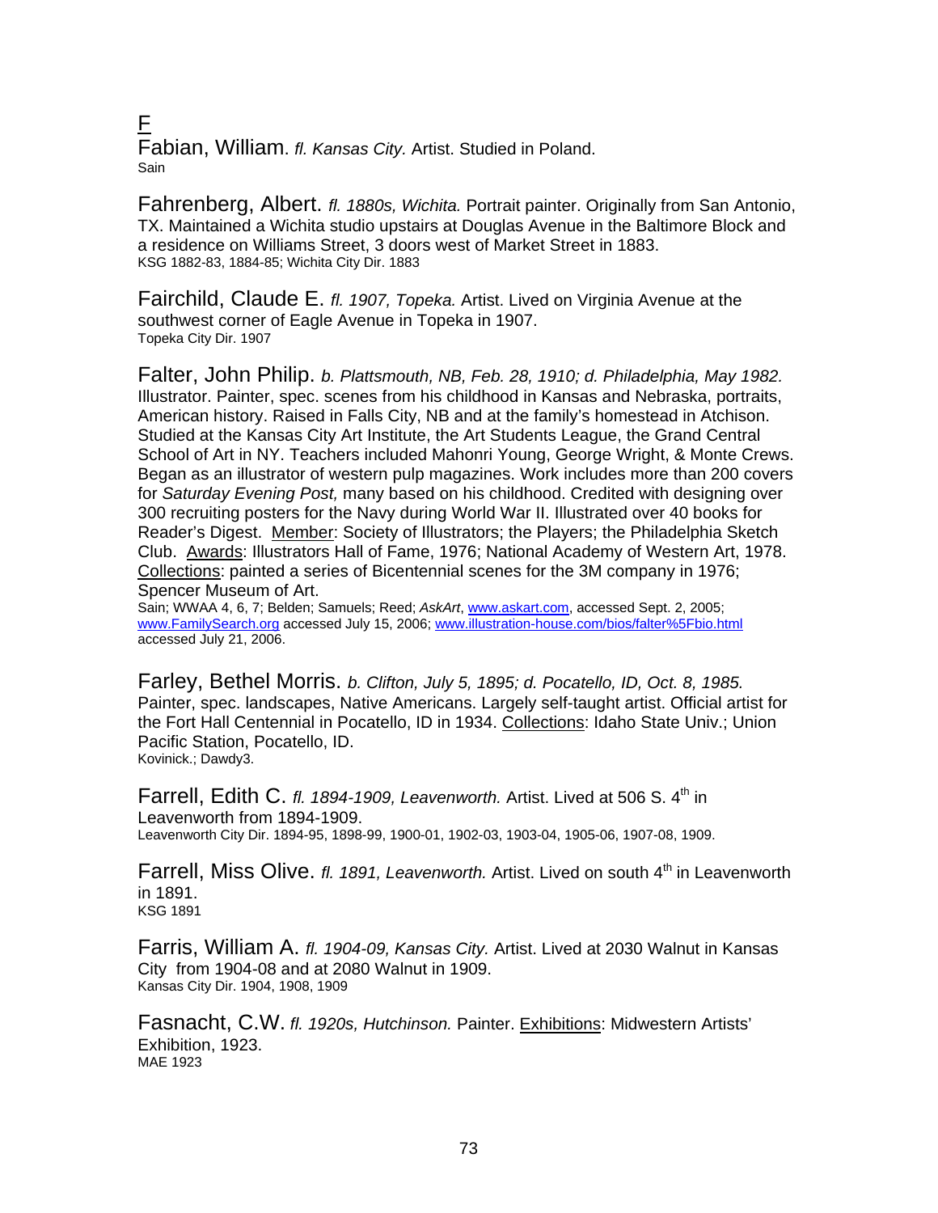# F

Fabian, William. *fl. Kansas City.* Artist. Studied in Poland.
Sain

Fahrenberg, Albert. *fl. 1880s, Wichita.* Portrait painter. Originally from San Antonio, TX. Maintained a Wichita studio upstairs at Douglas Avenue in the Baltimore Block and a residence on Williams Street, 3 doors west of Market Street in 1883.
KSG 1882-83, 1884-85; Wichita City Dir. 1883

Fairchild, Claude E. *fl. 1907, Topeka.* Artist. Lived on Virginia Avenue at the southwest corner of Eagle Avenue in Topeka in 1907.
Topeka City Dir. 1907

Falter, John Philip. *b. Plattsmouth, NB, Feb. 28, 1910; d. Philadelphia, May 1982.* Illustrator. Painter, spec. scenes from his childhood in Kansas and Nebraska, portraits, American history. Raised in Falls City, NB and at the family's homestead in Atchison. Studied at the Kansas City Art Institute, the Art Students League, the Grand Central School of Art in NY. Teachers included Mahonri Young, George Wright, & Monte Crews. Began as an illustrator of western pulp magazines. Work includes more than 200 covers for *Saturday Evening Post,* many based on his childhood. Credited with designing over 300 recruiting posters for the Navy during World War II. Illustrated over 40 books for Reader's Digest. Member: Society of Illustrators; the Players; the Philadelphia Sketch Club. Awards: Illustrators Hall of Fame, 1976; National Academy of Western Art, 1978. Collections: painted a series of Bicentennial scenes for the 3M company in 1976; Spencer Museum of Art.
Sain; WWAA 4, 6, 7; Belden; Samuels; Reed; *AskArt*, www.askart.com, accessed Sept. 2, 2005; www.FamilySearch.org accessed July 15, 2006; www.illustration-house.com/bios/falter%5Fbio.html accessed July 21, 2006.

Farley, Bethel Morris. *b. Clifton, July 5, 1895; d. Pocatello, ID, Oct. 8, 1985.* Painter, spec. landscapes, Native Americans. Largely self-taught artist. Official artist for the Fort Hall Centennial in Pocatello, ID in 1934. Collections: Idaho State Univ.; Union Pacific Station, Pocatello, ID.
Kovinick.; Dawdy3.

Farrell, Edith C. *fl. 1894-1909, Leavenworth.* Artist. Lived at 506 S. 4th in Leavenworth from 1894-1909.
Leavenworth City Dir. 1894-95, 1898-99, 1900-01, 1902-03, 1903-04, 1905-06, 1907-08, 1909.

Farrell, Miss Olive. *fl. 1891, Leavenworth.* Artist. Lived on south 4th in Leavenworth in 1891.
KSG 1891

Farris, William A. *fl. 1904-09, Kansas City.* Artist. Lived at 2030 Walnut in Kansas City from 1904-08 and at 2080 Walnut in 1909.
Kansas City Dir. 1904, 1908, 1909

Fasnacht, C.W. *fl. 1920s, Hutchinson.* Painter. Exhibitions: Midwestern Artists' Exhibition, 1923.
MAE 1923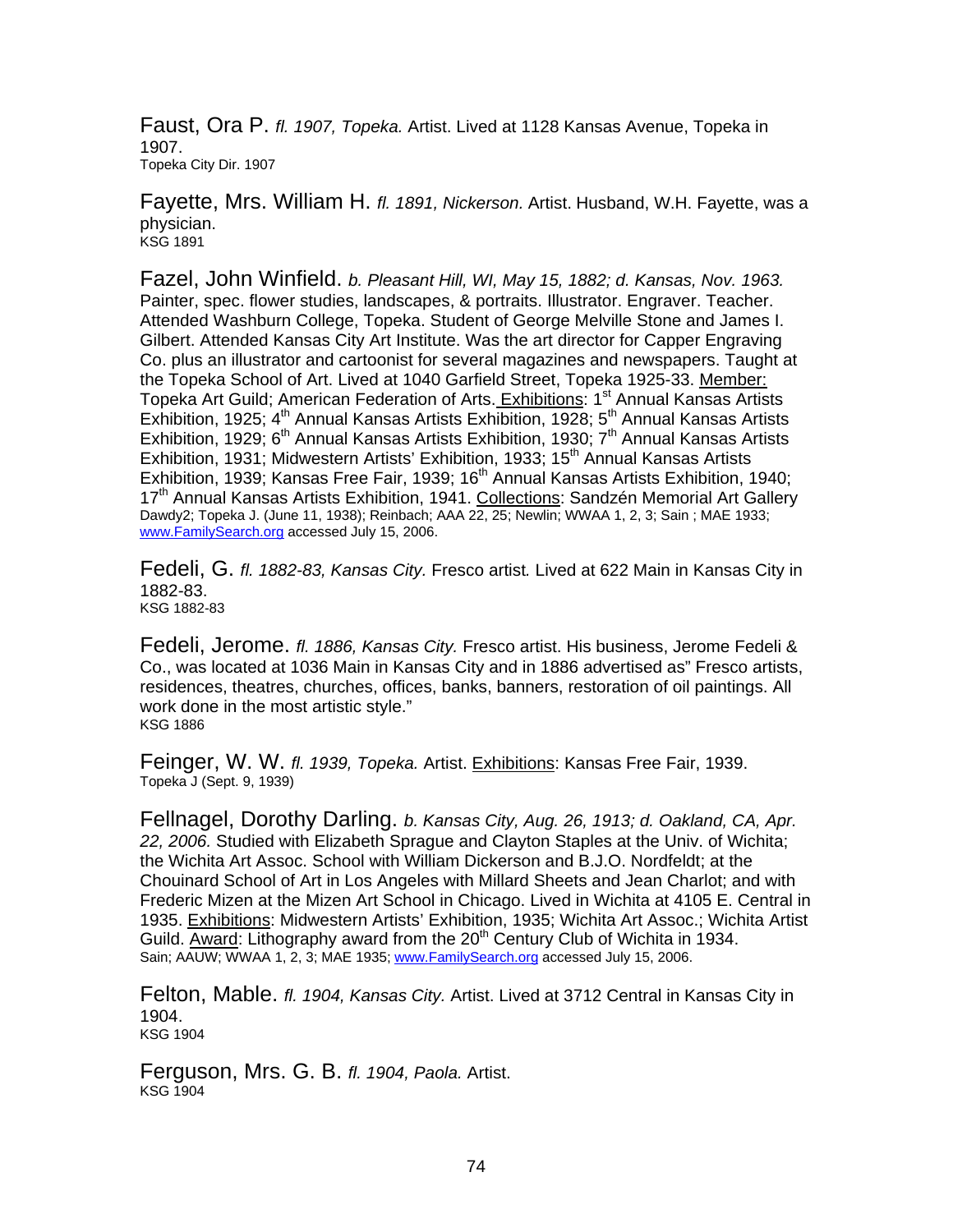Faust, Ora P. *fl. 1907, Topeka.* Artist. Lived at 1128 Kansas Avenue, Topeka in 1907.
Topeka City Dir. 1907

Fayette, Mrs. William H. *fl. 1891, Nickerson.* Artist. Husband, W.H. Fayette, was a physician.
KSG 1891

Fazel, John Winfield. *b. Pleasant Hill, WI, May 15, 1882; d. Kansas, Nov. 1963.* Painter, spec. flower studies, landscapes, & portraits. Illustrator. Engraver. Teacher. Attended Washburn College, Topeka. Student of George Melville Stone and James I. Gilbert. Attended Kansas City Art Institute. Was the art director for Capper Engraving Co. plus an illustrator and cartoonist for several magazines and newspapers. Taught at the Topeka School of Art. Lived at 1040 Garfield Street, Topeka 1925-33. Member: Topeka Art Guild; American Federation of Arts. Exhibitions: 1st Annual Kansas Artists Exhibition, 1925; 4th Annual Kansas Artists Exhibition, 1928; 5th Annual Kansas Artists Exhibition, 1929; 6th Annual Kansas Artists Exhibition, 1930; 7th Annual Kansas Artists Exhibition, 1931; Midwestern Artists' Exhibition, 1933; 15th Annual Kansas Artists Exhibition, 1939; Kansas Free Fair, 1939; 16th Annual Kansas Artists Exhibition, 1940; 17th Annual Kansas Artists Exhibition, 1941. Collections: Sandzén Memorial Art Gallery
Dawdy2; Topeka J. (June 11, 1938); Reinbach; AAA 22, 25; Newlin; WWAA 1, 2, 3; Sain ; MAE 1933; www.FamilySearch.org accessed July 15, 2006.

Fedeli, G. *fl. 1882-83, Kansas City.* Fresco artist. Lived at 622 Main in Kansas City in 1882-83.
KSG 1882-83

Fedeli, Jerome. *fl. 1886, Kansas City.* Fresco artist. His business, Jerome Fedeli & Co., was located at 1036 Main in Kansas City and in 1886 advertised as" Fresco artists, residences, theatres, churches, offices, banks, banners, restoration of oil paintings. All work done in the most artistic style."
KSG 1886

Feinger, W. W. *fl. 1939, Topeka.* Artist. Exhibitions: Kansas Free Fair, 1939.
Topeka J (Sept. 9, 1939)

Fellnagel, Dorothy Darling. *b. Kansas City, Aug. 26, 1913; d. Oakland, CA, Apr. 22, 2006.* Studied with Elizabeth Sprague and Clayton Staples at the Univ. of Wichita; the Wichita Art Assoc. School with William Dickerson and B.J.O. Nordfeldt; at the Chouinard School of Art in Los Angeles with Millard Sheets and Jean Charlot; and with Frederic Mizen at the Mizen Art School in Chicago. Lived in Wichita at 4105 E. Central in 1935. Exhibitions: Midwestern Artists' Exhibition, 1935; Wichita Art Assoc.; Wichita Artist Guild. Award: Lithography award from the 20th Century Club of Wichita in 1934.
Sain; AAUW; WWAA 1, 2, 3; MAE 1935; www.FamilySearch.org accessed July 15, 2006.

Felton, Mable. *fl. 1904, Kansas City.* Artist. Lived at 3712 Central in Kansas City in 1904.
KSG 1904

Ferguson, Mrs. G. B. *fl. 1904, Paola.* Artist.
KSG 1904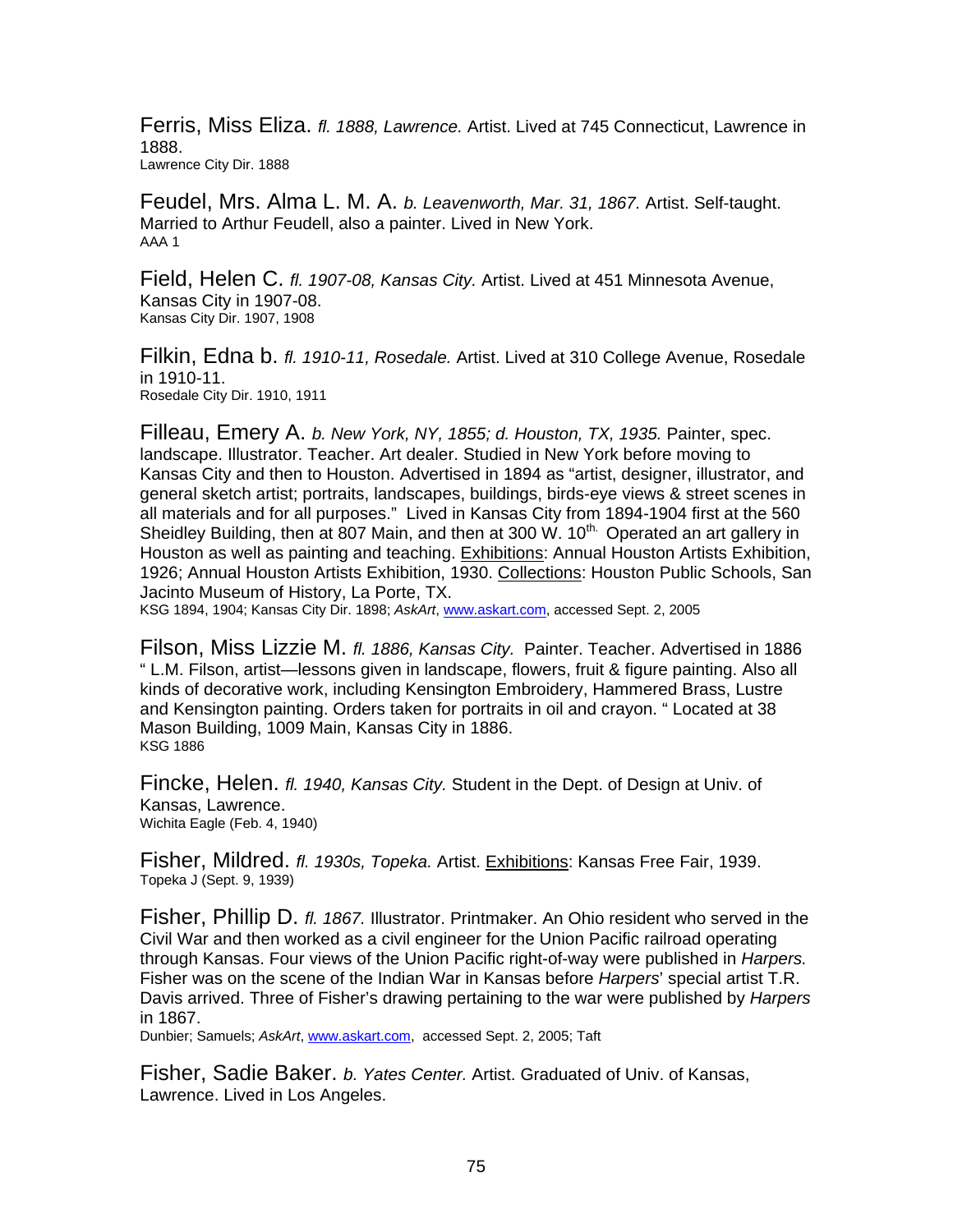Ferris, Miss Eliza. *fl. 1888, Lawrence.* Artist. Lived at 745 Connecticut, Lawrence in 1888.
Lawrence City Dir. 1888

Feudel, Mrs. Alma L. M. A. *b. Leavenworth, Mar. 31, 1867.* Artist. Self-taught. Married to Arthur Feudell, also a painter. Lived in New York.
AAA 1

Field, Helen C. *fl. 1907-08, Kansas City.* Artist. Lived at 451 Minnesota Avenue, Kansas City in 1907-08.
Kansas City Dir. 1907, 1908

Filkin, Edna b. *fl. 1910-11, Rosedale.* Artist. Lived at 310 College Avenue, Rosedale in 1910-11.
Rosedale City Dir. 1910, 1911

Filleau, Emery A. *b. New York, NY, 1855; d. Houston, TX, 1935.* Painter, spec. landscape. Illustrator. Teacher. Art dealer. Studied in New York before moving to Kansas City and then to Houston. Advertised in 1894 as "artist, designer, illustrator, and general sketch artist; portraits, landscapes, buildings, birds-eye views & street scenes in all materials and for all purposes." Lived in Kansas City from 1894-1904 first at the 560 Sheidley Building, then at 807 Main, and then at 300 W. 10th. Operated an art gallery in Houston as well as painting and teaching. Exhibitions: Annual Houston Artists Exhibition, 1926; Annual Houston Artists Exhibition, 1930. Collections: Houston Public Schools, San Jacinto Museum of History, La Porte, TX.
KSG 1894, 1904; Kansas City Dir. 1898; *AskArt*, www.askart.com, accessed Sept. 2, 2005

Filson, Miss Lizzie M. *fl. 1886, Kansas City.* Painter. Teacher. Advertised in 1886 " L.M. Filson, artist—lessons given in landscape, flowers, fruit & figure painting. Also all kinds of decorative work, including Kensington Embroidery, Hammered Brass, Lustre and Kensington painting. Orders taken for portraits in oil and crayon. " Located at 38 Mason Building, 1009 Main, Kansas City in 1886.
KSG 1886

Fincke, Helen. *fl. 1940, Kansas City.* Student in the Dept. of Design at Univ. of Kansas, Lawrence.
Wichita Eagle (Feb. 4, 1940)

Fisher, Mildred. *fl. 1930s, Topeka.* Artist. Exhibitions: Kansas Free Fair, 1939.
Topeka J (Sept. 9, 1939)

Fisher, Phillip D. *fl. 1867.* Illustrator. Printmaker. An Ohio resident who served in the Civil War and then worked as a civil engineer for the Union Pacific railroad operating through Kansas. Four views of the Union Pacific right-of-way were published in *Harpers.* Fisher was on the scene of the Indian War in Kansas before *Harpers*' special artist T.R. Davis arrived. Three of Fisher's drawing pertaining to the war were published by *Harpers* in 1867.
Dunbier; Samuels; *AskArt*, www.askart.com, accessed Sept. 2, 2005; Taft

Fisher, Sadie Baker. *b. Yates Center.* Artist. Graduated of Univ. of Kansas, Lawrence. Lived in Los Angeles.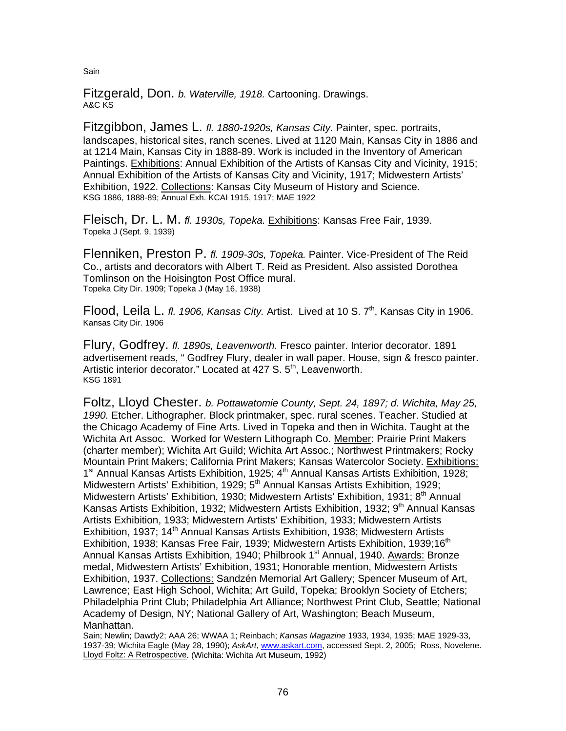Sain

Fitzgerald, Don. *b. Waterville, 1918.* Cartooning. Drawings.
A&C KS

Fitzgibbon, James L. *fl. 1880-1920s, Kansas City.* Painter, spec. portraits, landscapes, historical sites, ranch scenes. Lived at 1120 Main, Kansas City in 1886 and at 1214 Main, Kansas City in 1888-89. Work is included in the Inventory of American Paintings. Exhibitions: Annual Exhibition of the Artists of Kansas City and Vicinity, 1915; Annual Exhibition of the Artists of Kansas City and Vicinity, 1917; Midwestern Artists' Exhibition, 1922. Collections: Kansas City Museum of History and Science.
KSG 1886, 1888-89; Annual Exh. KCAI 1915, 1917; MAE 1922

Fleisch, Dr. L. M. *fl. 1930s, Topeka.* Exhibitions: Kansas Free Fair, 1939.
Topeka J (Sept. 9, 1939)

Flenniken, Preston P. *fl. 1909-30s, Topeka.* Painter. Vice-President of The Reid Co., artists and decorators with Albert T. Reid as President. Also assisted Dorothea Tomlinson on the Hoisington Post Office mural.
Topeka City Dir. 1909; Topeka J (May 16, 1938)

Flood, Leila L. *fl. 1906, Kansas City.* Artist. Lived at 10 S. 7th, Kansas City in 1906.
Kansas City Dir. 1906

Flury, Godfrey. *fl. 1890s, Leavenworth.* Fresco painter. Interior decorator. 1891 advertisement reads, " Godfrey Flury, dealer in wall paper. House, sign & fresco painter. Artistic interior decorator." Located at 427 S. 5th, Leavenworth.
KSG 1891

Foltz, Lloyd Chester. *b. Pottawatomie County, Sept. 24, 1897; d. Wichita, May 25, 1990.* Etcher. Lithographer. Block printmaker, spec. rural scenes. Teacher. Studied at the Chicago Academy of Fine Arts. Lived in Topeka and then in Wichita. Taught at the Wichita Art Assoc. Worked for Western Lithograph Co. Member: Prairie Print Makers (charter member); Wichita Art Guild; Wichita Art Assoc.; Northwest Printmakers; Rocky Mountain Print Makers; California Print Makers; Kansas Watercolor Society. Exhibitions: 1st Annual Kansas Artists Exhibition, 1925; 4th Annual Kansas Artists Exhibition, 1928; Midwestern Artists' Exhibition, 1929; 5th Annual Kansas Artists Exhibition, 1929; Midwestern Artists' Exhibition, 1930; Midwestern Artists' Exhibition, 1931; 8th Annual Kansas Artists Exhibition, 1932; Midwestern Artists Exhibition, 1932; 9th Annual Kansas Artists Exhibition, 1933; Midwestern Artists' Exhibition, 1933; Midwestern Artists Exhibition, 1937; 14th Annual Kansas Artists Exhibition, 1938; Midwestern Artists Exhibition, 1938; Kansas Free Fair, 1939; Midwestern Artists Exhibition, 1939;16th Annual Kansas Artists Exhibition, 1940; Philbrook 1st Annual, 1940. Awards: Bronze medal, Midwestern Artists' Exhibition, 1931; Honorable mention, Midwestern Artists Exhibition, 1937. Collections: Sandzén Memorial Art Gallery; Spencer Museum of Art, Lawrence; East High School, Wichita; Art Guild, Topeka; Brooklyn Society of Etchers; Philadelphia Print Club; Philadelphia Art Alliance; Northwest Print Club, Seattle; National Academy of Design, NY; National Gallery of Art, Washington; Beach Museum, Manhattan.
Sain; Newlin; Dawdy2; AAA 26; WWAA 1; Reinbach; *Kansas Magazine* 1933, 1934, 1935; MAE 1929-33, 1937-39; Wichita Eagle (May 28, 1990); *AskArt*, www.askart.com, accessed Sept. 2, 2005; Ross, Novelene. Lloyd Foltz: A Retrospective. (Wichita: Wichita Art Museum, 1992)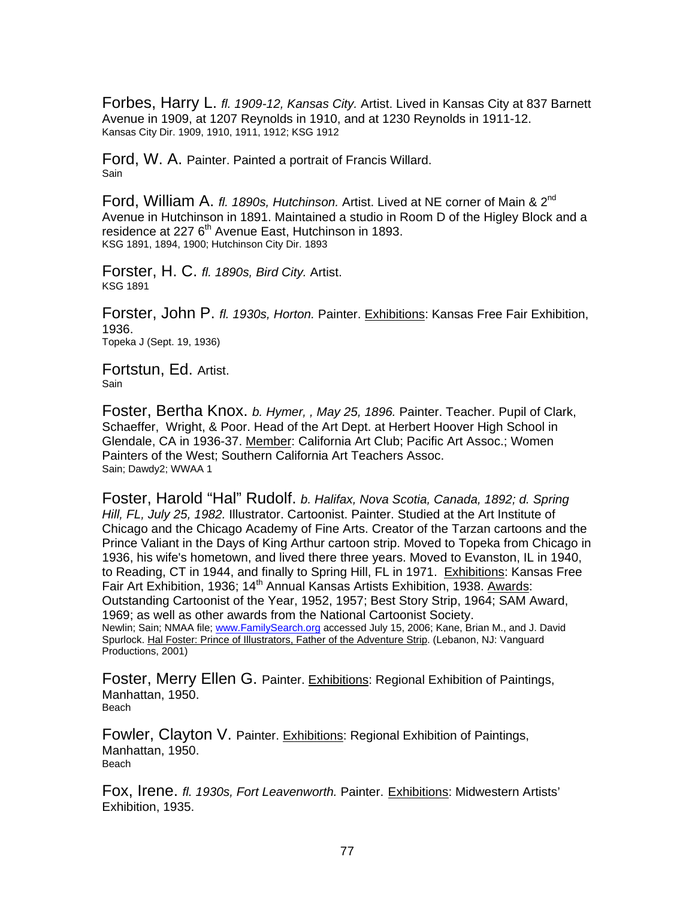Forbes, Harry L. *fl. 1909-12, Kansas City.* Artist. Lived in Kansas City at 837 Barnett Avenue in 1909, at 1207 Reynolds in 1910, and at 1230 Reynolds in 1911-12.
Kansas City Dir. 1909, 1910, 1911, 1912; KSG 1912

Ford, W. A. Painter. Painted a portrait of Francis Willard.
Sain

Ford, William A. *fl. 1890s, Hutchinson.* Artist. Lived at NE corner of Main & 2nd Avenue in Hutchinson in 1891. Maintained a studio in Room D of the Higley Block and a residence at 227 6th Avenue East, Hutchinson in 1893.
KSG 1891, 1894, 1900; Hutchinson City Dir. 1893

Forster, H. C. *fl. 1890s, Bird City.* Artist.
KSG 1891

Forster, John P. *fl. 1930s, Horton.* Painter. Exhibitions: Kansas Free Fair Exhibition, 1936.
Topeka J (Sept. 19, 1936)

Fortstun, Ed. Artist.
Sain

Foster, Bertha Knox. *b. Hymer, , May 25, 1896.* Painter. Teacher. Pupil of Clark, Schaeffer, Wright, & Poor. Head of the Art Dept. at Herbert Hoover High School in Glendale, CA in 1936-37. Member: California Art Club; Pacific Art Assoc.; Women Painters of the West; Southern California Art Teachers Assoc.
Sain; Dawdy2; WWAA 1

Foster, Harold "Hal" Rudolf. *b. Halifax, Nova Scotia, Canada, 1892; d. Spring Hill, FL, July 25, 1982.* Illustrator. Cartoonist. Painter. Studied at the Art Institute of Chicago and the Chicago Academy of Fine Arts. Creator of the Tarzan cartoons and the Prince Valiant in the Days of King Arthur cartoon strip. Moved to Topeka from Chicago in 1936, his wife's hometown, and lived there three years. Moved to Evanston, IL in 1940, to Reading, CT in 1944, and finally to Spring Hill, FL in 1971. Exhibitions: Kansas Free Fair Art Exhibition, 1936; 14th Annual Kansas Artists Exhibition, 1938. Awards: Outstanding Cartoonist of the Year, 1952, 1957; Best Story Strip, 1964; SAM Award, 1969; as well as other awards from the National Cartoonist Society.
Newlin; Sain; NMAA file; www.FamilySearch.org accessed July 15, 2006; Kane, Brian M., and J. David Spurlock. Hal Foster: Prince of Illustrators, Father of the Adventure Strip. (Lebanon, NJ: Vanguard Productions, 2001)

Foster, Merry Ellen G. Painter. Exhibitions: Regional Exhibition of Paintings, Manhattan, 1950.
Beach

Fowler, Clayton V. Painter. Exhibitions: Regional Exhibition of Paintings, Manhattan, 1950.
Beach

Fox, Irene. *fl. 1930s, Fort Leavenworth.* Painter. Exhibitions: Midwestern Artists' Exhibition, 1935.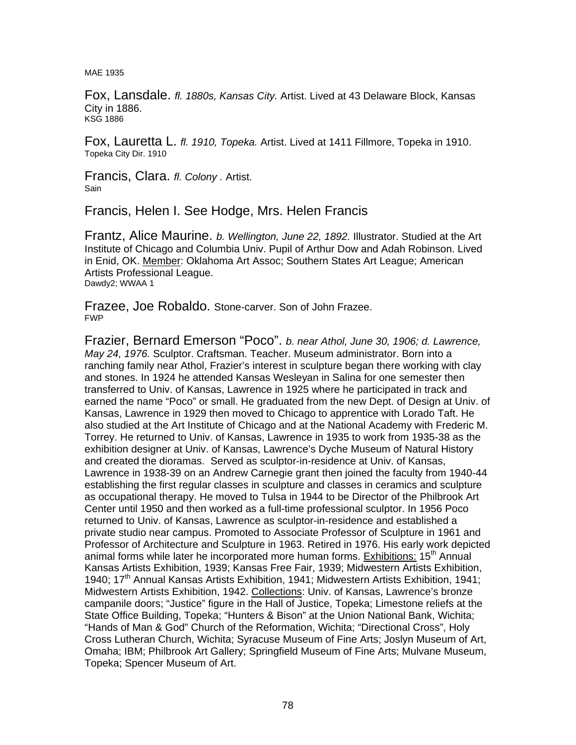MAE 1935

Fox, Lansdale. *fl. 1880s, Kansas City.* Artist. Lived at 43 Delaware Block, Kansas City in 1886.
KSG 1886

Fox, Lauretta L. *fl. 1910, Topeka.* Artist. Lived at 1411 Fillmore, Topeka in 1910.
Topeka City Dir. 1910

Francis, Clara. *fl. Colony .* Artist.
Sain

Francis, Helen I. See Hodge, Mrs. Helen Francis

Frantz, Alice Maurine. *b. Wellington, June 22, 1892.* Illustrator. Studied at the Art Institute of Chicago and Columbia Univ. Pupil of Arthur Dow and Adah Robinson. Lived in Enid, OK. Member: Oklahoma Art Assoc; Southern States Art League; American Artists Professional League.
Dawdy2; WWAA 1

Frazee, Joe Robaldo. Stone-carver. Son of John Frazee.
FWP

Frazier, Bernard Emerson "Poco". *b. near Athol, June 30, 1906; d. Lawrence, May 24, 1976.* Sculptor. Craftsman. Teacher. Museum administrator. Born into a ranching family near Athol, Frazier's interest in sculpture began there working with clay and stones. In 1924 he attended Kansas Wesleyan in Salina for one semester then transferred to Univ. of Kansas, Lawrence in 1925 where he participated in track and earned the name "Poco" or small. He graduated from the new Dept. of Design at Univ. of Kansas, Lawrence in 1929 then moved to Chicago to apprentice with Lorado Taft. He also studied at the Art Institute of Chicago and at the National Academy with Frederic M. Torrey. He returned to Univ. of Kansas, Lawrence in 1935 to work from 1935-38 as the exhibition designer at Univ. of Kansas, Lawrence's Dyche Museum of Natural History and created the dioramas. Served as sculptor-in-residence at Univ. of Kansas, Lawrence in 1938-39 on an Andrew Carnegie grant then joined the faculty from 1940-44 establishing the first regular classes in sculpture and classes in ceramics and sculpture as occupational therapy. He moved to Tulsa in 1944 to be Director of the Philbrook Art Center until 1950 and then worked as a full-time professional sculptor. In 1956 Poco returned to Univ. of Kansas, Lawrence as sculptor-in-residence and established a private studio near campus. Promoted to Associate Professor of Sculpture in 1961 and Professor of Architecture and Sculpture in 1963. Retired in 1976. His early work depicted animal forms while later he incorporated more human forms. Exhibitions: 15th Annual Kansas Artists Exhibition, 1939; Kansas Free Fair, 1939; Midwestern Artists Exhibition, 1940; 17th Annual Kansas Artists Exhibition, 1941; Midwestern Artists Exhibition, 1941; Midwestern Artists Exhibition, 1942. Collections: Univ. of Kansas, Lawrence's bronze campanile doors; "Justice" figure in the Hall of Justice, Topeka; Limestone reliefs at the State Office Building, Topeka; "Hunters & Bison" at the Union National Bank, Wichita; "Hands of Man & God" Church of the Reformation, Wichita; "Directional Cross", Holy Cross Lutheran Church, Wichita; Syracuse Museum of Fine Arts; Joslyn Museum of Art, Omaha; IBM; Philbrook Art Gallery; Springfield Museum of Fine Arts; Mulvane Museum, Topeka; Spencer Museum of Art.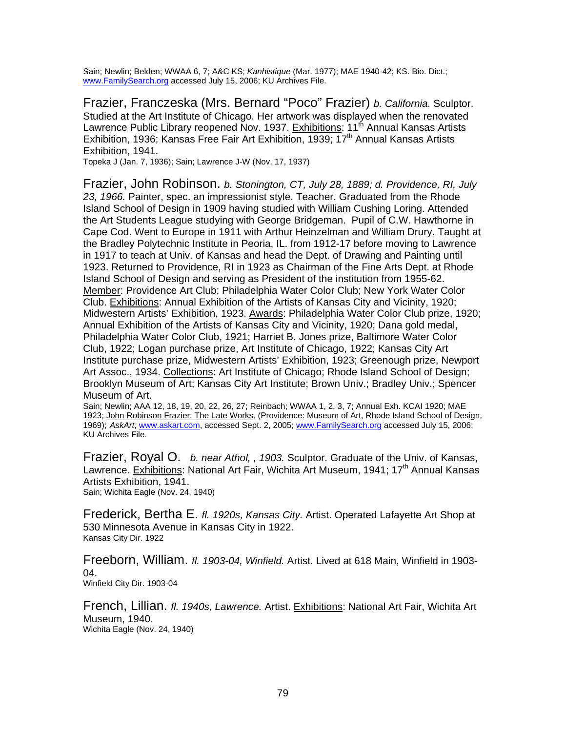Sain; Newlin; Belden; WWAA 6, 7; A&C KS; *Kanhistique* (Mar. 1977); MAE 1940-42; KS. Bio. Dict.; www.FamilySearch.org accessed July 15, 2006; KU Archives File.

Frazier, Franczeska (Mrs. Bernard "Poco" Frazier) *b. California.* Sculptor. Studied at the Art Institute of Chicago. Her artwork was displayed when the renovated Lawrence Public Library reopened Nov. 1937. Exhibitions: 11th Annual Kansas Artists Exhibition, 1936; Kansas Free Fair Art Exhibition, 1939; 17th Annual Kansas Artists Exhibition, 1941.
Topeka J (Jan. 7, 1936); Sain; Lawrence J-W (Nov. 17, 1937)

Frazier, John Robinson. *b. Stonington, CT, July 28, 1889; d. Providence, RI, July 23, 1966.* Painter, spec. an impressionist style. Teacher. Graduated from the Rhode Island School of Design in 1909 having studied with William Cushing Loring. Attended the Art Students League studying with George Bridgeman. Pupil of C.W. Hawthorne in Cape Cod. Went to Europe in 1911 with Arthur Heinzelman and William Drury. Taught at the Bradley Polytechnic Institute in Peoria, IL. from 1912-17 before moving to Lawrence in 1917 to teach at Univ. of Kansas and head the Dept. of Drawing and Painting until 1923. Returned to Providence, RI in 1923 as Chairman of the Fine Arts Dept. at Rhode Island School of Design and serving as President of the institution from 1955-62. Member: Providence Art Club; Philadelphia Water Color Club; New York Water Color Club. Exhibitions: Annual Exhibition of the Artists of Kansas City and Vicinity, 1920; Midwestern Artists' Exhibition, 1923. Awards: Philadelphia Water Color Club prize, 1920; Annual Exhibition of the Artists of Kansas City and Vicinity, 1920; Dana gold medal, Philadelphia Water Color Club, 1921; Harriet B. Jones prize, Baltimore Water Color Club, 1922; Logan purchase prize, Art Institute of Chicago, 1922; Kansas City Art Institute purchase prize, Midwestern Artists' Exhibition, 1923; Greenough prize, Newport Art Assoc., 1934. Collections: Art Institute of Chicago; Rhode Island School of Design; Brooklyn Museum of Art; Kansas City Art Institute; Brown Univ.; Bradley Univ.; Spencer Museum of Art.
Sain; Newlin; AAA 12, 18, 19, 20, 22, 26, 27; Reinbach; WWAA 1, 2, 3, 7; Annual Exh. KCAI 1920; MAE 1923; John Robinson Frazier: The Late Works. (Providence: Museum of Art, Rhode Island School of Design, 1969); *AskArt*, www.askart.com, accessed Sept. 2, 2005; www.FamilySearch.org accessed July 15, 2006; KU Archives File.

Frazier, Royal O. *b. near Athol, , 1903.* Sculptor. Graduate of the Univ. of Kansas, Lawrence. Exhibitions: National Art Fair, Wichita Art Museum, 1941; 17th Annual Kansas Artists Exhibition, 1941.
Sain; Wichita Eagle (Nov. 24, 1940)

Frederick, Bertha E. *fl. 1920s, Kansas City.* Artist. Operated Lafayette Art Shop at 530 Minnesota Avenue in Kansas City in 1922.
Kansas City Dir. 1922

Freeborn, William. *fl. 1903-04, Winfield.* Artist. Lived at 618 Main, Winfield in 1903-04.
Winfield City Dir. 1903-04

French, Lillian. *fl. 1940s, Lawrence.* Artist. Exhibitions: National Art Fair, Wichita Art Museum, 1940.
Wichita Eagle (Nov. 24, 1940)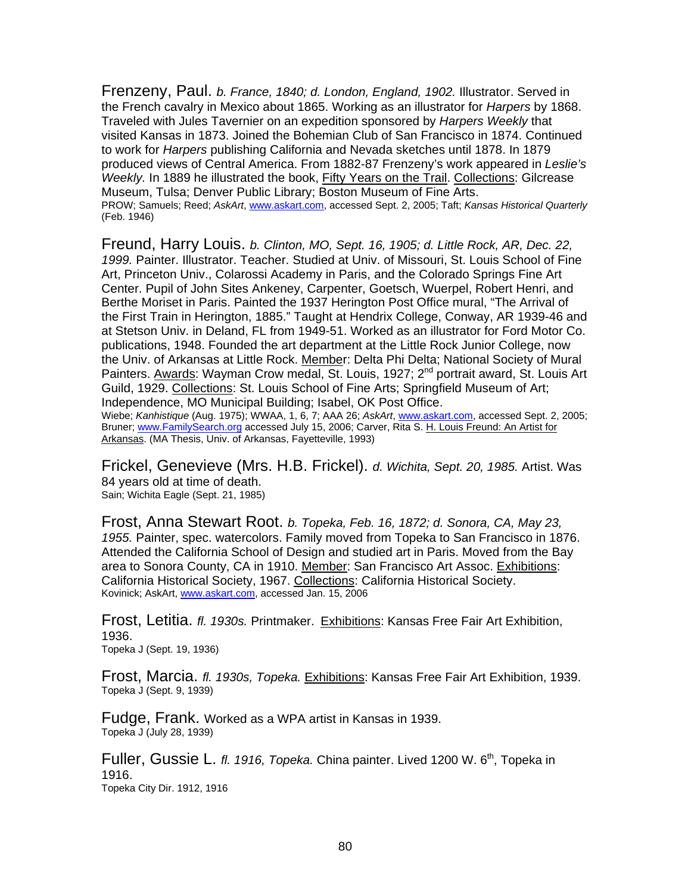Frenzeny, Paul. *b. France, 1840; d. London, England, 1902.* Illustrator. Served in the French cavalry in Mexico about 1865. Working as an illustrator for *Harpers* by 1868. Traveled with Jules Tavernier on an expedition sponsored by *Harpers Weekly* that visited Kansas in 1873. Joined the Bohemian Club of San Francisco in 1874. Continued to work for *Harpers* publishing California and Nevada sketches until 1878. In 1879 produced views of Central America. From 1882-87 Frenzeny's work appeared in *Leslie's Weekly.* In 1889 he illustrated the book, Fifty Years on the Trail. Collections: Gilcrease Museum, Tulsa; Denver Public Library; Boston Museum of Fine Arts.
PROW; Samuels; Reed; *AskArt*, www.askart.com, accessed Sept. 2, 2005; Taft; *Kansas Historical Quarterly* (Feb. 1946)

Freund, Harry Louis. *b. Clinton, MO, Sept. 16, 1905; d. Little Rock, AR, Dec. 22, 1999.* Painter. Illustrator. Teacher. Studied at Univ. of Missouri, St. Louis School of Fine Art, Princeton Univ., Colarossi Academy in Paris, and the Colorado Springs Fine Art Center. Pupil of John Sites Ankeney, Carpenter, Goetsch, Wuerpel, Robert Henri, and Berthe Moriset in Paris. Painted the 1937 Herington Post Office mural, "The Arrival of the First Train in Herington, 1885." Taught at Hendrix College, Conway, AR 1939-46 and at Stetson Univ. in Deland, FL from 1949-51. Worked as an illustrator for Ford Motor Co. publications, 1948. Founded the art department at the Little Rock Junior College, now the Univ. of Arkansas at Little Rock. Member: Delta Phi Delta; National Society of Mural Painters. Awards: Wayman Crow medal, St. Louis, 1927; 2nd portrait award, St. Louis Art Guild, 1929. Collections: St. Louis School of Fine Arts; Springfield Museum of Art; Independence, MO Municipal Building; Isabel, OK Post Office.
Wiebe; *Kanhistique* (Aug. 1975); WWAA, 1, 6, 7; AAA 26; *AskArt,* www.askart.com, accessed Sept. 2, 2005; Bruner; www.FamilySearch.org accessed July 15, 2006; Carver, Rita S. H. Louis Freund: An Artist for Arkansas. (MA Thesis, Univ. of Arkansas, Fayetteville, 1993)

Frickel, Genevieve (Mrs. H.B. Frickel). *d. Wichita, Sept. 20, 1985.* Artist. Was 84 years old at time of death.
Sain; Wichita Eagle (Sept. 21, 1985)

Frost, Anna Stewart Root. *b. Topeka, Feb. 16, 1872; d. Sonora, CA, May 23, 1955.* Painter, spec. watercolors. Family moved from Topeka to San Francisco in 1876. Attended the California School of Design and studied art in Paris. Moved from the Bay area to Sonora County, CA in 1910. Member: San Francisco Art Assoc. Exhibitions: California Historical Society, 1967. Collections: California Historical Society.
Kovinick; AskArt, www.askart.com, accessed Jan. 15, 2006

Frost, Letitia. *fl. 1930s.* Printmaker. Exhibitions: Kansas Free Fair Art Exhibition, 1936.
Topeka J (Sept. 19, 1936)

Frost, Marcia. *fl. 1930s, Topeka.* Exhibitions: Kansas Free Fair Art Exhibition, 1939.
Topeka J (Sept. 9, 1939)

Fudge, Frank. Worked as a WPA artist in Kansas in 1939.
Topeka J (July 28, 1939)

Fuller, Gussie L. *fl. 1916, Topeka.* China painter. Lived 1200 W. 6th, Topeka in 1916.
Topeka City Dir. 1912, 1916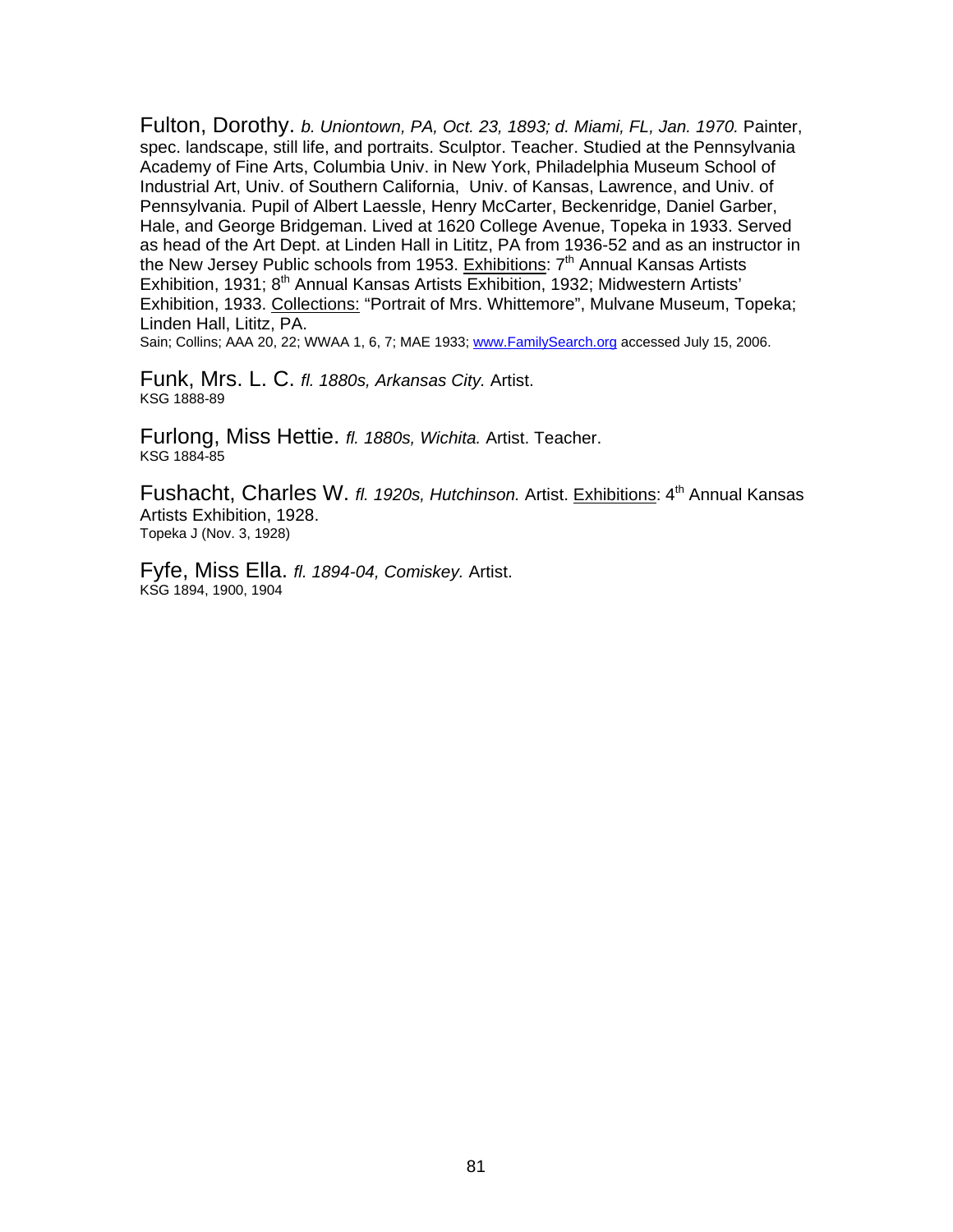Fulton, Dorothy. *b. Uniontown, PA, Oct. 23, 1893; d. Miami, FL, Jan. 1970.* Painter, spec. landscape, still life, and portraits. Sculptor. Teacher. Studied at the Pennsylvania Academy of Fine Arts, Columbia Univ. in New York, Philadelphia Museum School of Industrial Art, Univ. of Southern California, Univ. of Kansas, Lawrence, and Univ. of Pennsylvania. Pupil of Albert Laessle, Henry McCarter, Beckenridge, Daniel Garber, Hale, and George Bridgeman. Lived at 1620 College Avenue, Topeka in 1933. Served as head of the Art Dept. at Linden Hall in Lititz, PA from 1936-52 and as an instructor in the New Jersey Public schools from 1953. Exhibitions: 7th Annual Kansas Artists Exhibition, 1931; 8th Annual Kansas Artists Exhibition, 1932; Midwestern Artists' Exhibition, 1933. Collections: "Portrait of Mrs. Whittemore", Mulvane Museum, Topeka; Linden Hall, Lititz, PA.
Sain; Collins; AAA 20, 22; WWAA 1, 6, 7; MAE 1933; www.FamilySearch.org accessed July 15, 2006.

Funk, Mrs. L. C. *fl. 1880s, Arkansas City.* Artist.
KSG 1888-89

Furlong, Miss Hettie. *fl. 1880s, Wichita.* Artist. Teacher.
KSG 1884-85

Fushacht, Charles W. *fl. 1920s, Hutchinson.* Artist. Exhibitions: 4th Annual Kansas Artists Exhibition, 1928.
Topeka J (Nov. 3, 1928)

Fyfe, Miss Ella. *fl. 1894-04, Comiskey.* Artist.
KSG 1894, 1900, 1904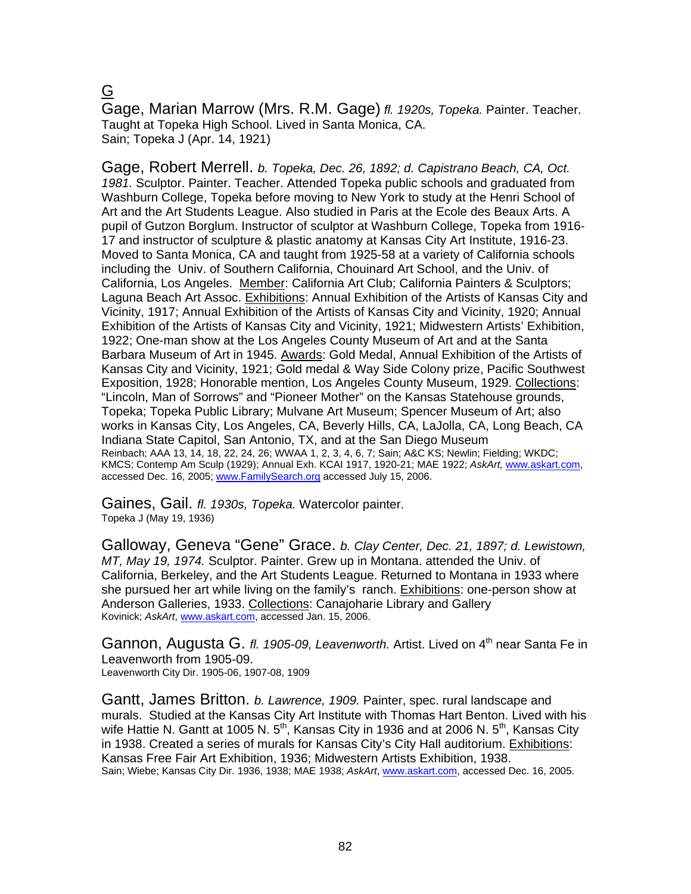G

Gage, Marian Marrow (Mrs. R.M. Gage) *fl. 1920s, Topeka.* Painter. Teacher. Taught at Topeka High School. Lived in Santa Monica, CA.
Sain; Topeka J (Apr. 14, 1921)

Gage, Robert Merrell. *b. Topeka, Dec. 26, 1892; d. Capistrano Beach, CA, Oct. 1981.* Sculptor. Painter. Teacher. Attended Topeka public schools and graduated from Washburn College, Topeka before moving to New York to study at the Henri School of Art and the Art Students League. Also studied in Paris at the Ecole des Beaux Arts. A pupil of Gutzon Borglum. Instructor of sculptor at Washburn College, Topeka from 1916-17 and instructor of sculpture & plastic anatomy at Kansas City Art Institute, 1916-23. Moved to Santa Monica, CA and taught from 1925-58 at a variety of California schools including the Univ. of Southern California, Chouinard Art School, and the Univ. of California, Los Angeles. Member: California Art Club; California Painters & Sculptors; Laguna Beach Art Assoc. Exhibitions: Annual Exhibition of the Artists of Kansas City and Vicinity, 1917; Annual Exhibition of the Artists of Kansas City and Vicinity, 1920; Annual Exhibition of the Artists of Kansas City and Vicinity, 1921; Midwestern Artists' Exhibition, 1922; One-man show at the Los Angeles County Museum of Art and at the Santa Barbara Museum of Art in 1945. Awards: Gold Medal, Annual Exhibition of the Artists of Kansas City and Vicinity, 1921; Gold medal & Way Side Colony prize, Pacific Southwest Exposition, 1928; Honorable mention, Los Angeles County Museum, 1929. Collections: "Lincoln, Man of Sorrows" and "Pioneer Mother" on the Kansas Statehouse grounds, Topeka; Topeka Public Library; Mulvane Art Museum; Spencer Museum of Art; also works in Kansas City, Los Angeles, CA, Beverly Hills, CA, LaJolla, CA, Long Beach, CA Indiana State Capitol, San Antonio, TX, and at the San Diego Museum
Reinbach; AAA 13, 14, 18, 22, 24, 26; WWAA 1, 2, 3, 4, 6, 7; Sain; A&C KS; Newlin; Fielding; WKDC; KMCS; Contemp Am Sculp (1929); Annual Exh. KCAI 1917, 1920-21; MAE 1922; *AskArt,* www.askart.com, accessed Dec. 16, 2005; www.FamilySearch.org accessed July 15, 2006.

Gaines, Gail. *fl. 1930s, Topeka.* Watercolor painter.
Topeka J (May 19, 1936)

Galloway, Geneva "Gene" Grace. *b. Clay Center, Dec. 21, 1897; d. Lewistown, MT, May 19, 1974.* Sculptor. Painter. Grew up in Montana. attended the Univ. of California, Berkeley, and the Art Students League. Returned to Montana in 1933 where she pursued her art while living on the family's ranch. Exhibitions: one-person show at Anderson Galleries, 1933. Collections: Canajoharie Library and Gallery
Kovinick; *AskArt*, www.askart.com, accessed Jan. 15, 2006.

Gannon, Augusta G. *fl. 1905-09, Leavenworth.* Artist. Lived on 4th near Santa Fe in Leavenworth from 1905-09.
Leavenworth City Dir. 1905-06, 1907-08, 1909

Gantt, James Britton. *b. Lawrence, 1909.* Painter, spec. rural landscape and murals. Studied at the Kansas City Art Institute with Thomas Hart Benton. Lived with his wife Hattie N. Gantt at 1005 N. 5th, Kansas City in 1936 and at 2006 N. 5th, Kansas City in 1938. Created a series of murals for Kansas City's City Hall auditorium. Exhibitions: Kansas Free Fair Art Exhibition, 1936; Midwestern Artists Exhibition, 1938.
Sain; Wiebe; Kansas City Dir. 1936, 1938; MAE 1938; *AskArt*, www.askart.com, accessed Dec. 16, 2005.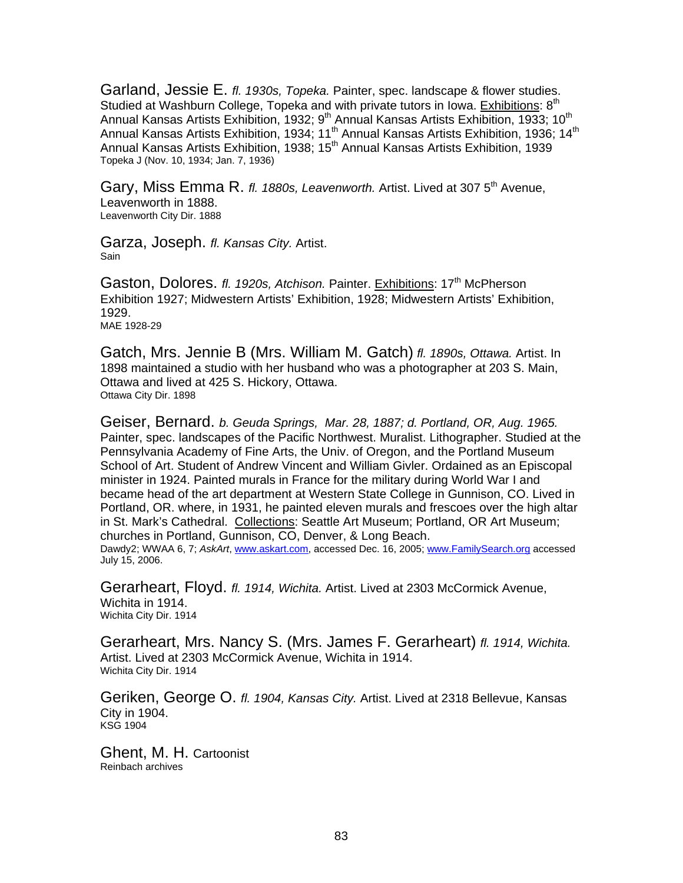Garland, Jessie E. *fl. 1930s, Topeka.* Painter, spec. landscape & flower studies. Studied at Washburn College, Topeka and with private tutors in Iowa. Exhibitions: 8th Annual Kansas Artists Exhibition, 1932; 9th Annual Kansas Artists Exhibition, 1933; 10th Annual Kansas Artists Exhibition, 1934; 11th Annual Kansas Artists Exhibition, 1936; 14th Annual Kansas Artists Exhibition, 1938; 15th Annual Kansas Artists Exhibition, 1939
Topeka J (Nov. 10, 1934; Jan. 7, 1936)

Gary, Miss Emma R. *fl. 1880s, Leavenworth.* Artist. Lived at 307 5th Avenue, Leavenworth in 1888.
Leavenworth City Dir. 1888

Garza, Joseph. *fl. Kansas City.* Artist.
Sain

Gaston, Dolores. *fl. 1920s, Atchison.* Painter. Exhibitions: 17th McPherson Exhibition 1927; Midwestern Artists' Exhibition, 1928; Midwestern Artists' Exhibition, 1929.
MAE 1928-29

Gatch, Mrs. Jennie B (Mrs. William M. Gatch) *fl. 1890s, Ottawa.* Artist. In 1898 maintained a studio with her husband who was a photographer at 203 S. Main, Ottawa and lived at 425 S. Hickory, Ottawa.
Ottawa City Dir. 1898

Geiser, Bernard. *b. Geuda Springs, Mar. 28, 1887; d. Portland, OR, Aug. 1965.* Painter, spec. landscapes of the Pacific Northwest. Muralist. Lithographer. Studied at the Pennsylvania Academy of Fine Arts, the Univ. of Oregon, and the Portland Museum School of Art. Student of Andrew Vincent and William Givler. Ordained as an Episcopal minister in 1924. Painted murals in France for the military during World War I and became head of the art department at Western State College in Gunnison, CO. Lived in Portland, OR. where, in 1931, he painted eleven murals and frescoes over the high altar in St. Mark's Cathedral. Collections: Seattle Art Museum; Portland, OR Art Museum; churches in Portland, Gunnison, CO, Denver, & Long Beach.
Dawdy2; WWAA 6, 7; *AskArt*, www.askart.com, accessed Dec. 16, 2005; www.FamilySearch.org accessed July 15, 2006.

Gerarheart, Floyd. *fl. 1914, Wichita.* Artist. Lived at 2303 McCormick Avenue, Wichita in 1914.
Wichita City Dir. 1914

Gerarheart, Mrs. Nancy S. (Mrs. James F. Gerarheart) *fl. 1914, Wichita.* Artist. Lived at 2303 McCormick Avenue, Wichita in 1914.
Wichita City Dir. 1914

Geriken, George O. *fl. 1904, Kansas City.* Artist. Lived at 2318 Bellevue, Kansas City in 1904.
KSG 1904

Ghent, M. H. Cartoonist
Reinbach archives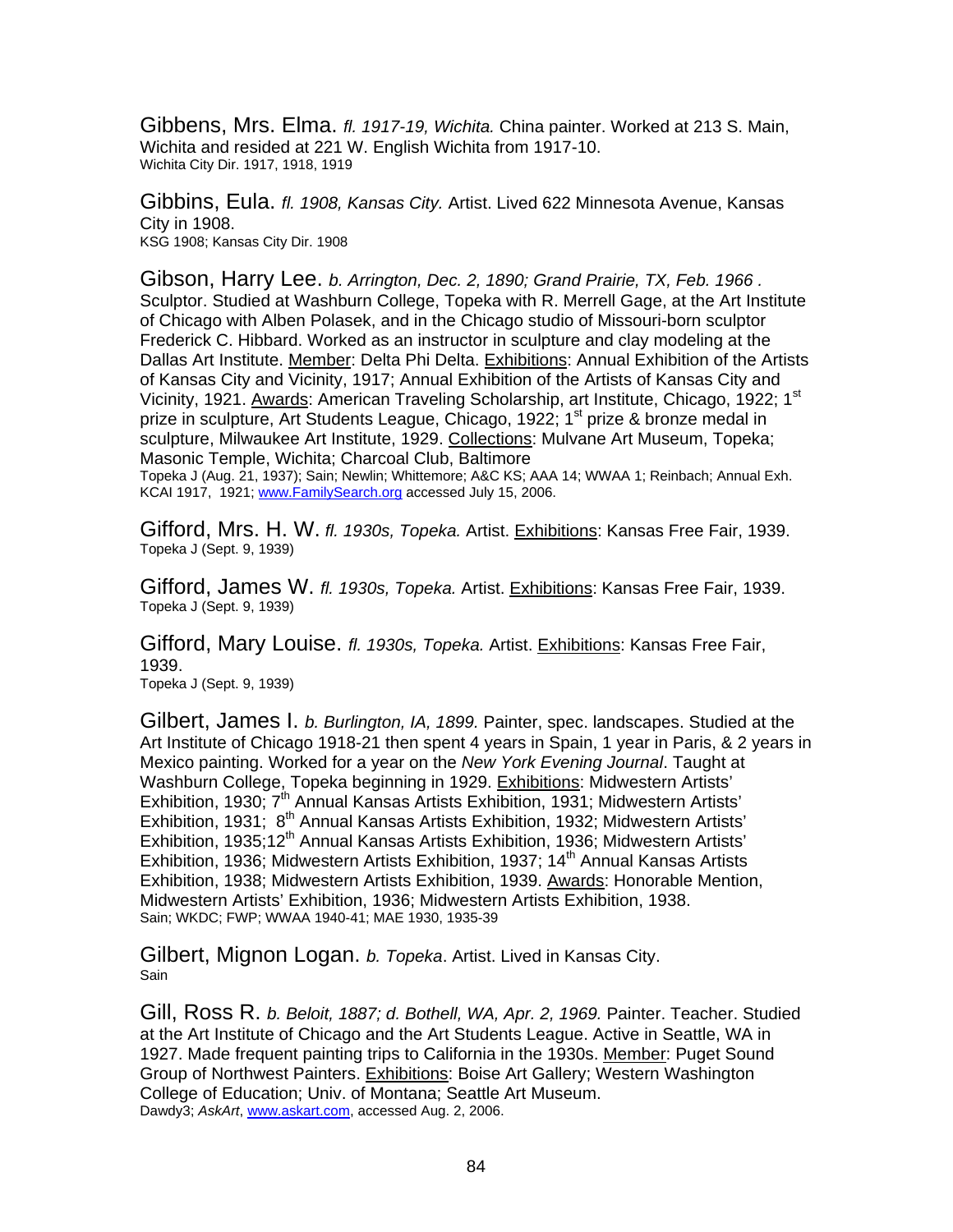Gibbens, Mrs. Elma. *fl. 1917-19, Wichita.* China painter. Worked at 213 S. Main, Wichita and resided at 221 W. English Wichita from 1917-10.
Wichita City Dir. 1917, 1918, 1919

Gibbins, Eula. *fl. 1908, Kansas City.* Artist. Lived 622 Minnesota Avenue, Kansas City in 1908.
KSG 1908; Kansas City Dir. 1908

Gibson, Harry Lee. *b. Arrington, Dec. 2, 1890; Grand Prairie, TX, Feb. 1966 .* Sculptor. Studied at Washburn College, Topeka with R. Merrell Gage, at the Art Institute of Chicago with Alben Polasek, and in the Chicago studio of Missouri-born sculptor Frederick C. Hibbard. Worked as an instructor in sculpture and clay modeling at the Dallas Art Institute. Member: Delta Phi Delta. Exhibitions: Annual Exhibition of the Artists of Kansas City and Vicinity, 1917; Annual Exhibition of the Artists of Kansas City and Vicinity, 1921. Awards: American Traveling Scholarship, art Institute, Chicago, 1922; 1st prize in sculpture, Art Students League, Chicago, 1922; 1st prize & bronze medal in sculpture, Milwaukee Art Institute, 1929. Collections: Mulvane Art Museum, Topeka; Masonic Temple, Wichita; Charcoal Club, Baltimore
Topeka J (Aug. 21, 1937); Sain; Newlin; Whittemore; A&C KS; AAA 14; WWAA 1; Reinbach; Annual Exh. KCAI 1917, 1921; www.FamilySearch.org accessed July 15, 2006.

Gifford, Mrs. H. W. *fl. 1930s, Topeka.* Artist. Exhibitions: Kansas Free Fair, 1939.
Topeka J (Sept. 9, 1939)

Gifford, James W. *fl. 1930s, Topeka.* Artist. Exhibitions: Kansas Free Fair, 1939.
Topeka J (Sept. 9, 1939)

Gifford, Mary Louise. *fl. 1930s, Topeka.* Artist. Exhibitions: Kansas Free Fair, 1939.
Topeka J (Sept. 9, 1939)

Gilbert, James I. *b. Burlington, IA, 1899.* Painter, spec. landscapes. Studied at the Art Institute of Chicago 1918-21 then spent 4 years in Spain, 1 year in Paris, & 2 years in Mexico painting. Worked for a year on the *New York Evening Journal*. Taught at Washburn College, Topeka beginning in 1929. Exhibitions: Midwestern Artists' Exhibition, 1930; 7th Annual Kansas Artists Exhibition, 1931; Midwestern Artists' Exhibition, 1931; 8th Annual Kansas Artists Exhibition, 1932; Midwestern Artists' Exhibition, 1935;12th Annual Kansas Artists Exhibition, 1936; Midwestern Artists' Exhibition, 1936; Midwestern Artists Exhibition, 1937; 14th Annual Kansas Artists Exhibition, 1938; Midwestern Artists Exhibition, 1939. Awards: Honorable Mention, Midwestern Artists' Exhibition, 1936; Midwestern Artists Exhibition, 1938.
Sain; WKDC; FWP; WWAA 1940-41; MAE 1930, 1935-39

Gilbert, Mignon Logan. *b. Topeka*. Artist. Lived in Kansas City.
Sain

Gill, Ross R. *b. Beloit, 1887; d. Bothell, WA, Apr. 2, 1969.* Painter. Teacher. Studied at the Art Institute of Chicago and the Art Students League. Active in Seattle, WA in 1927. Made frequent painting trips to California in the 1930s. Member: Puget Sound Group of Northwest Painters. Exhibitions: Boise Art Gallery; Western Washington College of Education; Univ. of Montana; Seattle Art Museum.
Dawdy3; *AskArt*, www.askart.com, accessed Aug. 2, 2006.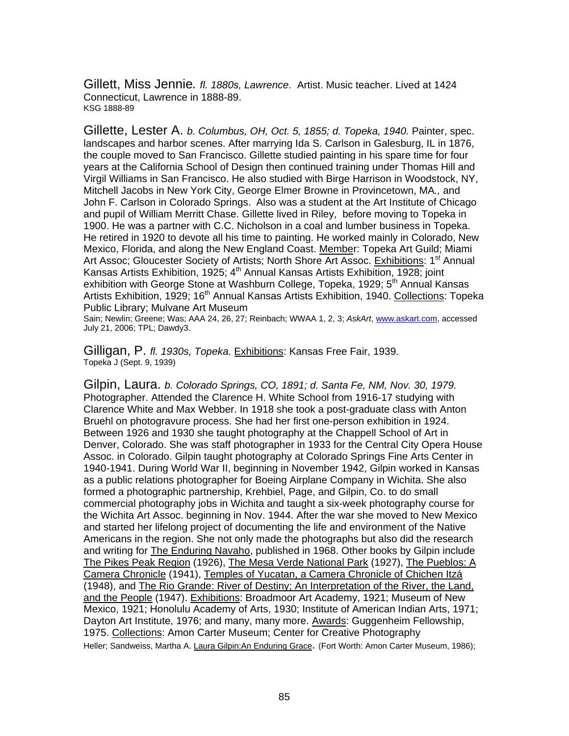Gillett, Miss Jennie. *fl. 1880s, Lawrence*. Artist. Music teacher. Lived at 1424 Connecticut, Lawrence in 1888-89.
KSG 1888-89

Gillette, Lester A. *b. Columbus, OH, Oct. 5, 1855; d. Topeka, 1940.* Painter, spec. landscapes and harbor scenes. After marrying Ida S. Carlson in Galesburg, IL in 1876, the couple moved to San Francisco. Gillette studied painting in his spare time for four years at the California School of Design then continued training under Thomas Hill and Virgil Williams in San Francisco. He also studied with Birge Harrison in Woodstock, NY, Mitchell Jacobs in New York City, George Elmer Browne in Provincetown, MA*.,* and John F. Carlson in Colorado Springs. Also was a student at the Art Institute of Chicago and pupil of William Merritt Chase. Gillette lived in Riley, before moving to Topeka in 1900. He was a partner with C.C. Nicholson in a coal and lumber business in Topeka. He retired in 1920 to devote all his time to painting. He worked mainly in Colorado, New Mexico, Florida, and along the New England Coast. Member: Topeka Art Guild; Miami Art Assoc; Gloucester Society of Artists; North Shore Art Assoc. Exhibitions: 1st Annual Kansas Artists Exhibition, 1925; 4th Annual Kansas Artists Exhibition, 1928; joint exhibition with George Stone at Washburn College, Topeka, 1929; 5th Annual Kansas Artists Exhibition, 1929; 16th Annual Kansas Artists Exhibition, 1940. Collections: Topeka Public Library; Mulvane Art Museum
Sain; Newlin; Greene; Was; AAA 24, 26, 27; Reinbach; WWAA 1, 2, 3; *AskArt*, www.askart.com, accessed July 21, 2006; TPL; Dawdy3.

Gilligan, P. *fl. 1930s, Topeka.* Exhibitions: Kansas Free Fair, 1939.
Topeka J (Sept. 9, 1939)

Gilpin, Laura. *b. Colorado Springs, CO, 1891; d. Santa Fe, NM, Nov. 30, 1979.* Photographer. Attended the Clarence H. White School from 1916-17 studying with Clarence White and Max Webber. In 1918 she took a post-graduate class with Anton Bruehl on photogravure process. She had her first one-person exhibition in 1924. Between 1926 and 1930 she taught photography at the Chappell School of Art in Denver, Colorado. She was staff photographer in 1933 for the Central City Opera House Assoc. in Colorado. Gilpin taught photography at Colorado Springs Fine Arts Center in 1940-1941. During World War II, beginning in November 1942, Gilpin worked in Kansas as a public relations photographer for Boeing Airplane Company in Wichita. She also formed a photographic partnership, Krehbiel, Page, and Gilpin, Co. to do small commercial photography jobs in Wichita and taught a six-week photography course for the Wichita Art Assoc. beginning in Nov. 1944. After the war she moved to New Mexico and started her lifelong project of documenting the life and environment of the Native Americans in the region. She not only made the photographs but also did the research and writing for The Enduring Navaho, published in 1968. Other books by Gilpin include The Pikes Peak Region (1926), The Mesa Verde National Park (1927), The Pueblos: A Camera Chronicle (1941), Temples of Yucatan, a Camera Chronicle of Chichen Itzá (1948), and The Rio Grande: River of Destiny; An Interpretation of the River, the Land, and the People (1947). Exhibitions: Broadmoor Art Academy, 1921; Museum of New Mexico, 1921; Honolulu Academy of Arts, 1930; Institute of American Indian Arts, 1971; Dayton Art Institute, 1976; and many, many more. Awards: Guggenheim Fellowship, 1975. Collections: Amon Carter Museum; Center for Creative Photography
Heller; Sandweiss, Martha A. Laura Gilpin:An Enduring Grace. (Fort Worth: Amon Carter Museum, 1986);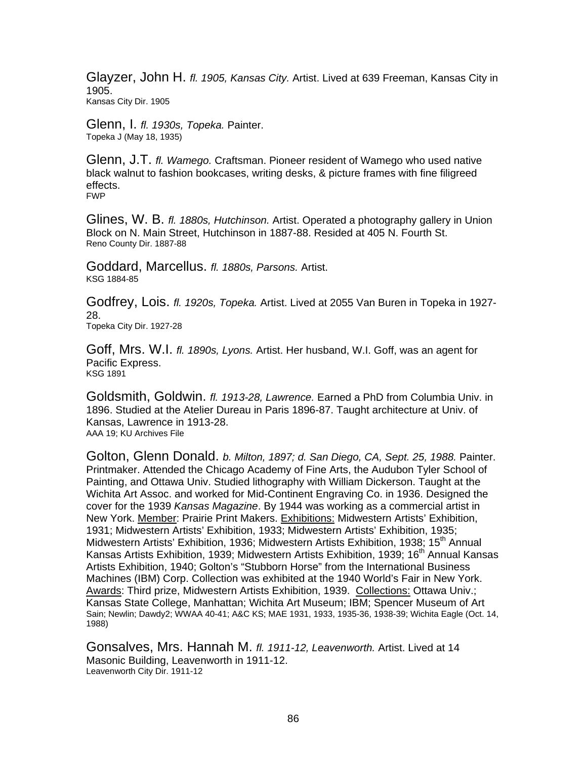Glayzer, John H. *fl. 1905, Kansas City.* Artist. Lived at 639 Freeman, Kansas City in 1905.
Kansas City Dir. 1905

Glenn, I. *fl. 1930s, Topeka.* Painter.
Topeka J (May 18, 1935)

Glenn, J.T. *fl. Wamego.* Craftsman. Pioneer resident of Wamego who used native black walnut to fashion bookcases, writing desks, & picture frames with fine filigreed effects.
FWP

Glines, W. B. *fl. 1880s, Hutchinson.* Artist. Operated a photography gallery in Union Block on N. Main Street, Hutchinson in 1887-88. Resided at 405 N. Fourth St.
Reno County Dir. 1887-88

Goddard, Marcellus. *fl. 1880s, Parsons.* Artist.
KSG 1884-85

Godfrey, Lois. *fl. 1920s, Topeka.* Artist. Lived at 2055 Van Buren in Topeka in 1927-28.
Topeka City Dir. 1927-28

Goff, Mrs. W.I. *fl. 1890s, Lyons.* Artist. Her husband, W.I. Goff, was an agent for Pacific Express.
KSG 1891

Goldsmith, Goldwin. *fl. 1913-28, Lawrence.* Earned a PhD from Columbia Univ. in 1896. Studied at the Atelier Dureau in Paris 1896-87. Taught architecture at Univ. of Kansas, Lawrence in 1913-28.
AAA 19; KU Archives File

Golton, Glenn Donald. *b. Milton, 1897; d. San Diego, CA, Sept. 25, 1988.* Painter. Printmaker. Attended the Chicago Academy of Fine Arts, the Audubon Tyler School of Painting, and Ottawa Univ. Studied lithography with William Dickerson. Taught at the Wichita Art Assoc. and worked for Mid-Continent Engraving Co. in 1936. Designed the cover for the 1939 *Kansas Magazine*. By 1944 was working as a commercial artist in New York. Member: Prairie Print Makers. Exhibitions: Midwestern Artists' Exhibition, 1931; Midwestern Artists' Exhibition, 1933; Midwestern Artists' Exhibition, 1935; Midwestern Artists' Exhibition, 1936; Midwestern Artists Exhibition, 1938; 15th Annual Kansas Artists Exhibition, 1939; Midwestern Artists Exhibition, 1939; 16th Annual Kansas Artists Exhibition, 1940; Golton's "Stubborn Horse" from the International Business Machines (IBM) Corp. Collection was exhibited at the 1940 World's Fair in New York. Awards: Third prize, Midwestern Artists Exhibition, 1939. Collections: Ottawa Univ.; Kansas State College, Manhattan; Wichita Art Museum; IBM; Spencer Museum of Art
Sain; Newlin; Dawdy2; WWAA 40-41; A&C KS; MAE 1931, 1933, 1935-36, 1938-39; Wichita Eagle (Oct. 14, 1988)

Gonsalves, Mrs. Hannah M. *fl. 1911-12, Leavenworth.* Artist. Lived at 14 Masonic Building, Leavenworth in 1911-12.
Leavenworth City Dir. 1911-12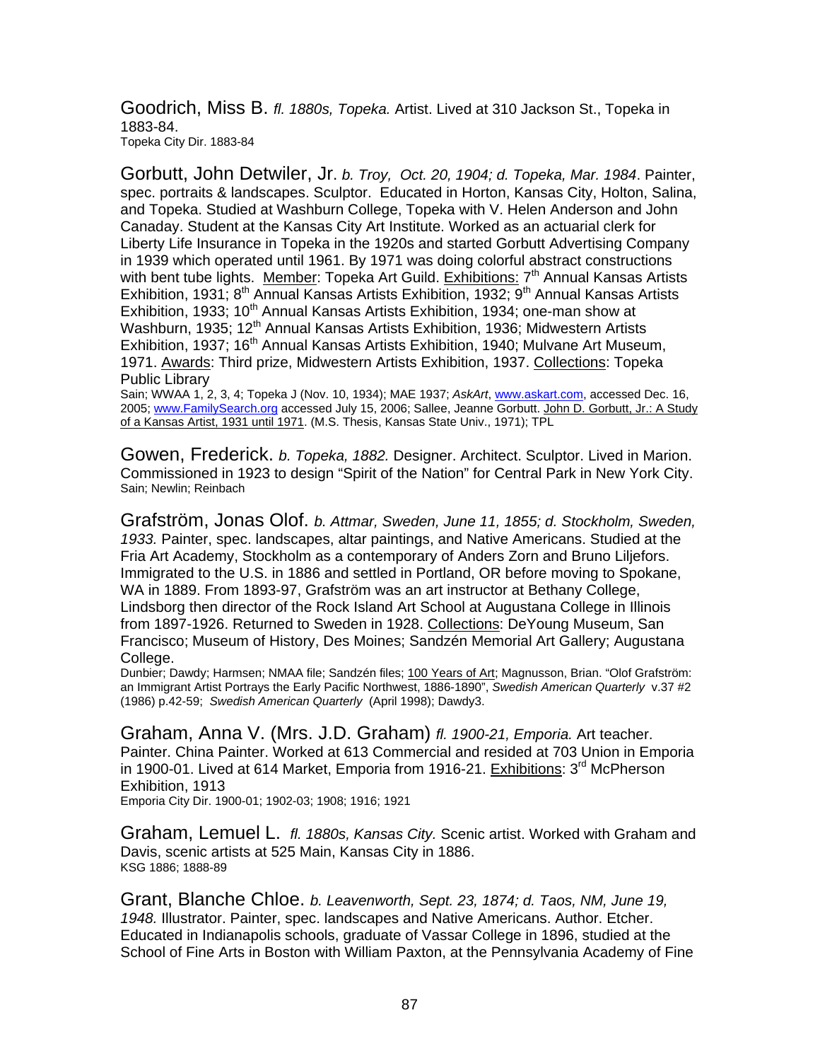Goodrich, Miss B. *fl. 1880s, Topeka.* Artist. Lived at 310 Jackson St., Topeka in 1883-84.
Topeka City Dir. 1883-84

Gorbutt, John Detwiler, Jr. *b. Troy, Oct. 20, 1904; d. Topeka, Mar. 1984*. Painter, spec. portraits & landscapes. Sculptor. Educated in Horton, Kansas City, Holton, Salina, and Topeka. Studied at Washburn College, Topeka with V. Helen Anderson and John Canaday. Student at the Kansas City Art Institute. Worked as an actuarial clerk for Liberty Life Insurance in Topeka in the 1920s and started Gorbutt Advertising Company in 1939 which operated until 1961. By 1971 was doing colorful abstract constructions with bent tube lights. Member: Topeka Art Guild. Exhibitions: 7th Annual Kansas Artists Exhibition, 1931; 8th Annual Kansas Artists Exhibition, 1932; 9th Annual Kansas Artists Exhibition, 1933; 10th Annual Kansas Artists Exhibition, 1934; one-man show at Washburn, 1935; 12th Annual Kansas Artists Exhibition, 1936; Midwestern Artists Exhibition, 1937; 16th Annual Kansas Artists Exhibition, 1940; Mulvane Art Museum, 1971. Awards: Third prize, Midwestern Artists Exhibition, 1937. Collections: Topeka Public Library
Sain; WWAA 1, 2, 3, 4; Topeka J (Nov. 10, 1934); MAE 1937; *AskArt*, www.askart.com, accessed Dec. 16, 2005; www.FamilySearch.org accessed July 15, 2006; Sallee, Jeanne Gorbutt. John D. Gorbutt, Jr.: A Study of a Kansas Artist, 1931 until 1971. (M.S. Thesis, Kansas State Univ., 1971); TPL

Gowen, Frederick. *b. Topeka, 1882.* Designer. Architect. Sculptor. Lived in Marion. Commissioned in 1923 to design "Spirit of the Nation" for Central Park in New York City.
Sain; Newlin; Reinbach

Grafström, Jonas Olof. *b. Attmar, Sweden, June 11, 1855; d. Stockholm, Sweden, 1933.* Painter, spec. landscapes, altar paintings, and Native Americans. Studied at the Fria Art Academy, Stockholm as a contemporary of Anders Zorn and Bruno Liljefors. Immigrated to the U.S. in 1886 and settled in Portland, OR before moving to Spokane, WA in 1889. From 1893-97, Grafström was an art instructor at Bethany College, Lindsborg then director of the Rock Island Art School at Augustana College in Illinois from 1897-1926. Returned to Sweden in 1928. Collections: DeYoung Museum, San Francisco; Museum of History, Des Moines; Sandzén Memorial Art Gallery; Augustana College.
Dunbier; Dawdy; Harmsen; NMAA file; Sandzén files; 100 Years of Art; Magnusson, Brian. "Olof Grafström: an Immigrant Artist Portrays the Early Pacific Northwest, 1886-1890", *Swedish American Quarterly* v.37 #2 (1986) p.42-59; *Swedish American Quarterly* (April 1998); Dawdy3.

Graham, Anna V. (Mrs. J.D. Graham) *fl. 1900-21, Emporia.* Art teacher. Painter. China Painter. Worked at 613 Commercial and resided at 703 Union in Emporia in 1900-01. Lived at 614 Market, Emporia from 1916-21. Exhibitions: 3rd McPherson Exhibition, 1913
Emporia City Dir. 1900-01; 1902-03; 1908; 1916; 1921

Graham, Lemuel L. *fl. 1880s, Kansas City.* Scenic artist. Worked with Graham and Davis, scenic artists at 525 Main, Kansas City in 1886.
KSG 1886; 1888-89

Grant, Blanche Chloe. *b. Leavenworth, Sept. 23, 1874; d. Taos, NM, June 19, 1948.* Illustrator. Painter, spec. landscapes and Native Americans. Author. Etcher. Educated in Indianapolis schools, graduate of Vassar College in 1896, studied at the School of Fine Arts in Boston with William Paxton, at the Pennsylvania Academy of Fine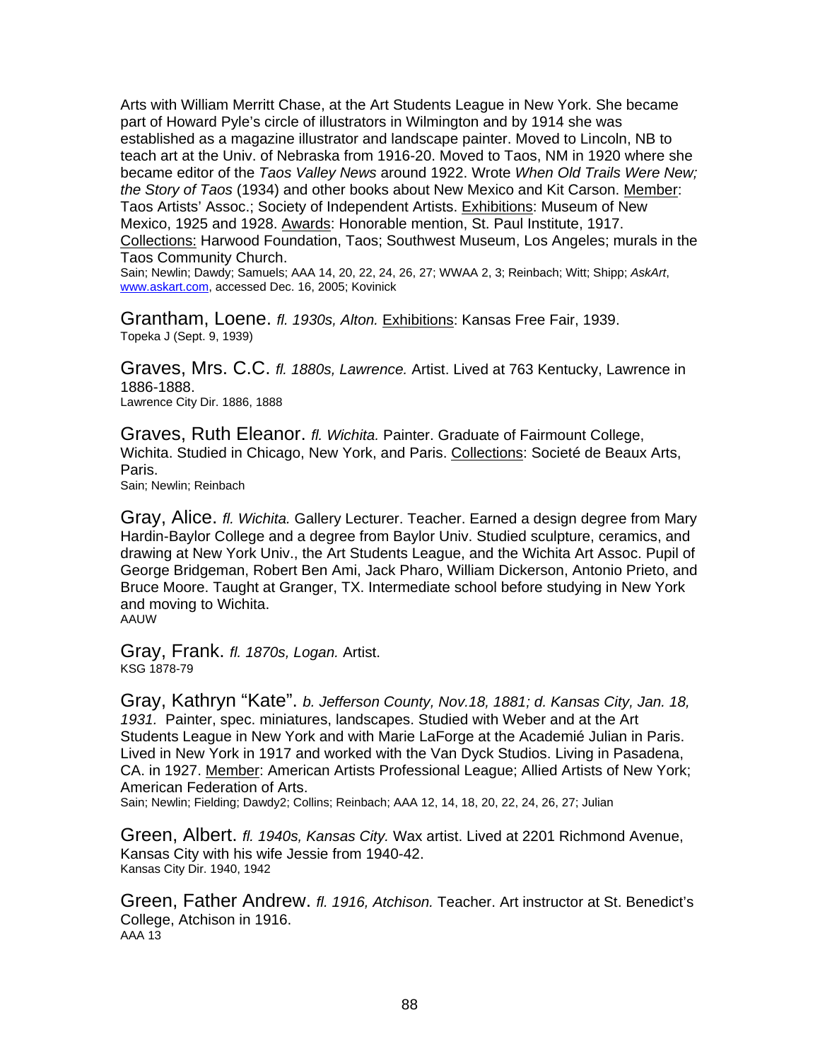Arts with William Merritt Chase, at the Art Students League in New York. She became part of Howard Pyle's circle of illustrators in Wilmington and by 1914 she was established as a magazine illustrator and landscape painter. Moved to Lincoln, NB to teach art at the Univ. of Nebraska from 1916-20. Moved to Taos, NM in 1920 where she became editor of the *Taos Valley News* around 1922. Wrote *When Old Trails Were New; the Story of Taos* (1934) and other books about New Mexico and Kit Carson. Member: Taos Artists' Assoc.; Society of Independent Artists. Exhibitions: Museum of New Mexico, 1925 and 1928. Awards: Honorable mention, St. Paul Institute, 1917. Collections: Harwood Foundation, Taos; Southwest Museum, Los Angeles; murals in the Taos Community Church.
Sain; Newlin; Dawdy; Samuels; AAA 14, 20, 22, 24, 26, 27; WWAA 2, 3; Reinbach; Witt; Shipp; *AskArt*, www.askart.com, accessed Dec. 16, 2005; Kovinick

Grantham, Loene. *fl. 1930s, Alton.* Exhibitions: Kansas Free Fair, 1939.
Topeka J (Sept. 9, 1939)

Graves, Mrs. C.C. *fl. 1880s, Lawrence.* Artist. Lived at 763 Kentucky, Lawrence in 1886-1888.
Lawrence City Dir. 1886, 1888

Graves, Ruth Eleanor. *fl. Wichita.* Painter. Graduate of Fairmount College, Wichita. Studied in Chicago, New York, and Paris. Collections: Societé de Beaux Arts, Paris.
Sain; Newlin; Reinbach

Gray, Alice. *fl. Wichita.* Gallery Lecturer. Teacher. Earned a design degree from Mary Hardin-Baylor College and a degree from Baylor Univ. Studied sculpture, ceramics, and drawing at New York Univ., the Art Students League, and the Wichita Art Assoc. Pupil of George Bridgeman, Robert Ben Ami, Jack Pharo, William Dickerson, Antonio Prieto, and Bruce Moore. Taught at Granger, TX. Intermediate school before studying in New York and moving to Wichita.
AAUW

Gray, Frank. *fl. 1870s, Logan.* Artist.
KSG 1878-79

Gray, Kathryn "Kate". *b. Jefferson County, Nov.18, 1881; d. Kansas City, Jan. 18, 1931.* Painter, spec. miniatures, landscapes. Studied with Weber and at the Art Students League in New York and with Marie LaForge at the Academié Julian in Paris. Lived in New York in 1917 and worked with the Van Dyck Studios. Living in Pasadena, CA. in 1927. Member: American Artists Professional League; Allied Artists of New York; American Federation of Arts.
Sain; Newlin; Fielding; Dawdy2; Collins; Reinbach; AAA 12, 14, 18, 20, 22, 24, 26, 27; Julian

Green, Albert. *fl. 1940s, Kansas City.* Wax artist. Lived at 2201 Richmond Avenue, Kansas City with his wife Jessie from 1940-42.
Kansas City Dir. 1940, 1942

Green, Father Andrew. *fl. 1916, Atchison.* Teacher. Art instructor at St. Benedict's College, Atchison in 1916.
AAA 13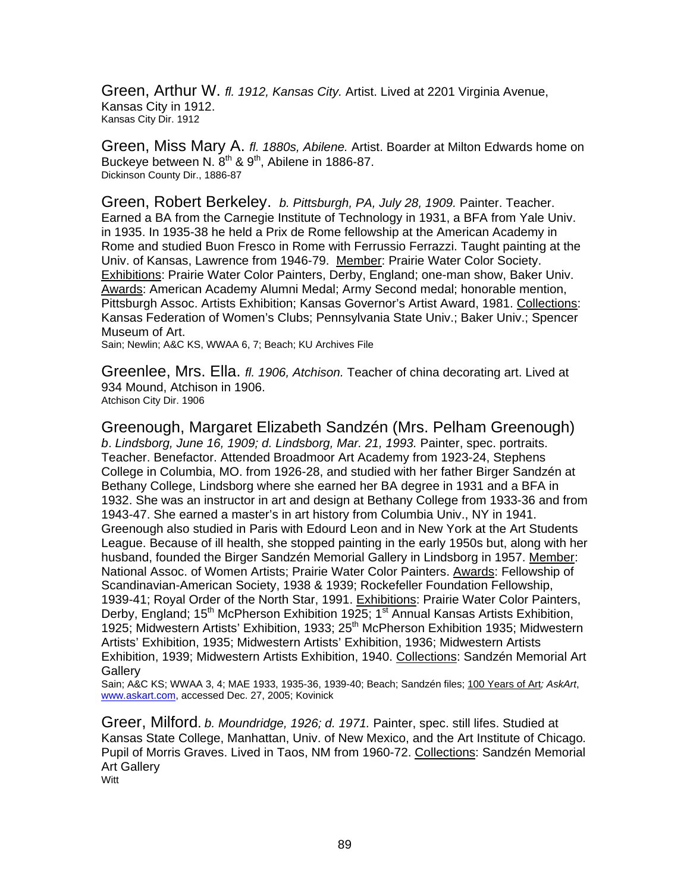Green, Arthur W. *fl. 1912, Kansas City.* Artist. Lived at 2201 Virginia Avenue, Kansas City in 1912.
Kansas City Dir. 1912

Green, Miss Mary A. *fl. 1880s, Abilene.* Artist. Boarder at Milton Edwards home on Buckeye between N. 8th & 9th, Abilene in 1886-87.
Dickinson County Dir., 1886-87

Green, Robert Berkeley. *b. Pittsburgh, PA, July 28, 1909.* Painter. Teacher. Earned a BA from the Carnegie Institute of Technology in 1931, a BFA from Yale Univ. in 1935. In 1935-38 he held a Prix de Rome fellowship at the American Academy in Rome and studied Buon Fresco in Rome with Ferrussio Ferrazzi. Taught painting at the Univ. of Kansas, Lawrence from 1946-79. Member: Prairie Water Color Society. Exhibitions: Prairie Water Color Painters, Derby, England; one-man show, Baker Univ. Awards: American Academy Alumni Medal; Army Second medal; honorable mention, Pittsburgh Assoc. Artists Exhibition; Kansas Governor's Artist Award, 1981. Collections: Kansas Federation of Women's Clubs; Pennsylvania State Univ.; Baker Univ.; Spencer Museum of Art.
Sain; Newlin; A&C KS, WWAA 6, 7; Beach; KU Archives File

Greenlee, Mrs. Ella. *fl. 1906, Atchison.* Teacher of china decorating art. Lived at 934 Mound, Atchison in 1906.
Atchison City Dir. 1906

Greenough, Margaret Elizabeth Sandzén (Mrs. Pelham Greenough) *b. Lindsborg, June 16, 1909; d. Lindsborg, Mar. 21, 1993.* Painter, spec. portraits. Teacher. Benefactor. Attended Broadmoor Art Academy from 1923-24, Stephens College in Columbia, MO. from 1926-28, and studied with her father Birger Sandzén at Bethany College, Lindsborg where she earned her BA degree in 1931 and a BFA in 1932. She was an instructor in art and design at Bethany College from 1933-36 and from 1943-47. She earned a master's in art history from Columbia Univ., NY in 1941. Greenough also studied in Paris with Edourd Leon and in New York at the Art Students League. Because of ill health, she stopped painting in the early 1950s but, along with her husband, founded the Birger Sandzén Memorial Gallery in Lindsborg in 1957. Member: National Assoc. of Women Artists; Prairie Water Color Painters. Awards: Fellowship of Scandinavian-American Society, 1938 & 1939; Rockefeller Foundation Fellowship, 1939-41; Royal Order of the North Star, 1991. Exhibitions: Prairie Water Color Painters, Derby, England; 15th McPherson Exhibition 1925; 1st Annual Kansas Artists Exhibition, 1925; Midwestern Artists' Exhibition, 1933; 25th McPherson Exhibition 1935; Midwestern Artists' Exhibition, 1935; Midwestern Artists' Exhibition, 1936; Midwestern Artists Exhibition, 1939; Midwestern Artists Exhibition, 1940. Collections: Sandzén Memorial Art Gallery
Sain; A&C KS; WWAA 3, 4; MAE 1933, 1935-36, 1939-40; Beach; Sandzén files; 100 Years of Art; *AskArt*, www.askart.com, accessed Dec. 27, 2005; Kovinick

Greer, Milford. *b. Moundridge, 1926; d. 1971.* Painter, spec. still lifes. Studied at Kansas State College, Manhattan, Univ. of New Mexico, and the Art Institute of Chicago. Pupil of Morris Graves. Lived in Taos, NM from 1960-72. Collections: Sandzén Memorial Art Gallery
Witt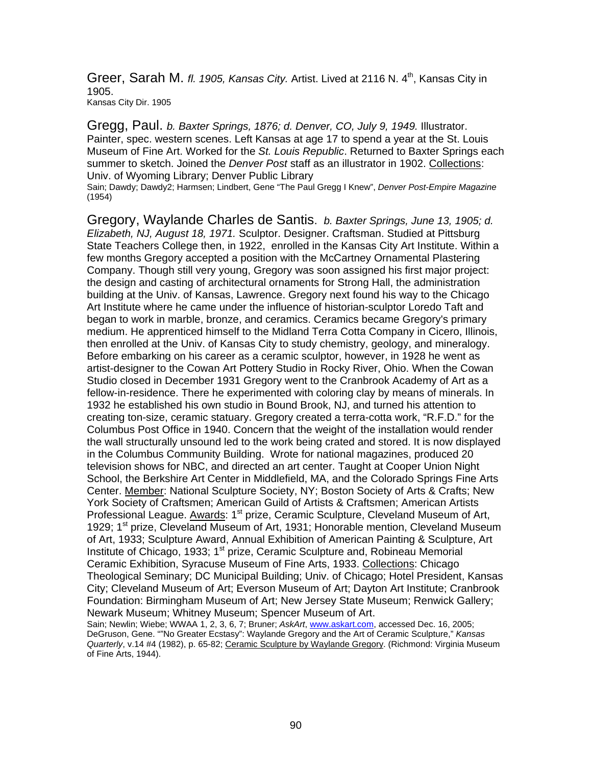Greer, Sarah M. *fl. 1905, Kansas City.* Artist. Lived at 2116 N. 4th, Kansas City in 1905.
Kansas City Dir. 1905

Gregg, Paul. *b. Baxter Springs, 1876; d. Denver, CO, July 9, 1949.* Illustrator. Painter, spec. western scenes. Left Kansas at age 17 to spend a year at the St. Louis Museum of Fine Art. Worked for the *St. Louis Republic*. Returned to Baxter Springs each summer to sketch. Joined the *Denver Post* staff as an illustrator in 1902. Collections: Univ. of Wyoming Library; Denver Public Library
Sain; Dawdy; Dawdy2; Harmsen; Lindbert, Gene "The Paul Gregg I Knew", *Denver Post-Empire Magazine* (1954)

Gregory, Waylande Charles de Santis. *b. Baxter Springs, June 13, 1905; d. Elizabeth, NJ, August 18, 1971.* Sculptor. Designer. Craftsman. Studied at Pittsburg State Teachers College then, in 1922, enrolled in the Kansas City Art Institute. Within a few months Gregory accepted a position with the McCartney Ornamental Plastering Company. Though still very young, Gregory was soon assigned his first major project: the design and casting of architectural ornaments for Strong Hall, the administration building at the Univ. of Kansas, Lawrence. Gregory next found his way to the Chicago Art Institute where he came under the influence of historian-sculptor Loredo Taft and began to work in marble, bronze, and ceramics. Ceramics became Gregory's primary medium. He apprenticed himself to the Midland Terra Cotta Company in Cicero, Illinois, then enrolled at the Univ. of Kansas City to study chemistry, geology, and mineralogy. Before embarking on his career as a ceramic sculptor, however, in 1928 he went as artist-designer to the Cowan Art Pottery Studio in Rocky River, Ohio. When the Cowan Studio closed in December 1931 Gregory went to the Cranbrook Academy of Art as a fellow-in-residence. There he experimented with coloring clay by means of minerals. In 1932 he established his own studio in Bound Brook, NJ, and turned his attention to creating ton-size, ceramic statuary. Gregory created a terra-cotta work, "R.F.D." for the Columbus Post Office in 1940. Concern that the weight of the installation would render the wall structurally unsound led to the work being crated and stored. It is now displayed in the Columbus Community Building. Wrote for national magazines, produced 20 television shows for NBC, and directed an art center. Taught at Cooper Union Night School, the Berkshire Art Center in Middlefield, MA, and the Colorado Springs Fine Arts Center. Member: National Sculpture Society, NY; Boston Society of Arts & Crafts; New York Society of Craftsmen; American Guild of Artists & Craftsmen; American Artists Professional League. Awards: 1st prize, Ceramic Sculpture, Cleveland Museum of Art, 1929; 1st prize, Cleveland Museum of Art, 1931; Honorable mention, Cleveland Museum of Art, 1933; Sculpture Award, Annual Exhibition of American Painting & Sculpture, Art Institute of Chicago, 1933; 1st prize, Ceramic Sculpture and, Robineau Memorial Ceramic Exhibition, Syracuse Museum of Fine Arts, 1933. Collections: Chicago Theological Seminary; DC Municipal Building; Univ. of Chicago; Hotel President, Kansas City; Cleveland Museum of Art; Everson Museum of Art; Dayton Art Institute; Cranbrook Foundation: Birmingham Museum of Art; New Jersey State Museum; Renwick Gallery; Newark Museum; Whitney Museum; Spencer Museum of Art.
Sain; Newlin; Wiebe; WWAA 1, 2, 3, 6, 7; Bruner; *AskArt*, www.askart.com, accessed Dec. 16, 2005; DeGruson, Gene. ""No Greater Ecstasy": Waylande Gregory and the Art of Ceramic Sculpture," *Kansas Quarterly*, v.14 #4 (1982), p. 65-82; Ceramic Sculpture by Waylande Gregory. (Richmond: Virginia Museum of Fine Arts, 1944).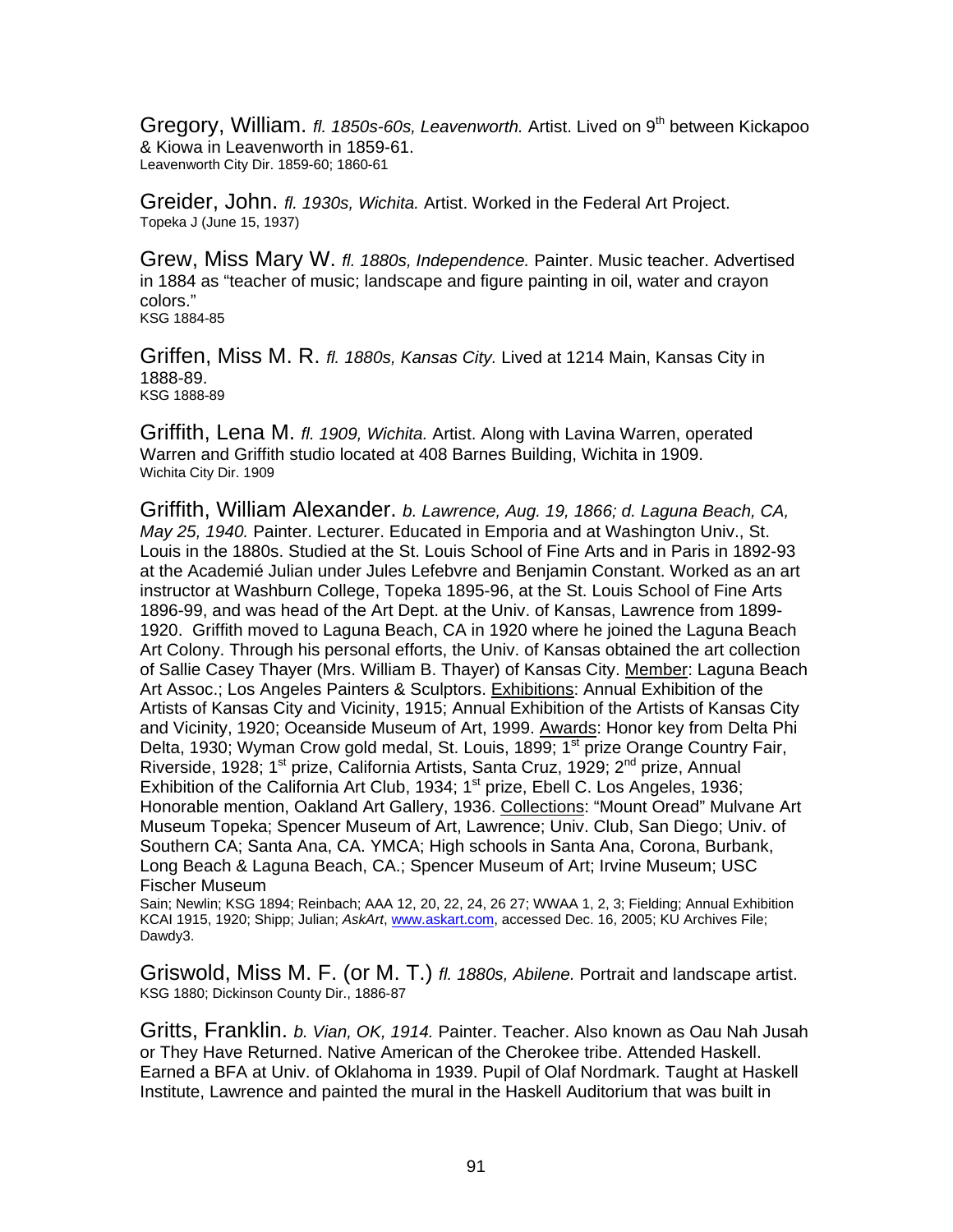Gregory, William. *fl. 1850s-60s, Leavenworth.* Artist. Lived on 9th between Kickapoo & Kiowa in Leavenworth in 1859-61.
Leavenworth City Dir. 1859-60; 1860-61

Greider, John. *fl. 1930s, Wichita.* Artist. Worked in the Federal Art Project.
Topeka J (June 15, 1937)

Grew, Miss Mary W. *fl. 1880s, Independence.* Painter. Music teacher. Advertised in 1884 as "teacher of music; landscape and figure painting in oil, water and crayon colors."
KSG 1884-85

Griffen, Miss M. R. *fl. 1880s, Kansas City.* Lived at 1214 Main, Kansas City in 1888-89.
KSG 1888-89

Griffith, Lena M. *fl. 1909, Wichita.* Artist. Along with Lavina Warren, operated Warren and Griffith studio located at 408 Barnes Building, Wichita in 1909.
Wichita City Dir. 1909

Griffith, William Alexander. *b. Lawrence, Aug. 19, 1866; d. Laguna Beach, CA, May 25, 1940.* Painter. Lecturer. Educated in Emporia and at Washington Univ., St. Louis in the 1880s. Studied at the St. Louis School of Fine Arts and in Paris in 1892-93 at the Academié Julian under Jules Lefebvre and Benjamin Constant. Worked as an art instructor at Washburn College, Topeka 1895-96, at the St. Louis School of Fine Arts 1896-99, and was head of the Art Dept. at the Univ. of Kansas, Lawrence from 1899-1920. Griffith moved to Laguna Beach, CA in 1920 where he joined the Laguna Beach Art Colony. Through his personal efforts, the Univ. of Kansas obtained the art collection of Sallie Casey Thayer (Mrs. William B. Thayer) of Kansas City. Member: Laguna Beach Art Assoc.; Los Angeles Painters & Sculptors. Exhibitions: Annual Exhibition of the Artists of Kansas City and Vicinity, 1915; Annual Exhibition of the Artists of Kansas City and Vicinity, 1920; Oceanside Museum of Art, 1999. Awards: Honor key from Delta Phi Delta, 1930; Wyman Crow gold medal, St. Louis, 1899; 1st prize Orange Country Fair, Riverside, 1928; 1st prize, California Artists, Santa Cruz, 1929; 2nd prize, Annual Exhibition of the California Art Club, 1934; 1st prize, Ebell C. Los Angeles, 1936; Honorable mention, Oakland Art Gallery, 1936. Collections: "Mount Oread" Mulvane Art Museum Topeka; Spencer Museum of Art, Lawrence; Univ. Club, San Diego; Univ. of Southern CA; Santa Ana, CA. YMCA; High schools in Santa Ana, Corona, Burbank, Long Beach & Laguna Beach, CA.; Spencer Museum of Art; Irvine Museum; USC Fischer Museum
Sain; Newlin; KSG 1894; Reinbach; AAA 12, 20, 22, 24, 26 27; WWAA 1, 2, 3; Fielding; Annual Exhibition KCAI 1915, 1920; Shipp; Julian; *AskArt*, www.askart.com, accessed Dec. 16, 2005; KU Archives File; Dawdy3.

Griswold, Miss M. F. (or M. T.) *fl. 1880s, Abilene.* Portrait and landscape artist.
KSG 1880; Dickinson County Dir., 1886-87

Gritts, Franklin. *b. Vian, OK, 1914.* Painter. Teacher. Also known as Oau Nah Jusah or They Have Returned. Native American of the Cherokee tribe. Attended Haskell. Earned a BFA at Univ. of Oklahoma in 1939. Pupil of Olaf Nordmark. Taught at Haskell Institute, Lawrence and painted the mural in the Haskell Auditorium that was built in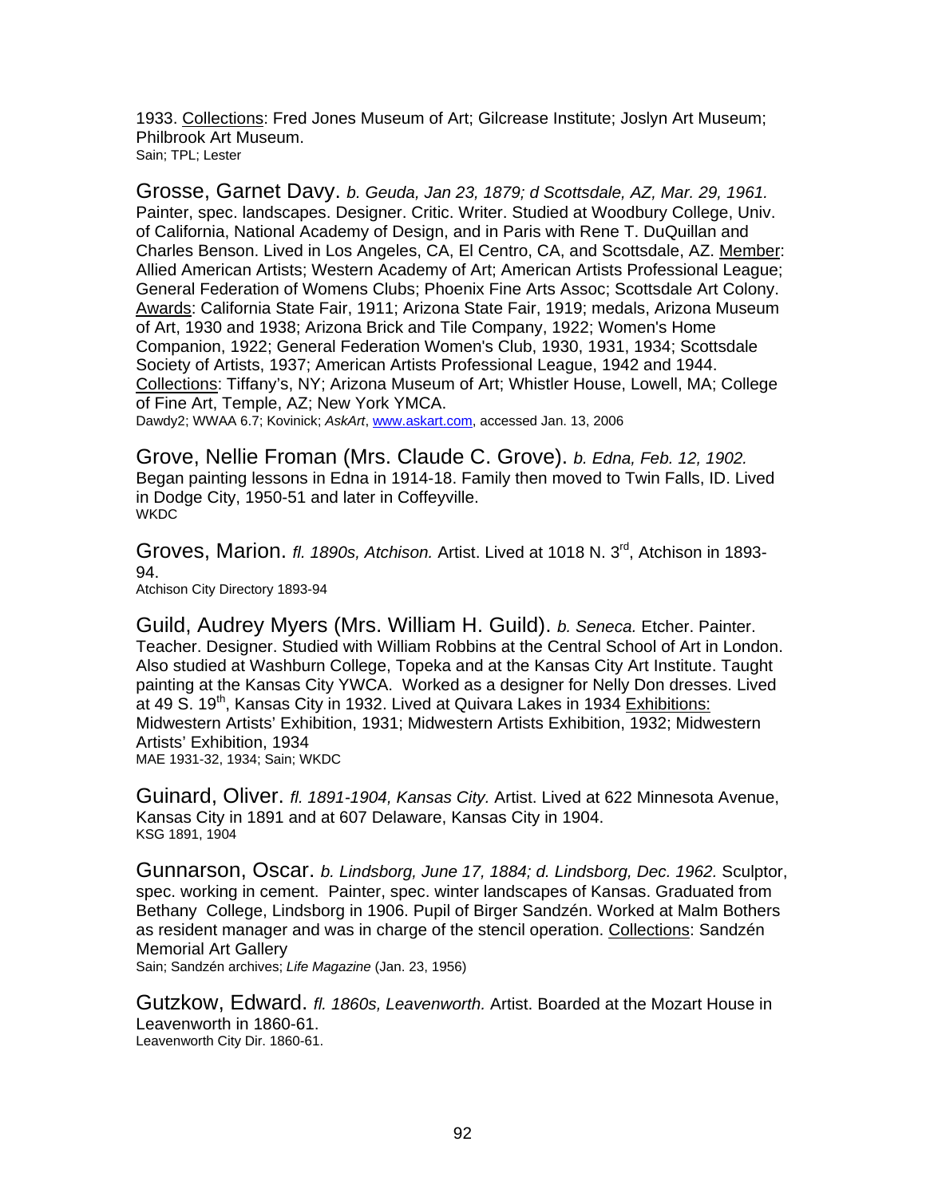1933. Collections: Fred Jones Museum of Art; Gilcrease Institute; Joslyn Art Museum; Philbrook Art Museum.
Sain; TPL; Lester

Grosse, Garnet Davy. *b. Geuda, Jan 23, 1879; d Scottsdale, AZ, Mar. 29, 1961.* Painter, spec. landscapes. Designer. Critic. Writer. Studied at Woodbury College, Univ. of California, National Academy of Design, and in Paris with Rene T. DuQuillan and Charles Benson. Lived in Los Angeles, CA, El Centro, CA, and Scottsdale, AZ. Member: Allied American Artists; Western Academy of Art; American Artists Professional League; General Federation of Womens Clubs; Phoenix Fine Arts Assoc; Scottsdale Art Colony. Awards: California State Fair, 1911; Arizona State Fair, 1919; medals, Arizona Museum of Art, 1930 and 1938; Arizona Brick and Tile Company, 1922; Women's Home Companion, 1922; General Federation Women's Club, 1930, 1931, 1934; Scottsdale Society of Artists, 1937; American Artists Professional League, 1942 and 1944. Collections: Tiffany's, NY; Arizona Museum of Art; Whistler House, Lowell, MA; College of Fine Art, Temple, AZ; New York YMCA.
Dawdy2; WWAA 6.7; Kovinick; *AskArt*, www.askart.com, accessed Jan. 13, 2006

Grove, Nellie Froman (Mrs. Claude C. Grove). *b. Edna, Feb. 12, 1902.* Began painting lessons in Edna in 1914-18. Family then moved to Twin Falls, ID. Lived in Dodge City, 1950-51 and later in Coffeyville.
WKDC

Groves, Marion. *fl. 1890s, Atchison.* Artist. Lived at 1018 N. 3rd, Atchison in 1893-94.
Atchison City Directory 1893-94

Guild, Audrey Myers (Mrs. William H. Guild). *b. Seneca.* Etcher. Painter. Teacher. Designer. Studied with William Robbins at the Central School of Art in London. Also studied at Washburn College, Topeka and at the Kansas City Art Institute. Taught painting at the Kansas City YWCA. Worked as a designer for Nelly Don dresses. Lived at 49 S. 19th, Kansas City in 1932. Lived at Quivara Lakes in 1934 Exhibitions: Midwestern Artists' Exhibition, 1931; Midwestern Artists Exhibition, 1932; Midwestern Artists' Exhibition, 1934
MAE 1931-32, 1934; Sain; WKDC

Guinard, Oliver. *fl. 1891-1904, Kansas City.* Artist. Lived at 622 Minnesota Avenue, Kansas City in 1891 and at 607 Delaware, Kansas City in 1904.
KSG 1891, 1904

Gunnarson, Oscar. *b. Lindsborg, June 17, 1884; d. Lindsborg, Dec. 1962.* Sculptor, spec. working in cement. Painter, spec. winter landscapes of Kansas. Graduated from Bethany College, Lindsborg in 1906. Pupil of Birger Sandzén. Worked at Malm Bothers as resident manager and was in charge of the stencil operation. Collections: Sandzén Memorial Art Gallery
Sain; Sandzén archives; *Life Magazine* (Jan. 23, 1956)

Gutzkow, Edward. *fl. 1860s, Leavenworth.* Artist. Boarded at the Mozart House in Leavenworth in 1860-61.
Leavenworth City Dir. 1860-61.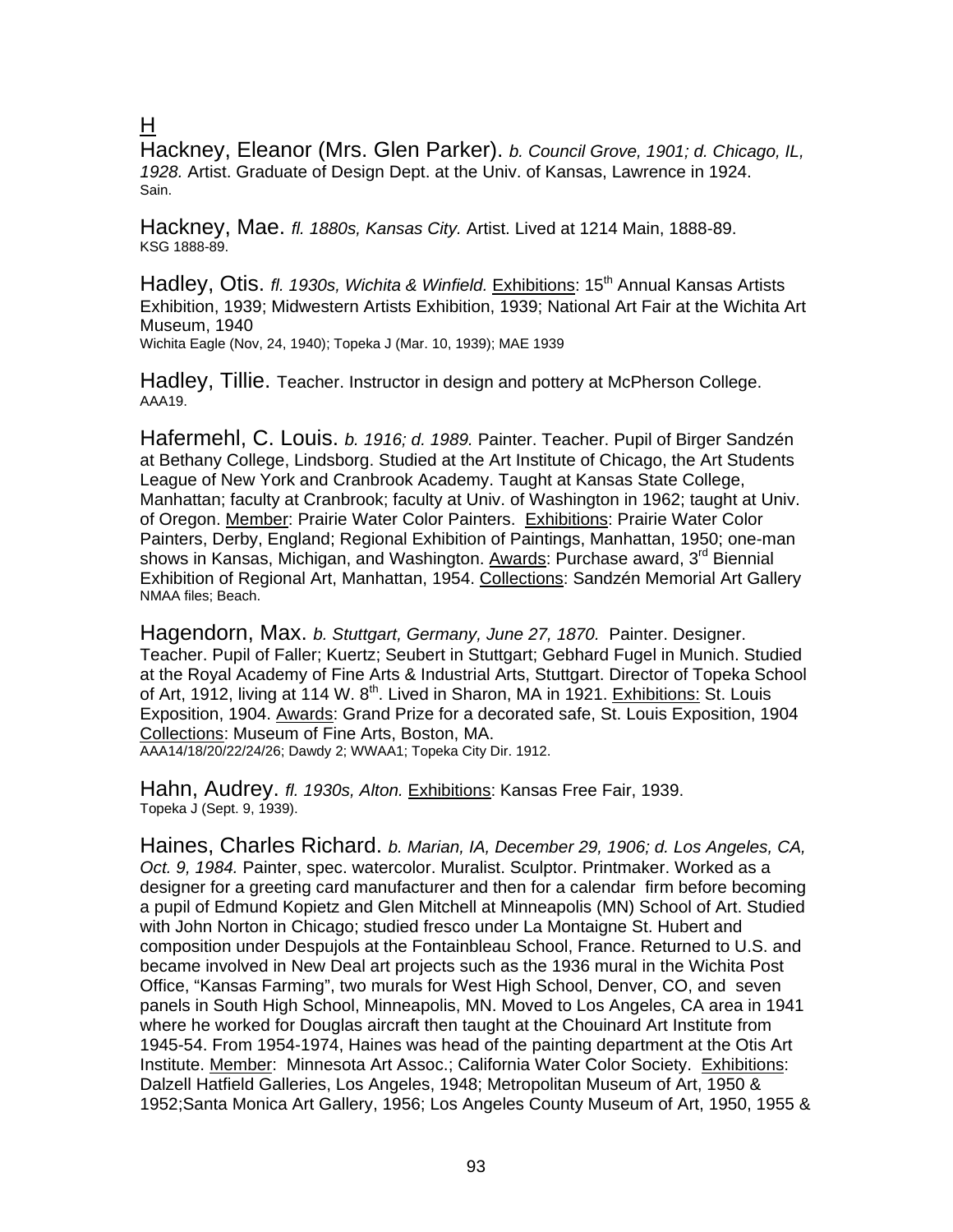# H

Hackney, Eleanor (Mrs. Glen Parker). *b. Council Grove, 1901; d. Chicago, IL, 1928.* Artist. Graduate of Design Dept. at the Univ. of Kansas, Lawrence in 1924.
Sain.

Hackney, Mae. *fl. 1880s, Kansas City.* Artist. Lived at 1214 Main, 1888-89.
KSG 1888-89.

Hadley, Otis. *fl. 1930s, Wichita & Winfield.* Exhibitions: 15th Annual Kansas Artists Exhibition, 1939; Midwestern Artists Exhibition, 1939; National Art Fair at the Wichita Art Museum, 1940
Wichita Eagle (Nov, 24, 1940); Topeka J (Mar. 10, 1939); MAE 1939

Hadley, Tillie. Teacher. Instructor in design and pottery at McPherson College.
AAA19.

Hafermehl, C. Louis. *b. 1916; d. 1989.* Painter. Teacher. Pupil of Birger Sandzén at Bethany College, Lindsborg. Studied at the Art Institute of Chicago, the Art Students League of New York and Cranbrook Academy. Taught at Kansas State College, Manhattan; faculty at Cranbrook; faculty at Univ. of Washington in 1962; taught at Univ. of Oregon. Member: Prairie Water Color Painters. Exhibitions: Prairie Water Color Painters, Derby, England; Regional Exhibition of Paintings, Manhattan, 1950; one-man shows in Kansas, Michigan, and Washington. Awards: Purchase award, 3rd Biennial Exhibition of Regional Art, Manhattan, 1954. Collections: Sandzén Memorial Art Gallery
NMAA files; Beach.

Hagendorn, Max. *b. Stuttgart, Germany, June 27, 1870.* Painter. Designer. Teacher. Pupil of Faller; Kuertz; Seubert in Stuttgart; Gebhard Fugel in Munich. Studied at the Royal Academy of Fine Arts & Industrial Arts, Stuttgart. Director of Topeka School of Art, 1912, living at 114 W. 8th. Lived in Sharon, MA in 1921. Exhibitions: St. Louis Exposition, 1904. Awards: Grand Prize for a decorated safe, St. Louis Exposition, 1904 Collections: Museum of Fine Arts, Boston, MA.
AAA14/18/20/22/24/26; Dawdy 2; WWAA1; Topeka City Dir. 1912.

Hahn, Audrey. *fl. 1930s, Alton.* Exhibitions: Kansas Free Fair, 1939.
Topeka J (Sept. 9, 1939).

Haines, Charles Richard. *b. Marian, IA, December 29, 1906; d. Los Angeles, CA, Oct. 9, 1984.* Painter, spec. watercolor. Muralist. Sculptor. Printmaker. Worked as a designer for a greeting card manufacturer and then for a calendar firm before becoming a pupil of Edmund Kopietz and Glen Mitchell at Minneapolis (MN) School of Art. Studied with John Norton in Chicago; studied fresco under La Montaigne St. Hubert and composition under Despujols at the Fontainbleau School, France. Returned to U.S. and became involved in New Deal art projects such as the 1936 mural in the Wichita Post Office, "Kansas Farming", two murals for West High School, Denver, CO, and seven panels in South High School, Minneapolis, MN. Moved to Los Angeles, CA area in 1941 where he worked for Douglas aircraft then taught at the Chouinard Art Institute from 1945-54. From 1954-1974, Haines was head of the painting department at the Otis Art Institute. Member: Minnesota Art Assoc.; California Water Color Society. Exhibitions: Dalzell Hatfield Galleries, Los Angeles, 1948; Metropolitan Museum of Art, 1950 & 1952;Santa Monica Art Gallery, 1956; Los Angeles County Museum of Art, 1950, 1955 &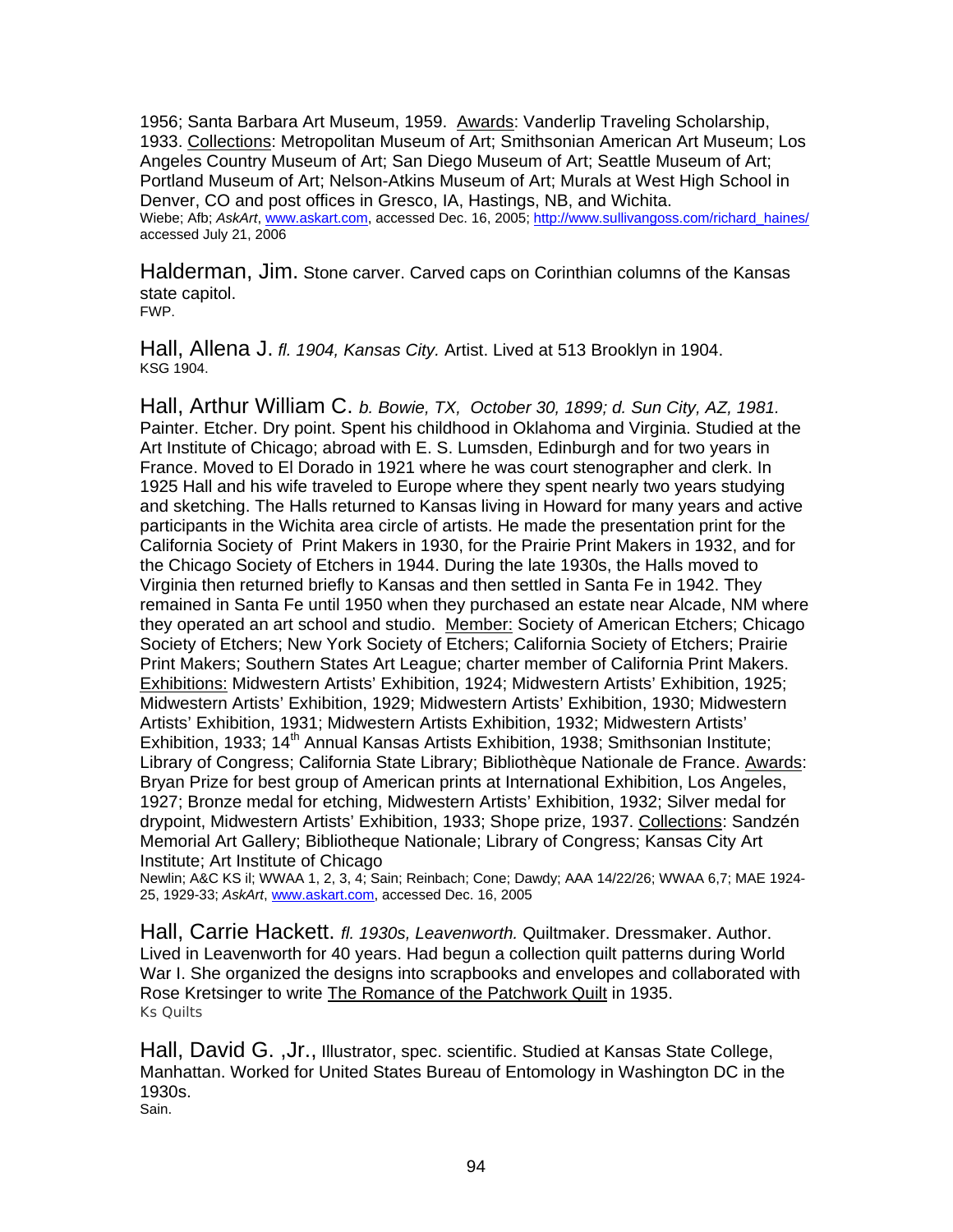1956; Santa Barbara Art Museum, 1959. Awards: Vanderlip Traveling Scholarship, 1933. Collections: Metropolitan Museum of Art; Smithsonian American Art Museum; Los Angeles Country Museum of Art; San Diego Museum of Art; Seattle Museum of Art; Portland Museum of Art; Nelson-Atkins Museum of Art; Murals at West High School in Denver, CO and post offices in Gresco, IA, Hastings, NB, and Wichita.
Wiebe; Afb; *AskArt*, www.askart.com, accessed Dec. 16, 2005; http://www.sullivangoss.com/richard_haines/ accessed July 21, 2006

Halderman, Jim. Stone carver. Carved caps on Corinthian columns of the Kansas state capitol.
FWP.

Hall, Allena J. *fl. 1904, Kansas City.* Artist. Lived at 513 Brooklyn in 1904.
KSG 1904.

Hall, Arthur William C. *b. Bowie, TX, October 30, 1899; d. Sun City, AZ, 1981.* Painter. Etcher. Dry point. Spent his childhood in Oklahoma and Virginia. Studied at the Art Institute of Chicago; abroad with E. S. Lumsden, Edinburgh and for two years in France. Moved to El Dorado in 1921 where he was court stenographer and clerk. In 1925 Hall and his wife traveled to Europe where they spent nearly two years studying and sketching. The Halls returned to Kansas living in Howard for many years and active participants in the Wichita area circle of artists. He made the presentation print for the California Society of Print Makers in 1930, for the Prairie Print Makers in 1932, and for the Chicago Society of Etchers in 1944. During the late 1930s, the Halls moved to Virginia then returned briefly to Kansas and then settled in Santa Fe in 1942. They remained in Santa Fe until 1950 when they purchased an estate near Alcade, NM where they operated an art school and studio. Member: Society of American Etchers; Chicago Society of Etchers; New York Society of Etchers; California Society of Etchers; Prairie Print Makers; Southern States Art League; charter member of California Print Makers. Exhibitions: Midwestern Artists' Exhibition, 1924; Midwestern Artists' Exhibition, 1925; Midwestern Artists' Exhibition, 1929; Midwestern Artists' Exhibition, 1930; Midwestern Artists' Exhibition, 1931; Midwestern Artists Exhibition, 1932; Midwestern Artists' Exhibition, 1933; 14th Annual Kansas Artists Exhibition, 1938; Smithsonian Institute; Library of Congress; California State Library; Bibliothèque Nationale de France. Awards: Bryan Prize for best group of American prints at International Exhibition, Los Angeles, 1927; Bronze medal for etching, Midwestern Artists' Exhibition, 1932; Silver medal for drypoint, Midwestern Artists' Exhibition, 1933; Shope prize, 1937. Collections: Sandzén Memorial Art Gallery; Bibliotheque Nationale; Library of Congress; Kansas City Art Institute; Art Institute of Chicago
Newlin; A&C KS il; WWAA 1, 2, 3, 4; Sain; Reinbach; Cone; Dawdy; AAA 14/22/26; WWAA 6,7; MAE 1924-25, 1929-33; *AskArt*, www.askart.com, accessed Dec. 16, 2005

Hall, Carrie Hackett. *fl. 1930s, Leavenworth.* Quiltmaker. Dressmaker. Author. Lived in Leavenworth for 40 years. Had begun a collection quilt patterns during World War I. She organized the designs into scrapbooks and envelopes and collaborated with Rose Kretsinger to write The Romance of the Patchwork Quilt in 1935.
Ks Quilts

Hall, David G. ,Jr., Illustrator, spec. scientific. Studied at Kansas State College, Manhattan. Worked for United States Bureau of Entomology in Washington DC in the 1930s.
Sain.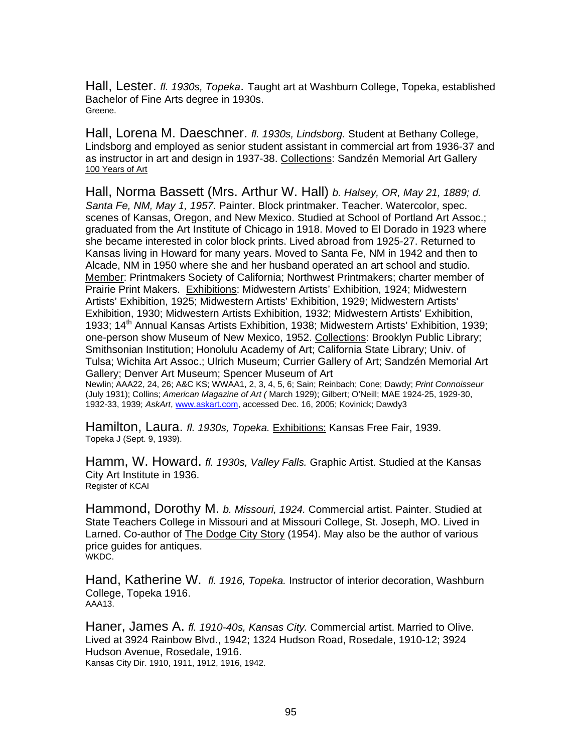Hall, Lester. *fl. 1930s, Topeka*. Taught art at Washburn College, Topeka, established Bachelor of Fine Arts degree in 1930s.
Greene.

Hall, Lorena M. Daeschner. *fl. 1930s, Lindsborg.* Student at Bethany College, Lindsborg and employed as senior student assistant in commercial art from 1936-37 and as instructor in art and design in 1937-38. Collections: Sandzén Memorial Art Gallery
100 Years of Art

Hall, Norma Bassett (Mrs. Arthur W. Hall) *b. Halsey, OR, May 21, 1889; d. Santa Fe, NM, May 1, 1957.* Painter. Block printmaker. Teacher. Watercolor, spec. scenes of Kansas, Oregon, and New Mexico. Studied at School of Portland Art Assoc.; graduated from the Art Institute of Chicago in 1918. Moved to El Dorado in 1923 where she became interested in color block prints. Lived abroad from 1925-27. Returned to Kansas living in Howard for many years. Moved to Santa Fe, NM in 1942 and then to Alcade, NM in 1950 where she and her husband operated an art school and studio. Member: Printmakers Society of California; Northwest Printmakers; charter member of Prairie Print Makers. Exhibitions: Midwestern Artists' Exhibition, 1924; Midwestern Artists' Exhibition, 1925; Midwestern Artists' Exhibition, 1929; Midwestern Artists' Exhibition, 1930; Midwestern Artists Exhibition, 1932; Midwestern Artists' Exhibition, 1933; 14th Annual Kansas Artists Exhibition, 1938; Midwestern Artists' Exhibition, 1939; one-person show Museum of New Mexico, 1952. Collections: Brooklyn Public Library; Smithsonian Institution; Honolulu Academy of Art; California State Library; Univ. of Tulsa; Wichita Art Assoc.; Ulrich Museum; Currier Gallery of Art; Sandzén Memorial Art Gallery; Denver Art Museum; Spencer Museum of Art
Newlin; AAA22, 24, 26; A&C KS; WWAA1, 2, 3, 4, 5, 6; Sain; Reinbach; Cone; Dawdy; *Print Connoisseur* (July 1931); Collins; *American Magazine of Art (* March 1929); Gilbert; O'Neill; MAE 1924-25, 1929-30, 1932-33, 1939; *AskArt*, www.askart.com, accessed Dec. 16, 2005; Kovinick; Dawdy3

Hamilton, Laura. *fl. 1930s, Topeka.* Exhibitions: Kansas Free Fair, 1939.
Topeka J (Sept. 9, 1939).

Hamm, W. Howard. *fl. 1930s, Valley Falls.* Graphic Artist. Studied at the Kansas City Art Institute in 1936.
Register of KCAI

Hammond, Dorothy M. *b. Missouri, 1924.* Commercial artist. Painter. Studied at State Teachers College in Missouri and at Missouri College, St. Joseph, MO. Lived in Larned. Co-author of The Dodge City Story (1954). May also be the author of various price guides for antiques.
WKDC.

Hand, Katherine W. *fl. 1916, Topeka.* Instructor of interior decoration, Washburn College, Topeka 1916.
AAA13.

Haner, James A. *fl. 1910-40s, Kansas City.* Commercial artist. Married to Olive. Lived at 3924 Rainbow Blvd., 1942; 1324 Hudson Road, Rosedale, 1910-12; 3924 Hudson Avenue, Rosedale, 1916.
Kansas City Dir. 1910, 1911, 1912, 1916, 1942.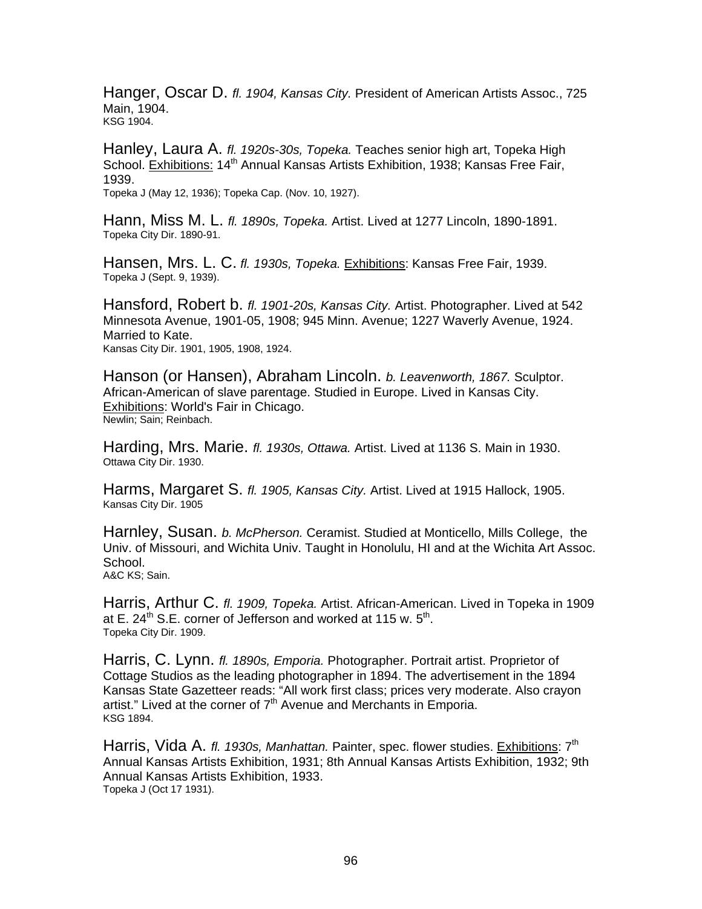Hanger, Oscar D. *fl. 1904, Kansas City.* President of American Artists Assoc., 725 Main, 1904.
KSG 1904.

Hanley, Laura A. *fl. 1920s-30s, Topeka.* Teaches senior high art, Topeka High School. Exhibitions: 14th Annual Kansas Artists Exhibition, 1938; Kansas Free Fair, 1939.
Topeka J (May 12, 1936); Topeka Cap. (Nov. 10, 1927).

Hann, Miss M. L. *fl. 1890s, Topeka.* Artist. Lived at 1277 Lincoln, 1890-1891.
Topeka City Dir. 1890-91.

Hansen, Mrs. L. C. *fl. 1930s, Topeka.* Exhibitions: Kansas Free Fair, 1939.
Topeka J (Sept. 9, 1939).

Hansford, Robert b. *fl. 1901-20s, Kansas City.* Artist. Photographer. Lived at 542 Minnesota Avenue, 1901-05, 1908; 945 Minn. Avenue; 1227 Waverly Avenue, 1924. Married to Kate.
Kansas City Dir. 1901, 1905, 1908, 1924.

Hanson (or Hansen), Abraham Lincoln. *b. Leavenworth, 1867.* Sculptor. African-American of slave parentage. Studied in Europe. Lived in Kansas City. Exhibitions: World's Fair in Chicago.
Newlin; Sain; Reinbach.

Harding, Mrs. Marie. *fl. 1930s, Ottawa.* Artist. Lived at 1136 S. Main in 1930.
Ottawa City Dir. 1930.

Harms, Margaret S. *fl. 1905, Kansas City.* Artist. Lived at 1915 Hallock, 1905.
Kansas City Dir. 1905

Harnley, Susan. *b. McPherson.* Ceramist. Studied at Monticello, Mills College, the Univ. of Missouri, and Wichita Univ. Taught in Honolulu, HI and at the Wichita Art Assoc. School.
A&C KS; Sain.

Harris, Arthur C. *fl. 1909, Topeka.* Artist. African-American. Lived in Topeka in 1909 at E. 24th S.E. corner of Jefferson and worked at 115 w. 5th.
Topeka City Dir. 1909.

Harris, C. Lynn. *fl. 1890s, Emporia.* Photographer. Portrait artist. Proprietor of Cottage Studios as the leading photographer in 1894. The advertisement in the 1894 Kansas State Gazetteer reads: "All work first class; prices very moderate. Also crayon artist." Lived at the corner of 7th Avenue and Merchants in Emporia.
KSG 1894.

Harris, Vida A. *fl. 1930s, Manhattan.* Painter, spec. flower studies. Exhibitions: 7th Annual Kansas Artists Exhibition, 1931; 8th Annual Kansas Artists Exhibition, 1932; 9th Annual Kansas Artists Exhibition, 1933.
Topeka J (Oct 17 1931).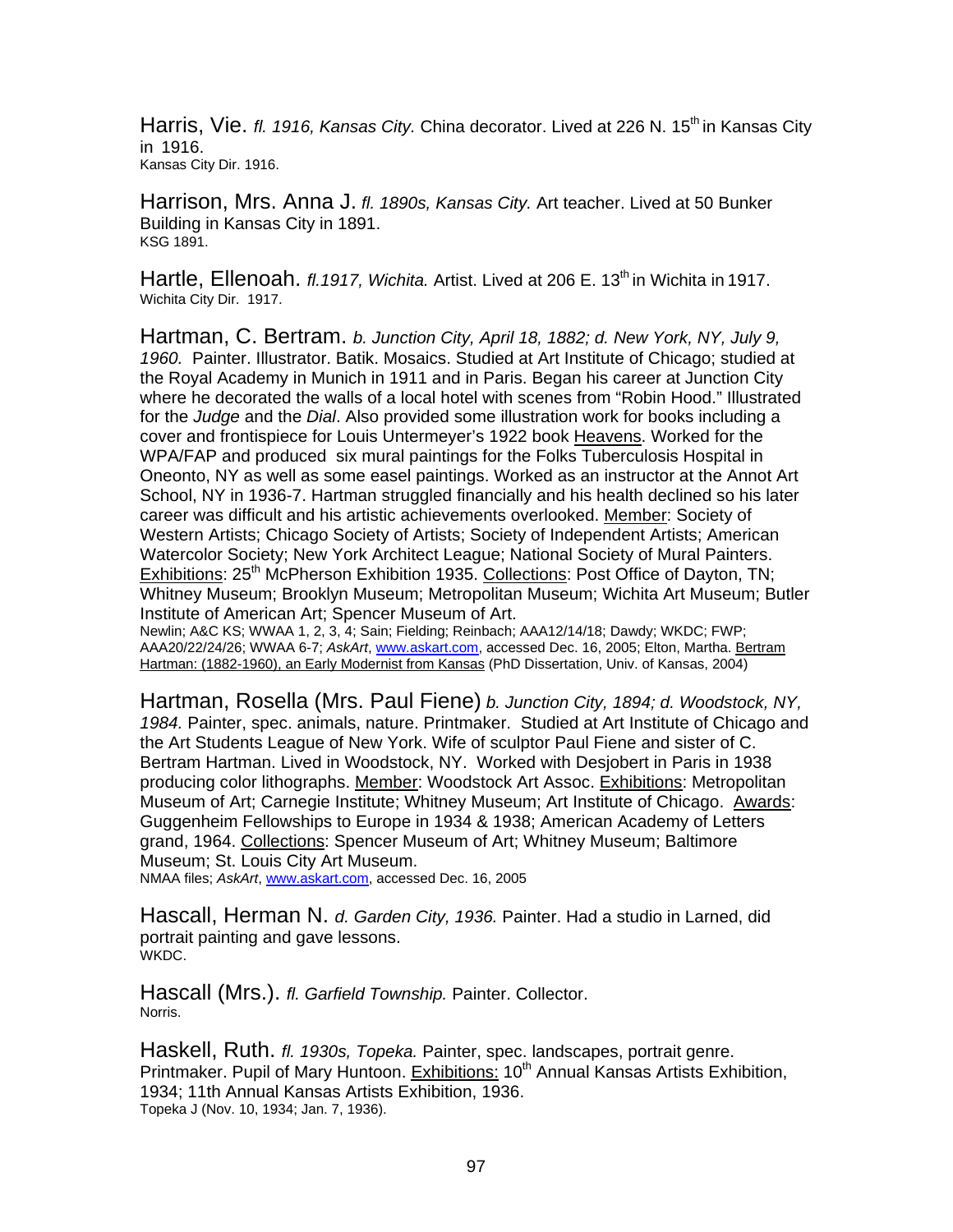Harris, Vie. *fl. 1916, Kansas City.* China decorator. Lived at 226 N. 15th in Kansas City in 1916.
Kansas City Dir. 1916.

Harrison, Mrs. Anna J. *fl. 1890s, Kansas City.* Art teacher. Lived at 50 Bunker Building in Kansas City in 1891.
KSG 1891.

Hartle, Ellenoah. *fl.1917, Wichita.* Artist. Lived at 206 E. 13th in Wichita in 1917.
Wichita City Dir. 1917.

Hartman, C. Bertram. *b. Junction City, April 18, 1882; d. New York, NY, July 9, 1960.* Painter. Illustrator. Batik. Mosaics. Studied at Art Institute of Chicago; studied at the Royal Academy in Munich in 1911 and in Paris. Began his career at Junction City where he decorated the walls of a local hotel with scenes from "Robin Hood." Illustrated for the *Judge* and the *Dial*. Also provided some illustration work for books including a cover and frontispiece for Louis Untermeyer's 1922 book Heavens. Worked for the WPA/FAP and produced six mural paintings for the Folks Tuberculosis Hospital in Oneonto, NY as well as some easel paintings. Worked as an instructor at the Annot Art School, NY in 1936-7. Hartman struggled financially and his health declined so his later career was difficult and his artistic achievements overlooked. Member: Society of Western Artists; Chicago Society of Artists; Society of Independent Artists; American Watercolor Society; New York Architect League; National Society of Mural Painters. Exhibitions: 25th McPherson Exhibition 1935. Collections: Post Office of Dayton, TN; Whitney Museum; Brooklyn Museum; Metropolitan Museum; Wichita Art Museum; Butler Institute of American Art; Spencer Museum of Art.
Newlin; A&C KS; WWAA 1, 2, 3, 4; Sain; Fielding; Reinbach; AAA12/14/18; Dawdy; WKDC; FWP; AAA20/22/24/26; WWAA 6-7; *AskArt*, www.askart.com, accessed Dec. 16, 2005; Elton, Martha. Bertram Hartman: (1882-1960), an Early Modernist from Kansas (PhD Dissertation, Univ. of Kansas, 2004)

Hartman, Rosella (Mrs. Paul Fiene) *b. Junction City, 1894; d. Woodstock, NY, 1984.* Painter, spec. animals, nature. Printmaker. Studied at Art Institute of Chicago and the Art Students League of New York. Wife of sculptor Paul Fiene and sister of C. Bertram Hartman. Lived in Woodstock, NY. Worked with Desjobert in Paris in 1938 producing color lithographs. Member: Woodstock Art Assoc. Exhibitions: Metropolitan Museum of Art; Carnegie Institute; Whitney Museum; Art Institute of Chicago. Awards: Guggenheim Fellowships to Europe in 1934 & 1938; American Academy of Letters grand, 1964. Collections: Spencer Museum of Art; Whitney Museum; Baltimore Museum; St. Louis City Art Museum.
NMAA files; *AskArt*, www.askart.com, accessed Dec. 16, 2005

Hascall, Herman N. *d. Garden City, 1936.* Painter. Had a studio in Larned, did portrait painting and gave lessons.
WKDC.

Hascall (Mrs.). *fl. Garfield Township.* Painter. Collector.
Norris.

Haskell, Ruth. *fl. 1930s, Topeka.* Painter, spec. landscapes, portrait genre. Printmaker. Pupil of Mary Huntoon. Exhibitions: 10th Annual Kansas Artists Exhibition, 1934; 11th Annual Kansas Artists Exhibition, 1936.
Topeka J (Nov. 10, 1934; Jan. 7, 1936).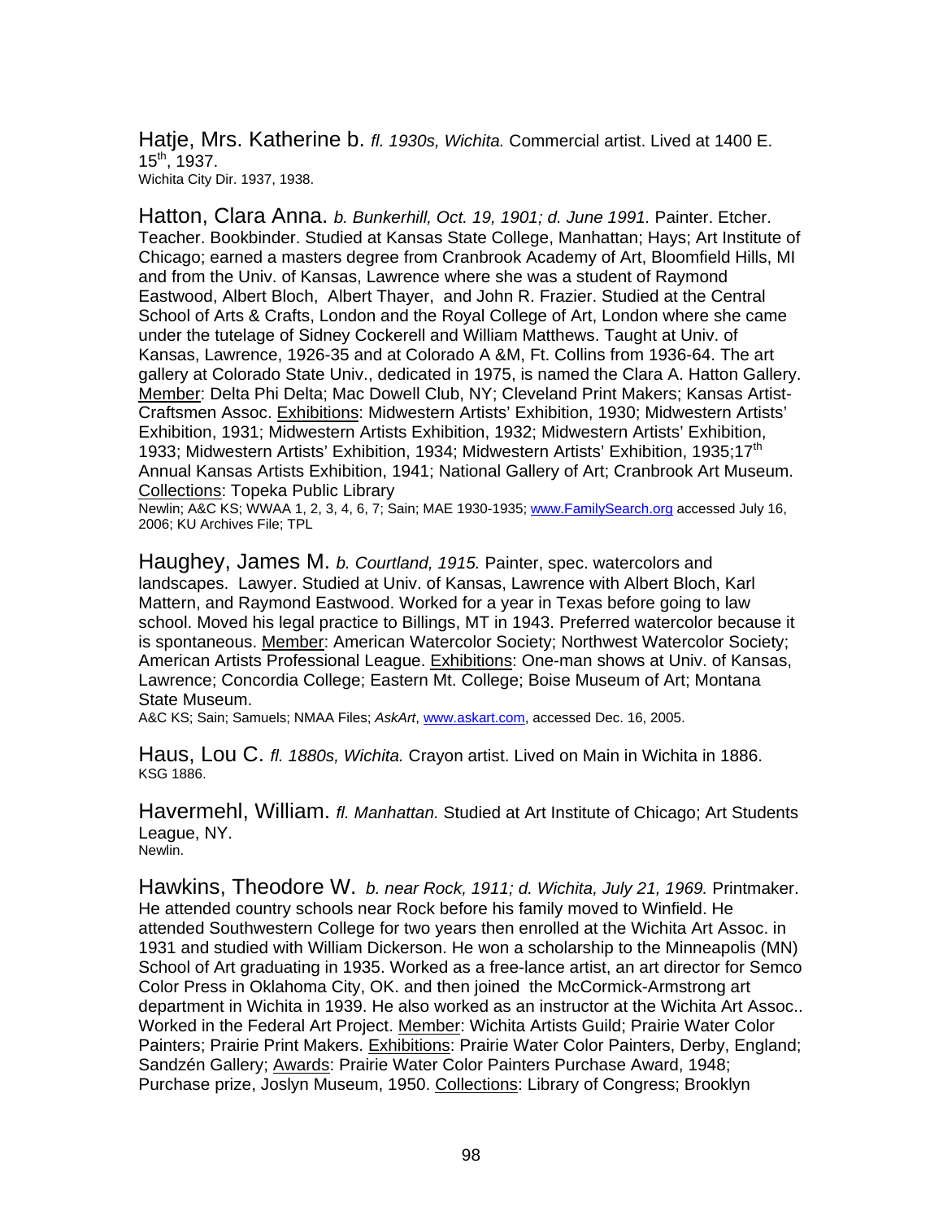Hatje, Mrs. Katherine b. *fl. 1930s, Wichita.* Commercial artist. Lived at 1400 E. 15th, 1937.
Wichita City Dir. 1937, 1938.

Hatton, Clara Anna. *b. Bunkerhill, Oct. 19, 1901; d. June 1991.* Painter. Etcher. Teacher. Bookbinder. Studied at Kansas State College, Manhattan; Hays; Art Institute of Chicago; earned a masters degree from Cranbrook Academy of Art, Bloomfield Hills, MI and from the Univ. of Kansas, Lawrence where she was a student of Raymond Eastwood, Albert Bloch, Albert Thayer, and John R. Frazier. Studied at the Central School of Arts & Crafts, London and the Royal College of Art, London where she came under the tutelage of Sidney Cockerell and William Matthews. Taught at Univ. of Kansas, Lawrence, 1926-35 and at Colorado A &M, Ft. Collins from 1936-64. The art gallery at Colorado State Univ., dedicated in 1975, is named the Clara A. Hatton Gallery. Member: Delta Phi Delta; Mac Dowell Club, NY; Cleveland Print Makers; Kansas Artist-Craftsmen Assoc. Exhibitions: Midwestern Artists' Exhibition, 1930; Midwestern Artists' Exhibition, 1931; Midwestern Artists Exhibition, 1932; Midwestern Artists' Exhibition, 1933; Midwestern Artists' Exhibition, 1934; Midwestern Artists' Exhibition, 1935;17th Annual Kansas Artists Exhibition, 1941; National Gallery of Art; Cranbrook Art Museum. Collections: Topeka Public Library
Newlin; A&C KS; WWAA 1, 2, 3, 4, 6, 7; Sain; MAE 1930-1935; www.FamilySearch.org accessed July 16, 2006; KU Archives File; TPL

Haughey, James M. *b. Courtland, 1915.* Painter, spec. watercolors and landscapes. Lawyer. Studied at Univ. of Kansas, Lawrence with Albert Bloch, Karl Mattern, and Raymond Eastwood. Worked for a year in Texas before going to law school. Moved his legal practice to Billings, MT in 1943. Preferred watercolor because it is spontaneous. Member: American Watercolor Society; Northwest Watercolor Society; American Artists Professional League. Exhibitions: One-man shows at Univ. of Kansas, Lawrence; Concordia College; Eastern Mt. College; Boise Museum of Art; Montana State Museum.
A&C KS; Sain; Samuels; NMAA Files; *AskArt*, www.askart.com, accessed Dec. 16, 2005.

Haus, Lou C. *fl. 1880s, Wichita.* Crayon artist. Lived on Main in Wichita in 1886.
KSG 1886.

Havermehl, William. *fl. Manhattan.* Studied at Art Institute of Chicago; Art Students League, NY.
Newlin.

Hawkins, Theodore W. *b. near Rock, 1911; d. Wichita, July 21, 1969.* Printmaker. He attended country schools near Rock before his family moved to Winfield. He attended Southwestern College for two years then enrolled at the Wichita Art Assoc. in 1931 and studied with William Dickerson. He won a scholarship to the Minneapolis (MN) School of Art graduating in 1935. Worked as a free-lance artist, an art director for Semco Color Press in Oklahoma City, OK. and then joined the McCormick-Armstrong art department in Wichita in 1939. He also worked as an instructor at the Wichita Art Assoc.. Worked in the Federal Art Project. Member: Wichita Artists Guild; Prairie Water Color Painters; Prairie Print Makers. Exhibitions: Prairie Water Color Painters, Derby, England; Sandzén Gallery; Awards: Prairie Water Color Painters Purchase Award, 1948; Purchase prize, Joslyn Museum, 1950. Collections: Library of Congress; Brooklyn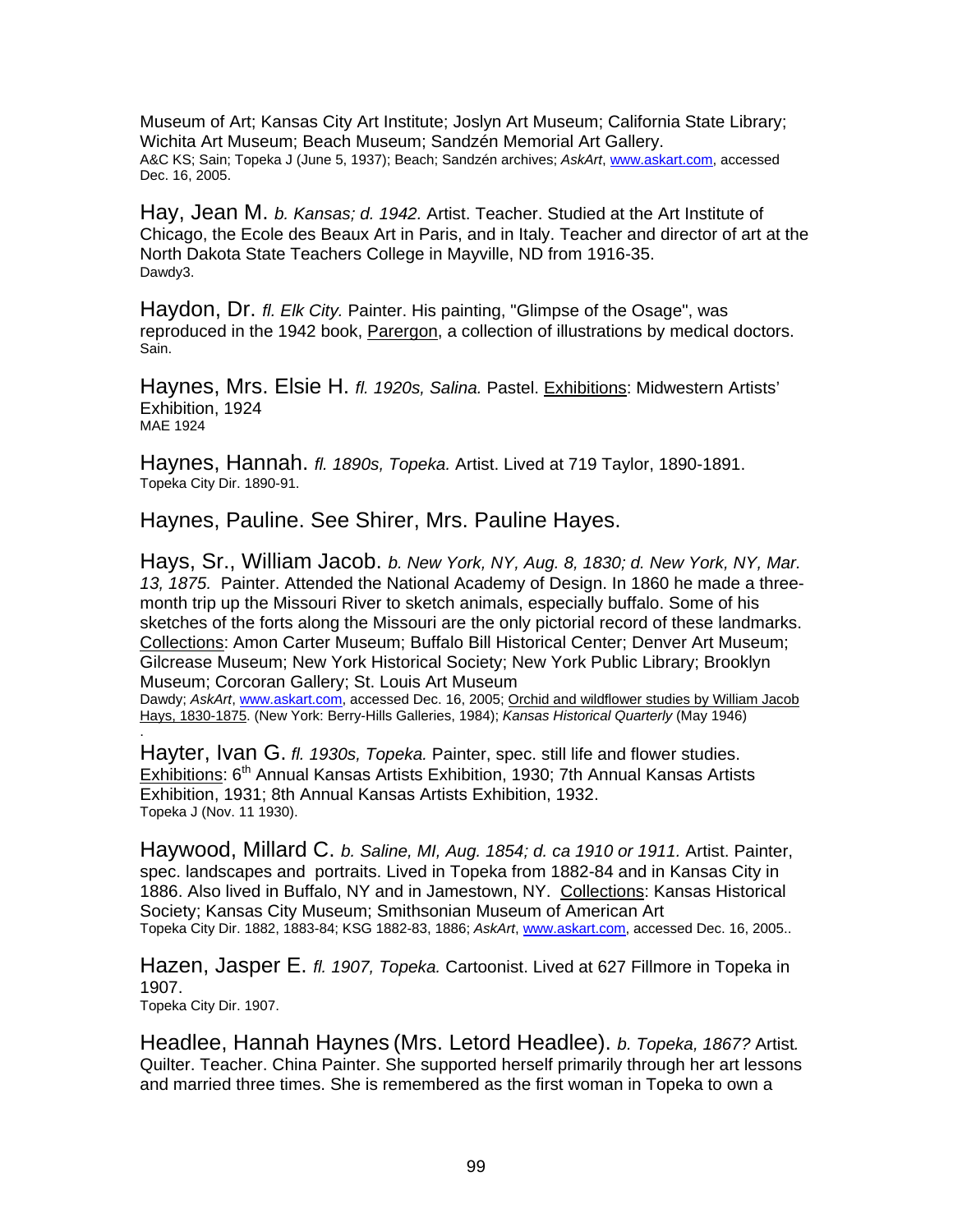Museum of Art; Kansas City Art Institute; Joslyn Art Museum; California State Library; Wichita Art Museum; Beach Museum; Sandzén Memorial Art Gallery.
A&C KS; Sain; Topeka J (June 5, 1937); Beach; Sandzén archives; *AskArt*, www.askart.com, accessed Dec. 16, 2005.

Hay, Jean M. *b. Kansas; d. 1942.* Artist. Teacher. Studied at the Art Institute of Chicago, the Ecole des Beaux Art in Paris, and in Italy. Teacher and director of art at the North Dakota State Teachers College in Mayville, ND from 1916-35.
Dawdy3.

Haydon, Dr. *fl. Elk City.* Painter. His painting, "Glimpse of the Osage", was reproduced in the 1942 book, Parergon, a collection of illustrations by medical doctors.
Sain.

Haynes, Mrs. Elsie H. *fl. 1920s, Salina.* Pastel. Exhibitions: Midwestern Artists' Exhibition, 1924
MAE 1924

Haynes, Hannah. *fl. 1890s, Topeka.* Artist. Lived at 719 Taylor, 1890-1891.
Topeka City Dir. 1890-91.

Haynes, Pauline. See Shirer, Mrs. Pauline Hayes.

Hays, Sr., William Jacob. *b. New York, NY, Aug. 8, 1830; d. New York, NY, Mar. 13, 1875.* Painter. Attended the National Academy of Design. In 1860 he made a three-month trip up the Missouri River to sketch animals, especially buffalo. Some of his sketches of the forts along the Missouri are the only pictorial record of these landmarks. Collections: Amon Carter Museum; Buffalo Bill Historical Center; Denver Art Museum; Gilcrease Museum; New York Historical Society; New York Public Library; Brooklyn Museum; Corcoran Gallery; St. Louis Art Museum
Dawdy; *AskArt*, www.askart.com, accessed Dec. 16, 2005; Orchid and wildflower studies by William Jacob Hays, 1830-1875. (New York: Berry-Hills Galleries, 1984); *Kansas Historical Quarterly* (May 1946)
.

Hayter, Ivan G. *fl. 1930s, Topeka.* Painter, spec. still life and flower studies. Exhibitions: 6th Annual Kansas Artists Exhibition, 1930; 7th Annual Kansas Artists Exhibition, 1931; 8th Annual Kansas Artists Exhibition, 1932.
Topeka J (Nov. 11 1930).

Haywood, Millard C. *b. Saline, MI, Aug. 1854; d. ca 1910 or 1911.* Artist. Painter, spec. landscapes and portraits. Lived in Topeka from 1882-84 and in Kansas City in 1886. Also lived in Buffalo, NY and in Jamestown, NY. Collections: Kansas Historical Society; Kansas City Museum; Smithsonian Museum of American Art
Topeka City Dir. 1882, 1883-84; KSG 1882-83, 1886; *AskArt*, www.askart.com, accessed Dec. 16, 2005..

Hazen, Jasper E. *fl. 1907, Topeka.* Cartoonist. Lived at 627 Fillmore in Topeka in 1907.
Topeka City Dir. 1907.

Headlee, Hannah Haynes (Mrs. Letord Headlee). *b. Topeka, 1867?* Artist. Quilter. Teacher. China Painter. She supported herself primarily through her art lessons and married three times. She is remembered as the first woman in Topeka to own a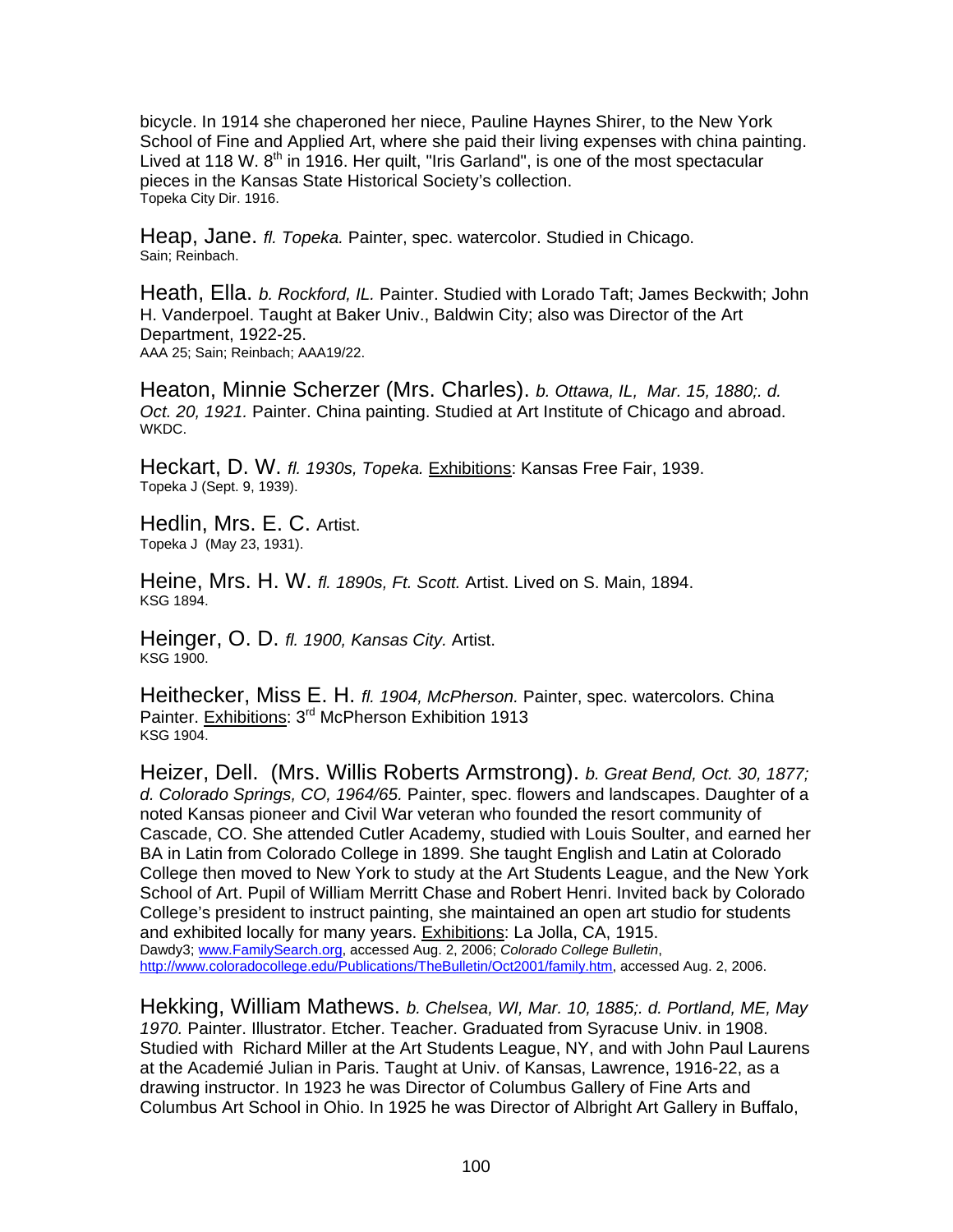bicycle. In 1914 she chaperoned her niece, Pauline Haynes Shirer, to the New York School of Fine and Applied Art, where she paid their living expenses with china painting. Lived at 118 W. 8th in 1916. Her quilt, "Iris Garland", is one of the most spectacular pieces in the Kansas State Historical Society's collection.
Topeka City Dir. 1916.

Heap, Jane. *fl. Topeka.* Painter, spec. watercolor. Studied in Chicago.
Sain; Reinbach.

Heath, Ella. *b. Rockford, IL.* Painter. Studied with Lorado Taft; James Beckwith; John H. Vanderpoel. Taught at Baker Univ., Baldwin City; also was Director of the Art Department, 1922-25.
AAA 25; Sain; Reinbach; AAA19/22.

Heaton, Minnie Scherzer (Mrs. Charles). *b. Ottawa, IL, Mar. 15, 1880;. d. Oct. 20, 1921.* Painter. China painting. Studied at Art Institute of Chicago and abroad.
WKDC.

Heckart, D. W. *fl. 1930s, Topeka.* Exhibitions: Kansas Free Fair, 1939.
Topeka J (Sept. 9, 1939).

Hedlin, Mrs. E. C. Artist.
Topeka J (May 23, 1931).

Heine, Mrs. H. W. *fl. 1890s, Ft. Scott.* Artist. Lived on S. Main, 1894.
KSG 1894.

Heinger, O. D. *fl. 1900, Kansas City.* Artist.
KSG 1900.

Heithecker, Miss E. H. *fl. 1904, McPherson.* Painter, spec. watercolors. China Painter. Exhibitions: 3rd McPherson Exhibition 1913
KSG 1904.

Heizer, Dell. (Mrs. Willis Roberts Armstrong). *b. Great Bend, Oct. 30, 1877; d. Colorado Springs, CO, 1964/65.* Painter, spec. flowers and landscapes. Daughter of a noted Kansas pioneer and Civil War veteran who founded the resort community of Cascade, CO. She attended Cutler Academy, studied with Louis Soulter, and earned her BA in Latin from Colorado College in 1899. She taught English and Latin at Colorado College then moved to New York to study at the Art Students League, and the New York School of Art. Pupil of William Merritt Chase and Robert Henri. Invited back by Colorado College's president to instruct painting, she maintained an open art studio for students and exhibited locally for many years. Exhibitions: La Jolla, CA, 1915.
Dawdy3; www.FamilySearch.org, accessed Aug. 2, 2006; *Colorado College Bulletin*, http://www.coloradocollege.edu/Publications/TheBulletin/Oct2001/family.htm, accessed Aug. 2, 2006.

Hekking, William Mathews. *b. Chelsea, WI, Mar. 10, 1885;. d. Portland, ME, May 1970.* Painter. Illustrator. Etcher. Teacher. Graduated from Syracuse Univ. in 1908. Studied with Richard Miller at the Art Students League, NY, and with John Paul Laurens at the Academié Julian in Paris. Taught at Univ. of Kansas, Lawrence, 1916-22, as a drawing instructor. In 1923 he was Director of Columbus Gallery of Fine Arts and Columbus Art School in Ohio. In 1925 he was Director of Albright Art Gallery in Buffalo,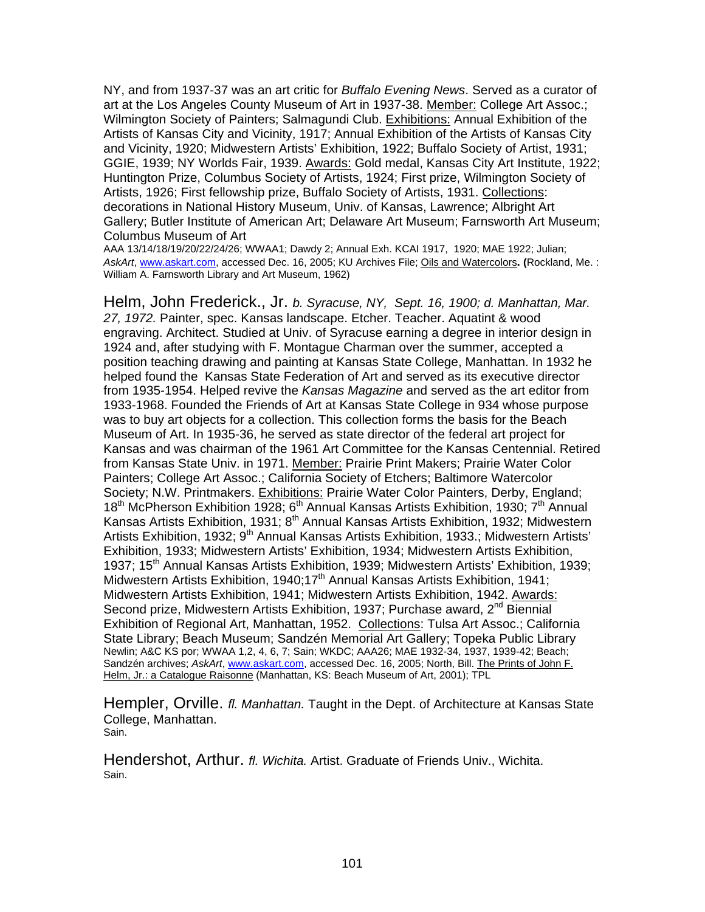NY, and from 1937-37 was an art critic for *Buffalo Evening News*. Served as a curator of art at the Los Angeles County Museum of Art in 1937-38. Member: College Art Assoc.; Wilmington Society of Painters; Salmagundi Club. Exhibitions: Annual Exhibition of the Artists of Kansas City and Vicinity, 1917; Annual Exhibition of the Artists of Kansas City and Vicinity, 1920; Midwestern Artists' Exhibition, 1922; Buffalo Society of Artist, 1931; GGIE, 1939; NY Worlds Fair, 1939. Awards: Gold medal, Kansas City Art Institute, 1922; Huntington Prize, Columbus Society of Artists, 1924; First prize, Wilmington Society of Artists, 1926; First fellowship prize, Buffalo Society of Artists, 1931. Collections: decorations in National History Museum, Univ. of Kansas, Lawrence; Albright Art Gallery; Butler Institute of American Art; Delaware Art Museum; Farnsworth Art Museum; Columbus Museum of Art

AAA 13/14/18/19/20/22/24/26; WWAA1; Dawdy 2; Annual Exh. KCAI 1917, 1920; MAE 1922; Julian; *AskArt*, www.askart.com, accessed Dec. 16, 2005; KU Archives File; Oils and Watercolors**.** **(**Rockland, Me. : William A. Farnsworth Library and Art Museum, 1962)

Helm, John Frederick., Jr. *b. Syracuse, NY, Sept. 16, 1900; d. Manhattan, Mar. 27, 1972.* Painter, spec. Kansas landscape. Etcher. Teacher. Aquatint & wood engraving. Architect. Studied at Univ. of Syracuse earning a degree in interior design in 1924 and, after studying with F. Montague Charman over the summer, accepted a position teaching drawing and painting at Kansas State College, Manhattan. In 1932 he helped found the Kansas State Federation of Art and served as its executive director from 1935-1954. Helped revive the *Kansas Magazine* and served as the art editor from 1933-1968. Founded the Friends of Art at Kansas State College in 934 whose purpose was to buy art objects for a collection. This collection forms the basis for the Beach Museum of Art. In 1935-36, he served as state director of the federal art project for Kansas and was chairman of the 1961 Art Committee for the Kansas Centennial. Retired from Kansas State Univ. in 1971. Member: Prairie Print Makers; Prairie Water Color Painters; College Art Assoc.; California Society of Etchers; Baltimore Watercolor Society; N.W. Printmakers. Exhibitions: Prairie Water Color Painters, Derby, England; 18th McPherson Exhibition 1928; 6th Annual Kansas Artists Exhibition, 1930; 7th Annual Kansas Artists Exhibition, 1931; 8th Annual Kansas Artists Exhibition, 1932; Midwestern Artists Exhibition, 1932; 9th Annual Kansas Artists Exhibition, 1933.; Midwestern Artists' Exhibition, 1933; Midwestern Artists' Exhibition, 1934; Midwestern Artists Exhibition, 1937; 15th Annual Kansas Artists Exhibition, 1939; Midwestern Artists' Exhibition, 1939; Midwestern Artists Exhibition, 1940;17th Annual Kansas Artists Exhibition, 1941; Midwestern Artists Exhibition, 1941; Midwestern Artists Exhibition, 1942. Awards: Second prize, Midwestern Artists Exhibition, 1937; Purchase award, 2nd Biennial Exhibition of Regional Art, Manhattan, 1952. Collections: Tulsa Art Assoc.; California State Library; Beach Museum; Sandzén Memorial Art Gallery; Topeka Public Library

Newlin; A&C KS por; WWAA 1,2, 4, 6, 7; Sain; WKDC; AAA26; MAE 1932-34, 1937, 1939-42; Beach; Sandzén archives; *AskArt*, www.askart.com, accessed Dec. 16, 2005; North, Bill. The Prints of John F. Helm, Jr.: a Catalogue Raisonne (Manhattan, KS: Beach Museum of Art, 2001); TPL

Hempler, Orville. *fl. Manhattan.* Taught in the Dept. of Architecture at Kansas State College, Manhattan.

Sain.

Hendershot, Arthur. *fl. Wichita.* Artist. Graduate of Friends Univ., Wichita.

Sain.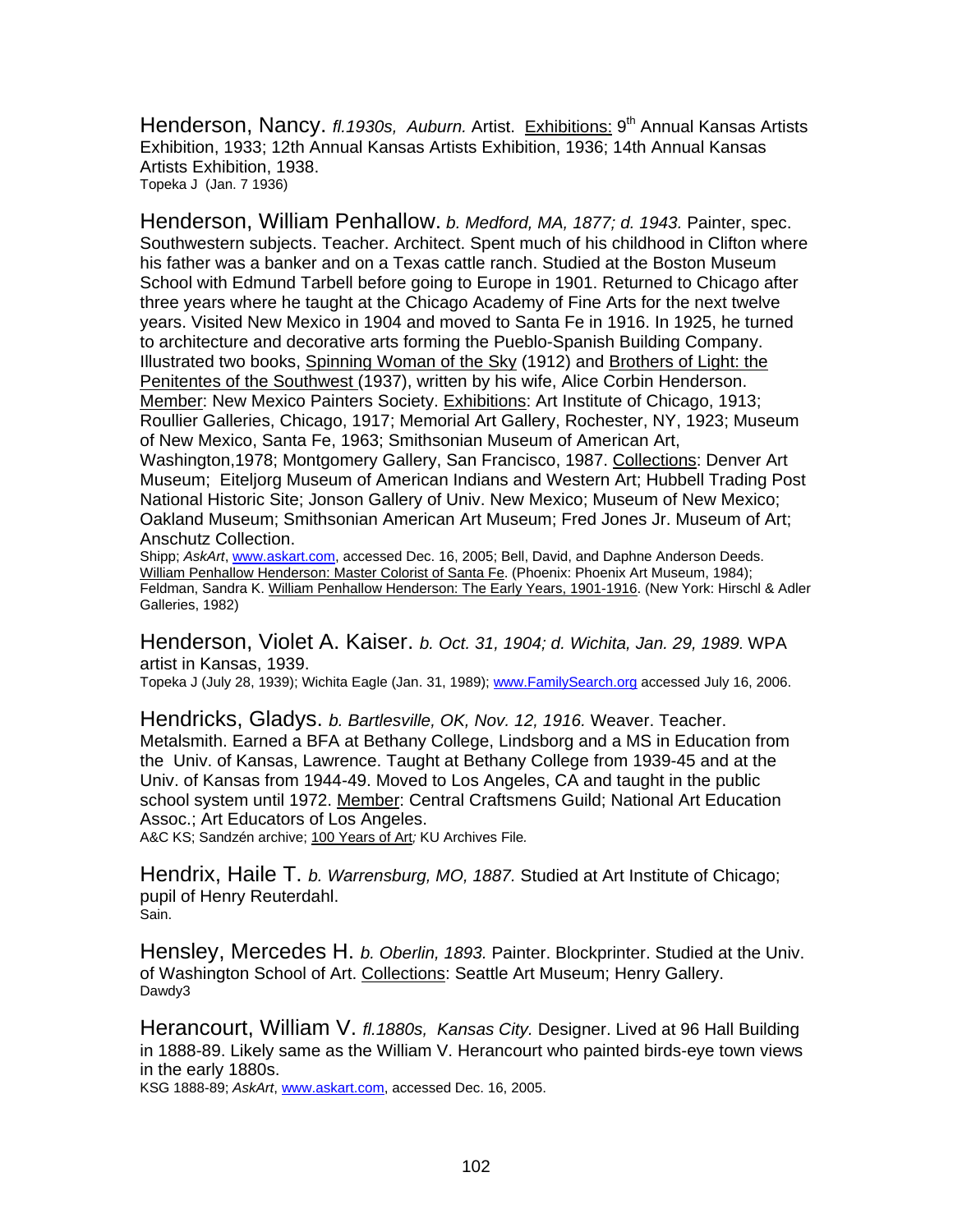Henderson, Nancy. *fl.1930s, Auburn.* Artist. Exhibitions: 9th Annual Kansas Artists Exhibition, 1933; 12th Annual Kansas Artists Exhibition, 1936; 14th Annual Kansas Artists Exhibition, 1938.
Topeka J (Jan. 7 1936)

Henderson, William Penhallow. *b. Medford, MA, 1877; d. 1943.* Painter, spec. Southwestern subjects. Teacher. Architect. Spent much of his childhood in Clifton where his father was a banker and on a Texas cattle ranch. Studied at the Boston Museum School with Edmund Tarbell before going to Europe in 1901. Returned to Chicago after three years where he taught at the Chicago Academy of Fine Arts for the next twelve years. Visited New Mexico in 1904 and moved to Santa Fe in 1916. In 1925, he turned to architecture and decorative arts forming the Pueblo-Spanish Building Company. Illustrated two books, Spinning Woman of the Sky (1912) and Brothers of Light: the Penitentes of the Southwest (1937), written by his wife, Alice Corbin Henderson. Member: New Mexico Painters Society. Exhibitions: Art Institute of Chicago, 1913; Roullier Galleries, Chicago, 1917; Memorial Art Gallery, Rochester, NY, 1923; Museum of New Mexico, Santa Fe, 1963; Smithsonian Museum of American Art, Washington,1978; Montgomery Gallery, San Francisco, 1987. Collections: Denver Art Museum; Eiteljorg Museum of American Indians and Western Art; Hubbell Trading Post National Historic Site; Jonson Gallery of Univ. New Mexico; Museum of New Mexico; Oakland Museum; Smithsonian American Art Museum; Fred Jones Jr. Museum of Art; Anschutz Collection.
Shipp; *AskArt*, www.askart.com, accessed Dec. 16, 2005; Bell, David, and Daphne Anderson Deeds. William Penhallow Henderson: Master Colorist of Santa Fe. (Phoenix: Phoenix Art Museum, 1984); Feldman, Sandra K. William Penhallow Henderson: The Early Years, 1901-1916. (New York: Hirschl & Adler Galleries, 1982)

Henderson, Violet A. Kaiser. *b. Oct. 31, 1904; d. Wichita, Jan. 29, 1989.* WPA artist in Kansas, 1939.
Topeka J (July 28, 1939); Wichita Eagle (Jan. 31, 1989); www.FamilySearch.org accessed July 16, 2006.

Hendricks, Gladys. *b. Bartlesville, OK, Nov. 12, 1916.* Weaver. Teacher. Metalsmith. Earned a BFA at Bethany College, Lindsborg and a MS in Education from the Univ. of Kansas, Lawrence. Taught at Bethany College from 1939-45 and at the Univ. of Kansas from 1944-49. Moved to Los Angeles, CA and taught in the public school system until 1972. Member: Central Craftsmens Guild; National Art Education Assoc.; Art Educators of Los Angeles.
A&C KS; Sandzén archive; 100 Years of Art*;* KU Archives File*.*

Hendrix, Haile T. *b. Warrensburg, MO, 1887.* Studied at Art Institute of Chicago; pupil of Henry Reuterdahl.
Sain.

Hensley, Mercedes H. *b. Oberlin, 1893.* Painter. Blockprinter. Studied at the Univ. of Washington School of Art. Collections: Seattle Art Museum; Henry Gallery.
Dawdy3

Herancourt, William V. *fl.1880s, Kansas City.* Designer. Lived at 96 Hall Building in 1888-89. Likely same as the William V. Herancourt who painted birds-eye town views in the early 1880s.
KSG 1888-89; *AskArt*, www.askart.com, accessed Dec. 16, 2005.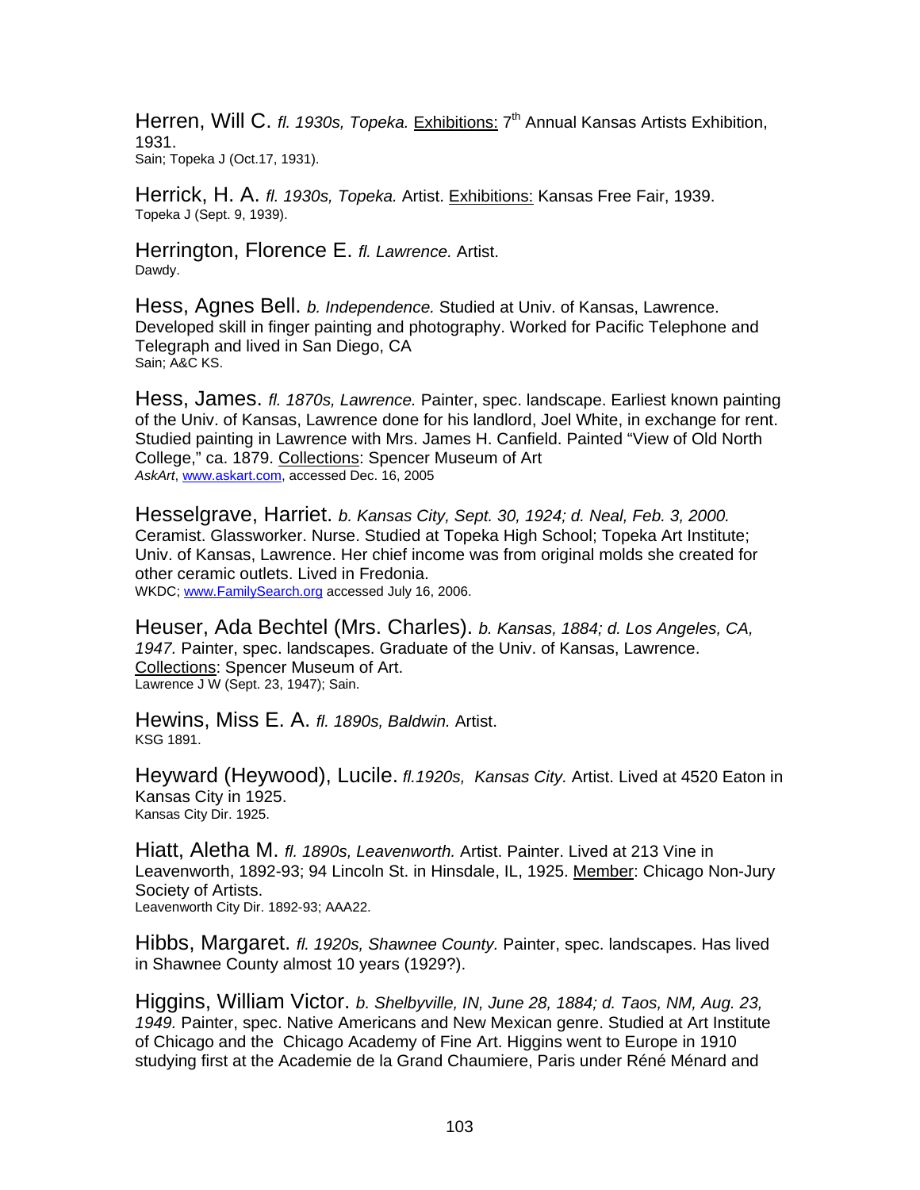Herren, Will C. *fl. 1930s, Topeka.* Exhibitions: 7th Annual Kansas Artists Exhibition, 1931.
Sain; Topeka J (Oct.17, 1931).

Herrick, H. A. *fl. 1930s, Topeka.* Artist. Exhibitions: Kansas Free Fair, 1939.
Topeka J (Sept. 9, 1939).

Herrington, Florence E. *fl. Lawrence.* Artist.
Dawdy.

Hess, Agnes Bell. *b. Independence.* Studied at Univ. of Kansas, Lawrence. Developed skill in finger painting and photography. Worked for Pacific Telephone and Telegraph and lived in San Diego, CA
Sain; A&C KS.

Hess, James. *fl. 1870s, Lawrence.* Painter, spec. landscape. Earliest known painting of the Univ. of Kansas, Lawrence done for his landlord, Joel White, in exchange for rent. Studied painting in Lawrence with Mrs. James H. Canfield. Painted "View of Old North College," ca. 1879. Collections: Spencer Museum of Art
*AskArt*, www.askart.com, accessed Dec. 16, 2005

Hesselgrave, Harriet. *b. Kansas City, Sept. 30, 1924; d. Neal, Feb. 3, 2000.* Ceramist. Glassworker. Nurse. Studied at Topeka High School; Topeka Art Institute; Univ. of Kansas, Lawrence. Her chief income was from original molds she created for other ceramic outlets. Lived in Fredonia.
WKDC; www.FamilySearch.org accessed July 16, 2006.

Heuser, Ada Bechtel (Mrs. Charles). *b. Kansas, 1884; d. Los Angeles, CA, 1947.* Painter, spec. landscapes. Graduate of the Univ. of Kansas, Lawrence. Collections: Spencer Museum of Art.
Lawrence J W (Sept. 23, 1947); Sain.

Hewins, Miss E. A. *fl. 1890s, Baldwin.* Artist.
KSG 1891.

Heyward (Heywood), Lucile. *fl.1920s, Kansas City.* Artist. Lived at 4520 Eaton in Kansas City in 1925.
Kansas City Dir. 1925.

Hiatt, Aletha M. *fl. 1890s, Leavenworth.* Artist. Painter. Lived at 213 Vine in Leavenworth, 1892-93; 94 Lincoln St. in Hinsdale, IL, 1925. Member: Chicago Non-Jury Society of Artists.
Leavenworth City Dir. 1892-93; AAA22.

Hibbs, Margaret. *fl. 1920s, Shawnee County.* Painter, spec. landscapes. Has lived in Shawnee County almost 10 years (1929?).

Higgins, William Victor. *b. Shelbyville, IN, June 28, 1884; d. Taos, NM, Aug. 23, 1949.* Painter, spec. Native Americans and New Mexican genre. Studied at Art Institute of Chicago and the Chicago Academy of Fine Art. Higgins went to Europe in 1910 studying first at the Academie de la Grand Chaumiere, Paris under Réné Ménard and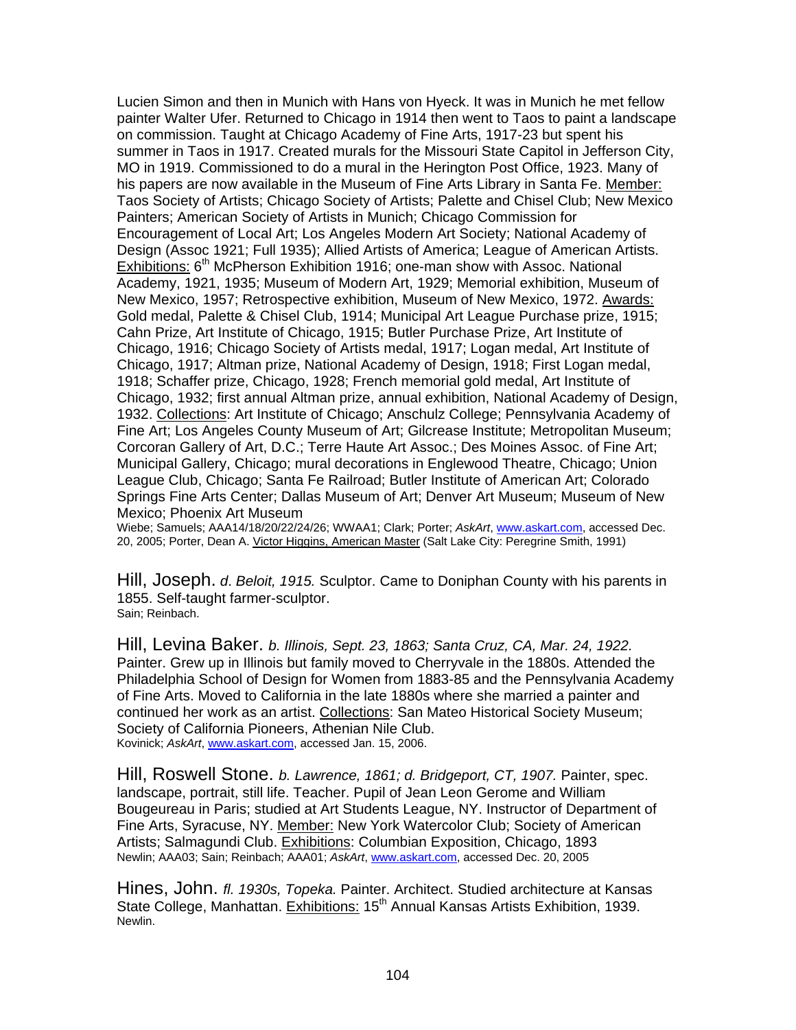Lucien Simon and then in Munich with Hans von Hyeck. It was in Munich he met fellow painter Walter Ufer. Returned to Chicago in 1914 then went to Taos to paint a landscape on commission. Taught at Chicago Academy of Fine Arts, 1917-23 but spent his summer in Taos in 1917. Created murals for the Missouri State Capitol in Jefferson City, MO in 1919. Commissioned to do a mural in the Herington Post Office, 1923. Many of his papers are now available in the Museum of Fine Arts Library in Santa Fe. Member: Taos Society of Artists; Chicago Society of Artists; Palette and Chisel Club; New Mexico Painters; American Society of Artists in Munich; Chicago Commission for Encouragement of Local Art; Los Angeles Modern Art Society; National Academy of Design (Assoc 1921; Full 1935); Allied Artists of America; League of American Artists. Exhibitions: 6th McPherson Exhibition 1916; one-man show with Assoc. National Academy, 1921, 1935; Museum of Modern Art, 1929; Memorial exhibition, Museum of New Mexico, 1957; Retrospective exhibition, Museum of New Mexico, 1972. Awards: Gold medal, Palette & Chisel Club, 1914; Municipal Art League Purchase prize, 1915; Cahn Prize, Art Institute of Chicago, 1915; Butler Purchase Prize, Art Institute of Chicago, 1916; Chicago Society of Artists medal, 1917; Logan medal, Art Institute of Chicago, 1917; Altman prize, National Academy of Design, 1918; First Logan medal, 1918; Schaffer prize, Chicago, 1928; French memorial gold medal, Art Institute of Chicago, 1932; first annual Altman prize, annual exhibition, National Academy of Design, 1932. Collections: Art Institute of Chicago; Anschulz College; Pennsylvania Academy of Fine Art; Los Angeles County Museum of Art; Gilcrease Institute; Metropolitan Museum; Corcoran Gallery of Art, D.C.; Terre Haute Art Assoc.; Des Moines Assoc. of Fine Art; Municipal Gallery, Chicago; mural decorations in Englewood Theatre, Chicago; Union League Club, Chicago; Santa Fe Railroad; Butler Institute of American Art; Colorado Springs Fine Arts Center; Dallas Museum of Art; Denver Art Museum; Museum of New Mexico; Phoenix Art Museum
Wiebe; Samuels; AAA14/18/20/22/24/26; WWAA1; Clark; Porter; *AskArt*, www.askart.com, accessed Dec. 20, 2005; Porter, Dean A. Victor Higgins, American Master (Salt Lake City: Peregrine Smith, 1991)

Hill, Joseph. *d. Beloit, 1915.* Sculptor. Came to Doniphan County with his parents in 1855. Self-taught farmer-sculptor.
Sain; Reinbach.

Hill, Levina Baker. *b. Illinois, Sept. 23, 1863; Santa Cruz, CA, Mar. 24, 1922.* Painter. Grew up in Illinois but family moved to Cherryvale in the 1880s. Attended the Philadelphia School of Design for Women from 1883-85 and the Pennsylvania Academy of Fine Arts. Moved to California in the late 1880s where she married a painter and continued her work as an artist. Collections: San Mateo Historical Society Museum; Society of California Pioneers, Athenian Nile Club.
Kovinick; *AskArt*, www.askart.com, accessed Jan. 15, 2006.

Hill, Roswell Stone. *b. Lawrence, 1861; d. Bridgeport, CT, 1907.* Painter, spec. landscape, portrait, still life. Teacher. Pupil of Jean Leon Gerome and William Bougeureau in Paris; studied at Art Students League, NY. Instructor of Department of Fine Arts, Syracuse, NY. Member: New York Watercolor Club; Society of American Artists; Salmagundi Club. Exhibitions: Columbian Exposition, Chicago, 1893
Newlin; AAA03; Sain; Reinbach; AAA01; *AskArt*, www.askart.com, accessed Dec. 20, 2005

Hines, John. *fl. 1930s, Topeka.* Painter. Architect. Studied architecture at Kansas State College, Manhattan. Exhibitions: 15th Annual Kansas Artists Exhibition, 1939.
Newlin.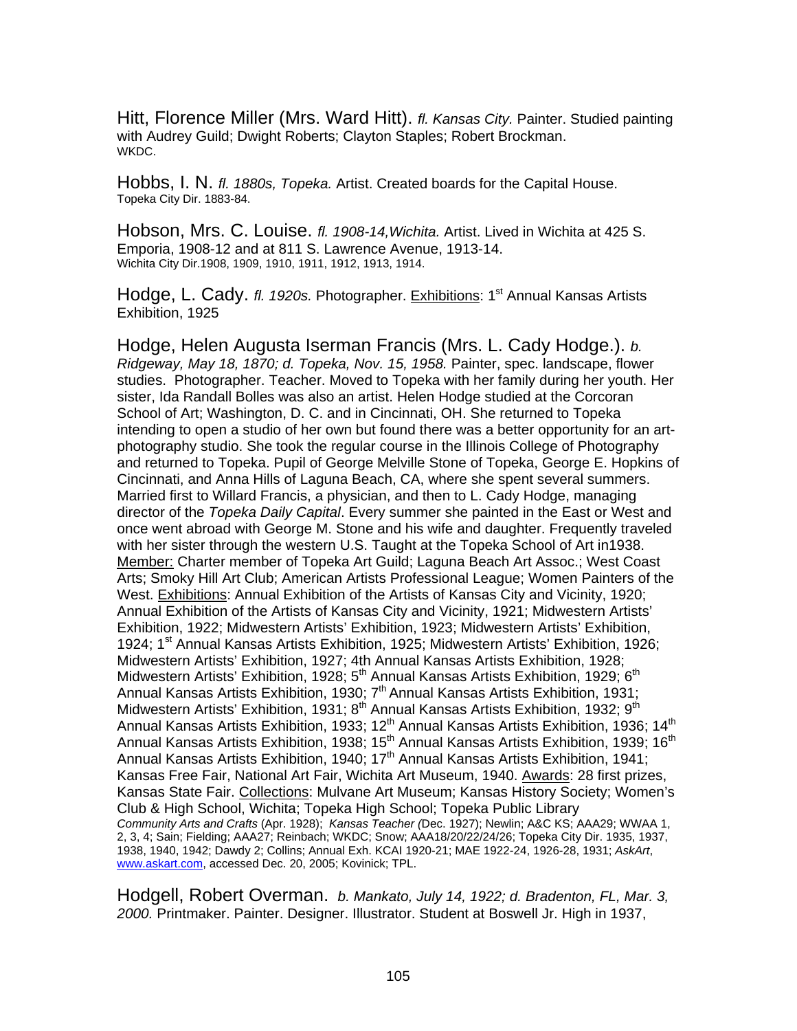Hitt, Florence Miller (Mrs. Ward Hitt). *fl. Kansas City.* Painter. Studied painting with Audrey Guild; Dwight Roberts; Clayton Staples; Robert Brockman.
WKDC.

Hobbs, I. N. *fl. 1880s, Topeka.* Artist. Created boards for the Capital House.
Topeka City Dir. 1883-84.

Hobson, Mrs. C. Louise. *fl. 1908-14,Wichita.* Artist. Lived in Wichita at 425 S. Emporia, 1908-12 and at 811 S. Lawrence Avenue, 1913-14.
Wichita City Dir.1908, 1909, 1910, 1911, 1912, 1913, 1914.

Hodge, L. Cady. *fl. 1920s.* Photographer. Exhibitions: 1st Annual Kansas Artists Exhibition, 1925

Hodge, Helen Augusta Iserman Francis (Mrs. L. Cady Hodge.). *b. Ridgeway, May 18, 1870; d. Topeka, Nov. 15, 1958.* Painter, spec. landscape, flower studies. Photographer. Teacher. Moved to Topeka with her family during her youth. Her sister, Ida Randall Bolles was also an artist. Helen Hodge studied at the Corcoran School of Art; Washington, D. C. and in Cincinnati, OH. She returned to Topeka intending to open a studio of her own but found there was a better opportunity for an art-photography studio. She took the regular course in the Illinois College of Photography and returned to Topeka. Pupil of George Melville Stone of Topeka, George E. Hopkins of Cincinnati, and Anna Hills of Laguna Beach, CA, where she spent several summers. Married first to Willard Francis, a physician, and then to L. Cady Hodge, managing director of the *Topeka Daily Capital*. Every summer she painted in the East or West and once went abroad with George M. Stone and his wife and daughter. Frequently traveled with her sister through the western U.S. Taught at the Topeka School of Art in1938. Member: Charter member of Topeka Art Guild; Laguna Beach Art Assoc.; West Coast Arts; Smoky Hill Art Club; American Artists Professional League; Women Painters of the West. Exhibitions: Annual Exhibition of the Artists of Kansas City and Vicinity, 1920; Annual Exhibition of the Artists of Kansas City and Vicinity, 1921; Midwestern Artists' Exhibition, 1922; Midwestern Artists' Exhibition, 1923; Midwestern Artists' Exhibition, 1924; 1st Annual Kansas Artists Exhibition, 1925; Midwestern Artists' Exhibition, 1926; Midwestern Artists' Exhibition, 1927; 4th Annual Kansas Artists Exhibition, 1928; Midwestern Artists' Exhibition, 1928; 5th Annual Kansas Artists Exhibition, 1929; 6th Annual Kansas Artists Exhibition, 1930; 7th Annual Kansas Artists Exhibition, 1931; Midwestern Artists' Exhibition, 1931; 8th Annual Kansas Artists Exhibition, 1932; 9th Annual Kansas Artists Exhibition, 1933; 12th Annual Kansas Artists Exhibition, 1936; 14th Annual Kansas Artists Exhibition, 1938; 15th Annual Kansas Artists Exhibition, 1939; 16th Annual Kansas Artists Exhibition, 1940; 17th Annual Kansas Artists Exhibition, 1941; Kansas Free Fair, National Art Fair, Wichita Art Museum, 1940. Awards: 28 first prizes, Kansas State Fair. Collections: Mulvane Art Museum; Kansas History Society; Women's Club & High School, Wichita; Topeka High School; Topeka Public Library
*Community Arts and Crafts* (Apr. 1928); *Kansas Teacher* (Dec. 1927); Newlin; A&C KS; AAA29; WWAA 1, 2, 3, 4; Sain; Fielding; AAA27; Reinbach; WKDC; Snow; AAA18/20/22/24/26; Topeka City Dir. 1935, 1937, 1938, 1940, 1942; Dawdy 2; Collins; Annual Exh. KCAI 1920-21; MAE 1922-24, 1926-28, 1931; *AskArt*, www.askart.com, accessed Dec. 20, 2005; Kovinick; TPL.

Hodgell, Robert Overman. *b. Mankato, July 14, 1922; d. Bradenton, FL, Mar. 3, 2000.* Printmaker. Painter. Designer. Illustrator. Student at Boswell Jr. High in 1937,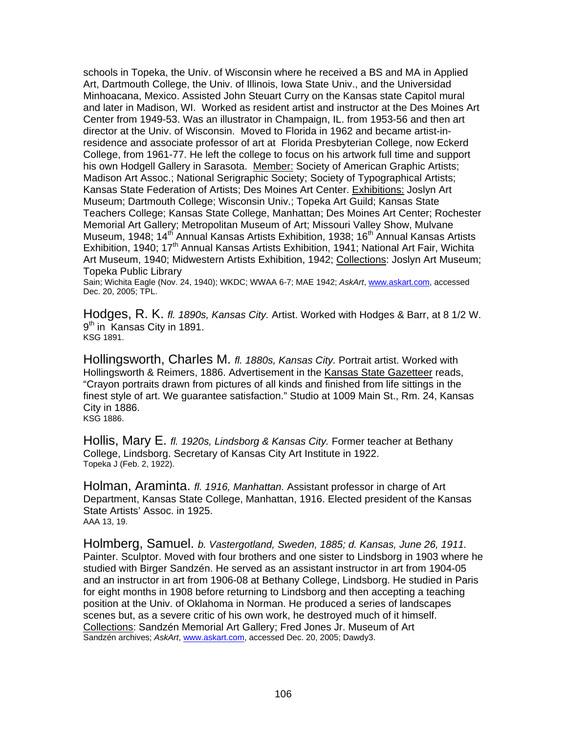schools in Topeka, the Univ. of Wisconsin where he received a BS and MA in Applied Art, Dartmouth College, the Univ. of Illinois, Iowa State Univ., and the Universidad Minhoacana, Mexico. Assisted John Steuart Curry on the Kansas state Capitol mural and later in Madison, WI. Worked as resident artist and instructor at the Des Moines Art Center from 1949-53. Was an illustrator in Champaign, IL. from 1953-56 and then art director at the Univ. of Wisconsin. Moved to Florida in 1962 and became artist-in-residence and associate professor of art at Florida Presbyterian College, now Eckerd College, from 1961-77. He left the college to focus on his artwork full time and support his own Hodgell Gallery in Sarasota. Member: Society of American Graphic Artists; Madison Art Assoc.; National Serigraphic Society; Society of Typographical Artists; Kansas State Federation of Artists; Des Moines Art Center. Exhibitions: Joslyn Art Museum; Dartmouth College; Wisconsin Univ.; Topeka Art Guild; Kansas State Teachers College; Kansas State College, Manhattan; Des Moines Art Center; Rochester Memorial Art Gallery; Metropolitan Museum of Art; Missouri Valley Show, Mulvane Museum, 1948; 14th Annual Kansas Artists Exhibition, 1938; 16th Annual Kansas Artists Exhibition, 1940; 17th Annual Kansas Artists Exhibition, 1941; National Art Fair, Wichita Art Museum, 1940; Midwestern Artists Exhibition, 1942; Collections: Joslyn Art Museum; Topeka Public Library
Sain; Wichita Eagle (Nov. 24, 1940); WKDC; WWAA 6-7; MAE 1942; *AskArt*, www.askart.com, accessed Dec. 20, 2005; TPL.

Hodges, R. K. *fl. 1890s, Kansas City.* Artist. Worked with Hodges & Barr, at 8 1/2 W. 9th in Kansas City in 1891.
KSG 1891.

Hollingsworth, Charles M. *fl. 1880s, Kansas City.* Portrait artist. Worked with Hollingsworth & Reimers, 1886. Advertisement in the Kansas State Gazetteer reads, "Crayon portraits drawn from pictures of all kinds and finished from life sittings in the finest style of art. We guarantee satisfaction." Studio at 1009 Main St., Rm. 24, Kansas City in 1886.
KSG 1886.

Hollis, Mary E. *fl. 1920s, Lindsborg & Kansas City.* Former teacher at Bethany College, Lindsborg. Secretary of Kansas City Art Institute in 1922.
Topeka J (Feb. 2, 1922).

Holman, Araminta. *fl. 1916, Manhattan.* Assistant professor in charge of Art Department, Kansas State College, Manhattan, 1916. Elected president of the Kansas State Artists' Assoc. in 1925.
AAA 13, 19.

Holmberg, Samuel. *b. Vastergotland, Sweden, 1885; d. Kansas, June 26, 1911.* Painter. Sculptor. Moved with four brothers and one sister to Lindsborg in 1903 where he studied with Birger Sandzén. He served as an assistant instructor in art from 1904-05 and an instructor in art from 1906-08 at Bethany College, Lindsborg. He studied in Paris for eight months in 1908 before returning to Lindsborg and then accepting a teaching position at the Univ. of Oklahoma in Norman. He produced a series of landscapes scenes but, as a severe critic of his own work, he destroyed much of it himself. Collections: Sandzén Memorial Art Gallery; Fred Jones Jr. Museum of Art
Sandzén archives; *AskArt*, www.askart.com, accessed Dec. 20, 2005; Dawdy3.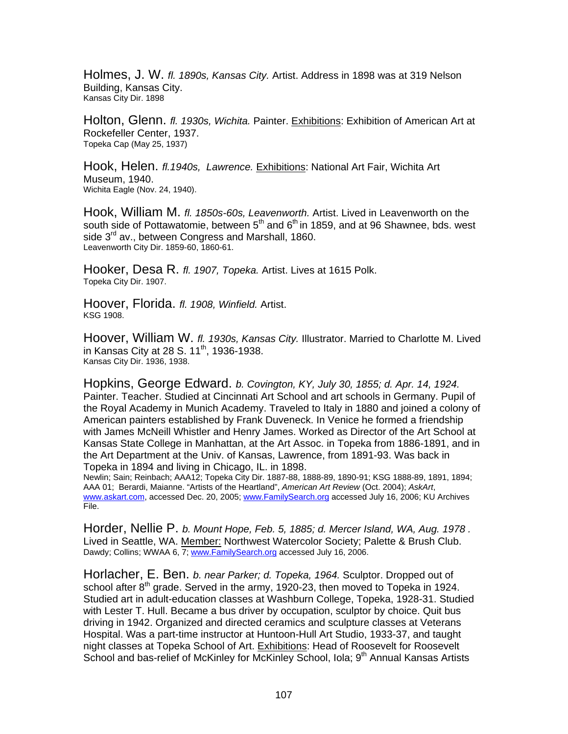Holmes, J. W. *fl. 1890s, Kansas City.* Artist. Address in 1898 was at 319 Nelson Building, Kansas City.
Kansas City Dir. 1898

Holton, Glenn. *fl. 1930s, Wichita.* Painter. Exhibitions: Exhibition of American Art at Rockefeller Center, 1937.
Topeka Cap (May 25, 1937)

Hook, Helen. *fl.1940s, Lawrence.* Exhibitions: National Art Fair, Wichita Art Museum, 1940.
Wichita Eagle (Nov. 24, 1940).

Hook, William M. *fl. 1850s-60s, Leavenworth.* Artist. Lived in Leavenworth on the south side of Pottawatomie, between 5th and 6th in 1859, and at 96 Shawnee, bds. west side 3rd av., between Congress and Marshall, 1860.
Leavenworth City Dir. 1859-60, 1860-61.

Hooker, Desa R. *fl. 1907, Topeka.* Artist. Lives at 1615 Polk.
Topeka City Dir. 1907.

Hoover, Florida. *fl. 1908, Winfield.* Artist.
KSG 1908.

Hoover, William W. *fl. 1930s, Kansas City.* Illustrator. Married to Charlotte M. Lived in Kansas City at 28 S. 11th, 1936-1938.
Kansas City Dir. 1936, 1938.

Hopkins, George Edward. *b. Covington, KY, July 30, 1855; d. Apr. 14, 1924.* Painter. Teacher. Studied at Cincinnati Art School and art schools in Germany. Pupil of the Royal Academy in Munich Academy. Traveled to Italy in 1880 and joined a colony of American painters established by Frank Duveneck. In Venice he formed a friendship with James McNeill Whistler and Henry James. Worked as Director of the Art School at Kansas State College in Manhattan, at the Art Assoc. in Topeka from 1886-1891, and in the Art Department at the Univ. of Kansas, Lawrence, from 1891-93. Was back in Topeka in 1894 and living in Chicago, IL. in 1898.
Newlin; Sain; Reinbach; AAA12; Topeka City Dir. 1887-88, 1888-89, 1890-91; KSG 1888-89, 1891, 1894; AAA 01; Berardi, Maianne. "Artists of the Heartland", *American Art Review* (Oct. 2004); *AskArt*, www.askart.com, accessed Dec. 20, 2005; www.FamilySearch.org accessed July 16, 2006; KU Archives File.

Horder, Nellie P. *b. Mount Hope, Feb. 5, 1885; d. Mercer Island, WA, Aug. 1978 .* Lived in Seattle, WA. Member: Northwest Watercolor Society; Palette & Brush Club.
Dawdy; Collins; WWAA 6, 7; www.FamilySearch.org accessed July 16, 2006.

Horlacher, E. Ben. *b. near Parker; d. Topeka, 1964.* Sculptor. Dropped out of school after 8th grade. Served in the army, 1920-23, then moved to Topeka in 1924. Studied art in adult-education classes at Washburn College, Topeka, 1928-31. Studied with Lester T. Hull. Became a bus driver by occupation, sculptor by choice. Quit bus driving in 1942. Organized and directed ceramics and sculpture classes at Veterans Hospital. Was a part-time instructor at Huntoon-Hull Art Studio, 1933-37, and taught night classes at Topeka School of Art. Exhibitions: Head of Roosevelt for Roosevelt School and bas-relief of McKinley for McKinley School, Iola; 9th Annual Kansas Artists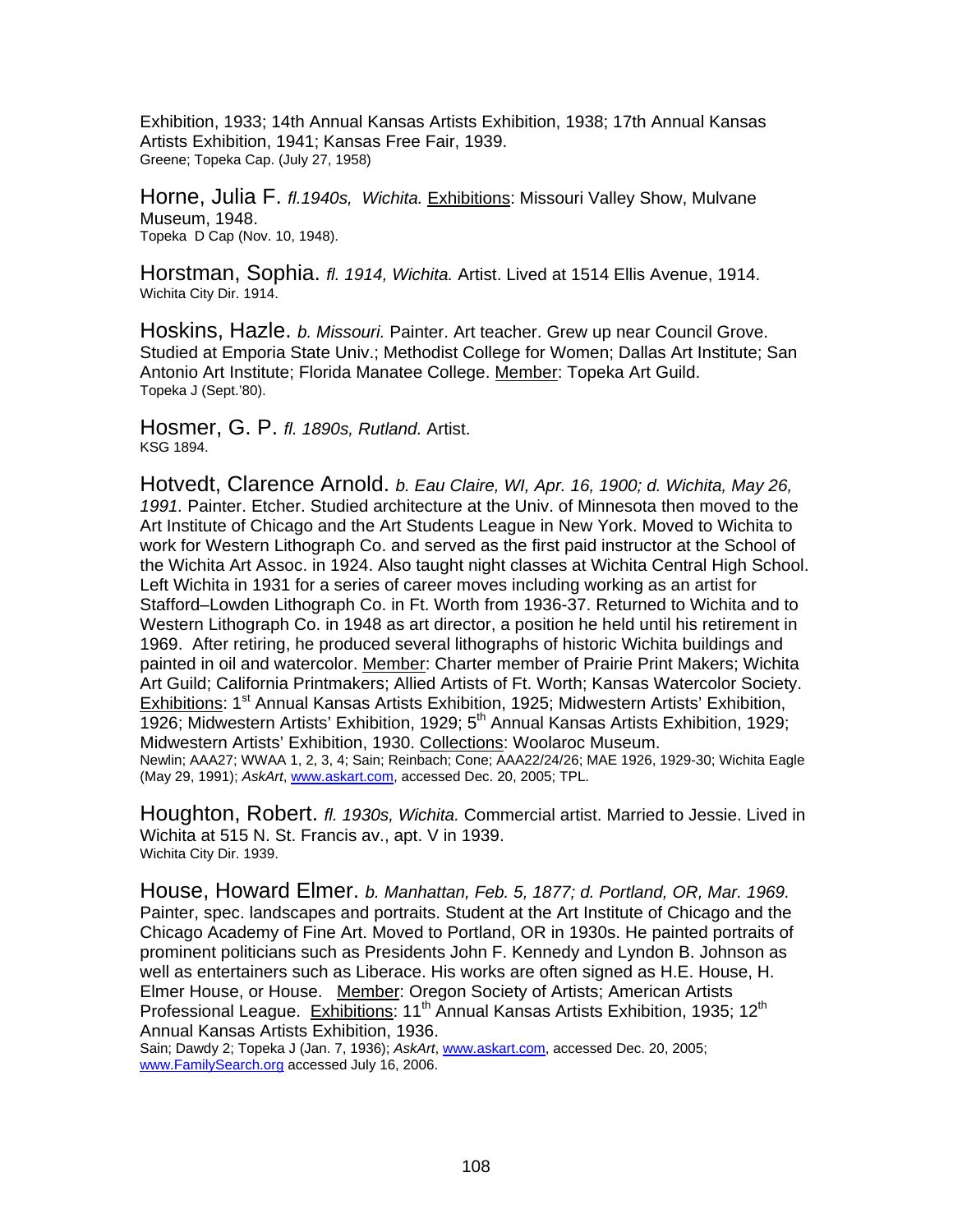Exhibition, 1933; 14th Annual Kansas Artists Exhibition, 1938; 17th Annual Kansas Artists Exhibition, 1941; Kansas Free Fair, 1939.
Greene; Topeka Cap. (July 27, 1958)

Horne, Julia F. *fl.1940s, Wichita.* Exhibitions: Missouri Valley Show, Mulvane Museum, 1948.
Topeka D Cap (Nov. 10, 1948).

Horstman, Sophia. *fl. 1914, Wichita.* Artist. Lived at 1514 Ellis Avenue, 1914.
Wichita City Dir. 1914.

Hoskins, Hazle. *b. Missouri.* Painter. Art teacher. Grew up near Council Grove. Studied at Emporia State Univ.; Methodist College for Women; Dallas Art Institute; San Antonio Art Institute; Florida Manatee College. Member: Topeka Art Guild.
Topeka J (Sept.'80).

Hosmer, G. P. *fl. 1890s, Rutland.* Artist.
KSG 1894.

Hotvedt, Clarence Arnold. *b. Eau Claire, WI, Apr. 16, 1900; d. Wichita, May 26, 1991.* Painter. Etcher. Studied architecture at the Univ. of Minnesota then moved to the Art Institute of Chicago and the Art Students League in New York. Moved to Wichita to work for Western Lithograph Co. and served as the first paid instructor at the School of the Wichita Art Assoc. in 1924. Also taught night classes at Wichita Central High School. Left Wichita in 1931 for a series of career moves including working as an artist for Stafford–Lowden Lithograph Co. in Ft. Worth from 1936-37. Returned to Wichita and to Western Lithograph Co. in 1948 as art director, a position he held until his retirement in 1969. After retiring, he produced several lithographs of historic Wichita buildings and painted in oil and watercolor. Member: Charter member of Prairie Print Makers; Wichita Art Guild; California Printmakers; Allied Artists of Ft. Worth; Kansas Watercolor Society. Exhibitions: 1st Annual Kansas Artists Exhibition, 1925; Midwestern Artists' Exhibition, 1926; Midwestern Artists' Exhibition, 1929; 5th Annual Kansas Artists Exhibition, 1929; Midwestern Artists' Exhibition, 1930. Collections: Woolaroc Museum.
Newlin; AAA27; WWAA 1, 2, 3, 4; Sain; Reinbach; Cone; AAA22/24/26; MAE 1926, 1929-30; Wichita Eagle (May 29, 1991); *AskArt*, www.askart.com, accessed Dec. 20, 2005; TPL.

Houghton, Robert. *fl. 1930s, Wichita.* Commercial artist. Married to Jessie. Lived in Wichita at 515 N. St. Francis av., apt. V in 1939.
Wichita City Dir. 1939.

House, Howard Elmer. *b. Manhattan, Feb. 5, 1877; d. Portland, OR, Mar. 1969.* Painter, spec. landscapes and portraits. Student at the Art Institute of Chicago and the Chicago Academy of Fine Art. Moved to Portland, OR in 1930s. He painted portraits of prominent politicians such as Presidents John F. Kennedy and Lyndon B. Johnson as well as entertainers such as Liberace. His works are often signed as H.E. House, H. Elmer House, or House. Member: Oregon Society of Artists; American Artists Professional League. Exhibitions: 11th Annual Kansas Artists Exhibition, 1935; 12th Annual Kansas Artists Exhibition, 1936.
Sain; Dawdy 2; Topeka J (Jan. 7, 1936); *AskArt*, www.askart.com, accessed Dec. 20, 2005; www.FamilySearch.org accessed July 16, 2006.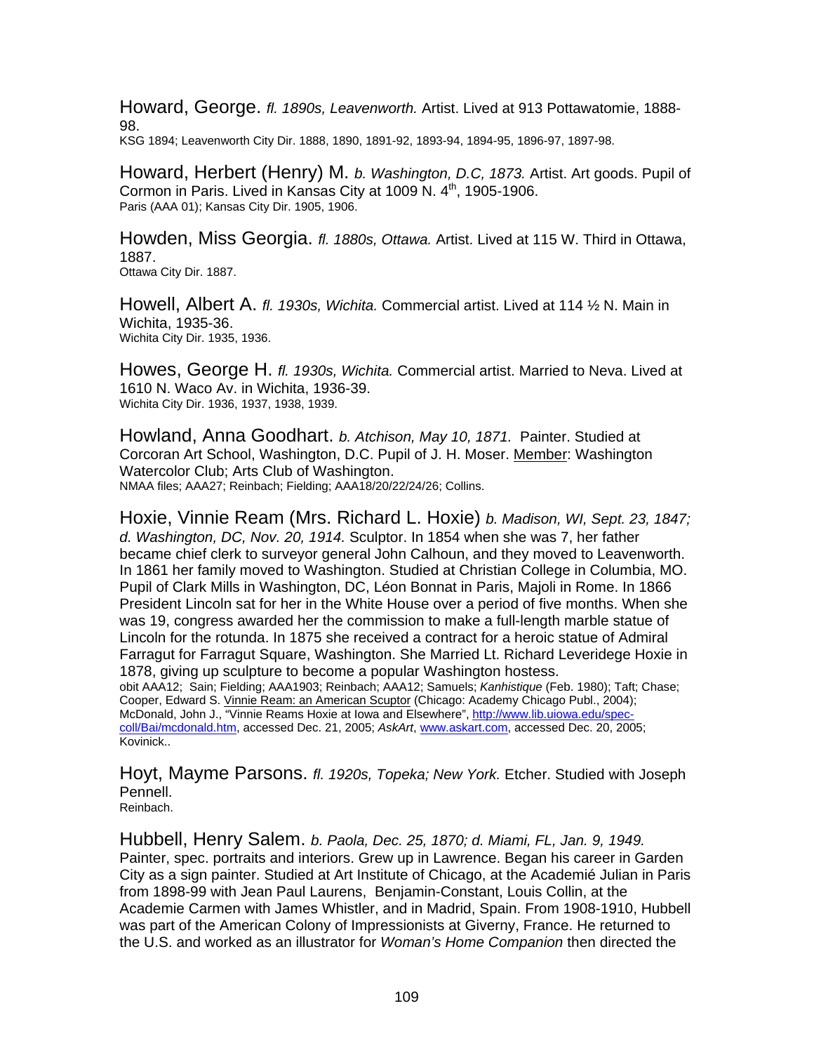Howard, George. *fl. 1890s, Leavenworth.* Artist. Lived at 913 Pottawatomie, 1888-98.
KSG 1894; Leavenworth City Dir. 1888, 1890, 1891-92, 1893-94, 1894-95, 1896-97, 1897-98.

Howard, Herbert (Henry) M. *b. Washington, D.C, 1873.* Artist. Art goods. Pupil of Cormon in Paris. Lived in Kansas City at 1009 N. 4th, 1905-1906.
Paris (AAA 01); Kansas City Dir. 1905, 1906.

Howden, Miss Georgia. *fl. 1880s, Ottawa.* Artist. Lived at 115 W. Third in Ottawa, 1887.
Ottawa City Dir. 1887.

Howell, Albert A. *fl. 1930s, Wichita.* Commercial artist. Lived at 114 ½ N. Main in Wichita, 1935-36.
Wichita City Dir. 1935, 1936.

Howes, George H. *fl. 1930s, Wichita.* Commercial artist. Married to Neva. Lived at 1610 N. Waco Av. in Wichita, 1936-39.
Wichita City Dir. 1936, 1937, 1938, 1939.

Howland, Anna Goodhart. *b. Atchison, May 10, 1871.* Painter. Studied at Corcoran Art School, Washington, D.C. Pupil of J. H. Moser. Member: Washington Watercolor Club; Arts Club of Washington.
NMAA files; AAA27; Reinbach; Fielding; AAA18/20/22/24/26; Collins.

Hoxie, Vinnie Ream (Mrs. Richard L. Hoxie) *b. Madison, WI, Sept. 23, 1847; d. Washington, DC, Nov. 20, 1914.* Sculptor. In 1854 when she was 7, her father became chief clerk to surveyor general John Calhoun, and they moved to Leavenworth. In 1861 her family moved to Washington. Studied at Christian College in Columbia, MO. Pupil of Clark Mills in Washington, DC, Léon Bonnat in Paris, Majoli in Rome. In 1866 President Lincoln sat for her in the White House over a period of five months. When she was 19, congress awarded her the commission to make a full-length marble statue of Lincoln for the rotunda. In 1875 she received a contract for a heroic statue of Admiral Farragut for Farragut Square, Washington. She Married Lt. Richard Leveridege Hoxie in 1878, giving up sculpture to become a popular Washington hostess.
obit AAA12; Sain; Fielding; AAA1903; Reinbach; AAA12; Samuels; *Kanhistique* (Feb. 1980); Taft; Chase; Cooper, Edward S. Vinnie Ream: an American Scuptor (Chicago: Academy Chicago Publ., 2004); McDonald, John J., "Vinnie Reams Hoxie at Iowa and Elsewhere", http://www.lib.uiowa.edu/spec-coll/Bai/mcdonald.htm, accessed Dec. 21, 2005; *AskArt*, www.askart.com, accessed Dec. 20, 2005; Kovinick..

Hoyt, Mayme Parsons. *fl. 1920s, Topeka; New York.* Etcher. Studied with Joseph Pennell.
Reinbach.

Hubbell, Henry Salem. *b. Paola, Dec. 25, 1870; d. Miami, FL, Jan. 9, 1949.* Painter, spec. portraits and interiors. Grew up in Lawrence. Began his career in Garden City as a sign painter. Studied at Art Institute of Chicago, at the Academié Julian in Paris from 1898-99 with Jean Paul Laurens, Benjamin-Constant, Louis Collin, at the Academie Carmen with James Whistler, and in Madrid, Spain. From 1908-1910, Hubbell was part of the American Colony of Impressionists at Giverny, France. He returned to the U.S. and worked as an illustrator for *Woman's Home Companion* then directed the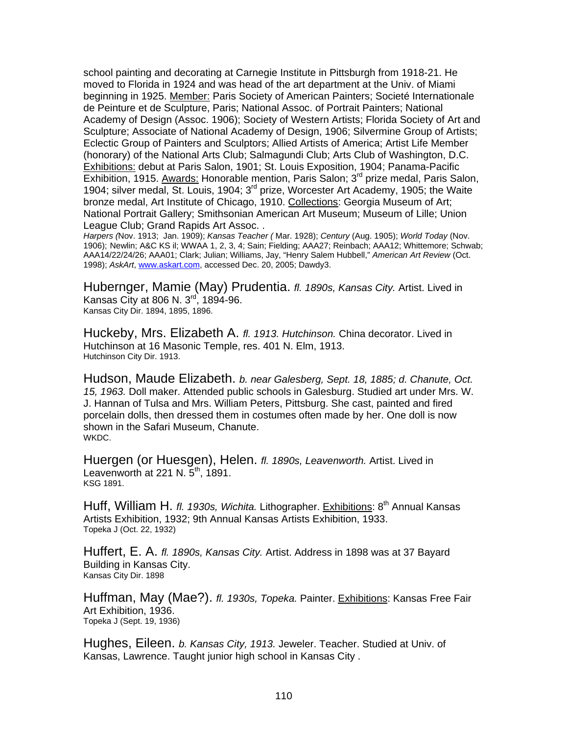school painting and decorating at Carnegie Institute in Pittsburgh from 1918-21. He moved to Florida in 1924 and was head of the art department at the Univ. of Miami beginning in 1925. Member: Paris Society of American Painters; Societé Internationale de Peinture et de Sculpture, Paris; National Assoc. of Portrait Painters; National Academy of Design (Assoc. 1906); Society of Western Artists; Florida Society of Art and Sculpture; Associate of National Academy of Design, 1906; Silvermine Group of Artists; Eclectic Group of Painters and Sculptors; Allied Artists of America; Artist Life Member (honorary) of the National Arts Club; Salmagundi Club; Arts Club of Washington, D.C. Exhibitions: debut at Paris Salon, 1901; St. Louis Exposition, 1904; Panama-Pacific Exhibition, 1915. Awards: Honorable mention, Paris Salon; 3rd prize medal, Paris Salon, 1904; silver medal, St. Louis, 1904; 3rd prize, Worcester Art Academy, 1905; the Waite bronze medal, Art Institute of Chicago, 1910. Collections: Georgia Museum of Art; National Portrait Gallery; Smithsonian American Art Museum; Museum of Lille; Union League Club; Grand Rapids Art Assoc. .
*Harpers (*Nov. 1913; Jan. 1909); *Kansas Teacher (* Mar. 1928); *Century* (Aug. 1905); *World Today* (Nov. 1906); Newlin; A&C KS il; WWAA 1, 2, 3, 4; Sain; Fielding; AAA27; Reinbach; AAA12; Whittemore; Schwab; AAA14/22/24/26; AAA01; Clark; Julian; Williams, Jay, "Henry Salem Hubbell," *American Art Review* (Oct. 1998); *AskArt*, www.askart.com, accessed Dec. 20, 2005; Dawdy3.

Hubernger, Mamie (May) Prudentia. *fl. 1890s, Kansas City.* Artist. Lived in Kansas City at 806 N. 3rd, 1894-96.
Kansas City Dir. 1894, 1895, 1896.

Huckeby, Mrs. Elizabeth A. *fl. 1913. Hutchinson.* China decorator. Lived in Hutchinson at 16 Masonic Temple, res. 401 N. Elm, 1913.
Hutchinson City Dir. 1913.

Hudson, Maude Elizabeth. *b. near Galesberg, Sept. 18, 1885; d. Chanute, Oct. 15, 1963.* Doll maker. Attended public schools in Galesburg. Studied art under Mrs. W. J. Hannan of Tulsa and Mrs. William Peters, Pittsburg. She cast, painted and fired porcelain dolls, then dressed them in costumes often made by her. One doll is now shown in the Safari Museum, Chanute.
WKDC.

Huergen (or Huesgen), Helen. *fl. 1890s, Leavenworth.* Artist. Lived in Leavenworth at 221 N. 5th, 1891.
KSG 1891.

Huff, William H. *fl. 1930s, Wichita.* Lithographer. Exhibitions: 8th Annual Kansas Artists Exhibition, 1932; 9th Annual Kansas Artists Exhibition, 1933.
Topeka J (Oct. 22, 1932)

Huffert, E. A. *fl. 1890s, Kansas City.* Artist. Address in 1898 was at 37 Bayard Building in Kansas City.
Kansas City Dir. 1898

Huffman, May (Mae?). *fl. 1930s, Topeka.* Painter. Exhibitions: Kansas Free Fair Art Exhibition, 1936.
Topeka J (Sept. 19, 1936)

Hughes, Eileen. *b. Kansas City, 1913.* Jeweler. Teacher. Studied at Univ. of Kansas, Lawrence. Taught junior high school in Kansas City .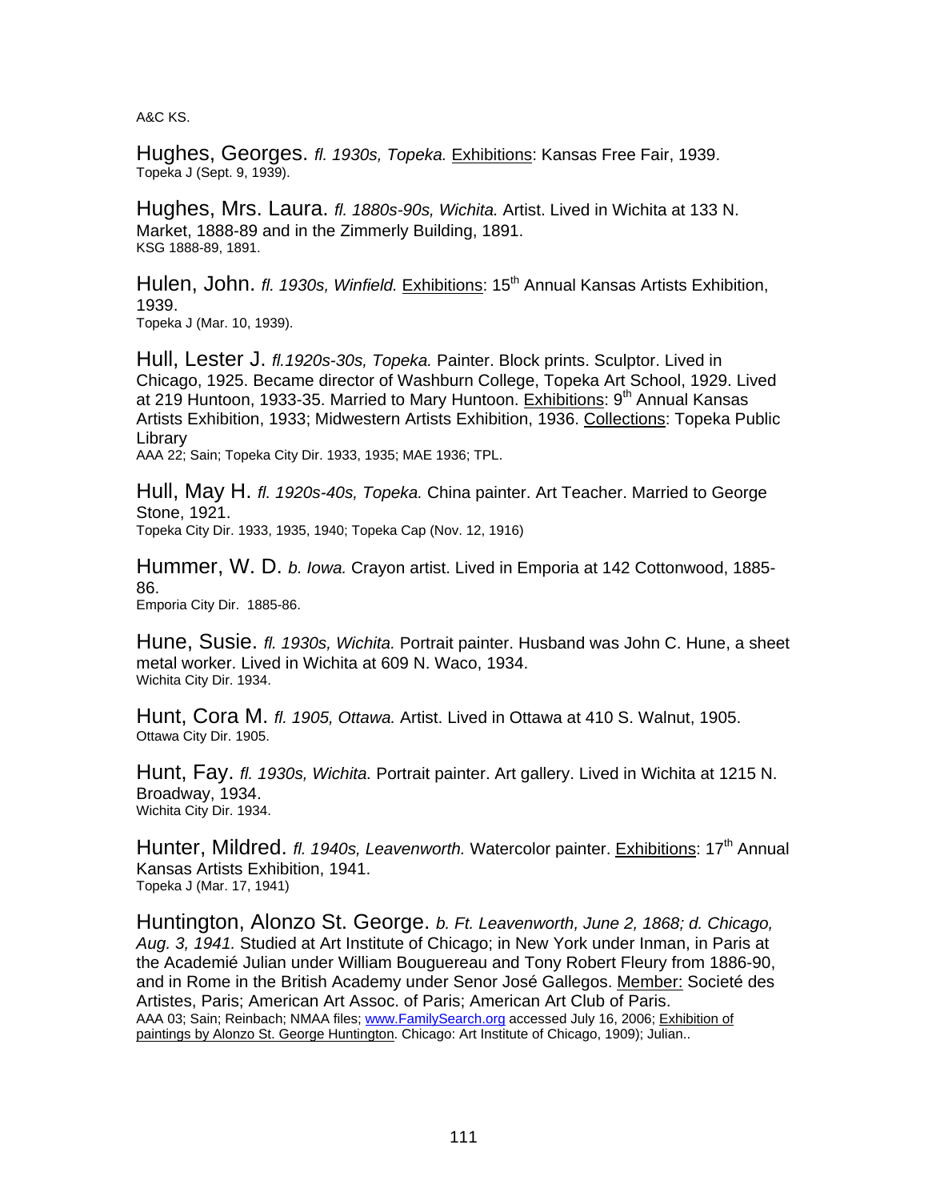A&C KS.

Hughes, Georges. *fl. 1930s, Topeka.* Exhibitions: Kansas Free Fair, 1939.
Topeka J (Sept. 9, 1939).

Hughes, Mrs. Laura. *fl. 1880s-90s, Wichita.* Artist. Lived in Wichita at 133 N. Market, 1888-89 and in the Zimmerly Building, 1891.
KSG 1888-89, 1891.

Hulen, John. *fl. 1930s, Winfield.* Exhibitions: 15th Annual Kansas Artists Exhibition, 1939.
Topeka J (Mar. 10, 1939).

Hull, Lester J. *fl.1920s-30s, Topeka.* Painter. Block prints. Sculptor. Lived in Chicago, 1925. Became director of Washburn College, Topeka Art School, 1929. Lived at 219 Huntoon, 1933-35. Married to Mary Huntoon. Exhibitions: 9th Annual Kansas Artists Exhibition, 1933; Midwestern Artists Exhibition, 1936. Collections: Topeka Public Library
AAA 22; Sain; Topeka City Dir. 1933, 1935; MAE 1936; TPL.

Hull, May H. *fl. 1920s-40s, Topeka.* China painter. Art Teacher. Married to George Stone, 1921.
Topeka City Dir. 1933, 1935, 1940; Topeka Cap (Nov. 12, 1916)

Hummer, W. D. *b. Iowa.* Crayon artist. Lived in Emporia at 142 Cottonwood, 1885-86.
Emporia City Dir. 1885-86.

Hune, Susie. *fl. 1930s, Wichita.* Portrait painter. Husband was John C. Hune, a sheet metal worker. Lived in Wichita at 609 N. Waco, 1934.
Wichita City Dir. 1934.

Hunt, Cora M. *fl. 1905, Ottawa.* Artist. Lived in Ottawa at 410 S. Walnut, 1905.
Ottawa City Dir. 1905.

Hunt, Fay. *fl. 1930s, Wichita.* Portrait painter. Art gallery. Lived in Wichita at 1215 N. Broadway, 1934.
Wichita City Dir. 1934.

Hunter, Mildred. *fl. 1940s, Leavenworth.* Watercolor painter. Exhibitions: 17th Annual Kansas Artists Exhibition, 1941.
Topeka J (Mar. 17, 1941)

Huntington, Alonzo St. George. *b. Ft. Leavenworth, June 2, 1868; d. Chicago, Aug. 3, 1941.* Studied at Art Institute of Chicago; in New York under Inman, in Paris at the Academié Julian under William Bouguereau and Tony Robert Fleury from 1886-90, and in Rome in the British Academy under Senor José Gallegos. Member: Societé des Artistes, Paris; American Art Assoc. of Paris; American Art Club of Paris.
AAA 03; Sain; Reinbach; NMAA files; www.FamilySearch.org accessed July 16, 2006; Exhibition of paintings by Alonzo St. George Huntington. Chicago: Art Institute of Chicago, 1909); Julian..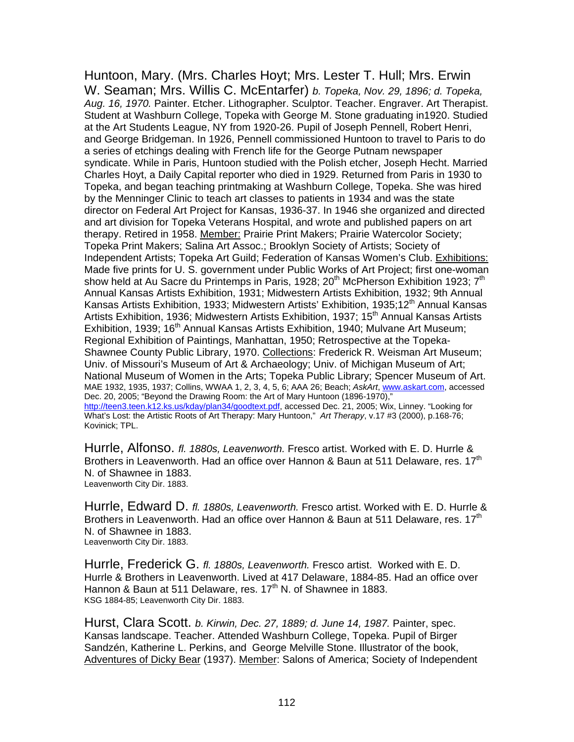Huntoon, Mary. (Mrs. Charles Hoyt; Mrs. Lester T. Hull; Mrs. Erwin W. Seaman; Mrs. Willis C. McEntarfer) *b. Topeka, Nov. 29, 1896; d. Topeka, Aug. 16, 1970.* Painter. Etcher. Lithographer. Sculptor. Teacher. Engraver. Art Therapist. Student at Washburn College, Topeka with George M. Stone graduating in1920. Studied at the Art Students League, NY from 1920-26. Pupil of Joseph Pennell, Robert Henri, and George Bridgeman. In 1926, Pennell commissioned Huntoon to travel to Paris to do a series of etchings dealing with French life for the George Putnam newspaper syndicate. While in Paris, Huntoon studied with the Polish etcher, Joseph Hecht. Married Charles Hoyt, a Daily Capital reporter who died in 1929. Returned from Paris in 1930 to Topeka, and began teaching printmaking at Washburn College, Topeka. She was hired by the Menninger Clinic to teach art classes to patients in 1934 and was the state director on Federal Art Project for Kansas, 1936-37. In 1946 she organized and directed and art division for Topeka Veterans Hospital, and wrote and published papers on art therapy. Retired in 1958. Member: Prairie Print Makers; Prairie Watercolor Society; Topeka Print Makers; Salina Art Assoc.; Brooklyn Society of Artists; Society of Independent Artists; Topeka Art Guild; Federation of Kansas Women's Club. Exhibitions: Made five prints for U. S. government under Public Works of Art Project; first one-woman show held at Au Sacre du Printemps in Paris, 1928; 20th McPherson Exhibition 1923; 7th Annual Kansas Artists Exhibition, 1931; Midwestern Artists Exhibition, 1932; 9th Annual Kansas Artists Exhibition, 1933; Midwestern Artists' Exhibition, 1935;12th Annual Kansas Artists Exhibition, 1936; Midwestern Artists Exhibition, 1937; 15th Annual Kansas Artists Exhibition, 1939; 16th Annual Kansas Artists Exhibition, 1940; Mulvane Art Museum; Regional Exhibition of Paintings, Manhattan, 1950; Retrospective at the Topeka-Shawnee County Public Library, 1970. Collections: Frederick R. Weisman Art Museum; Univ. of Missouri's Museum of Art & Archaeology; Univ. of Michigan Museum of Art; National Museum of Women in the Arts; Topeka Public Library; Spencer Museum of Art.
MAE 1932, 1935, 1937; Collins, WWAA 1, 2, 3, 4, 5, 6; AAA 26; Beach; *AskArt*, www.askart.com, accessed Dec. 20, 2005; "Beyond the Drawing Room: the Art of Mary Huntoon (1896-1970)," http://teen3.teen.k12.ks.us/kday/plan34/goodtext.pdf, accessed Dec. 21, 2005; Wix, Linney. "Looking for What's Lost: the Artistic Roots of Art Therapy: Mary Huntoon," *Art Therapy*, v.17 #3 (2000), p.168-76; Kovinick; TPL.

Hurrle, Alfonso. *fl. 1880s, Leavenworth.* Fresco artist. Worked with E. D. Hurrle & Brothers in Leavenworth. Had an office over Hannon & Baun at 511 Delaware, res. 17th N. of Shawnee in 1883.
Leavenworth City Dir. 1883.

Hurrle, Edward D. *fl. 1880s, Leavenworth.* Fresco artist. Worked with E. D. Hurrle & Brothers in Leavenworth. Had an office over Hannon & Baun at 511 Delaware, res. 17th N. of Shawnee in 1883.
Leavenworth City Dir. 1883.

Hurrle, Frederick G. *fl. 1880s, Leavenworth.* Fresco artist. Worked with E. D. Hurrle & Brothers in Leavenworth. Lived at 417 Delaware, 1884-85. Had an office over Hannon & Baun at 511 Delaware, res. 17th N. of Shawnee in 1883.
KSG 1884-85; Leavenworth City Dir. 1883.

Hurst, Clara Scott. *b. Kirwin, Dec. 27, 1889; d. June 14, 1987.* Painter, spec. Kansas landscape. Teacher. Attended Washburn College, Topeka. Pupil of Birger Sandzén, Katherine L. Perkins, and George Melville Stone. Illustrator of the book, Adventures of Dicky Bear (1937). Member: Salons of America; Society of Independent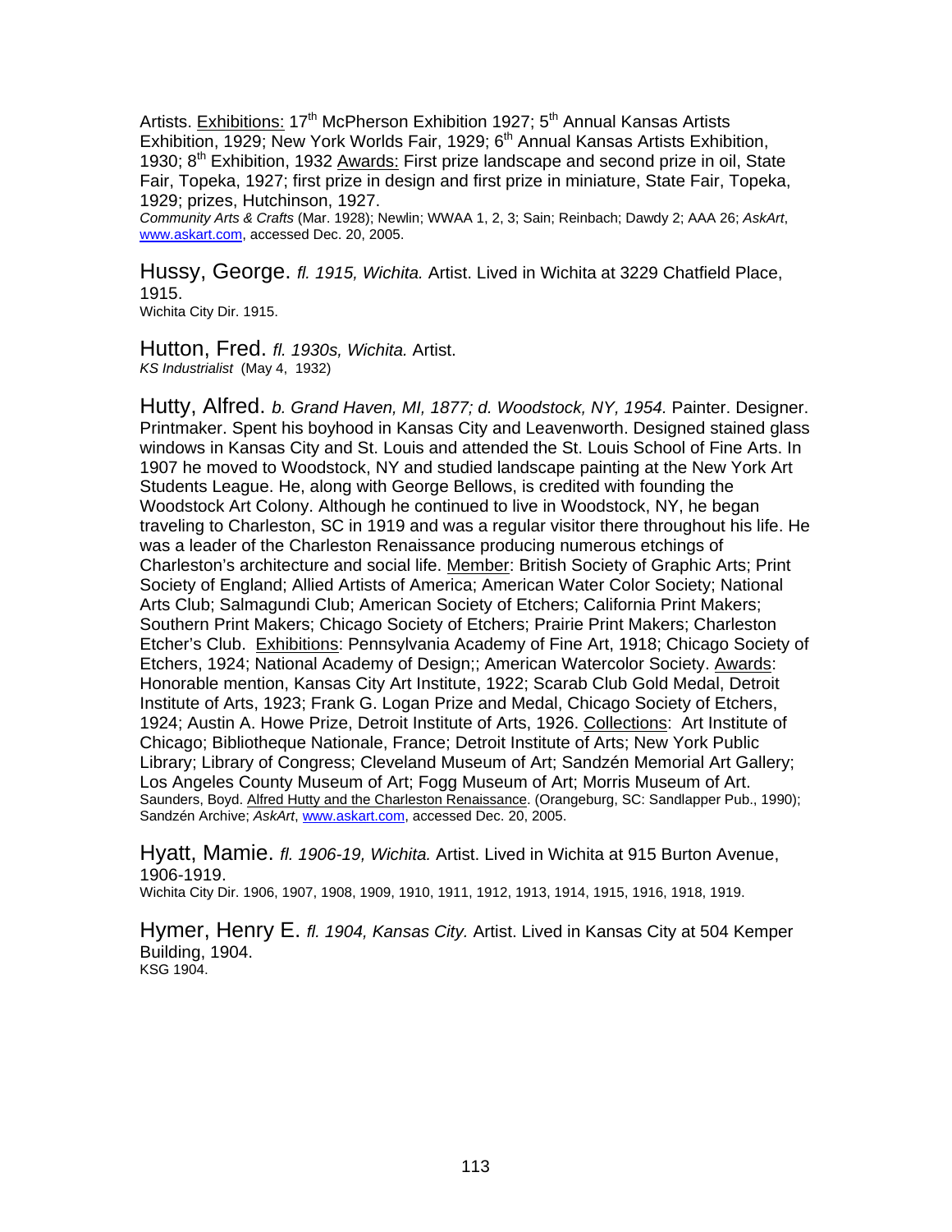Artists. Exhibitions: 17th McPherson Exhibition 1927; 5th Annual Kansas Artists Exhibition, 1929; New York Worlds Fair, 1929; 6th Annual Kansas Artists Exhibition, 1930; 8th Exhibition, 1932 Awards: First prize landscape and second prize in oil, State Fair, Topeka, 1927; first prize in design and first prize in miniature, State Fair, Topeka, 1929; prizes, Hutchinson, 1927.
*Community Arts & Crafts* (Mar. 1928); Newlin; WWAA 1, 2, 3; Sain; Reinbach; Dawdy 2; AAA 26; *AskArt*, www.askart.com, accessed Dec. 20, 2005.

Hussy, George. *fl. 1915, Wichita.* Artist. Lived in Wichita at 3229 Chatfield Place, 1915.
Wichita City Dir. 1915.

Hutton, Fred. *fl. 1930s, Wichita.* Artist.
*KS Industrialist* (May 4, 1932)

Hutty, Alfred. *b. Grand Haven, MI, 1877; d. Woodstock, NY, 1954.* Painter. Designer. Printmaker. Spent his boyhood in Kansas City and Leavenworth. Designed stained glass windows in Kansas City and St. Louis and attended the St. Louis School of Fine Arts. In 1907 he moved to Woodstock, NY and studied landscape painting at the New York Art Students League. He, along with George Bellows, is credited with founding the Woodstock Art Colony. Although he continued to live in Woodstock, NY, he began traveling to Charleston, SC in 1919 and was a regular visitor there throughout his life. He was a leader of the Charleston Renaissance producing numerous etchings of Charleston's architecture and social life. Member: British Society of Graphic Arts; Print Society of England; Allied Artists of America; American Water Color Society; National Arts Club; Salmagundi Club; American Society of Etchers; California Print Makers; Southern Print Makers; Chicago Society of Etchers; Prairie Print Makers; Charleston Etcher's Club. Exhibitions: Pennsylvania Academy of Fine Art, 1918; Chicago Society of Etchers, 1924; National Academy of Design;; American Watercolor Society. Awards: Honorable mention, Kansas City Art Institute, 1922; Scarab Club Gold Medal, Detroit Institute of Arts, 1923; Frank G. Logan Prize and Medal, Chicago Society of Etchers, 1924; Austin A. Howe Prize, Detroit Institute of Arts, 1926. Collections: Art Institute of Chicago; Bibliotheque Nationale, France; Detroit Institute of Arts; New York Public Library; Library of Congress; Cleveland Museum of Art; Sandzén Memorial Art Gallery; Los Angeles County Museum of Art; Fogg Museum of Art; Morris Museum of Art.
Saunders, Boyd. Alfred Hutty and the Charleston Renaissance. (Orangeburg, SC: Sandlapper Pub., 1990); Sandzén Archive; *AskArt*, www.askart.com, accessed Dec. 20, 2005.

Hyatt, Mamie. *fl. 1906-19, Wichita.* Artist. Lived in Wichita at 915 Burton Avenue, 1906-1919.
Wichita City Dir. 1906, 1907, 1908, 1909, 1910, 1911, 1912, 1913, 1914, 1915, 1916, 1918, 1919.

Hymer, Henry E. *fl. 1904, Kansas City.* Artist. Lived in Kansas City at 504 Kemper Building, 1904.
KSG 1904.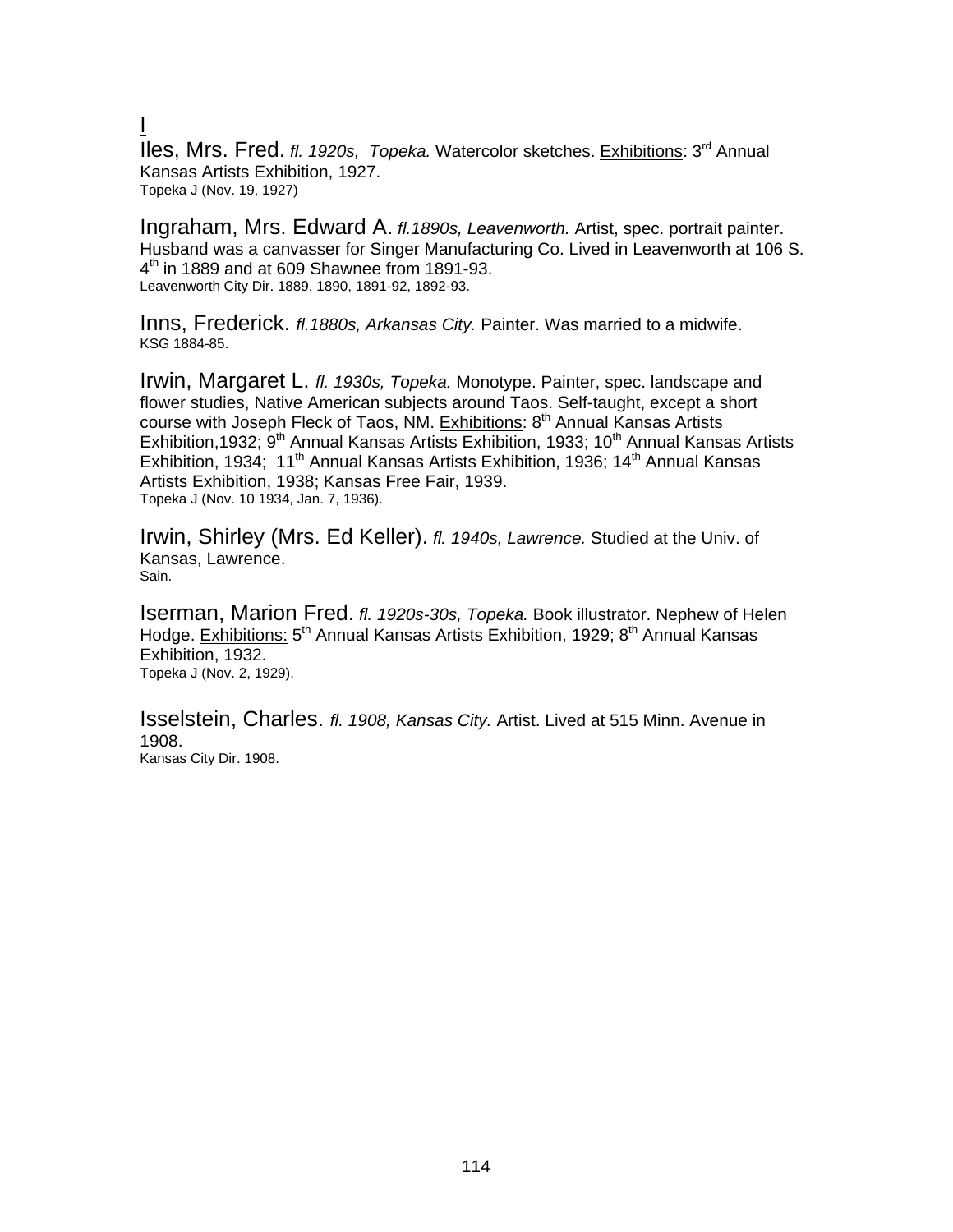# I

Iles, Mrs. Fred. *fl. 1920s, Topeka.* Watercolor sketches. Exhibitions: 3rd Annual Kansas Artists Exhibition, 1927.
Topeka J (Nov. 19, 1927)

Ingraham, Mrs. Edward A. *fl.1890s, Leavenworth.* Artist, spec. portrait painter. Husband was a canvasser for Singer Manufacturing Co. Lived in Leavenworth at 106 S. 4th in 1889 and at 609 Shawnee from 1891-93.
Leavenworth City Dir. 1889, 1890, 1891-92, 1892-93.

Inns, Frederick. *fl.1880s, Arkansas City.* Painter. Was married to a midwife.
KSG 1884-85.

Irwin, Margaret L. *fl. 1930s, Topeka.* Monotype. Painter, spec. landscape and flower studies, Native American subjects around Taos. Self-taught, except a short course with Joseph Fleck of Taos, NM. Exhibitions: 8th Annual Kansas Artists Exhibition,1932; 9th Annual Kansas Artists Exhibition, 1933; 10th Annual Kansas Artists Exhibition, 1934; 11th Annual Kansas Artists Exhibition, 1936; 14th Annual Kansas Artists Exhibition, 1938; Kansas Free Fair, 1939.
Topeka J (Nov. 10 1934, Jan. 7, 1936).

Irwin, Shirley (Mrs. Ed Keller). *fl. 1940s, Lawrence.* Studied at the Univ. of Kansas, Lawrence.
Sain.

Iserman, Marion Fred. *fl. 1920s-30s, Topeka.* Book illustrator. Nephew of Helen Hodge. Exhibitions: 5th Annual Kansas Artists Exhibition, 1929; 8th Annual Kansas Exhibition, 1932.
Topeka J (Nov. 2, 1929).

Isselstein, Charles. *fl. 1908, Kansas City.* Artist. Lived at 515 Minn. Avenue in 1908.
Kansas City Dir. 1908.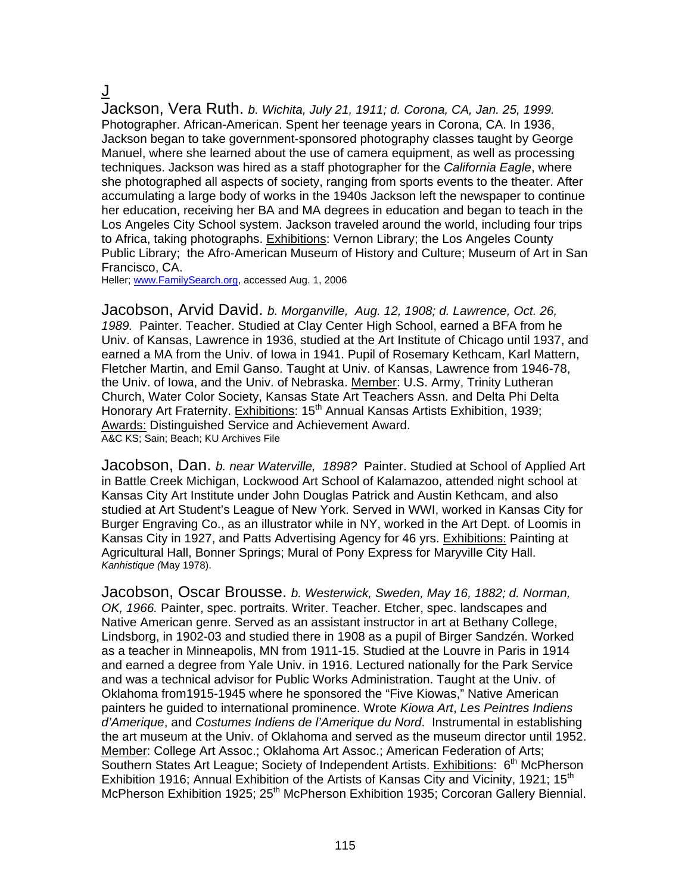# J

**Jackson, Vera Ruth.** *b. Wichita, July 21, 1911; d. Corona, CA, Jan. 25, 1999.* Photographer. African-American. Spent her teenage years in Corona, CA. In 1936, Jackson began to take government-sponsored photography classes taught by George Manuel, where she learned about the use of camera equipment, as well as processing techniques. Jackson was hired as a staff photographer for the *California Eagle*, where she photographed all aspects of society, ranging from sports events to the theater. After accumulating a large body of works in the 1940s Jackson left the newspaper to continue her education, receiving her BA and MA degrees in education and began to teach in the Los Angeles City School system. Jackson traveled around the world, including four trips to Africa, taking photographs. Exhibitions: Vernon Library; the Los Angeles County Public Library; the Afro-American Museum of History and Culture; Museum of Art in San Francisco, CA.
Heller; www.FamilySearch.org, accessed Aug. 1, 2006

**Jacobson, Arvid David.** *b. Morganville, Aug. 12, 1908; d. Lawrence, Oct. 26, 1989.* Painter. Teacher. Studied at Clay Center High School, earned a BFA from he Univ. of Kansas, Lawrence in 1936, studied at the Art Institute of Chicago until 1937, and earned a MA from the Univ. of Iowa in 1941. Pupil of Rosemary Kethcam, Karl Mattern, Fletcher Martin, and Emil Ganso. Taught at Univ. of Kansas, Lawrence from 1946-78, the Univ. of Iowa, and the Univ. of Nebraska. Member: U.S. Army, Trinity Lutheran Church, Water Color Society, Kansas State Art Teachers Assn. and Delta Phi Delta Honorary Art Fraternity. Exhibitions: 15th Annual Kansas Artists Exhibition, 1939; Awards: Distinguished Service and Achievement Award.
A&C KS; Sain; Beach; KU Archives File

**Jacobson, Dan.** *b. near Waterville, 1898?* Painter. Studied at School of Applied Art in Battle Creek Michigan, Lockwood Art School of Kalamazoo, attended night school at Kansas City Art Institute under John Douglas Patrick and Austin Kethcam, and also studied at Art Student's League of New York. Served in WWI, worked in Kansas City for Burger Engraving Co., as an illustrator while in NY, worked in the Art Dept. of Loomis in Kansas City in 1927, and Patts Advertising Agency for 46 yrs. Exhibitions: Painting at Agricultural Hall, Bonner Springs; Mural of Pony Express for Maryville City Hall.
*Kanhistique (*May 1978).

**Jacobson, Oscar Brousse.** *b. Westerwick, Sweden, May 16, 1882; d. Norman, OK, 1966.* Painter, spec. portraits. Writer. Teacher. Etcher, spec. landscapes and Native American genre. Served as an assistant instructor in art at Bethany College, Lindsborg, in 1902-03 and studied there in 1908 as a pupil of Birger Sandzén. Worked as a teacher in Minneapolis, MN from 1911-15. Studied at the Louvre in Paris in 1914 and earned a degree from Yale Univ. in 1916. Lectured nationally for the Park Service and was a technical advisor for Public Works Administration. Taught at the Univ. of Oklahoma from1915-1945 where he sponsored the "Five Kiowas," Native American painters he guided to international prominence. Wrote *Kiowa Art*, *Les Peintres Indiens d'Amerique*, and *Costumes Indiens de l'Amerique du Nord*. Instrumental in establishing the art museum at the Univ. of Oklahoma and served as the museum director until 1952. Member: College Art Assoc.; Oklahoma Art Assoc.; American Federation of Arts; Southern States Art League; Society of Independent Artists. Exhibitions: 6th McPherson Exhibition 1916; Annual Exhibition of the Artists of Kansas City and Vicinity, 1921; 15th McPherson Exhibition 1925; 25th McPherson Exhibition 1935; Corcoran Gallery Biennial.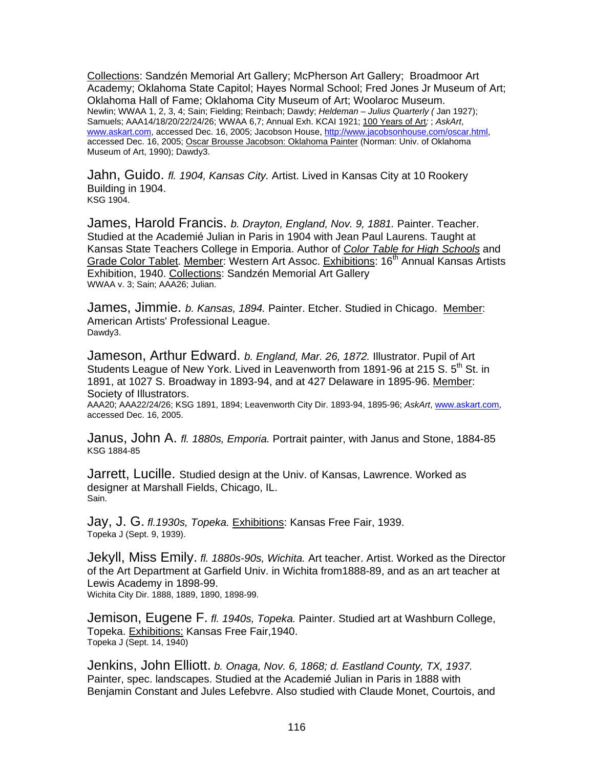Collections: Sandzén Memorial Art Gallery; McPherson Art Gallery; Broadmoor Art Academy; Oklahoma State Capitol; Hayes Normal School; Fred Jones Jr Museum of Art; Oklahoma Hall of Fame; Oklahoma City Museum of Art; Woolaroc Museum.
Newlin; WWAA 1, 2, 3, 4; Sain; Fielding; Reinbach; Dawdy; *Heldeman – Julius Quarterly (* Jan 1927); Samuels; AAA14/18/20/22/24/26; WWAA 6,7; Annual Exh. KCAI 1921; 100 Years of Art*;* ; *AskArt*, www.askart.com, accessed Dec. 16, 2005; Jacobson House, http://www.jacobsonhouse.com/oscar.html, accessed Dec. 16, 2005; Oscar Brousse Jacobson: Oklahoma Painter (Norman: Univ. of Oklahoma Museum of Art, 1990); Dawdy3.

Jahn, Guido. *fl. 1904, Kansas City.* Artist. Lived in Kansas City at 10 Rookery Building in 1904.
KSG 1904.

James, Harold Francis. *b. Drayton, England, Nov. 9, 1881.* Painter. Teacher. Studied at the Academié Julian in Paris in 1904 with Jean Paul Laurens. Taught at Kansas State Teachers College in Emporia. Author of *Color Table for High Schools* and Grade Color Tablet. Member: Western Art Assoc. Exhibitions: 16th Annual Kansas Artists Exhibition, 1940. Collections: Sandzén Memorial Art Gallery
WWAA v. 3; Sain; AAA26; Julian.

James, Jimmie. *b. Kansas, 1894.* Painter. Etcher. Studied in Chicago. Member: American Artists' Professional League.
Dawdy3.

Jameson, Arthur Edward. *b. England, Mar. 26, 1872.* Illustrator. Pupil of Art Students League of New York. Lived in Leavenworth from 1891-96 at 215 S. 5th St. in 1891, at 1027 S. Broadway in 1893-94, and at 427 Delaware in 1895-96. Member: Society of Illustrators.
AAA20; AAA22/24/26; KSG 1891, 1894; Leavenworth City Dir. 1893-94, 1895-96; *AskArt*, www.askart.com, accessed Dec. 16, 2005.

Janus, John A. *fl. 1880s, Emporia.* Portrait painter, with Janus and Stone, 1884-85
KSG 1884-85

Jarrett, Lucille. Studied design at the Univ. of Kansas, Lawrence. Worked as designer at Marshall Fields, Chicago, IL.
Sain.

Jay, J. G. *fl.1930s, Topeka.* Exhibitions: Kansas Free Fair, 1939.
Topeka J (Sept. 9, 1939).

Jekyll, Miss Emily. *fl. 1880s-90s, Wichita.* Art teacher. Artist. Worked as the Director of the Art Department at Garfield Univ. in Wichita from1888-89, and as an art teacher at Lewis Academy in 1898-99.
Wichita City Dir. 1888, 1889, 1890, 1898-99.

Jemison, Eugene F. *fl. 1940s, Topeka.* Painter. Studied art at Washburn College, Topeka. Exhibitions: Kansas Free Fair,1940.
Topeka J (Sept. 14, 1940)

Jenkins, John Elliott. *b. Onaga, Nov. 6, 1868; d. Eastland County, TX, 1937.* Painter, spec. landscapes. Studied at the Academié Julian in Paris in 1888 with Benjamin Constant and Jules Lefebvre. Also studied with Claude Monet, Courtois, and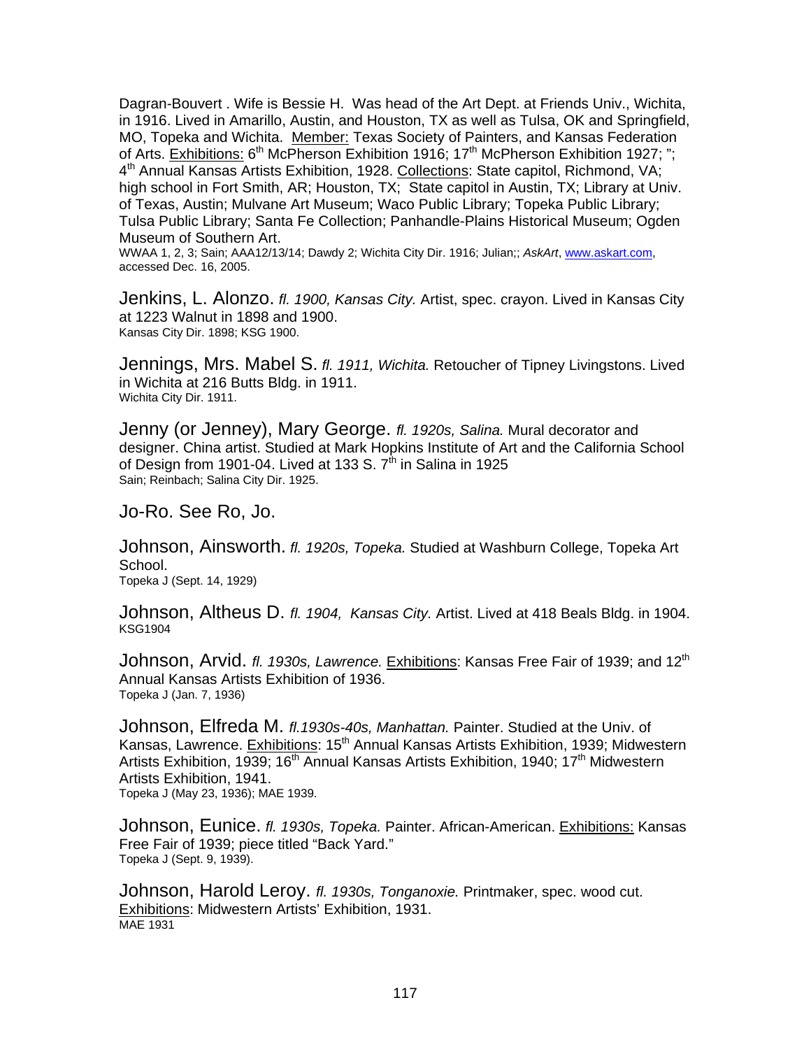Dagran-Bouvert . Wife is Bessie H. Was head of the Art Dept. at Friends Univ., Wichita, in 1916. Lived in Amarillo, Austin, and Houston, TX as well as Tulsa, OK and Springfield, MO, Topeka and Wichita. Member: Texas Society of Painters, and Kansas Federation of Arts. Exhibitions: 6th McPherson Exhibition 1916; 17th McPherson Exhibition 1927; "; 4th Annual Kansas Artists Exhibition, 1928. Collections: State capitol, Richmond, VA; high school in Fort Smith, AR; Houston, TX; State capitol in Austin, TX; Library at Univ. of Texas, Austin; Mulvane Art Museum; Waco Public Library; Topeka Public Library; Tulsa Public Library; Santa Fe Collection; Panhandle-Plains Historical Museum; Ogden Museum of Southern Art.
WWAA 1, 2, 3; Sain; AAA12/13/14; Dawdy 2; Wichita City Dir. 1916; Julian;; *AskArt*, www.askart.com, accessed Dec. 16, 2005.

Jenkins, L. Alonzo. *fl. 1900, Kansas City.* Artist, spec. crayon. Lived in Kansas City at 1223 Walnut in 1898 and 1900.
Kansas City Dir. 1898; KSG 1900.

Jennings, Mrs. Mabel S. *fl. 1911, Wichita.* Retoucher of Tipney Livingstons. Lived in Wichita at 216 Butts Bldg. in 1911.
Wichita City Dir. 1911.

Jenny (or Jenney), Mary George. *fl. 1920s, Salina.* Mural decorator and designer. China artist. Studied at Mark Hopkins Institute of Art and the California School of Design from 1901-04. Lived at 133 S. 7th in Salina in 1925
Sain; Reinbach; Salina City Dir. 1925.

Jo-Ro. See Ro, Jo.

Johnson, Ainsworth. *fl. 1920s, Topeka.* Studied at Washburn College, Topeka Art School.
Topeka J (Sept. 14, 1929)

Johnson, Altheus D. *fl. 1904, Kansas City.* Artist. Lived at 418 Beals Bldg. in 1904.
KSG1904

Johnson, Arvid. *fl. 1930s, Lawrence.* Exhibitions: Kansas Free Fair of 1939; and 12th Annual Kansas Artists Exhibition of 1936.
Topeka J (Jan. 7, 1936)

Johnson, Elfreda M. *fl.1930s-40s, Manhattan.* Painter. Studied at the Univ. of Kansas, Lawrence. Exhibitions: 15th Annual Kansas Artists Exhibition, 1939; Midwestern Artists Exhibition, 1939; 16th Annual Kansas Artists Exhibition, 1940; 17th Midwestern Artists Exhibition, 1941.
Topeka J (May 23, 1936); MAE 1939.

Johnson, Eunice. *fl. 1930s, Topeka.* Painter. African-American. Exhibitions: Kansas Free Fair of 1939; piece titled "Back Yard."
Topeka J (Sept. 9, 1939).

Johnson, Harold Leroy. *fl. 1930s, Tonganoxie.* Printmaker, spec. wood cut. Exhibitions: Midwestern Artists' Exhibition, 1931.
MAE 1931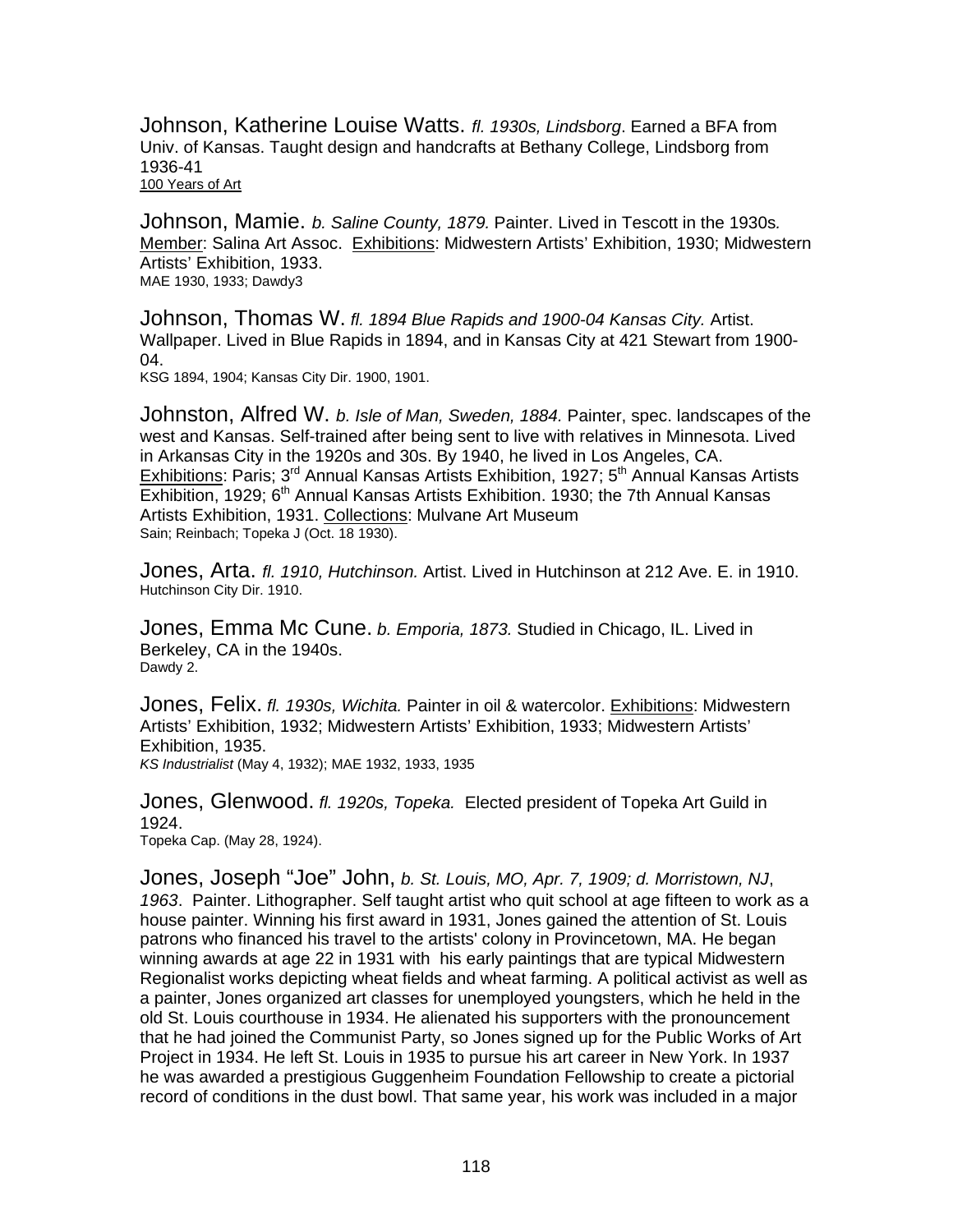Johnson, Katherine Louise Watts. *fl. 1930s, Lindsborg*. Earned a BFA from Univ. of Kansas. Taught design and handcrafts at Bethany College, Lindsborg from 1936-41
100 Years of Art

Johnson, Mamie. *b. Saline County, 1879.* Painter. Lived in Tescott in the 1930s. Member: Salina Art Assoc. Exhibitions: Midwestern Artists' Exhibition, 1930; Midwestern Artists' Exhibition, 1933.
MAE 1930, 1933; Dawdy3

Johnson, Thomas W. *fl. 1894 Blue Rapids and 1900-04 Kansas City.* Artist. Wallpaper. Lived in Blue Rapids in 1894, and in Kansas City at 421 Stewart from 1900-04.
KSG 1894, 1904; Kansas City Dir. 1900, 1901.

Johnston, Alfred W. *b. Isle of Man, Sweden, 1884.* Painter, spec. landscapes of the west and Kansas. Self-trained after being sent to live with relatives in Minnesota. Lived in Arkansas City in the 1920s and 30s. By 1940, he lived in Los Angeles, CA. Exhibitions: Paris; 3rd Annual Kansas Artists Exhibition, 1927; 5th Annual Kansas Artists Exhibition, 1929; 6th Annual Kansas Artists Exhibition. 1930; the 7th Annual Kansas Artists Exhibition, 1931. Collections: Mulvane Art Museum
Sain; Reinbach; Topeka J (Oct. 18 1930).

Jones, Arta. *fl. 1910, Hutchinson.* Artist. Lived in Hutchinson at 212 Ave. E. in 1910.
Hutchinson City Dir. 1910.

Jones, Emma Mc Cune. *b. Emporia, 1873.* Studied in Chicago, IL. Lived in Berkeley, CA in the 1940s.
Dawdy 2.

Jones, Felix. *fl. 1930s, Wichita.* Painter in oil & watercolor. Exhibitions: Midwestern Artists' Exhibition, 1932; Midwestern Artists' Exhibition, 1933; Midwestern Artists' Exhibition, 1935.
*KS Industrialist* (May 4, 1932); MAE 1932, 1933, 1935

Jones, Glenwood. *fl. 1920s, Topeka.* Elected president of Topeka Art Guild in 1924.
Topeka Cap. (May 28, 1924).

Jones, Joseph "Joe" John, *b. St. Louis, MO, Apr. 7, 1909; d. Morristown, NJ, 1963*. Painter. Lithographer. Self taught artist who quit school at age fifteen to work as a house painter. Winning his first award in 1931, Jones gained the attention of St. Louis patrons who financed his travel to the artists' colony in Provincetown, MA. He began winning awards at age 22 in 1931 with his early paintings that are typical Midwestern Regionalist works depicting wheat fields and wheat farming. A political activist as well as a painter, Jones organized art classes for unemployed youngsters, which he held in the old St. Louis courthouse in 1934. He alienated his supporters with the pronouncement that he had joined the Communist Party, so Jones signed up for the Public Works of Art Project in 1934. He left St. Louis in 1935 to pursue his art career in New York. In 1937 he was awarded a prestigious Guggenheim Foundation Fellowship to create a pictorial record of conditions in the dust bowl. That same year, his work was included in a major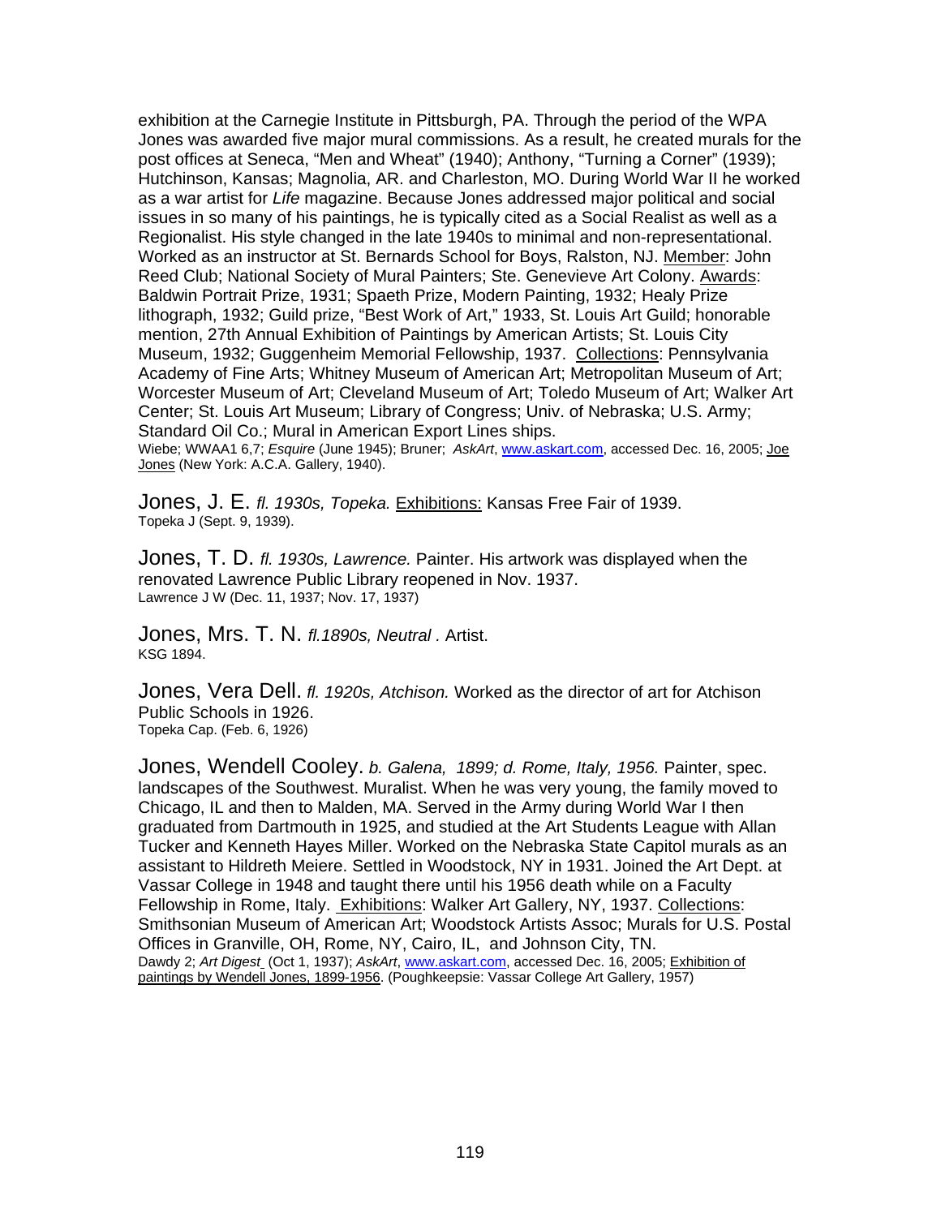exhibition at the Carnegie Institute in Pittsburgh, PA. Through the period of the WPA Jones was awarded five major mural commissions. As a result, he created murals for the post offices at Seneca, "Men and Wheat" (1940); Anthony, "Turning a Corner" (1939); Hutchinson, Kansas; Magnolia, AR. and Charleston, MO. During World War II he worked as a war artist for *Life* magazine. Because Jones addressed major political and social issues in so many of his paintings, he is typically cited as a Social Realist as well as a Regionalist. His style changed in the late 1940s to minimal and non-representational. Worked as an instructor at St. Bernards School for Boys, Ralston, NJ. Member: John Reed Club; National Society of Mural Painters; Ste. Genevieve Art Colony. Awards: Baldwin Portrait Prize, 1931; Spaeth Prize, Modern Painting, 1932; Healy Prize lithograph, 1932; Guild prize, "Best Work of Art," 1933, St. Louis Art Guild; honorable mention, 27th Annual Exhibition of Paintings by American Artists; St. Louis City Museum, 1932; Guggenheim Memorial Fellowship, 1937. Collections: Pennsylvania Academy of Fine Arts; Whitney Museum of American Art; Metropolitan Museum of Art; Worcester Museum of Art; Cleveland Museum of Art; Toledo Museum of Art; Walker Art Center; St. Louis Art Museum; Library of Congress; Univ. of Nebraska; U.S. Army; Standard Oil Co.; Mural in American Export Lines ships.
Wiebe; WWAA1 6,7; *Esquire* (June 1945); Bruner; *AskArt*, www.askart.com, accessed Dec. 16, 2005; Joe Jones (New York: A.C.A. Gallery, 1940).

Jones, J. E. *fl. 1930s, Topeka.* Exhibitions: Kansas Free Fair of 1939.
Topeka J (Sept. 9, 1939).

Jones, T. D. *fl. 1930s, Lawrence.* Painter. His artwork was displayed when the renovated Lawrence Public Library reopened in Nov. 1937.
Lawrence J W (Dec. 11, 1937; Nov. 17, 1937)

Jones, Mrs. T. N. *fl.1890s, Neutral .* Artist.
KSG 1894.

Jones, Vera Dell. *fl. 1920s, Atchison.* Worked as the director of art for Atchison Public Schools in 1926.
Topeka Cap. (Feb. 6, 1926)

Jones, Wendell Cooley. *b. Galena, 1899; d. Rome, Italy, 1956.* Painter, spec. landscapes of the Southwest. Muralist. When he was very young, the family moved to Chicago, IL and then to Malden, MA. Served in the Army during World War I then graduated from Dartmouth in 1925, and studied at the Art Students League with Allan Tucker and Kenneth Hayes Miller. Worked on the Nebraska State Capitol murals as an assistant to Hildreth Meiere. Settled in Woodstock, NY in 1931. Joined the Art Dept. at Vassar College in 1948 and taught there until his 1956 death while on a Faculty Fellowship in Rome, Italy. Exhibitions: Walker Art Gallery, NY, 1937. Collections: Smithsonian Museum of American Art; Woodstock Artists Assoc; Murals for U.S. Postal Offices in Granville, OH, Rome, NY, Cairo, IL, and Johnson City, TN.
Dawdy 2; *Art Digest* (Oct 1, 1937); *AskArt*, www.askart.com, accessed Dec. 16, 2005; Exhibition of paintings by Wendell Jones, 1899-1956. (Poughkeepsie: Vassar College Art Gallery, 1957)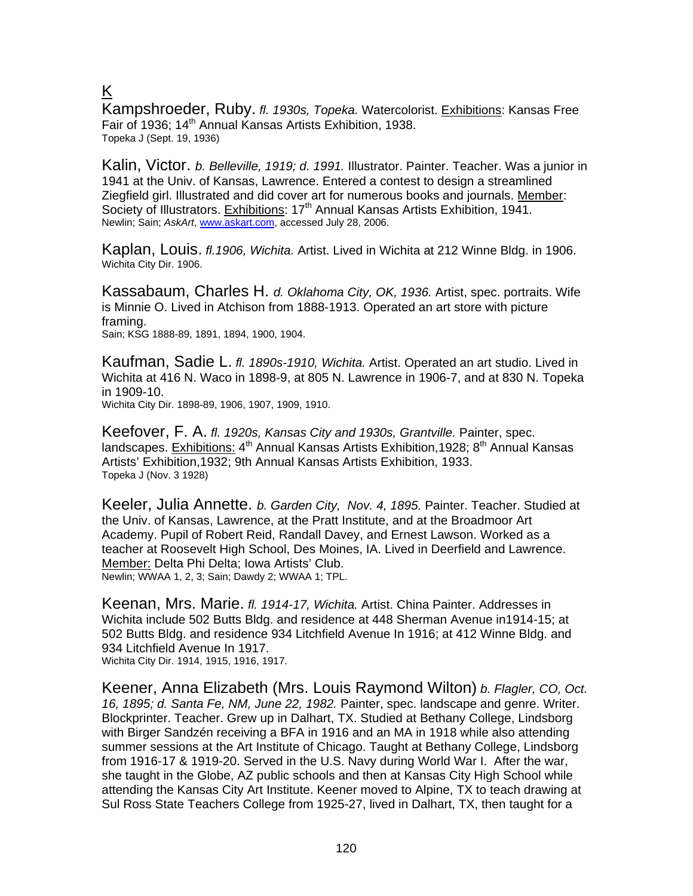# K

Kampshroeder, Ruby. *fl. 1930s, Topeka.* Watercolorist. Exhibitions: Kansas Free Fair of 1936; 14th Annual Kansas Artists Exhibition, 1938.
Topeka J (Sept. 19, 1936)

Kalin, Victor. *b. Belleville, 1919; d. 1991.* Illustrator. Painter. Teacher. Was a junior in 1941 at the Univ. of Kansas, Lawrence. Entered a contest to design a streamlined Ziegfield girl. Illustrated and did cover art for numerous books and journals. Member: Society of Illustrators. Exhibitions: 17th Annual Kansas Artists Exhibition, 1941.
Newlin; Sain; *AskArt*, www.askart.com, accessed July 28, 2006.

Kaplan, Louis. *fl.1906, Wichita.* Artist. Lived in Wichita at 212 Winne Bldg. in 1906.
Wichita City Dir. 1906.

Kassabaum, Charles H. *d. Oklahoma City, OK, 1936.* Artist, spec. portraits. Wife is Minnie O. Lived in Atchison from 1888-1913. Operated an art store with picture framing.
Sain; KSG 1888-89, 1891, 1894, 1900, 1904.

Kaufman, Sadie L. *fl. 1890s-1910, Wichita.* Artist. Operated an art studio. Lived in Wichita at 416 N. Waco in 1898-9, at 805 N. Lawrence in 1906-7, and at 830 N. Topeka in 1909-10.
Wichita City Dir. 1898-89, 1906, 1907, 1909, 1910.

Keefover, F. A. *fl. 1920s, Kansas City and 1930s, Grantville.* Painter, spec. landscapes. Exhibitions: 4th Annual Kansas Artists Exhibition,1928; 8th Annual Kansas Artists' Exhibition,1932; 9th Annual Kansas Artists Exhibition, 1933.
Topeka J (Nov. 3 1928)

Keeler, Julia Annette. *b. Garden City, Nov. 4, 1895.* Painter. Teacher. Studied at the Univ. of Kansas, Lawrence, at the Pratt Institute, and at the Broadmoor Art Academy. Pupil of Robert Reid, Randall Davey, and Ernest Lawson. Worked as a teacher at Roosevelt High School, Des Moines, IA. Lived in Deerfield and Lawrence. Member: Delta Phi Delta; Iowa Artists' Club.
Newlin; WWAA 1, 2, 3; Sain; Dawdy 2; WWAA 1; TPL.

Keenan, Mrs. Marie. *fl. 1914-17, Wichita.* Artist. China Painter. Addresses in Wichita include 502 Butts Bldg. and residence at 448 Sherman Avenue in1914-15; at 502 Butts Bldg. and residence 934 Litchfield Avenue In 1916; at 412 Winne Bldg. and 934 Litchfield Avenue In 1917.
Wichita City Dir. 1914, 1915, 1916, 1917.

Keener, Anna Elizabeth (Mrs. Louis Raymond Wilton) *b. Flagler, CO, Oct. 16, 1895; d. Santa Fe, NM, June 22, 1982.* Painter, spec. landscape and genre. Writer. Blockprinter. Teacher. Grew up in Dalhart, TX. Studied at Bethany College, Lindsborg with Birger Sandzén receiving a BFA in 1916 and an MA in 1918 while also attending summer sessions at the Art Institute of Chicago. Taught at Bethany College, Lindsborg from 1916-17 & 1919-20. Served in the U.S. Navy during World War I. After the war, she taught in the Globe, AZ public schools and then at Kansas City High School while attending the Kansas City Art Institute. Keener moved to Alpine, TX to teach drawing at Sul Ross State Teachers College from 1925-27, lived in Dalhart, TX, then taught for a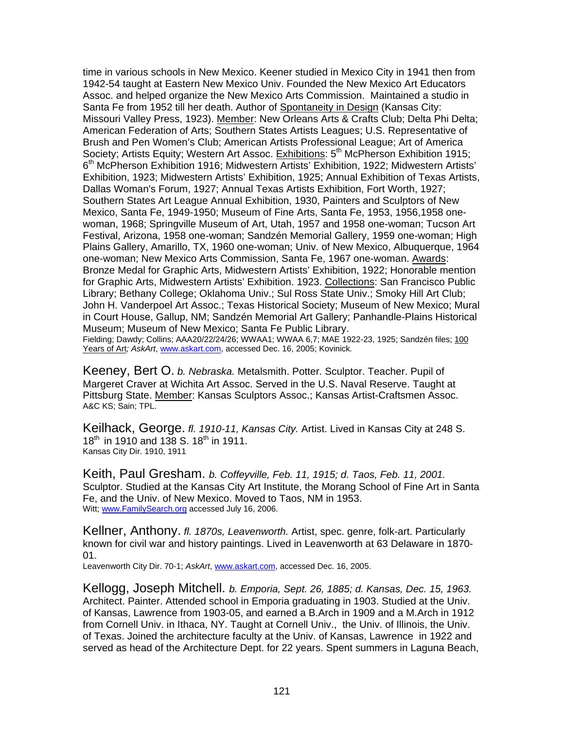time in various schools in New Mexico. Keener studied in Mexico City in 1941 then from 1942-54 taught at Eastern New Mexico Univ. Founded the New Mexico Art Educators Assoc. and helped organize the New Mexico Arts Commission. Maintained a studio in Santa Fe from 1952 till her death. Author of Spontaneity in Design (Kansas City: Missouri Valley Press, 1923). Member: New Orleans Arts & Crafts Club; Delta Phi Delta; American Federation of Arts; Southern States Artists Leagues; U.S. Representative of Brush and Pen Women's Club; American Artists Professional League; Art of America Society; Artists Equity; Western Art Assoc. Exhibitions: 5th McPherson Exhibition 1915; 6th McPherson Exhibition 1916; Midwestern Artists' Exhibition, 1922; Midwestern Artists' Exhibition, 1923; Midwestern Artists' Exhibition, 1925; Annual Exhibition of Texas Artists, Dallas Woman's Forum, 1927; Annual Texas Artists Exhibition, Fort Worth, 1927; Southern States Art League Annual Exhibition, 1930, Painters and Sculptors of New Mexico, Santa Fe, 1949-1950; Museum of Fine Arts, Santa Fe, 1953, 1956,1958 one-woman, 1968; Springville Museum of Art, Utah, 1957 and 1958 one-woman; Tucson Art Festival, Arizona, 1958 one-woman; Sandzén Memorial Gallery, 1959 one-woman; High Plains Gallery, Amarillo, TX, 1960 one-woman; Univ. of New Mexico, Albuquerque, 1964 one-woman; New Mexico Arts Commission, Santa Fe, 1967 one-woman. Awards: Bronze Medal for Graphic Arts, Midwestern Artists' Exhibition, 1922; Honorable mention for Graphic Arts, Midwestern Artists' Exhibition. 1923. Collections: San Francisco Public Library; Bethany College; Oklahoma Univ.; Sul Ross State Univ.; Smoky Hill Art Club; John H. Vanderpoel Art Assoc.; Texas Historical Society; Museum of New Mexico; Mural in Court House, Gallup, NM; Sandzén Memorial Art Gallery; Panhandle-Plains Historical Museum; Museum of New Mexico; Santa Fe Public Library.
Fielding; Dawdy; Collins; AAA20/22/24/26; WWAA1; WWAA 6,7; MAE 1922-23, 1925; Sandzén files; 100 Years of Art*; AskArt*, www.askart.com, accessed Dec. 16, 2005; Kovinick*.*

Keeney, Bert O. *b. Nebraska.* Metalsmith. Potter. Sculptor. Teacher. Pupil of Margeret Craver at Wichita Art Assoc. Served in the U.S. Naval Reserve. Taught at Pittsburg State. Member: Kansas Sculptors Assoc.; Kansas Artist-Craftsmen Assoc.
A&C KS; Sain; TPL.

Keilhack, George. *fl. 1910-11, Kansas City.* Artist. Lived in Kansas City at 248 S. 18th in 1910 and 138 S. 18th in 1911.
Kansas City Dir. 1910, 1911

Keith, Paul Gresham. *b. Coffeyville, Feb. 11, 1915; d. Taos, Feb. 11, 2001.* Sculptor. Studied at the Kansas City Art Institute, the Morang School of Fine Art in Santa Fe, and the Univ. of New Mexico. Moved to Taos, NM in 1953.
Witt; www.FamilySearch.org accessed July 16, 2006.

Kellner, Anthony. *fl. 1870s, Leavenworth.* Artist, spec. genre, folk-art. Particularly known for civil war and history paintings. Lived in Leavenworth at 63 Delaware in 1870-01.
Leavenworth City Dir. 70-1; *AskArt*, www.askart.com, accessed Dec. 16, 2005.

Kellogg, Joseph Mitchell. *b. Emporia, Sept. 26, 1885; d. Kansas, Dec. 15, 1963.* Architect. Painter. Attended school in Emporia graduating in 1903. Studied at the Univ. of Kansas, Lawrence from 1903-05, and earned a B.Arch in 1909 and a M.Arch in 1912 from Cornell Univ. in Ithaca, NY. Taught at Cornell Univ., the Univ. of Illinois, the Univ. of Texas. Joined the architecture faculty at the Univ. of Kansas, Lawrence in 1922 and served as head of the Architecture Dept. for 22 years. Spent summers in Laguna Beach,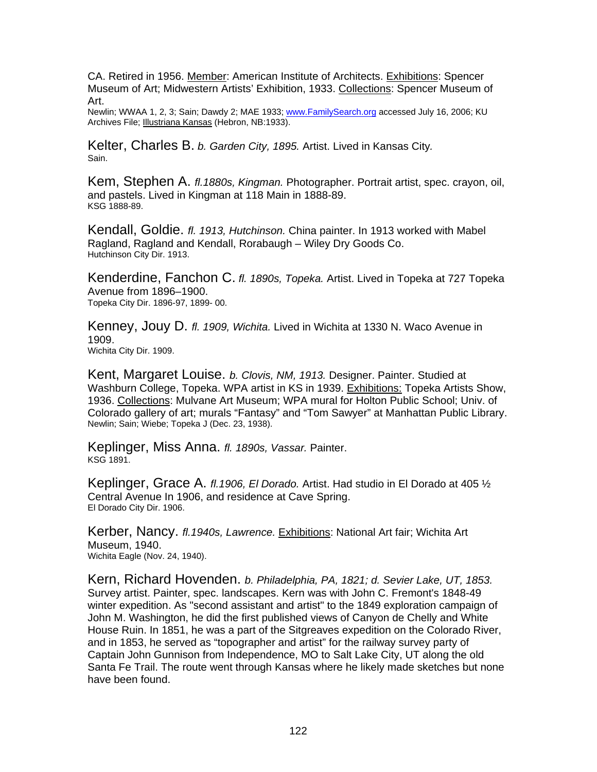CA. Retired in 1956. Member: American Institute of Architects. Exhibitions: Spencer Museum of Art; Midwestern Artists' Exhibition, 1933. Collections: Spencer Museum of Art.
Newlin; WWAA 1, 2, 3; Sain; Dawdy 2; MAE 1933; www.FamilySearch.org accessed July 16, 2006; KU Archives File; Illustriana Kansas (Hebron, NB:1933).

Kelter, Charles B. *b. Garden City, 1895.* Artist. Lived in Kansas City.
Sain.

Kem, Stephen A. *fl.1880s, Kingman.* Photographer. Portrait artist, spec. crayon, oil, and pastels. Lived in Kingman at 118 Main in 1888-89.
KSG 1888-89.

Kendall, Goldie. *fl. 1913, Hutchinson.* China painter. In 1913 worked with Mabel Ragland, Ragland and Kendall, Rorabaugh – Wiley Dry Goods Co.
Hutchinson City Dir. 1913.

Kenderdine, Fanchon C. *fl. 1890s, Topeka.* Artist. Lived in Topeka at 727 Topeka Avenue from 1896–1900.
Topeka City Dir. 1896-97, 1899- 00.

Kenney, Jouy D. *fl. 1909, Wichita.* Lived in Wichita at 1330 N. Waco Avenue in 1909.
Wichita City Dir. 1909.

Kent, Margaret Louise. *b. Clovis, NM, 1913.* Designer. Painter. Studied at Washburn College, Topeka. WPA artist in KS in 1939. Exhibitions: Topeka Artists Show, 1936. Collections: Mulvane Art Museum; WPA mural for Holton Public School; Univ. of Colorado gallery of art; murals "Fantasy" and "Tom Sawyer" at Manhattan Public Library.
Newlin; Sain; Wiebe; Topeka J (Dec. 23, 1938).

Keplinger, Miss Anna. *fl. 1890s, Vassar.* Painter.
KSG 1891.

Keplinger, Grace A. *fl.1906, El Dorado.* Artist. Had studio in El Dorado at 405 ½ Central Avenue In 1906, and residence at Cave Spring.
El Dorado City Dir. 1906.

Kerber, Nancy. *fl.1940s, Lawrence.* Exhibitions: National Art fair; Wichita Art Museum, 1940.
Wichita Eagle (Nov. 24, 1940).

Kern, Richard Hovenden. *b. Philadelphia, PA, 1821; d. Sevier Lake, UT, 1853.* Survey artist. Painter, spec. landscapes. Kern was with John C. Fremont's 1848-49 winter expedition. As "second assistant and artist" to the 1849 exploration campaign of John M. Washington, he did the first published views of Canyon de Chelly and White House Ruin. In 1851, he was a part of the Sitgreaves expedition on the Colorado River, and in 1853, he served as "topographer and artist" for the railway survey party of Captain John Gunnison from Independence, MO to Salt Lake City, UT along the old Santa Fe Trail. The route went through Kansas where he likely made sketches but none have been found.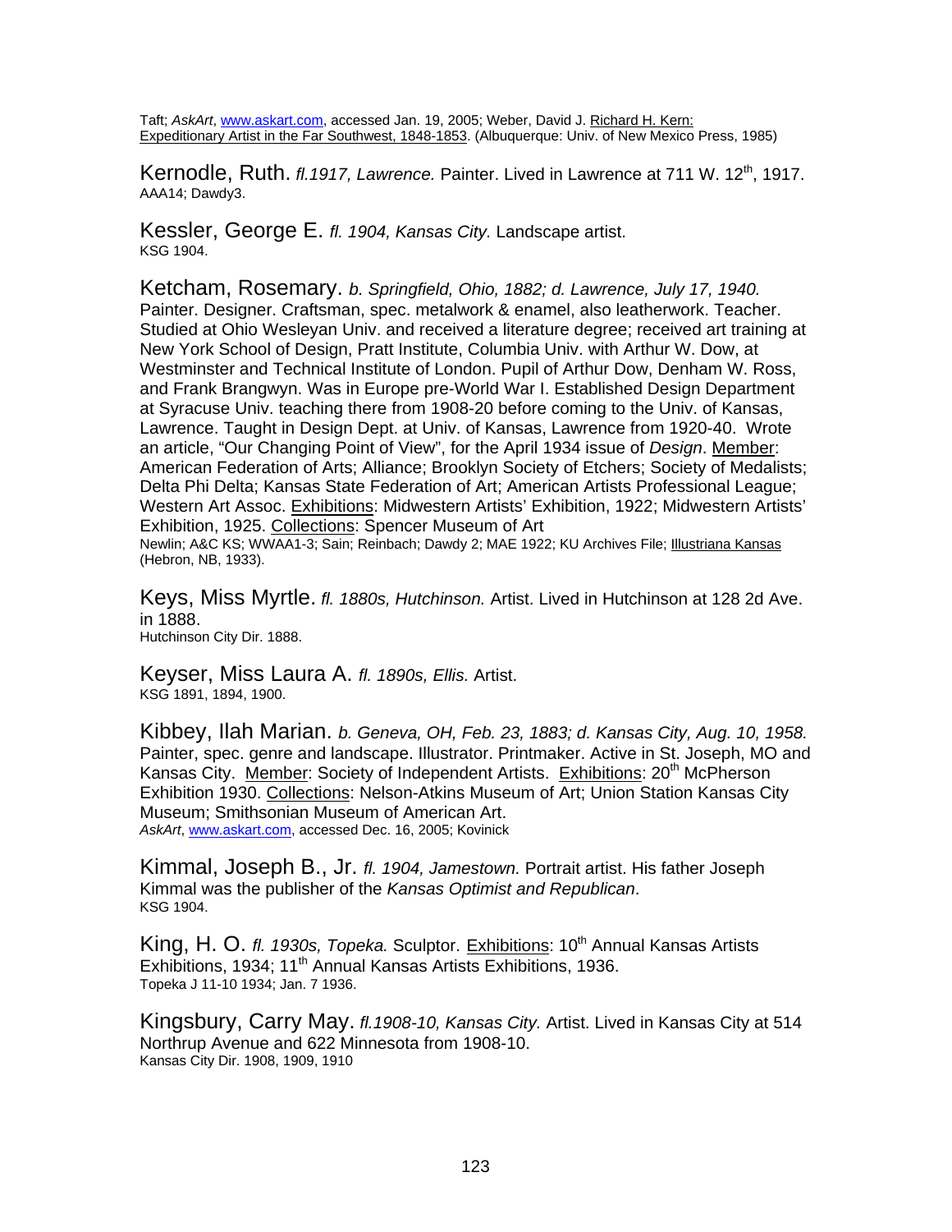Taft; *AskArt*, www.askart.com, accessed Jan. 19, 2005; Weber, David J. Richard H. Kern: Expeditionary Artist in the Far Southwest, 1848-1853. (Albuquerque: Univ. of New Mexico Press, 1985)

Kernodle, Ruth. *fl.1917, Lawrence.* Painter. Lived in Lawrence at 711 W. 12th, 1917.
AAA14; Dawdy3.

Kessler, George E. *fl. 1904, Kansas City.* Landscape artist.
KSG 1904.

Ketcham, Rosemary. *b. Springfield, Ohio, 1882; d. Lawrence, July 17, 1940.* Painter. Designer. Craftsman, spec. metalwork & enamel, also leatherwork. Teacher. Studied at Ohio Wesleyan Univ. and received a literature degree; received art training at New York School of Design, Pratt Institute, Columbia Univ. with Arthur W. Dow, at Westminster and Technical Institute of London. Pupil of Arthur Dow, Denham W. Ross, and Frank Brangwyn. Was in Europe pre-World War I. Established Design Department at Syracuse Univ. teaching there from 1908-20 before coming to the Univ. of Kansas, Lawrence. Taught in Design Dept. at Univ. of Kansas, Lawrence from 1920-40. Wrote an article, "Our Changing Point of View", for the April 1934 issue of *Design*. Member: American Federation of Arts; Alliance; Brooklyn Society of Etchers; Society of Medalists; Delta Phi Delta; Kansas State Federation of Art; American Artists Professional League; Western Art Assoc. Exhibitions: Midwestern Artists' Exhibition, 1922; Midwestern Artists' Exhibition, 1925. Collections: Spencer Museum of Art
Newlin; A&C KS; WWAA1-3; Sain; Reinbach; Dawdy 2; MAE 1922; KU Archives File; Illustriana Kansas (Hebron, NB, 1933).

Keys, Miss Myrtle. *fl. 1880s, Hutchinson.* Artist. Lived in Hutchinson at 128 2d Ave. in 1888.
Hutchinson City Dir. 1888.

Keyser, Miss Laura A. *fl. 1890s, Ellis.* Artist.
KSG 1891, 1894, 1900.

Kibbey, Ilah Marian. *b. Geneva, OH, Feb. 23, 1883; d. Kansas City, Aug. 10, 1958.* Painter, spec. genre and landscape. Illustrator. Printmaker. Active in St. Joseph, MO and Kansas City. Member: Society of Independent Artists. Exhibitions: 20th McPherson Exhibition 1930. Collections: Nelson-Atkins Museum of Art; Union Station Kansas City Museum; Smithsonian Museum of American Art.
*AskArt*, www.askart.com, accessed Dec. 16, 2005; Kovinick

Kimmal, Joseph B., Jr. *fl. 1904, Jamestown.* Portrait artist. His father Joseph Kimmal was the publisher of the *Kansas Optimist and Republican*.
KSG 1904.

King, H. O. *fl. 1930s, Topeka.* Sculptor. Exhibitions: 10th Annual Kansas Artists Exhibitions, 1934; 11th Annual Kansas Artists Exhibitions, 1936.
Topeka J 11-10 1934; Jan. 7 1936.

Kingsbury, Carry May. *fl.1908-10, Kansas City.* Artist. Lived in Kansas City at 514 Northrup Avenue and 622 Minnesota from 1908-10.
Kansas City Dir. 1908, 1909, 1910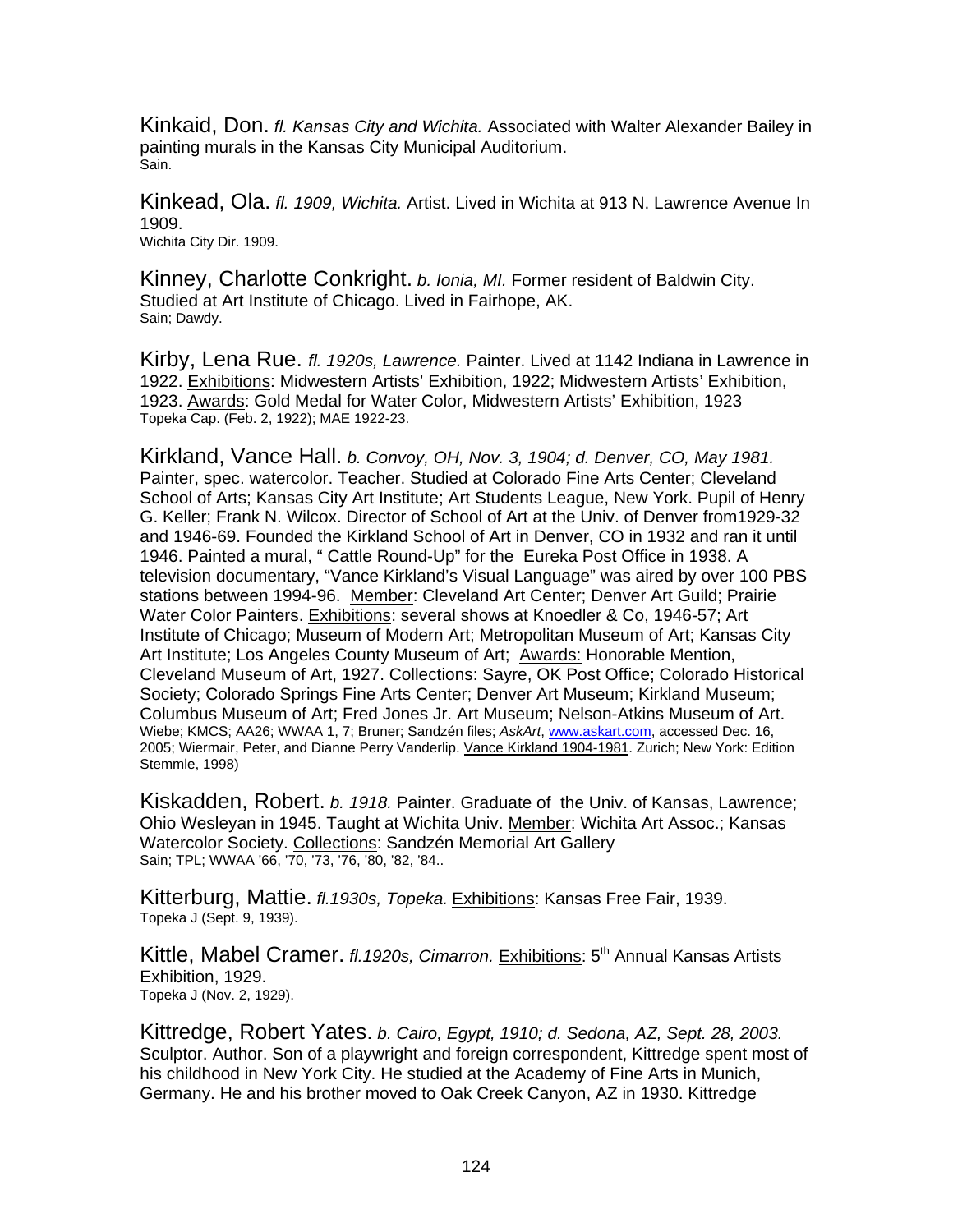Kinkaid, Don. *fl. Kansas City and Wichita.* Associated with Walter Alexander Bailey in painting murals in the Kansas City Municipal Auditorium.
Sain.

Kinkead, Ola. *fl. 1909, Wichita.* Artist. Lived in Wichita at 913 N. Lawrence Avenue In 1909.
Wichita City Dir. 1909.

Kinney, Charlotte Conkright. *b. Ionia, MI.* Former resident of Baldwin City. Studied at Art Institute of Chicago. Lived in Fairhope, AK.
Sain; Dawdy.

Kirby, Lena Rue. *fl. 1920s, Lawrence.* Painter. Lived at 1142 Indiana in Lawrence in 1922. Exhibitions: Midwestern Artists' Exhibition, 1922; Midwestern Artists' Exhibition, 1923. Awards: Gold Medal for Water Color, Midwestern Artists' Exhibition, 1923
Topeka Cap. (Feb. 2, 1922); MAE 1922-23.

Kirkland, Vance Hall. *b. Convoy, OH, Nov. 3, 1904; d. Denver, CO, May 1981.* Painter, spec. watercolor. Teacher. Studied at Colorado Fine Arts Center; Cleveland School of Arts; Kansas City Art Institute; Art Students League, New York. Pupil of Henry G. Keller; Frank N. Wilcox. Director of School of Art at the Univ. of Denver from1929-32 and 1946-69. Founded the Kirkland School of Art in Denver, CO in 1932 and ran it until 1946. Painted a mural, " Cattle Round-Up" for the Eureka Post Office in 1938. A television documentary, "Vance Kirkland's Visual Language" was aired by over 100 PBS stations between 1994-96. Member: Cleveland Art Center; Denver Art Guild; Prairie Water Color Painters. Exhibitions: several shows at Knoedler & Co, 1946-57; Art Institute of Chicago; Museum of Modern Art; Metropolitan Museum of Art; Kansas City Art Institute; Los Angeles County Museum of Art; Awards: Honorable Mention, Cleveland Museum of Art, 1927. Collections: Sayre, OK Post Office; Colorado Historical Society; Colorado Springs Fine Arts Center; Denver Art Museum; Kirkland Museum; Columbus Museum of Art; Fred Jones Jr. Art Museum; Nelson-Atkins Museum of Art.
Wiebe; KMCS; AA26; WWAA 1, 7; Bruner; Sandzén files; *AskArt*, www.askart.com, accessed Dec. 16, 2005; Wiermair, Peter, and Dianne Perry Vanderlip. Vance Kirkland 1904-1981. Zurich; New York: Edition Stemmle, 1998)

Kiskadden, Robert. *b. 1918.* Painter. Graduate of the Univ. of Kansas, Lawrence; Ohio Wesleyan in 1945. Taught at Wichita Univ. Member: Wichita Art Assoc.; Kansas Watercolor Society. Collections: Sandzén Memorial Art Gallery
Sain; TPL; WWAA '66, '70, '73, '76, '80, '82, '84..

Kitterburg, Mattie. *fl.1930s, Topeka.* Exhibitions: Kansas Free Fair, 1939.
Topeka J (Sept. 9, 1939).

Kittle, Mabel Cramer. *fl.1920s, Cimarron.* Exhibitions: 5th Annual Kansas Artists Exhibition, 1929.
Topeka J (Nov. 2, 1929).

Kittredge, Robert Yates. *b. Cairo, Egypt, 1910; d. Sedona, AZ, Sept. 28, 2003.* Sculptor. Author. Son of a playwright and foreign correspondent, Kittredge spent most of his childhood in New York City. He studied at the Academy of Fine Arts in Munich, Germany. He and his brother moved to Oak Creek Canyon, AZ in 1930. Kittredge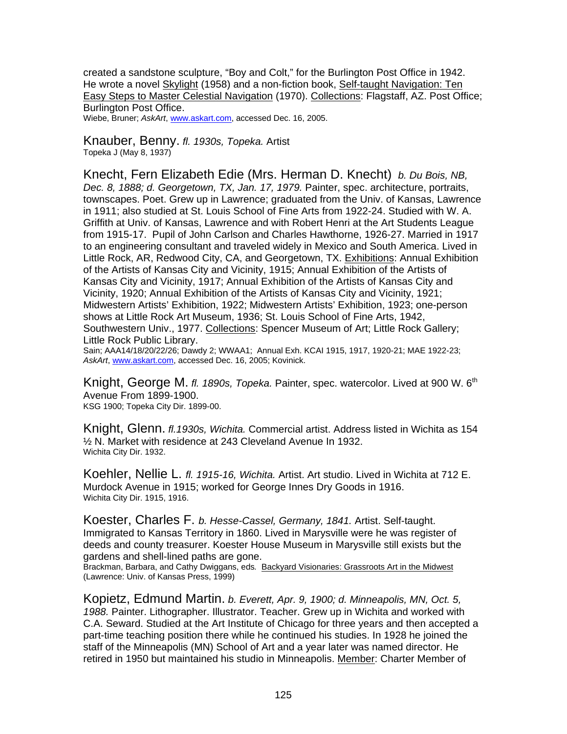created a sandstone sculpture, "Boy and Colt," for the Burlington Post Office in 1942. He wrote a novel Skylight (1958) and a non-fiction book, Self-taught Navigation: Ten Easy Steps to Master Celestial Navigation (1970). Collections: Flagstaff, AZ. Post Office; Burlington Post Office.
Wiebe, Bruner; *AskArt*, www.askart.com, accessed Dec. 16, 2005.

Knauber, Benny. *fl. 1930s, Topeka.* Artist
Topeka J (May 8, 1937)

Knecht, Fern Elizabeth Edie (Mrs. Herman D. Knecht) *b. Du Bois, NB, Dec. 8, 1888; d. Georgetown, TX, Jan. 17, 1979.* Painter, spec. architecture, portraits, townscapes. Poet. Grew up in Lawrence; graduated from the Univ. of Kansas, Lawrence in 1911; also studied at St. Louis School of Fine Arts from 1922-24. Studied with W. A. Griffith at Univ. of Kansas, Lawrence and with Robert Henri at the Art Students League from 1915-17. Pupil of John Carlson and Charles Hawthorne, 1926-27. Married in 1917 to an engineering consultant and traveled widely in Mexico and South America. Lived in Little Rock, AR, Redwood City, CA, and Georgetown, TX. Exhibitions: Annual Exhibition of the Artists of Kansas City and Vicinity, 1915; Annual Exhibition of the Artists of Kansas City and Vicinity, 1917; Annual Exhibition of the Artists of Kansas City and Vicinity, 1920; Annual Exhibition of the Artists of Kansas City and Vicinity, 1921; Midwestern Artists' Exhibition, 1922; Midwestern Artists' Exhibition, 1923; one-person shows at Little Rock Art Museum, 1936; St. Louis School of Fine Arts, 1942, Southwestern Univ., 1977. Collections: Spencer Museum of Art; Little Rock Gallery; Little Rock Public Library.
Sain; AAA14/18/20/22/26; Dawdy 2; WWAA1; Annual Exh. KCAI 1915, 1917, 1920-21; MAE 1922-23; *AskArt*, www.askart.com, accessed Dec. 16, 2005; Kovinick.

Knight, George M. *fl. 1890s, Topeka.* Painter, spec. watercolor. Lived at 900 W. 6th Avenue From 1899-1900.
KSG 1900; Topeka City Dir. 1899-00.

Knight, Glenn. *fl.1930s, Wichita.* Commercial artist. Address listed in Wichita as 154 ½ N. Market with residence at 243 Cleveland Avenue In 1932.
Wichita City Dir. 1932.

Koehler, Nellie L. *fl. 1915-16, Wichita.* Artist. Art studio. Lived in Wichita at 712 E. Murdock Avenue in 1915; worked for George Innes Dry Goods in 1916.
Wichita City Dir. 1915, 1916.

Koester, Charles F. *b. Hesse-Cassel, Germany, 1841.* Artist. Self-taught. Immigrated to Kansas Territory in 1860. Lived in Marysville were he was register of deeds and county treasurer. Koester House Museum in Marysville still exists but the gardens and shell-lined paths are gone.
Brackman, Barbara, and Cathy Dwiggans, eds*.* Backyard Visionaries: Grassroots Art in the Midwest (Lawrence: Univ. of Kansas Press, 1999)

Kopietz, Edmund Martin. *b. Everett, Apr. 9, 1900; d. Minneapolis, MN, Oct. 5, 1988.* Painter. Lithographer. Illustrator. Teacher. Grew up in Wichita and worked with C.A. Seward. Studied at the Art Institute of Chicago for three years and then accepted a part-time teaching position there while he continued his studies. In 1928 he joined the staff of the Minneapolis (MN) School of Art and a year later was named director. He retired in 1950 but maintained his studio in Minneapolis. Member: Charter Member of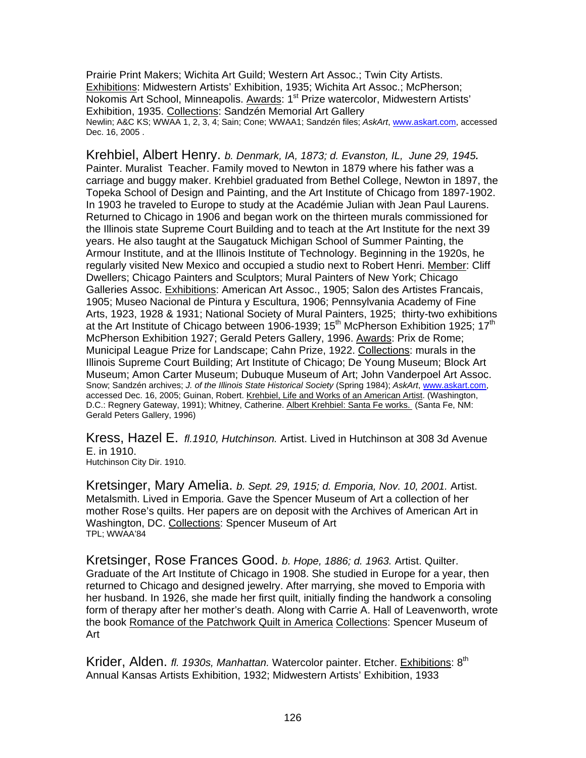Prairie Print Makers; Wichita Art Guild; Western Art Assoc.; Twin City Artists. Exhibitions: Midwestern Artists' Exhibition, 1935; Wichita Art Assoc.; McPherson; Nokomis Art School, Minneapolis. Awards: 1st Prize watercolor, Midwestern Artists' Exhibition, 1935. Collections: Sandzén Memorial Art Gallery
Newlin; A&C KS; WWAA 1, 2, 3, 4; Sain; Cone; WWAA1; Sandzén files; *AskArt*, www.askart.com, accessed Dec. 16, 2005 .

Krehbiel, Albert Henry. *b. Denmark, IA, 1873; d. Evanston, IL, June 29, 1945.* Painter. Muralist Teacher. Family moved to Newton in 1879 where his father was a carriage and buggy maker. Krehbiel graduated from Bethel College, Newton in 1897, the Topeka School of Design and Painting, and the Art Institute of Chicago from 1897-1902. In 1903 he traveled to Europe to study at the Académie Julian with Jean Paul Laurens. Returned to Chicago in 1906 and began work on the thirteen murals commissioned for the Illinois state Supreme Court Building and to teach at the Art Institute for the next 39 years. He also taught at the Saugatuck Michigan School of Summer Painting, the Armour Institute, and at the Illinois Institute of Technology. Beginning in the 1920s, he regularly visited New Mexico and occupied a studio next to Robert Henri. Member: Cliff Dwellers; Chicago Painters and Sculptors; Mural Painters of New York; Chicago Galleries Assoc. Exhibitions: American Art Assoc., 1905; Salon des Artistes Francais, 1905; Museo Nacional de Pintura y Escultura, 1906; Pennsylvania Academy of Fine Arts, 1923, 1928 & 1931; National Society of Mural Painters, 1925; thirty-two exhibitions at the Art Institute of Chicago between 1906-1939; 15th McPherson Exhibition 1925; 17th McPherson Exhibition 1927; Gerald Peters Gallery, 1996. Awards: Prix de Rome; Municipal League Prize for Landscape; Cahn Prize, 1922. Collections: murals in the Illinois Supreme Court Building; Art Institute of Chicago; De Young Museum; Block Art Museum; Amon Carter Museum; Dubuque Museum of Art; John Vanderpoel Art Assoc.
Snow; Sandzén archives; *J. of the Illinois State Historical Society* (Spring 1984); *AskArt*, www.askart.com, accessed Dec. 16, 2005; Guinan, Robert. Krehbiel, Life and Works of an American Artist. (Washington, D.C.: Regnery Gateway, 1991); Whitney, Catherine. Albert Krehbiel: Santa Fe works. (Santa Fe, NM: Gerald Peters Gallery, 1996)

Kress, Hazel E. *fl.1910, Hutchinson.* Artist. Lived in Hutchinson at 308 3d Avenue E. in 1910.
Hutchinson City Dir. 1910.

Kretsinger, Mary Amelia. *b. Sept. 29, 1915; d. Emporia, Nov. 10, 2001.* Artist. Metalsmith. Lived in Emporia. Gave the Spencer Museum of Art a collection of her mother Rose's quilts. Her papers are on deposit with the Archives of American Art in Washington, DC. Collections: Spencer Museum of Art
TPL; WWAA'84

Kretsinger, Rose Frances Good. *b. Hope, 1886; d. 1963.* Artist. Quilter. Graduate of the Art Institute of Chicago in 1908. She studied in Europe for a year, then returned to Chicago and designed jewelry. After marrying, she moved to Emporia with her husband. In 1926, she made her first quilt, initially finding the handwork a consoling form of therapy after her mother's death. Along with Carrie A. Hall of Leavenworth, wrote the book Romance of the Patchwork Quilt in America Collections: Spencer Museum of Art

Krider, Alden. *fl. 1930s, Manhattan.* Watercolor painter. Etcher. Exhibitions: 8th Annual Kansas Artists Exhibition, 1932; Midwestern Artists' Exhibition, 1933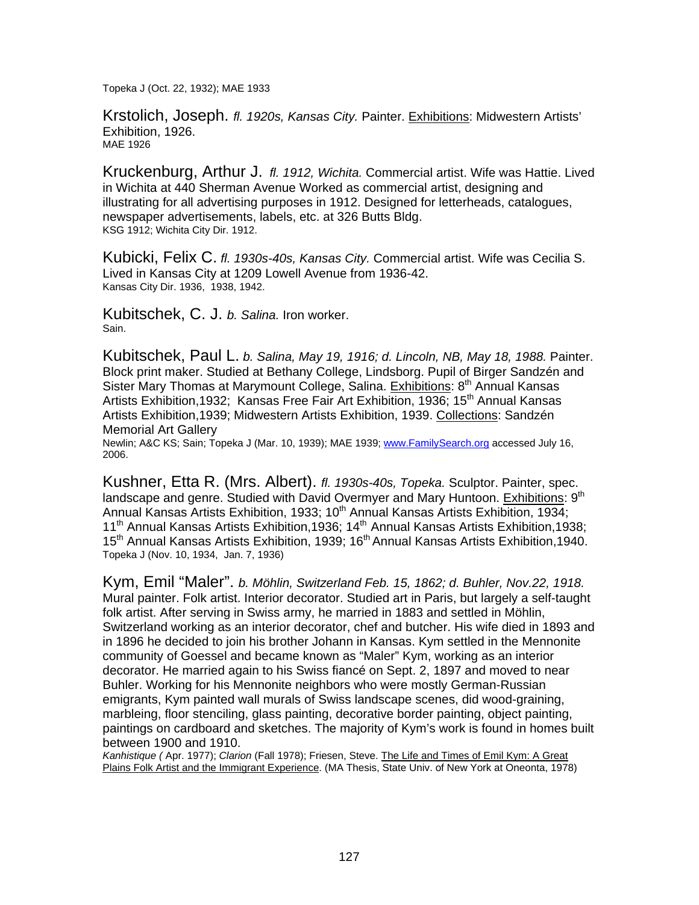Topeka J (Oct. 22, 1932); MAE 1933

Krstolich, Joseph. *fl. 1920s, Kansas City.* Painter. Exhibitions: Midwestern Artists' Exhibition, 1926.
MAE 1926

Kruckenburg, Arthur J. *fl. 1912, Wichita.* Commercial artist. Wife was Hattie. Lived in Wichita at 440 Sherman Avenue Worked as commercial artist, designing and illustrating for all advertising purposes in 1912. Designed for letterheads, catalogues, newspaper advertisements, labels, etc. at 326 Butts Bldg.
KSG 1912; Wichita City Dir. 1912.

Kubicki, Felix C. *fl. 1930s-40s, Kansas City.* Commercial artist. Wife was Cecilia S. Lived in Kansas City at 1209 Lowell Avenue from 1936-42.
Kansas City Dir. 1936, 1938, 1942.

Kubitschek, C. J. *b. Salina.* Iron worker.
Sain.

Kubitschek, Paul L. *b. Salina, May 19, 1916; d. Lincoln, NB, May 18, 1988.* Painter. Block print maker. Studied at Bethany College, Lindsborg. Pupil of Birger Sandzén and Sister Mary Thomas at Marymount College, Salina. Exhibitions: 8th Annual Kansas Artists Exhibition,1932; Kansas Free Fair Art Exhibition, 1936; 15th Annual Kansas Artists Exhibition,1939; Midwestern Artists Exhibition, 1939. Collections: Sandzén Memorial Art Gallery
Newlin; A&C KS; Sain; Topeka J (Mar. 10, 1939); MAE 1939; www.FamilySearch.org accessed July 16, 2006.

Kushner, Etta R. (Mrs. Albert). *fl. 1930s-40s, Topeka.* Sculptor. Painter, spec. landscape and genre. Studied with David Overmyer and Mary Huntoon. Exhibitions: 9th Annual Kansas Artists Exhibition, 1933; 10th Annual Kansas Artists Exhibition, 1934; 11th Annual Kansas Artists Exhibition,1936; 14th Annual Kansas Artists Exhibition,1938; 15th Annual Kansas Artists Exhibition, 1939; 16th Annual Kansas Artists Exhibition,1940.
Topeka J (Nov. 10, 1934, Jan. 7, 1936)

Kym, Emil "Maler". *b. Möhlin, Switzerland Feb. 15, 1862; d. Buhler, Nov.22, 1918.* Mural painter. Folk artist. Interior decorator. Studied art in Paris, but largely a self-taught folk artist. After serving in Swiss army, he married in 1883 and settled in Möhlin, Switzerland working as an interior decorator, chef and butcher. His wife died in 1893 and in 1896 he decided to join his brother Johann in Kansas. Kym settled in the Mennonite community of Goessel and became known as "Maler" Kym, working as an interior decorator. He married again to his Swiss fiancé on Sept. 2, 1897 and moved to near Buhler. Working for his Mennonite neighbors who were mostly German-Russian emigrants, Kym painted wall murals of Swiss landscape scenes, did wood-graining, marbleing, floor stenciling, glass painting, decorative border painting, object painting, paintings on cardboard and sketches. The majority of Kym's work is found in homes built between 1900 and 1910.
*Kanhistique (* Apr. 1977); *Clarion* (Fall 1978); Friesen, Steve. The Life and Times of Emil Kym: A Great Plains Folk Artist and the Immigrant Experience. (MA Thesis, State Univ. of New York at Oneonta, 1978)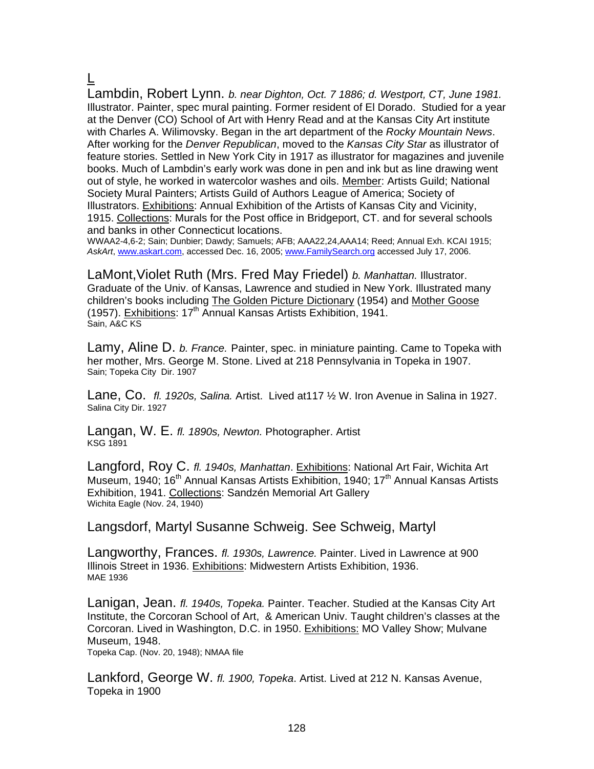## L

**Lambdin, Robert Lynn.** *b. near Dighton, Oct. 7 1886; d. Westport, CT, June 1981.* Illustrator. Painter, spec mural painting. Former resident of El Dorado. Studied for a year at the Denver (CO) School of Art with Henry Read and at the Kansas City Art institute with Charles A. Wilimovsky. Began in the art department of the *Rocky Mountain News*. After working for the *Denver Republican*, moved to the *Kansas City Star* as illustrator of feature stories. Settled in New York City in 1917 as illustrator for magazines and juvenile books. Much of Lambdin's early work was done in pen and ink but as line drawing went out of style, he worked in watercolor washes and oils. Member: Artists Guild; National Society Mural Painters; Artists Guild of Authors League of America; Society of Illustrators. Exhibitions: Annual Exhibition of the Artists of Kansas City and Vicinity, 1915. Collections: Murals for the Post office in Bridgeport, CT. and for several schools and banks in other Connecticut locations.
WWAA2-4,6-2; Sain; Dunbier; Dawdy; Samuels; AFB; AAA22,24,AAA14; Reed; Annual Exh. KCAI 1915; *AskArt*, www.askart.com, accessed Dec. 16, 2005; www.FamilySearch.org accessed July 17, 2006.

**LaMont,Violet Ruth (Mrs. Fred May Friedel)** *b. Manhattan.* Illustrator. Graduate of the Univ. of Kansas, Lawrence and studied in New York. Illustrated many children's books including The Golden Picture Dictionary (1954) and Mother Goose (1957). Exhibitions: 17th Annual Kansas Artists Exhibition, 1941.
Sain, A&C KS

**Lamy, Aline D.** *b. France.* Painter, spec. in miniature painting. Came to Topeka with her mother, Mrs. George M. Stone. Lived at 218 Pennsylvania in Topeka in 1907.
Sain; Topeka City Dir. 1907

**Lane, Co.** *fl. 1920s, Salina.* Artist. Lived at117 ½ W. Iron Avenue in Salina in 1927.
Salina City Dir. 1927

**Langan, W. E.** *fl. 1890s, Newton.* Photographer. Artist
KSG 1891

**Langford, Roy C.** *fl. 1940s, Manhattan*. Exhibitions: National Art Fair, Wichita Art Museum, 1940; 16th Annual Kansas Artists Exhibition, 1940; 17th Annual Kansas Artists Exhibition, 1941. Collections: Sandzén Memorial Art Gallery
Wichita Eagle (Nov. 24, 1940)

**Langsdorf, Martyl Susanne Schweig. See Schweig, Martyl**

**Langworthy, Frances.** *fl. 1930s, Lawrence.* Painter. Lived in Lawrence at 900 Illinois Street in 1936. Exhibitions: Midwestern Artists Exhibition, 1936.
MAE 1936

**Lanigan, Jean.** *fl. 1940s, Topeka.* Painter. Teacher. Studied at the Kansas City Art Institute, the Corcoran School of Art, & American Univ. Taught children's classes at the Corcoran. Lived in Washington, D.C. in 1950. Exhibitions: MO Valley Show; Mulvane Museum, 1948.
Topeka Cap. (Nov. 20, 1948); NMAA file

**Lankford, George W.** *fl. 1900, Topeka*. Artist. Lived at 212 N. Kansas Avenue, Topeka in 1900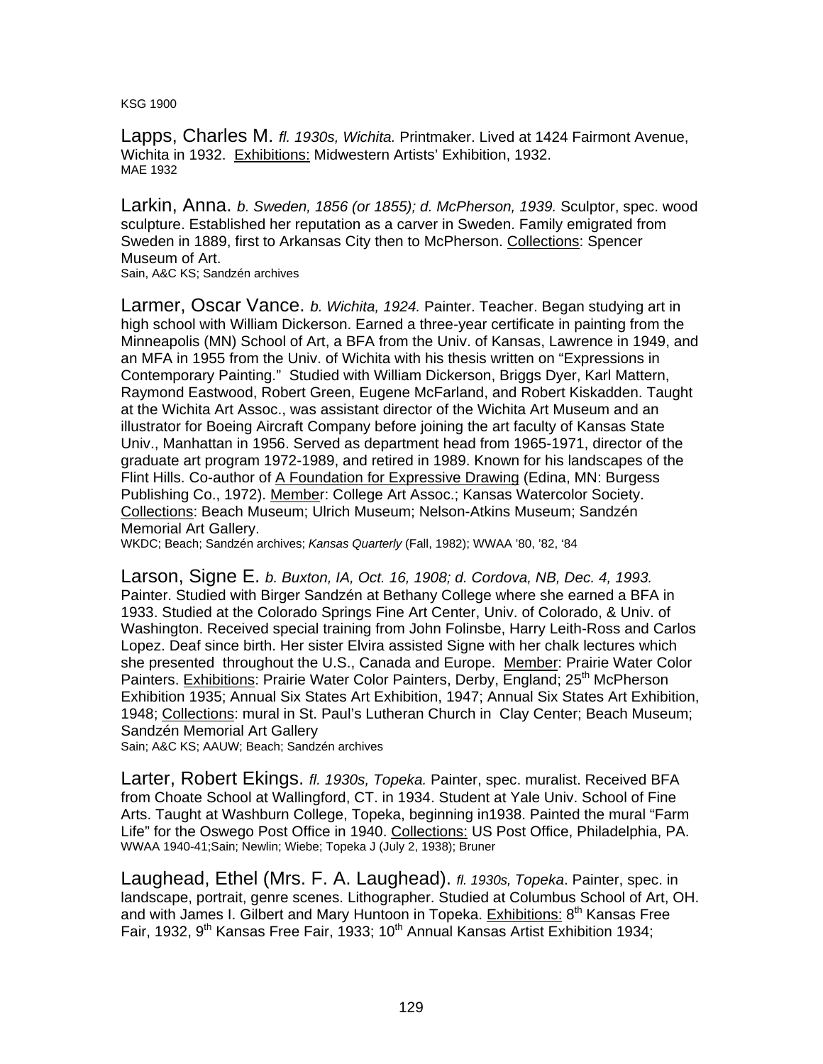KSG 1900

Lapps, Charles M. *fl. 1930s, Wichita.* Printmaker. Lived at 1424 Fairmont Avenue, Wichita in 1932. Exhibitions: Midwestern Artists' Exhibition, 1932.
MAE 1932

Larkin, Anna. *b. Sweden, 1856 (or 1855); d. McPherson, 1939.* Sculptor, spec. wood sculpture. Established her reputation as a carver in Sweden. Family emigrated from Sweden in 1889, first to Arkansas City then to McPherson. Collections: Spencer Museum of Art.
Sain, A&C KS; Sandzén archives

Larmer, Oscar Vance. *b. Wichita, 1924.* Painter. Teacher. Began studying art in high school with William Dickerson. Earned a three-year certificate in painting from the Minneapolis (MN) School of Art, a BFA from the Univ. of Kansas, Lawrence in 1949, and an MFA in 1955 from the Univ. of Wichita with his thesis written on "Expressions in Contemporary Painting." Studied with William Dickerson, Briggs Dyer, Karl Mattern, Raymond Eastwood, Robert Green, Eugene McFarland, and Robert Kiskadden. Taught at the Wichita Art Assoc., was assistant director of the Wichita Art Museum and an illustrator for Boeing Aircraft Company before joining the art faculty of Kansas State Univ., Manhattan in 1956. Served as department head from 1965-1971, director of the graduate art program 1972-1989, and retired in 1989. Known for his landscapes of the Flint Hills. Co-author of A Foundation for Expressive Drawing (Edina, MN: Burgess Publishing Co., 1972). Member: College Art Assoc.; Kansas Watercolor Society. Collections: Beach Museum; Ulrich Museum; Nelson-Atkins Museum; Sandzén Memorial Art Gallery.
WKDC; Beach; Sandzén archives; *Kansas Quarterly* (Fall, 1982); WWAA '80, '82, '84

Larson, Signe E. *b. Buxton, IA, Oct. 16, 1908; d. Cordova, NB, Dec. 4, 1993.* Painter. Studied with Birger Sandzén at Bethany College where she earned a BFA in 1933. Studied at the Colorado Springs Fine Art Center, Univ. of Colorado, & Univ. of Washington. Received special training from John Folinsbe, Harry Leith-Ross and Carlos Lopez. Deaf since birth. Her sister Elvira assisted Signe with her chalk lectures which she presented throughout the U.S., Canada and Europe. Member: Prairie Water Color Painters. Exhibitions: Prairie Water Color Painters, Derby, England; 25th McPherson Exhibition 1935; Annual Six States Art Exhibition, 1947; Annual Six States Art Exhibition, 1948; Collections: mural in St. Paul's Lutheran Church in Clay Center; Beach Museum; Sandzén Memorial Art Gallery
Sain; A&C KS; AAUW; Beach; Sandzén archives

Larter, Robert Ekings. *fl. 1930s, Topeka.* Painter, spec. muralist. Received BFA from Choate School at Wallingford, CT. in 1934. Student at Yale Univ. School of Fine Arts. Taught at Washburn College, Topeka, beginning in1938. Painted the mural "Farm Life" for the Oswego Post Office in 1940. Collections: US Post Office, Philadelphia, PA.
WWAA 1940-41;Sain; Newlin; Wiebe; Topeka J (July 2, 1938); Bruner

Laughead, Ethel (Mrs. F. A. Laughead). *fl. 1930s, Topeka*. Painter, spec. in landscape, portrait, genre scenes. Lithographer. Studied at Columbus School of Art, OH. and with James I. Gilbert and Mary Huntoon in Topeka. Exhibitions: 8th Kansas Free Fair, 1932, 9th Kansas Free Fair, 1933; 10th Annual Kansas Artist Exhibition 1934;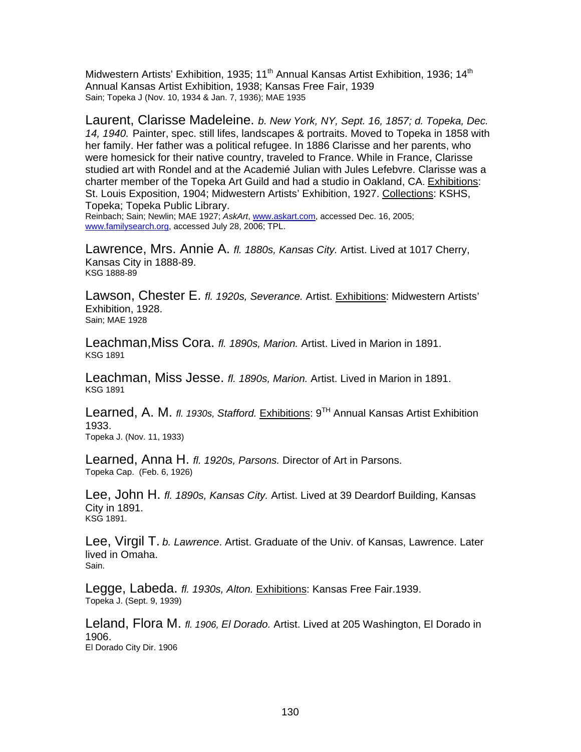Midwestern Artists' Exhibition, 1935; 11th Annual Kansas Artist Exhibition, 1936; 14th Annual Kansas Artist Exhibition, 1938; Kansas Free Fair, 1939
Sain; Topeka J (Nov. 10, 1934 & Jan. 7, 1936); MAE 1935

Laurent, Clarisse Madeleine. *b. New York, NY, Sept. 16, 1857; d. Topeka, Dec. 14, 1940.* Painter, spec. still lifes, landscapes & portraits. Moved to Topeka in 1858 with her family. Her father was a political refugee. In 1886 Clarisse and her parents, who were homesick for their native country, traveled to France. While in France, Clarisse studied art with Rondel and at the Academié Julian with Jules Lefebvre. Clarisse was a charter member of the Topeka Art Guild and had a studio in Oakland, CA. Exhibitions: St. Louis Exposition, 1904; Midwestern Artists' Exhibition, 1927. Collections: KSHS, Topeka; Topeka Public Library.
Reinbach; Sain; Newlin; MAE 1927; *AskArt*, www.askart.com, accessed Dec. 16, 2005; www.familysearch.org, accessed July 28, 2006; TPL.

Lawrence, Mrs. Annie A. *fl. 1880s, Kansas City.* Artist. Lived at 1017 Cherry, Kansas City in 1888-89.
KSG 1888-89

Lawson, Chester E. *fl. 1920s, Severance.* Artist. Exhibitions: Midwestern Artists' Exhibition, 1928.
Sain; MAE 1928

Leachman,Miss Cora. *fl. 1890s, Marion.* Artist. Lived in Marion in 1891.
KSG 1891

Leachman, Miss Jesse. *fl. 1890s, Marion.* Artist. Lived in Marion in 1891.
KSG 1891

Learned, A. M. *fl. 1930s, Stafford.* Exhibitions: 9TH Annual Kansas Artist Exhibition 1933.
Topeka J. (Nov. 11, 1933)

Learned, Anna H. *fl. 1920s, Parsons.* Director of Art in Parsons.
Topeka Cap. (Feb. 6, 1926)

Lee, John H. *fl. 1890s, Kansas City.* Artist. Lived at 39 Deardorf Building, Kansas City in 1891.
KSG 1891.

Lee, Virgil T. *b. Lawrence*. Artist. Graduate of the Univ. of Kansas, Lawrence. Later lived in Omaha.
Sain.

Legge, Labeda. *fl. 1930s, Alton.* Exhibitions: Kansas Free Fair.1939.
Topeka J. (Sept. 9, 1939)

Leland, Flora M. *fl. 1906, El Dorado.* Artist. Lived at 205 Washington, El Dorado in 1906.
El Dorado City Dir. 1906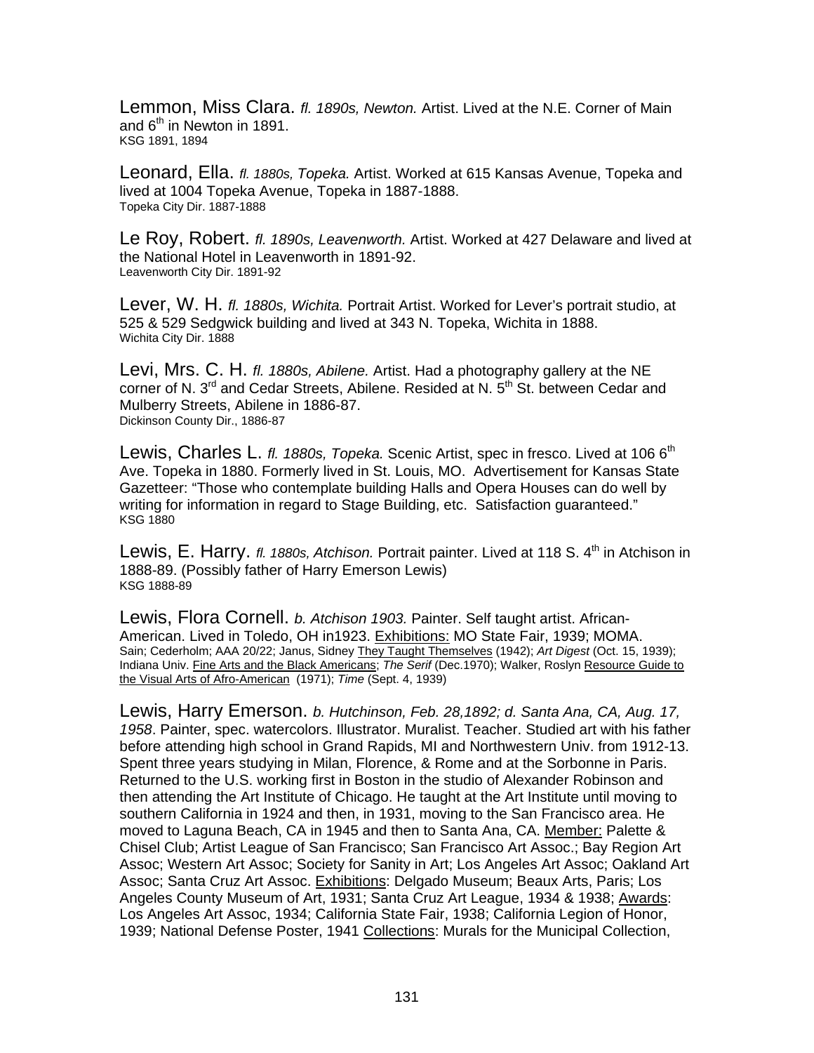Lemmon, Miss Clara. *fl. 1890s, Newton.* Artist. Lived at the N.E. Corner of Main and 6th in Newton in 1891.
KSG 1891, 1894

Leonard, Ella. *fl. 1880s, Topeka.* Artist. Worked at 615 Kansas Avenue, Topeka and lived at 1004 Topeka Avenue, Topeka in 1887-1888.
Topeka City Dir. 1887-1888

Le Roy, Robert. *fl. 1890s, Leavenworth.* Artist. Worked at 427 Delaware and lived at the National Hotel in Leavenworth in 1891-92.
Leavenworth City Dir. 1891-92

Lever, W. H. *fl. 1880s, Wichita.* Portrait Artist. Worked for Lever's portrait studio, at 525 & 529 Sedgwick building and lived at 343 N. Topeka, Wichita in 1888.
Wichita City Dir. 1888

Levi, Mrs. C. H. *fl. 1880s, Abilene.* Artist. Had a photography gallery at the NE corner of N. 3rd and Cedar Streets, Abilene. Resided at N. 5th St. between Cedar and Mulberry Streets, Abilene in 1886-87.
Dickinson County Dir., 1886-87

Lewis, Charles L. *fl. 1880s, Topeka.* Scenic Artist, spec in fresco. Lived at 106 6th Ave. Topeka in 1880. Formerly lived in St. Louis, MO. Advertisement for Kansas State Gazetteer: "Those who contemplate building Halls and Opera Houses can do well by writing for information in regard to Stage Building, etc. Satisfaction guaranteed."
KSG 1880

Lewis, E. Harry. *fl. 1880s, Atchison.* Portrait painter. Lived at 118 S. 4th in Atchison in 1888-89. (Possibly father of Harry Emerson Lewis)
KSG 1888-89

Lewis, Flora Cornell. *b. Atchison 1903.* Painter. Self taught artist. African-American. Lived in Toledo, OH in1923. Exhibitions: MO State Fair, 1939; MOMA.
Sain; Cederholm; AAA 20/22; Janus, Sidney They Taught Themselves (1942); *Art Digest* (Oct. 15, 1939); Indiana Univ. Fine Arts and the Black Americans; *The Serif* (Dec.1970); Walker, Roslyn Resource Guide to the Visual Arts of Afro-American (1971); *Time* (Sept. 4, 1939)

Lewis, Harry Emerson. *b. Hutchinson, Feb. 28,1892; d. Santa Ana, CA, Aug. 17, 1958*. Painter, spec. watercolors. Illustrator. Muralist. Teacher. Studied art with his father before attending high school in Grand Rapids, MI and Northwestern Univ. from 1912-13. Spent three years studying in Milan, Florence, & Rome and at the Sorbonne in Paris. Returned to the U.S. working first in Boston in the studio of Alexander Robinson and then attending the Art Institute of Chicago. He taught at the Art Institute until moving to southern California in 1924 and then, in 1931, moving to the San Francisco area. He moved to Laguna Beach, CA in 1945 and then to Santa Ana, CA. Member: Palette & Chisel Club; Artist League of San Francisco; San Francisco Art Assoc.; Bay Region Art Assoc; Western Art Assoc; Society for Sanity in Art; Los Angeles Art Assoc; Oakland Art Assoc; Santa Cruz Art Assoc. Exhibitions: Delgado Museum; Beaux Arts, Paris; Los Angeles County Museum of Art, 1931; Santa Cruz Art League, 1934 & 1938; Awards: Los Angeles Art Assoc, 1934; California State Fair, 1938; California Legion of Honor, 1939; National Defense Poster, 1941 Collections: Murals for the Municipal Collection,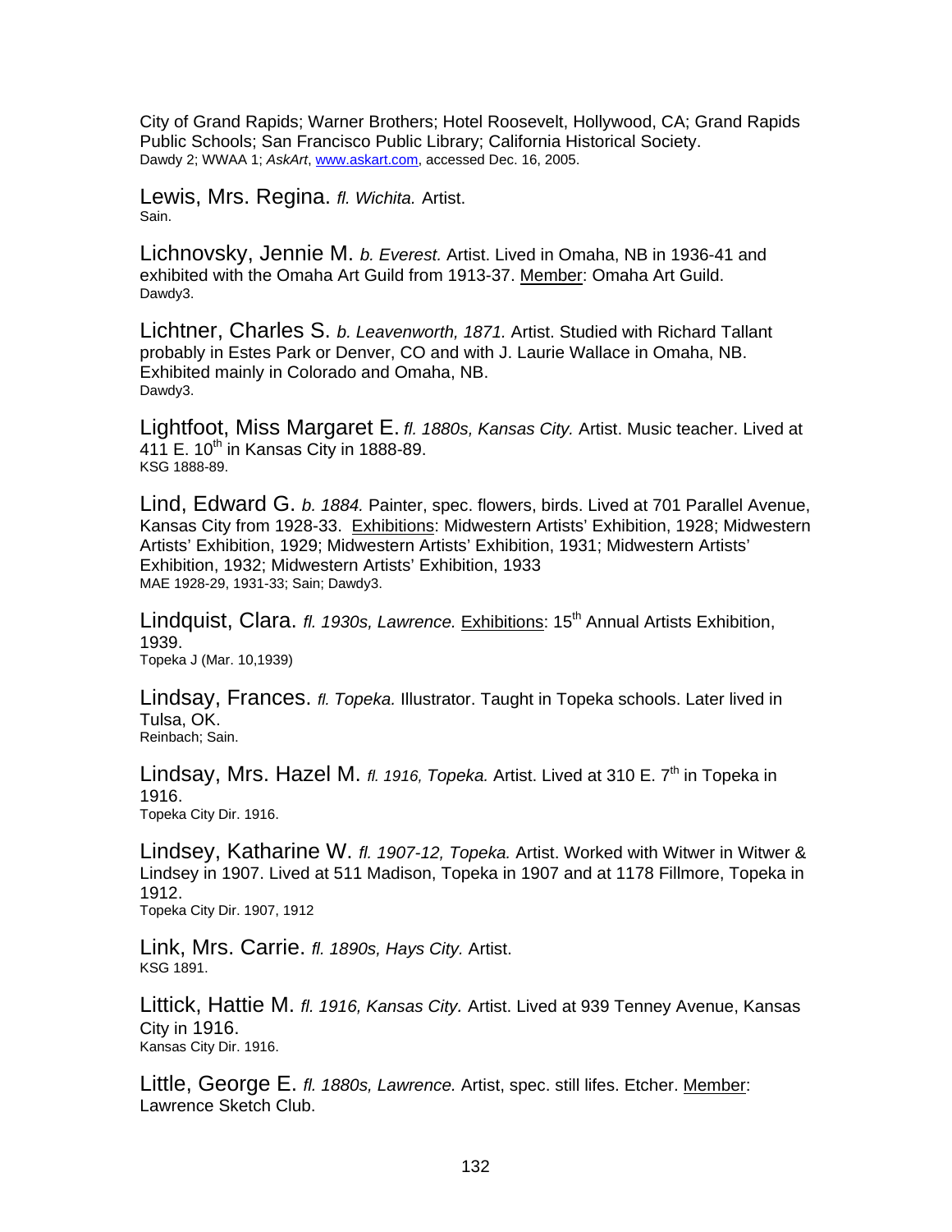City of Grand Rapids; Warner Brothers; Hotel Roosevelt, Hollywood, CA; Grand Rapids Public Schools; San Francisco Public Library; California Historical Society.
Dawdy 2; WWAA 1; *AskArt*, www.askart.com, accessed Dec. 16, 2005.

Lewis, Mrs. Regina. *fl. Wichita.* Artist.
Sain.

Lichnovsky, Jennie M. *b. Everest.* Artist. Lived in Omaha, NB in 1936-41 and exhibited with the Omaha Art Guild from 1913-37. Member: Omaha Art Guild.
Dawdy3.

Lichtner, Charles S. *b. Leavenworth, 1871.* Artist. Studied with Richard Tallant probably in Estes Park or Denver, CO and with J. Laurie Wallace in Omaha, NB. Exhibited mainly in Colorado and Omaha, NB.
Dawdy3.

Lightfoot, Miss Margaret E. *fl. 1880s, Kansas City.* Artist. Music teacher. Lived at 411 E. 10th in Kansas City in 1888-89.
KSG 1888-89.

Lind, Edward G. *b. 1884.* Painter, spec. flowers, birds. Lived at 701 Parallel Avenue, Kansas City from 1928-33. Exhibitions: Midwestern Artists' Exhibition, 1928; Midwestern Artists' Exhibition, 1929; Midwestern Artists' Exhibition, 1931; Midwestern Artists' Exhibition, 1932; Midwestern Artists' Exhibition, 1933
MAE 1928-29, 1931-33; Sain; Dawdy3.

Lindquist, Clara. *fl. 1930s, Lawrence.* Exhibitions: 15th Annual Artists Exhibition, 1939.
Topeka J (Mar. 10,1939)

Lindsay, Frances. *fl. Topeka.* Illustrator. Taught in Topeka schools. Later lived in Tulsa, OK.
Reinbach; Sain.

Lindsay, Mrs. Hazel M. *fl. 1916, Topeka.* Artist. Lived at 310 E. 7th in Topeka in 1916.
Topeka City Dir. 1916.

Lindsey, Katharine W. *fl. 1907-12, Topeka.* Artist. Worked with Witwer in Witwer & Lindsey in 1907. Lived at 511 Madison, Topeka in 1907 and at 1178 Fillmore, Topeka in 1912.
Topeka City Dir. 1907, 1912

Link, Mrs. Carrie. *fl. 1890s, Hays City.* Artist.
KSG 1891.

Littick, Hattie M. *fl. 1916, Kansas City.* Artist. Lived at 939 Tenney Avenue, Kansas City in 1916.
Kansas City Dir. 1916.

Little, George E. *fl. 1880s, Lawrence.* Artist, spec. still lifes. Etcher. Member: Lawrence Sketch Club.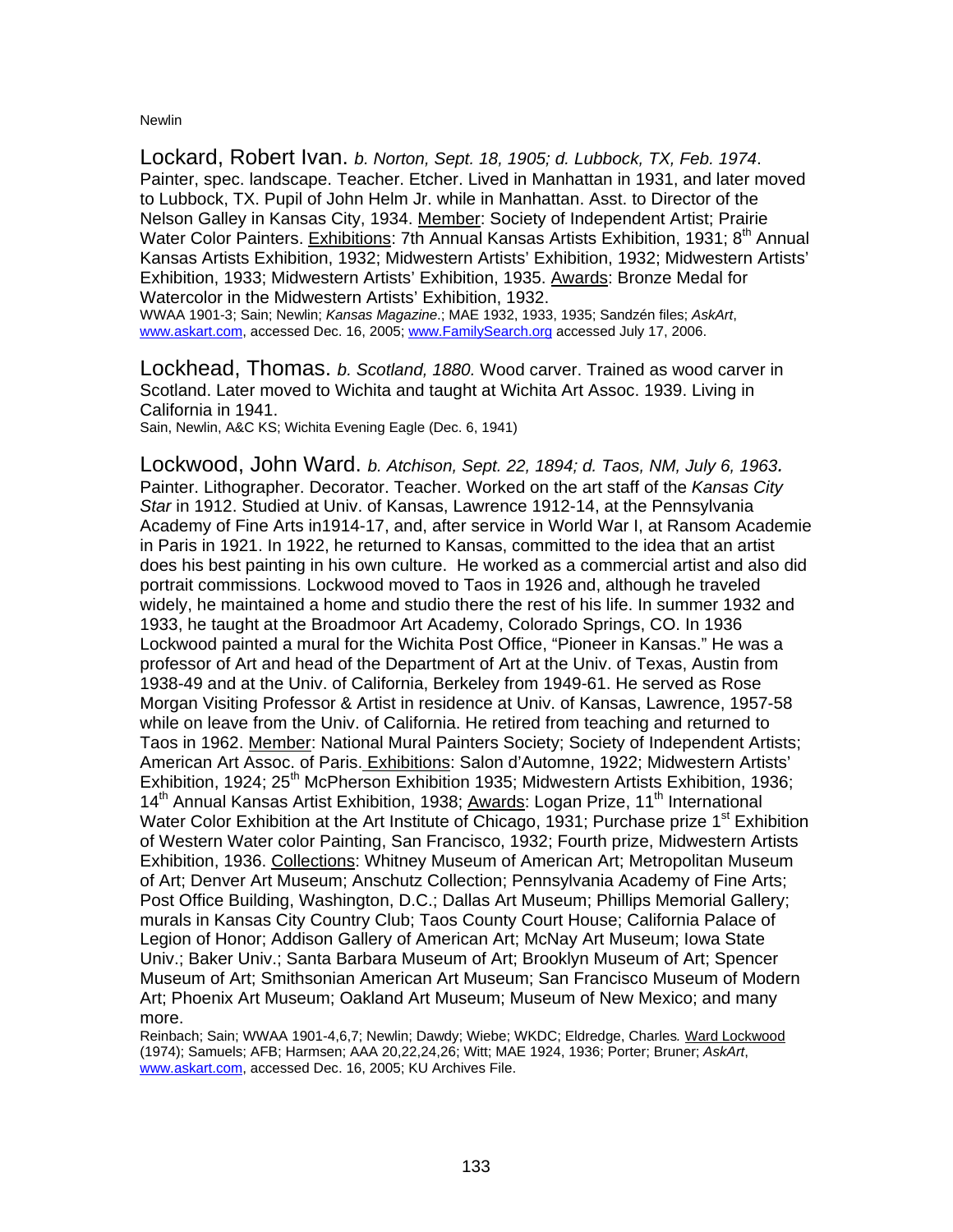Lockard, Robert Ivan. *b. Norton, Sept. 18, 1905; d. Lubbock, TX, Feb. 1974*. Painter, spec. landscape. Teacher. Etcher. Lived in Manhattan in 1931, and later moved to Lubbock, TX. Pupil of John Helm Jr. while in Manhattan. Asst. to Director of the Nelson Galley in Kansas City, 1934. Member: Society of Independent Artist; Prairie Water Color Painters. Exhibitions: 7th Annual Kansas Artists Exhibition, 1931; 8th Annual Kansas Artists Exhibition, 1932; Midwestern Artists' Exhibition, 1932; Midwestern Artists' Exhibition, 1933; Midwestern Artists' Exhibition, 1935. Awards: Bronze Medal for Watercolor in the Midwestern Artists' Exhibition, 1932.
WWAA 1901-3; Sain; Newlin; *Kansas Magazine*.; MAE 1932, 1933, 1935; Sandzén files; *AskArt*, www.askart.com, accessed Dec. 16, 2005; www.FamilySearch.org accessed July 17, 2006.

Lockhead, Thomas. *b. Scotland, 1880.* Wood carver. Trained as wood carver in Scotland. Later moved to Wichita and taught at Wichita Art Assoc. 1939. Living in California in 1941.
Sain, Newlin, A&C KS; Wichita Evening Eagle (Dec. 6, 1941)

Lockwood, John Ward. *b. Atchison, Sept. 22, 1894; d. Taos, NM, July 6, 1963.* Painter. Lithographer. Decorator. Teacher. Worked on the art staff of the *Kansas City Star* in 1912. Studied at Univ. of Kansas, Lawrence 1912-14, at the Pennsylvania Academy of Fine Arts in1914-17, and, after service in World War I, at Ransom Academie in Paris in 1921. In 1922, he returned to Kansas, committed to the idea that an artist does his best painting in his own culture. He worked as a commercial artist and also did portrait commissions. Lockwood moved to Taos in 1926 and, although he traveled widely, he maintained a home and studio there the rest of his life. In summer 1932 and 1933, he taught at the Broadmoor Art Academy, Colorado Springs, CO. In 1936 Lockwood painted a mural for the Wichita Post Office, "Pioneer in Kansas." He was a professor of Art and head of the Department of Art at the Univ. of Texas, Austin from 1938-49 and at the Univ. of California, Berkeley from 1949-61. He served as Rose Morgan Visiting Professor & Artist in residence at Univ. of Kansas, Lawrence, 1957-58 while on leave from the Univ. of California. He retired from teaching and returned to Taos in 1962. Member: National Mural Painters Society; Society of Independent Artists; American Art Assoc. of Paris. Exhibitions: Salon d'Automne, 1922; Midwester Artists' Exhibition, 1924; 25th McPherson Exhibition 1935; Midwestern Artists Exhibition, 1936; 14th Annual Kansas Artist Exhibition, 1938; Awards: Logan Prize, 11th International Water Color Exhibition at the Art Institute of Chicago, 1931; Purchase prize 1st Exhibition of Western Water color Painting, San Francisco, 1932; Fourth prize, Midwestern Artists Exhibition, 1936. Collections: Whitney Museum of American Art; Metropolitan Museum of Art; Denver Art Museum; Anschutz Collection; Pennsylvania Academy of Fine Arts; Post Office Building, Washington, D.C.; Dallas Art Museum; Phillips Memorial Gallery; murals in Kansas City Country Club; Taos County Court House; California Palace of Legion of Honor; Addison Gallery of American Art; McNay Art Museum; Iowa State Univ.; Baker Univ.; Santa Barbara Museum of Art; Brooklyn Museum of Art; Spencer Museum of Art; Smithsonian American Art Museum; San Francisco Museum of Modern Art; Phoenix Art Museum; Oakland Art Museum; Museum of New Mexico; and many more.
Reinbach; Sain; WWAA 1901-4,6,7; Newlin; Dawdy; Wiebe; WKDC; Eldredge, Charles. Ward Lockwood (1974); Samuels; AFB; Harmsen; AAA 20,22,24,26; Witt; MAE 1924, 1936; Porter; Bruner; *AskArt*, www.askart.com, accessed Dec. 16, 2005; KU Archives File.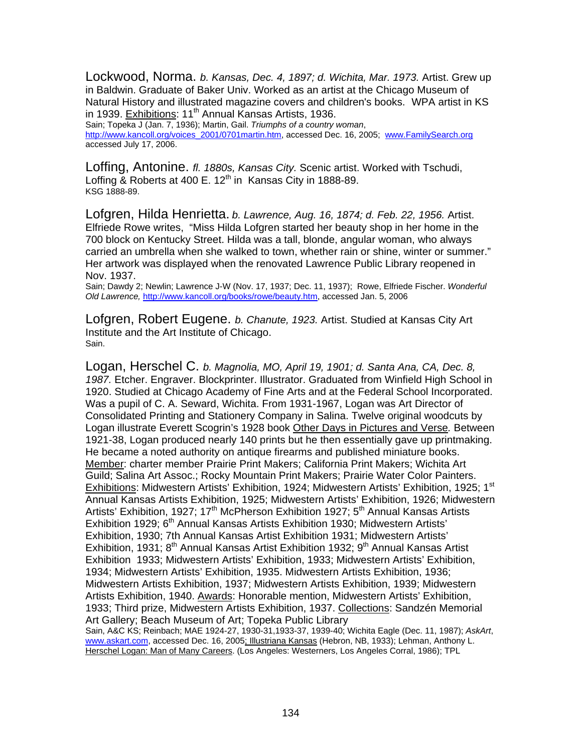Lockwood, Norma. *b. Kansas, Dec. 4, 1897; d. Wichita, Mar. 1973.* Artist. Grew up in Baldwin. Graduate of Baker Univ. Worked as an artist at the Chicago Museum of Natural History and illustrated magazine covers and children's books. WPA artist in KS in 1939. Exhibitions: 11th Annual Kansas Artists, 1936.
Sain; Topeka J (Jan. 7, 1936); Martin, Gail. *Triumphs of a country woman*, http://www.kancoll.org/voices_2001/0701martin.htm, accessed Dec. 16, 2005; www.FamilySearch.org accessed July 17, 2006.

Loffing, Antonine. *fl. 1880s, Kansas City.* Scenic artist. Worked with Tschudi, Loffing & Roberts at 400 E. 12th in Kansas City in 1888-89.
KSG 1888-89.

Lofgren, Hilda Henrietta. *b. Lawrence, Aug. 16, 1874; d. Feb. 22, 1956.* Artist. Elfriede Rowe writes, "Miss Hilda Lofgren started her beauty shop in her home in the 700 block on Kentucky Street. Hilda was a tall, blonde, angular woman, who always carried an umbrella when she walked to town, whether rain or shine, winter or summer." Her artwork was displayed when the renovated Lawrence Public Library reopened in Nov. 1937.
Sain; Dawdy 2; Newlin; Lawrence J-W (Nov. 17, 1937; Dec. 11, 1937); Rowe, Elfriede Fischer. *Wonderful Old Lawrence,* http://www.kancoll.org/books/rowe/beauty.htm, accessed Jan. 5, 2006

Lofgren, Robert Eugene. *b. Chanute, 1923.* Artist. Studied at Kansas City Art Institute and the Art Institute of Chicago.
Sain.

Logan, Herschel C. *b. Magnolia, MO, April 19, 1901; d. Santa Ana, CA, Dec. 8, 1987.* Etcher. Engraver. Blockprinter. Illustrator. Graduated from Winfield High School in 1920. Studied at Chicago Academy of Fine Arts and at the Federal School Incorporated. Was a pupil of C. A. Seward, Wichita. From 1931-1967, Logan was Art Director of Consolidated Printing and Stationery Company in Salina. Twelve original woodcuts by Logan illustrate Everett Scogrin's 1928 book Other Days in Pictures and Verse. Between 1921-38, Logan produced nearly 140 prints but he then essentially gave up printmaking. He became a noted authority on antique firearms and published miniature books. Member: charter member Prairie Print Makers; California Print Makers; Wichita Art Guild; Salina Art Assoc.; Rocky Mountain Print Makers; Prairie Water Color Painters. Exhibitions: Midwestern Artists' Exhibition, 1924; Midwestern Artists' Exhibition, 1925; 1st Annual Kansas Artists Exhibition, 1925; Midwestern Artists' Exhibition, 1926; Midwestern Artists' Exhibition, 1927; 17th McPherson Exhibition 1927; 5th Annual Kansas Artists Exhibition 1929; 6th Annual Kansas Artists Exhibition 1930; Midwestern Artists' Exhibition, 1930; 7th Annual Kansas Artist Exhibition 1931; Midwestern Artists' Exhibition, 1931; 8th Annual Kansas Artist Exhibition 1932; 9th Annual Kansas Artist Exhibition 1933; Midwestern Artists' Exhibition, 1933; Midwestern Artists' Exhibition, 1934; Midwestern Artists' Exhibition, 1935. Midwestern Artists Exhibition, 1936; Midwestern Artists Exhibition, 1937; Midwestern Artists Exhibition, 1939; Midwestern Artists Exhibition, 1940. Awards: Honorable mention, Midwestern Artists' Exhibition, 1933; Third prize, Midwestern Artists Exhibition, 1937. Collections: Sandzén Memorial Art Gallery; Beach Museum of Art; Topeka Public Library
Sain, A&C KS; Reinbach; MAE 1924-27, 1930-31,1933-37, 1939-40; Wichita Eagle (Dec. 11, 1987); *AskArt*, www.askart.com, accessed Dec. 16, 2005; Illustriana Kansas (Hebron, NB, 1933); Lehman, Anthony L. Herschel Logan: Man of Many Careers. (Los Angeles: Westerners, Los Angeles Corral, 1986); TPL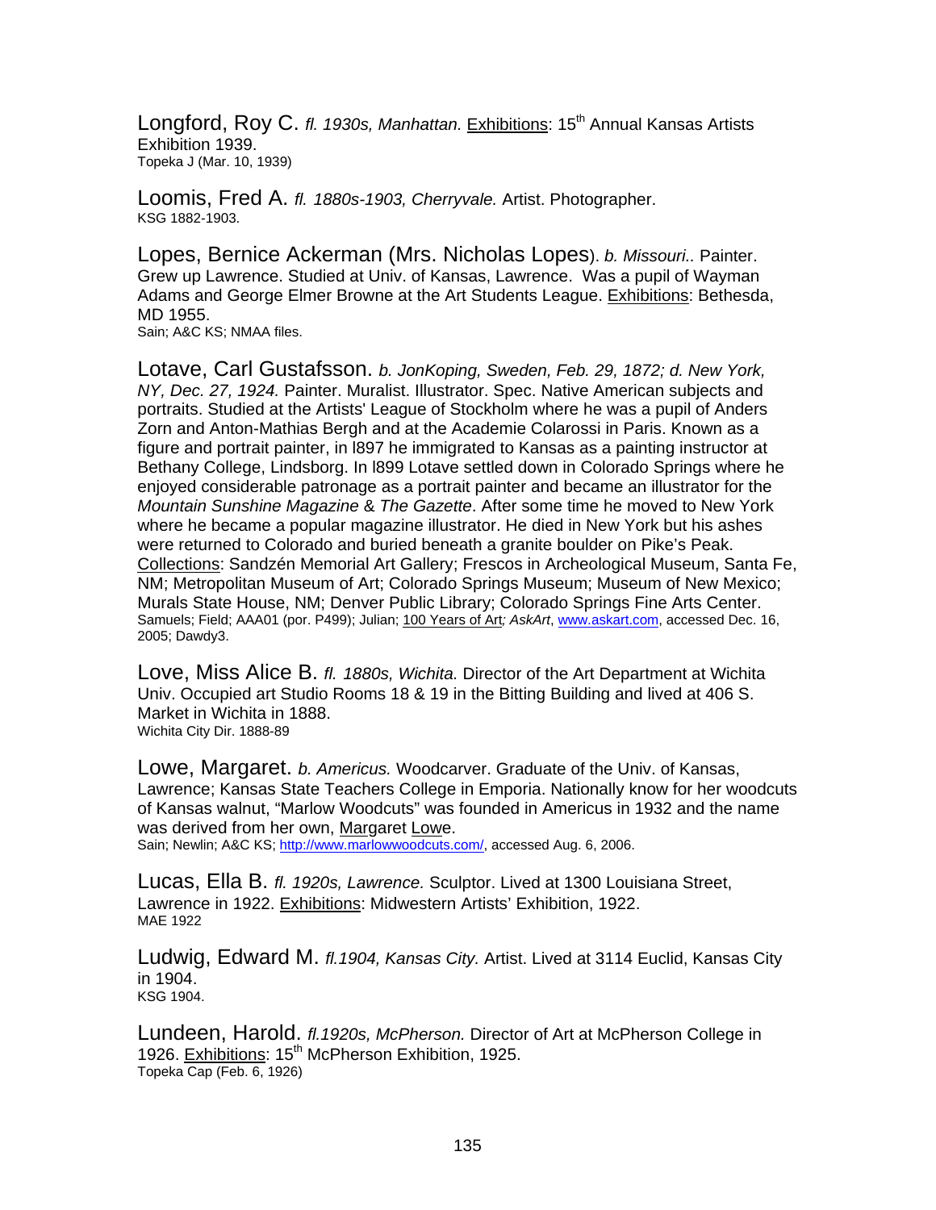Longford, Roy C. *fl. 1930s, Manhattan.* Exhibitions: 15th Annual Kansas Artists Exhibition 1939.
Topeka J (Mar. 10, 1939)

Loomis, Fred A. *fl. 1880s-1903, Cherryvale.* Artist. Photographer.
KSG 1882-1903.

Lopes, Bernice Ackerman (Mrs. Nicholas Lopes). *b. Missouri..* Painter. Grew up Lawrence. Studied at Univ. of Kansas, Lawrence. Was a pupil of Wayman Adams and George Elmer Browne at the Art Students League. Exhibitions: Bethesda, MD 1955.
Sain; A&C KS; NMAA files.

Lotave, Carl Gustafsson. *b. JonKoping, Sweden, Feb. 29, 1872; d. New York, NY, Dec. 27, 1924.* Painter. Muralist. Illustrator. Spec. Native American subjects and portraits. Studied at the Artists' League of Stockholm where he was a pupil of Anders Zorn and Anton-Mathias Bergh and at the Academie Colarossi in Paris. Known as a figure and portrait painter, in l897 he immigrated to Kansas as a painting instructor at Bethany College, Lindsborg. In l899 Lotave settled down in Colorado Springs where he enjoyed considerable patronage as a portrait painter and became an illustrator for the *Mountain Sunshine Magazine* & *The Gazette*. After some time he moved to New York where he became a popular magazine illustrator. He died in New York but his ashes were returned to Colorado and buried beneath a granite boulder on Pike's Peak. Collections: Sandzén Memorial Art Gallery; Frescos in Archeological Museum, Santa Fe, NM; Metropolitan Museum of Art; Colorado Springs Museum; Museum of New Mexico; Murals State House, NM; Denver Public Library; Colorado Springs Fine Arts Center.
Samuels; Field; AAA01 (por. P499); Julian; 100 Years of Art*; AskArt*, www.askart.com, accessed Dec. 16, 2005; Dawdy3.

Love, Miss Alice B. *fl. 1880s, Wichita.* Director of the Art Department at Wichita Univ. Occupied art Studio Rooms 18 & 19 in the Bitting Building and lived at 406 S. Market in Wichita in 1888.
Wichita City Dir. 1888-89

Lowe, Margaret. *b. Americus.* Woodcarver. Graduate of the Univ. of Kansas, Lawrence; Kansas State Teachers College in Emporia. Nationally know for her woodcuts of Kansas walnut, "Marlow Woodcuts" was founded in Americus in 1932 and the name was derived from her own, Margaret Lowe.
Sain; Newlin; A&C KS; http://www.marlowwoodcuts.com/, accessed Aug. 6, 2006.

Lucas, Ella B. *fl. 1920s, Lawrence.* Sculptor. Lived at 1300 Louisiana Street, Lawrence in 1922. Exhibitions: Midwestern Artists' Exhibition, 1922.
MAE 1922

Ludwig, Edward M. *fl.1904, Kansas City.* Artist. Lived at 3114 Euclid, Kansas City in 1904.
KSG 1904.

Lundeen, Harold. *fl.1920s, McPherson.* Director of Art at McPherson College in 1926. Exhibitions: 15th McPherson Exhibition, 1925.
Topeka Cap (Feb. 6, 1926)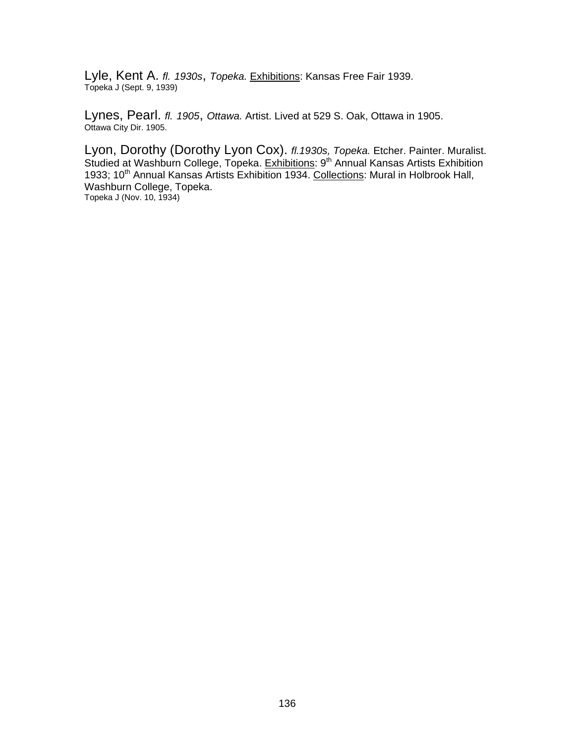Lyle, Kent A. *fl. 1930s*, *Topeka.* Exhibitions: Kansas Free Fair 1939.
Topeka J (Sept. 9, 1939)

Lynes, Pearl. *fl. 1905*, *Ottawa.* Artist. Lived at 529 S. Oak, Ottawa in 1905.
Ottawa City Dir. 1905.

Lyon, Dorothy (Dorothy Lyon Cox). *fl.1930s, Topeka.* Etcher. Painter. Muralist. Studied at Washburn College, Topeka. Exhibitions: 9th Annual Kansas Artists Exhibition 1933; 10th Annual Kansas Artists Exhibition 1934. Collections: Mural in Holbrook Hall, Washburn College, Topeka.
Topeka J (Nov. 10, 1934)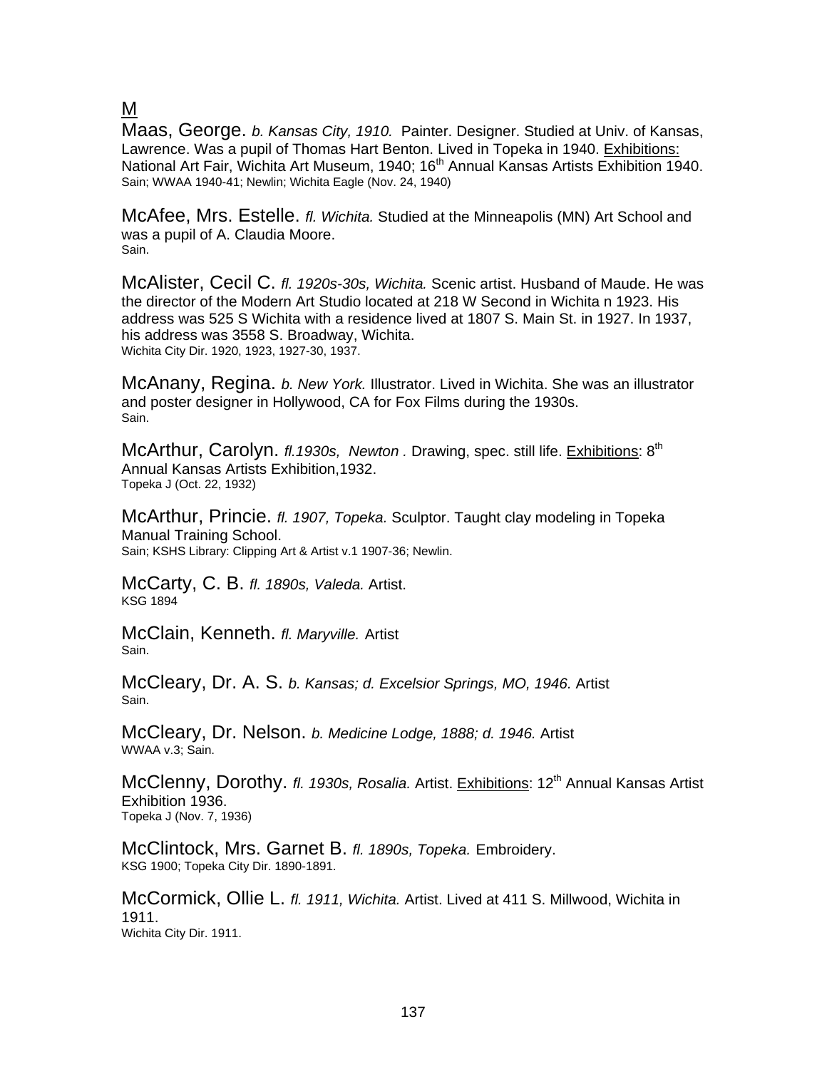M

Maas, George. *b. Kansas City, 1910.* Painter. Designer. Studied at Univ. of Kansas, Lawrence. Was a pupil of Thomas Hart Benton. Lived in Topeka in 1940. Exhibitions: National Art Fair, Wichita Art Museum, 1940; 16th Annual Kansas Artists Exhibition 1940.
Sain; WWAA 1940-41; Newlin; Wichita Eagle (Nov. 24, 1940)

McAfee, Mrs. Estelle. *fl. Wichita.* Studied at the Minneapolis (MN) Art School and was a pupil of A. Claudia Moore.
Sain.

McAlister, Cecil C. *fl. 1920s-30s, Wichita.* Scenic artist. Husband of Maude. He was the director of the Modern Art Studio located at 218 W Second in Wichita n 1923. His address was 525 S Wichita with a residence lived at 1807 S. Main St. in 1927. In 1937, his address was 3558 S. Broadway, Wichita.
Wichita City Dir. 1920, 1923, 1927-30, 1937.

McAnany, Regina. *b. New York.* Illustrator. Lived in Wichita. She was an illustrator and poster designer in Hollywood, CA for Fox Films during the 1930s.
Sain.

McArthur, Carolyn. *fl.1930s, Newton .* Drawing, spec. still life. Exhibitions: 8th Annual Kansas Artists Exhibition,1932.
Topeka J (Oct. 22, 1932)

McArthur, Princie. *fl. 1907, Topeka.* Sculptor. Taught clay modeling in Topeka Manual Training School.
Sain; KSHS Library: Clipping Art & Artist v.1 1907-36; Newlin.

McCarty, C. B. *fl. 1890s, Valeda.* Artist.
KSG 1894

McClain, Kenneth. *fl. Maryville.* Artist
Sain.

McCleary, Dr. A. S. *b. Kansas; d. Excelsior Springs, MO, 1946.* Artist
Sain.

McCleary, Dr. Nelson. *b. Medicine Lodge, 1888; d. 1946.* Artist
WWAA v.3; Sain.

McClenny, Dorothy. *fl. 1930s, Rosalia.* Artist. Exhibitions: 12th Annual Kansas Artist Exhibition 1936.
Topeka J (Nov. 7, 1936)

McClintock, Mrs. Garnet B. *fl. 1890s, Topeka.* Embroidery.
KSG 1900; Topeka City Dir. 1890-1891.

McCormick, Ollie L. *fl. 1911, Wichita.* Artist. Lived at 411 S. Millwood, Wichita in 1911.
Wichita City Dir. 1911.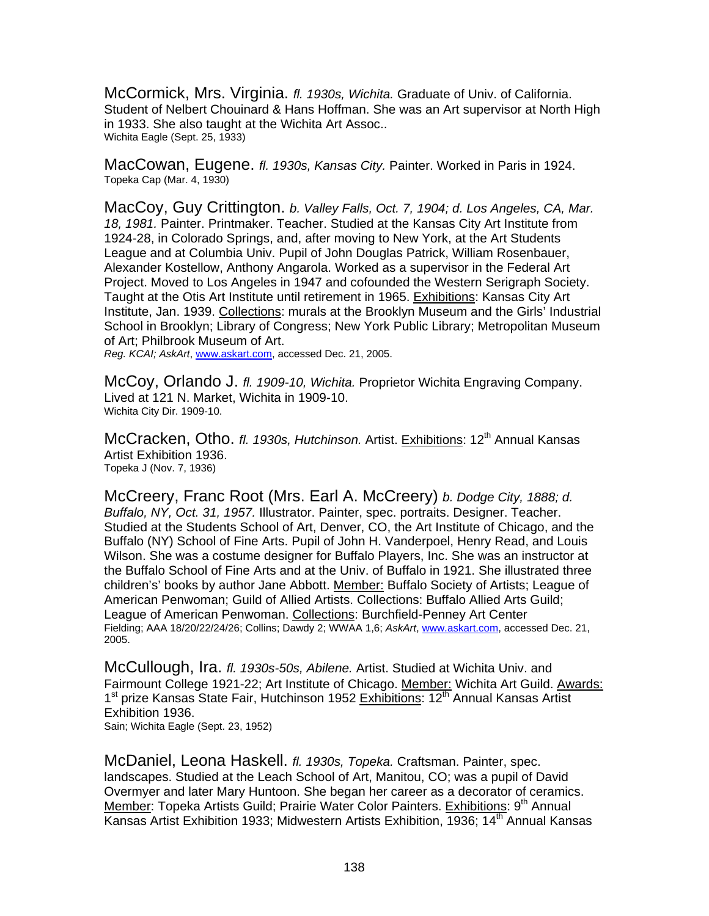McCormick, Mrs. Virginia. *fl. 1930s, Wichita.* Graduate of Univ. of California. Student of Nelbert Chouinard & Hans Hoffman. She was an Art supervisor at North High in 1933. She also taught at the Wichita Art Assoc..
Wichita Eagle (Sept. 25, 1933)

MacCowan, Eugene. *fl. 1930s, Kansas City.* Painter. Worked in Paris in 1924.
Topeka Cap (Mar. 4, 1930)

MacCoy, Guy Crittington. *b. Valley Falls, Oct. 7, 1904; d. Los Angeles, CA, Mar. 18, 1981.* Painter. Printmaker. Teacher. Studied at the Kansas City Art Institute from 1924-28, in Colorado Springs, and, after moving to New York, at the Art Students League and at Columbia Univ. Pupil of John Douglas Patrick, William Rosenbauer, Alexander Kostellow, Anthony Angarola. Worked as a supervisor in the Federal Art Project. Moved to Los Angeles in 1947 and cofounded the Western Serigraph Society. Taught at the Otis Art Institute until retirement in 1965. Exhibitions: Kansas City Art Institute, Jan. 1939. Collections: murals at the Brooklyn Museum and the Girls' Industrial School in Brooklyn; Library of Congress; New York Public Library; Metropolitan Museum of Art; Philbrook Museum of Art.
*Reg. KCAI; AskArt*, www.askart.com, accessed Dec. 21, 2005.

McCoy, Orlando J. *fl. 1909-10, Wichita.* Proprietor Wichita Engraving Company. Lived at 121 N. Market, Wichita in 1909-10.
Wichita City Dir. 1909-10.

McCracken, Otho. *fl. 1930s, Hutchinson.* Artist. Exhibitions: 12th Annual Kansas Artist Exhibition 1936.
Topeka J (Nov. 7, 1936)

McCreery, Franc Root (Mrs. Earl A. McCreery) *b. Dodge City, 1888; d. Buffalo, NY, Oct. 31, 1957.* Illustrator. Painter, spec. portraits. Designer. Teacher. Studied at the Students School of Art, Denver, CO, the Art Institute of Chicago, and the Buffalo (NY) School of Fine Arts. Pupil of John H. Vanderpoel, Henry Read, and Louis Wilson. She was a costume designer for Buffalo Players, Inc. She was an instructor at the Buffalo School of Fine Arts and at the Univ. of Buffalo in 1921. She illustrated three children's' books by author Jane Abbott. Member: Buffalo Society of Artists; League of American Penwoman; Guild of Allied Artists. Collections: Buffalo Allied Arts Guild; League of American Penwoman. Collections: Burchfield-Penney Art Center
Fielding; AAA 18/20/22/24/26; Collins; Dawdy 2; WWAA 1,6; *AskArt*, www.askart.com, accessed Dec. 21, 2005.

McCullough, Ira. *fl. 1930s-50s, Abilene.* Artist. Studied at Wichita Univ. and Fairmount College 1921-22; Art Institute of Chicago. Member: Wichita Art Guild. Awards: 1st prize Kansas State Fair, Hutchinson 1952 Exhibitions: 12th Annual Kansas Artist Exhibition 1936.
Sain; Wichita Eagle (Sept. 23, 1952)

McDaniel, Leona Haskell. *fl. 1930s, Topeka.* Craftsman. Painter, spec. landscapes. Studied at the Leach School of Art, Manitou, CO; was a pupil of David Overmyer and later Mary Huntoon. She began her career as a decorator of ceramics. Member: Topeka Artists Guild; Prairie Water Color Painters. Exhibitions: 9th Annual Kansas Artist Exhibition 1933; Midwestern Artists Exhibition, 1936; 14th Annual Kansas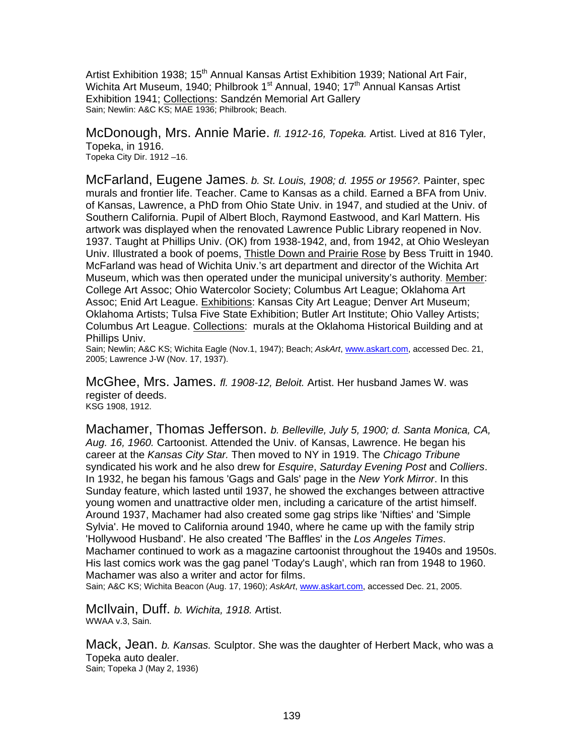Artist Exhibition 1938; 15th Annual Kansas Artist Exhibition 1939; National Art Fair, Wichita Art Museum, 1940; Philbrook 1st Annual, 1940; 17th Annual Kansas Artist Exhibition 1941; Collections: Sandzén Memorial Art Gallery
Sain; Newlin: A&C KS; MAE 1936; Philbrook; Beach.

McDonough, Mrs. Annie Marie. *fl. 1912-16, Topeka.* Artist. Lived at 816 Tyler, Topeka, in 1916.
Topeka City Dir. 1912 –16.

McFarland, Eugene James. *b. St. Louis, 1908; d. 1955 or 1956?.* Painter, spec murals and frontier life. Teacher. Came to Kansas as a child. Earned a BFA from Univ. of Kansas, Lawrence, a PhD from Ohio State Univ. in 1947, and studied at the Univ. of Southern California. Pupil of Albert Bloch, Raymond Eastwood, and Karl Mattern. His artwork was displayed when the renovated Lawrence Public Library reopened in Nov. 1937. Taught at Phillips Univ. (OK) from 1938-1942, and, from 1942, at Ohio Wesleyan Univ. Illustrated a book of poems, Thistle Down and Prairie Rose by Bess Truitt in 1940. McFarland was head of Wichita Univ.'s art department and director of the Wichita Art Museum, which was then operated under the municipal university's authority. Member: College Art Assoc; Ohio Watercolor Society; Columbus Art League; Oklahoma Art Assoc; Enid Art League. Exhibitions: Kansas City Art League; Denver Art Museum; Oklahoma Artists; Tulsa Five State Exhibition; Butler Art Institute; Ohio Valley Artists; Columbus Art League. Collections: murals at the Oklahoma Historical Building and at Phillips Univ.
Sain; Newlin; A&C KS; Wichita Eagle (Nov.1, 1947); Beach; *AskArt*, www.askart.com, accessed Dec. 21, 2005; Lawrence J-W (Nov. 17, 1937).

McGhee, Mrs. James. *fl. 1908-12, Beloit.* Artist. Her husband James W. was register of deeds.
KSG 1908, 1912.

Machamer, Thomas Jefferson. *b. Belleville, July 5, 1900; d. Santa Monica, CA, Aug. 16, 1960.* Cartoonist. Attended the Univ. of Kansas, Lawrence. He began his career at the *Kansas City Star.* Then moved to NY in 1919. The *Chicago Tribune* syndicated his work and he also drew for *Esquire*, *Saturday Evening Post* and *Colliers*. In 1932, he began his famous 'Gags and Gals' page in the *New York Mirror*. In this Sunday feature, which lasted until 1937, he showed the exchanges between attractive young women and unattractive older men, including a caricature of the artist himself. Around 1937, Machamer had also created some gag strips like 'Nifties' and 'Simple Sylvia'. He moved to California around 1940, where he came up with the family strip 'Hollywood Husband'. He also created 'The Baffles' in the *Los Angeles Times*. Machamer continued to work as a magazine cartoonist throughout the 1940s and 1950s. His last comics work was the gag panel 'Today's Laugh', which ran from 1948 to 1960. Machamer was also a writer and actor for films.
Sain; A&C KS; Wichita Beacon (Aug. 17, 1960); *AskArt*, www.askart.com, accessed Dec. 21, 2005.

McIlvain, Duff. *b. Wichita, 1918.* Artist.
WWAA v.3, Sain.

Mack, Jean. *b. Kansas.* Sculptor. She was the daughter of Herbert Mack, who was a Topeka auto dealer.
Sain; Topeka J (May 2, 1936)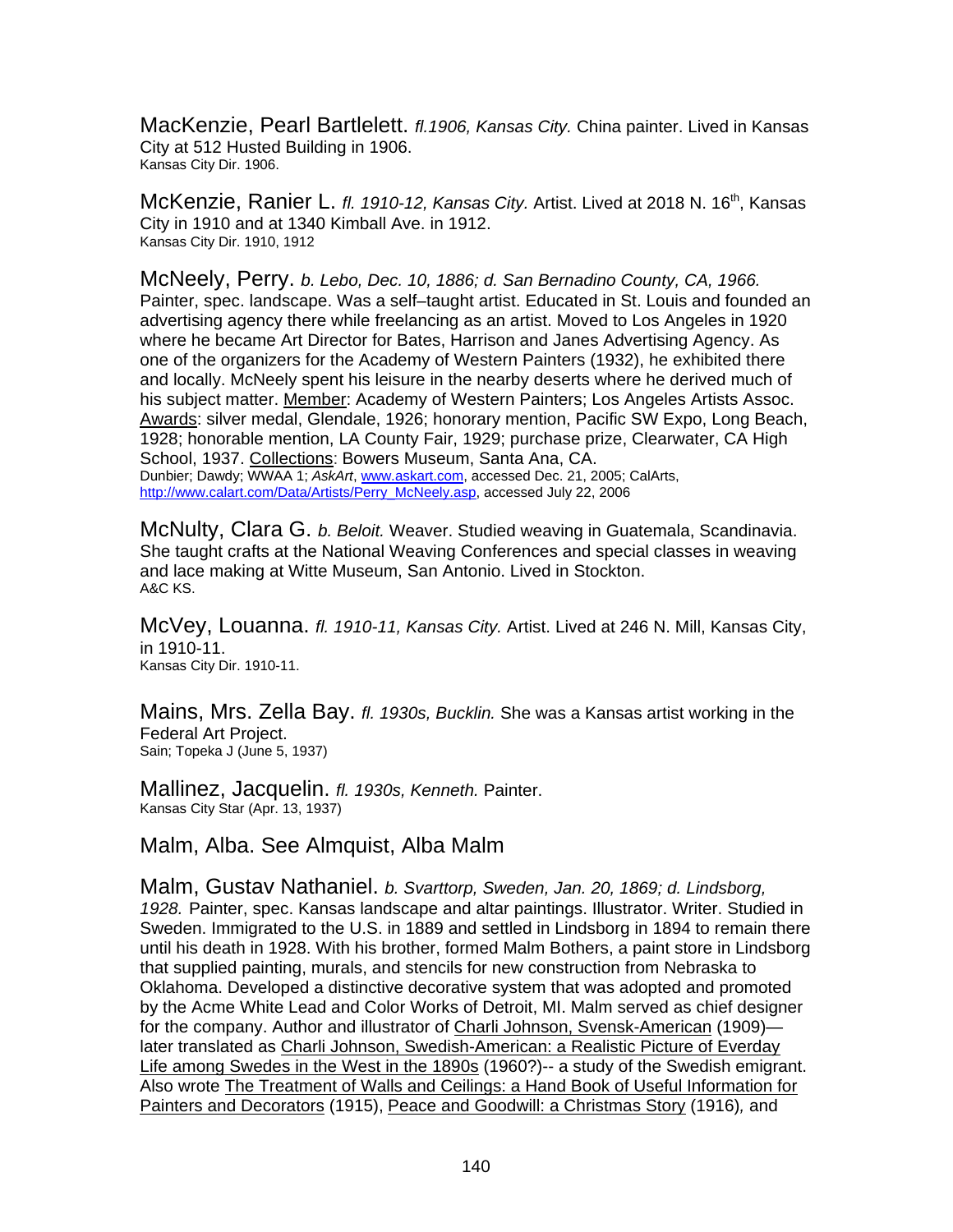MacKenzie, Pearl Bartlelett. *fl.1906, Kansas City.* China painter. Lived in Kansas City at 512 Husted Building in 1906.
Kansas City Dir. 1906.

McKenzie, Ranier L. *fl. 1910-12, Kansas City.* Artist. Lived at 2018 N. 16th, Kansas City in 1910 and at 1340 Kimball Ave. in 1912.
Kansas City Dir. 1910, 1912

McNeely, Perry. *b. Lebo, Dec. 10, 1886; d. San Bernadino County, CA, 1966.* Painter, spec. landscape. Was a self–taught artist. Educated in St. Louis and founded an advertising agency there while freelancing as an artist. Moved to Los Angeles in 1920 where he became Art Director for Bates, Harrison and Janes Advertising Agency. As one of the organizers for the Academy of Western Painters (1932), he exhibited there and locally. McNeely spent his leisure in the nearby deserts where he derived much of his subject matter. Member: Academy of Western Painters; Los Angeles Artists Assoc. Awards: silver medal, Glendale, 1926; honorary mention, Pacific SW Expo, Long Beach, 1928; honorable mention, LA County Fair, 1929; purchase prize, Clearwater, CA High School, 1937. Collections: Bowers Museum, Santa Ana, CA.
Dunbier; Dawdy; WWAA 1; *AskArt*, www.askart.com, accessed Dec. 21, 2005; CalArts, http://www.calart.com/Data/Artists/Perry_McNeely.asp, accessed July 22, 2006

McNulty, Clara G. *b. Beloit.* Weaver. Studied weaving in Guatemala, Scandinavia. She taught crafts at the National Weaving Conferences and special classes in weaving and lace making at Witte Museum, San Antonio. Lived in Stockton.
A&C KS.

McVey, Louanna. *fl. 1910-11, Kansas City.* Artist. Lived at 246 N. Mill, Kansas City, in 1910-11.
Kansas City Dir. 1910-11.

Mains, Mrs. Zella Bay. *fl. 1930s, Bucklin.* She was a Kansas artist working in the Federal Art Project.
Sain; Topeka J (June 5, 1937)

Mallinez, Jacquelin. *fl. 1930s, Kenneth.* Painter.
Kansas City Star (Apr. 13, 1937)

Malm, Alba. See Almquist, Alba Malm

Malm, Gustav Nathaniel. *b. Svarttorp, Sweden, Jan. 20, 1869; d. Lindsborg, 1928.* Painter, spec. Kansas landscape and altar paintings. Illustrator. Writer. Studied in Sweden. Immigrated to the U.S. in 1889 and settled in Lindsborg in 1894 to remain there until his death in 1928. With his brother, formed Malm Bothers, a paint store in Lindsborg that supplied painting, murals, and stencils for new construction from Nebraska to Oklahoma. Developed a distinctive decorative system that was adopted and promoted by the Acme White Lead and Color Works of Detroit, MI. Malm served as chief designer for the company. Author and illustrator of Charli Johnson, Svensk-American (1909)—later translated as Charli Johnson, Swedish-American: a Realistic Picture of Everday Life among Swedes in the West in the 1890s (1960?)-- a study of the Swedish emigrant. Also wrote The Treatment of Walls and Ceilings: a Hand Book of Useful Information for Painters and Decorators (1915), Peace and Goodwill: a Christmas Story (1916), and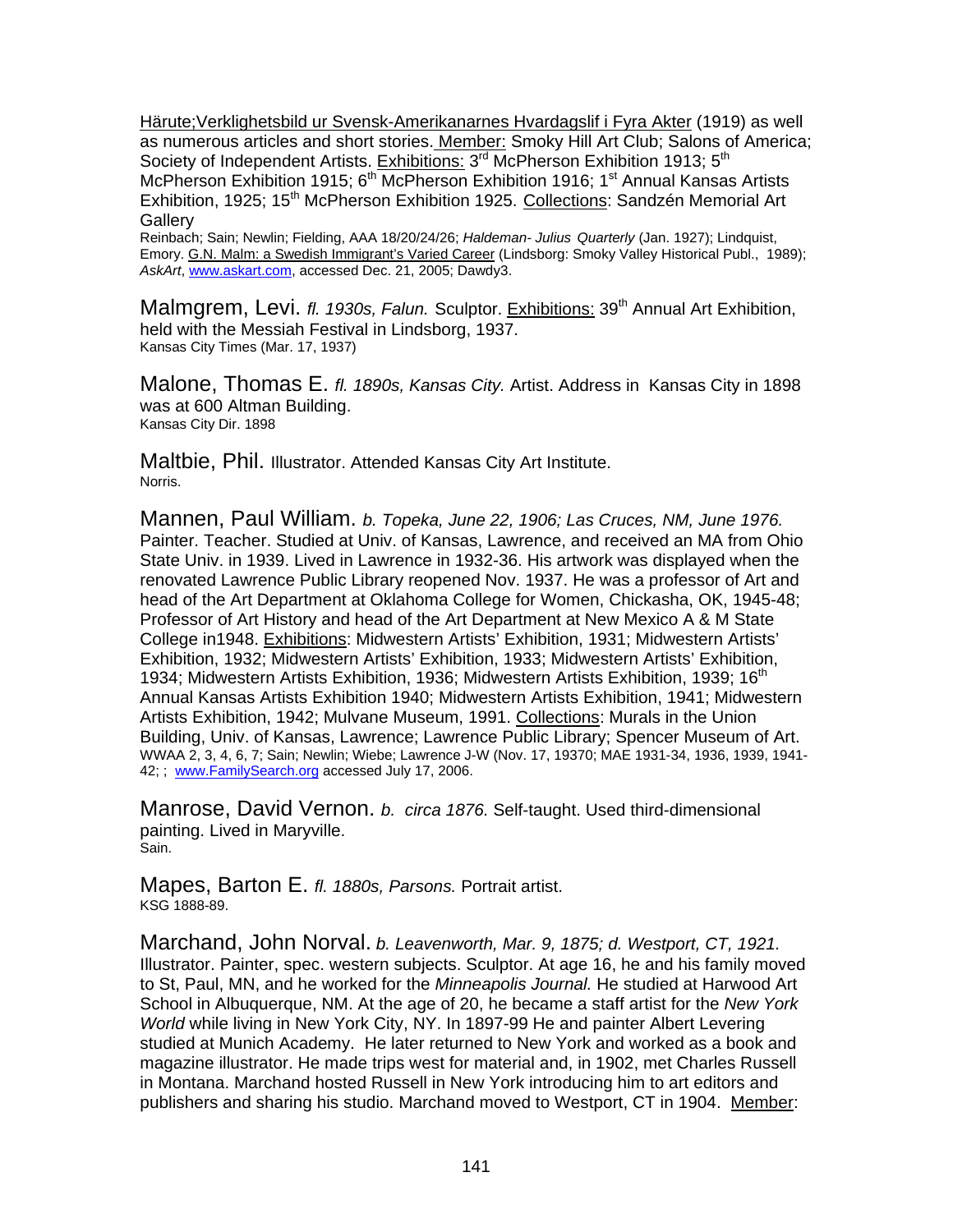Härute;Verklighetsbild ur Svensk-Amerikanarnes Hvardagslif i Fyra Akter (1919) as well as numerous articles and short stories. Member: Smoky Hill Art Club; Salons of America; Society of Independent Artists. Exhibitions: 3rd McPherson Exhibition 1913; 5th McPherson Exhibition 1915; 6th McPherson Exhibition 1916; 1st Annual Kansas Artists Exhibition, 1925; 15th McPherson Exhibition 1925. Collections: Sandzén Memorial Art Gallery

Reinbach; Sain; Newlin; Fielding, AAA 18/20/24/26; *Haldeman- Julius Quarterly* (Jan. 1927); Lindquist, Emory. G.N. Malm: a Swedish Immigrant's Varied Career (Lindsborg: Smoky Valley Historical Publ., 1989); *AskArt*, www.askart.com, accessed Dec. 21, 2005; Dawdy3.

Malmgrem, Levi. *fl. 1930s, Falun.* Sculptor. Exhibitions: 39th Annual Art Exhibition, held with the Messiah Festival in Lindsborg, 1937.

Kansas City Times (Mar. 17, 1937)

Malone, Thomas E. *fl. 1890s, Kansas City.* Artist. Address in Kansas City in 1898 was at 600 Altman Building.

Kansas City Dir. 1898

Maltbie, Phil. Illustrator. Attended Kansas City Art Institute.

Norris.

Mannen, Paul William. *b. Topeka, June 22, 1906; Las Cruces, NM, June 1976.* Painter. Teacher. Studied at Univ. of Kansas, Lawrence, and received an MA from Ohio State Univ. in 1939. Lived in Lawrence in 1932-36. His artwork was displayed when the renovated Lawrence Public Library reopened Nov. 1937. He was a professor of Art and head of the Art Department at Oklahoma College for Women, Chickasha, OK, 1945-48; Professor of Art History and head of the Art Department at New Mexico A & M State College in1948. Exhibitions: Midwestern Artists' Exhibition, 1931; Midwestern Artists' Exhibition, 1932; Midwestern Artists' Exhibition, 1933; Midwestern Artists' Exhibition, 1934; Midwestern Artists Exhibition, 1936; Midwestern Artists Exhibition, 1939; 16th Annual Kansas Artists Exhibition 1940; Midwestern Artists Exhibition, 1941; Midwestern Artists Exhibition, 1942; Mulvane Museum, 1991. Collections: Murals in the Union Building, Univ. of Kansas, Lawrence; Lawrence Public Library; Spencer Museum of Art.

WWAA 2, 3, 4, 6, 7; Sain; Newlin; Wiebe; Lawrence J-W (Nov. 17, 19370; MAE 1931-34, 1936, 1939, 1941-42; ; www.FamilySearch.org accessed July 17, 2006.

Manrose, David Vernon. *b. circa 1876.* Self-taught. Used third-dimensional painting. Lived in Maryville.

Sain.

Mapes, Barton E. *fl. 1880s, Parsons.* Portrait artist.

KSG 1888-89.

Marchand, John Norval. *b. Leavenworth, Mar. 9, 1875; d. Westport, CT, 1921.* Illustrator. Painter, spec. western subjects. Sculptor. At age 16, he and his family moved to St, Paul, MN, and he worked for the *Minneapolis Journal.* He studied at Harwood Art School in Albuquerque, NM. At the age of 20, he became a staff artist for the *New York World* while living in New York City, NY. In 1897-99 He and painter Albert Levering studied at Munich Academy. He later returned to New York and worked as a book and magazine illustrator. He made trips west for material and, in 1902, met Charles Russell in Montana. Marchand hosted Russell in New York introducing him to art editors and publishers and sharing his studio. Marchand moved to Westport, CT in 1904. Member: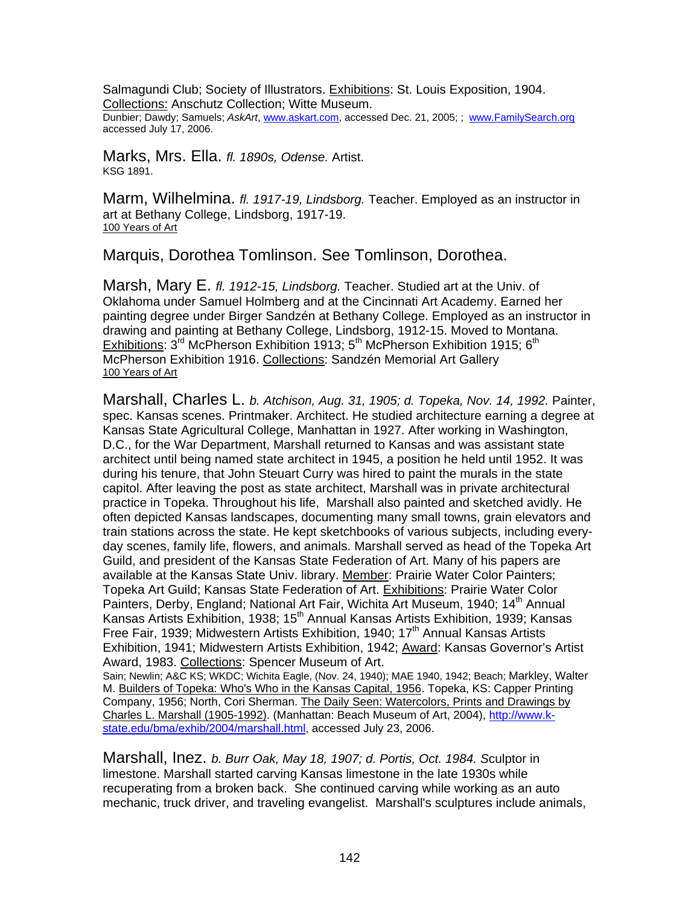Salmagundi Club; Society of Illustrators. Exhibitions: St. Louis Exposition, 1904. Collections: Anschutz Collection; Witte Museum.
Dunbier; Dawdy; Samuels; *AskArt*, www.askart.com, accessed Dec. 21, 2005; ; www.FamilySearch.org accessed July 17, 2006.

Marks, Mrs. Ella. *fl. 1890s, Odense.* Artist.
KSG 1891.

Marm, Wilhelmina. *fl. 1917-19, Lindsborg.* Teacher. Employed as an instructor in art at Bethany College, Lindsborg, 1917-19.
100 Years of Art

Marquis, Dorothea Tomlinson. See Tomlinson, Dorothea.

Marsh, Mary E. *fl. 1912-15, Lindsborg.* Teacher. Studied art at the Univ. of Oklahoma under Samuel Holmberg and at the Cincinnati Art Academy. Earned her painting degree under Birger Sandzén at Bethany College. Employed as an instructor in drawing and painting at Bethany College, Lindsborg, 1912-15. Moved to Montana. Exhibitions: 3rd McPherson Exhibition 1913; 5th McPherson Exhibition 1915; 6th McPherson Exhibition 1916. Collections: Sandzén Memorial Art Gallery
100 Years of Art

Marshall, Charles L. *b. Atchison, Aug. 31, 1905; d. Topeka, Nov. 14, 1992.* Painter, spec. Kansas scenes. Printmaker. Architect. He studied architecture earning a degree at Kansas State Agricultural College, Manhattan in 1927. After working in Washington, D.C., for the War Department, Marshall returned to Kansas and was assistant state architect until being named state architect in 1945, a position he held until 1952. It was during his tenure, that John Steuart Curry was hired to paint the murals in the state capitol. After leaving the post as state architect, Marshall was in private architectural practice in Topeka. Throughout his life, Marshall also painted and sketched avidly. He often depicted Kansas landscapes, documenting many small towns, grain elevators and train stations across the state. He kept sketchbooks of various subjects, including every-day scenes, family life, flowers, and animals. Marshall served as head of the Topeka Art Guild, and president of the Kansas State Federation of Art. Many of his papers are available at the Kansas State Univ. library. Member: Prairie Water Color Painters; Topeka Art Guild; Kansas State Federation of Art. Exhibitions: Prairie Water Color Painters, Derby, England; National Art Fair, Wichita Art Museum, 1940; 14th Annual Kansas Artists Exhibition, 1938; 15th Annual Kansas Artists Exhibition, 1939; Kansas Free Fair, 1939; Midwestern Artists Exhibition, 1940; 17th Annual Kansas Artists Exhibition, 1941; Midwestern Artists Exhibition, 1942; Award: Kansas Governor's Artist Award, 1983. Collections: Spencer Museum of Art.
Sain; Newlin; A&C KS; WKDC; Wichita Eagle, (Nov. 24, 1940); MAE 1940, 1942; Beach; Markley, Walter M. Builders of Topeka: Who's Who in the Kansas Capital, 1956. Topeka, KS: Capper Printing Company, 1956; North, Cori Sherman. The Daily Seen: Watercolors, Prints and Drawings by Charles L. Marshall (1905-1992). (Manhattan: Beach Museum of Art, 2004), http://www.k-state.edu/bma/exhib/2004/marshall.html, accessed July 23, 2006.

Marshall, Inez. *b. Burr Oak, May 18, 1907; d. Portis, Oct. 1984.* Sculptor in limestone. Marshall started carving Kansas limestone in the late 1930s while recuperating from a broken back. She continued carving while working as an auto mechanic, truck driver, and traveling evangelist. Marshall's sculptures include animals,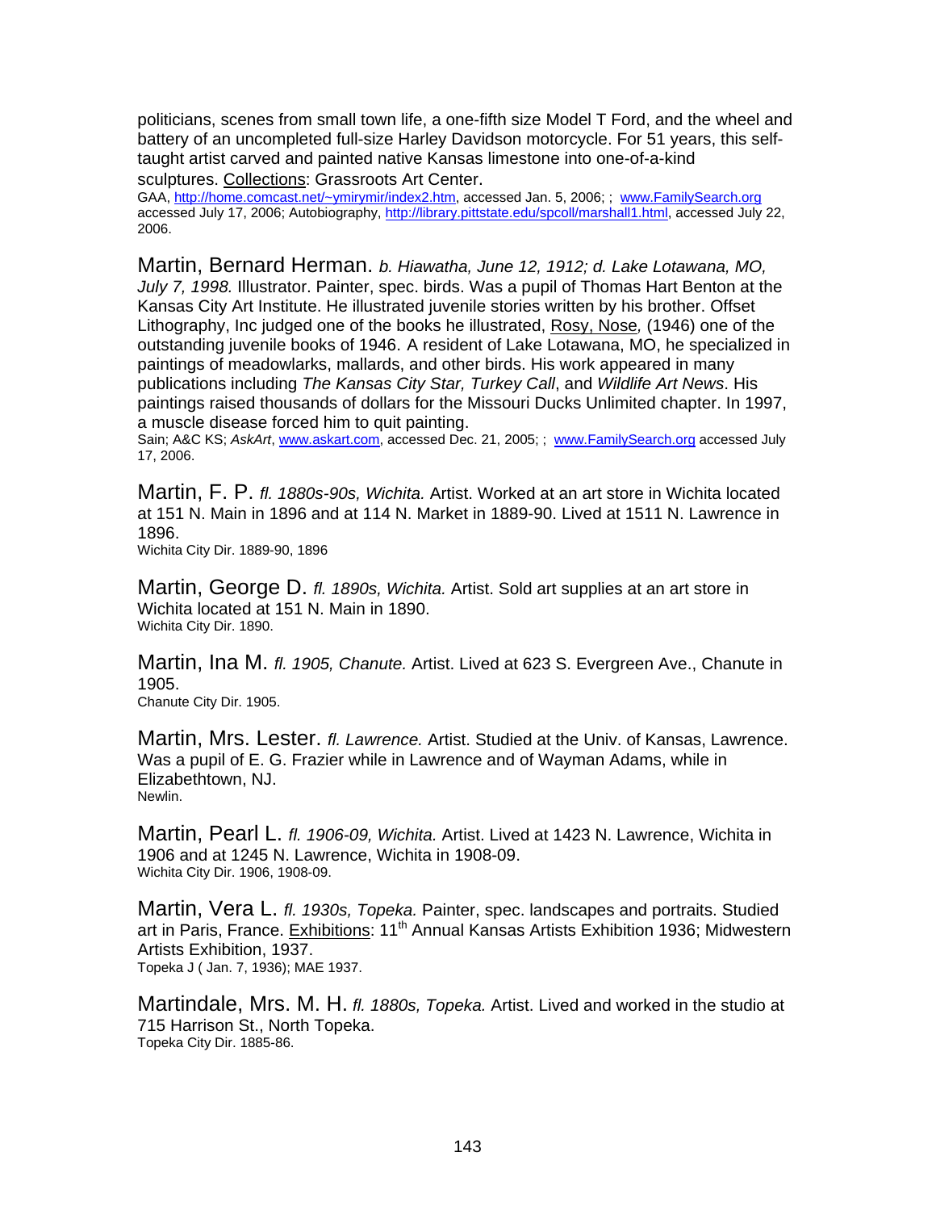politicians, scenes from small town life, a one-fifth size Model T Ford, and the wheel and battery of an uncompleted full-size Harley Davidson motorcycle. For 51 years, this self-taught artist carved and painted native Kansas limestone into one-of-a-kind sculptures. Collections: Grassroots Art Center.
GAA, http://home.comcast.net/~ymirymir/index2.htm, accessed Jan. 5, 2006; ; www.FamilySearch.org accessed July 17, 2006; Autobiography, http://library.pittstate.edu/spcoll/marshall1.html, accessed July 22, 2006.

Martin, Bernard Herman. *b. Hiawatha, June 12, 1912; d. Lake Lotawana, MO, July 7, 1998.* Illustrator. Painter, spec. birds. Was a pupil of Thomas Hart Benton at the Kansas City Art Institute. He illustrated juvenile stories written by his brother. Offset Lithography, Inc judged one of the books he illustrated, Rosy, Nose*,* (1946) one of the outstanding juvenile books of 1946. A resident of Lake Lotawana, MO, he specialized in paintings of meadowlarks, mallards, and other birds. His work appeared in many publications including *The Kansas City Star, Turkey Call*, and *Wildlife Art News*. His paintings raised thousands of dollars for the Missouri Ducks Unlimited chapter. In 1997, a muscle disease forced him to quit painting.
Sain; A&C KS; *AskArt*, www.askart.com, accessed Dec. 21, 2005; ; www.FamilySearch.org accessed July 17, 2006.

Martin, F. P. *fl. 1880s-90s, Wichita.* Artist. Worked at an art store in Wichita located at 151 N. Main in 1896 and at 114 N. Market in 1889-90. Lived at 1511 N. Lawrence in 1896.
Wichita City Dir. 1889-90, 1896

Martin, George D. *fl. 1890s, Wichita.* Artist. Sold art supplies at an art store in Wichita located at 151 N. Main in 1890.
Wichita City Dir. 1890.

Martin, Ina M. *fl. 1905, Chanute.* Artist. Lived at 623 S. Evergreen Ave., Chanute in 1905.
Chanute City Dir. 1905.

Martin, Mrs. Lester. *fl. Lawrence.* Artist. Studied at the Univ. of Kansas, Lawrence. Was a pupil of E. G. Frazier while in Lawrence and of Wayman Adams, while in Elizabethtown, NJ.
Newlin.

Martin, Pearl L. *fl. 1906-09, Wichita.* Artist. Lived at 1423 N. Lawrence, Wichita in 1906 and at 1245 N. Lawrence, Wichita in 1908-09.
Wichita City Dir. 1906, 1908-09.

Martin, Vera L. *fl. 1930s, Topeka.* Painter, spec. landscapes and portraits. Studied art in Paris, France. Exhibitions: 11th Annual Kansas Artists Exhibition 1936; Midwestern Artists Exhibition, 1937.
Topeka J ( Jan. 7, 1936); MAE 1937.

Martindale, Mrs. M. H. *fl. 1880s, Topeka.* Artist. Lived and worked in the studio at 715 Harrison St., North Topeka.
Topeka City Dir. 1885-86.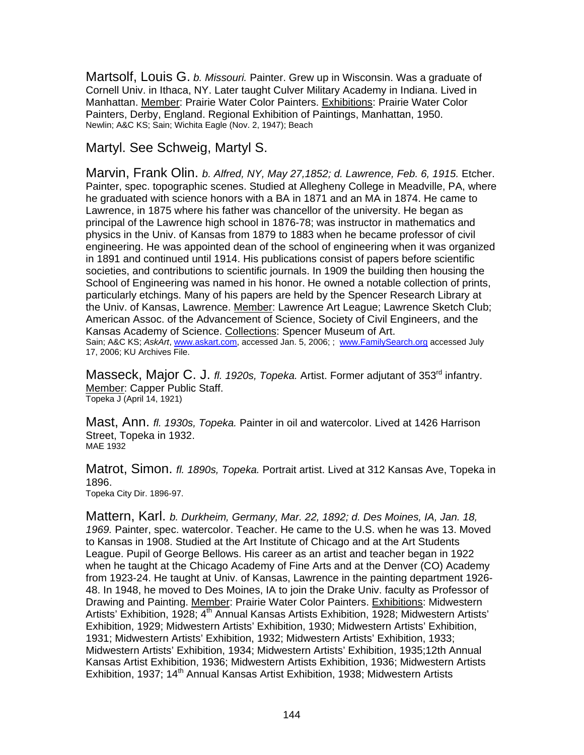Martsolf, Louis G. *b. Missouri.* Painter. Grew up in Wisconsin. Was a graduate of Cornell Univ. in Ithaca, NY. Later taught Culver Military Academy in Indiana. Lived in Manhattan. Member: Prairie Water Color Painters. Exhibitions: Prairie Water Color Painters, Derby, England. Regional Exhibition of Paintings, Manhattan, 1950.
Newlin; A&C KS; Sain; Wichita Eagle (Nov. 2, 1947); Beach

Martyl. See Schweig, Martyl S.

Marvin, Frank Olin. *b. Alfred, NY, May 27,1852; d. Lawrence, Feb. 6, 1915.* Etcher. Painter, spec. topographic scenes. Studied at Allegheny College in Meadville, PA, where he graduated with science honors with a BA in 1871 and an MA in 1874. He came to Lawrence, in 1875 where his father was chancellor of the university. He began as principal of the Lawrence high school in 1876-78; was instructor in mathematics and physics in the Univ. of Kansas from 1879 to 1883 when he became professor of civil engineering. He was appointed dean of the school of engineering when it was organized in 1891 and continued until 1914. His publications consist of papers before scientific societies, and contributions to scientific journals. In 1909 the building then housing the School of Engineering was named in his honor. He owned a notable collection of prints, particularly etchings. Many of his papers are held by the Spencer Research Library at the Univ. of Kansas, Lawrence. Member: Lawrence Art League; Lawrence Sketch Club; American Assoc. of the Advancement of Science, Society of Civil Engineers, and the Kansas Academy of Science. Collections: Spencer Museum of Art.
Sain; A&C KS; *AskArt*, www.askart.com, accessed Jan. 5, 2006; ; www.FamilySearch.org accessed July 17, 2006; KU Archives File.

Masseck, Major C. J. *fl. 1920s, Topeka.* Artist. Former adjutant of 353rd infantry. Member: Capper Public Staff.
Topeka J (April 14, 1921)

Mast, Ann. *fl. 1930s, Topeka.* Painter in oil and watercolor. Lived at 1426 Harrison Street, Topeka in 1932.
MAE 1932

Matrot, Simon. *fl. 1890s, Topeka.* Portrait artist. Lived at 312 Kansas Ave, Topeka in 1896.
Topeka City Dir. 1896-97.

Mattern, Karl. *b. Durkheim, Germany, Mar. 22, 1892; d. Des Moines, IA, Jan. 18, 1969.* Painter, spec. watercolor. Teacher. He came to the U.S. when he was 13. Moved to Kansas in 1908. Studied at the Art Institute of Chicago and at the Art Students League. Pupil of George Bellows. His career as an artist and teacher began in 1922 when he taught at the Chicago Academy of Fine Arts and at the Denver (CO) Academy from 1923-24. He taught at Univ. of Kansas, Lawrence in the painting department 1926-48. In 1948, he moved to Des Moines, IA to join the Drake Univ. faculty as Professor of Drawing and Painting. Member: Prairie Water Color Painters. Exhibitions: Midwestern Artists' Exhibition, 1928; 4th Annual Kansas Artists Exhibition, 1928; Midwestern Artists' Exhibition, 1929; Midwestern Artists' Exhibition, 1930; Midwestern Artists' Exhibition, 1931; Midwestern Artists' Exhibition, 1932; Midwestern Artists' Exhibition, 1933; Midwestern Artists' Exhibition, 1934; Midwestern Artists' Exhibition, 1935;12th Annual Kansas Artist Exhibition, 1936; Midwestern Artists Exhibition, 1936; Midwestern Artists Exhibition, 1937; 14th Annual Kansas Artist Exhibition, 1938; Midwestern Artists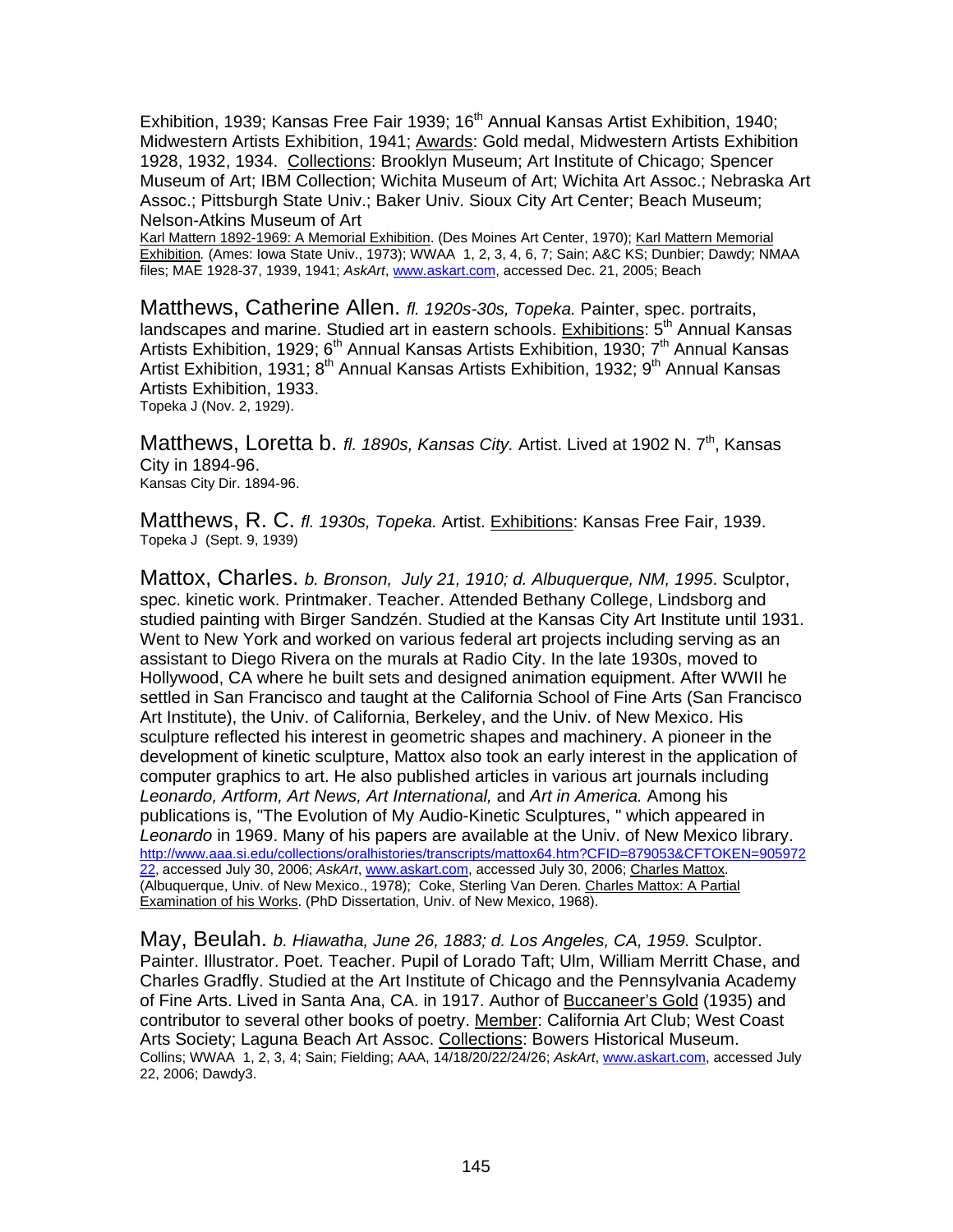Exhibition, 1939; Kansas Free Fair 1939; 16th Annual Kansas Artist Exhibition, 1940; Midwestern Artists Exhibition, 1941; Awards: Gold medal, Midwestern Artists Exhibition 1928, 1932, 1934. Collections: Brooklyn Museum; Art Institute of Chicago; Spencer Museum of Art; IBM Collection; Wichita Museum of Art; Wichita Art Assoc.; Nebraska Art Assoc.; Pittsburgh State Univ.; Baker Univ. Sioux City Art Center; Beach Museum; Nelson-Atkins Museum of Art

Karl Mattern 1892-1969: A Memorial Exhibition. (Des Moines Art Center, 1970); Karl Mattern Memorial Exhibition. (Ames: Iowa State Univ., 1973); WWAA 1, 2, 3, 4, 6, 7; Sain; A&C KS; Dunbier; Dawdy; NMAA files; MAE 1928-37, 1939, 1941; *AskArt*, www.askart.com, accessed Dec. 21, 2005; Beach

Matthews, Catherine Allen. *fl. 1920s-30s, Topeka.* Painter, spec. portraits, landscapes and marine. Studied art in eastern schools. Exhibitions: 5th Annual Kansas Artists Exhibition, 1929; 6th Annual Kansas Artists Exhibition, 1930; 7th Annual Kansas Artist Exhibition, 1931; 8th Annual Kansas Artists Exhibition, 1932; 9th Annual Kansas Artists Exhibition, 1933.

Topeka J (Nov. 2, 1929).

Matthews, Loretta b. *fl. 1890s, Kansas City.* Artist. Lived at 1902 N. 7th, Kansas City in 1894-96.

Kansas City Dir. 1894-96.

Matthews, R. C. *fl. 1930s, Topeka.* Artist. Exhibitions: Kansas Free Fair, 1939.

Topeka J (Sept. 9, 1939)

Mattox, Charles. *b. Bronson, July 21, 1910; d. Albuquerque, NM, 1995*. Sculptor, spec. kinetic work. Printmaker. Teacher. Attended Bethany College, Lindsborg and studied painting with Birger Sandzén. Studied at the Kansas City Art Institute until 1931. Went to New York and worked on various federal art projects including serving as an assistant to Diego Rivera on the murals at Radio City. In the late 1930s, moved to Hollywood, CA where he built sets and designed animation equipment. After WWII he settled in San Francisco and taught at the California School of Fine Arts (San Francisco Art Institute), the Univ. of California, Berkeley, and the Univ. of New Mexico. His sculpture reflected his interest in geometric shapes and machinery. A pioneer in the development of kinetic sculpture, Mattox also took an early interest in the application of computer graphics to art. He also published articles in various art journals including *Leonardo, Artform, Art News, Art International,* and *Art in America.* Among his publications is, "The Evolution of My Audio-Kinetic Sculptures, " which appeared in *Leonardo* in 1969. Many of his papers are available at the Univ. of New Mexico library.

http://www.aaa.si.edu/collections/oralhistories/transcripts/mattox64.htm?CFID=879053&CFTOKEN=90597222, accessed July 30, 2006; *AskArt*, www.askart.com, accessed July 30, 2006; Charles Mattox. (Albuquerque, Univ. of New Mexico., 1978); Coke, Sterling Van Deren. Charles Mattox: A Partial Examination of his Works. (PhD Dissertation, Univ. of New Mexico, 1968).

May, Beulah. *b. Hiawatha, June 26, 1883; d. Los Angeles, CA, 1959.* Sculptor. Painter. Illustrator. Poet. Teacher. Pupil of Lorado Taft; Ulm, William Merritt Chase, and Charles Gradfly. Studied at the Art Institute of Chicago and the Pennsylvania Academy of Fine Arts. Lived in Santa Ana, CA. in 1917. Author of Buccaneer's Gold (1935) and contributor to several other books of poetry. Member: California Art Club; West Coast Arts Society; Laguna Beach Art Assoc. Collections: Bowers Historical Museum.

Collins; WWAA 1, 2, 3, 4; Sain; Fielding; AAA, 14/18/20/22/24/26; *AskArt*, www.askart.com, accessed July 22, 2006; Dawdy3.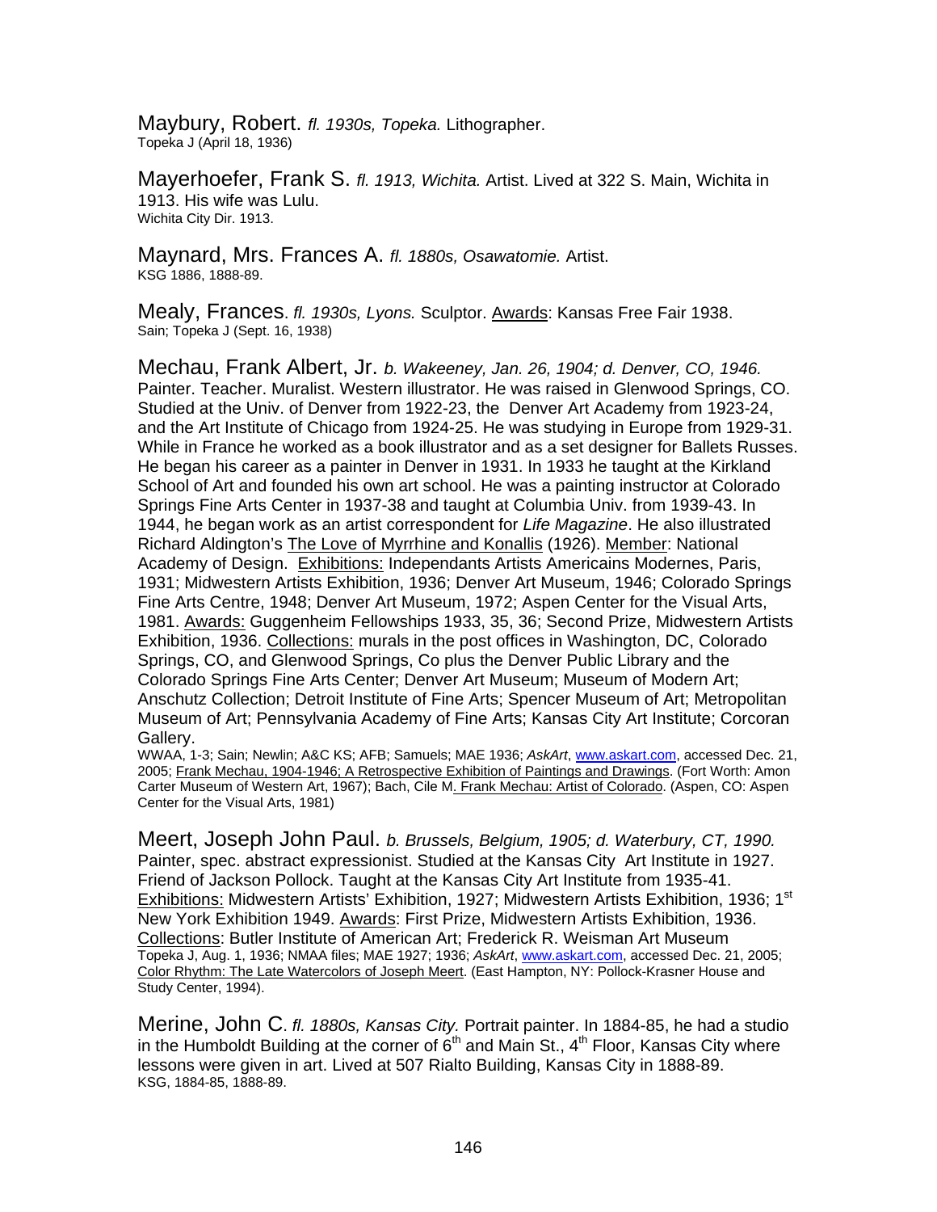Maybury, Robert. *fl. 1930s, Topeka.* Lithographer.
Topeka J (April 18, 1936)

Mayerhoefer, Frank S. *fl. 1913, Wichita.* Artist. Lived at 322 S. Main, Wichita in 1913. His wife was Lulu.
Wichita City Dir. 1913.

Maynard, Mrs. Frances A. *fl. 1880s, Osawatomie.* Artist.
KSG 1886, 1888-89.

Mealy, Frances. *fl. 1930s, Lyons.* Sculptor. Awards: Kansas Free Fair 1938.
Sain; Topeka J (Sept. 16, 1938)

Mechau, Frank Albert, Jr. *b. Wakeeney, Jan. 26, 1904; d. Denver, CO, 1946.* Painter. Teacher. Muralist. Western illustrator. He was raised in Glenwood Springs, CO. Studied at the Univ. of Denver from 1922-23, the Denver Art Academy from 1923-24, and the Art Institute of Chicago from 1924-25. He was studying in Europe from 1929-31. While in France he worked as a book illustrator and as a set designer for Ballets Russes. He began his career as a painter in Denver in 1931. In 1933 he taught at the Kirkland School of Art and founded his own art school. He was a painting instructor at Colorado Springs Fine Arts Center in 1937-38 and taught at Columbia Univ. from 1939-43. In 1944, he began work as an artist correspondent for *Life Magazine*. He also illustrated Richard Aldington's The Love of Myrrhine and Konallis (1926). Member: National Academy of Design. Exhibitions: Independants Artists Americains Modernes, Paris, 1931; Midwestern Artists Exhibition, 1936; Denver Art Museum, 1946; Colorado Springs Fine Arts Centre, 1948; Denver Art Museum, 1972; Aspen Center for the Visual Arts, 1981. Awards: Guggenheim Fellowships 1933, 35, 36; Second Prize, Midwestern Artists Exhibition, 1936. Collections: murals in the post offices in Washington, DC, Colorado Springs, CO, and Glenwood Springs, Co plus the Denver Public Library and the Colorado Springs Fine Arts Center; Denver Art Museum; Museum of Modern Art; Anschutz Collection; Detroit Institute of Fine Arts; Spencer Museum of Art; Metropolitan Museum of Art; Pennsylvania Academy of Fine Arts; Kansas City Art Institute; Corcoran Gallery.
WWAA, 1-3; Sain; Newlin; A&C KS; AFB; Samuels; MAE 1936; *AskArt*, www.askart.com, accessed Dec. 21, 2005; Frank Mechau, 1904-1946; A Retrospective Exhibition of Paintings and Drawings. (Fort Worth: Amon Carter Museum of Western Art, 1967); Bach, Cile M. Frank Mechau: Artist of Colorado. (Aspen, CO: Aspen Center for the Visual Arts, 1981)

Meert, Joseph John Paul. *b. Brussels, Belgium, 1905; d. Waterbury, CT, 1990.* Painter, spec. abstract expressionist. Studied at the Kansas City Art Institute in 1927. Friend of Jackson Pollock. Taught at the Kansas City Art Institute from 1935-41. Exhibitions: Midwestern Artists' Exhibition, 1927; Midwestern Artists Exhibition, 1936; 1st New York Exhibition 1949. Awards: First Prize, Midwestern Artists Exhibition, 1936. Collections: Butler Institute of American Art; Frederick R. Weisman Art Museum
Topeka J, Aug. 1, 1936; NMAA files; MAE 1927; 1936; *AskArt*, www.askart.com, accessed Dec. 21, 2005; Color Rhythm: The Late Watercolors of Joseph Meert. (East Hampton, NY: Pollock-Krasner House and Study Center, 1994).

Merine, John C. *fl. 1880s, Kansas City.* Portrait painter. In 1884-85, he had a studio in the Humboldt Building at the corner of 6th and Main St., 4th Floor, Kansas City where lessons were given in art. Lived at 507 Rialto Building, Kansas City in 1888-89.
KSG, 1884-85, 1888-89.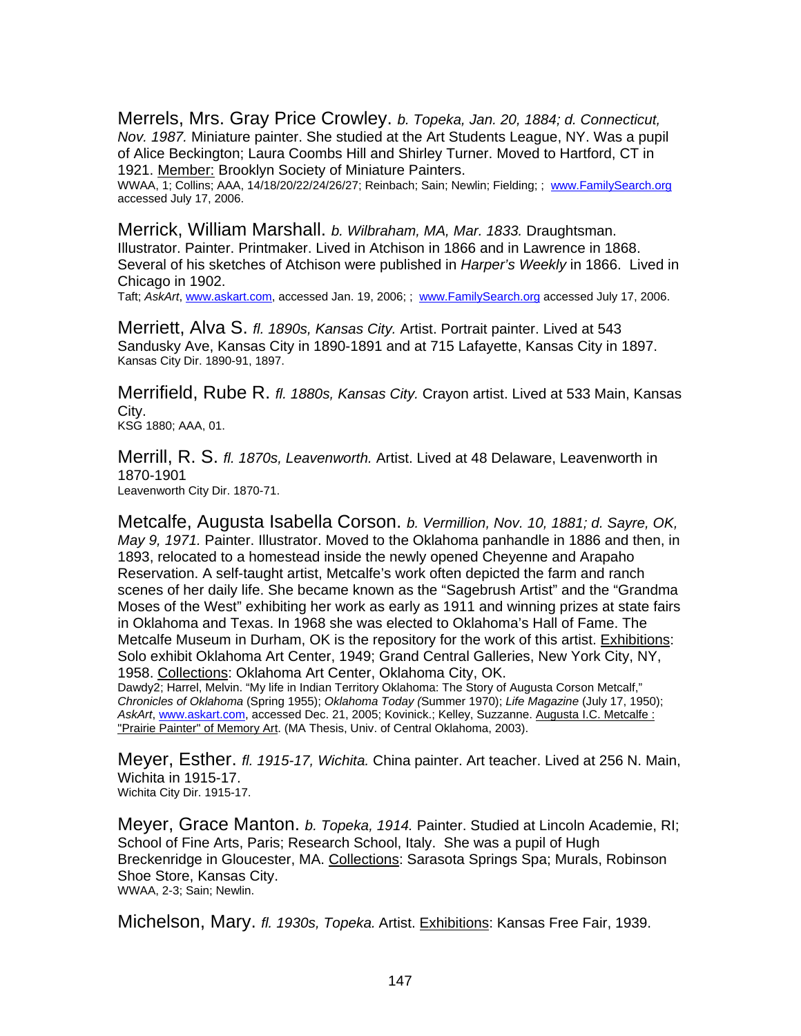Merrels, Mrs. Gray Price Crowley. *b. Topeka, Jan. 20, 1884; d. Connecticut, Nov. 1987.* Miniature painter. She studied at the Art Students League, NY. Was a pupil of Alice Beckington; Laura Coombs Hill and Shirley Turner. Moved to Hartford, CT in 1921. Member: Brooklyn Society of Miniature Painters.
WWAA, 1; Collins; AAA, 14/18/20/22/24/26/27; Reinbach; Sain; Newlin; Fielding; ; www.FamilySearch.org accessed July 17, 2006.

Merrick, William Marshall. *b. Wilbraham, MA, Mar. 1833.* Draughtsman. Illustrator. Painter. Printmaker. Lived in Atchison in 1866 and in Lawrence in 1868. Several of his sketches of Atchison were published in *Harper's Weekly* in 1866. Lived in Chicago in 1902.
Taft; *AskArt*, www.askart.com, accessed Jan. 19, 2006; ; www.FamilySearch.org accessed July 17, 2006.

Merriett, Alva S. *fl. 1890s, Kansas City.* Artist. Portrait painter. Lived at 543 Sandusky Ave, Kansas City in 1890-1891 and at 715 Lafayette, Kansas City in 1897.
Kansas City Dir. 1890-91, 1897.

Merrifield, Rube R. *fl. 1880s, Kansas City.* Crayon artist. Lived at 533 Main, Kansas City.
KSG 1880; AAA, 01.

Merrill, R. S. *fl. 1870s, Leavenworth.* Artist. Lived at 48 Delaware, Leavenworth in 1870-1901
Leavenworth City Dir. 1870-71.

Metcalfe, Augusta Isabella Corson. *b. Vermillion, Nov. 10, 1881; d. Sayre, OK, May 9, 1971.* Painter. Illustrator. Moved to the Oklahoma panhandle in 1886 and then, in 1893, relocated to a homestead inside the newly opened Cheyenne and Arapaho Reservation. A self-taught artist, Metcalfe's work often depicted the farm and ranch scenes of her daily life. She became known as the "Sagebrush Artist" and the "Grandma Moses of the West" exhibiting her work as early as 1911 and winning prizes at state fairs in Oklahoma and Texas. In 1968 she was elected to Oklahoma's Hall of Fame. The Metcalfe Museum in Durham, OK is the repository for the work of this artist. Exhibitions: Solo exhibit Oklahoma Art Center, 1949; Grand Central Galleries, New York City, NY, 1958. Collections: Oklahoma Art Center, Oklahoma City, OK.
Dawdy2; Harrel, Melvin. "My life in Indian Territory Oklahoma: The Story of Augusta Corson Metcalf," *Chronicles of Oklahoma* (Spring 1955); *Oklahoma Today (*Summer 1970); *Life Magazine* (July 17, 1950); *AskArt*, www.askart.com, accessed Dec. 21, 2005; Kovinick.; Kelley, Suzzanne. Augusta I.C. Metcalfe : "Prairie Painter" of Memory Art. (MA Thesis, Univ. of Central Oklahoma, 2003).

Meyer, Esther. *fl. 1915-17, Wichita.* China painter. Art teacher. Lived at 256 N. Main, Wichita in 1915-17.
Wichita City Dir. 1915-17.

Meyer, Grace Manton. *b. Topeka, 1914.* Painter. Studied at Lincoln Academie, RI; School of Fine Arts, Paris; Research School, Italy. She was a pupil of Hugh Breckenridge in Gloucester, MA. Collections: Sarasota Springs Spa; Murals, Robinson Shoe Store, Kansas City.
WWAA, 2-3; Sain; Newlin.

Michelson, Mary. *fl. 1930s, Topeka.* Artist. Exhibitions: Kansas Free Fair, 1939.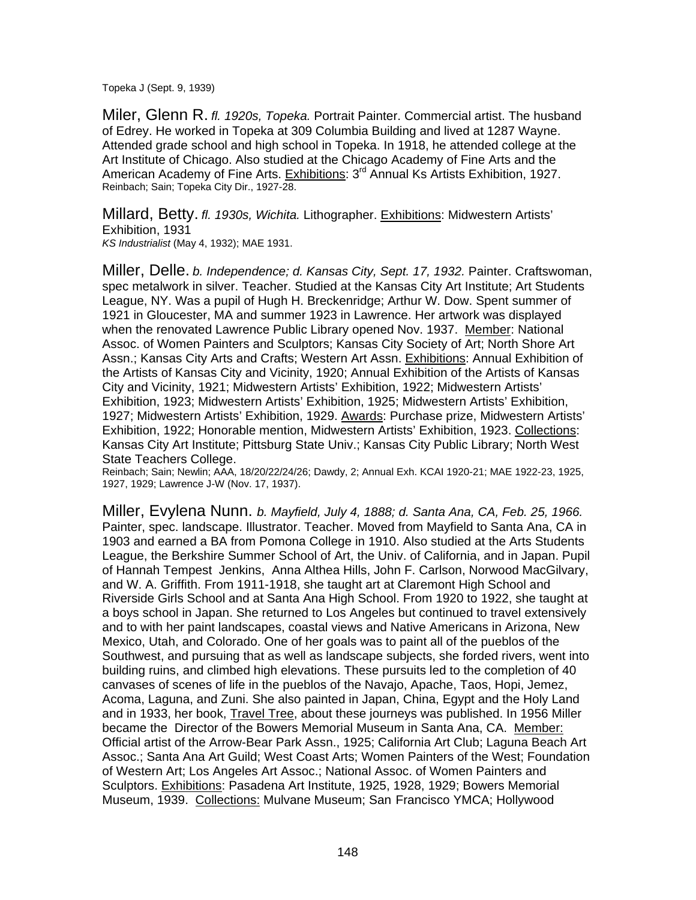Topeka J (Sept. 9, 1939)

Miler, Glenn R. *fl. 1920s, Topeka.* Portrait Painter. Commercial artist. The husband of Edrey. He worked in Topeka at 309 Columbia Building and lived at 1287 Wayne. Attended grade school and high school in Topeka. In 1918, he attended college at the Art Institute of Chicago. Also studied at the Chicago Academy of Fine Arts and the American Academy of Fine Arts. Exhibitions: 3rd Annual Ks Artists Exhibition, 1927.
Reinbach; Sain; Topeka City Dir., 1927-28.

Millard, Betty. *fl. 1930s, Wichita.* Lithographer. Exhibitions: Midwestern Artists' Exhibition, 1931
*KS Industrialist* (May 4, 1932); MAE 1931.

Miller, Delle. *b. Independence; d. Kansas City, Sept. 17, 1932.* Painter. Craftswoman, spec metalwork in silver. Teacher. Studied at the Kansas City Art Institute; Art Students League, NY. Was a pupil of Hugh H. Breckenridge; Arthur W. Dow. Spent summer of 1921 in Gloucester, MA and summer 1923 in Lawrence. Her artwork was displayed when the renovated Lawrence Public Library opened Nov. 1937. Member: National Assoc. of Women Painters and Sculptors; Kansas City Society of Art; North Shore Art Assn.; Kansas City Arts and Crafts; Western Art Assn. Exhibitions: Annual Exhibition of the Artists of Kansas City and Vicinity, 1920; Annual Exhibition of the Artists of Kansas City and Vicinity, 1921; Midwestern Artists' Exhibition, 1922; Midwestern Artists' Exhibition, 1923; Midwestern Artists' Exhibition, 1925; Midwestern Artists' Exhibition, 1927; Midwestern Artists' Exhibition, 1929. Awards: Purchase prize, Midwestern Artists' Exhibition, 1922; Honorable mention, Midwestern Artists' Exhibition, 1923. Collections: Kansas City Art Institute; Pittsburg State Univ.; Kansas City Public Library; North West State Teachers College.
Reinbach; Sain; Newlin; AAA, 18/20/22/24/26; Dawdy, 2; Annual Exh. KCAI 1920-21; MAE 1922-23, 1925, 1927, 1929; Lawrence J-W (Nov. 17, 1937).

Miller, Evylena Nunn. *b. Mayfield, July 4, 1888; d. Santa Ana, CA, Feb. 25, 1966.* Painter, spec. landscape. Illustrator. Teacher. Moved from Mayfield to Santa Ana, CA in 1903 and earned a BA from Pomona College in 1910. Also studied at the Arts Students League, the Berkshire Summer School of Art, the Univ. of California, and in Japan. Pupil of Hannah Tempest Jenkins, Anna Althea Hills, John F. Carlson, Norwood MacGilvary, and W. A. Griffith. From 1911-1918, she taught art at Claremont High School and Riverside Girls School and at Santa Ana High School. From 1920 to 1922, she taught at a boys school in Japan. She returned to Los Angeles but continued to travel extensively and to with her paint landscapes, coastal views and Native Americans in Arizona, New Mexico, Utah, and Colorado. One of her goals was to paint all of the pueblos of the Southwest, and pursuing that as well as landscape subjects, she forded rivers, went into building ruins, and climbed high elevations. These pursuits led to the completion of 40 canvases of scenes of life in the pueblos of the Navajo, Apache, Taos, Hopi, Jemez, Acoma, Laguna, and Zuni. She also painted in Japan, China, Egypt and the Holy Land and in 1933, her book, Travel Tree, about these journeys was published. In 1956 Miller became the Director of the Bowers Memorial Museum in Santa Ana, CA. Member: Official artist of the Arrow-Bear Park Assn., 1925; California Art Club; Laguna Beach Art Assoc.; Santa Ana Art Guild; West Coast Arts; Women Painters of the West; Foundation of Western Art; Los Angeles Art Assoc.; National Assoc. of Women Painters and Sculptors. Exhibitions: Pasadena Art Institute, 1925, 1928, 1929; Bowers Memorial Museum, 1939. Collections: Mulvane Museum; San Francisco YMCA; Hollywood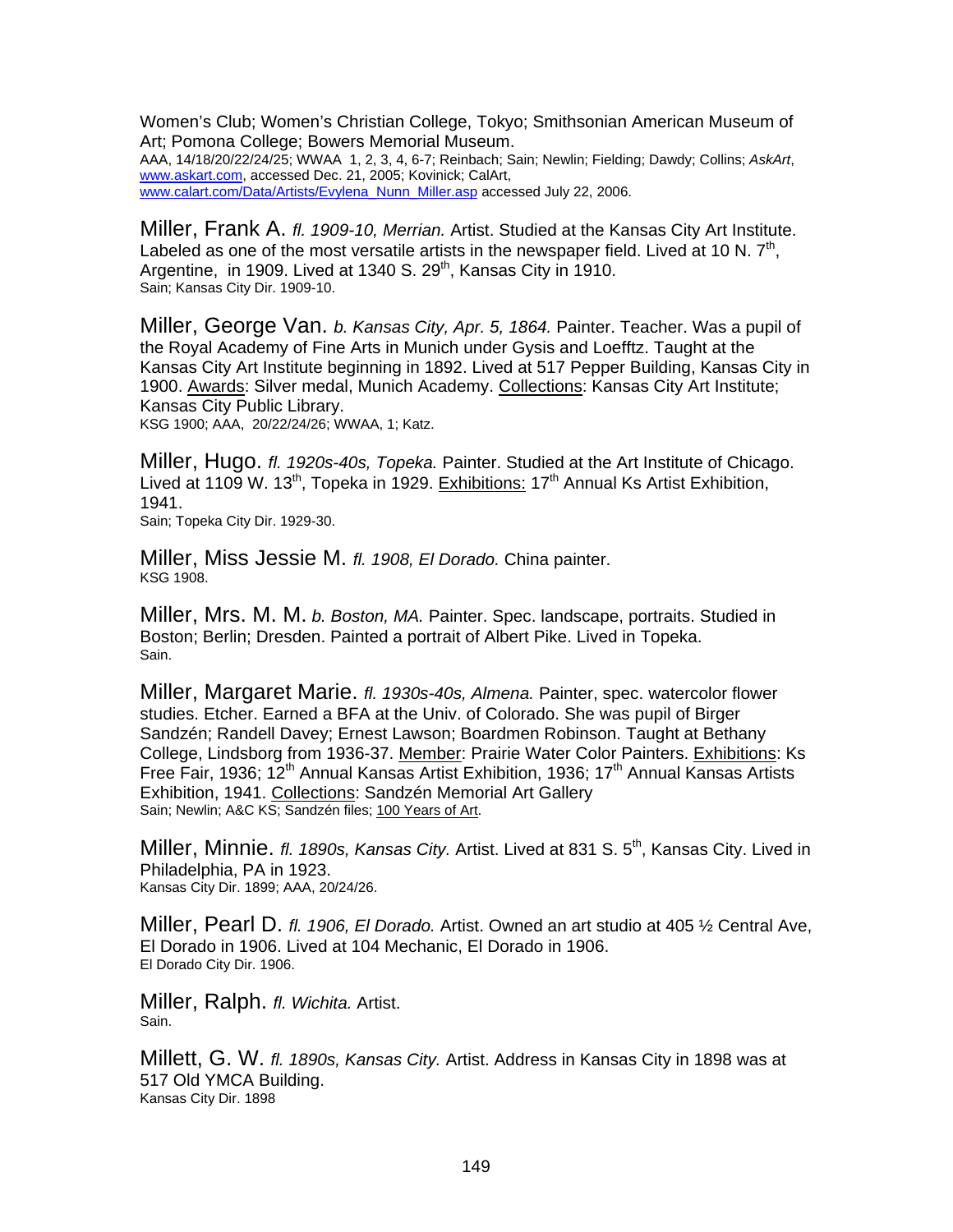Women's Club; Women's Christian College, Tokyo; Smithsonian American Museum of Art; Pomona College; Bowers Memorial Museum.
AAA, 14/18/20/22/24/25; WWAA 1, 2, 3, 4, 6-7; Reinbach; Sain; Newlin; Fielding; Dawdy; Collins; *AskArt*, www.askart.com, accessed Dec. 21, 2005; Kovinick; CalArt, www.calart.com/Data/Artists/Evylena_Nunn_Miller.asp accessed July 22, 2006.

Miller, Frank A. *fl. 1909-10, Merrian.* Artist. Studied at the Kansas City Art Institute. Labeled as one of the most versatile artists in the newspaper field. Lived at 10 N. 7th, Argentine, in 1909. Lived at 1340 S. 29th, Kansas City in 1910.
Sain; Kansas City Dir. 1909-10.

Miller, George Van. *b. Kansas City, Apr. 5, 1864.* Painter. Teacher. Was a pupil of the Royal Academy of Fine Arts in Munich under Gysis and Loefftz. Taught at the Kansas City Art Institute beginning in 1892. Lived at 517 Pepper Building, Kansas City in 1900. Awards: Silver medal, Munich Academy. Collections: Kansas City Art Institute; Kansas City Public Library.
KSG 1900; AAA, 20/22/24/26; WWAA, 1; Katz.

Miller, Hugo. *fl. 1920s-40s, Topeka.* Painter. Studied at the Art Institute of Chicago. Lived at 1109 W. 13th, Topeka in 1929. Exhibitions: 17th Annual Ks Artist Exhibition, 1941.
Sain; Topeka City Dir. 1929-30.

Miller, Miss Jessie M. *fl. 1908, El Dorado.* China painter.
KSG 1908.

Miller, Mrs. M. M. *b. Boston, MA.* Painter. Spec. landscape, portraits. Studied in Boston; Berlin; Dresden. Painted a portrait of Albert Pike. Lived in Topeka.
Sain.

Miller, Margaret Marie. *fl. 1930s-40s, Almena.* Painter, spec. watercolor flower studies. Etcher. Earned a BFA at the Univ. of Colorado. She was pupil of Birger Sandzén; Randell Davey; Ernest Lawson; Boardmen Robinson. Taught at Bethany College, Lindsborg from 1936-37. Member: Prairie Water Color Painters. Exhibitions: Ks Free Fair, 1936; 12th Annual Kansas Artist Exhibition, 1936; 17th Annual Kansas Artists Exhibition, 1941. Collections: Sandzén Memorial Art Gallery
Sain; Newlin; A&C KS; Sandzén files; 100 Years of Art.

Miller, Minnie. *fl. 1890s, Kansas City.* Artist. Lived at 831 S. 5th, Kansas City. Lived in Philadelphia, PA in 1923.
Kansas City Dir. 1899; AAA, 20/24/26.

Miller, Pearl D. *fl. 1906, El Dorado.* Artist. Owned an art studio at 405 ½ Central Ave, El Dorado in 1906. Lived at 104 Mechanic, El Dorado in 1906.
El Dorado City Dir. 1906.

Miller, Ralph. *fl. Wichita.* Artist.
Sain.

Millett, G. W. *fl. 1890s, Kansas City.* Artist. Address in Kansas City in 1898 was at 517 Old YMCA Building.
Kansas City Dir. 1898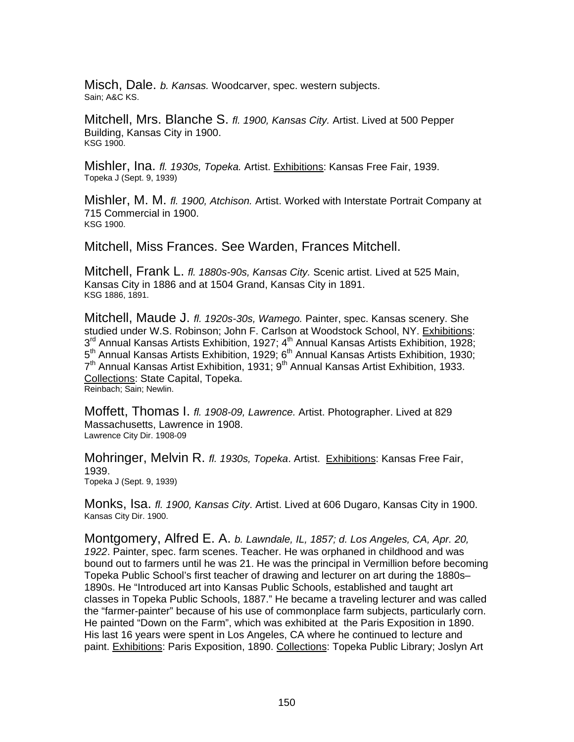Misch, Dale. *b. Kansas.* Woodcarver, spec. western subjects.
Sain; A&C KS.

Mitchell, Mrs. Blanche S. *fl. 1900, Kansas City.* Artist. Lived at 500 Pepper Building, Kansas City in 1900.
KSG 1900.

Mishler, Ina. *fl. 1930s, Topeka.* Artist. Exhibitions: Kansas Free Fair, 1939.
Topeka J (Sept. 9, 1939)

Mishler, M. M. *fl. 1900, Atchison.* Artist. Worked with Interstate Portrait Company at 715 Commercial in 1900.
KSG 1900.

Mitchell, Miss Frances. See Warden, Frances Mitchell.

Mitchell, Frank L. *fl. 1880s-90s, Kansas City.* Scenic artist. Lived at 525 Main, Kansas City in 1886 and at 1504 Grand, Kansas City in 1891.
KSG 1886, 1891.

Mitchell, Maude J. *fl. 1920s-30s, Wamego.* Painter, spec. Kansas scenery. She studied under W.S. Robinson; John F. Carlson at Woodstock School, NY. Exhibitions: 3rd Annual Kansas Artists Exhibition, 1927; 4th Annual Kansas Artists Exhibition, 1928; 5th Annual Kansas Artists Exhibition, 1929; 6th Annual Kansas Artists Exhibition, 1930; 7th Annual Kansas Artist Exhibition, 1931; 9th Annual Kansas Artist Exhibition, 1933. Collections: State Capital, Topeka.
Reinbach; Sain; Newlin.

Moffett, Thomas I. *fl. 1908-09, Lawrence.* Artist. Photographer. Lived at 829 Massachusetts, Lawrence in 1908.
Lawrence City Dir. 1908-09

Mohringer, Melvin R. *fl. 1930s, Topeka*. Artist. Exhibitions: Kansas Free Fair, 1939.
Topeka J (Sept. 9, 1939)

Monks, Isa. *fl. 1900, Kansas City*. Artist. Lived at 606 Dugaro, Kansas City in 1900.
Kansas City Dir. 1900.

Montgomery, Alfred E. A. *b. Lawndale, IL, 1857; d. Los Angeles, CA, Apr. 20, 1922*. Painter, spec. farm scenes. Teacher. He was orphaned in childhood and was bound out to farmers until he was 21. He was the principal in Vermillion before becoming Topeka Public School's first teacher of drawing and lecturer on art during the 1880s–1890s. He "Introduced art into Kansas Public Schools, established and taught art classes in Topeka Public Schools, 1887." He became a traveling lecturer and was called the "farmer-painter" because of his use of commonplace farm subjects, particularly corn. He painted "Down on the Farm", which was exhibited at the Paris Exposition in 1890. His last 16 years were spent in Los Angeles, CA where he continued to lecture and paint. Exhibitions: Paris Exposition, 1890. Collections: Topeka Public Library; Joslyn Art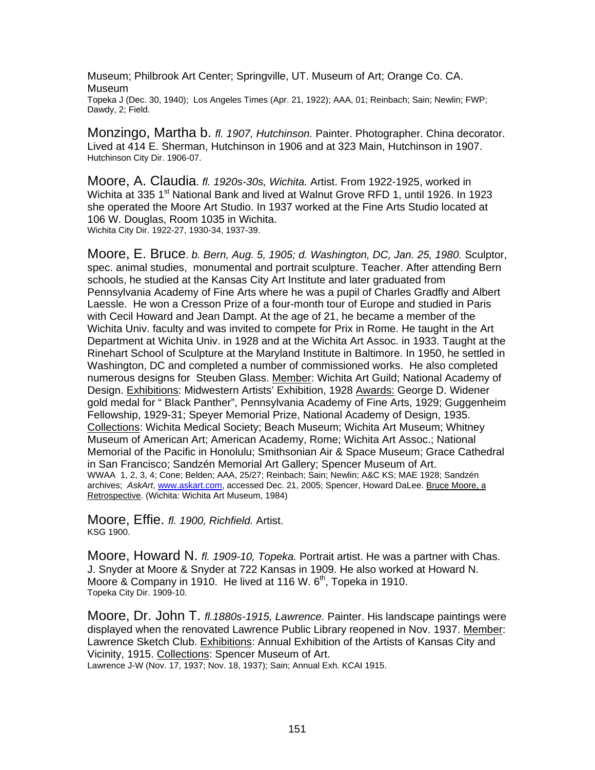Museum; Philbrook Art Center; Springville, UT. Museum of Art; Orange Co. CA. Museum
Topeka J (Dec. 30, 1940); Los Angeles Times (Apr. 21, 1922); AAA, 01; Reinbach; Sain; Newlin; FWP; Dawdy, 2; Field.

Monzingo, Martha b. *fl. 1907, Hutchinson.* Painter. Photographer. China decorator. Lived at 414 E. Sherman, Hutchinson in 1906 and at 323 Main, Hutchinson in 1907.
Hutchinson City Dir. 1906-07.

Moore, A. Claudia. *fl. 1920s-30s, Wichita.* Artist. From 1922-1925, worked in Wichita at 335 1st National Bank and lived at Walnut Grove RFD 1, until 1926. In 1923 she operated the Moore Art Studio. In 1937 worked at the Fine Arts Studio located at 106 W. Douglas, Room 1035 in Wichita.
Wichita City Dir. 1922-27, 1930-34, 1937-39.

Moore, E. Bruce. *b. Bern, Aug. 5, 1905; d. Washington, DC, Jan. 25, 1980.* Sculptor, spec. animal studies, monumental and portrait sculpture. Teacher. After attending Bern schools, he studied at the Kansas City Art Institute and later graduated from Pennsylvania Academy of Fine Arts where he was a pupil of Charles Gradfly and Albert Laessle. He won a Cresson Prize of a four-month tour of Europe and studied in Paris with Cecil Howard and Jean Dampt. At the age of 21, he became a member of the Wichita Univ. faculty and was invited to compete for Prix in Rome. He taught in the Art Department at Wichita Univ. in 1928 and at the Wichita Art Assoc. in 1933. Taught at the Rinehart School of Sculpture at the Maryland Institute in Baltimore. In 1950, he settled in Washington, DC and completed a number of commissioned works. He also completed numerous designs for Steuben Glass. Member: Wichita Art Guild; National Academy of Design. Exhibitions: Midwestern Artists' Exhibition, 1928 Awards: George D. Widener gold medal for " Black Panther", Pennsylvania Academy of Fine Arts, 1929; Guggenheim Fellowship, 1929-31; Speyer Memorial Prize, National Academy of Design, 1935. Collections: Wichita Medical Society; Beach Museum; Wichita Art Museum; Whitney Museum of American Art; American Academy, Rome; Wichita Art Assoc.; National Memorial of the Pacific in Honolulu; Smithsonian Air & Space Museum; Grace Cathedral in San Francisco; Sandzén Memorial Art Gallery; Spencer Museum of Art.
WWAA 1, 2, 3, 4; Cone; Belden; AAA, 25/27; Reinbach; Sain; Newlin; A&C KS; MAE 1928; Sandzén archives; *AskArt*, www.askart.com, accessed Dec. 21, 2005; Spencer, Howard DaLee. Bruce Moore, a Retrospective. (Wichita: Wichita Art Museum, 1984)

Moore, Effie. *fl. 1900, Richfield.* Artist.
KSG 1900.

Moore, Howard N. *fl. 1909-10, Topeka.* Portrait artist. He was a partner with Chas. J. Snyder at Moore & Snyder at 722 Kansas in 1909. He also worked at Howard N. Moore & Company in 1910. He lived at 116 W. 6th, Topeka in 1910.
Topeka City Dir. 1909-10.

Moore, Dr. John T. *fl.1880s-1915, Lawrence.* Painter. His landscape paintings were displayed when the renovated Lawrence Public Library reopened in Nov. 1937. Member: Lawrence Sketch Club. Exhibitions: Annual Exhibition of the Artists of Kansas City and Vicinity, 1915. Collections: Spencer Museum of Art.
Lawrence J-W (Nov. 17, 1937; Nov. 18, 1937); Sain; Annual Exh. KCAI 1915.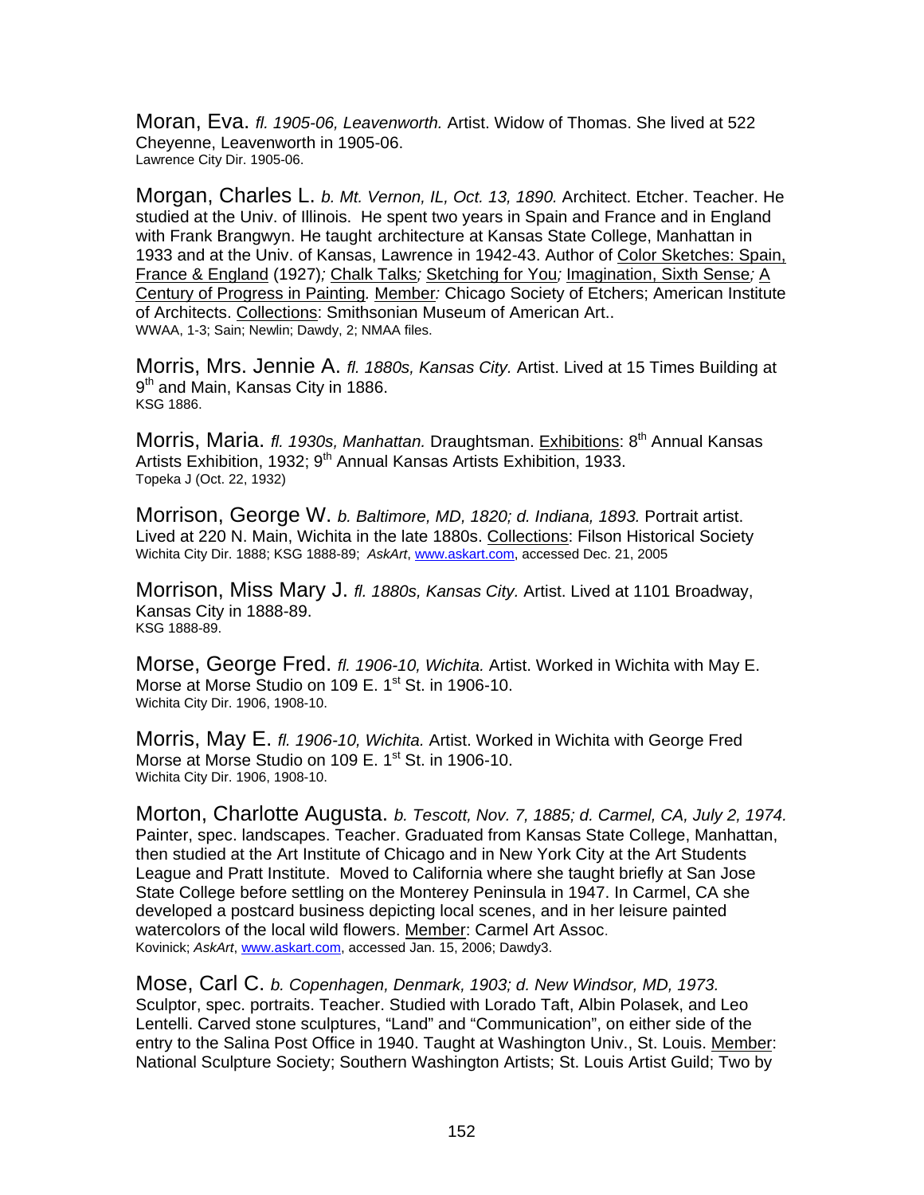Moran, Eva. *fl. 1905-06, Leavenworth.* Artist. Widow of Thomas. She lived at 522 Cheyenne, Leavenworth in 1905-06.
Lawrence City Dir. 1905-06.

Morgan, Charles L. *b. Mt. Vernon, IL, Oct. 13, 1890.* Architect. Etcher. Teacher. He studied at the Univ. of Illinois. He spent two years in Spain and France and in England with Frank Brangwyn. He taught architecture at Kansas State College, Manhattan in 1933 and at the Univ. of Kansas, Lawrence in 1942-43. Author of Color Sketches: Spain, France & England (1927); Chalk Talks; Sketching for You; Imagination, Sixth Sense; A Century of Progress in Painting. Member: Chicago Society of Etchers; American Institute of Architects. Collections: Smithsonian Museum of American Art..
WWAA, 1-3; Sain; Newlin; Dawdy, 2; NMAA files.

Morris, Mrs. Jennie A. *fl. 1880s, Kansas City.* Artist. Lived at 15 Times Building at 9th and Main, Kansas City in 1886.
KSG 1886.

Morris, Maria. *fl. 1930s, Manhattan.* Draughtsman. Exhibitions: 8th Annual Kansas Artists Exhibition, 1932; 9th Annual Kansas Artists Exhibition, 1933.
Topeka J (Oct. 22, 1932)

Morrison, George W. *b. Baltimore, MD, 1820; d. Indiana, 1893.* Portrait artist. Lived at 220 N. Main, Wichita in the late 1880s. Collections: Filson Historical Society
Wichita City Dir. 1888; KSG 1888-89; *AskArt*, www.askart.com, accessed Dec. 21, 2005

Morrison, Miss Mary J. *fl. 1880s, Kansas City.* Artist. Lived at 1101 Broadway, Kansas City in 1888-89.
KSG 1888-89.

Morse, George Fred. *fl. 1906-10, Wichita.* Artist. Worked in Wichita with May E. Morse at Morse Studio on 109 E. 1st St. in 1906-10.
Wichita City Dir. 1906, 1908-10.

Morris, May E. *fl. 1906-10, Wichita.* Artist. Worked in Wichita with George Fred Morse at Morse Studio on 109 E. 1st St. in 1906-10.
Wichita City Dir. 1906, 1908-10.

Morton, Charlotte Augusta. *b. Tescott, Nov. 7, 1885; d. Carmel, CA, July 2, 1974.* Painter, spec. landscapes. Teacher. Graduated from Kansas State College, Manhattan, then studied at the Art Institute of Chicago and in New York City at the Art Students League and Pratt Institute. Moved to California where she taught briefly at San Jose State College before settling on the Monterey Peninsula in 1947. In Carmel, CA she developed a postcard business depicting local scenes, and in her leisure painted watercolors of the local wild flowers. Member: Carmel Art Assoc.
Kovinick; *AskArt*, www.askart.com, accessed Jan. 15, 2006; Dawdy3.

Mose, Carl C. *b. Copenhagen, Denmark, 1903; d. New Windsor, MD, 1973.* Sculptor, spec. portraits. Teacher. Studied with Lorado Taft, Albin Polasek, and Leo Lentelli. Carved stone sculptures, "Land" and "Communication", on either side of the entry to the Salina Post Office in 1940. Taught at Washington Univ., St. Louis. Member: National Sculpture Society; Southern Washington Artists; St. Louis Artist Guild; Two by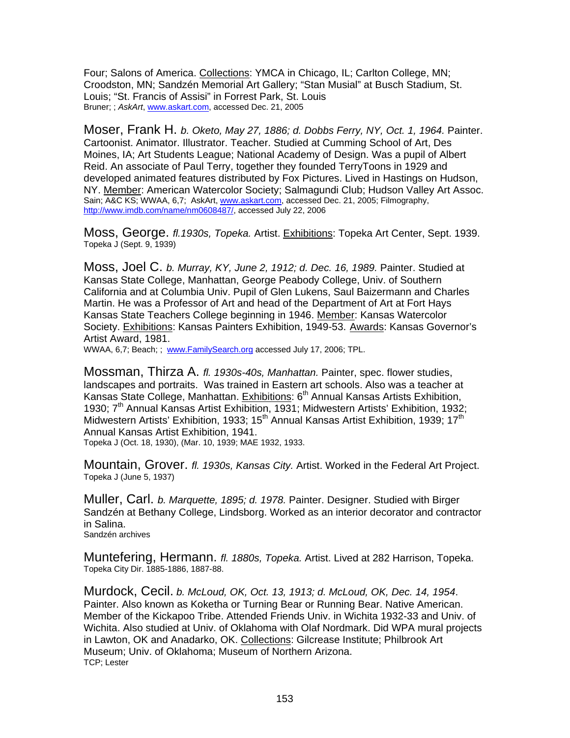Four; Salons of America. Collections: YMCA in Chicago, IL; Carlton College, MN; Croodston, MN; Sandzén Memorial Art Gallery; "Stan Musial" at Busch Stadium, St. Louis; "St. Francis of Assisi" in Forrest Park, St. Louis
Bruner; ; *AskArt*, www.askart.com, accessed Dec. 21, 2005

Moser, Frank H. *b. Oketo, May 27, 1886; d. Dobbs Ferry, NY, Oct. 1, 1964.* Painter. Cartoonist. Animator. Illustrator. Teacher. Studied at Cumming School of Art, Des Moines, IA; Art Students League; National Academy of Design. Was a pupil of Albert Reid. An associate of Paul Terry, together they founded TerryToons in 1929 and developed animated features distributed by Fox Pictures. Lived in Hastings on Hudson, NY. Member: American Watercolor Society; Salmagundi Club; Hudson Valley Art Assoc.
Sain; A&C KS; WWAA, 6,7; AskArt, www.askart.com, accessed Dec. 21, 2005; Filmography, http://www.imdb.com/name/nm0608487/, accessed July 22, 2006

Moss, George. *fl.1930s, Topeka.* Artist. Exhibitions: Topeka Art Center, Sept. 1939.
Topeka J (Sept. 9, 1939)

Moss, Joel C. *b. Murray, KY, June 2, 1912; d. Dec. 16, 1989.* Painter. Studied at Kansas State College, Manhattan, George Peabody College, Univ. of Southern California and at Columbia Univ. Pupil of Glen Lukens, Saul Baizermann and Charles Martin. He was a Professor of Art and head of the Department of Art at Fort Hays Kansas State Teachers College beginning in 1946. Member: Kansas Watercolor Society. Exhibitions: Kansas Painters Exhibition, 1949-53. Awards: Kansas Governor's Artist Award, 1981.
WWAA, 6,7; Beach; ; www.FamilySearch.org accessed July 17, 2006; TPL.

Mossman, Thirza A. *fl. 1930s-40s, Manhattan.* Painter, spec. flower studies, landscapes and portraits. Was trained in Eastern art schools. Also was a teacher at Kansas State College, Manhattan. Exhibitions: 6th Annual Kansas Artists Exhibition, 1930; 7th Annual Kansas Artist Exhibition, 1931; Midwestern Artists' Exhibition, 1932; Midwestern Artists' Exhibition, 1933; 15th Annual Kansas Artist Exhibition, 1939; 17th Annual Kansas Artist Exhibition, 1941.
Topeka J (Oct. 18, 1930), (Mar. 10, 1939; MAE 1932, 1933.

Mountain, Grover. *fl. 1930s, Kansas City.* Artist. Worked in the Federal Art Project.
Topeka J (June 5, 1937)

Muller, Carl. *b. Marquette, 1895; d. 1978.* Painter. Designer. Studied with Birger Sandzén at Bethany College, Lindsborg. Worked as an interior decorator and contractor in Salina.
Sandzén archives

Muntefering, Hermann. *fl. 1880s, Topeka.* Artist. Lived at 282 Harrison, Topeka.
Topeka City Dir. 1885-1886, 1887-88.

Murdock, Cecil. *b. McLoud, OK, Oct. 13, 1913; d. McLoud, OK, Dec. 14, 1954.* Painter. Also known as Koketha or Turning Bear or Running Bear. Native American. Member of the Kickapoo Tribe. Attended Friends Univ. in Wichita 1932-33 and Univ. of Wichita. Also studied at Univ. of Oklahoma with Olaf Nordmark. Did WPA mural projects in Lawton, OK and Anadarko, OK. Collections: Gilcrease Institute; Philbrook Art Museum; Univ. of Oklahoma; Museum of Northern Arizona.
TCP; Lester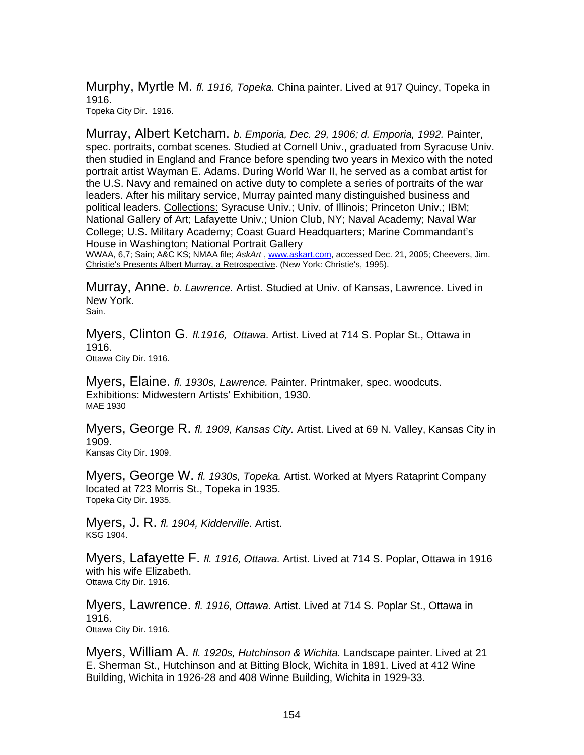Murphy, Myrtle M. *fl. 1916, Topeka.* China painter. Lived at 917 Quincy, Topeka in 1916.
Topeka City Dir. 1916.

Murray, Albert Ketcham. *b. Emporia, Dec. 29, 1906; d. Emporia, 1992.* Painter, spec. portraits, combat scenes. Studied at Cornell Univ., graduated from Syracuse Univ. then studied in England and France before spending two years in Mexico with the noted portrait artist Wayman E. Adams. During World War II, he served as a combat artist for the U.S. Navy and remained on active duty to complete a series of portraits of the war leaders. After his military service, Murray painted many distinguished business and political leaders. Collections: Syracuse Univ.; Univ. of Illinois; Princeton Univ.; IBM; National Gallery of Art; Lafayette Univ.; Union Club, NY; Naval Academy; Naval War College; U.S. Military Academy; Coast Guard Headquarters; Marine Commandant's House in Washington; National Portrait Gallery
WWAA, 6,7; Sain; A&C KS; NMAA file; *AskArt* , www.askart.com, accessed Dec. 21, 2005; Cheevers, Jim. Christie's Presents Albert Murray, a Retrospective. (New York: Christie's, 1995).

Murray, Anne. *b. Lawrence.* Artist. Studied at Univ. of Kansas, Lawrence. Lived in New York.
Sain.

Myers, Clinton G*. fl.1916, Ottawa.* Artist. Lived at 714 S. Poplar St., Ottawa in 1916.
Ottawa City Dir. 1916.

Myers, Elaine. *fl. 1930s, Lawrence.* Painter. Printmaker, spec. woodcuts. Exhibitions: Midwestern Artists' Exhibition, 1930.
MAE 1930

Myers, George R. *fl. 1909, Kansas City.* Artist. Lived at 69 N. Valley, Kansas City in 1909.
Kansas City Dir. 1909.

Myers, George W. *fl. 1930s, Topeka.* Artist. Worked at Myers Rataprint Company located at 723 Morris St., Topeka in 1935.
Topeka City Dir. 1935.

Myers, J. R. *fl. 1904, Kidderville.* Artist.
KSG 1904.

Myers, Lafayette F. *fl. 1916, Ottawa.* Artist. Lived at 714 S. Poplar, Ottawa in 1916 with his wife Elizabeth.
Ottawa City Dir. 1916.

Myers, Lawrence. *fl. 1916, Ottawa.* Artist. Lived at 714 S. Poplar St., Ottawa in 1916.
Ottawa City Dir. 1916.

Myers, William A. *fl. 1920s, Hutchinson & Wichita.* Landscape painter. Lived at 21 E. Sherman St., Hutchinson and at Bitting Block, Wichita in 1891. Lived at 412 Wine Building, Wichita in 1926-28 and 408 Winne Building, Wichita in 1929-33.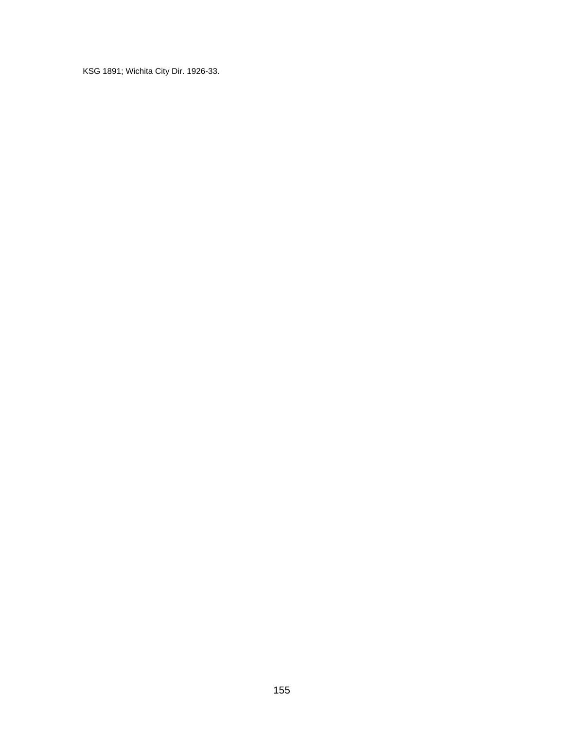KSG 1891; Wichita City Dir. 1926-33.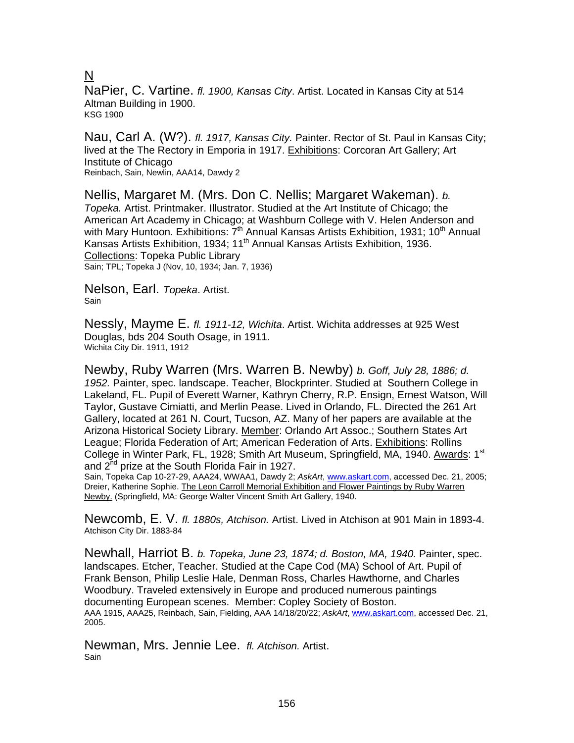N

NaPier, C. Vartine. *fl. 1900, Kansas City*. Artist. Located in Kansas City at 514 Altman Building in 1900.
KSG 1900

Nau, Carl A. (W?). *fl. 1917, Kansas City.* Painter. Rector of St. Paul in Kansas City; lived at the The Rectory in Emporia in 1917. Exhibitions: Corcoran Art Gallery; Art Institute of Chicago
Reinbach, Sain, Newlin, AAA14, Dawdy 2

Nellis, Margaret M. (Mrs. Don C. Nellis; Margaret Wakeman). *b. Topeka.* Artist. Printmaker. Illustrator. Studied at the Art Institute of Chicago; the American Art Academy in Chicago; at Washburn College with V. Helen Anderson and with Mary Huntoon. Exhibitions: 7th Annual Kansas Artists Exhibition, 1931; 10th Annual Kansas Artists Exhibition, 1934; 11th Annual Kansas Artists Exhibition, 1936. Collections: Topeka Public Library
Sain; TPL; Topeka J (Nov, 10, 1934; Jan. 7, 1936)

Nelson, Earl. *Topeka*. Artist.
Sain

Nessly, Mayme E. *fl. 1911-12, Wichita*. Artist. Wichita addresses at 925 West Douglas, bds 204 South Osage, in 1911.
Wichita City Dir. 1911, 1912

Newby, Ruby Warren (Mrs. Warren B. Newby) *b. Goff, July 28, 1886; d. 1952.* Painter, spec. landscape. Teacher, Blockprinter. Studied at Southern College in Lakeland, FL. Pupil of Everett Warner, Kathryn Cherry, R.P. Ensign, Ernest Watson, Will Taylor, Gustave Cimiatti, and Merlin Pease. Lived in Orlando, FL. Directed the 261 Art Gallery, located at 261 N. Court, Tucson, AZ. Many of her papers are available at the Arizona Historical Society Library. Member: Orlando Art Assoc.; Southern States Art League; Florida Federation of Art; American Federation of Arts. Exhibitions: Rollins College in Winter Park, FL, 1928; Smith Art Museum, Springfield, MA, 1940. Awards: 1st and 2nd prize at the South Florida Fair in 1927.
Sain, Topeka Cap 10-27-29, AAA24, WWAA1, Dawdy 2; *AskArt*, www.askart.com, accessed Dec. 21, 2005; Dreier, Katherine Sophie. The Leon Carroll Memorial Exhibition and Flower Paintings by Ruby Warren Newby. (Springfield, MA: George Walter Vincent Smith Art Gallery, 1940.

Newcomb, E. V. *fl. 1880s, Atchison.* Artist. Lived in Atchison at 901 Main in 1893-4.
Atchison City Dir. 1883-84

Newhall, Harriot B. *b. Topeka, June 23, 1874; d. Boston, MA, 1940.* Painter, spec. landscapes. Etcher, Teacher. Studied at the Cape Cod (MA) School of Art. Pupil of Frank Benson, Philip Leslie Hale, Denman Ross, Charles Hawthorne, and Charles Woodbury. Traveled extensively in Europe and produced numerous paintings documenting European scenes. Member: Copley Society of Boston.
AAA 1915, AAA25, Reinbach, Sain, Fielding, AAA 14/18/20/22; *AskArt*, www.askart.com, accessed Dec. 21, 2005.

Newman, Mrs. Jennie Lee. *fl. Atchison.* Artist.
Sain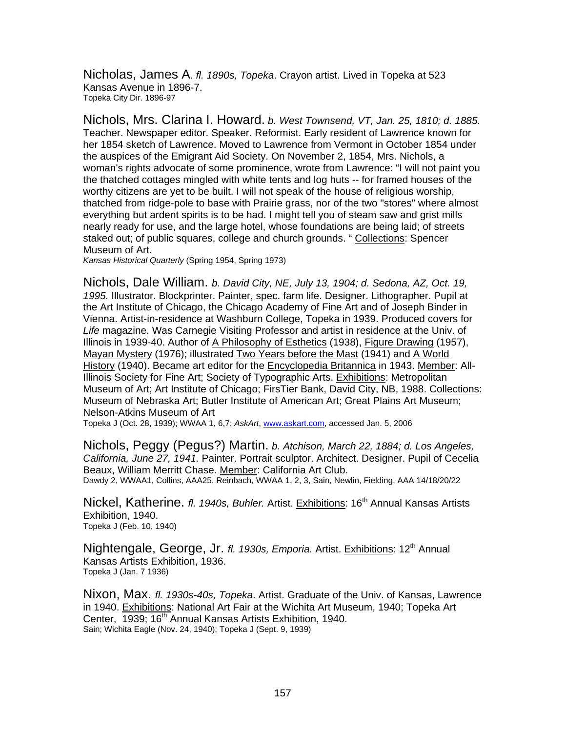Nicholas, James A. *fl. 1890s, Topeka*. Crayon artist. Lived in Topeka at 523 Kansas Avenue in 1896-7.
Topeka City Dir. 1896-97

Nichols, Mrs. Clarina I. Howard. *b. West Townsend, VT, Jan. 25, 1810; d. 1885.* Teacher. Newspaper editor. Speaker. Reformist. Early resident of Lawrence known for her 1854 sketch of Lawrence. Moved to Lawrence from Vermont in October 1854 under the auspices of the Emigrant Aid Society. On November 2, 1854, Mrs. Nichols, a woman's rights advocate of some prominence, wrote from Lawrence: "I will not paint you the thatched cottages mingled with white tents and log huts -- for framed houses of the worthy citizens are yet to be built. I will not speak of the house of religious worship, thatched from ridge-pole to base with Prairie grass, nor of the two "stores" where almost everything but ardent spirits is to be had. I might tell you of steam saw and grist mills nearly ready for use, and the large hotel, whose foundations are being laid; of streets staked out; of public squares, college and church grounds. " Collections: Spencer Museum of Art.
*Kansas Historical Quarterly* (Spring 1954, Spring 1973)

Nichols, Dale William. *b. David City, NE, July 13, 1904; d. Sedona, AZ, Oct. 19, 1995.* Illustrator. Blockprinter. Painter, spec. farm life. Designer. Lithographer. Pupil at the Art Institute of Chicago, the Chicago Academy of Fine Art and of Joseph Binder in Vienna. Artist-in-residence at Washburn College, Topeka in 1939. Produced covers for *Life* magazine. Was Carnegie Visiting Professor and artist in residence at the Univ. of Illinois in 1939-40. Author of A Philosophy of Esthetics (1938), Figure Drawing (1957), Mayan Mystery (1976); illustrated Two Years before the Mast (1941) and A World History (1940). Became art editor for the Encyclopedia Britannica in 1943. Member: All-Illinois Society for Fine Art; Society of Typographic Arts. Exhibitions: Metropolitan Museum of Art; Art Institute of Chicago; FirsTier Bank, David City, NB, 1988. Collections: Museum of Nebraska Art; Butler Institute of American Art; Great Plains Art Museum; Nelson-Atkins Museum of Art
Topeka J (Oct. 28, 1939); WWAA 1, 6,7; *AskArt*, www.askart.com, accessed Jan. 5, 2006

Nichols, Peggy (Pegus?) Martin. *b. Atchison, March 22, 1884; d. Los Angeles, California, June 27, 1941.* Painter. Portrait sculptor. Architect. Designer. Pupil of Cecelia Beaux, William Merritt Chase. Member: California Art Club.
Dawdy 2, WWAA1, Collins, AAA25, Reinbach, WWAA 1, 2, 3, Sain, Newlin, Fielding, AAA 14/18/20/22

Nickel, Katherine. *fl. 1940s, Buhler.* Artist. Exhibitions: 16th Annual Kansas Artists Exhibition, 1940.
Topeka J (Feb. 10, 1940)

Nightengale, George, Jr. *fl. 1930s, Emporia.* Artist. Exhibitions: 12th Annual Kansas Artists Exhibition, 1936.
Topeka J (Jan. 7 1936)

Nixon, Max. *fl. 1930s-40s, Topeka*. Artist. Graduate of the Univ. of Kansas, Lawrence in 1940. Exhibitions: National Art Fair at the Wichita Art Museum, 1940; Topeka Art Center, 1939; 16th Annual Kansas Artists Exhibition, 1940.
Sain; Wichita Eagle (Nov. 24, 1940); Topeka J (Sept. 9, 1939)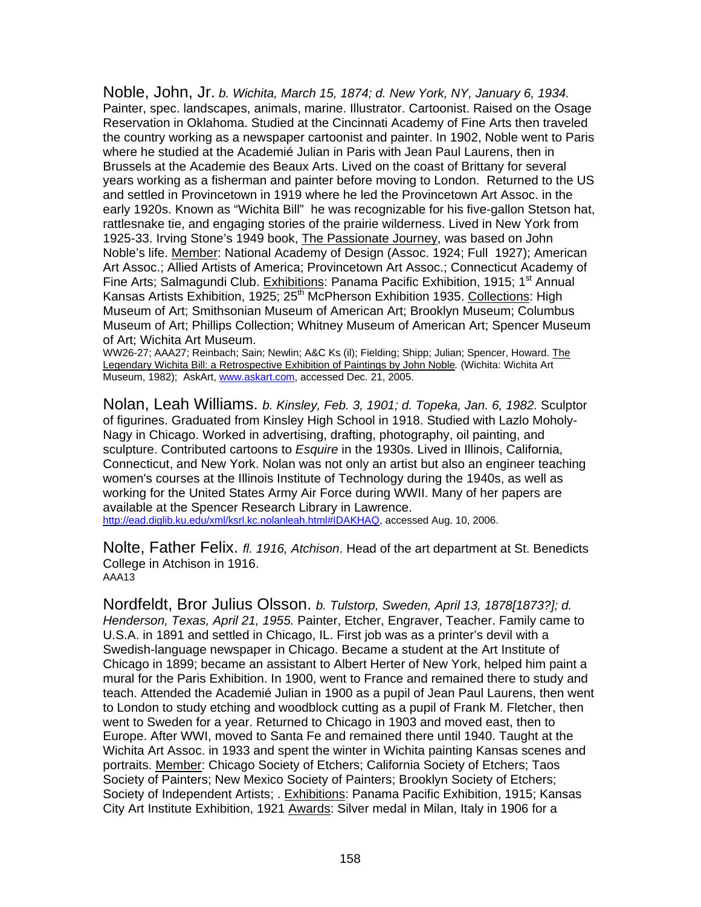Noble, John, Jr. *b. Wichita, March 15, 1874; d. New York, NY, January 6, 1934.* Painter, spec. landscapes, animals, marine. Illustrator. Cartoonist. Raised on the Osage Reservation in Oklahoma. Studied at the Cincinnati Academy of Fine Arts then traveled the country working as a newspaper cartoonist and painter. In 1902, Noble went to Paris where he studied at the Academié Julian in Paris with Jean Paul Laurens, then in Brussels at the Academie des Beaux Arts. Lived on the coast of Brittany for several years working as a fisherman and painter before moving to London. Returned to the US and settled in Provincetown in 1919 where he led the Provincetown Art Assoc. in the early 1920s. Known as "Wichita Bill" he was recognizable for his five-gallon Stetson hat, rattlesnake tie, and engaging stories of the prairie wilderness. Lived in New York from 1925-33. Irving Stone's 1949 book, The Passionate Journey, was based on John Noble's life. Member: National Academy of Design (Assoc. 1924; Full 1927); American Art Assoc.; Allied Artists of America; Provincetown Art Assoc.; Connecticut Academy of Fine Arts; Salmagundi Club. Exhibitions: Panama Pacific Exhibition, 1915; 1st Annual Kansas Artists Exhibition, 1925; 25th McPherson Exhibition 1935. Collections: High Museum of Art; Smithsonian Museum of American Art; Brooklyn Museum; Columbus Museum of Art; Phillips Collection; Whitney Museum of American Art; Spencer Museum of Art; Wichita Art Museum.
WW26-27; AAA27; Reinbach; Sain; Newlin; A&C Ks (il); Fielding; Shipp; Julian; Spencer, Howard. The Legendary Wichita Bill: a Retrospective Exhibition of Paintings by John Noble*.* (Wichita: Wichita Art Museum, 1982); AskArt, www.askart.com, accessed Dec. 21, 2005.

Nolan, Leah Williams. *b. Kinsley, Feb. 3, 1901; d. Topeka, Jan. 6, 1982.* Sculptor of figurines. Graduated from Kinsley High School in 1918. Studied with Lazlo Moholy-Nagy in Chicago. Worked in advertising, drafting, photography, oil painting, and sculpture. Contributed cartoons to *Esquire* in the 1930s. Lived in Illinois, California, Connecticut, and New York. Nolan was not only an artist but also an engineer teaching women's courses at the Illinois Institute of Technology during the 1940s, as well as working for the United States Army Air Force during WWII. Many of her papers are available at the Spencer Research Library in Lawrence.
http://ead.diglib.ku.edu/xml/ksrl.kc.nolanleah.html#IDAKHAQ, accessed Aug. 10, 2006.

Nolte, Father Felix. *fl. 1916, Atchison*. Head of the art department at St. Benedicts College in Atchison in 1916.
AAA13

Nordfeldt, Bror Julius Olsson. *b. Tulstorp, Sweden, April 13, 1878[1873?]; d. Henderson, Texas, April 21, 1955.* Painter, Etcher, Engraver, Teacher. Family came to U.S.A. in 1891 and settled in Chicago, IL. First job was as a printer's devil with a Swedish-language newspaper in Chicago. Became a student at the Art Institute of Chicago in 1899; became an assistant to Albert Herter of New York, helped him paint a mural for the Paris Exhibition. In 1900, went to France and remained there to study and teach. Attended the Academié Julian in 1900 as a pupil of Jean Paul Laurens, then went to London to study etching and woodblock cutting as a pupil of Frank M. Fletcher, then went to Sweden for a year. Returned to Chicago in 1903 and moved east, then to Europe. After WWI, moved to Santa Fe and remained there until 1940. Taught at the Wichita Art Assoc. in 1933 and spent the winter in Wichita painting Kansas scenes and portraits. Member: Chicago Society of Etchers; California Society of Etchers; Taos Society of Painters; New Mexico Society of Painters; Brooklyn Society of Etchers; Society of Independent Artists; . Exhibitions: Panama Pacific Exhibition, 1915; Kansas City Art Institute Exhibition, 1921 Awards: Silver medal in Milan, Italy in 1906 for a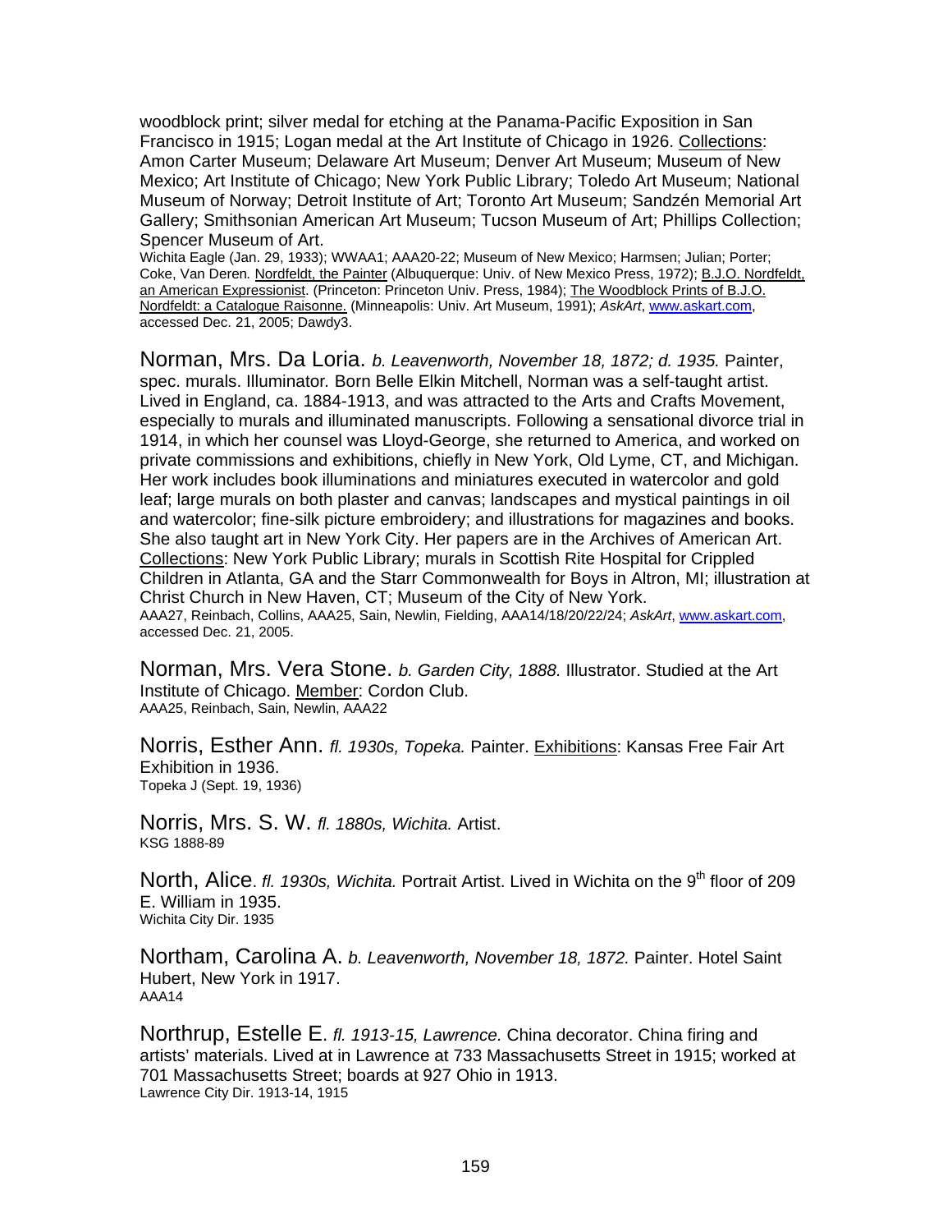woodblock print; silver medal for etching at the Panama-Pacific Exposition in San Francisco in 1915; Logan medal at the Art Institute of Chicago in 1926. Collections: Amon Carter Museum; Delaware Art Museum; Denver Art Museum; Museum of New Mexico; Art Institute of Chicago; New York Public Library; Toledo Art Museum; National Museum of Norway; Detroit Institute of Art; Toronto Art Museum; Sandzén Memorial Art Gallery; Smithsonian American Art Museum; Tucson Museum of Art; Phillips Collection; Spencer Museum of Art.

Wichita Eagle (Jan. 29, 1933); WWAA1; AAA20-22; Museum of New Mexico; Harmsen; Julian; Porter; Coke, Van Deren. Nordfeldt, the Painter (Albuquerque: Univ. of New Mexico Press, 1972); B.J.O. Nordfeldt, an American Expressionist. (Princeton: Princeton Univ. Press, 1984); The Woodblock Prints of B.J.O. Nordfeldt: a Catalogue Raisonne. (Minneapolis: Univ. Art Museum, 1991); *AskArt*, www.askart.com, accessed Dec. 21, 2005; Dawdy3.

Norman, Mrs. Da Loria. *b. Leavenworth, November 18, 1872; d. 1935.* Painter, spec. murals. Illuminator. Born Belle Elkin Mitchell, Norman was a self-taught artist. Lived in England, ca. 1884-1913, and was attracted to the Arts and Crafts Movement, especially to murals and illuminated manuscripts. Following a sensational divorce trial in 1914, in which her counsel was Lloyd-George, she returned to America, and worked on private commissions and exhibitions, chiefly in New York, Old Lyme, CT, and Michigan. Her work includes book illuminations and miniatures executed in watercolor and gold leaf; large murals on both plaster and canvas; landscapes and mystical paintings in oil and watercolor; fine-silk picture embroidery; and illustrations for magazines and books. She also taught art in New York City. Her papers are in the Archives of American Art. Collections: New York Public Library; murals in Scottish Rite Hospital for Crippled Children in Atlanta, GA and the Starr Commonwealth for Boys in Altron, MI; illustration at Christ Church in New Haven, CT; Museum of the City of New York.

AAA27, Reinbach, Collins, AAA25, Sain, Newlin, Fielding, AAA14/18/20/22/24; *AskArt*, www.askart.com, accessed Dec. 21, 2005.

Norman, Mrs. Vera Stone. *b. Garden City, 1888.* Illustrator. Studied at the Art Institute of Chicago. Member: Cordon Club.

AAA25, Reinbach, Sain, Newlin, AAA22

Norris, Esther Ann. *fl. 1930s, Topeka.* Painter. Exhibitions: Kansas Free Fair Art Exhibition in 1936.

Topeka J (Sept. 19, 1936)

Norris, Mrs. S. W. *fl. 1880s, Wichita.* Artist.

KSG 1888-89

North, Alice. *fl. 1930s, Wichita.* Portrait Artist. Lived in Wichita on the 9th floor of 209 E. William in 1935.

Wichita City Dir. 1935

Northam, Carolina A. *b. Leavenworth, November 18, 1872.* Painter. Hotel Saint Hubert, New York in 1917.

AAA14

Northrup, Estelle E. *fl. 1913-15, Lawrence.* China decorator. China firing and artists' materials. Lived at in Lawrence at 733 Massachusetts Street in 1915; worked at 701 Massachusetts Street; boards at 927 Ohio in 1913.

Lawrence City Dir. 1913-14, 1915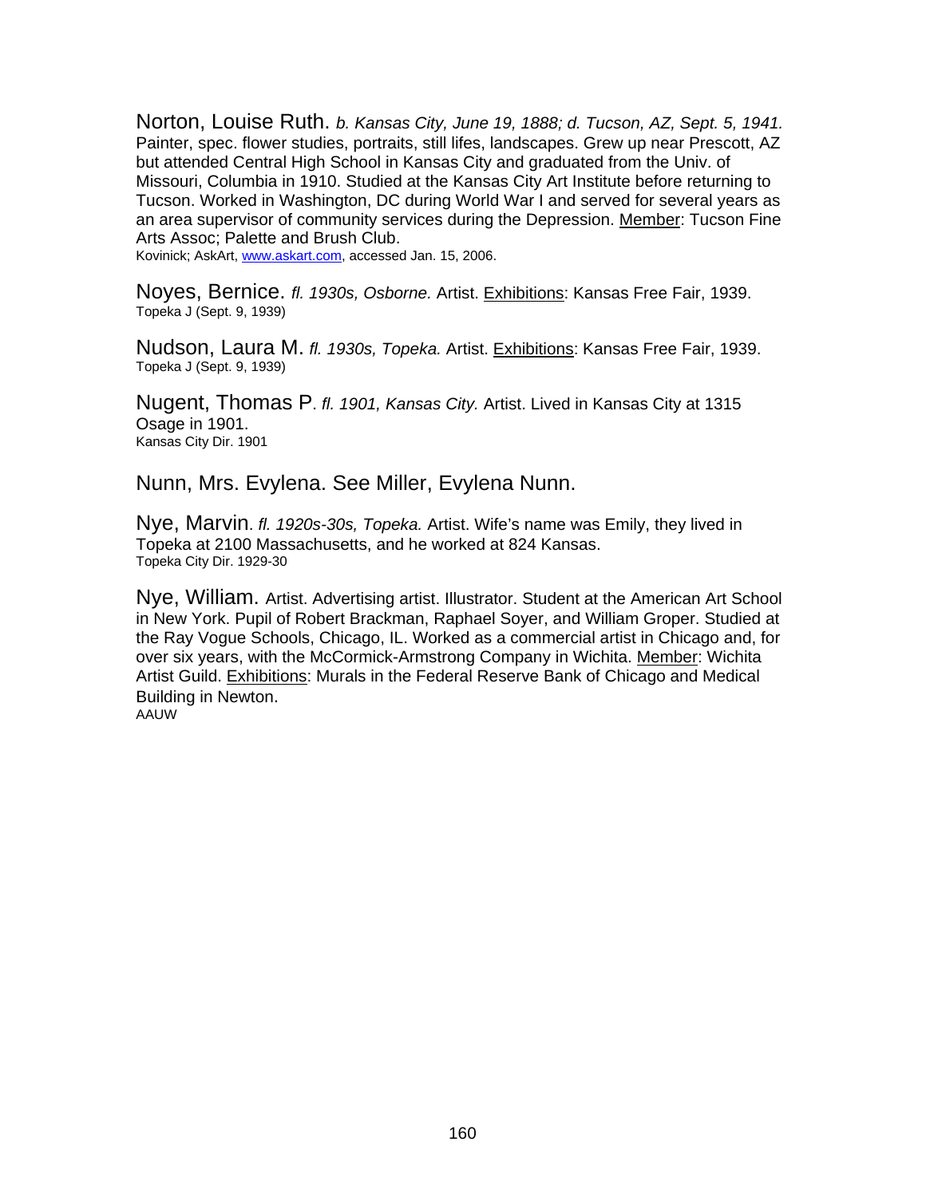Norton, Louise Ruth. *b. Kansas City, June 19, 1888; d. Tucson, AZ, Sept. 5, 1941.* Painter, spec. flower studies, portraits, still lifes, landscapes. Grew up near Prescott, AZ but attended Central High School in Kansas City and graduated from the Univ. of Missouri, Columbia in 1910. Studied at the Kansas City Art Institute before returning to Tucson. Worked in Washington, DC during World War I and served for several years as an area supervisor of community services during the Depression. Member: Tucson Fine Arts Assoc; Palette and Brush Club.
Kovinick; AskArt, www.askart.com, accessed Jan. 15, 2006.

Noyes, Bernice. *fl. 1930s, Osborne.* Artist. Exhibitions: Kansas Free Fair, 1939.
Topeka J (Sept. 9, 1939)

Nudson, Laura M. *fl. 1930s, Topeka.* Artist. Exhibitions: Kansas Free Fair, 1939.
Topeka J (Sept. 9, 1939)

Nugent, Thomas P. *fl. 1901, Kansas City.* Artist. Lived in Kansas City at 1315 Osage in 1901.
Kansas City Dir. 1901

Nunn, Mrs. Evylena. See Miller, Evylena Nunn.

Nye, Marvin. *fl. 1920s-30s, Topeka.* Artist. Wife's name was Emily, they lived in Topeka at 2100 Massachusetts, and he worked at 824 Kansas.
Topeka City Dir. 1929-30

Nye, William. Artist. Advertising artist. Illustrator. Student at the American Art School in New York. Pupil of Robert Brackman, Raphael Soyer, and William Groper. Studied at the Ray Vogue Schools, Chicago, IL. Worked as a commercial artist in Chicago and, for over six years, with the McCormick-Armstrong Company in Wichita. Member: Wichita Artist Guild. Exhibitions: Murals in the Federal Reserve Bank of Chicago and Medical Building in Newton.
AAUW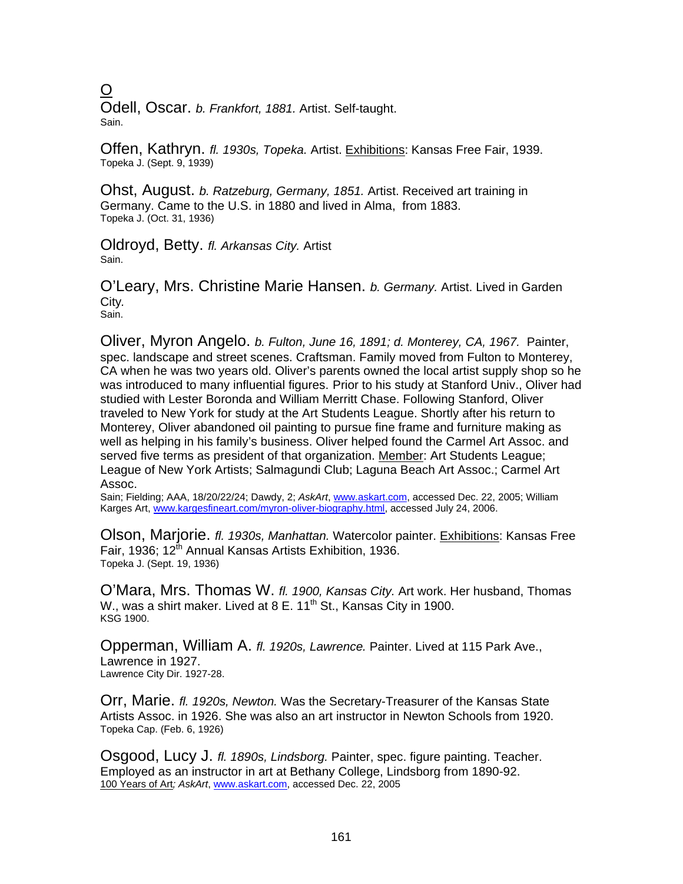# O

Odell, Oscar. *b. Frankfort, 1881.* Artist. Self-taught.
Sain.

Offen, Kathryn. *fl. 1930s, Topeka.* Artist. Exhibitions: Kansas Free Fair, 1939.
Topeka J. (Sept. 9, 1939)

Ohst, August. *b. Ratzeburg, Germany, 1851.* Artist. Received art training in Germany. Came to the U.S. in 1880 and lived in Alma, from 1883.
Topeka J. (Oct. 31, 1936)

Oldroyd, Betty. *fl. Arkansas City.* Artist
Sain.

O'Leary, Mrs. Christine Marie Hansen. *b. Germany.* Artist. Lived in Garden City.
Sain.

Oliver, Myron Angelo. *b. Fulton, June 16, 1891; d. Monterey, CA, 1967.* Painter, spec. landscape and street scenes. Craftsman. Family moved from Fulton to Monterey, CA when he was two years old. Oliver's parents owned the local artist supply shop so he was introduced to many influential figures. Prior to his study at Stanford Univ., Oliver had studied with Lester Boronda and William Merritt Chase. Following Stanford, Oliver traveled to New York for study at the Art Students League. Shortly after his return to Monterey, Oliver abandoned oil painting to pursue fine frame and furniture making as well as helping in his family's business. Oliver helped found the Carmel Art Assoc. and served five terms as president of that organization. Member: Art Students League; League of New York Artists; Salmagundi Club; Laguna Beach Art Assoc.; Carmel Art Assoc.
Sain; Fielding; AAA, 18/20/22/24; Dawdy, 2; *AskArt*, www.askart.com, accessed Dec. 22, 2005; William Karges Art, www.kargesfineart.com/myron-oliver-biography.html, accessed July 24, 2006.

Olson, Marjorie. *fl. 1930s, Manhattan.* Watercolor painter. Exhibitions: Kansas Free Fair, 1936; 12th Annual Kansas Artists Exhibition, 1936.
Topeka J. (Sept. 19, 1936)

O'Mara, Mrs. Thomas W. *fl. 1900, Kansas City.* Art work. Her husband, Thomas W., was a shirt maker. Lived at 8 E. 11th St., Kansas City in 1900.
KSG 1900.

Opperman, William A. *fl. 1920s, Lawrence.* Painter. Lived at 115 Park Ave., Lawrence in 1927.
Lawrence City Dir. 1927-28.

Orr, Marie. *fl. 1920s, Newton.* Was the Secretary-Treasurer of the Kansas State Artists Assoc. in 1926. She was also an art instructor in Newton Schools from 1920.
Topeka Cap. (Feb. 6, 1926)

Osgood, Lucy J. *fl. 1890s, Lindsborg.* Painter, spec. figure painting. Teacher. Employed as an instructor in art at Bethany College, Lindsborg from 1890-92.
100 Years of Art; *AskArt*, www.askart.com, accessed Dec. 22, 2005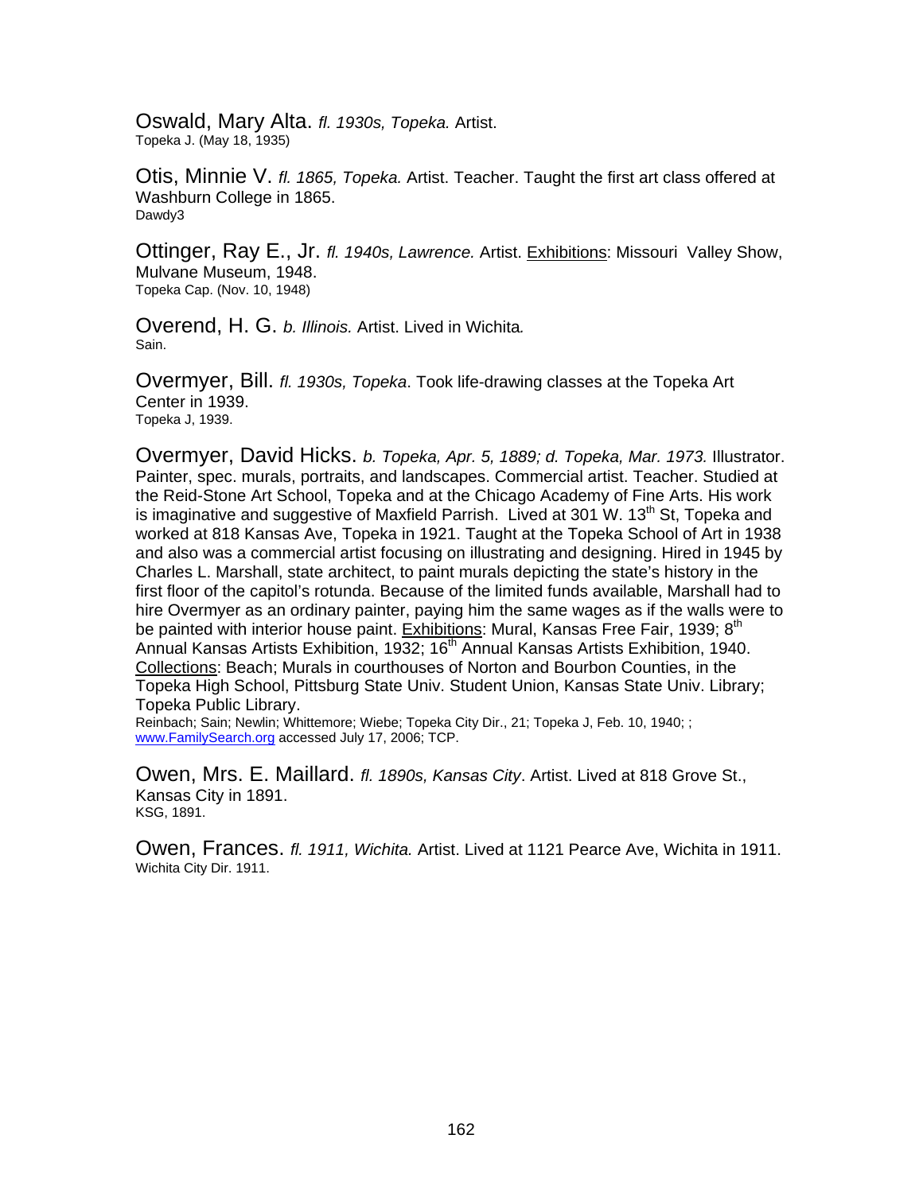Oswald, Mary Alta. *fl. 1930s, Topeka.* Artist.
Topeka J. (May 18, 1935)

Otis, Minnie V. *fl. 1865, Topeka.* Artist. Teacher. Taught the first art class offered at Washburn College in 1865.
Dawdy3

Ottinger, Ray E., Jr. *fl. 1940s, Lawrence.* Artist. Exhibitions: Missouri Valley Show, Mulvane Museum, 1948.
Topeka Cap. (Nov. 10, 1948)

Overend, H. G. *b. Illinois.* Artist. Lived in Wichita*.*
Sain.

Overmyer, Bill. *fl. 1930s, Topeka*. Took life-drawing classes at the Topeka Art Center in 1939.
Topeka J, 1939.

Overmyer, David Hicks. *b. Topeka, Apr. 5, 1889; d. Topeka, Mar. 1973.* Illustrator. Painter, spec. murals, portraits, and landscapes. Commercial artist. Teacher. Studied at the Reid-Stone Art School, Topeka and at the Chicago Academy of Fine Arts. His work is imaginative and suggestive of Maxfield Parrish. Lived at 301 W. 13th St, Topeka and worked at 818 Kansas Ave, Topeka in 1921. Taught at the Topeka School of Art in 1938 and also was a commercial artist focusing on illustrating and designing. Hired in 1945 by Charles L. Marshall, state architect, to paint murals depicting the state's history in the first floor of the capitol's rotunda. Because of the limited funds available, Marshall had to hire Overmyer as an ordinary painter, paying him the same wages as if the walls were to be painted with interior house paint. Exhibitions: Mural, Kansas Free Fair, 1939; 8th Annual Kansas Artists Exhibition, 1932; 16th Annual Kansas Artists Exhibition, 1940. Collections: Beach; Murals in courthouses of Norton and Bourbon Counties, in the Topeka High School, Pittsburg State Univ. Student Union, Kansas State Univ. Library; Topeka Public Library.
Reinbach; Sain; Newlin; Whittemore; Wiebe; Topeka City Dir., 21; Topeka J, Feb. 10, 1940; ; www.FamilySearch.org accessed July 17, 2006; TCP.

Owen, Mrs. E. Maillard. *fl. 1890s, Kansas City*. Artist. Lived at 818 Grove St., Kansas City in 1891.
KSG, 1891.

Owen, Frances. *fl. 1911, Wichita.* Artist. Lived at 1121 Pearce Ave, Wichita in 1911.
Wichita City Dir. 1911.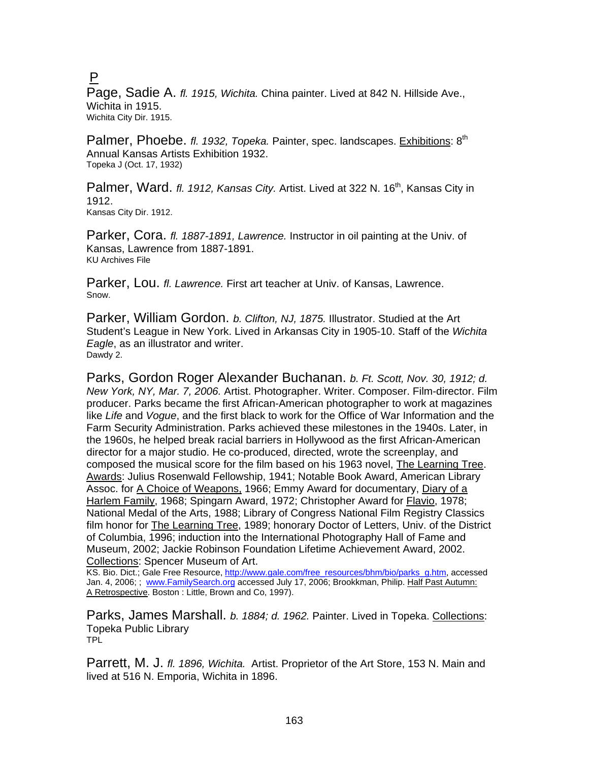# P

Page, Sadie A. *fl. 1915, Wichita.* China painter. Lived at 842 N. Hillside Ave., Wichita in 1915.
Wichita City Dir. 1915.

Palmer, Phoebe. *fl. 1932, Topeka.* Painter, spec. landscapes. Exhibitions: 8th Annual Kansas Artists Exhibition 1932.
Topeka J (Oct. 17, 1932)

Palmer, Ward. *fl. 1912, Kansas City.* Artist. Lived at 322 N. 16th, Kansas City in 1912.
Kansas City Dir. 1912.

Parker, Cora. *fl. 1887-1891, Lawrence.* Instructor in oil painting at the Univ. of Kansas, Lawrence from 1887-1891.
KU Archives File

Parker, Lou. *fl. Lawrence.* First art teacher at Univ. of Kansas, Lawrence.
Snow.

Parker, William Gordon. *b. Clifton, NJ, 1875.* Illustrator. Studied at the Art Student's League in New York. Lived in Arkansas City in 1905-10. Staff of the *Wichita Eagle*, as an illustrator and writer.
Dawdy 2.

Parks, Gordon Roger Alexander Buchanan. *b. Ft. Scott, Nov. 30, 1912; d. New York, NY, Mar. 7, 2006.* Artist. Photographer. Writer. Composer. Film-director. Film producer. Parks became the first African-American photographer to work at magazines like *Life* and *Vogue*, and the first black to work for the Office of War Information and the Farm Security Administration. Parks achieved these milestones in the 1940s. Later, in the 1960s, he helped break racial barriers in Hollywood as the first African-American director for a major studio. He co-produced, directed, wrote the screenplay, and composed the musical score for the film based on his 1963 novel, The Learning Tree. Awards: Julius Rosenwald Fellowship, 1941; Notable Book Award, American Library Assoc. for A Choice of Weapons, 1966; Emmy Award for documentary, Diary of a Harlem Family, 1968; Spingarn Award, 1972; Christopher Award for Flavio, 1978; National Medal of the Arts, 1988; Library of Congress National Film Registry Classics film honor for The Learning Tree, 1989; honorary Doctor of Letters, Univ. of the District of Columbia, 1996; induction into the International Photography Hall of Fame and Museum, 2002; Jackie Robinson Foundation Lifetime Achievement Award, 2002. Collections: Spencer Museum of Art.
KS. Bio. Dict.; Gale Free Resource, http://www.gale.com/free_resources/bhm/bio/parks_g.htm, accessed Jan. 4, 2006; ; www.FamilySearch.org accessed July 17, 2006; Brookkman, Philip. Half Past Autumn: A Retrospective. Boston : Little, Brown and Co, 1997).

Parks, James Marshall. *b. 1884; d. 1962.* Painter. Lived in Topeka. Collections: Topeka Public Library
TPL

Parrett, M. J. *fl. 1896, Wichita.* Artist. Proprietor of the Art Store, 153 N. Main and lived at 516 N. Emporia, Wichita in 1896.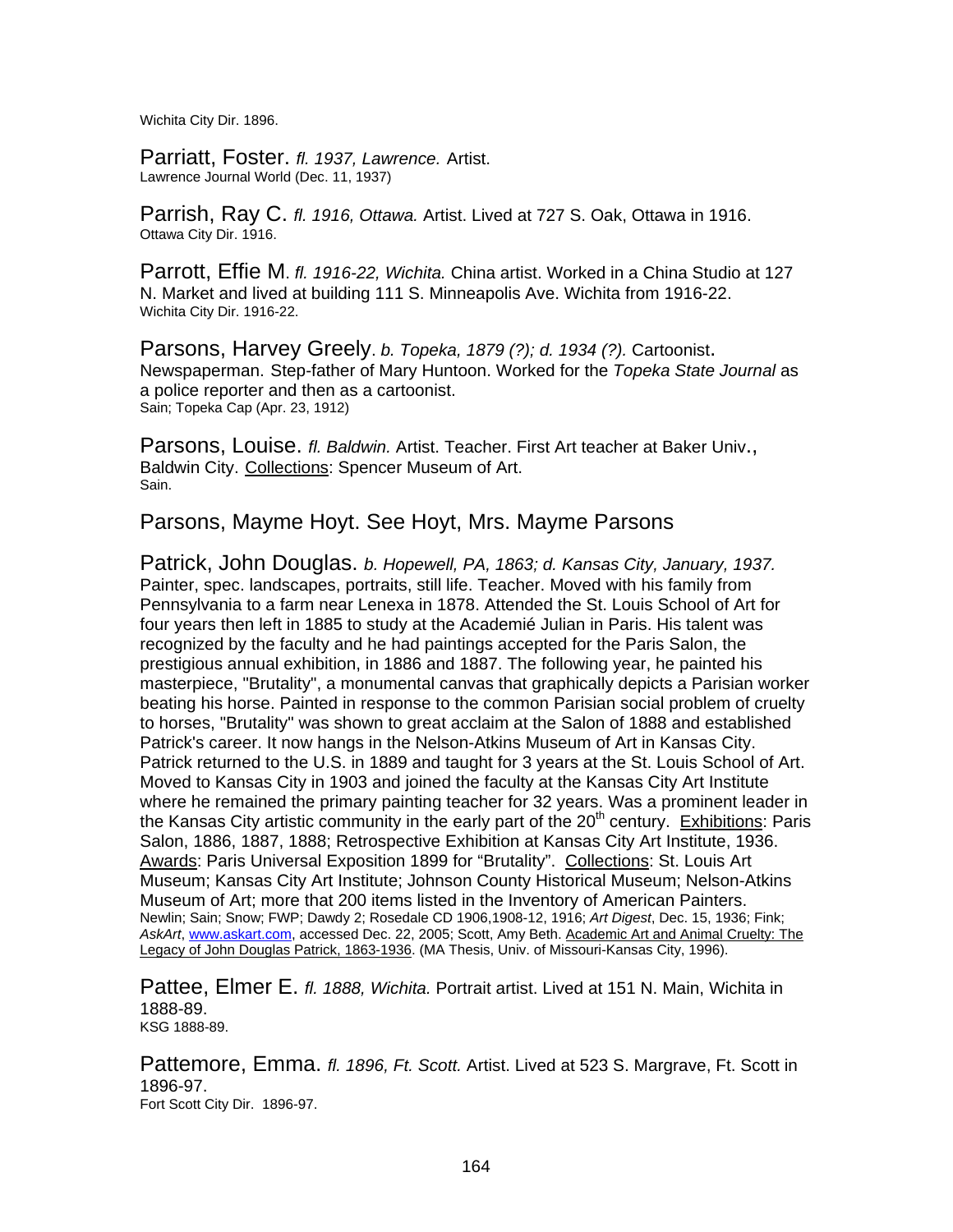Wichita City Dir. 1896.

Parriatt, Foster. *fl. 1937, Lawrence.* Artist.
Lawrence Journal World (Dec. 11, 1937)

Parrish, Ray C. *fl. 1916, Ottawa.* Artist. Lived at 727 S. Oak, Ottawa in 1916.
Ottawa City Dir. 1916.

Parrott, Effie M. *fl. 1916-22, Wichita.* China artist. Worked in a China Studio at 127 N. Market and lived at building 111 S. Minneapolis Ave. Wichita from 1916-22.
Wichita City Dir. 1916-22.

Parsons, Harvey Greely. *b. Topeka, 1879 (?); d. 1934 (?).* Cartoonist. Newspaperman. Step-father of Mary Huntoon. Worked for the *Topeka State Journal* as a police reporter and then as a cartoonist.
Sain; Topeka Cap (Apr. 23, 1912)

Parsons, Louise. *fl. Baldwin.* Artist. Teacher. First Art teacher at Baker Univ., Baldwin City. Collections: Spencer Museum of Art.
Sain.

Parsons, Mayme Hoyt. See Hoyt, Mrs. Mayme Parsons

Patrick, John Douglas. *b. Hopewell, PA, 1863; d. Kansas City, January, 1937.* Painter, spec. landscapes, portraits, still life. Teacher. Moved with his family from Pennsylvania to a farm near Lenexa in 1878. Attended the St. Louis School of Art for four years then left in 1885 to study at the Academié Julian in Paris. His talent was recognized by the faculty and he had paintings accepted for the Paris Salon, the prestigious annual exhibition, in 1886 and 1887. The following year, he painted his masterpiece, "Brutality", a monumental canvas that graphically depicts a Parisian worker beating his horse. Painted in response to the common Parisian social problem of cruelty to horses, "Brutality" was shown to great acclaim at the Salon of 1888 and established Patrick's career. It now hangs in the Nelson-Atkins Museum of Art in Kansas City. Patrick returned to the U.S. in 1889 and taught for 3 years at the St. Louis School of Art. Moved to Kansas City in 1903 and joined the faculty at the Kansas City Art Institute where he remained the primary painting teacher for 32 years. Was a prominent leader in the Kansas City artistic community in the early part of the 20th century. Exhibitions: Paris Salon, 1886, 1887, 1888; Retrospective Exhibition at Kansas City Art Institute, 1936. Awards: Paris Universal Exposition 1899 for "Brutality". Collections: St. Louis Art Museum; Kansas City Art Institute; Johnson County Historical Museum; Nelson-Atkins Museum of Art; more that 200 items listed in the Inventory of American Painters.
Newlin; Sain; Snow; FWP; Dawdy 2; Rosedale CD 1906,1908-12, 1916; *Art Digest*, Dec. 15, 1936; Fink; *AskArt*, www.askart.com, accessed Dec. 22, 2005; Scott, Amy Beth. Academic Art and Animal Cruelty: The Legacy of John Douglas Patrick, 1863-1936. (MA Thesis, Univ. of Missouri-Kansas City, 1996).

Pattee, Elmer E. *fl. 1888, Wichita.* Portrait artist. Lived at 151 N. Main, Wichita in 1888-89.
KSG 1888-89.

Pattemore, Emma. *fl. 1896, Ft. Scott.* Artist. Lived at 523 S. Margrave, Ft. Scott in 1896-97.
Fort Scott City Dir. 1896-97.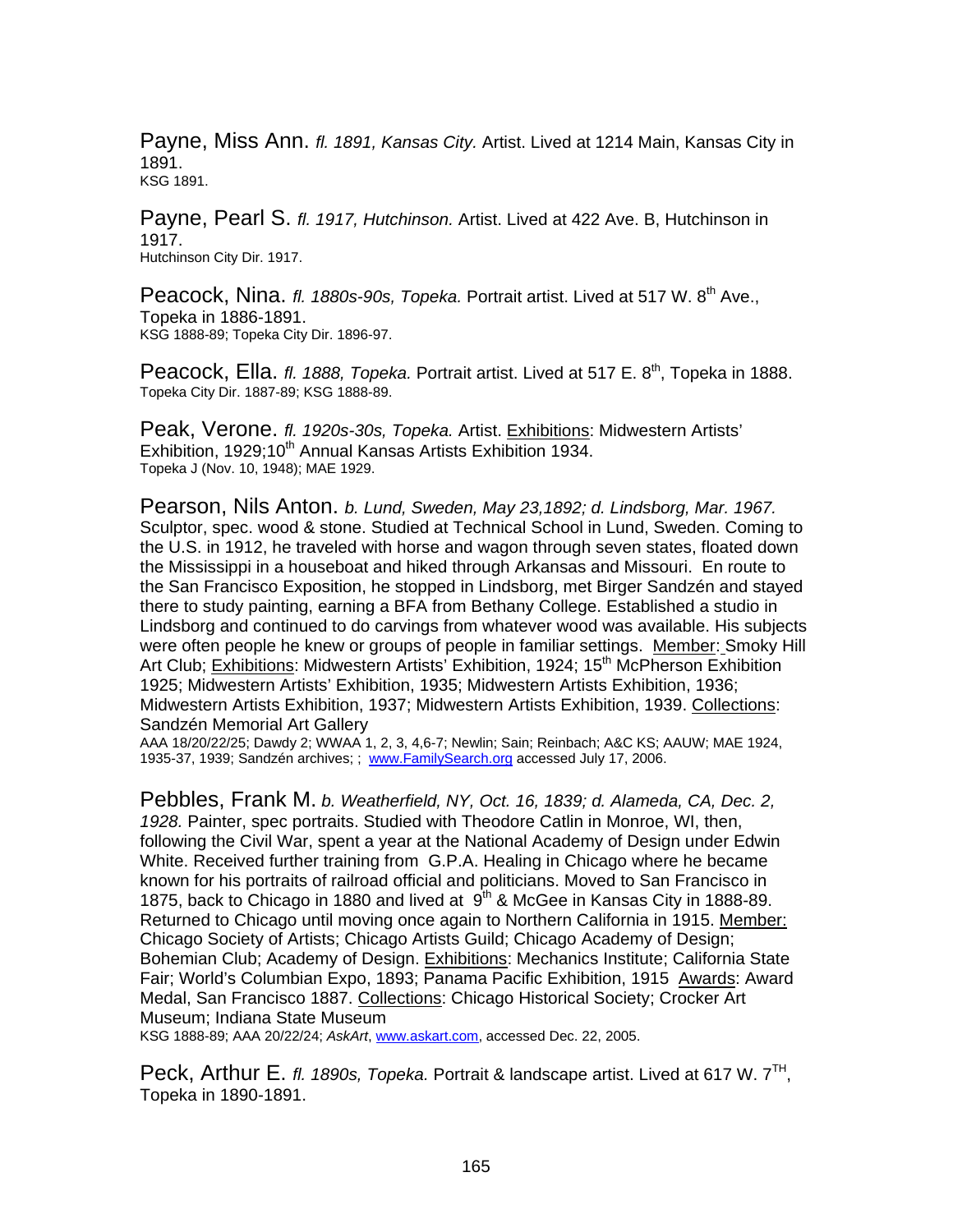Payne, Miss Ann. *fl. 1891, Kansas City.* Artist. Lived at 1214 Main, Kansas City in 1891.
KSG 1891.

Payne, Pearl S. *fl. 1917, Hutchinson.* Artist. Lived at 422 Ave. B, Hutchinson in 1917.
Hutchinson City Dir. 1917.

Peacock, Nina. *fl. 1880s-90s, Topeka.* Portrait artist. Lived at 517 W. 8th Ave., Topeka in 1886-1891.
KSG 1888-89; Topeka City Dir. 1896-97.

Peacock, Ella. *fl. 1888, Topeka.* Portrait artist. Lived at 517 E. 8th, Topeka in 1888.
Topeka City Dir. 1887-89; KSG 1888-89.

Peak, Verone. *fl. 1920s-30s, Topeka.* Artist. Exhibitions: Midwestern Artists' Exhibition, 1929;10th Annual Kansas Artists Exhibition 1934.
Topeka J (Nov. 10, 1948); MAE 1929.

Pearson, Nils Anton. *b. Lund, Sweden, May 23,1892; d. Lindsborg, Mar. 1967.* Sculptor, spec. wood & stone. Studied at Technical School in Lund, Sweden. Coming to the U.S. in 1912, he traveled with horse and wagon through seven states, floated down the Mississippi in a houseboat and hiked through Arkansas and Missouri. En route to the San Francisco Exposition, he stopped in Lindsborg, met Birger Sandzén and stayed there to study painting, earning a BFA from Bethany College. Established a studio in Lindsborg and continued to do carvings from whatever wood was available. His subjects were often people he knew or groups of people in familiar settings. Member: Smoky Hill Art Club; Exhibitions: Midwestern Artists' Exhibition, 1924; 15th McPherson Exhibition 1925; Midwestern Artists' Exhibition, 1935; Midwestern Artists Exhibition, 1936; Midwestern Artists Exhibition, 1937; Midwestern Artists Exhibition, 1939. Collections: Sandzén Memorial Art Gallery
AAA 18/20/22/25; Dawdy 2; WWAA 1, 2, 3, 4,6-7; Newlin; Sain; Reinbach; A&C KS; AAUW; MAE 1924, 1935-37, 1939; Sandzén archives; ; www.FamilySearch.org accessed July 17, 2006.

Pebbles, Frank M. *b. Weatherfield, NY, Oct. 16, 1839; d. Alameda, CA, Dec. 2, 1928.* Painter, spec portraits. Studied with Theodore Catlin in Monroe, WI, then, following the Civil War, spent a year at the National Academy of Design under Edwin White. Received further training from G.P.A. Healing in Chicago where he became known for his portraits of railroad official and politicians. Moved to San Francisco in 1875, back to Chicago in 1880 and lived at 9th & McGee in Kansas City in 1888-89. Returned to Chicago until moving once again to Northern California in 1915. Member: Chicago Society of Artists; Chicago Artists Guild; Chicago Academy of Design; Bohemian Club; Academy of Design. Exhibitions: Mechanics Institute; California State Fair; World's Columbian Expo, 1893; Panama Pacific Exhibition, 1915 Awards: Award Medal, San Francisco 1887. Collections: Chicago Historical Society; Crocker Art Museum; Indiana State Museum
KSG 1888-89; AAA 20/22/24; *AskArt*, www.askart.com, accessed Dec. 22, 2005.

Peck, Arthur E. *fl. 1890s, Topeka.* Portrait & landscape artist. Lived at 617 W. 7TH, Topeka in 1890-1891.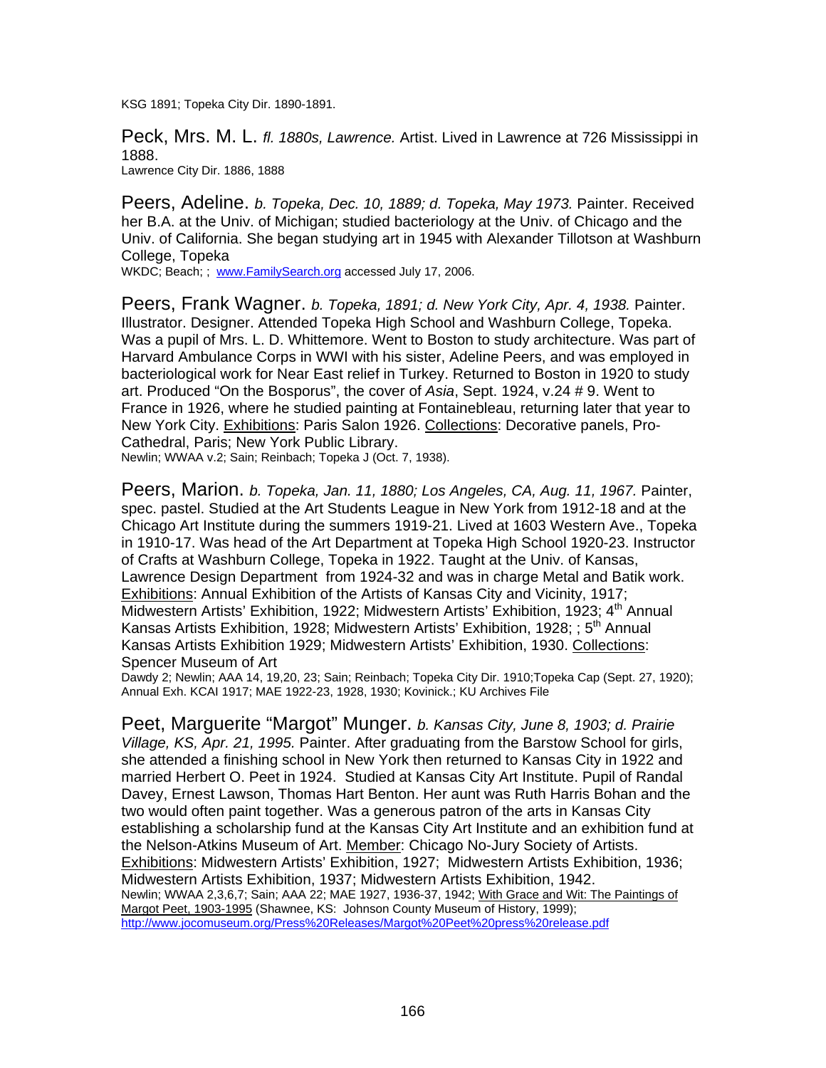KSG 1891; Topeka City Dir. 1890-1891.

Peck, Mrs. M. L. *fl. 1880s, Lawrence.* Artist. Lived in Lawrence at 726 Mississippi in 1888.
Lawrence City Dir. 1886, 1888

Peers, Adeline. *b. Topeka, Dec. 10, 1889; d. Topeka, May 1973.* Painter. Received her B.A. at the Univ. of Michigan; studied bacteriology at the Univ. of Chicago and the Univ. of California. She began studying art in 1945 with Alexander Tillotson at Washburn College, Topeka
WKDC; Beach; ; www.FamilySearch.org accessed July 17, 2006.

Peers, Frank Wagner. *b. Topeka, 1891; d. New York City, Apr. 4, 1938.* Painter. Illustrator. Designer. Attended Topeka High School and Washburn College, Topeka. Was a pupil of Mrs. L. D. Whittemore. Went to Boston to study architecture. Was part of Harvard Ambulance Corps in WWI with his sister, Adeline Peers, and was employed in bacteriological work for Near East relief in Turkey. Returned to Boston in 1920 to study art. Produced "On the Bosporus", the cover of *Asia*, Sept. 1924, v.24 # 9. Went to France in 1926, where he studied painting at Fontainebleau, returning later that year to New York City. Exhibitions: Paris Salon 1926. Collections: Decorative panels, Pro-Cathedral, Paris; New York Public Library.
Newlin; WWAA v.2; Sain; Reinbach; Topeka J (Oct. 7, 1938).

Peers, Marion. *b. Topeka, Jan. 11, 1880; Los Angeles, CA, Aug. 11, 1967.* Painter, spec. pastel. Studied at the Art Students League in New York from 1912-18 and at the Chicago Art Institute during the summers 1919-21. Lived at 1603 Western Ave., Topeka in 1910-17. Was head of the Art Department at Topeka High School 1920-23. Instructor of Crafts at Washburn College, Topeka in 1922. Taught at the Univ. of Kansas, Lawrence Design Department from 1924-32 and was in charge Metal and Batik work. Exhibitions: Annual Exhibition of the Artists of Kansas City and Vicinity, 1917; Midwestern Artists' Exhibition, 1922; Midwestern Artists' Exhibition, 1923; 4th Annual Kansas Artists Exhibition, 1928; Midwestern Artists' Exhibition, 1928; ; 5th Annual Kansas Artists Exhibition 1929; Midwestern Artists' Exhibition, 1930. Collections: Spencer Museum of Art
Dawdy 2; Newlin; AAA 14, 19,20, 23; Sain; Reinbach; Topeka City Dir. 1910;Topeka Cap (Sept. 27, 1920); Annual Exh. KCAI 1917; MAE 1922-23, 1928, 1930; Kovinick.; KU Archives File

Peet, Marguerite "Margot" Munger. *b. Kansas City, June 8, 1903; d. Prairie Village, KS, Apr. 21, 1995.* Painter. After graduating from the Barstow School for girls, she attended a finishing school in New York then returned to Kansas City in 1922 and married Herbert O. Peet in 1924. Studied at Kansas City Art Institute. Pupil of Randal Davey, Ernest Lawson, Thomas Hart Benton. Her aunt was Ruth Harris Bohan and the two would often paint together. Was a generous patron of the arts in Kansas City establishing a scholarship fund at the Kansas City Art Institute and an exhibition fund at the Nelson-Atkins Museum of Art. Member: Chicago No-Jury Society of Artists. Exhibitions: Midwestern Artists' Exhibition, 1927; Midwestern Artists' Exhibition, 1936; Midwestern Artists Exhibition, 1937; Midwestern Artists Exhibition, 1942.
Newlin; WWAA 2,3,6,7; Sain; AAA 22; MAE 1927, 1936-37, 1942; With Grace and Wit: The Paintings of Margot Peet, 1903-1995 (Shawnee, KS: Johnson County Museum of History, 1999); http://www.jocomuseum.org/Press%20Releases/Margot%20Peet%20press%20release.pdf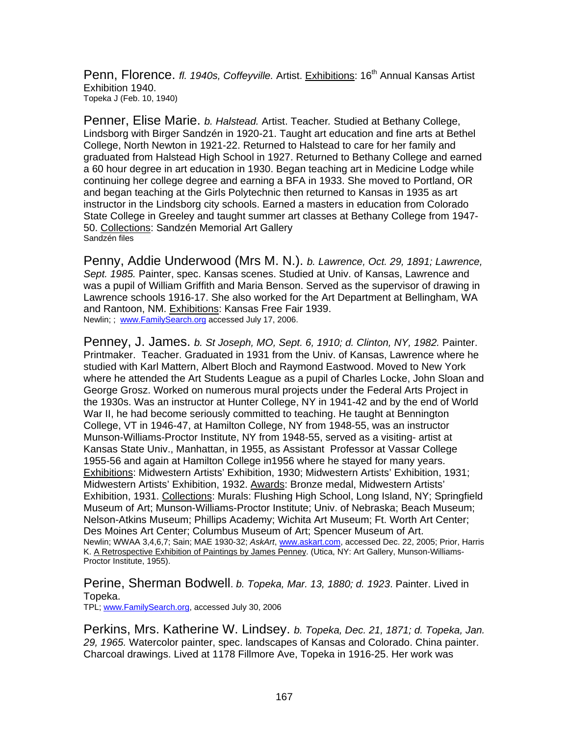Penn, Florence. *fl. 1940s, Coffeyville.* Artist. Exhibitions: 16th Annual Kansas Artist Exhibition 1940.
Topeka J (Feb. 10, 1940)

Penner, Elise Marie. *b. Halstead.* Artist. Teacher. Studied at Bethany College, Lindsborg with Birger Sandzén in 1920-21. Taught art education and fine arts at Bethel College, North Newton in 1921-22. Returned to Halstead to care for her family and graduated from Halstead High School in 1927. Returned to Bethany College and earned a 60 hour degree in art education in 1930. Began teaching art in Medicine Lodge while continuing her college degree and earning a BFA in 1933. She moved to Portland, OR and began teaching at the Girls Polytechnic then returned to Kansas in 1935 as art instructor in the Lindsborg city schools. Earned a masters in education from Colorado State College in Greeley and taught summer art classes at Bethany College from 1947-50. Collections: Sandzén Memorial Art Gallery
Sandzén files

Penny, Addie Underwood (Mrs M. N.). *b. Lawrence, Oct. 29, 1891; Lawrence, Sept. 1985.* Painter, spec. Kansas scenes. Studied at Univ. of Kansas, Lawrence and was a pupil of William Griffith and Maria Benson. Served as the supervisor of drawing in Lawrence schools 1916-17. She also worked for the Art Department at Bellingham, WA and Rantoon, NM. Exhibitions: Kansas Free Fair 1939.
Newlin; ; www.FamilySearch.org accessed July 17, 2006.

Penney, J. James. *b. St Joseph, MO, Sept. 6, 1910; d. Clinton, NY, 1982.* Painter. Printmaker. Teacher. Graduated in 1931 from the Univ. of Kansas, Lawrence where he studied with Karl Mattern, Albert Bloch and Raymond Eastwood. Moved to New York where he attended the Art Students League as a pupil of Charles Locke, John Sloan and George Grosz. Worked on numerous mural projects under the Federal Arts Project in the 1930s. Was an instructor at Hunter College, NY in 1941-42 and by the end of World War II, he had become seriously committed to teaching. He taught at Bennington College, VT in 1946-47, at Hamilton College, NY from 1948-55, was an instructor Munson-Williams-Proctor Institute, NY from 1948-55, served as a visiting- artist at Kansas State Univ., Manhattan, in 1955, as Assistant Professor at Vassar College 1955-56 and again at Hamilton College in1956 where he stayed for many years. Exhibitions: Midwestern Artists' Exhibition, 1930; Midwestern Artists' Exhibition, 1931; Midwestern Artists' Exhibition, 1932. Awards: Bronze medal, Midwestern Artists' Exhibition, 1931. Collections: Murals: Flushing High School, Long Island, NY; Springfield Museum of Art; Munson-Williams-Proctor Institute; Univ. of Nebraska; Beach Museum; Nelson-Atkins Museum; Phillips Academy; Wichita Art Museum; Ft. Worth Art Center; Des Moines Art Center; Columbus Museum of Art; Spencer Museum of Art.
Newlin; WWAA 3,4,6,7; Sain; MAE 1930-32; *AskArt*, www.askart.com, accessed Dec. 22, 2005; Prior, Harris K. A Retrospective Exhibition of Paintings by James Penney. (Utica, NY: Art Gallery, Munson-Williams-Proctor Institute, 1955).

Perine, Sherman Bodwell. *b. Topeka, Mar. 13, 1880; d. 1923.* Painter. Lived in Topeka.
TPL; www.FamilySearch.org, accessed July 30, 2006

Perkins, Mrs. Katherine W. Lindsey. *b. Topeka, Dec. 21, 1871; d. Topeka, Jan. 29, 1965.* Watercolor painter, spec. landscapes of Kansas and Colorado. China painter. Charcoal drawings. Lived at 1178 Fillmore Ave, Topeka in 1916-25. Her work was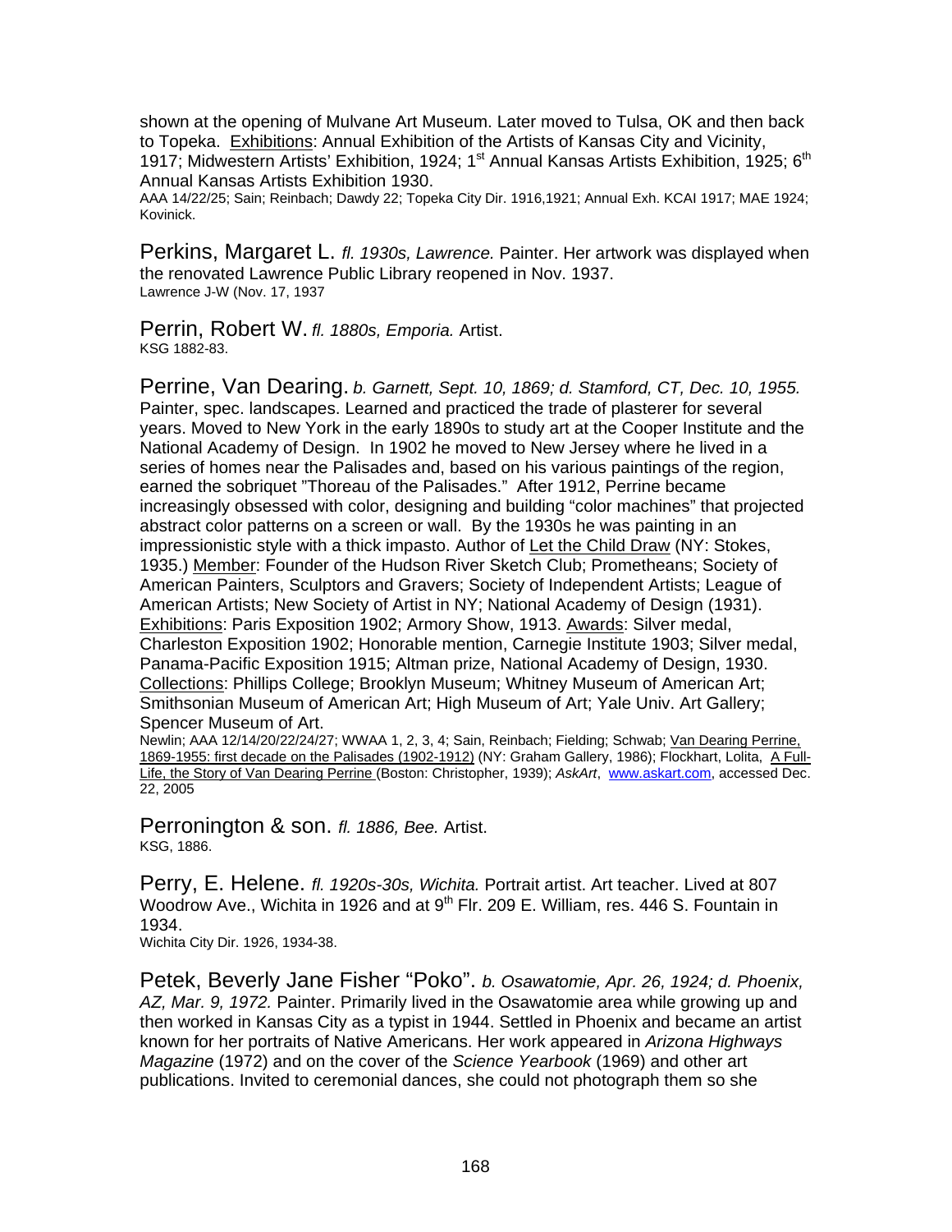shown at the opening of Mulvane Art Museum. Later moved to Tulsa, OK and then back to Topeka. Exhibitions: Annual Exhibition of the Artists of Kansas City and Vicinity, 1917; Midwestern Artists' Exhibition, 1924; 1st Annual Kansas Artists Exhibition, 1925; 6th Annual Kansas Artists Exhibition 1930.
AAA 14/22/25; Sain; Reinbach; Dawdy 22; Topeka City Dir. 1916,1921; Annual Exh. KCAI 1917; MAE 1924; Kovinick.

Perkins, Margaret L. *fl. 1930s, Lawrence.* Painter. Her artwork was displayed when the renovated Lawrence Public Library reopened in Nov. 1937.
Lawrence J-W (Nov. 17, 1937

Perrin, Robert W. *fl. 1880s, Emporia.* Artist.
KSG 1882-83.

Perrine, Van Dearing. *b. Garnett, Sept. 10, 1869; d. Stamford, CT, Dec. 10, 1955.* Painter, spec. landscapes. Learned and practiced the trade of plasterer for several years. Moved to New York in the early 1890s to study art at the Cooper Institute and the National Academy of Design. In 1902 he moved to New Jersey where he lived in a series of homes near the Palisades and, based on his various paintings of the region, earned the sobriquet "Thoreau of the Palisades." After 1912, Perrine became increasingly obsessed with color, designing and building "color machines" that projected abstract color patterns on a screen or wall. By the 1930s he was painting in an impressionistic style with a thick impasto. Author of Let the Child Draw (NY: Stokes, 1935.) Member: Founder of the Hudson River Sketch Club; Prometheans; Society of American Painters, Sculptors and Gravers; Society of Independent Artists; League of American Artists; New Society of Artist in NY; National Academy of Design (1931). Exhibitions: Paris Exposition 1902; Armory Show, 1913. Awards: Silver medal, Charleston Exposition 1902; Honorable mention, Carnegie Institute 1903; Silver medal, Panama-Pacific Exposition 1915; Altman prize, National Academy of Design, 1930. Collections: Phillips College; Brooklyn Museum; Whitney Museum of American Art; Smithsonian Museum of American Art; High Museum of Art; Yale Univ. Art Gallery; Spencer Museum of Art.
Newlin; AAA 12/14/20/22/24/27; WWAA 1, 2, 3, 4; Sain, Reinbach; Fielding; Schwab; Van Dearing Perrine, 1869-1955: first decade on the Palisades (1902-1912) (NY: Graham Gallery, 1986); Flockhart, Lolita, A Full-Life, the Story of Van Dearing Perrine (Boston: Christopher, 1939); *AskArt*, www.askart.com, accessed Dec. 22, 2005

Perronington & son. *fl. 1886, Bee.* Artist.
KSG, 1886.

Perry, E. Helene. *fl. 1920s-30s, Wichita.* Portrait artist. Art teacher. Lived at 807 Woodrow Ave., Wichita in 1926 and at 9th Flr. 209 E. William, res. 446 S. Fountain in 1934.
Wichita City Dir. 1926, 1934-38.

Petek, Beverly Jane Fisher "Poko". *b. Osawatomie, Apr. 26, 1924; d. Phoenix, AZ, Mar. 9, 1972.* Painter. Primarily lived in the Osawatomie area while growing up and then worked in Kansas City as a typist in 1944. Settled in Phoenix and became an artist known for her portraits of Native Americans. Her work appeared in *Arizona Highways Magazine* (1972) and on the cover of the *Science Yearbook* (1969) and other art publications. Invited to ceremonial dances, she could not photograph them so she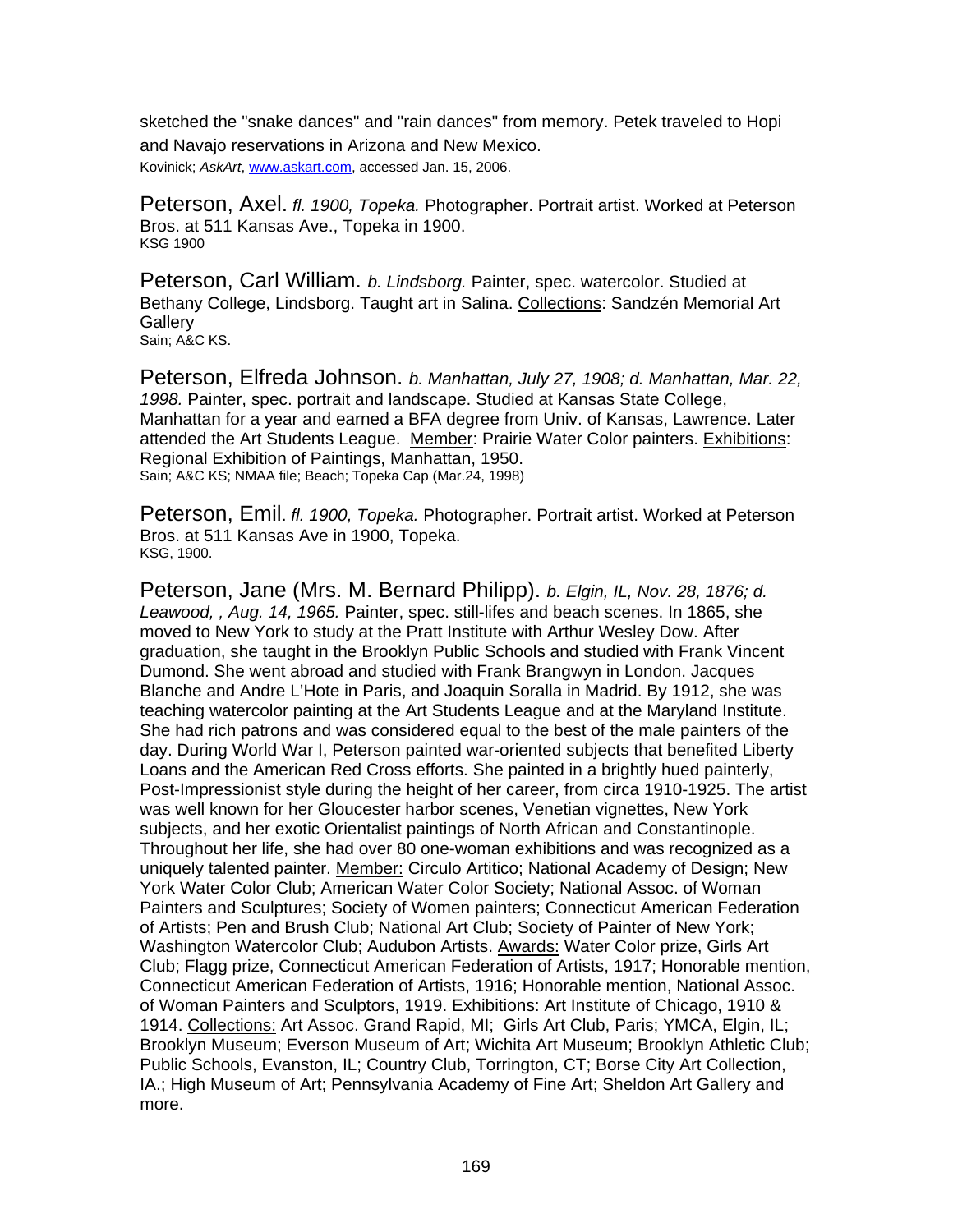sketched the "snake dances" and "rain dances" from memory. Petek traveled to Hopi and Navajo reservations in Arizona and New Mexico.
Kovinick; *AskArt*, www.askart.com, accessed Jan. 15, 2006.

Peterson, Axel. *fl. 1900, Topeka.* Photographer. Portrait artist. Worked at Peterson Bros. at 511 Kansas Ave., Topeka in 1900.
KSG 1900

Peterson, Carl William. *b. Lindsborg.* Painter, spec. watercolor. Studied at Bethany College, Lindsborg. Taught art in Salina. Collections: Sandzén Memorial Art Gallery
Sain; A&C KS.

Peterson, Elfreda Johnson. *b. Manhattan, July 27, 1908; d. Manhattan, Mar. 22, 1998.* Painter, spec. portrait and landscape. Studied at Kansas State College, Manhattan for a year and earned a BFA degree from Univ. of Kansas, Lawrence. Later attended the Art Students League. Member: Prairie Water Color painters. Exhibitions: Regional Exhibition of Paintings, Manhattan, 1950.
Sain; A&C KS; NMAA file; Beach; Topeka Cap (Mar.24, 1998)

Peterson, Emil. *fl. 1900, Topeka.* Photographer. Portrait artist. Worked at Peterson Bros. at 511 Kansas Ave in 1900, Topeka.
KSG, 1900.

Peterson, Jane (Mrs. M. Bernard Philipp). *b. Elgin, IL, Nov. 28, 1876; d. Leawood, , Aug. 14, 1965.* Painter, spec. still-lifes and beach scenes. In 1865, she moved to New York to study at the Pratt Institute with Arthur Wesley Dow. After graduation, she taught in the Brooklyn Public Schools and studied with Frank Vincent Dumond. She went abroad and studied with Frank Brangwyn in London. Jacques Blanche and Andre L'Hote in Paris, and Joaquin Soralla in Madrid. By 1912, she was teaching watercolor painting at the Art Students League and at the Maryland Institute. She had rich patrons and was considered equal to the best of the male painters of the day. During World War I, Peterson painted war-oriented subjects that benefited Liberty Loans and the American Red Cross efforts. She painted in a brightly hued painterly, Post-Impressionist style during the height of her career, from circa 1910-1925. The artist was well known for her Gloucester harbor scenes, Venetian vignettes, New York subjects, and her exotic Orientalist paintings of North African and Constantinople. Throughout her life, she had over 80 one-woman exhibitions and was recognized as a uniquely talented painter. Member: Circulo Artitico; National Academy of Design; New York Water Color Club; American Water Color Society; National Assoc. of Woman Painters and Sculptures; Society of Women painters; Connecticut American Federation of Artists; Pen and Brush Club; National Art Club; Society of Painter of New York; Washington Watercolor Club; Audubon Artists. Awards: Water Color prize, Girls Art Club; Flagg prize, Connecticut American Federation of Artists, 1917; Honorable mention, Connecticut American Federation of Artists, 1916; Honorable mention, National Assoc. of Woman Painters and Sculptors, 1919. Exhibitions: Art Institute of Chicago, 1910 & 1914. Collections: Art Assoc. Grand Rapid, MI; Girls Art Club, Paris; YMCA, Elgin, IL; Brooklyn Museum; Everson Museum of Art; Wichita Art Museum; Brooklyn Athletic Club; Public Schools, Evanston, IL; Country Club, Torrington, CT; Borse City Art Collection, IA.; High Museum of Art; Pennsylvania Academy of Fine Art; Sheldon Art Gallery and more.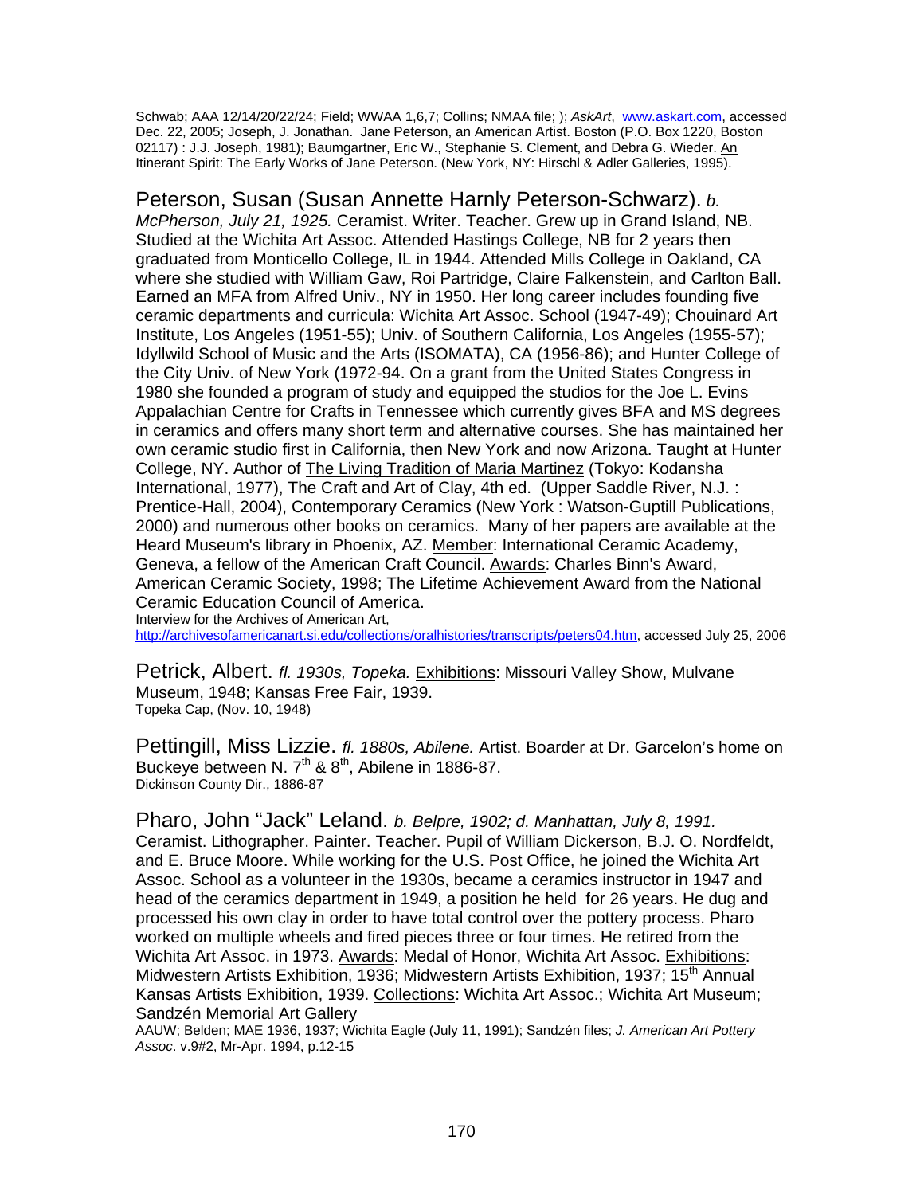Schwab; AAA 12/14/20/22/24; Field; WWAA 1,6,7; Collins; NMAA file; ); *AskArt*, www.askart.com, accessed Dec. 22, 2005; Joseph, J. Jonathan. Jane Peterson, an American Artist. Boston (P.O. Box 1220, Boston 02117) : J.J. Joseph, 1981); Baumgartner, Eric W., Stephanie S. Clement, and Debra G. Wieder. An Itinerant Spirit: The Early Works of Jane Peterson. (New York, NY: Hirschl & Adler Galleries, 1995).

Peterson, Susan (Susan Annette Harnly Peterson-Schwarz). *b. McPherson, July 21, 1925.* Ceramist. Writer. Teacher. Grew up in Grand Island, NB. Studied at the Wichita Art Assoc. Attended Hastings College, NB for 2 years then graduated from Monticello College, IL in 1944. Attended Mills College in Oakland, CA where she studied with William Gaw, Roi Partridge, Claire Falkenstein, and Carlton Ball. Earned an MFA from Alfred Univ., NY in 1950. Her long career includes founding five ceramic departments and curricula: Wichita Art Assoc. School (1947-49); Chouinard Art Institute, Los Angeles (1951-55); Univ. of Southern California, Los Angeles (1955-57); Idyllwild School of Music and the Arts (ISOMATA), CA (1956-86); and Hunter College of the City Univ. of New York (1972-94. On a grant from the United States Congress in 1980 she founded a program of study and equipped the studios for the Joe L. Evins Appalachian Centre for Crafts in Tennessee which currently gives BFA and MS degrees in ceramics and offers many short term and alternative courses. She has maintained her own ceramic studio first in California, then New York and now Arizona. Taught at Hunter College, NY. Author of The Living Tradition of Maria Martinez (Tokyo: Kodansha International, 1977), The Craft and Art of Clay, 4th ed. (Upper Saddle River, N.J. : Prentice-Hall, 2004), Contemporary Ceramics (New York : Watson-Guptill Publications, 2000) and numerous other books on ceramics. Many of her papers are available at the Heard Museum's library in Phoenix, AZ. Member: International Ceramic Academy, Geneva, a fellow of the American Craft Council. Awards: Charles Binn's Award, American Ceramic Society, 1998; The Lifetime Achievement Award from the National Ceramic Education Council of America.
Interview for the Archives of American Art, http://archivesofamericanart.si.edu/collections/oralhistories/transcripts/peters04.htm, accessed July 25, 2006

Petrick, Albert. *fl. 1930s, Topeka.* Exhibitions: Missouri Valley Show, Mulvane Museum, 1948; Kansas Free Fair, 1939.
Topeka Cap, (Nov. 10, 1948)

Pettingill, Miss Lizzie. *fl. 1880s, Abilene.* Artist. Boarder at Dr. Garcelon's home on Buckeye between N. 7th & 8th, Abilene in 1886-87.
Dickinson County Dir., 1886-87

Pharo, John "Jack" Leland. *b. Belpre, 1902; d. Manhattan, July 8, 1991.* Ceramist. Lithographer. Painter. Teacher. Pupil of William Dickerson, B.J. O. Nordfeldt, and E. Bruce Moore. While working for the U.S. Post Office, he joined the Wichita Art Assoc. School as a volunteer in the 1930s, became a ceramics instructor in 1947 and head of the ceramics department in 1949, a position he held for 26 years. He dug and processed his own clay in order to have total control over the pottery process. Pharo worked on multiple wheels and fired pieces three or four times. He retired from the Wichita Art Assoc. in 1973. Awards: Medal of Honor, Wichita Art Assoc. Exhibitions: Midwestern Artists Exhibition, 1936; Midwestern Artists Exhibition, 1937; 15th Annual Kansas Artists Exhibition, 1939. Collections: Wichita Art Assoc.; Wichita Art Museum; Sandzén Memorial Art Gallery
AAUW; Belden; MAE 1936, 1937; Wichita Eagle (July 11, 1991); Sandzén files; *J. American Art Pottery Assoc*. v.9#2, Mr-Apr. 1994, p.12-15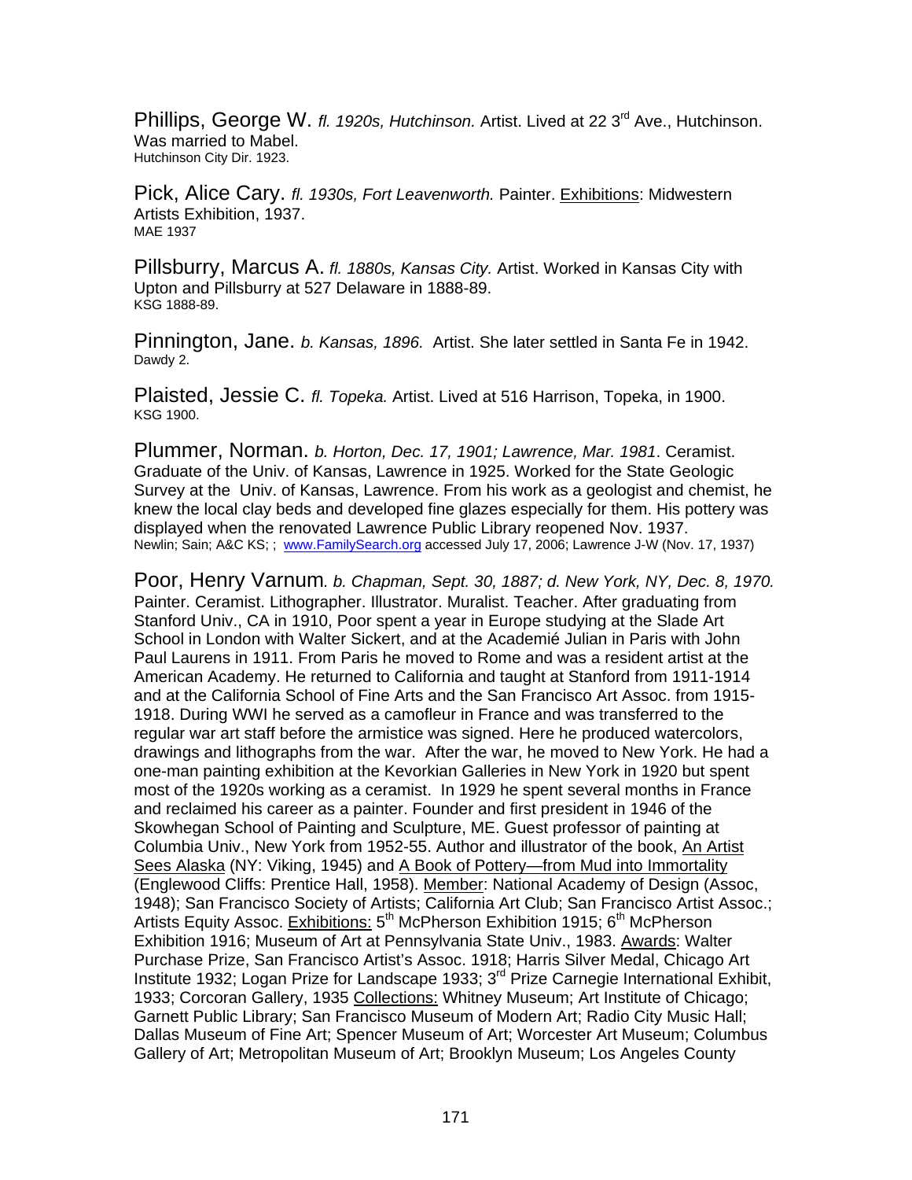Phillips, George W. *fl. 1920s, Hutchinson.* Artist. Lived at 22 3rd Ave., Hutchinson. Was married to Mabel.
Hutchinson City Dir. 1923.

Pick, Alice Cary. *fl. 1930s, Fort Leavenworth.* Painter. Exhibitions: Midwestern Artists Exhibition, 1937.
MAE 1937

Pillsburry, Marcus A. *fl. 1880s, Kansas City.* Artist. Worked in Kansas City with Upton and Pillsburry at 527 Delaware in 1888-89.
KSG 1888-89.

Pinnington, Jane. *b. Kansas, 1896.* Artist. She later settled in Santa Fe in 1942.
Dawdy 2.

Plaisted, Jessie C. *fl. Topeka.* Artist. Lived at 516 Harrison, Topeka, in 1900.
KSG 1900.

Plummer, Norman. *b. Horton, Dec. 17, 1901; Lawrence, Mar. 1981*. Ceramist. Graduate of the Univ. of Kansas, Lawrence in 1925. Worked for the State Geologic Survey at the Univ. of Kansas, Lawrence. From his work as a geologist and chemist, he knew the local clay beds and developed fine glazes especially for them. His pottery was displayed when the renovated Lawrence Public Library reopened Nov. 1937.
Newlin; Sain; A&C KS; ; www.FamilySearch.org accessed July 17, 2006; Lawrence J-W (Nov. 17, 1937)

Poor, Henry Varnum. *b. Chapman, Sept. 30, 1887; d. New York, NY, Dec. 8, 1970.* Painter. Ceramist. Lithographer. Illustrator. Muralist. Teacher. After graduating from Stanford Univ., CA in 1910, Poor spent a year in Europe studying at the Slade Art School in London with Walter Sickert, and at the Academié Julian in Paris with John Paul Laurens in 1911. From Paris he moved to Rome and was a resident artist at the American Academy. He returned to California and taught at Stanford from 1911-1914 and at the California School of Fine Arts and the San Francisco Art Assoc. from 1915-1918. During WWI he served as a camofleur in France and was transferred to the regular war art staff before the armistice was signed. Here he produced watercolors, drawings and lithographs from the war. After the war, he moved to New York. He had a one-man painting exhibition at the Kevorkian Galleries in New York in 1920 but spent most of the 1920s working as a ceramist. In 1929 he spent several months in France and reclaimed his career as a painter. Founder and first president in 1946 of the Skowhegan School of Painting and Sculpture, ME. Guest professor of painting at Columbia Univ., New York from 1952-55. Author and illustrator of the book, An Artist Sees Alaska (NY: Viking, 1945) and A Book of Pottery—from Mud into Immortality (Englewood Cliffs: Prentice Hall, 1958). Member: National Academy of Design (Assoc, 1948); San Francisco Society of Artists; California Art Club; San Francisco Artist Assoc.; Artists Equity Assoc. Exhibitions: 5th McPherson Exhibition 1915; 6th McPherson Exhibition 1916; Museum of Art at Pennsylvania State Univ., 1983. Awards: Walter Purchase Prize, San Francisco Artist's Assoc. 1918; Harris Silver Medal, Chicago Art Institute 1932; Logan Prize for Landscape 1933; 3rd Prize Carnegie International Exhibit, 1933; Corcoran Gallery, 1935 Collections: Whitney Museum; Art Institute of Chicago; Garnett Public Library; San Francisco Museum of Modern Art; Radio City Music Hall; Dallas Museum of Fine Art; Spencer Museum of Art; Worcester Art Museum; Columbus Gallery of Art; Metropolitan Museum of Art; Brooklyn Museum; Los Angeles County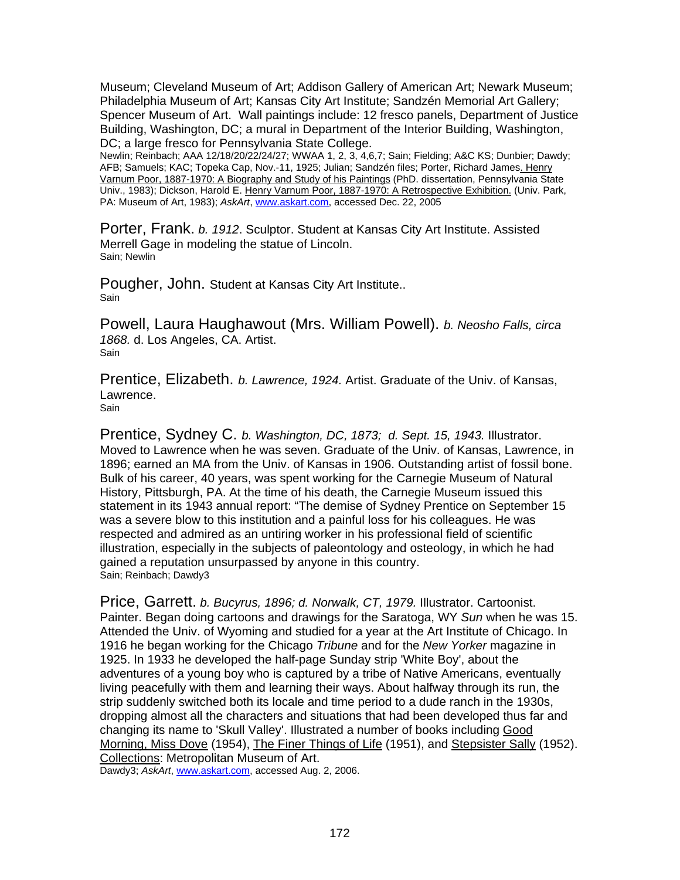Museum; Cleveland Museum of Art; Addison Gallery of American Art; Newark Museum; Philadelphia Museum of Art; Kansas City Art Institute; Sandzén Memorial Art Gallery; Spencer Museum of Art. Wall paintings include: 12 fresco panels, Department of Justice Building, Washington, DC; a mural in Department of the Interior Building, Washington, DC; a large fresco for Pennsylvania State College.
Newlin; Reinbach; AAA 12/18/20/22/24/27; WWAA 1, 2, 3, 4,6,7; Sain; Fielding; A&C KS; Dunbier; Dawdy; AFB; Samuels; KAC; Topeka Cap, Nov.-11, 1925; Julian; Sandzén files; Porter, Richard James. Henry Varnum Poor, 1887-1970: A Biography and Study of his Paintings (PhD. dissertation, Pennsylvania State Univ., 1983); Dickson, Harold E. Henry Varnum Poor, 1887-1970: A Retrospective Exhibition. (Univ. Park, PA: Museum of Art, 1983); *AskArt*, www.askart.com, accessed Dec. 22, 2005

Porter, Frank. *b. 1912*. Sculptor. Student at Kansas City Art Institute. Assisted Merrell Gage in modeling the statue of Lincoln.
Sain; Newlin

Pougher, John. Student at Kansas City Art Institute..
Sain

Powell, Laura Haughawout (Mrs. William Powell). *b. Neosho Falls, circa 1868.* d. Los Angeles, CA. Artist.
Sain

Prentice, Elizabeth. *b. Lawrence, 1924.* Artist. Graduate of the Univ. of Kansas, Lawrence.
Sain

Prentice, Sydney C. *b. Washington, DC, 1873; d. Sept. 15, 1943.* Illustrator. Moved to Lawrence when he was seven. Graduate of the Univ. of Kansas, Lawrence, in 1896; earned an MA from the Univ. of Kansas in 1906. Outstanding artist of fossil bone. Bulk of his career, 40 years, was spent working for the Carnegie Museum of Natural History, Pittsburgh, PA. At the time of his death, the Carnegie Museum issued this statement in its 1943 annual report: "The demise of Sydney Prentice on September 15 was a severe blow to this institution and a painful loss for his colleagues. He was respected and admired as an untiring worker in his professional field of scientific illustration, especially in the subjects of paleontology and osteology, in which he had gained a reputation unsurpassed by anyone in this country.
Sain; Reinbach; Dawdy3

Price, Garrett. *b. Bucyrus, 1896; d. Norwalk, CT, 1979.* Illustrator. Cartoonist. Painter. Began doing cartoons and drawings for the Saratoga, WY *Sun* when he was 15. Attended the Univ. of Wyoming and studied for a year at the Art Institute of Chicago. In 1916 he began working for the Chicago *Tribune* and for the *New Yorker* magazine in 1925. In 1933 he developed the half-page Sunday strip 'White Boy', about the adventures of a young boy who is captured by a tribe of Native Americans, eventually living peacefully with them and learning their ways. About halfway through its run, the strip suddenly switched both its locale and time period to a dude ranch in the 1930s, dropping almost all the characters and situations that had been developed thus far and changing its name to 'Skull Valley'. Illustrated a number of books including Good Morning, Miss Dove (1954), The Finer Things of Life (1951), and Stepsister Sally (1952). Collections: Metropolitan Museum of Art.
Dawdy3; *AskArt*, www.askart.com, accessed Aug. 2, 2006.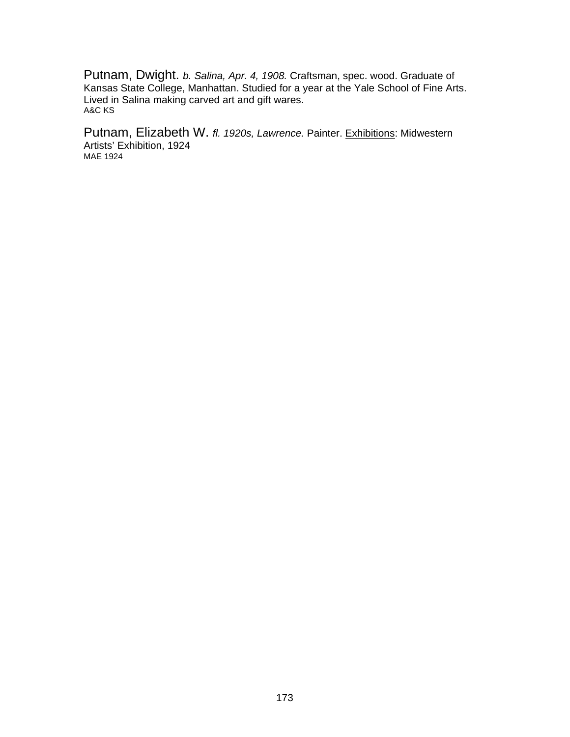Putnam, Dwight. *b. Salina, Apr. 4, 1908.* Craftsman, spec. wood. Graduate of Kansas State College, Manhattan. Studied for a year at the Yale School of Fine Arts. Lived in Salina making carved art and gift wares.
A&C KS

Putnam, Elizabeth W. *fl. 1920s, Lawrence.* Painter. Exhibitions: Midwestern Artists' Exhibition, 1924
MAE 1924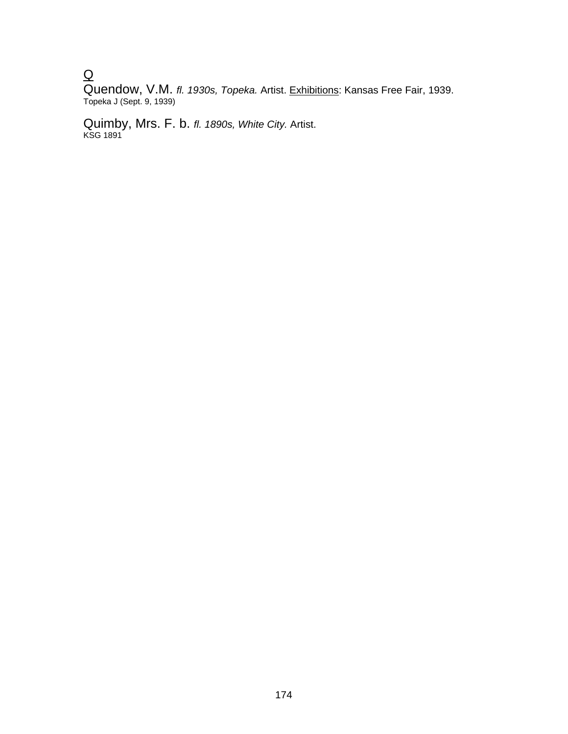## Q

Quendow, V.M. *fl. 1930s, Topeka.* Artist. Exhibitions: Kansas Free Fair, 1939.
Topeka J (Sept. 9, 1939)

Quimby, Mrs. F. b. *fl. 1890s, White City.* Artist.
KSG 1891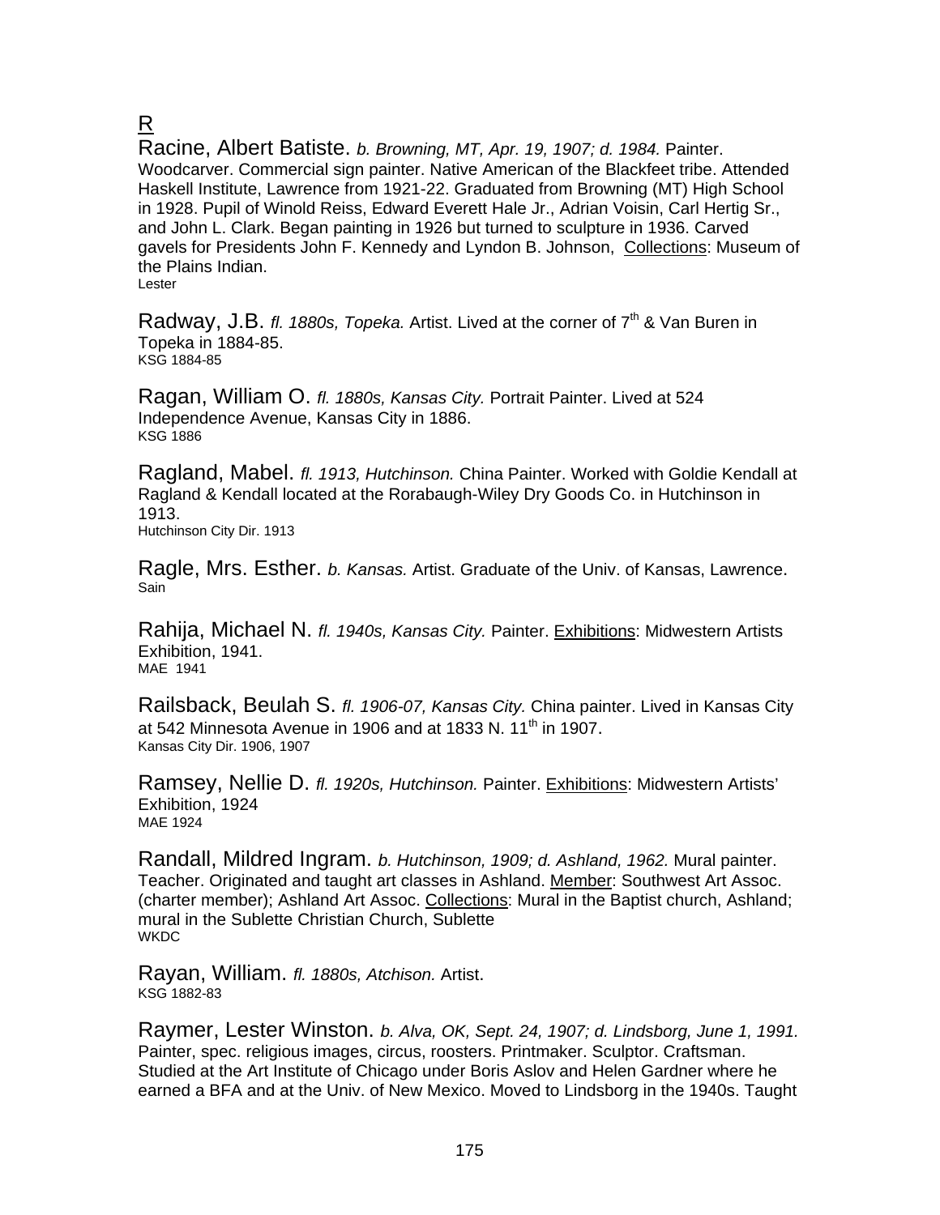## R

Racine, Albert Batiste. *b. Browning, MT, Apr. 19, 1907; d. 1984.* Painter. Woodcarver. Commercial sign painter. Native American of the Blackfeet tribe. Attended Haskell Institute, Lawrence from 1921-22. Graduated from Browning (MT) High School in 1928. Pupil of Winold Reiss, Edward Everett Hale Jr., Adrian Voisin, Carl Hertig Sr., and John L. Clark. Began painting in 1926 but turned to sculpture in 1936. Carved gavels for Presidents John F. Kennedy and Lyndon B. Johnson, Collections: Museum of the Plains Indian.
Lester

Radway, J.B. *fl. 1880s, Topeka.* Artist. Lived at the corner of 7th & Van Buren in Topeka in 1884-85.
KSG 1884-85

Ragan, William O. *fl. 1880s, Kansas City.* Portrait Painter. Lived at 524 Independence Avenue, Kansas City in 1886.
KSG 1886

Ragland, Mabel. *fl. 1913, Hutchinson.* China Painter. Worked with Goldie Kendall at Ragland & Kendall located at the Rorabaugh-Wiley Dry Goods Co. in Hutchinson in 1913.
Hutchinson City Dir. 1913

Ragle, Mrs. Esther. *b. Kansas.* Artist. Graduate of the Univ. of Kansas, Lawrence.
Sain

Rahija, Michael N. *fl. 1940s, Kansas City.* Painter. Exhibitions: Midwestern Artists Exhibition, 1941.
MAE 1941

Railsback, Beulah S. *fl. 1906-07, Kansas City.* China painter. Lived in Kansas City at 542 Minnesota Avenue in 1906 and at 1833 N. 11th in 1907.
Kansas City Dir. 1906, 1907

Ramsey, Nellie D. *fl. 1920s, Hutchinson.* Painter. Exhibitions: Midwestern Artists' Exhibition, 1924
MAE 1924

Randall, Mildred Ingram. *b. Hutchinson, 1909; d. Ashland, 1962.* Mural painter. Teacher. Originated and taught art classes in Ashland. Member: Southwest Art Assoc. (charter member); Ashland Art Assoc. Collections: Mural in the Baptist church, Ashland; mural in the Sublette Christian Church, Sublette
WKDC

Rayan, William. *fl. 1880s, Atchison.* Artist.
KSG 1882-83

Raymer, Lester Winston. *b. Alva, OK, Sept. 24, 1907; d. Lindsborg, June 1, 1991.* Painter, spec. religious images, circus, roosters. Printmaker. Sculptor. Craftsman. Studied at the Art Institute of Chicago under Boris Aslov and Helen Gardner where he earned a BFA and at the Univ. of New Mexico. Moved to Lindsborg in the 1940s. Taught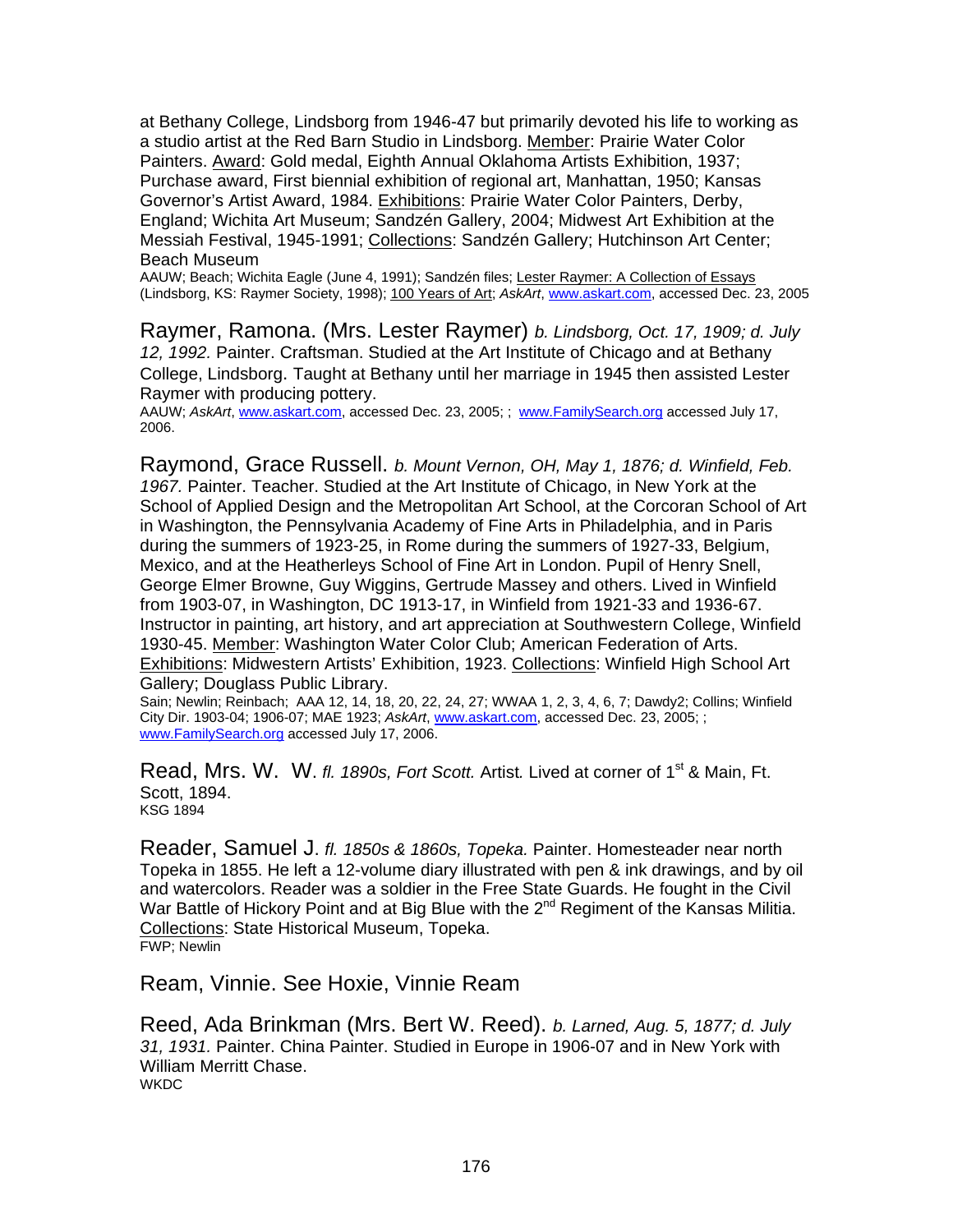at Bethany College, Lindsborg from 1946-47 but primarily devoted his life to working as a studio artist at the Red Barn Studio in Lindsborg. Member: Prairie Water Color Painters. Award: Gold medal, Eighth Annual Oklahoma Artists Exhibition, 1937; Purchase award, First biennial exhibition of regional art, Manhattan, 1950; Kansas Governor's Artist Award, 1984. Exhibitions: Prairie Water Color Painters, Derby, England; Wichita Art Museum; Sandzén Gallery, 2004; Midwest Art Exhibition at the Messiah Festival, 1945-1991; Collections: Sandzén Gallery; Hutchinson Art Center; Beach Museum
AAUW; Beach; Wichita Eagle (June 4, 1991); Sandzén files; Lester Raymer: A Collection of Essays (Lindsborg, KS: Raymer Society, 1998); 100 Years of Art; *AskArt*, www.askart.com, accessed Dec. 23, 2005

Raymer, Ramona. (Mrs. Lester Raymer) *b. Lindsborg, Oct. 17, 1909; d. July 12, 1992.* Painter. Craftsman. Studied at the Art Institute of Chicago and at Bethany College, Lindsborg. Taught at Bethany until her marriage in 1945 then assisted Lester Raymer with producing pottery.
AAUW; *AskArt*, www.askart.com, accessed Dec. 23, 2005; ; www.FamilySearch.org accessed July 17, 2006.

Raymond, Grace Russell. *b. Mount Vernon, OH, May 1, 1876; d. Winfield, Feb. 1967.* Painter. Teacher. Studied at the Art Institute of Chicago, in New York at the School of Applied Design and the Metropolitan Art School, at the Corcoran School of Art in Washington, the Pennsylvania Academy of Fine Arts in Philadelphia, and in Paris during the summers of 1923-25, in Rome during the summers of 1927-33, Belgium, Mexico, and at the Heatherleys School of Fine Art in London. Pupil of Henry Snell, George Elmer Browne, Guy Wiggins, Gertrude Massey and others. Lived in Winfield from 1903-07, in Washington, DC 1913-17, in Winfield from 1921-33 and 1936-67. Instructor in painting, art history, and art appreciation at Southwestern College, Winfield 1930-45. Member: Washington Water Color Club; American Federation of Arts. Exhibitions: Midwestern Artists' Exhibition, 1923. Collections: Winfield High School Art Gallery; Douglass Public Library.
Sain; Newlin; Reinbach; AAA 12, 14, 18, 20, 22, 24, 27; WWAA 1, 2, 3, 4, 6, 7; Dawdy2; Collins; Winfield City Dir. 1903-04; 1906-07; MAE 1923; *AskArt*, www.askart.com, accessed Dec. 23, 2005; ; www.FamilySearch.org accessed July 17, 2006.

Read, Mrs. W. W. *fl. 1890s, Fort Scott.* Artist*.* Lived at corner of 1st & Main, Ft. Scott, 1894.
KSG 1894

Reader, Samuel J. *fl. 1850s & 1860s, Topeka.* Painter. Homesteader near north Topeka in 1855. He left a 12-volume diary illustrated with pen & ink drawings, and by oil and watercolors. Reader was a soldier in the Free State Guards. He fought in the Civil War Battle of Hickory Point and at Big Blue with the 2nd Regiment of the Kansas Militia. Collections: State Historical Museum, Topeka.
FWP; Newlin

Ream, Vinnie. See Hoxie, Vinnie Ream

Reed, Ada Brinkman (Mrs. Bert W. Reed). *b. Larned, Aug. 5, 1877; d. July 31, 1931.* Painter. China Painter. Studied in Europe in 1906-07 and in New York with William Merritt Chase.
WKDC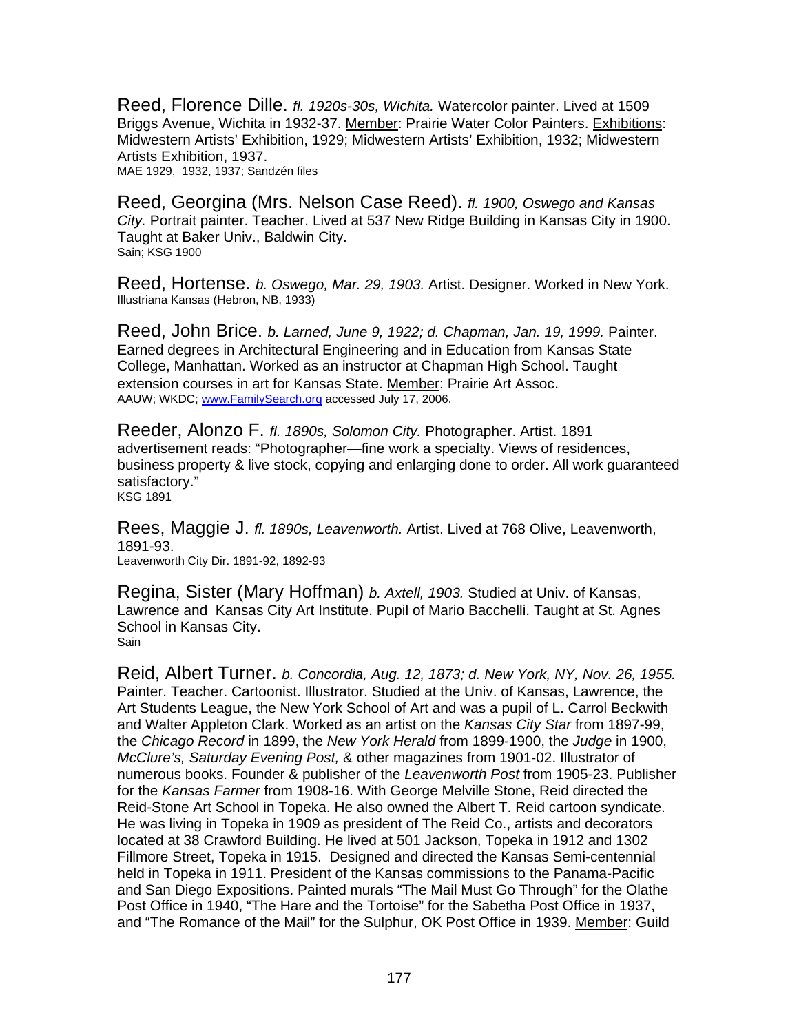Reed, Florence Dille. *fl. 1920s-30s, Wichita.* Watercolor painter. Lived at 1509 Briggs Avenue, Wichita in 1932-37. Member: Prairie Water Color Painters. Exhibitions: Midwestern Artists' Exhibition, 1929; Midwestern Artists' Exhibition, 1932; Midwestern Artists Exhibition, 1937.
MAE 1929, 1932, 1937; Sandzén files

Reed, Georgina (Mrs. Nelson Case Reed). *fl. 1900, Oswego and Kansas City.* Portrait painter. Teacher. Lived at 537 New Ridge Building in Kansas City in 1900. Taught at Baker Univ., Baldwin City.
Sain; KSG 1900

Reed, Hortense. *b. Oswego, Mar. 29, 1903.* Artist. Designer. Worked in New York.
Illustriana Kansas (Hebron, NB, 1933)

Reed, John Brice. *b. Larned, June 9, 1922; d. Chapman, Jan. 19, 1999.* Painter. Earned degrees in Architectural Engineering and in Education from Kansas State College, Manhattan. Worked as an instructor at Chapman High School. Taught extension courses in art for Kansas State. Member: Prairie Art Assoc.
AAUW; WKDC; www.FamilySearch.org accessed July 17, 2006.

Reeder, Alonzo F. *fl. 1890s, Solomon City.* Photographer. Artist. 1891 advertisement reads: "Photographer—fine work a specialty. Views of residences, business property & live stock, copying and enlarging done to order. All work guaranteed satisfactory."
KSG 1891

Rees, Maggie J. *fl. 1890s, Leavenworth.* Artist. Lived at 768 Olive, Leavenworth, 1891-93.
Leavenworth City Dir. 1891-92, 1892-93

Regina, Sister (Mary Hoffman) *b. Axtell, 1903.* Studied at Univ. of Kansas, Lawrence and Kansas City Art Institute. Pupil of Mario Bacchelli. Taught at St. Agnes School in Kansas City.
Sain

Reid, Albert Turner. *b. Concordia, Aug. 12, 1873; d. New York, NY, Nov. 26, 1955.* Painter. Teacher. Cartoonist. Illustrator. Studied at the Univ. of Kansas, Lawrence, the Art Students League, the New York School of Art and was a pupil of L. Carrol Beckwith and Walter Appleton Clark. Worked as an artist on the *Kansas City Star* from 1897-99, the *Chicago Record* in 1899, the *New York Herald* from 1899-1900, the *Judge* in 1900, *McClure's, Saturday Evening Post,* & other magazines from 1901-02. Illustrator of numerous books. Founder & publisher of the *Leavenworth Post* from 1905-23. Publisher for the *Kansas Farmer* from 1908-16. With George Melville Stone, Reid directed the Reid-Stone Art School in Topeka. He also owned the Albert T. Reid cartoon syndicate. He was living in Topeka in 1909 as president of The Reid Co., artists and decorators located at 38 Crawford Building. He lived at 501 Jackson, Topeka in 1912 and 1302 Fillmore Street, Topeka in 1915. Designed and directed the Kansas Semi-centennial held in Topeka in 1911. President of the Kansas commissions to the Panama-Pacific and San Diego Expositions. Painted murals "The Mail Must Go Through" for the Olathe Post Office in 1940, "The Hare and the Tortoise" for the Sabetha Post Office in 1937, and "The Romance of the Mail" for the Sulphur, OK Post Office in 1939. Member: Guild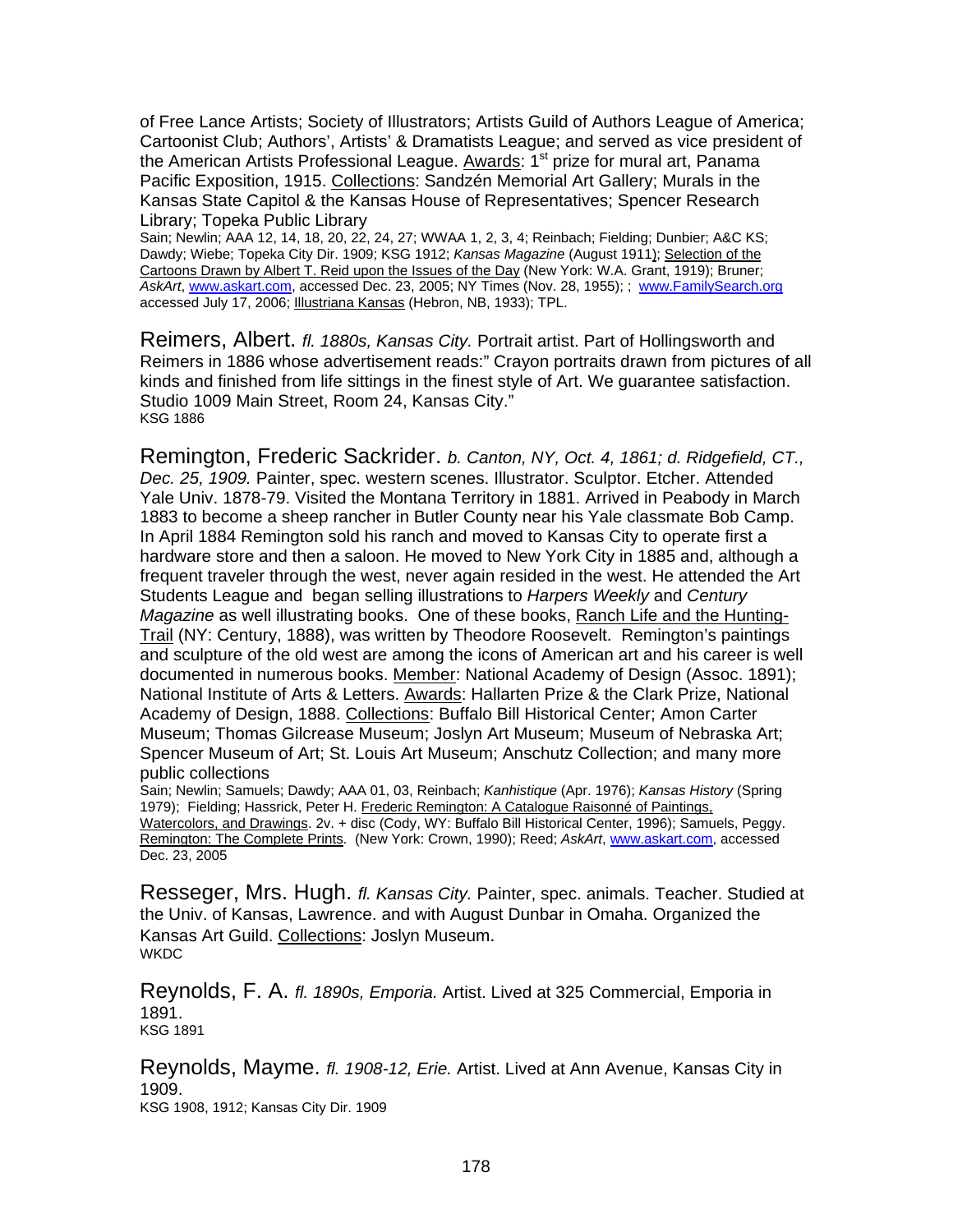of Free Lance Artists; Society of Illustrators; Artists Guild of Authors League of America; Cartoonist Club; Authors', Artists' & Dramatists League; and served as vice president of the American Artists Professional League. Awards: 1st prize for mural art, Panama Pacific Exposition, 1915. Collections: Sandzén Memorial Art Gallery; Murals in the Kansas State Capitol & the Kansas House of Representatives; Spencer Research Library; Topeka Public Library

Sain; Newlin; AAA 12, 14, 18, 20, 22, 24, 27; WWAA 1, 2, 3, 4; Reinbach; Fielding; Dunbier; A&C KS; Dawdy; Wiebe; Topeka City Dir. 1909; KSG 1912; *Kansas Magazine* (August 1911); Selection of the Cartoons Drawn by Albert T. Reid upon the Issues of the Day (New York: W.A. Grant, 1919); Bruner; *AskArt*, www.askart.com, accessed Dec. 23, 2005; NY Times (Nov. 28, 1955); ; www.FamilySearch.org accessed July 17, 2006; Illustriana Kansas (Hebron, NB, 1933); TPL.

Reimers, Albert. *fl. 1880s, Kansas City.* Portrait artist. Part of Hollingsworth and Reimers in 1886 whose advertisement reads:" Crayon portraits drawn from pictures of all kinds and finished from life sittings in the finest style of Art. We guarantee satisfaction. Studio 1009 Main Street, Room 24, Kansas City."

KSG 1886

Remington, Frederic Sackrider. *b. Canton, NY, Oct. 4, 1861; d. Ridgefield, CT., Dec. 25, 1909.* Painter, spec. western scenes. Illustrator. Sculptor. Etcher. Attended Yale Univ. 1878-79. Visited the Montana Territory in 1881. Arrived in Peabody in March 1883 to become a sheep rancher in Butler County near his Yale classmate Bob Camp. In April 1884 Remington sold his ranch and moved to Kansas City to operate first a hardware store and then a saloon. He moved to New York City in 1885 and, although a frequent traveler through the west, never again resided in the west. He attended the Art Students League and began selling illustrations to *Harpers Weekly* and *Century Magazine* as well illustrating books. One of these books, Ranch Life and the Hunting-Trail (NY: Century, 1888), was written by Theodore Roosevelt. Remington's paintings and sculpture of the old west are among the icons of American art and his career is well documented in numerous books. Member: National Academy of Design (Assoc. 1891); National Institute of Arts & Letters. Awards: Hallarten Prize & the Clark Prize, National Academy of Design, 1888. Collections: Buffalo Bill Historical Center; Amon Carter Museum; Thomas Gilcrease Museum; Joslyn Art Museum; Museum of Nebraska Art; Spencer Museum of Art; St. Louis Art Museum; Anschutz Collection; and many more public collections

Sain; Newlin; Samuels; Dawdy; AAA 01, 03, Reinbach; *Kanhistique* (Apr. 1976); *Kansas History* (Spring 1979); Fielding; Hassrick, Peter H. Frederic Remington: A Catalogue Raisonné of Paintings, Watercolors, and Drawings. 2v. + disc (Cody, WY: Buffalo Bill Historical Center, 1996); Samuels, Peggy. Remington: The Complete Prints. (New York: Crown, 1990); Reed; *AskArt*, www.askart.com, accessed Dec. 23, 2005

Resseger, Mrs. Hugh. *fl. Kansas City.* Painter, spec. animals. Teacher. Studied at the Univ. of Kansas, Lawrence. and with August Dunbar in Omaha. Organized the Kansas Art Guild. Collections: Joslyn Museum.

WKDC

Reynolds, F. A. *fl. 1890s, Emporia.* Artist. Lived at 325 Commercial, Emporia in 1891.

KSG 1891

Reynolds, Mayme. *fl. 1908-12, Erie.* Artist. Lived at Ann Avenue, Kansas City in 1909.

KSG 1908, 1912; Kansas City Dir. 1909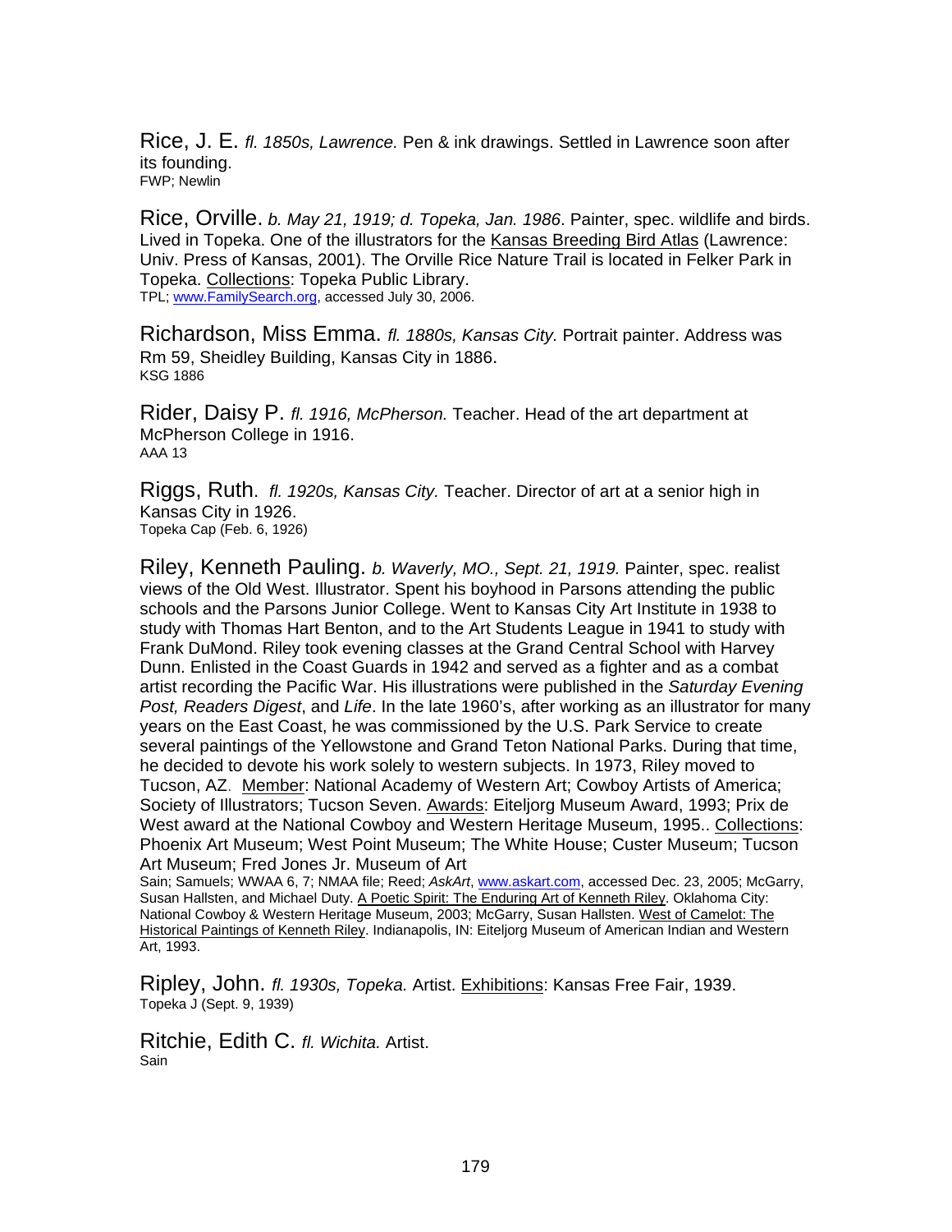Rice, J. E. *fl. 1850s, Lawrence.* Pen & ink drawings. Settled in Lawrence soon after its founding.
FWP; Newlin

Rice, Orville. *b. May 21, 1919; d. Topeka, Jan. 1986*. Painter, spec. wildlife and birds. Lived in Topeka. One of the illustrators for the Kansas Breeding Bird Atlas (Lawrence: Univ. Press of Kansas, 2001). The Orville Rice Nature Trail is located in Felker Park in Topeka. Collections: Topeka Public Library.
TPL; www.FamilySearch.org, accessed July 30, 2006.

Richardson, Miss Emma. *fl. 1880s, Kansas City.* Portrait painter. Address was Rm 59, Sheidley Building, Kansas City in 1886.
KSG 1886

Rider, Daisy P. *fl. 1916, McPherson.* Teacher. Head of the art department at McPherson College in 1916.
AAA 13

Riggs, Ruth. *fl. 1920s, Kansas City.* Teacher. Director of art at a senior high in Kansas City in 1926.
Topeka Cap (Feb. 6, 1926)

Riley, Kenneth Pauling. *b. Waverly, MO., Sept. 21, 1919.* Painter, spec. realist views of the Old West. Illustrator. Spent his boyhood in Parsons attending the public schools and the Parsons Junior College. Went to Kansas City Art Institute in 1938 to study with Thomas Hart Benton, and to the Art Students League in 1941 to study with Frank DuMond. Riley took evening classes at the Grand Central School with Harvey Dunn. Enlisted in the Coast Guards in 1942 and served as a fighter and as a combat artist recording the Pacific War. His illustrations were published in the *Saturday Evening Post, Readers Digest*, and *Life*. In the late 1960's, after working as an illustrator for many years on the East Coast, he was commissioned by the U.S. Park Service to create several paintings of the Yellowstone and Grand Teton National Parks. During that time, he decided to devote his work solely to western subjects. In 1973, Riley moved to Tucson, AZ. Member: National Academy of Western Art; Cowboy Artists of America; Society of Illustrators; Tucson Seven. Awards: Eiteljorg Museum Award, 1993; Prix de West award at the National Cowboy and Western Heritage Museum, 1995.. Collections: Phoenix Art Museum; West Point Museum; The White House; Custer Museum; Tucson Art Museum; Fred Jones Jr. Museum of Art
Sain; Samuels; WWAA 6, 7; NMAA file; Reed; *AskArt*, www.askart.com, accessed Dec. 23, 2005; McGarry, Susan Hallsten, and Michael Duty. A Poetic Spirit: The Enduring Art of Kenneth Riley. Oklahoma City: National Cowboy & Western Heritage Museum, 2003; McGarry, Susan Hallsten. West of Camelot: The Historical Paintings of Kenneth Riley. Indianapolis, IN: Eiteljorg Museum of American Indian and Western Art, 1993.

Ripley, John. *fl. 1930s, Topeka.* Artist. Exhibitions: Kansas Free Fair, 1939.
Topeka J (Sept. 9, 1939)

Ritchie, Edith C. *fl. Wichita.* Artist.
Sain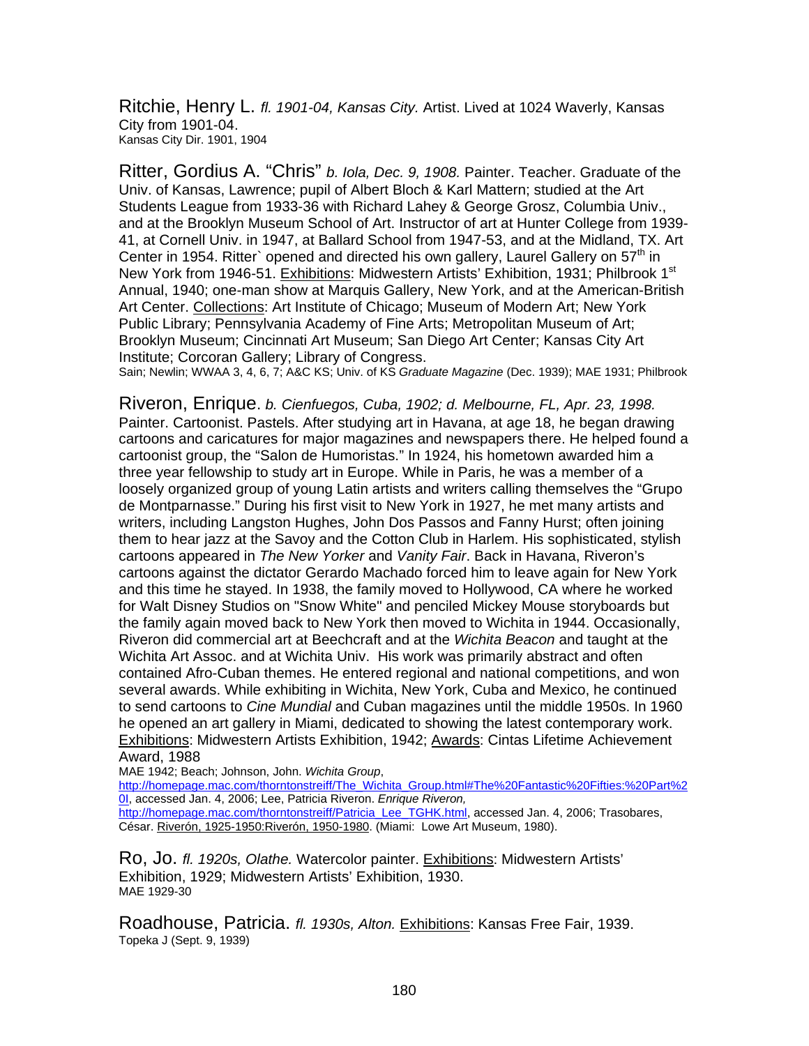Ritchie, Henry L. *fl. 1901-04, Kansas City.* Artist. Lived at 1024 Waverly, Kansas City from 1901-04.
Kansas City Dir. 1901, 1904

Ritter, Gordius A. "Chris" *b. Iola, Dec. 9, 1908.* Painter. Teacher. Graduate of the Univ. of Kansas, Lawrence; pupil of Albert Bloch & Karl Mattern; studied at the Art Students League from 1933-36 with Richard Lahey & George Grosz, Columbia Univ., and at the Brooklyn Museum School of Art. Instructor of art at Hunter College from 1939-41, at Cornell Univ. in 1947, at Ballard School from 1947-53, and at the Midland, TX. Art Center in 1954. Ritter` opened and directed his own gallery, Laurel Gallery on 57th in New York from 1946-51. Exhibitions: Midwestern Artists' Exhibition, 1931; Philbrook 1st Annual, 1940; one-man show at Marquis Gallery, New York, and at the American-British Art Center. Collections: Art Institute of Chicago; Museum of Modern Art; New York Public Library; Pennsylvania Academy of Fine Arts; Metropolitan Museum of Art; Brooklyn Museum; Cincinnati Art Museum; San Diego Art Center; Kansas City Art Institute; Corcoran Gallery; Library of Congress.
Sain; Newlin; WWAA 3, 4, 6, 7; A&C KS; Univ. of KS *Graduate Magazine* (Dec. 1939); MAE 1931; Philbrook

Riveron, Enrique. *b. Cienfuegos, Cuba, 1902; d. Melbourne, FL, Apr. 23, 1998.* Painter. Cartoonist. Pastels. After studying art in Havana, at age 18, he began drawing cartoons and caricatures for major magazines and newspapers there. He helped found a cartoonist group, the "Salon de Humoristas." In 1924, his hometown awarded him a three year fellowship to study art in Europe. While in Paris, he was a member of a loosely organized group of young Latin artists and writers calling themselves the "Grupo de Montparnasse." During his first visit to New York in 1927, he met many artists and writers, including Langston Hughes, John Dos Passos and Fanny Hurst; often joining them to hear jazz at the Savoy and the Cotton Club in Harlem. His sophisticated, stylish cartoons appeared in *The New Yorker* and *Vanity Fair*. Back in Havana, Riveron's cartoons against the dictator Gerardo Machado forced him to leave again for New York and this time he stayed. In 1938, the family moved to Hollywood, CA where he worked for Walt Disney Studios on "Snow White" and penciled Mickey Mouse storyboards but the family again moved back to New York then moved to Wichita in 1944. Occasionally, Riveron did commercial art at Beechcraft and at the *Wichita Beacon* and taught at the Wichita Art Assoc. and at Wichita Univ. His work was primarily abstract and often contained Afro-Cuban themes. He entered regional and national competitions, and won several awards. While exhibiting in Wichita, New York, Cuba and Mexico, he continued to send cartoons to *Cine Mundial* and Cuban magazines until the middle 1950s. In 1960 he opened an art gallery in Miami, dedicated to showing the latest contemporary work. Exhibitions: Midwestern Artists Exhibition, 1942; Awards: Cintas Lifetime Achievement Award, 1988
MAE 1942; Beach; Johnson, John. *Wichita Group*, http://homepage.mac.com/thorntonstreiff/The_Wichita_Group.html#The%20Fantastic%20Fifties:%20Part%20I, accessed Jan. 4, 2006; Lee, Patricia Riveron. *Enrique Riveron,* http://homepage.mac.com/thorntonstreiff/Patricia_Lee_TGHK.html, accessed Jan. 4, 2006; Trasobares, César. Riverón, 1925-1950:Riverón, 1950-1980. (Miami: Lowe Art Museum, 1980).

Ro, Jo. *fl. 1920s, Olathe.* Watercolor painter. Exhibitions: Midwestern Artists' Exhibition, 1929; Midwestern Artists' Exhibition, 1930.
MAE 1929-30

Roadhouse, Patricia. *fl. 1930s, Alton.* Exhibitions: Kansas Free Fair, 1939.
Topeka J (Sept. 9, 1939)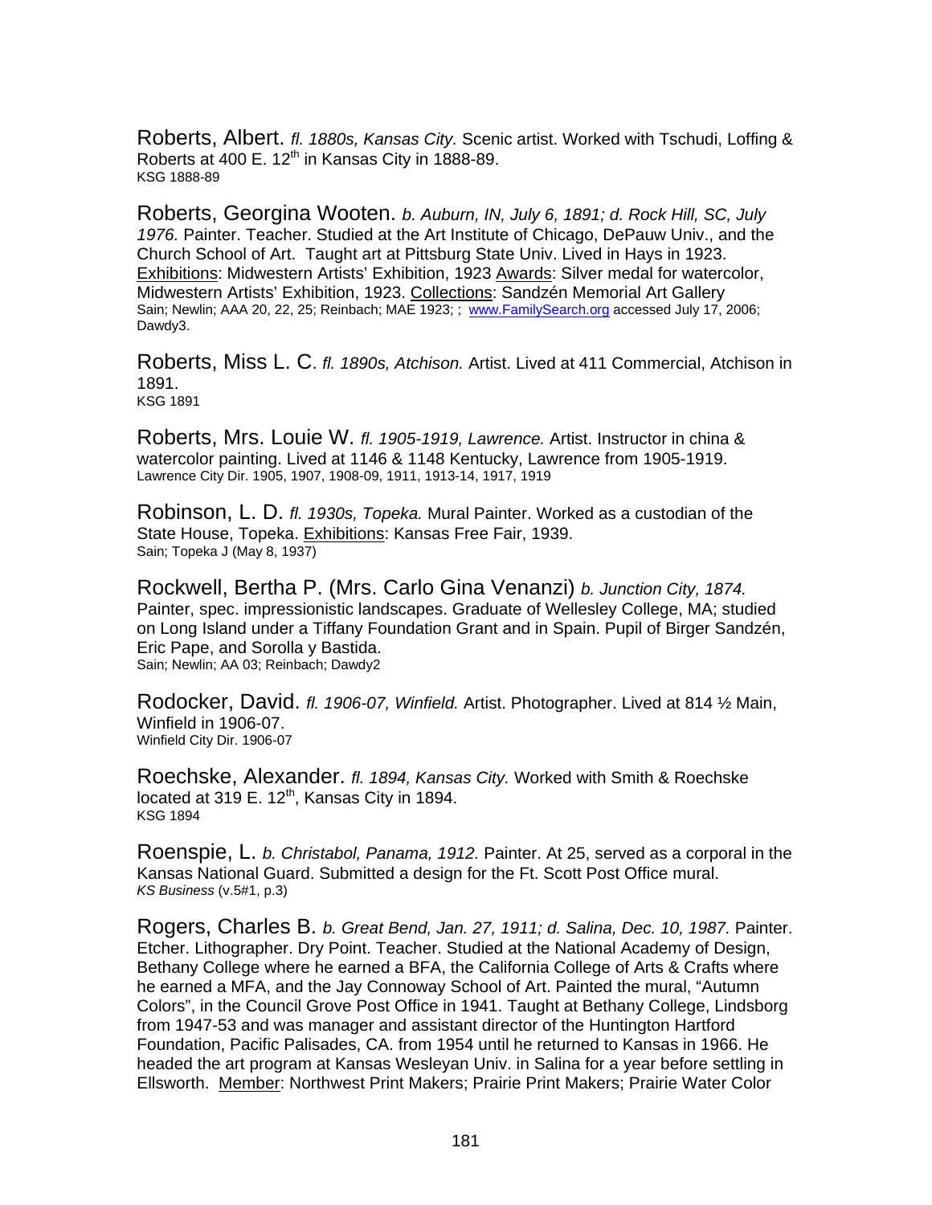Roberts, Albert. *fl. 1880s, Kansas City.* Scenic artist. Worked with Tschudi, Loffing & Roberts at 400 E. 12th in Kansas City in 1888-89.
KSG 1888-89

Roberts, Georgina Wooten. *b. Auburn, IN, July 6, 1891; d. Rock Hill, SC, July 1976.* Painter. Teacher. Studied at the Art Institute of Chicago, DePauw Univ., and the Church School of Art. Taught art at Pittsburg State Univ. Lived in Hays in 1923. Exhibitions: Midwestern Artists' Exhibition, 1923 Awards: Silver medal for watercolor, Midwestern Artists' Exhibition, 1923. Collections: Sandzén Memorial Art Gallery
Sain; Newlin; AAA 20, 22, 25; Reinbach; MAE 1923; ; www.FamilySearch.org accessed July 17, 2006; Dawdy3.

Roberts, Miss L. C. *fl. 1890s, Atchison.* Artist. Lived at 411 Commercial, Atchison in 1891.
KSG 1891

Roberts, Mrs. Louie W. *fl. 1905-1919, Lawrence.* Artist. Instructor in china & watercolor painting. Lived at 1146 & 1148 Kentucky, Lawrence from 1905-1919.
Lawrence City Dir. 1905, 1907, 1908-09, 1911, 1913-14, 1917, 1919

Robinson, L. D. *fl. 1930s, Topeka.* Mural Painter. Worked as a custodian of the State House, Topeka. Exhibitions: Kansas Free Fair, 1939.
Sain; Topeka J (May 8, 1937)

Rockwell, Bertha P. (Mrs. Carlo Gina Venanzi) *b. Junction City, 1874.* Painter, spec. impressionistic landscapes. Graduate of Wellesley College, MA; studied on Long Island under a Tiffany Foundation Grant and in Spain. Pupil of Birger Sandzén, Eric Pape, and Sorolla y Bastida.
Sain; Newlin; AA 03; Reinbach; Dawdy2

Rodocker, David. *fl. 1906-07, Winfield.* Artist. Photographer. Lived at 814 ½ Main, Winfield in 1906-07.
Winfield City Dir. 1906-07

Roechske, Alexander. *fl. 1894, Kansas City.* Worked with Smith & Roechske located at 319 E. 12th, Kansas City in 1894.
KSG 1894

Roenspie, L. *b. Christabol, Panama, 1912.* Painter. At 25, served as a corporal in the Kansas National Guard. Submitted a design for the Ft. Scott Post Office mural.
*KS Business* (v.5#1, p.3)

Rogers, Charles B. *b. Great Bend, Jan. 27, 1911; d. Salina, Dec. 10, 1987.* Painter. Etcher. Lithographer. Dry Point. Teacher. Studied at the National Academy of Design, Bethany College where he earned a BFA, the California College of Arts & Crafts where he earned a MFA, and the Jay Connoway School of Art. Painted the mural, "Autumn Colors", in the Council Grove Post Office in 1941. Taught at Bethany College, Lindsborg from 1947-53 and was manager and assistant director of the Huntington Hartford Foundation, Pacific Palisades, CA. from 1954 until he returned to Kansas in 1966. He headed the art program at Kansas Wesleyan Univ. in Salina for a year before settling in Ellsworth. Member: Northwest Print Makers; Prairie Print Makers; Prairie Water Color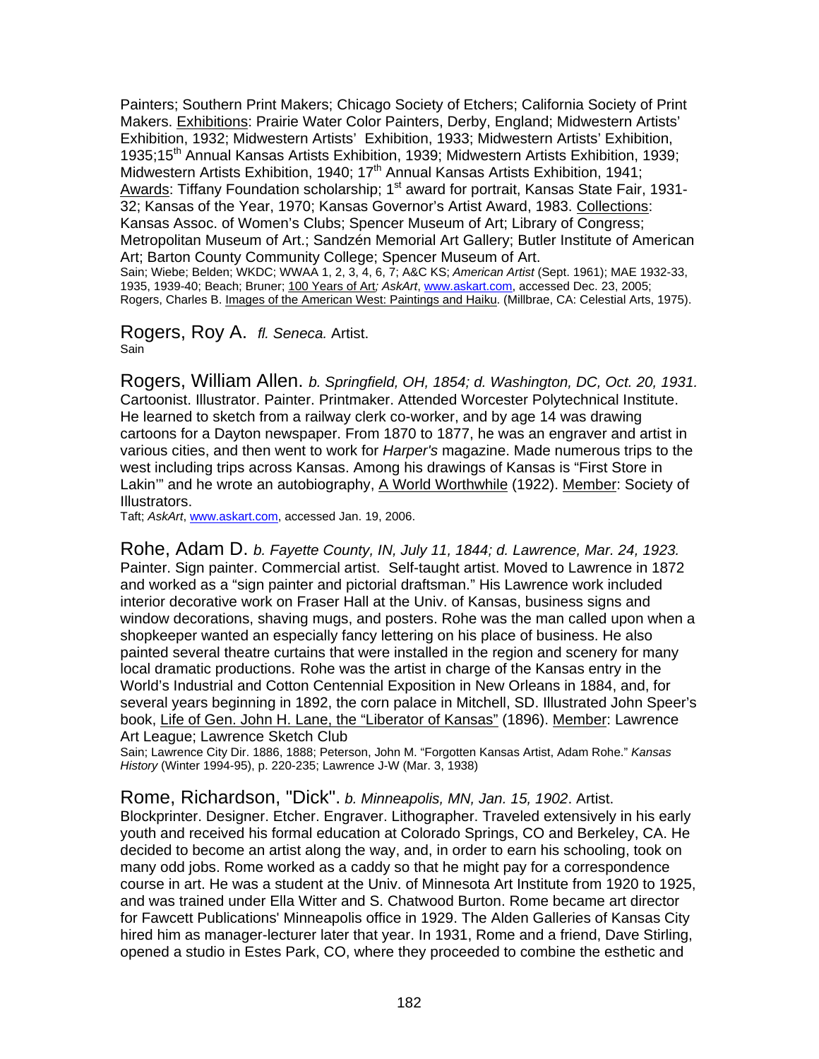Painters; Southern Print Makers; Chicago Society of Etchers; California Society of Print Makers. Exhibitions: Prairie Water Color Painters, Derby, England; Midwestern Artists' Exhibition, 1932; Midwestern Artists' Exhibition, 1933; Midwestern Artists' Exhibition, 1935;15th Annual Kansas Artists Exhibition, 1939; Midwestern Artists Exhibition, 1939; Midwestern Artists Exhibition, 1940; 17th Annual Kansas Artists Exhibition, 1941; Awards: Tiffany Foundation scholarship; 1st award for portrait, Kansas State Fair, 1931-32; Kansas of the Year, 1970; Kansas Governor's Artist Award, 1983. Collections: Kansas Assoc. of Women's Clubs; Spencer Museum of Art; Library of Congress; Metropolitan Museum of Art.; Sandzén Memorial Art Gallery; Butler Institute of American Art; Barton County Community College; Spencer Museum of Art.
Sain; Wiebe; Belden; WKDC; WWAA 1, 2, 3, 4, 6, 7; A&C KS; *American Artist* (Sept. 1961); MAE 1932-33, 1935, 1939-40; Beach; Bruner; 100 Years of Art*; AskArt*, www.askart.com, accessed Dec. 23, 2005; Rogers, Charles B. Images of the American West: Paintings and Haiku. (Millbrae, CA: Celestial Arts, 1975).

Rogers, Roy A. *fl. Seneca.* Artist.
Sain

Rogers, William Allen. *b. Springfield, OH, 1854; d. Washington, DC, Oct. 20, 1931.* Cartoonist. Illustrator. Painter. Printmaker. Attended Worcester Polytechnical Institute. He learned to sketch from a railway clerk co-worker, and by age 14 was drawing cartoons for a Dayton newspaper. From 1870 to 1877, he was an engraver and artist in various cities, and then went to work for *Harper's* magazine. Made numerous trips to the west including trips across Kansas. Among his drawings of Kansas is "First Store in Lakin'" and he wrote an autobiography, A World Worthwhile (1922). Member: Society of Illustrators.
Taft; *AskArt*, www.askart.com, accessed Jan. 19, 2006.

Rohe, Adam D. *b. Fayette County, IN, July 11, 1844; d. Lawrence, Mar. 24, 1923.* Painter. Sign painter. Commercial artist. Self-taught artist. Moved to Lawrence in 1872 and worked as a "sign painter and pictorial draftsman." His Lawrence work included interior decorative work on Fraser Hall at the Univ. of Kansas, business signs and window decorations, shaving mugs, and posters. Rohe was the man called upon when a shopkeeper wanted an especially fancy lettering on his place of business. He also painted several theatre curtains that were installed in the region and scenery for many local dramatic productions. Rohe was the artist in charge of the Kansas entry in the World's Industrial and Cotton Centennial Exposition in New Orleans in 1884, and, for several years beginning in 1892, the corn palace in Mitchell, SD. Illustrated John Speer's book, Life of Gen. John H. Lane, the "Liberator of Kansas" (1896). Member: Lawrence Art League; Lawrence Sketch Club
Sain; Lawrence City Dir. 1886, 1888; Peterson, John M. "Forgotten Kansas Artist, Adam Rohe." *Kansas History* (Winter 1994-95), p. 220-235; Lawrence J-W (Mar. 3, 1938)

Rome, Richardson, "Dick". *b. Minneapolis, MN, Jan. 15, 1902*. Artist. Blockprinter. Designer. Etcher. Engraver. Lithographer. Traveled extensively in his early youth and received his formal education at Colorado Springs, CO and Berkeley, CA. He decided to become an artist along the way, and, in order to earn his schooling, took on many odd jobs. Rome worked as a caddy so that he might pay for a correspondence course in art. He was a student at the Univ. of Minnesota Art Institute from 1920 to 1925, and was trained under Ella Witter and S. Chatwood Burton. Rome became art director for Fawcett Publications' Minneapolis office in 1929. The Alden Galleries of Kansas City hired him as manager-lecturer later that year. In 1931, Rome and a friend, Dave Stirling, opened a studio in Estes Park, CO, where they proceeded to combine the esthetic and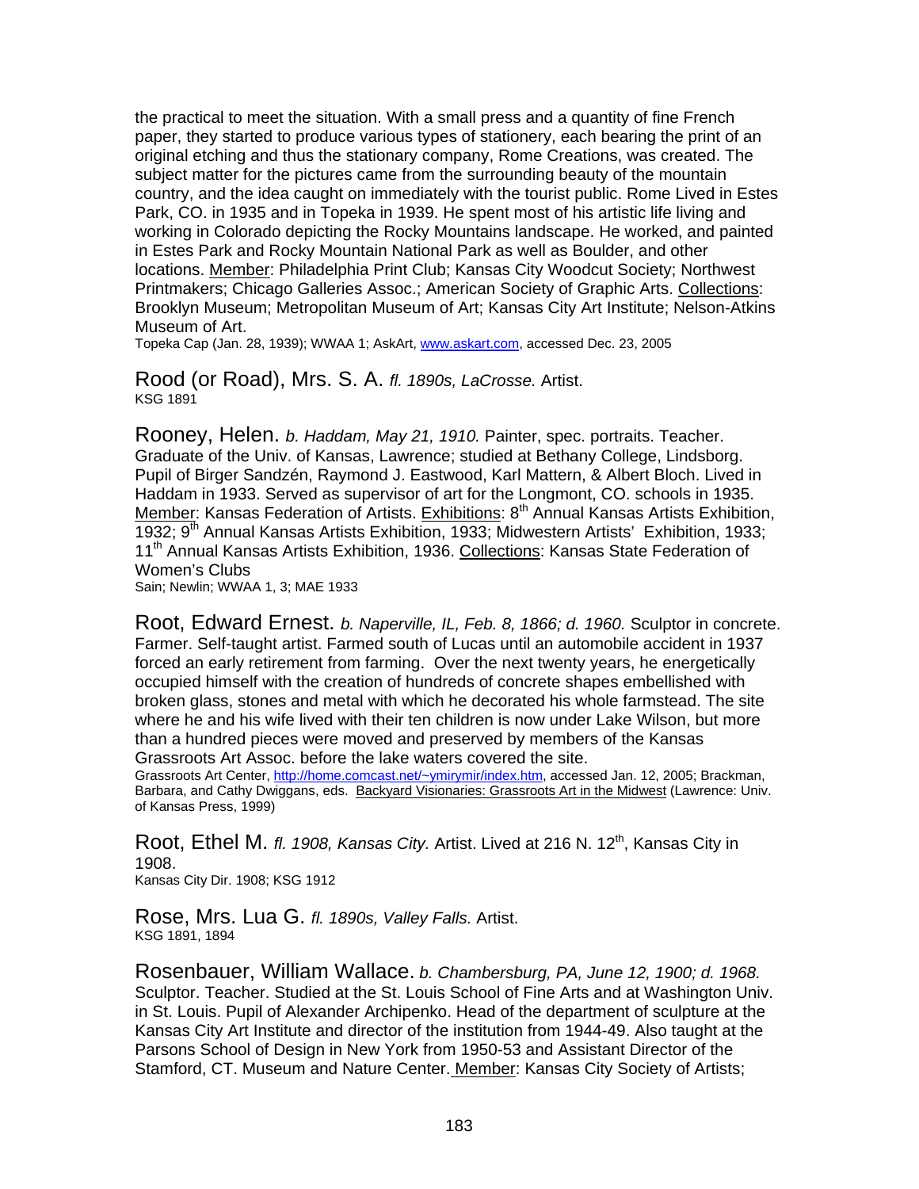the practical to meet the situation. With a small press and a quantity of fine French paper, they started to produce various types of stationery, each bearing the print of an original etching and thus the stationary company, Rome Creations, was created. The subject matter for the pictures came from the surrounding beauty of the mountain country, and the idea caught on immediately with the tourist public. Rome Lived in Estes Park, CO. in 1935 and in Topeka in 1939. He spent most of his artistic life living and working in Colorado depicting the Rocky Mountains landscape. He worked, and painted in Estes Park and Rocky Mountain National Park as well as Boulder, and other locations. Member: Philadelphia Print Club; Kansas City Woodcut Society; Northwest Printmakers; Chicago Galleries Assoc.; American Society of Graphic Arts. Collections: Brooklyn Museum; Metropolitan Museum of Art; Kansas City Art Institute; Nelson-Atkins Museum of Art.
Topeka Cap (Jan. 28, 1939); WWAA 1; AskArt, www.askart.com, accessed Dec. 23, 2005

Rood (or Road), Mrs. S. A. *fl. 1890s, LaCrosse.* Artist.
KSG 1891

Rooney, Helen. *b. Haddam, May 21, 1910.* Painter, spec. portraits. Teacher. Graduate of the Univ. of Kansas, Lawrence; studied at Bethany College, Lindsborg. Pupil of Birger Sandzén, Raymond J. Eastwood, Karl Mattern, & Albert Bloch. Lived in Haddam in 1933. Served as supervisor of art for the Longmont, CO. schools in 1935. Member: Kansas Federation of Artists. Exhibitions: 8th Annual Kansas Artists Exhibition, 1932; 9th Annual Kansas Artists Exhibition, 1933; Midwestern Artists' Exhibition, 1933; 11th Annual Kansas Artists Exhibition, 1936. Collections: Kansas State Federation of Women's Clubs
Sain; Newlin; WWAA 1, 3; MAE 1933

Root, Edward Ernest. *b. Naperville, IL, Feb. 8, 1866; d. 1960.* Sculptor in concrete. Farmer. Self-taught artist. Farmed south of Lucas until an automobile accident in 1937 forced an early retirement from farming. Over the next twenty years, he energetically occupied himself with the creation of hundreds of concrete shapes embellished with broken glass, stones and metal with which he decorated his whole farmstead. The site where he and his wife lived with their ten children is now under Lake Wilson, but more than a hundred pieces were moved and preserved by members of the Kansas Grassroots Art Assoc. before the lake waters covered the site.
Grassroots Art Center, http://home.comcast.net/~ymirymir/index.htm, accessed Jan. 12, 2005; Brackman, Barbara, and Cathy Dwiggans, eds. Backyard Visionaries: Grassroots Art in the Midwest (Lawrence: Univ. of Kansas Press, 1999)

Root, Ethel M. *fl. 1908, Kansas City.* Artist. Lived at 216 N. 12th, Kansas City in 1908.
Kansas City Dir. 1908; KSG 1912

Rose, Mrs. Lua G. *fl. 1890s, Valley Falls.* Artist.
KSG 1891, 1894

Rosenbauer, William Wallace. *b. Chambersburg, PA, June 12, 1900; d. 1968.* Sculptor. Teacher. Studied at the St. Louis School of Fine Arts and at Washington Univ. in St. Louis. Pupil of Alexander Archipenko. Head of the department of sculpture at the Kansas City Art Institute and director of the institution from 1944-49. Also taught at the Parsons School of Design in New York from 1950-53 and Assistant Director of the Stamford, CT. Museum and Nature Center. Member: Kansas City Society of Artists;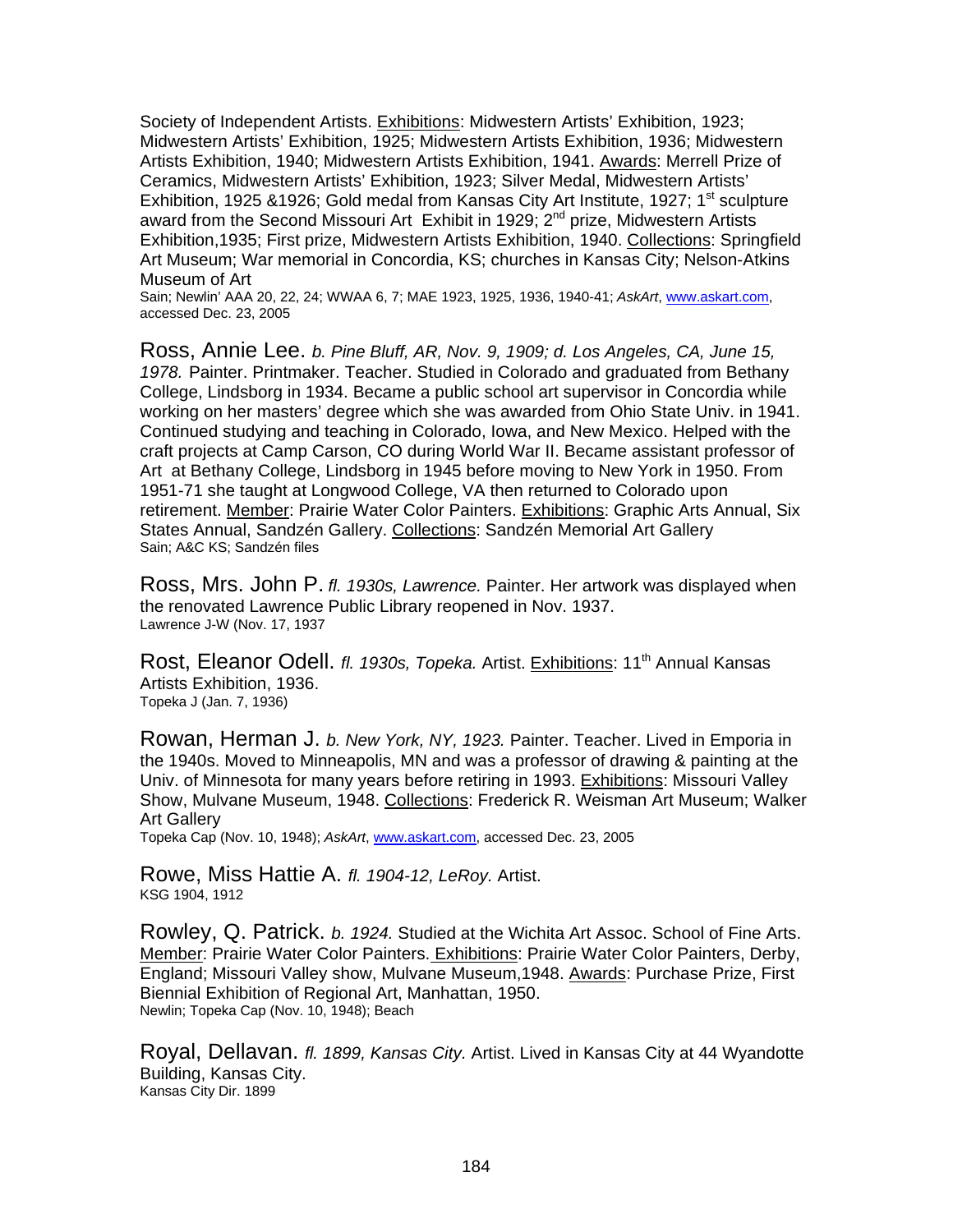Society of Independent Artists. Exhibitions: Midwestern Artists' Exhibition, 1923; Midwestern Artists' Exhibition, 1925; Midwestern Artists Exhibition, 1936; Midwestern Artists Exhibition, 1940; Midwestern Artists Exhibition, 1941. Awards: Merrell Prize of Ceramics, Midwestern Artists' Exhibition, 1923; Silver Medal, Midwestern Artists' Exhibition, 1925 &1926; Gold medal from Kansas City Art Institute, 1927; 1st sculpture award from the Second Missouri Art Exhibit in 1929; 2nd prize, Midwestern Artists Exhibition,1935; First prize, Midwestern Artists Exhibition, 1940. Collections: Springfield Art Museum; War memorial in Concordia, KS; churches in Kansas City; Nelson-Atkins Museum of Art
Sain; Newlin' AAA 20, 22, 24; WWAA 6, 7; MAE 1923, 1925, 1936, 1940-41; *AskArt*, www.askart.com, accessed Dec. 23, 2005

Ross, Annie Lee. *b. Pine Bluff, AR, Nov. 9, 1909; d. Los Angeles, CA, June 15, 1978.* Painter. Printmaker. Teacher. Studied in Colorado and graduated from Bethany College, Lindsborg in 1934. Became a public school art supervisor in Concordia while working on her masters' degree which she was awarded from Ohio State Univ. in 1941. Continued studying and teaching in Colorado, Iowa, and New Mexico. Helped with the craft projects at Camp Carson, CO during World War II. Became assistant professor of Art at Bethany College, Lindsborg in 1945 before moving to New York in 1950. From 1951-71 she taught at Longwood College, VA then returned to Colorado upon retirement. Member: Prairie Water Color Painters. Exhibitions: Graphic Arts Annual, Six States Annual, Sandzén Gallery. Collections: Sandzén Memorial Art Gallery
Sain; A&C KS; Sandzén files

Ross, Mrs. John P. *fl. 1930s, Lawrence.* Painter. Her artwork was displayed when the renovated Lawrence Public Library reopened in Nov. 1937.
Lawrence J-W (Nov. 17, 1937

Rost, Eleanor Odell. *fl. 1930s, Topeka.* Artist. Exhibitions: 11th Annual Kansas Artists Exhibition, 1936.
Topeka J (Jan. 7, 1936)

Rowan, Herman J. *b. New York, NY, 1923.* Painter. Teacher. Lived in Emporia in the 1940s. Moved to Minneapolis, MN and was a professor of drawing & painting at the Univ. of Minnesota for many years before retiring in 1993. Exhibitions: Missouri Valley Show, Mulvane Museum, 1948. Collections: Frederick R. Weisman Art Museum; Walker Art Gallery
Topeka Cap (Nov. 10, 1948); *AskArt*, www.askart.com, accessed Dec. 23, 2005

Rowe, Miss Hattie A. *fl. 1904-12, LeRoy.* Artist.
KSG 1904, 1912

Rowley, Q. Patrick. *b. 1924.* Studied at the Wichita Art Assoc. School of Fine Arts. Member: Prairie Water Color Painters. Exhibitions: Prairie Water Color Painters, Derby, England; Missouri Valley show, Mulvane Museum,1948. Awards: Purchase Prize, First Biennial Exhibition of Regional Art, Manhattan, 1950.
Newlin; Topeka Cap (Nov. 10, 1948); Beach

Royal, Dellavan. *fl. 1899, Kansas City.* Artist. Lived in Kansas City at 44 Wyandotte Building, Kansas City.
Kansas City Dir. 1899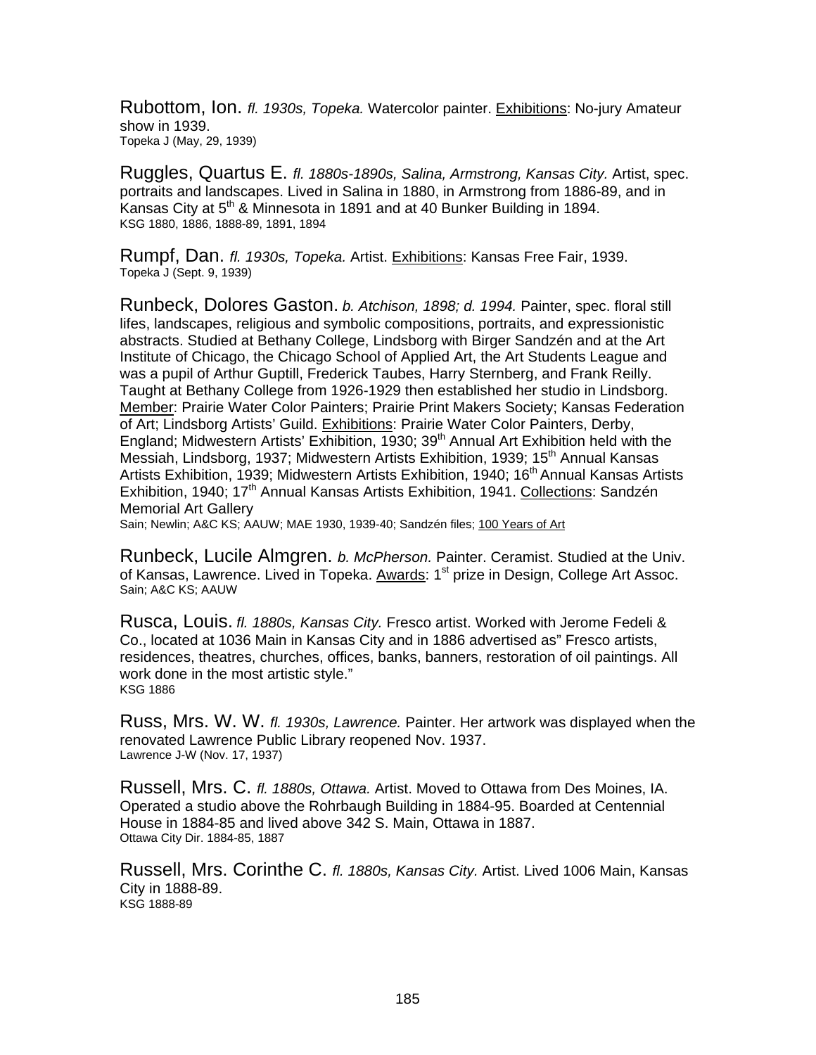Rubottom, Ion. *fl. 1930s, Topeka.* Watercolor painter. Exhibitions: No-jury Amateur show in 1939.
Topeka J (May, 29, 1939)

Ruggles, Quartus E. *fl. 1880s-1890s, Salina, Armstrong, Kansas City.* Artist, spec. portraits and landscapes. Lived in Salina in 1880, in Armstrong from 1886-89, and in Kansas City at 5th & Minnesota in 1891 and at 40 Bunker Building in 1894.
KSG 1880, 1886, 1888-89, 1891, 1894

Rumpf, Dan. *fl. 1930s, Topeka.* Artist. Exhibitions: Kansas Free Fair, 1939.
Topeka J (Sept. 9, 1939)

Runbeck, Dolores Gaston. *b. Atchison, 1898; d. 1994.* Painter, spec. floral still lifes, landscapes, religious and symbolic compositions, portraits, and expressionistic abstracts. Studied at Bethany College, Lindsborg with Birger Sandzén and at the Art Institute of Chicago, the Chicago School of Applied Art, the Art Students League and was a pupil of Arthur Guptill, Frederick Taubes, Harry Sternberg, and Frank Reilly. Taught at Bethany College from 1926-1929 then established her studio in Lindsborg. Member: Prairie Water Color Painters; Prairie Print Makers Society; Kansas Federation of Art; Lindsborg Artists' Guild. Exhibitions: Prairie Water Color Painters, Derby, England; Midwestern Artists' Exhibition, 1930; 39th Annual Art Exhibition held with the Messiah, Lindsborg, 1937; Midwestern Artists Exhibition, 1939; 15th Annual Kansas Artists Exhibition, 1939; Midwestern Artists Exhibition, 1940; 16th Annual Kansas Artists Exhibition, 1940; 17th Annual Kansas Artists Exhibition, 1941. Collections: Sandzén Memorial Art Gallery
Sain; Newlin; A&C KS; AAUW; MAE 1930, 1939-40; Sandzén files; 100 Years of Art

Runbeck, Lucile Almgren. *b. McPherson.* Painter. Ceramist. Studied at the Univ. of Kansas, Lawrence. Lived in Topeka. Awards: 1st prize in Design, College Art Assoc.
Sain; A&C KS; AAUW

Rusca, Louis. *fl. 1880s, Kansas City.* Fresco artist. Worked with Jerome Fedeli & Co., located at 1036 Main in Kansas City and in 1886 advertised as" Fresco artists, residences, theatres, churches, offices, banks, banners, restoration of oil paintings. All work done in the most artistic style."
KSG 1886

Russ, Mrs. W. W. *fl. 1930s, Lawrence.* Painter. Her artwork was displayed when the renovated Lawrence Public Library reopened Nov. 1937.
Lawrence J-W (Nov. 17, 1937)

Russell, Mrs. C. *fl. 1880s, Ottawa.* Artist. Moved to Ottawa from Des Moines, IA. Operated a studio above the Rohrbaugh Building in 1884-95. Boarded at Centennial House in 1884-85 and lived above 342 S. Main, Ottawa in 1887.
Ottawa City Dir. 1884-85, 1887

Russell, Mrs. Corinthe C. *fl. 1880s, Kansas City.* Artist. Lived 1006 Main, Kansas City in 1888-89.
KSG 1888-89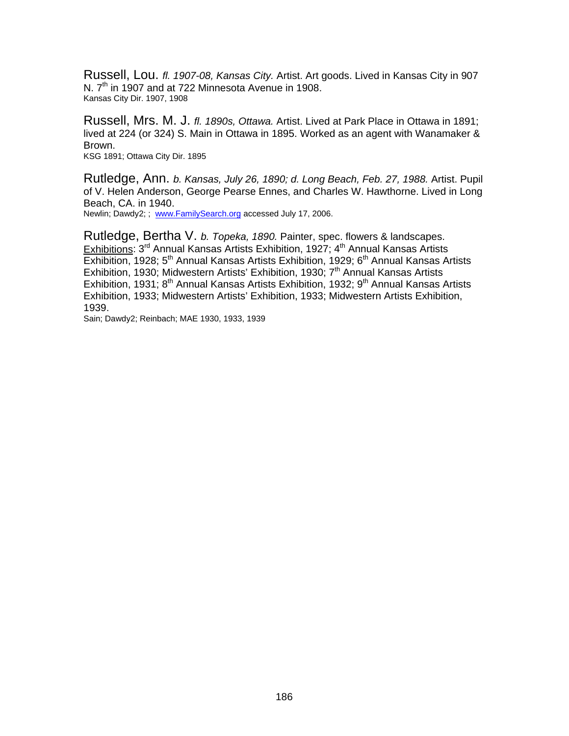Russell, Lou. *fl. 1907-08, Kansas City.* Artist. Art goods. Lived in Kansas City in 907 N. 7th in 1907 and at 722 Minnesota Avenue in 1908.
Kansas City Dir. 1907, 1908

Russell, Mrs. M. J. *fl. 1890s, Ottawa.* Artist. Lived at Park Place in Ottawa in 1891; lived at 224 (or 324) S. Main in Ottawa in 1895. Worked as an agent with Wanamaker & Brown.
KSG 1891; Ottawa City Dir. 1895

Rutledge, Ann. *b. Kansas, July 26, 1890; d. Long Beach, Feb. 27, 1988.* Artist. Pupil of V. Helen Anderson, George Pearse Ennes, and Charles W. Hawthorne. Lived in Long Beach, CA. in 1940.
Newlin; Dawdy2; ; www.FamilySearch.org accessed July 17, 2006.

Rutledge, Bertha V. *b. Topeka, 1890.* Painter, spec. flowers & landscapes. Exhibitions: 3rd Annual Kansas Artists Exhibition, 1927; 4th Annual Kansas Artists Exhibition, 1928; 5th Annual Kansas Artists Exhibition, 1929; 6th Annual Kansas Artists Exhibition, 1930; Midwestern Artists' Exhibition, 1930; 7th Annual Kansas Artists Exhibition, 1931; 8th Annual Kansas Artists Exhibition, 1932; 9th Annual Kansas Artists Exhibition, 1933; Midwestern Artists' Exhibition, 1933; Midwestern Artists Exhibition, 1939.
Sain; Dawdy2; Reinbach; MAE 1930, 1933, 1939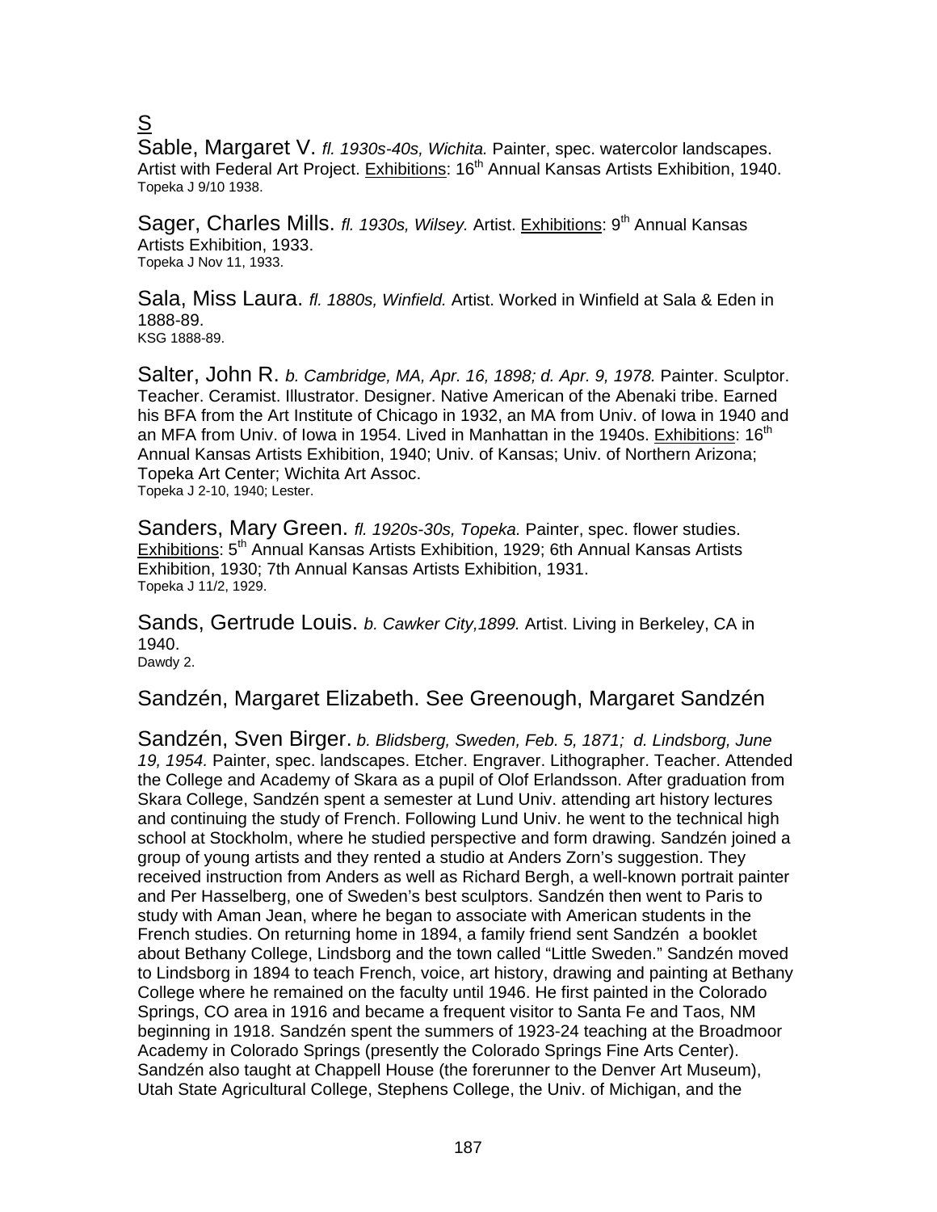# S

Sable, Margaret V. *fl. 1930s-40s, Wichita.* Painter, spec. watercolor landscapes. Artist with Federal Art Project. Exhibitions: 16th Annual Kansas Artists Exhibition, 1940.
Topeka J 9/10 1938.

Sager, Charles Mills. *fl. 1930s, Wilsey.* Artist. Exhibitions: 9th Annual Kansas Artists Exhibition, 1933.
Topeka J Nov 11, 1933.

Sala, Miss Laura. *fl. 1880s, Winfield.* Artist. Worked in Winfield at Sala & Eden in 1888-89.
KSG 1888-89.

Salter, John R. *b. Cambridge, MA, Apr. 16, 1898; d. Apr. 9, 1978.* Painter. Sculptor. Teacher. Ceramist. Illustrator. Designer. Native American of the Abenaki tribe. Earned his BFA from the Art Institute of Chicago in 1932, an MA from Univ. of Iowa in 1940 and an MFA from Univ. of Iowa in 1954. Lived in Manhattan in the 1940s. Exhibitions: 16th Annual Kansas Artists Exhibition, 1940; Univ. of Kansas; Univ. of Northern Arizona; Topeka Art Center; Wichita Art Assoc.
Topeka J 2-10, 1940; Lester.

Sanders, Mary Green. *fl. 1920s-30s, Topeka.* Painter, spec. flower studies. Exhibitions: 5th Annual Kansas Artists Exhibition, 1929; 6th Annual Kansas Artists Exhibition, 1930; 7th Annual Kansas Artists Exhibition, 1931.
Topeka J 11/2, 1929.

Sands, Gertrude Louis. *b. Cawker City,1899.* Artist. Living in Berkeley, CA in 1940.
Dawdy 2.

Sandzén, Margaret Elizabeth. See Greenough, Margaret Sandzén

Sandzén, Sven Birger. *b. Blidsberg, Sweden, Feb. 5, 1871; d. Lindsborg, June 19, 1954.* Painter, spec. landscapes. Etcher. Engraver. Lithographer. Teacher. Attended the College and Academy of Skara as a pupil of Olof Erlandsson. After graduation from Skara College, Sandzén spent a semester at Lund Univ. attending art history lectures and continuing the study of French. Following Lund Univ. he went to the technical high school at Stockholm, where he studied perspective and form drawing. Sandzén joined a group of young artists and they rented a studio at Anders Zorn's suggestion. They received instruction from Anders as well as Richard Bergh, a well-known portrait painter and Per Hasselberg, one of Sweden's best sculptors. Sandzén then went to Paris to study with Aman Jean, where he began to associate with American students in the French studies. On returning home in 1894, a family friend sent Sandzén a booklet about Bethany College, Lindsborg and the town called "Little Sweden." Sandzén moved to Lindsborg in 1894 to teach French, voice, art history, drawing and painting at Bethany College where he remained on the faculty until 1946. He first painted in the Colorado Springs, CO area in 1916 and became a frequent visitor to Santa Fe and Taos, NM beginning in 1918. Sandzén spent the summers of 1923-24 teaching at the Broadmoor Academy in Colorado Springs (presently the Colorado Springs Fine Arts Center). Sandzén also taught at Chappell House (the forerunner to the Denver Art Museum), Utah State Agricultural College, Stephens College, the Univ. of Michigan, and the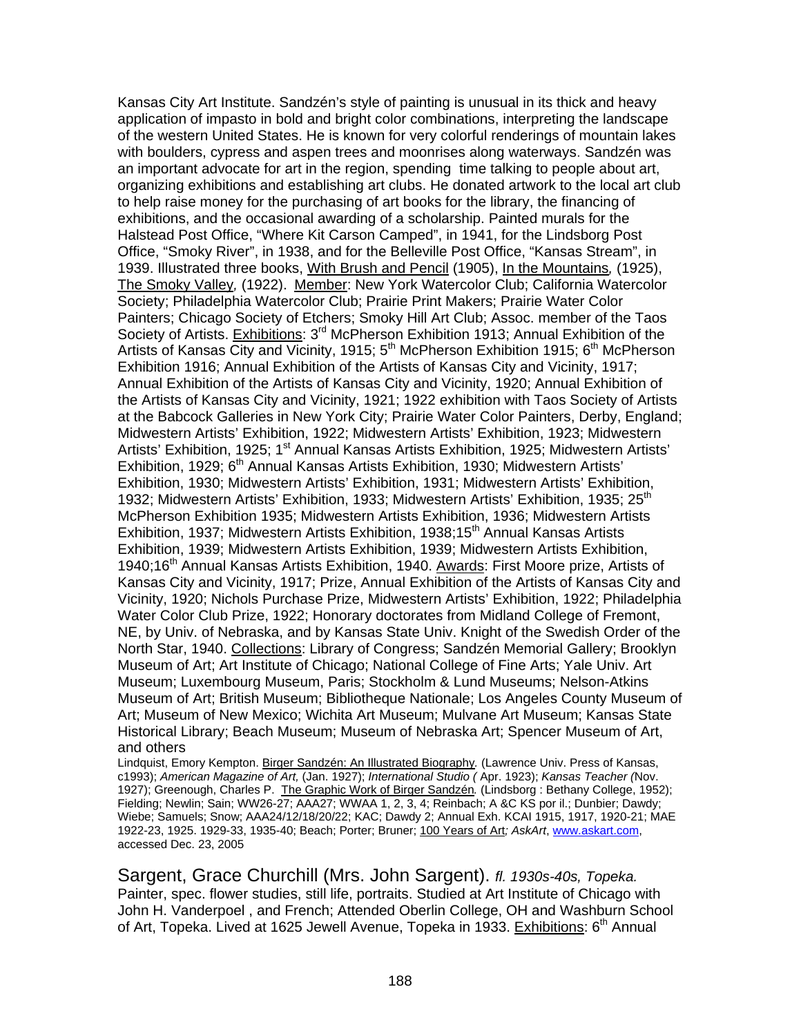Kansas City Art Institute. Sandzén's style of painting is unusual in its thick and heavy application of impasto in bold and bright color combinations, interpreting the landscape of the western United States. He is known for very colorful renderings of mountain lakes with boulders, cypress and aspen trees and moonrises along waterways. Sandzén was an important advocate for art in the region, spending time talking to people about art, organizing exhibitions and establishing art clubs. He donated artwork to the local art club to help raise money for the purchasing of art books for the library, the financing of exhibitions, and the occasional awarding of a scholarship. Painted murals for the Halstead Post Office, "Where Kit Carson Camped", in 1941, for the Lindsborg Post Office, "Smoky River", in 1938, and for the Belleville Post Office, "Kansas Stream", in 1939. Illustrated three books, With Brush and Pencil (1905), In the Mountains, (1925), The Smoky Valley, (1922). Member: New York Watercolor Club; California Watercolor Society; Philadelphia Watercolor Club; Prairie Print Makers; Prairie Water Color Painters; Chicago Society of Etchers; Smoky Hill Art Club; Assoc. member of the Taos Society of Artists. Exhibitions: 3rd McPherson Exhibition 1913; Annual Exhibition of the Artists of Kansas City and Vicinity, 1915; 5th McPherson Exhibition 1915; 6th McPherson Exhibition 1916; Annual Exhibition of the Artists of Kansas City and Vicinity, 1917; Annual Exhibition of the Artists of Kansas City and Vicinity, 1920; Annual Exhibition of the Artists of Kansas City and Vicinity, 1921; 1922 exhibition with Taos Society of Artists at the Babcock Galleries in New York City; Prairie Water Color Painters, Derby, England; Midwestern Artists' Exhibition, 1922; Midwestern Artists' Exhibition, 1923; Midwestern Artists' Exhibition, 1925; 1st Annual Kansas Artists Exhibition, 1925; Midwestern Artists' Exhibition, 1929; 6th Annual Kansas Artists Exhibition, 1930; Midwestern Artists' Exhibition, 1930; Midwestern Artists' Exhibition, 1931; Midwestern Artists' Exhibition, 1932; Midwestern Artists' Exhibition, 1933; Midwestern Artists' Exhibition, 1935; 25th McPherson Exhibition 1935; Midwestern Artists Exhibition, 1936; Midwestern Artists Exhibition, 1937; Midwestern Artists Exhibition, 1938;15th Annual Kansas Artists Exhibition, 1939; Midwestern Artists Exhibition, 1939; Midwestern Artists Exhibition, 1940;16th Annual Kansas Artists Exhibition, 1940. Awards: First Moore prize, Artists of Kansas City and Vicinity, 1917; Prize, Annual Exhibition of the Artists of Kansas City and Vicinity, 1920; Nichols Purchase Prize, Midwestern Artists' Exhibition, 1922; Philadelphia Water Color Club Prize, 1922; Honorary doctorates from Midland College of Fremont, NE, by Univ. of Nebraska, and by Kansas State Univ. Knight of the Swedish Order of the North Star, 1940. Collections: Library of Congress; Sandzén Memorial Gallery; Brooklyn Museum of Art; Art Institute of Chicago; National College of Fine Arts; Yale Univ. Art Museum; Luxembourg Museum, Paris; Stockholm & Lund Museums; Nelson-Atkins Museum of Art; British Museum; Bibliotheque Nationale; Los Angeles County Museum of Art; Museum of New Mexico; Wichita Art Museum; Mulvane Art Museum; Kansas State Historical Library; Beach Museum; Museum of Nebraska Art; Spencer Museum of Art, and others

Lindquist, Emory Kempton. Birger Sandzén: An Illustrated Biography. (Lawrence Univ. Press of Kansas, c1993); *American Magazine of Art,* (Jan. 1927); *International Studio (* Apr. 1923); *Kansas Teacher (*Nov. 1927); Greenough, Charles P. The Graphic Work of Birger Sandzén. (Lindsborg : Bethany College, 1952); Fielding; Newlin; Sain; WW26-27; AAA27; WWAA 1, 2, 3, 4; Reinbach; A &C KS por il.; Dunbier; Dawdy; Wiebe; Samuels; Snow; AAA24/12/18/20/22; KAC; Dawdy 2; Annual Exh. KCAI 1915, 1917, 1920-21; MAE 1922-23, 1925. 1929-33, 1935-40; Beach; Porter; Bruner; 100 Years of Art*; AskArt*, www.askart.com, accessed Dec. 23, 2005

Sargent, Grace Churchill (Mrs. John Sargent). *fl. 1930s-40s, Topeka.*
Painter, spec. flower studies, still life, portraits. Studied at Art Institute of Chicago with John H. Vanderpoel , and French; Attended Oberlin College, OH and Washburn School of Art, Topeka. Lived at 1625 Jewell Avenue, Topeka in 1933. Exhibitions: 6th Annual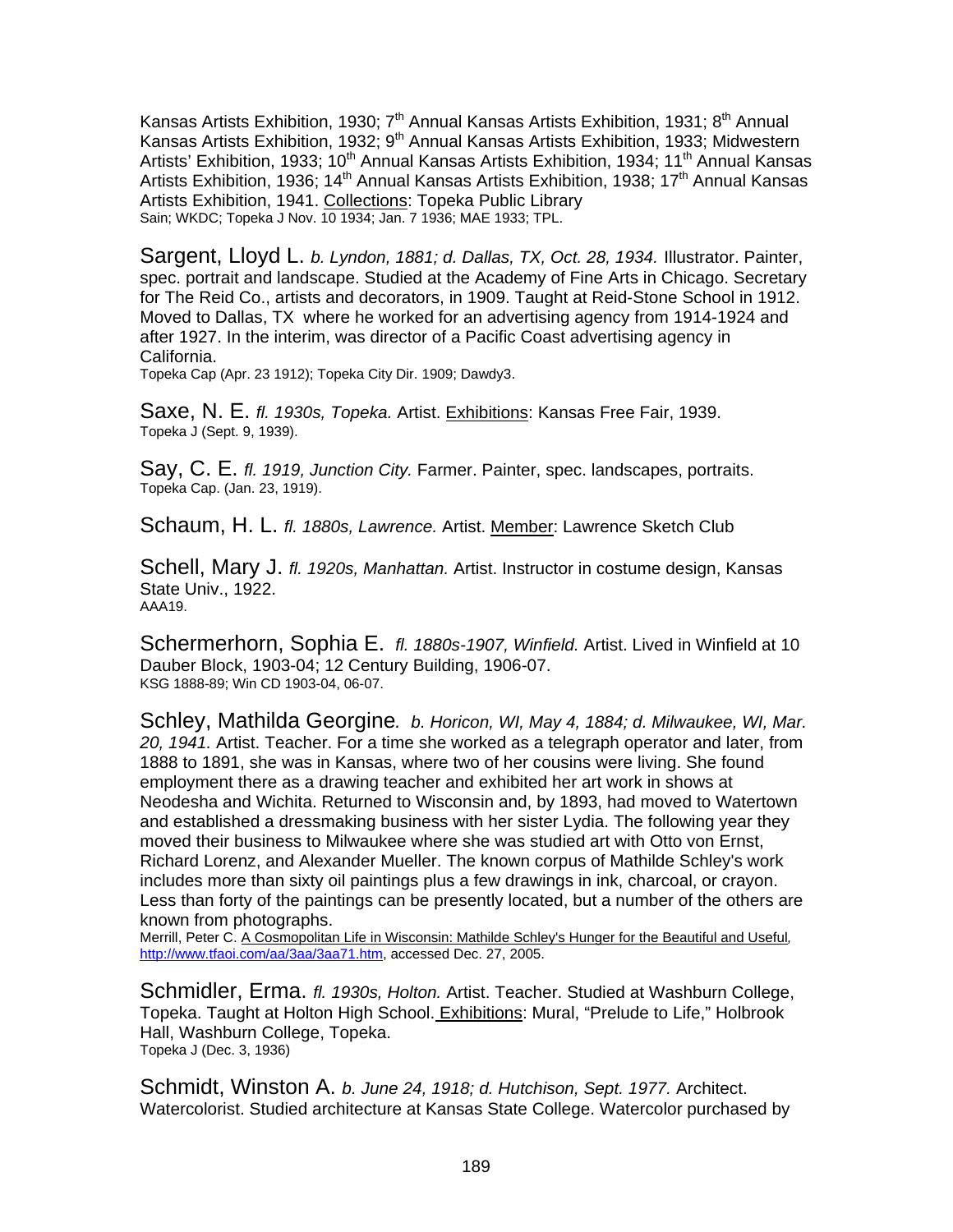Kansas Artists Exhibition, 1930; 7th Annual Kansas Artists Exhibition, 1931; 8th Annual Kansas Artists Exhibition, 1932; 9th Annual Kansas Artists Exhibition, 1933; Midwestern Artists' Exhibition, 1933; 10th Annual Kansas Artists Exhibition, 1934; 11th Annual Kansas Artists Exhibition, 1936; 14th Annual Kansas Artists Exhibition, 1938; 17th Annual Kansas Artists Exhibition, 1941. Collections: Topeka Public Library
Sain; WKDC; Topeka J Nov. 10 1934; Jan. 7 1936; MAE 1933; TPL.

Sargent, Lloyd L. *b. Lyndon, 1881; d. Dallas, TX, Oct. 28, 1934.* Illustrator. Painter, spec. portrait and landscape. Studied at the Academy of Fine Arts in Chicago. Secretary for The Reid Co., artists and decorators, in 1909. Taught at Reid-Stone School in 1912. Moved to Dallas, TX where he worked for an advertising agency from 1914-1924 and after 1927. In the interim, was director of a Pacific Coast advertising agency in California.
Topeka Cap (Apr. 23 1912); Topeka City Dir. 1909; Dawdy3.

Saxe, N. E. *fl. 1930s, Topeka.* Artist. Exhibitions: Kansas Free Fair, 1939.
Topeka J (Sept. 9, 1939).

Say, C. E. *fl. 1919, Junction City.* Farmer. Painter, spec. landscapes, portraits.
Topeka Cap. (Jan. 23, 1919).

Schaum, H. L. *fl. 1880s, Lawrence.* Artist. Member: Lawrence Sketch Club

Schell, Mary J. *fl. 1920s, Manhattan.* Artist. Instructor in costume design, Kansas State Univ., 1922.
AAA19.

Schermerhorn, Sophia E. *fl. 1880s-1907, Winfield.* Artist. Lived in Winfield at 10 Dauber Block, 1903-04; 12 Century Building, 1906-07.
KSG 1888-89; Win CD 1903-04, 06-07.

Schley, Mathilda Georgine*. b. Horicon, WI, May 4, 1884; d. Milwaukee, WI, Mar. 20, 1941.* Artist. Teacher. For a time she worked as a telegraph operator and later, from 1888 to 1891, she was in Kansas, where two of her cousins were living. She found employment there as a drawing teacher and exhibited her art work in shows at Neodesha and Wichita. Returned to Wisconsin and, by 1893, had moved to Watertown and established a dressmaking business with her sister Lydia. The following year they moved their business to Milwaukee where she was studied art with Otto von Ernst, Richard Lorenz, and Alexander Mueller. The known corpus of Mathilde Schley's work includes more than sixty oil paintings plus a few drawings in ink, charcoal, or crayon. Less than forty of the paintings can be presently located, but a number of the others are known from photographs.
Merrill, Peter C. A Cosmopolitan Life in Wisconsin: Mathilde Schley's Hunger for the Beautiful and Useful, http://www.tfaoi.com/aa/3aa/3aa71.htm, accessed Dec. 27, 2005.

Schmidler, Erma. *fl. 1930s, Holton.* Artist. Teacher. Studied at Washburn College, Topeka. Taught at Holton High School. Exhibitions: Mural, "Prelude to Life," Holbrook Hall, Washburn College, Topeka.
Topeka J (Dec. 3, 1936)

Schmidt, Winston A. *b. June 24, 1918; d. Hutchison, Sept. 1977.* Architect. Watercolorist. Studied architecture at Kansas State College. Watercolor purchased by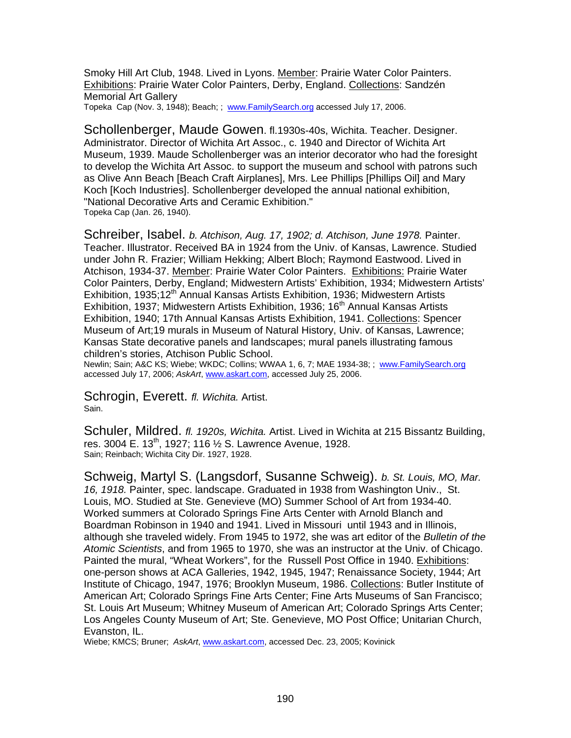Smoky Hill Art Club, 1948. Lived in Lyons. Member: Prairie Water Color Painters. Exhibitions: Prairie Water Color Painters, Derby, England. Collections: Sandzén Memorial Art Gallery
Topeka Cap (Nov. 3, 1948); Beach; ; www.FamilySearch.org accessed July 17, 2006.

Schollenberger, Maude Gowen. fl.1930s-40s, Wichita. Teacher. Designer. Administrator. Director of Wichita Art Assoc., c. 1940 and Director of Wichita Art Museum, 1939. Maude Schollenberger was an interior decorator who had the foresight to develop the Wichita Art Assoc. to support the museum and school with patrons such as Olive Ann Beach [Beach Craft Airplanes], Mrs. Lee Phillips [Phillips Oil] and Mary Koch [Koch Industries]. Schollenberger developed the annual national exhibition, "National Decorative Arts and Ceramic Exhibition."
Topeka Cap (Jan. 26, 1940).

Schreiber, Isabel. *b. Atchison, Aug. 17, 1902; d. Atchison, June 1978.* Painter. Teacher. Illustrator. Received BA in 1924 from the Univ. of Kansas, Lawrence. Studied under John R. Frazier; William Hekking; Albert Bloch; Raymond Eastwood. Lived in Atchison, 1934-37. Member: Prairie Water Color Painters. Exhibitions: Prairie Water Color Painters, Derby, England; Midwestern Artists' Exhibition, 1934; Midwestern Artists' Exhibition, 1935;12th Annual Kansas Artists Exhibition, 1936; Midwestern Artists Exhibition, 1937; Midwestern Artists Exhibition, 1936; 16th Annual Kansas Artists Exhibition, 1940; 17th Annual Kansas Artists Exhibition, 1941. Collections: Spencer Museum of Art;19 murals in Museum of Natural History, Univ. of Kansas, Lawrence; Kansas State decorative panels and landscapes; mural panels illustrating famous children's stories, Atchison Public School.
Newlin; Sain; A&C KS; Wiebe; WKDC; Collins; WWAA 1, 6, 7; MAE 1934-38; ; www.FamilySearch.org accessed July 17, 2006; *AskArt*, www.askart.com, accessed July 25, 2006.

Schrogin, Everett. *fl. Wichita.* Artist.
Sain.

Schuler, Mildred. *fl. 1920s, Wichita.* Artist. Lived in Wichita at 215 Bissantz Building, res. 3004 E. 13th, 1927; 116 ½ S. Lawrence Avenue, 1928.
Sain; Reinbach; Wichita City Dir. 1927, 1928.

Schweig, Martyl S. (Langsdorf, Susanne Schweig). *b. St. Louis, MO, Mar. 16, 1918.* Painter, spec. landscape. Graduated in 1938 from Washington Univ., St. Louis, MO. Studied at Ste. Genevieve (MO) Summer School of Art from 1934-40. Worked summers at Colorado Springs Fine Arts Center with Arnold Blanch and Boardman Robinson in 1940 and 1941. Lived in Missouri until 1943 and in Illinois, although she traveled widely. From 1945 to 1972, she was art editor of the *Bulletin of the Atomic Scientists*, and from 1965 to 1970, she was an instructor at the Univ. of Chicago. Painted the mural, "Wheat Workers", for the Russell Post Office in 1940. Exhibitions: one-person shows at ACA Galleries, 1942, 1945, 1947; Renaissance Society, 1944; Art Institute of Chicago, 1947, 1976; Brooklyn Museum, 1986. Collections: Butler Institute of American Art; Colorado Springs Fine Arts Center; Fine Arts Museums of San Francisco; St. Louis Art Museum; Whitney Museum of American Art; Colorado Springs Arts Center; Los Angeles County Museum of Art; Ste. Genevieve, MO Post Office; Unitarian Church, Evanston, IL.
Wiebe; KMCS; Bruner; *AskArt*, www.askart.com, accessed Dec. 23, 2005; Kovinick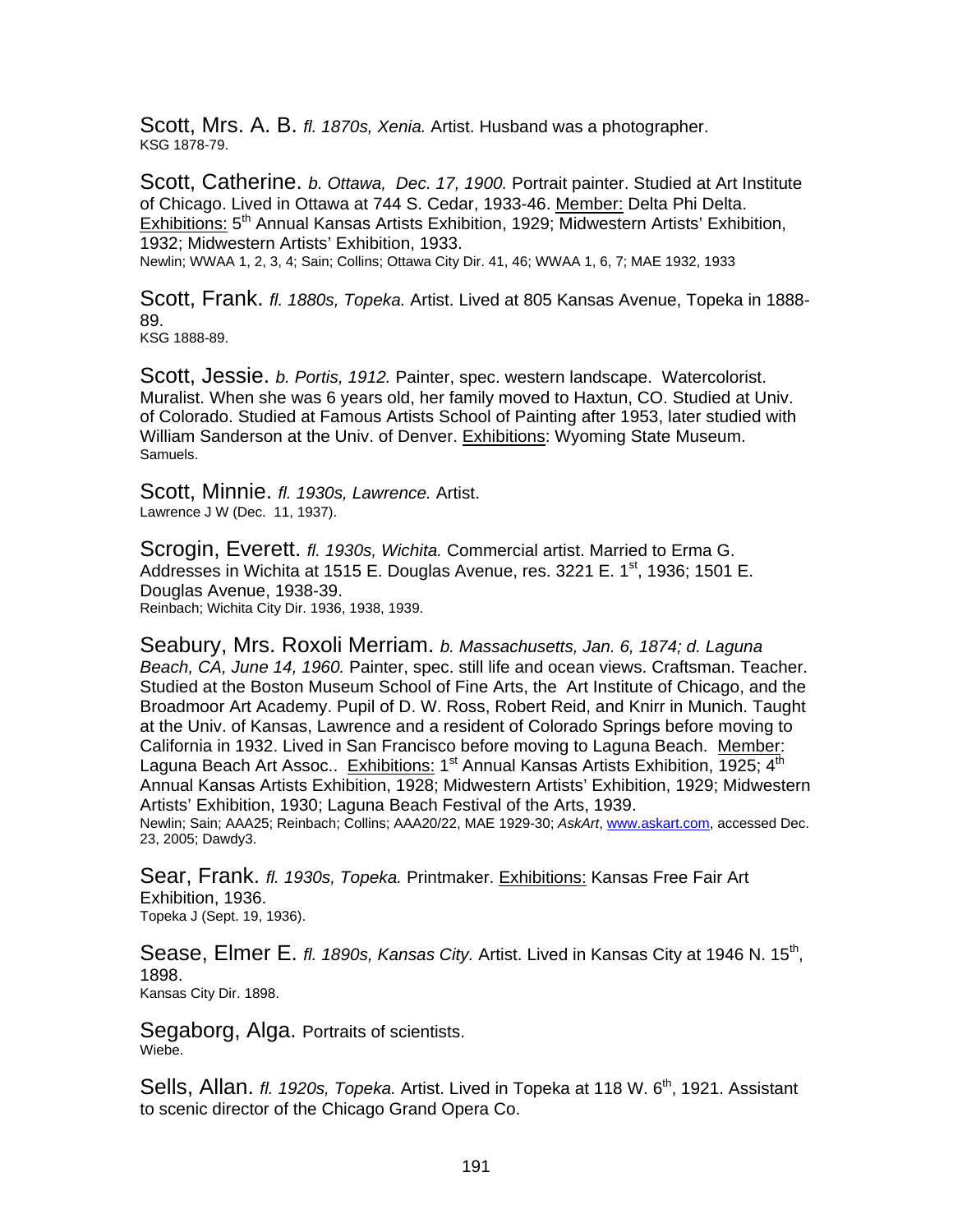Scott, Mrs. A. B. *fl. 1870s, Xenia.* Artist. Husband was a photographer.
KSG 1878-79.

Scott, Catherine. *b. Ottawa, Dec. 17, 1900.* Portrait painter. Studied at Art Institute of Chicago. Lived in Ottawa at 744 S. Cedar, 1933-46. Member: Delta Phi Delta. Exhibitions: 5th Annual Kansas Artists Exhibition, 1929; Midwestern Artists' Exhibition, 1932; Midwestern Artists' Exhibition, 1933.
Newlin; WWAA 1, 2, 3, 4; Sain; Collins; Ottawa City Dir. 41, 46; WWAA 1, 6, 7; MAE 1932, 1933

Scott, Frank. *fl. 1880s, Topeka.* Artist. Lived at 805 Kansas Avenue, Topeka in 1888-89.
KSG 1888-89.

Scott, Jessie. *b. Portis, 1912.* Painter, spec. western landscape. Watercolorist. Muralist. When she was 6 years old, her family moved to Haxtun, CO. Studied at Univ. of Colorado. Studied at Famous Artists School of Painting after 1953, later studied with William Sanderson at the Univ. of Denver. Exhibitions: Wyoming State Museum.
Samuels.

Scott, Minnie. *fl. 1930s, Lawrence.* Artist.
Lawrence J W (Dec. 11, 1937).

Scrogin, Everett. *fl. 1930s, Wichita.* Commercial artist. Married to Erma G. Addresses in Wichita at 1515 E. Douglas Avenue, res. 3221 E. 1st, 1936; 1501 E. Douglas Avenue, 1938-39.
Reinbach; Wichita City Dir. 1936, 1938, 1939.

Seabury, Mrs. Roxoli Merriam. *b. Massachusetts, Jan. 6, 1874; d. Laguna Beach, CA, June 14, 1960.* Painter, spec. still life and ocean views. Craftsman. Teacher. Studied at the Boston Museum School of Fine Arts, the Art Institute of Chicago, and the Broadmoor Art Academy. Pupil of D. W. Ross, Robert Reid, and Knirr in Munich. Taught at the Univ. of Kansas, Lawrence and a resident of Colorado Springs before moving to California in 1932. Lived in San Francisco before moving to Laguna Beach. Member: Laguna Beach Art Assoc.. Exhibitions: 1st Annual Kansas Artists Exhibition, 1925; 4th Annual Kansas Artists Exhibition, 1928; Midwestern Artists' Exhibition, 1929; Midwestern Artists' Exhibition, 1930; Laguna Beach Festival of the Arts, 1939.
Newlin; Sain; AAA25; Reinbach; Collins; AAA20/22, MAE 1929-30; *AskArt*, www.askart.com, accessed Dec. 23, 2005; Dawdy3.

Sear, Frank. *fl. 1930s, Topeka.* Printmaker. Exhibitions: Kansas Free Fair Art Exhibition, 1936.
Topeka J (Sept. 19, 1936).

Sease, Elmer E. *fl. 1890s, Kansas City.* Artist. Lived in Kansas City at 1946 N. 15th, 1898.
Kansas City Dir. 1898.

Segaborg, Alga. Portraits of scientists.
Wiebe.

Sells, Allan. *fl. 1920s, Topeka.* Artist. Lived in Topeka at 118 W. 6th, 1921. Assistant to scenic director of the Chicago Grand Opera Co.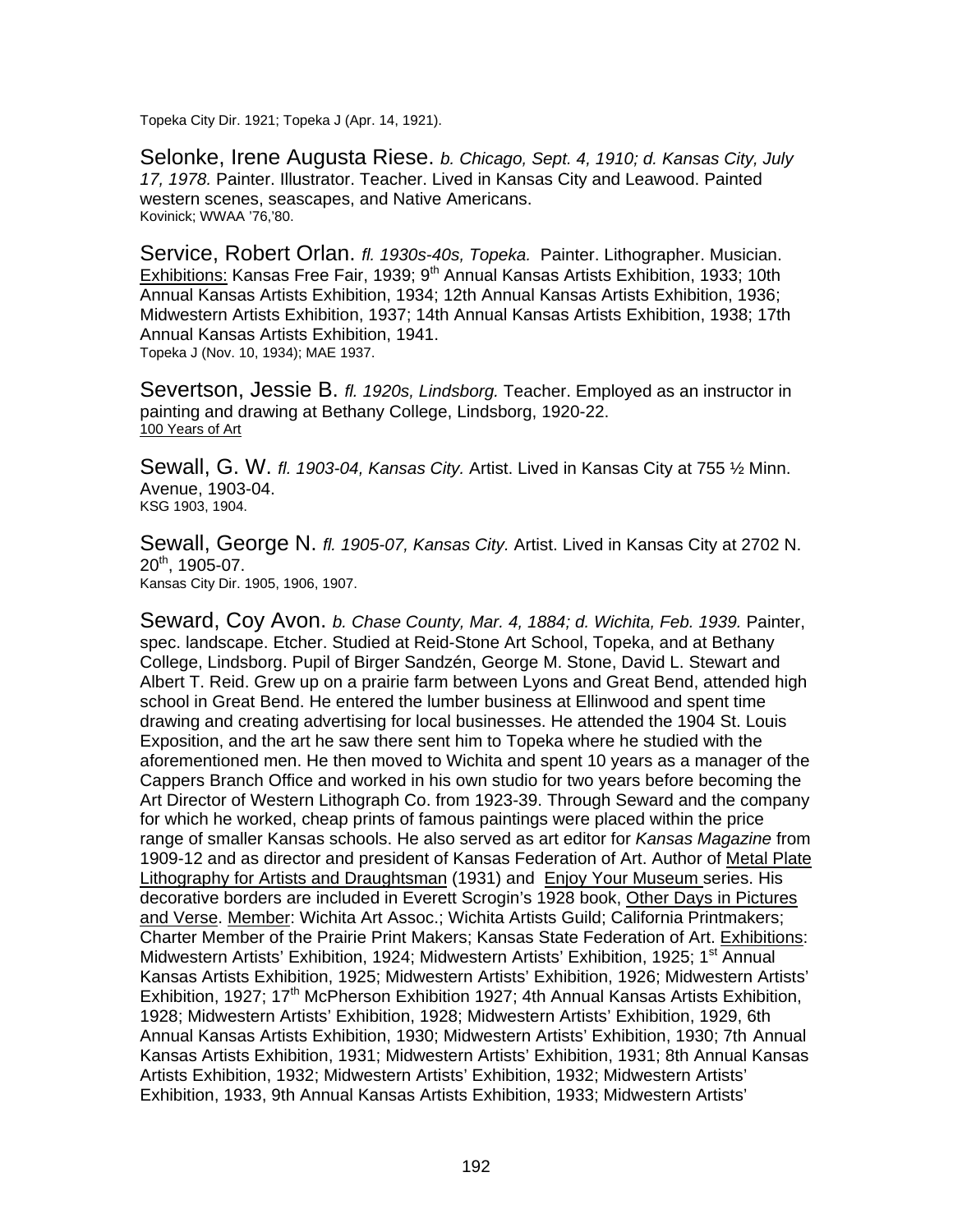Topeka City Dir. 1921; Topeka J (Apr. 14, 1921).

Selonke, Irene Augusta Riese. *b. Chicago, Sept. 4, 1910; d. Kansas City, July 17, 1978.* Painter. Illustrator. Teacher. Lived in Kansas City and Leawood. Painted western scenes, seascapes, and Native Americans.
Kovinick; WWAA '76,'80.

Service, Robert Orlan. *fl. 1930s-40s, Topeka.* Painter. Lithographer. Musician. Exhibitions: Kansas Free Fair, 1939; 9th Annual Kansas Artists Exhibition, 1933; 10th Annual Kansas Artists Exhibition, 1934; 12th Annual Kansas Artists Exhibition, 1936; Midwestern Artists Exhibition, 1937; 14th Annual Kansas Artists Exhibition, 1938; 17th Annual Kansas Artists Exhibition, 1941.
Topeka J (Nov. 10, 1934); MAE 1937.

Severtson, Jessie B. *fl. 1920s, Lindsborg.* Teacher. Employed as an instructor in painting and drawing at Bethany College, Lindsborg, 1920-22.
100 Years of Art

Sewall, G. W. *fl. 1903-04, Kansas City.* Artist. Lived in Kansas City at 755 ½ Minn. Avenue, 1903-04.
KSG 1903, 1904.

Sewall, George N. *fl. 1905-07, Kansas City.* Artist. Lived in Kansas City at 2702 N. 20th, 1905-07.
Kansas City Dir. 1905, 1906, 1907.

Seward, Coy Avon. *b. Chase County, Mar. 4, 1884; d. Wichita, Feb. 1939.* Painter, spec. landscape. Etcher. Studied at Reid-Stone Art School, Topeka, and at Bethany College, Lindsborg. Pupil of Birger Sandzén, George M. Stone, David L. Stewart and Albert T. Reid. Grew up on a prairie farm between Lyons and Great Bend, attended high school in Great Bend. He entered the lumber business at Ellinwood and spent time drawing and creating advertising for local businesses. He attended the 1904 St. Louis Exposition, and the art he saw there sent him to Topeka where he studied with the aforementioned men. He then moved to Wichita and spent 10 years as a manager of the Cappers Branch Office and worked in his own studio for two years before becoming the Art Director of Western Lithograph Co. from 1923-39. Through Seward and the company for which he worked, cheap prints of famous paintings were placed within the price range of smaller Kansas schools. He also served as art editor for *Kansas Magazine* from 1909-12 and as director and president of Kansas Federation of Art. Author of Metal Plate Lithography for Artists and Draughtsman (1931) and Enjoy Your Museum series. His decorative borders are included in Everett Scrogin's 1928 book, Other Days in Pictures and Verse. Member: Wichita Art Assoc.; Wichita Artists Guild; California Printmakers; Charter Member of the Prairie Print Makers; Kansas State Federation of Art. Exhibitions: Midwestern Artists' Exhibition, 1924; Midwestern Artists' Exhibition, 1925; 1st Annual Kansas Artists Exhibition, 1925; Midwestern Artists' Exhibition, 1926; Midwestern Artists' Exhibition, 1927; 17th McPherson Exhibition 1927; 4th Annual Kansas Artists Exhibition, 1928; Midwestern Artists' Exhibition, 1928; Midwestern Artists' Exhibition, 1929, 6th Annual Kansas Artists Exhibition, 1930; Midwestern Artists' Exhibition, 1930; 7th Annual Kansas Artists Exhibition, 1931; Midwestern Artists' Exhibition, 1931; 8th Annual Kansas Artists Exhibition, 1932; Midwestern Artists' Exhibition, 1932; Midwestern Artists' Exhibition, 1933, 9th Annual Kansas Artists Exhibition, 1933; Midwestern Artists'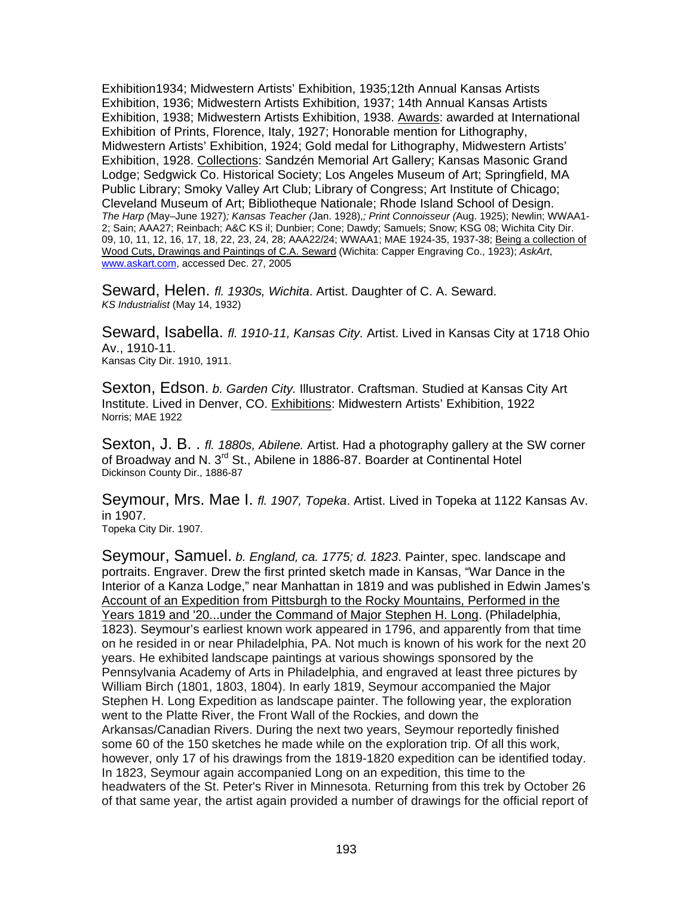Exhibition1934; Midwestern Artists' Exhibition, 1935;12th Annual Kansas Artists Exhibition, 1936; Midwestern Artists Exhibition, 1937; 14th Annual Kansas Artists Exhibition, 1938; Midwestern Artists Exhibition, 1938. Awards: awarded at International Exhibition of Prints, Florence, Italy, 1927; Honorable mention for Lithography, Midwestern Artists' Exhibition, 1924; Gold medal for Lithography, Midwestern Artists' Exhibition, 1928. Collections: Sandzén Memorial Art Gallery; Kansas Masonic Grand Lodge; Sedgwick Co. Historical Society; Los Angeles Museum of Art; Springfield, MA Public Library; Smoky Valley Art Club; Library of Congress; Art Institute of Chicago; Cleveland Museum of Art; Bibliotheque Nationale; Rhode Island School of Design.
*The Harp (*May–June 1927)*; Kansas Teacher (*Jan. 1928),*; Print Connoisseur (*Aug. 1925); Newlin; WWAA1-2; Sain; AAA27; Reinbach; A&C KS il; Dunbier; Cone; Dawdy; Samuels; Snow; KSG 08; Wichita City Dir. 09, 10, 11, 12, 16, 17, 18, 22, 23, 24, 28; AAA22/24; WWAA1; MAE 1924-35, 1937-38; Being a collection of Wood Cuts, Drawings and Paintings of C.A. Seward (Wichita: Capper Engraving Co., 1923); *AskArt*, www.askart.com, accessed Dec. 27, 2005

Seward, Helen. *fl. 1930s, Wichita*. Artist. Daughter of C. A. Seward.
*KS Industrialist* (May 14, 1932)

Seward, Isabella. *fl. 1910-11, Kansas City.* Artist. Lived in Kansas City at 1718 Ohio Av., 1910-11.
Kansas City Dir. 1910, 1911.

Sexton, Edson. *b. Garden City.* Illustrator. Craftsman. Studied at Kansas City Art Institute. Lived in Denver, CO. Exhibitions: Midwestern Artists' Exhibition, 1922
Norris; MAE 1922

Sexton, J. B. . *fl. 1880s, Abilene.* Artist. Had a photography gallery at the SW corner of Broadway and N. 3rd St., Abilene in 1886-87. Boarder at Continental Hotel
Dickinson County Dir., 1886-87

Seymour, Mrs. Mae I. *fl. 1907, Topeka*. Artist. Lived in Topeka at 1122 Kansas Av. in 1907.
Topeka City Dir. 1907.

Seymour, Samuel. *b. England, ca. 1775; d. 1823*. Painter, spec. landscape and portraits. Engraver. Drew the first printed sketch made in Kansas, "War Dance in the Interior of a Kanza Lodge," near Manhattan in 1819 and was published in Edwin James's Account of an Expedition from Pittsburgh to the Rocky Mountains, Performed in the Years 1819 and '20...under the Command of Major Stephen H. Long. (Philadelphia, 1823). Seymour's earliest known work appeared in 1796, and apparently from that time on he resided in or near Philadelphia, PA. Not much is known of his work for the next 20 years. He exhibited landscape paintings at various showings sponsored by the Pennsylvania Academy of Arts in Philadelphia, and engraved at least three pictures by William Birch (1801, 1803, 1804). In early 1819, Seymour accompanied the Major Stephen H. Long Expedition as landscape painter. The following year, the exploration went to the Platte River, the Front Wall of the Rockies, and down the Arkansas/Canadian Rivers. During the next two years, Seymour reportedly finished some 60 of the 150 sketches he made while on the exploration trip. Of all this work, however, only 17 of his drawings from the 1819-1820 expedition can be identified today. In 1823, Seymour again accompanied Long on an expedition, this time to the headwaters of the St. Peter's River in Minnesota. Returning from this trek by October 26 of that same year, the artist again provided a number of drawings for the official report of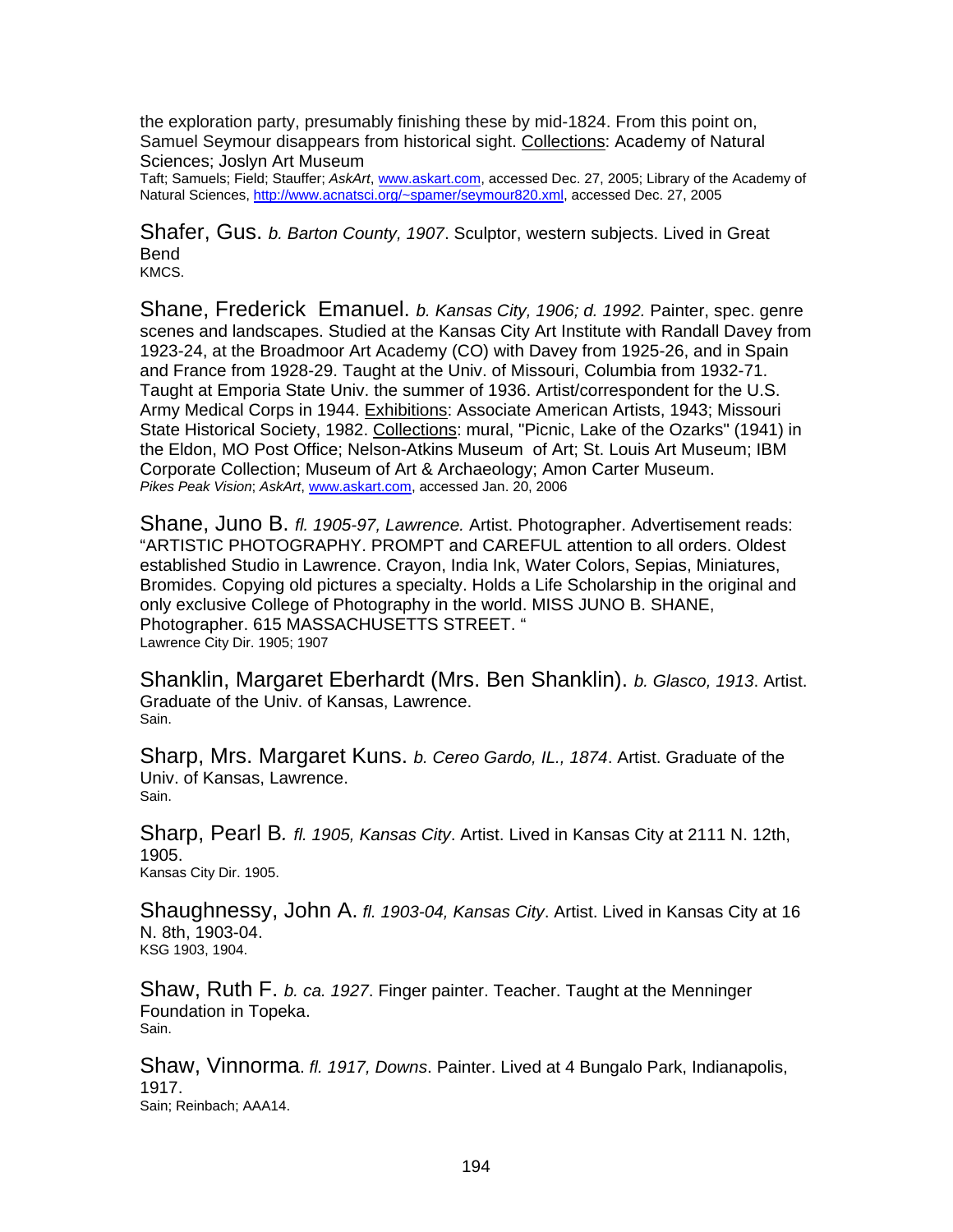the exploration party, presumably finishing these by mid-1824. From this point on, Samuel Seymour disappears from historical sight. Collections: Academy of Natural Sciences; Joslyn Art Museum

Taft; Samuels; Field; Stauffer; *AskArt*, www.askart.com, accessed Dec. 27, 2005; Library of the Academy of Natural Sciences, http://www.acnatsci.org/~spamer/seymour820.xml, accessed Dec. 27, 2005

Shafer, Gus. *b. Barton County, 1907*. Sculptor, western subjects. Lived in Great Bend

KMCS.

Shane, Frederick Emanuel. *b. Kansas City, 1906; d. 1992.* Painter, spec. genre scenes and landscapes. Studied at the Kansas City Art Institute with Randall Davey from 1923-24, at the Broadmoor Art Academy (CO) with Davey from 1925-26, and in Spain and France from 1928-29. Taught at the Univ. of Missouri, Columbia from 1932-71. Taught at Emporia State Univ. the summer of 1936. Artist/correspondent for the U.S. Army Medical Corps in 1944. Exhibitions: Associate American Artists, 1943; Missouri State Historical Society, 1982. Collections: mural, "Picnic, Lake of the Ozarks" (1941) in the Eldon, MO Post Office; Nelson-Atkins Museum of Art; St. Louis Art Museum; IBM Corporate Collection; Museum of Art & Archaeology; Amon Carter Museum.

*Pikes Peak Vision*; *AskArt*, www.askart.com, accessed Jan. 20, 2006

Shane, Juno B. *fl. 1905-97, Lawrence.* Artist. Photographer. Advertisement reads: "ARTISTIC PHOTOGRAPHY. PROMPT and CAREFUL attention to all orders. Oldest established Studio in Lawrence. Crayon, India Ink, Water Colors, Sepias, Miniatures, Bromides. Copying old pictures a specialty. Holds a Life Scholarship in the original and only exclusive College of Photography in the world. MISS JUNO B. SHANE, Photographer. 615 MASSACHUSETTS STREET. "

Lawrence City Dir. 1905; 1907

Shanklin, Margaret Eberhardt (Mrs. Ben Shanklin). *b. Glasco, 1913*. Artist. Graduate of the Univ. of Kansas, Lawrence.

Sain.

Sharp, Mrs. Margaret Kuns. *b. Cereo Gardo, IL., 1874*. Artist. Graduate of the Univ. of Kansas, Lawrence.

Sain.

Sharp, Pearl B*. fl. 1905, Kansas City*. Artist. Lived in Kansas City at 2111 N. 12th, 1905.

Kansas City Dir. 1905.

Shaughnessy, John A. *fl. 1903-04, Kansas City*. Artist. Lived in Kansas City at 16 N. 8th, 1903-04.

KSG 1903, 1904.

Shaw, Ruth F. *b. ca. 1927*. Finger painter. Teacher. Taught at the Menninger Foundation in Topeka.

Sain.

Shaw, Vinnorma. *fl. 1917, Downs*. Painter. Lived at 4 Bungalo Park, Indianapolis, 1917.

Sain; Reinbach; AAA14.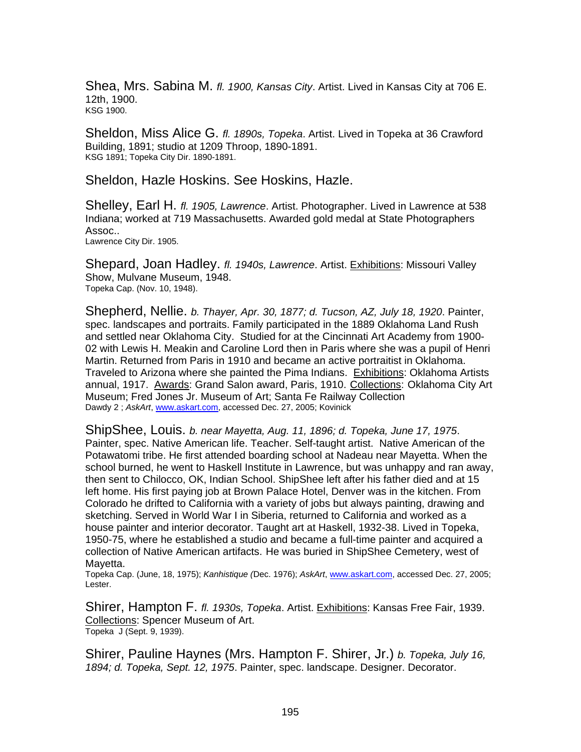Shea, Mrs. Sabina M. *fl. 1900, Kansas City*. Artist. Lived in Kansas City at 706 E. 12th, 1900.
KSG 1900.

Sheldon, Miss Alice G. *fl. 1890s, Topeka*. Artist. Lived in Topeka at 36 Crawford Building, 1891; studio at 1209 Throop, 1890-1891.
KSG 1891; Topeka City Dir. 1890-1891.

Sheldon, Hazle Hoskins. See Hoskins, Hazle.

Shelley, Earl H. *fl. 1905, Lawrence*. Artist. Photographer. Lived in Lawrence at 538 Indiana; worked at 719 Massachusetts. Awarded gold medal at State Photographers Assoc..
Lawrence City Dir. 1905.

Shepard, Joan Hadley. *fl. 1940s, Lawrence*. Artist. Exhibitions: Missouri Valley Show, Mulvane Museum, 1948.
Topeka Cap. (Nov. 10, 1948).

Shepherd, Nellie. *b. Thayer, Apr. 30, 1877; d. Tucson, AZ, July 18, 1920*. Painter, spec. landscapes and portraits. Family participated in the 1889 Oklahoma Land Rush and settled near Oklahoma City. Studied for at the Cincinnati Art Academy from 1900-02 with Lewis H. Meakin and Caroline Lord then in Paris where she was a pupil of Henri Martin. Returned from Paris in 1910 and became an active portraitist in Oklahoma. Traveled to Arizona where she painted the Pima Indians. Exhibitions: Oklahoma Artists annual, 1917. Awards: Grand Salon award, Paris, 1910. Collections: Oklahoma City Art Museum; Fred Jones Jr. Museum of Art; Santa Fe Railway Collection
Dawdy 2 ; *AskArt*, www.askart.com, accessed Dec. 27, 2005; Kovinick

ShipShee, Louis. *b. near Mayetta, Aug. 11, 1896; d. Topeka, June 17, 1975*. Painter, spec. Native American life. Teacher. Self-taught artist. Native American of the Potawatomi tribe. He first attended boarding school at Nadeau near Mayetta. When the school burned, he went to Haskell Institute in Lawrence, but was unhappy and ran away, then sent to Chilocco, OK, Indian School. ShipShee left after his father died and at 15 left home. His first paying job at Brown Palace Hotel, Denver was in the kitchen. From Colorado he drifted to California with a variety of jobs but always painting, drawing and sketching. Served in World War I in Siberia, returned to California and worked as a house painter and interior decorator. Taught art at Haskell, 1932-38. Lived in Topeka, 1950-75, where he established a studio and became a full-time painter and acquired a collection of Native American artifacts. He was buried in ShipShee Cemetery, west of Mayetta.
Topeka Cap. (June, 18, 1975); *Kanhistique (*Dec. 1976); *AskArt*, www.askart.com, accessed Dec. 27, 2005; Lester.

Shirer, Hampton F. *fl. 1930s, Topeka*. Artist. Exhibitions: Kansas Free Fair, 1939. Collections: Spencer Museum of Art.
Topeka J (Sept. 9, 1939).

Shirer, Pauline Haynes (Mrs. Hampton F. Shirer, Jr.) *b. Topeka, July 16, 1894; d. Topeka, Sept. 12, 1975*. Painter, spec. landscape. Designer. Decorator.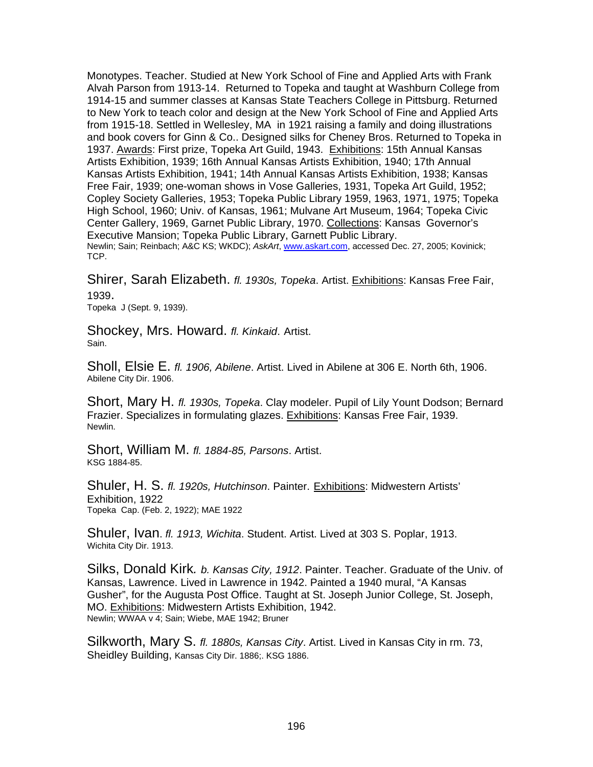Monotypes. Teacher. Studied at New York School of Fine and Applied Arts with Frank Alvah Parson from 1913-14. Returned to Topeka and taught at Washburn College from 1914-15 and summer classes at Kansas State Teachers College in Pittsburg. Returned to New York to teach color and design at the New York School of Fine and Applied Arts from 1915-18. Settled in Wellesley, MA in 1921 raising a family and doing illustrations and book covers for Ginn & Co.. Designed silks for Cheney Bros. Returned to Topeka in 1937. Awards: First prize, Topeka Art Guild, 1943. Exhibitions: 15th Annual Kansas Artists Exhibition, 1939; 16th Annual Kansas Artists Exhibition, 1940; 17th Annual Kansas Artists Exhibition, 1941; 14th Annual Kansas Artists Exhibition, 1938; Kansas Free Fair, 1939; one-woman shows in Vose Galleries, 1931, Topeka Art Guild, 1952; Copley Society Galleries, 1953; Topeka Public Library 1959, 1963, 1971, 1975; Topeka High School, 1960; Univ. of Kansas, 1961; Mulvane Art Museum, 1964; Topeka Civic Center Gallery, 1969, Garnet Public Library, 1970. Collections: Kansas Governor's Executive Mansion; Topeka Public Library, Garnett Public Library.
Newlin; Sain; Reinbach; A&C KS; WKDC); *AskArt*, www.askart.com, accessed Dec. 27, 2005; Kovinick; TCP.

Shirer, Sarah Elizabeth. *fl. 1930s, Topeka*. Artist. Exhibitions: Kansas Free Fair, 1939.
Topeka J (Sept. 9, 1939).

Shockey, Mrs. Howard. *fl. Kinkaid*. Artist.
Sain.

Sholl, Elsie E. *fl. 1906, Abilene*. Artist. Lived in Abilene at 306 E. North 6th, 1906.
Abilene City Dir. 1906.

Short, Mary H. *fl. 1930s, Topeka*. Clay modeler. Pupil of Lily Yount Dodson; Bernard Frazier. Specializes in formulating glazes. Exhibitions: Kansas Free Fair, 1939.
Newlin.

Short, William M. *fl. 1884-85, Parsons*. Artist.
KSG 1884-85.

Shuler, H. S. *fl. 1920s, Hutchinson*. Painter. Exhibitions: Midwestern Artists' Exhibition, 1922
Topeka Cap. (Feb. 2, 1922); MAE 1922

Shuler, Ivan. *fl. 1913, Wichita*. Student. Artist. Lived at 303 S. Poplar, 1913.
Wichita City Dir. 1913.

Silks, Donald Kirk. *b. Kansas City, 1912*. Painter. Teacher. Graduate of the Univ. of Kansas, Lawrence. Lived in Lawrence in 1942. Painted a 1940 mural, "A Kansas Gusher", for the Augusta Post Office. Taught at St. Joseph Junior College, St. Joseph, MO. Exhibitions: Midwestern Artists Exhibition, 1942.
Newlin; WWAA v 4; Sain; Wiebe, MAE 1942; Bruner

Silkworth, Mary S. *fl. 1880s, Kansas City*. Artist. Lived in Kansas City in rm. 73, Sheidley Building, Kansas City Dir. 1886;. KSG 1886.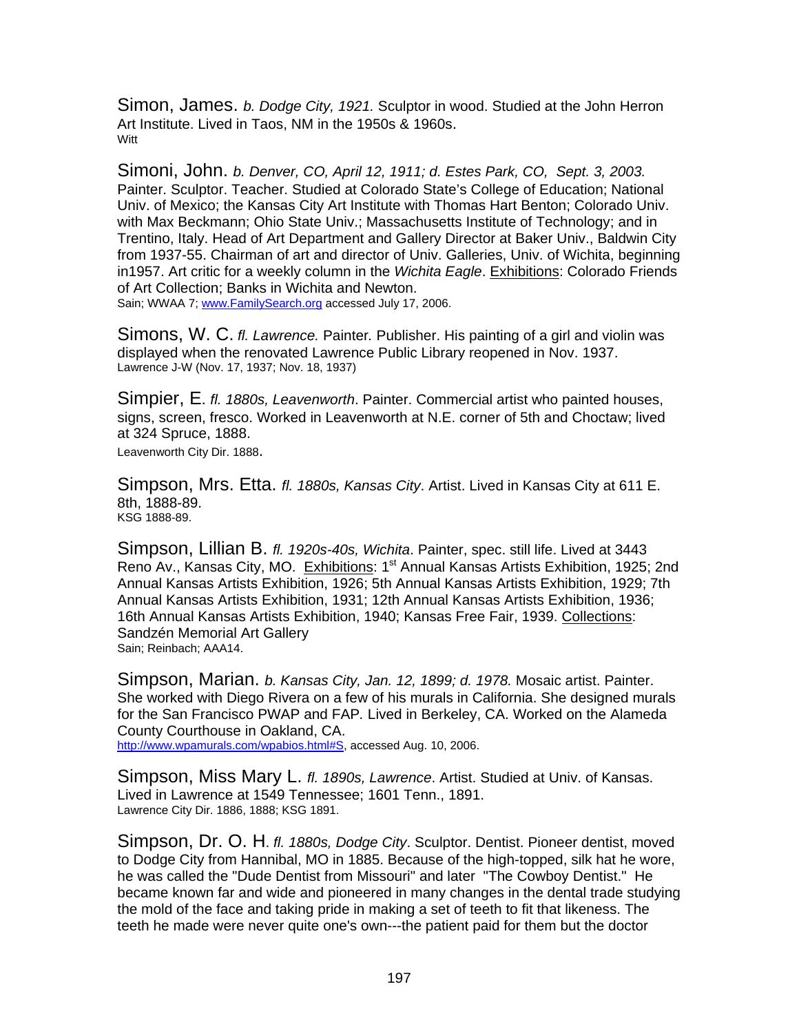Simon, James. *b. Dodge City, 1921.* Sculptor in wood. Studied at the John Herron Art Institute. Lived in Taos, NM in the 1950s & 1960s.
Witt

Simoni, John. *b. Denver, CO, April 12, 1911; d. Estes Park, CO, Sept. 3, 2003.* Painter. Sculptor. Teacher. Studied at Colorado State's College of Education; National Univ. of Mexico; the Kansas City Art Institute with Thomas Hart Benton; Colorado Univ. with Max Beckmann; Ohio State Univ.; Massachusetts Institute of Technology; and in Trentino, Italy. Head of Art Department and Gallery Director at Baker Univ., Baldwin City from 1937-55. Chairman of art and director of Univ. Galleries, Univ. of Wichita, beginning in1957. Art critic for a weekly column in the *Wichita Eagle*. Exhibitions: Colorado Friends of Art Collection; Banks in Wichita and Newton.
Sain; WWAA 7; www.FamilySearch.org accessed July 17, 2006.

Simons, W. C. *fl. Lawrence.* Painter. Publisher. His painting of a girl and violin was displayed when the renovated Lawrence Public Library reopened in Nov. 1937.
Lawrence J-W (Nov. 17, 1937; Nov. 18, 1937)

Simpier, E. *fl. 1880s, Leavenworth*. Painter. Commercial artist who painted houses, signs, screen, fresco. Worked in Leavenworth at N.E. corner of 5th and Choctaw; lived at 324 Spruce, 1888.
Leavenworth City Dir. 1888.

Simpson, Mrs. Etta. *fl. 1880s, Kansas City*. Artist. Lived in Kansas City at 611 E. 8th, 1888-89.
KSG 1888-89.

Simpson, Lillian B. *fl. 1920s-40s, Wichita*. Painter, spec. still life. Lived at 3443 Reno Av., Kansas City, MO. Exhibitions: 1st Annual Kansas Artists Exhibition, 1925; 2nd Annual Kansas Artists Exhibition, 1926; 5th Annual Kansas Artists Exhibition, 1929; 7th Annual Kansas Artists Exhibition, 1931; 12th Annual Kansas Artists Exhibition, 1936; 16th Annual Kansas Artists Exhibition, 1940; Kansas Free Fair, 1939. Collections: Sandzén Memorial Art Gallery
Sain; Reinbach; AAA14.

Simpson, Marian. *b. Kansas City, Jan. 12, 1899; d. 1978.* Mosaic artist. Painter. She worked with Diego Rivera on a few of his murals in California. She designed murals for the San Francisco PWAP and FAP*.* Lived in Berkeley, CA. Worked on the Alameda County Courthouse in Oakland, CA.
http://www.wpamurals.com/wpabios.html#S, accessed Aug. 10, 2006.

Simpson, Miss Mary L. *fl. 1890s, Lawrence*. Artist. Studied at Univ. of Kansas. Lived in Lawrence at 1549 Tennessee; 1601 Tenn., 1891.
Lawrence City Dir. 1886, 1888; KSG 1891.

Simpson, Dr. O. H. *fl. 1880s, Dodge City*. Sculptor. Dentist. Pioneer dentist, moved to Dodge City from Hannibal, MO in 1885. Because of the high-topped, silk hat he wore, he was called the "Dude Dentist from Missouri" and later "The Cowboy Dentist." He became known far and wide and pioneered in many changes in the dental trade studying the mold of the face and taking pride in making a set of teeth to fit that likeness. The teeth he made were never quite one's own---the patient paid for them but the doctor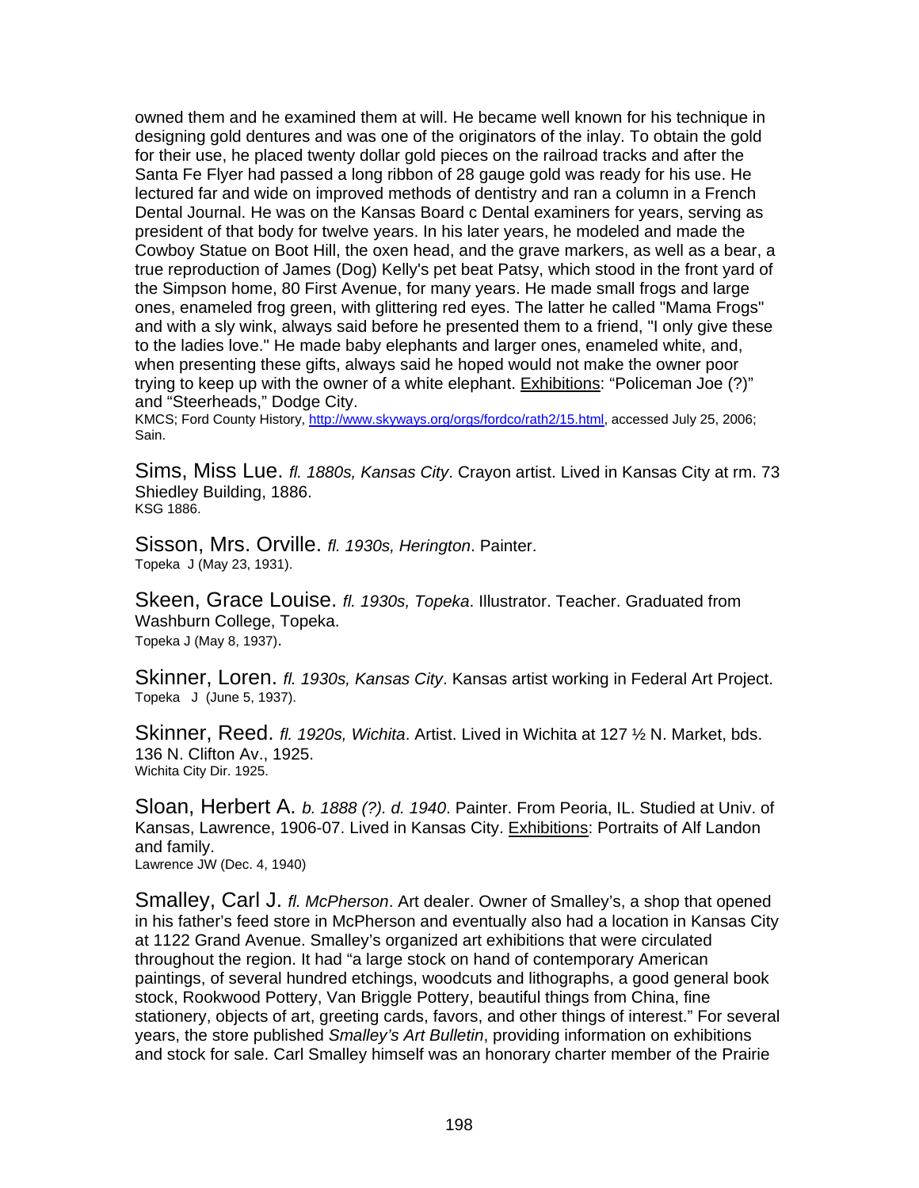owned them and he examined them at will. He became well known for his technique in designing gold dentures and was one of the originators of the inlay. To obtain the gold for their use, he placed twenty dollar gold pieces on the railroad tracks and after the Santa Fe Flyer had passed a long ribbon of 28 gauge gold was ready for his use. He lectured far and wide on improved methods of dentistry and ran a column in a French Dental Journal. He was on the Kansas Board c Dental examiners for years, serving as president of that body for twelve years. In his later years, he modeled and made the Cowboy Statue on Boot Hill, the oxen head, and the grave markers, as well as a bear, a true reproduction of James (Dog) Kelly's pet beat Patsy, which stood in the front yard of the Simpson home, 80 First Avenue, for many years. He made small frogs and large ones, enameled frog green, with glittering red eyes. The latter he called "Mama Frogs" and with a sly wink, always said before he presented them to a friend, "I only give these to the ladies love." He made baby elephants and larger ones, enameled white, and, when presenting these gifts, always said he hoped would not make the owner poor trying to keep up with the owner of a white elephant. Exhibitions: "Policeman Joe (?)" and "Steerheads," Dodge City.
KMCS; Ford County History, http://www.skyways.org/orgs/fordco/rath2/15.html, accessed July 25, 2006; Sain.

Sims, Miss Lue. *fl. 1880s, Kansas City*. Crayon artist. Lived in Kansas City at rm. 73 Shiedley Building, 1886.
KSG 1886.

Sisson, Mrs. Orville. *fl. 1930s, Herington*. Painter.
Topeka J (May 23, 1931).

Skeen, Grace Louise. *fl. 1930s, Topeka*. Illustrator. Teacher. Graduated from Washburn College, Topeka.
Topeka J (May 8, 1937).

Skinner, Loren. *fl. 1930s, Kansas City*. Kansas artist working in Federal Art Project.
Topeka J (June 5, 1937).

Skinner, Reed. *fl. 1920s, Wichita*. Artist. Lived in Wichita at 127 ½ N. Market, bds. 136 N. Clifton Av., 1925.
Wichita City Dir. 1925.

Sloan, Herbert A. *b. 1888 (?). d. 1940*. Painter. From Peoria, IL. Studied at Univ. of Kansas, Lawrence, 1906-07. Lived in Kansas City. Exhibitions: Portraits of Alf Landon and family.
Lawrence JW (Dec. 4, 1940)

Smalley, Carl J. *fl. McPherson*. Art dealer. Owner of Smalley's, a shop that opened in his father's feed store in McPherson and eventually also had a location in Kansas City at 1122 Grand Avenue. Smalley's organized art exhibitions that were circulated throughout the region. It had "a large stock on hand of contemporary American paintings, of several hundred etchings, woodcuts and lithographs, a good general book stock, Rookwood Pottery, Van Briggle Pottery, beautiful things from China, fine stationery, objects of art, greeting cards, favors, and other things of interest." For several years, the store published *Smalley's Art Bulletin*, providing information on exhibitions and stock for sale. Carl Smalley himself was an honorary charter member of the Prairie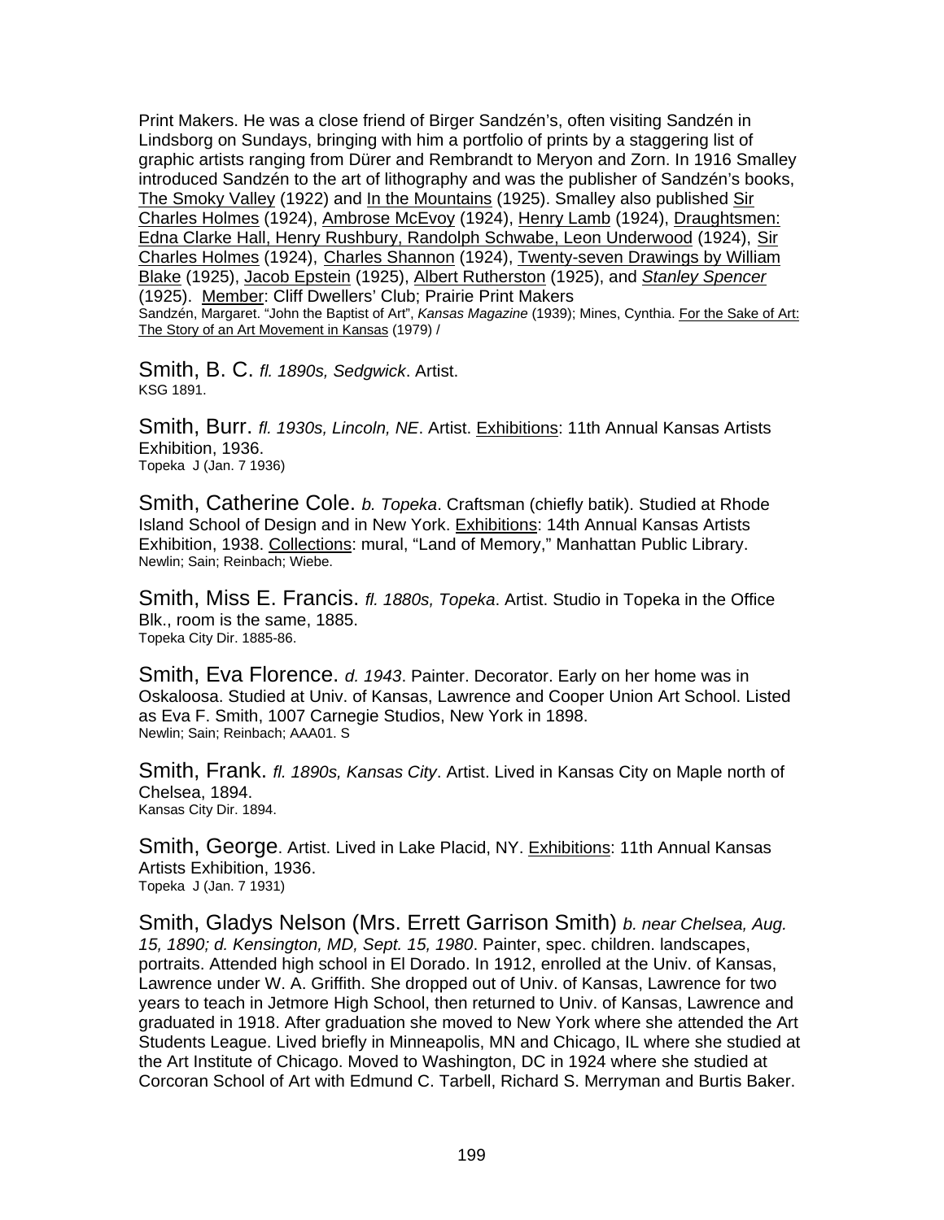Print Makers. He was a close friend of Birger Sandzén's, often visiting Sandzén in Lindsborg on Sundays, bringing with him a portfolio of prints by a staggering list of graphic artists ranging from Dürer and Rembrandt to Meryon and Zorn. In 1916 Smalley introduced Sandzén to the art of lithography and was the publisher of Sandzén's books, The Smoky Valley (1922) and In the Mountains (1925). Smalley also published Sir Charles Holmes (1924), Ambrose McEvoy (1924), Henry Lamb (1924), Draughtsmen: Edna Clarke Hall, Henry Rushbury, Randolph Schwabe, Leon Underwood (1924), Sir Charles Holmes (1924), Charles Shannon (1924), Twenty-seven Drawings by William Blake (1925), Jacob Epstein (1925), Albert Rutherston (1925), and *Stanley Spencer* (1925). Member: Cliff Dwellers' Club; Prairie Print Makers
Sandzén, Margaret. "John the Baptist of Art", *Kansas Magazine* (1939); Mines, Cynthia. For the Sake of Art: The Story of an Art Movement in Kansas (1979) /

Smith, B. C. *fl. 1890s, Sedgwick*. Artist.
KSG 1891.

Smith, Burr. *fl. 1930s, Lincoln, NE*. Artist. Exhibitions: 11th Annual Kansas Artists Exhibition, 1936.
Topeka J (Jan. 7 1936)

Smith, Catherine Cole. *b. Topeka*. Craftsman (chiefly batik). Studied at Rhode Island School of Design and in New York. Exhibitions: 14th Annual Kansas Artists Exhibition, 1938. Collections: mural, "Land of Memory," Manhattan Public Library.
Newlin; Sain; Reinbach; Wiebe.

Smith, Miss E. Francis. *fl. 1880s, Topeka*. Artist. Studio in Topeka in the Office Blk., room is the same, 1885.
Topeka City Dir. 1885-86.

Smith, Eva Florence. *d. 1943*. Painter. Decorator. Early on her home was in Oskaloosa. Studied at Univ. of Kansas, Lawrence and Cooper Union Art School. Listed as Eva F. Smith, 1007 Carnegie Studios, New York in 1898.
Newlin; Sain; Reinbach; AAA01. S

Smith, Frank. *fl. 1890s, Kansas City*. Artist. Lived in Kansas City on Maple north of Chelsea, 1894.
Kansas City Dir. 1894.

Smith, George. Artist. Lived in Lake Placid, NY. Exhibitions: 11th Annual Kansas Artists Exhibition, 1936.
Topeka J (Jan. 7 1931)

Smith, Gladys Nelson (Mrs. Errett Garrison Smith) *b. near Chelsea, Aug. 15, 1890; d. Kensington, MD, Sept. 15, 1980*. Painter, spec. children. landscapes, portraits. Attended high school in El Dorado. In 1912, enrolled at the Univ. of Kansas, Lawrence under W. A. Griffith. She dropped out of Univ. of Kansas, Lawrence for two years to teach in Jetmore High School, then returned to Univ. of Kansas, Lawrence and graduated in 1918. After graduation she moved to New York where she attended the Art Students League. Lived briefly in Minneapolis, MN and Chicago, IL where she studied at the Art Institute of Chicago. Moved to Washington, DC in 1924 where she studied at Corcoran School of Art with Edmund C. Tarbell, Richard S. Merryman and Burtis Baker.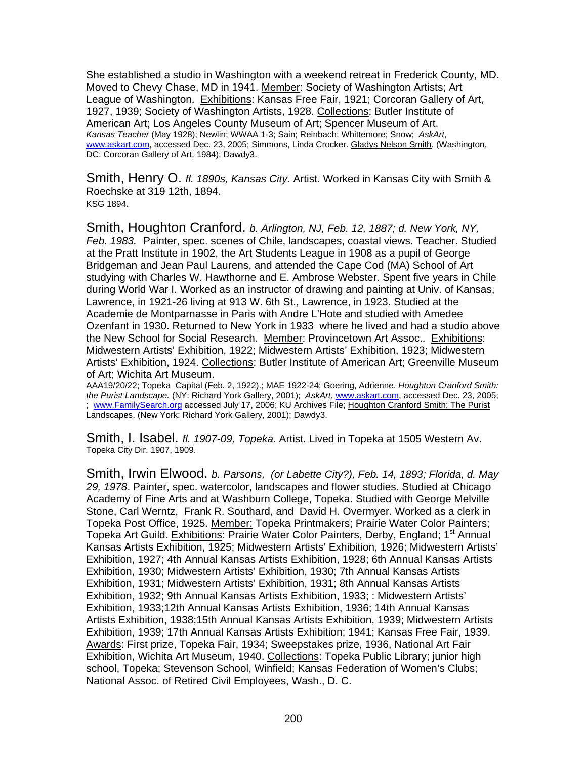She established a studio in Washington with a weekend retreat in Frederick County, MD. Moved to Chevy Chase, MD in 1941. Member: Society of Washington Artists; Art League of Washington. Exhibitions: Kansas Free Fair, 1921; Corcoran Gallery of Art, 1927, 1939; Society of Washington Artists, 1928. Collections: Butler Institute of American Art; Los Angeles County Museum of Art; Spencer Museum of Art.
*Kansas Teacher* (May 1928); Newlin; WWAA 1-3; Sain; Reinbach; Whittemore; Snow; *AskArt*, www.askart.com, accessed Dec. 23, 2005; Simmons, Linda Crocker. Gladys Nelson Smith. (Washington, DC: Corcoran Gallery of Art, 1984); Dawdy3.

Smith, Henry O. *fl. 1890s, Kansas City*. Artist. Worked in Kansas City with Smith & Roechske at 319 12th, 1894.
KSG 1894.

Smith, Houghton Cranford. *b. Arlington, NJ, Feb. 12, 1887; d. New York, NY, Feb. 1983.* Painter, spec. scenes of Chile, landscapes, coastal views. Teacher. Studied at the Pratt Institute in 1902, the Art Students League in 1908 as a pupil of George Bridgeman and Jean Paul Laurens, and attended the Cape Cod (MA) School of Art studying with Charles W. Hawthorne and E. Ambrose Webster. Spent five years in Chile during World War I. Worked as an instructor of drawing and painting at Univ. of Kansas, Lawrence, in 1921-26 living at 913 W. 6th St., Lawrence, in 1923. Studied at the Academie de Montparnasse in Paris with Andre L'Hote and studied with Amedee Ozenfant in 1930. Returned to New York in 1933 where he lived and had a studio above the New School for Social Research. Member: Provincetown Art Assoc.. Exhibitions: Midwestern Artists' Exhibition, 1922; Midwestern Artists' Exhibition, 1923; Midwestern Artists' Exhibition, 1924. Collections: Butler Institute of American Art; Greenville Museum of Art; Wichita Art Museum.
AAA19/20/22; Topeka Capital (Feb. 2, 1922).; MAE 1922-24; Goering, Adrienne. *Houghton Cranford Smith: the Purist Landscape.* (NY: Richard York Gallery, 2001); *AskArt*, www.askart.com, accessed Dec. 23, 2005; ; www.FamilySearch.org accessed July 17, 2006; KU Archives File; Houghton Cranford Smith: The Purist Landscapes. (New York: Richard York Gallery, 2001); Dawdy3.

Smith, I. Isabel. *fl. 1907-09, Topeka*. Artist. Lived in Topeka at 1505 Western Av.
Topeka City Dir. 1907, 1909.

Smith, Irwin Elwood. *b. Parsons, (or Labette City?), Feb. 14, 1893; Florida, d. May 29, 1978*. Painter, spec. watercolor, landscapes and flower studies. Studied at Chicago Academy of Fine Arts and at Washburn College, Topeka. Studied with George Melville Stone, Carl Werntz, Frank R. Southard, and David H. Overmyer. Worked as a clerk in Topeka Post Office, 1925. Member: Topeka Printmakers; Prairie Water Color Painters; Topeka Art Guild. Exhibitions: Prairie Water Color Painters, Derby, England; 1st Annual Kansas Artists Exhibition, 1925; Midwestern Artists' Exhibition, 1926; Midwestern Artists' Exhibition, 1927; 4th Annual Kansas Artists Exhibition, 1928; 6th Annual Kansas Artists Exhibition, 1930; Midwestern Artists' Exhibition, 1930; 7th Annual Kansas Artists Exhibition, 1931; Midwestern Artists' Exhibition, 1931; 8th Annual Kansas Artists Exhibition, 1932; 9th Annual Kansas Artists Exhibition, 1933; : Midwestern Artists' Exhibition, 1933;12th Annual Kansas Artists Exhibition, 1936; 14th Annual Kansas Artists Exhibition, 1938;15th Annual Kansas Artists Exhibition, 1939; Midwestern Artists Exhibition, 1939; 17th Annual Kansas Artists Exhibition; 1941; Kansas Free Fair, 1939. Awards: First prize, Topeka Fair, 1934; Sweepstakes prize, 1936, National Art Fair Exhibition, Wichita Art Museum, 1940. Collections: Topeka Public Library; junior high school, Topeka; Stevenson School, Winfield; Kansas Federation of Women's Clubs; National Assoc. of Retired Civil Employees, Wash., D. C.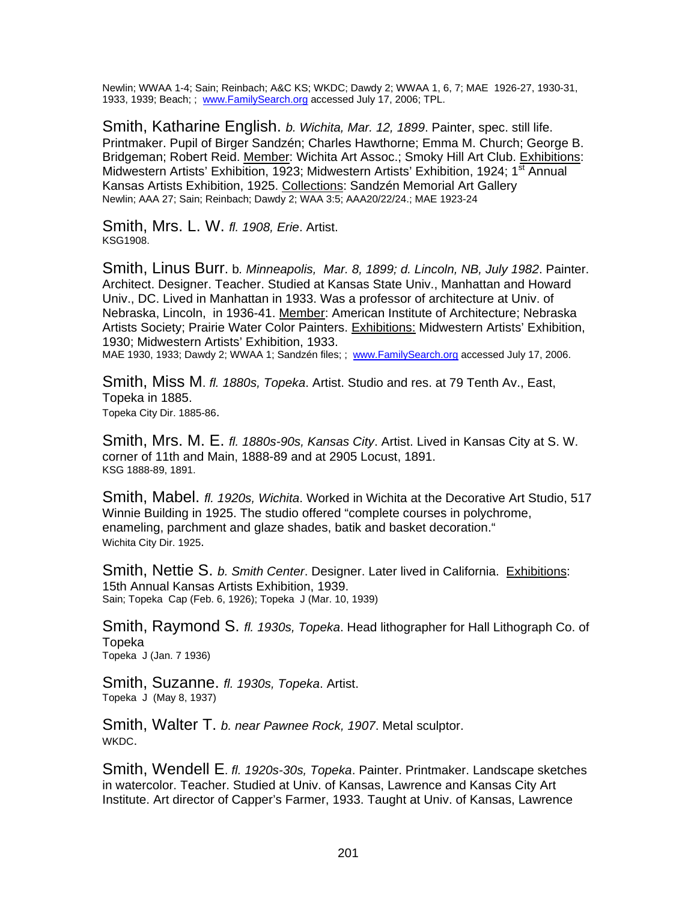Newlin; WWAA 1-4; Sain; Reinbach; A&C KS; WKDC; Dawdy 2; WWAA 1, 6, 7; MAE 1926-27, 1930-31, 1933, 1939; Beach; ; www.FamilySearch.org accessed July 17, 2006; TPL.

Smith, Katharine English. *b. Wichita, Mar. 12, 1899*. Painter, spec. still life. Printmaker. Pupil of Birger Sandzén; Charles Hawthorne; Emma M. Church; George B. Bridgeman; Robert Reid. Member: Wichita Art Assoc.; Smoky Hill Art Club. Exhibitions: Midwestern Artists' Exhibition, 1923; Midwestern Artists' Exhibition, 1924; 1st Annual Kansas Artists Exhibition, 1925. Collections: Sandzén Memorial Art Gallery
Newlin; AAA 27; Sain; Reinbach; Dawdy 2; WAA 3:5; AAA20/22/24.; MAE 1923-24

Smith, Mrs. L. W. *fl. 1908, Erie*. Artist.
KSG1908.

Smith, Linus Burr. b. *Minneapolis, Mar. 8, 1899; d. Lincoln, NB, July 1982*. Painter. Architect. Designer. Teacher. Studied at Kansas State Univ., Manhattan and Howard Univ., DC. Lived in Manhattan in 1933. Was a professor of architecture at Univ. of Nebraska, Lincoln, in 1936-41. Member: American Institute of Architecture; Nebraska Artists Society; Prairie Water Color Painters. Exhibitions: Midwestern Artists' Exhibition, 1930; Midwestern Artists' Exhibition, 1933.
MAE 1930, 1933; Dawdy 2; WWAA 1; Sandzén files; ; www.FamilySearch.org accessed July 17, 2006.

Smith, Miss M. *fl. 1880s, Topeka*. Artist. Studio and res. at 79 Tenth Av., East, Topeka in 1885.
Topeka City Dir. 1885-86.

Smith, Mrs. M. E. *fl. 1880s-90s, Kansas City*. Artist. Lived in Kansas City at S. W. corner of 11th and Main, 1888-89 and at 2905 Locust, 1891.
KSG 1888-89, 1891.

Smith, Mabel. *fl. 1920s, Wichita*. Worked in Wichita at the Decorative Art Studio, 517 Winnie Building in 1925. The studio offered "complete courses in polychrome, enameling, parchment and glaze shades, batik and basket decoration."
Wichita City Dir. 1925.

Smith, Nettie S. *b. Smith Center*. Designer. Later lived in California. Exhibitions: 15th Annual Kansas Artists Exhibition, 1939.
Sain; Topeka Cap (Feb. 6, 1926); Topeka J (Mar. 10, 1939)

Smith, Raymond S. *fl. 1930s, Topeka*. Head lithographer for Hall Lithograph Co. of Topeka
Topeka J (Jan. 7 1936)

Smith, Suzanne. *fl. 1930s, Topeka*. Artist.
Topeka J (May 8, 1937)

Smith, Walter T. *b. near Pawnee Rock, 1907*. Metal sculptor.
WKDC.

Smith, Wendell E. *fl. 1920s-30s, Topeka*. Painter. Printmaker. Landscape sketches in watercolor. Teacher. Studied at Univ. of Kansas, Lawrence and Kansas City Art Institute. Art director of Capper's Farmer, 1933. Taught at Univ. of Kansas, Lawrence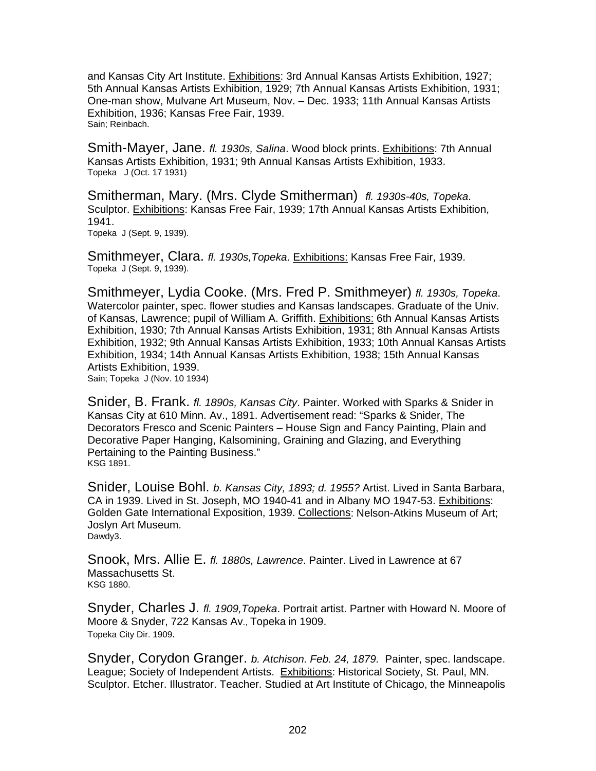and Kansas City Art Institute. Exhibitions: 3rd Annual Kansas Artists Exhibition, 1927; 5th Annual Kansas Artists Exhibition, 1929; 7th Annual Kansas Artists Exhibition, 1931; One-man show, Mulvane Art Museum, Nov. – Dec. 1933; 11th Annual Kansas Artists Exhibition, 1936; Kansas Free Fair, 1939.
Sain; Reinbach.

Smith-Mayer, Jane. *fl. 1930s, Salina*. Wood block prints. Exhibitions: 7th Annual Kansas Artists Exhibition, 1931; 9th Annual Kansas Artists Exhibition, 1933.
Topeka J (Oct. 17 1931)

Smitherman, Mary. (Mrs. Clyde Smitherman) *fl. 1930s-40s, Topeka*. Sculptor. Exhibitions: Kansas Free Fair, 1939; 17th Annual Kansas Artists Exhibition, 1941.
Topeka J (Sept. 9, 1939).

Smithmeyer, Clara. *fl. 1930s,Topeka*. Exhibitions: Kansas Free Fair, 1939.
Topeka J (Sept. 9, 1939).

Smithmeyer, Lydia Cooke. (Mrs. Fred P. Smithmeyer) *fl. 1930s, Topeka*. Watercolor painter, spec. flower studies and Kansas landscapes. Graduate of the Univ. of Kansas, Lawrence; pupil of William A. Griffith. Exhibitions: 6th Annual Kansas Artists Exhibition, 1930; 7th Annual Kansas Artists Exhibition, 1931; 8th Annual Kansas Artists Exhibition, 1932; 9th Annual Kansas Artists Exhibition, 1933; 10th Annual Kansas Artists Exhibition, 1934; 14th Annual Kansas Artists Exhibition, 1938; 15th Annual Kansas Artists Exhibition, 1939.
Sain; Topeka J (Nov. 10 1934)

Snider, B. Frank. *fl. 1890s, Kansas City*. Painter. Worked with Sparks & Snider in Kansas City at 610 Minn. Av., 1891. Advertisement read: "Sparks & Snider, The Decorators Fresco and Scenic Painters – House Sign and Fancy Painting, Plain and Decorative Paper Hanging, Kalsomining, Graining and Glazing, and Everything Pertaining to the Painting Business."
KSG 1891.

Snider, Louise Bohl. *b. Kansas City, 1893; d. 1955?* Artist. Lived in Santa Barbara, CA in 1939. Lived in St. Joseph, MO 1940-41 and in Albany MO 1947-53. Exhibitions: Golden Gate International Exposition, 1939. Collections: Nelson-Atkins Museum of Art; Joslyn Art Museum.
Dawdy3.

Snook, Mrs. Allie E. *fl. 1880s, Lawrence*. Painter. Lived in Lawrence at 67 Massachusetts St.
KSG 1880.

Snyder, Charles J. *fl. 1909,Topeka*. Portrait artist. Partner with Howard N. Moore of Moore & Snyder, 722 Kansas Av., Topeka in 1909.
Topeka City Dir. 1909.

Snyder, Corydon Granger. *b. Atchison. Feb. 24, 1879.* Painter, spec. landscape. League; Society of Independent Artists. Exhibitions: Historical Society, St. Paul, MN. Sculptor. Etcher. Illustrator. Teacher. Studied at Art Institute of Chicago, the Minneapolis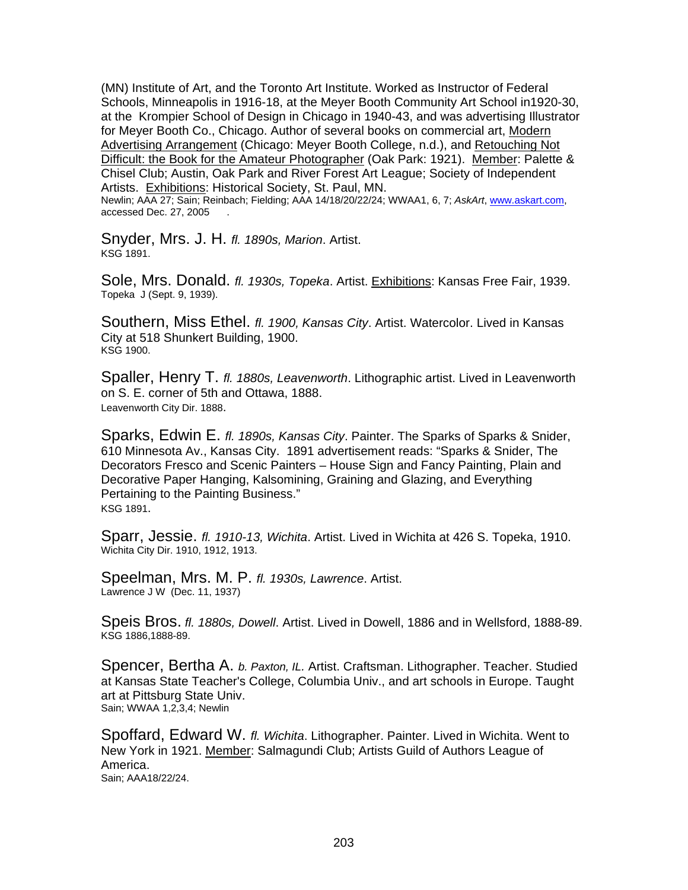(MN) Institute of Art, and the Toronto Art Institute. Worked as Instructor of Federal Schools, Minneapolis in 1916-18, at the Meyer Booth Community Art School in1920-30, at the Krompier School of Design in Chicago in 1940-43, and was advertising Illustrator for Meyer Booth Co., Chicago. Author of several books on commercial art, Modern Advertising Arrangement (Chicago: Meyer Booth College, n.d.), and Retouching Not Difficult: the Book for the Amateur Photographer (Oak Park: 1921). Member: Palette & Chisel Club; Austin, Oak Park and River Forest Art League; Society of Independent Artists. Exhibitions: Historical Society, St. Paul, MN.
Newlin; AAA 27; Sain; Reinbach; Fielding; AAA 14/18/20/22/24; WWAA1, 6, 7; *AskArt*, www.askart.com, accessed Dec. 27, 2005 .

Snyder, Mrs. J. H. *fl. 1890s, Marion*. Artist.
KSG 1891.

Sole, Mrs. Donald. *fl. 1930s, Topeka*. Artist. Exhibitions: Kansas Free Fair, 1939.
Topeka J (Sept. 9, 1939).

Southern, Miss Ethel. *fl. 1900, Kansas City*. Artist. Watercolor. Lived in Kansas City at 518 Shunkert Building, 1900.
KSG 1900.

Spaller, Henry T. *fl. 1880s, Leavenworth*. Lithographic artist. Lived in Leavenworth on S. E. corner of 5th and Ottawa, 1888.
Leavenworth City Dir. 1888.

Sparks, Edwin E. *fl. 1890s, Kansas City*. Painter. The Sparks of Sparks & Snider, 610 Minnesota Av., Kansas City. 1891 advertisement reads: "Sparks & Snider, The Decorators Fresco and Scenic Painters – House Sign and Fancy Painting, Plain and Decorative Paper Hanging, Kalsomining, Graining and Glazing, and Everything Pertaining to the Painting Business."
KSG 1891.

Sparr, Jessie. *fl. 1910-13, Wichita*. Artist. Lived in Wichita at 426 S. Topeka, 1910.
Wichita City Dir. 1910, 1912, 1913.

Speelman, Mrs. M. P. *fl. 1930s, Lawrence*. Artist.
Lawrence J W (Dec. 11, 1937)

Speis Bros. *fl. 1880s, Dowell*. Artist. Lived in Dowell, 1886 and in Wellsford, 1888-89.
KSG 1886,1888-89.

Spencer, Bertha A. *b. Paxton, IL.* Artist. Craftsman. Lithographer. Teacher. Studied at Kansas State Teacher's College, Columbia Univ., and art schools in Europe. Taught art at Pittsburg State Univ.
Sain; WWAA 1,2,3,4; Newlin

Spoffard, Edward W. *fl. Wichita*. Lithographer. Painter. Lived in Wichita. Went to New York in 1921. Member: Salmagundi Club; Artists Guild of Authors League of America.
Sain; AAA18/22/24.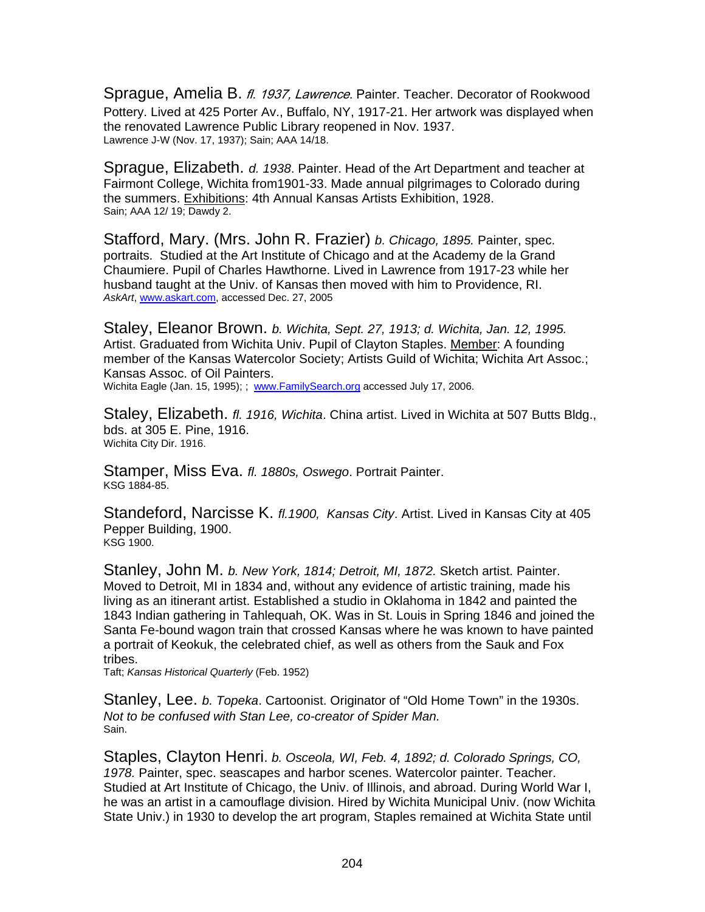Sprague, Amelia B. *fl. 1937, Lawrence*. Painter. Teacher. Decorator of Rookwood Pottery. Lived at 425 Porter Av., Buffalo, NY, 1917-21. Her artwork was displayed when the renovated Lawrence Public Library reopened in Nov. 1937.
Lawrence J-W (Nov. 17, 1937); Sain; AAA 14/18.

Sprague, Elizabeth. *d. 1938*. Painter. Head of the Art Department and teacher at Fairmont College, Wichita from1901-33. Made annual pilgrimages to Colorado during the summers. Exhibitions: 4th Annual Kansas Artists Exhibition, 1928.
Sain; AAA 12/ 19; Dawdy 2.

Stafford, Mary. (Mrs. John R. Frazier) *b. Chicago, 1895.* Painter, spec. portraits. Studied at the Art Institute of Chicago and at the Academy de la Grand Chaumiere. Pupil of Charles Hawthorne. Lived in Lawrence from 1917-23 while her husband taught at the Univ. of Kansas then moved with him to Providence, RI.
*AskArt*, www.askart.com, accessed Dec. 27, 2005

Staley, Eleanor Brown. *b. Wichita, Sept. 27, 1913; d. Wichita, Jan. 12, 1995.* Artist. Graduated from Wichita Univ. Pupil of Clayton Staples. Member: A founding member of the Kansas Watercolor Society; Artists Guild of Wichita; Wichita Art Assoc.; Kansas Assoc. of Oil Painters.
Wichita Eagle (Jan. 15, 1995); ; www.FamilySearch.org accessed July 17, 2006.

Staley, Elizabeth. *fl. 1916, Wichita*. China artist. Lived in Wichita at 507 Butts Bldg., bds. at 305 E. Pine, 1916.
Wichita City Dir. 1916.

Stamper, Miss Eva. *fl. 1880s, Oswego*. Portrait Painter.
KSG 1884-85.

Standeford, Narcisse K. *fl.1900, Kansas City*. Artist. Lived in Kansas City at 405 Pepper Building, 1900.
KSG 1900.

Stanley, John M. *b. New York, 1814; Detroit, MI, 1872.* Sketch artist. Painter. Moved to Detroit, MI in 1834 and, without any evidence of artistic training, made his living as an itinerant artist. Established a studio in Oklahoma in 1842 and painted the 1843 Indian gathering in Tahlequah, OK. Was in St. Louis in Spring 1846 and joined the Santa Fe-bound wagon train that crossed Kansas where he was known to have painted a portrait of Keokuk, the celebrated chief, as well as others from the Sauk and Fox tribes.
Taft; *Kansas Historical Quarterly* (Feb. 1952)

Stanley, Lee. *b. Topeka*. Cartoonist. Originator of "Old Home Town" in the 1930s. *Not to be confused with Stan Lee, co-creator of Spider Man.*
Sain.

Staples, Clayton Henri. *b. Osceola, WI, Feb. 4, 1892; d. Colorado Springs, CO, 1978.* Painter, spec. seascapes and harbor scenes. Watercolor painter. Teacher. Studied at Art Institute of Chicago, the Univ. of Illinois, and abroad. During World War I, he was an artist in a camouflage division. Hired by Wichita Municipal Univ. (now Wichita State Univ.) in 1930 to develop the art program, Staples remained at Wichita State until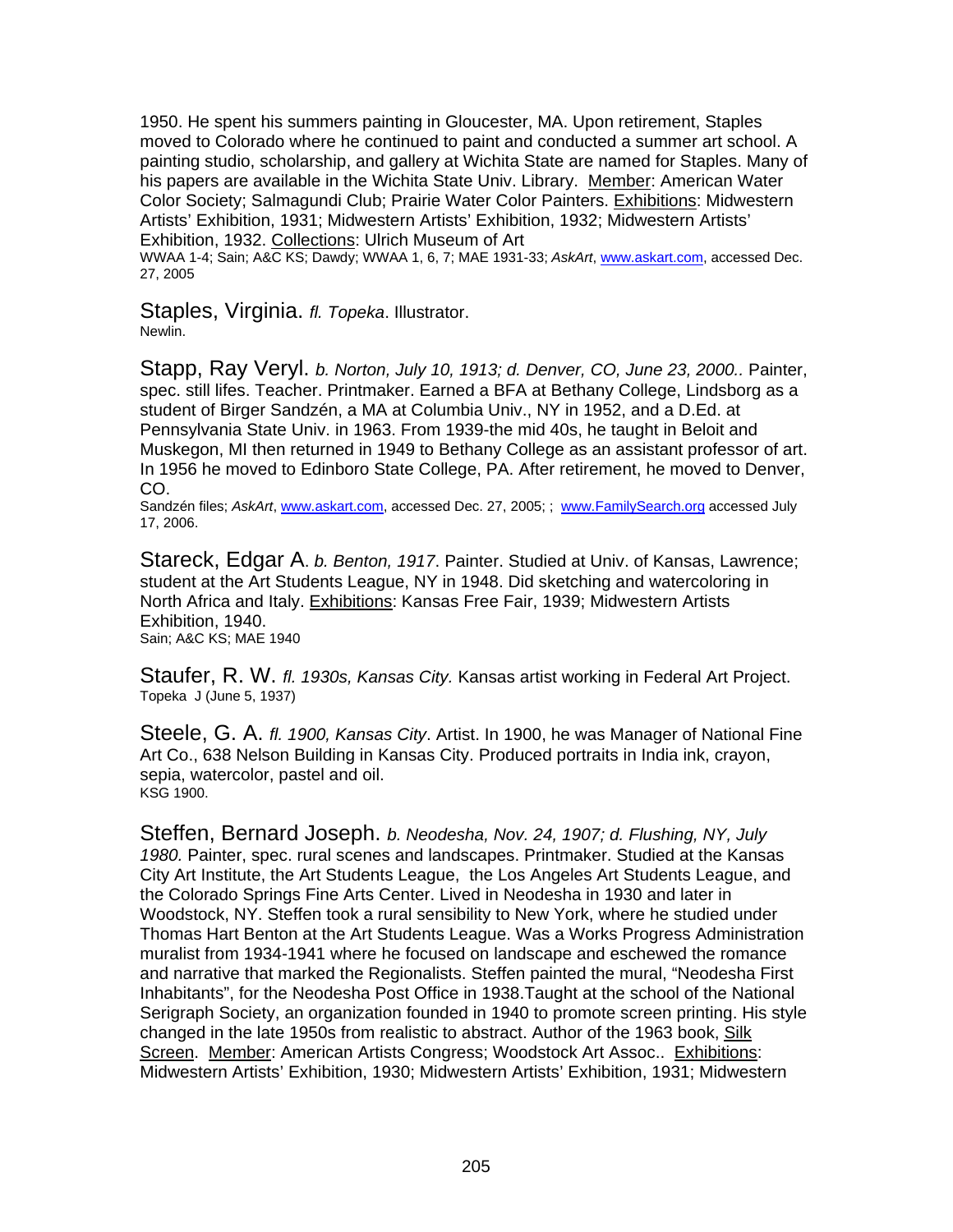1950. He spent his summers painting in Gloucester, MA. Upon retirement, Staples moved to Colorado where he continued to paint and conducted a summer art school. A painting studio, scholarship, and gallery at Wichita State are named for Staples. Many of his papers are available in the Wichita State Univ. Library. Member: American Water Color Society; Salmagundi Club; Prairie Water Color Painters. Exhibitions: Midwestern Artists' Exhibition, 1931; Midwestern Artists' Exhibition, 1932; Midwestern Artists' Exhibition, 1932. Collections: Ulrich Museum of Art
WWAA 1-4; Sain; A&C KS; Dawdy; WWAA 1, 6, 7; MAE 1931-33; *AskArt*, www.askart.com, accessed Dec. 27, 2005

Staples, Virginia. *fl. Topeka*. Illustrator.
Newlin.

Stapp, Ray Veryl. *b. Norton, July 10, 1913; d. Denver, CO, June 23, 2000..* Painter, spec. still lifes. Teacher. Printmaker. Earned a BFA at Bethany College, Lindsborg as a student of Birger Sandzén, a MA at Columbia Univ., NY in 1952, and a D.Ed. at Pennsylvania State Univ. in 1963. From 1939-the mid 40s, he taught in Beloit and Muskegon, MI then returned in 1949 to Bethany College as an assistant professor of art. In 1956 he moved to Edinboro State College, PA. After retirement, he moved to Denver, CO.
Sandzén files; *AskArt*, www.askart.com, accessed Dec. 27, 2005; ; www.FamilySearch.org accessed July 17, 2006.

Stareck, Edgar A. *b. Benton, 1917*. Painter. Studied at Univ. of Kansas, Lawrence; student at the Art Students League, NY in 1948. Did sketching and watercoloring in North Africa and Italy. Exhibitions: Kansas Free Fair, 1939; Midwestern Artists Exhibition, 1940.
Sain; A&C KS; MAE 1940

Staufer, R. W. *fl. 1930s, Kansas City.* Kansas artist working in Federal Art Project.
Topeka J (June 5, 1937)

Steele, G. A. *fl. 1900, Kansas City*. Artist. In 1900, he was Manager of National Fine Art Co., 638 Nelson Building in Kansas City. Produced portraits in India ink, crayon, sepia, watercolor, pastel and oil.
KSG 1900.

Steffen, Bernard Joseph. *b. Neodesha, Nov. 24, 1907; d. Flushing, NY, July 1980.* Painter, spec. rural scenes and landscapes. Printmaker. Studied at the Kansas City Art Institute, the Art Students League, the Los Angeles Art Students League, and the Colorado Springs Fine Arts Center. Lived in Neodesha in 1930 and later in Woodstock, NY. Steffen took a rural sensibility to New York, where he studied under Thomas Hart Benton at the Art Students League. Was a Works Progress Administration muralist from 1934-1941 where he focused on landscape and eschewed the romance and narrative that marked the Regionalists. Steffen painted the mural, "Neodesha First Inhabitants", for the Neodesha Post Office in 1938.Taught at the school of the National Serigraph Society, an organization founded in 1940 to promote screen printing. His style changed in the late 1950s from realistic to abstract. Author of the 1963 book, Silk Screen. Member: American Artists Congress; Woodstock Art Assoc.. Exhibitions: Midwestern Artists' Exhibition, 1930; Midwestern Artists' Exhibition, 1931; Midwestern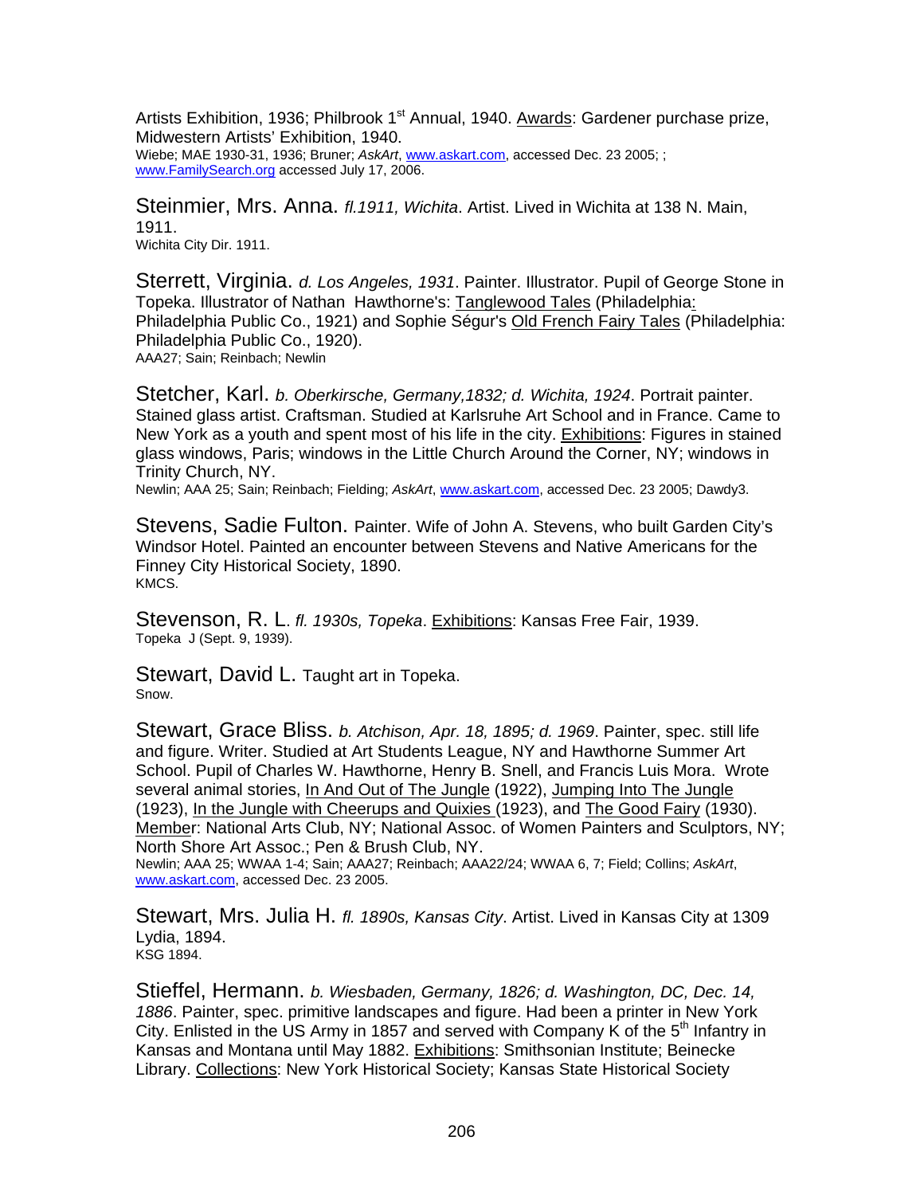Artists Exhibition, 1936; Philbrook 1st Annual, 1940. Awards: Gardener purchase prize, Midwestern Artists' Exhibition, 1940.
Wiebe; MAE 1930-31, 1936; Bruner; *AskArt*, www.askart.com, accessed Dec. 23 2005; ; www.FamilySearch.org accessed July 17, 2006.

Steinmier, Mrs. Anna. *fl.1911, Wichita*. Artist. Lived in Wichita at 138 N. Main, 1911.
Wichita City Dir. 1911.

Sterrett, Virginia. *d. Los Angeles, 1931*. Painter. Illustrator. Pupil of George Stone in Topeka. Illustrator of Nathan Hawthorne's: Tanglewood Tales (Philadelphia: Philadelphia Public Co., 1921) and Sophie Ségur's Old French Fairy Tales (Philadelphia: Philadelphia Public Co., 1920).
AAA27; Sain; Reinbach; Newlin

Stetcher, Karl. *b. Oberkirsche, Germany,1832; d. Wichita, 1924*. Portrait painter. Stained glass artist. Craftsman. Studied at Karlsruhe Art School and in France. Came to New York as a youth and spent most of his life in the city. Exhibitions: Figures in stained glass windows, Paris; windows in the Little Church Around the Corner, NY; windows in Trinity Church, NY.
Newlin; AAA 25; Sain; Reinbach; Fielding; *AskArt*, www.askart.com, accessed Dec. 23 2005; Dawdy3.

Stevens, Sadie Fulton. Painter. Wife of John A. Stevens, who built Garden City's Windsor Hotel. Painted an encounter between Stevens and Native Americans for the Finney City Historical Society, 1890.
KMCS.

Stevenson, R. L. *fl. 1930s, Topeka*. Exhibitions: Kansas Free Fair, 1939.
Topeka J (Sept. 9, 1939).

Stewart, David L. Taught art in Topeka.
Snow.

Stewart, Grace Bliss. *b. Atchison, Apr. 18, 1895; d. 1969*. Painter, spec. still life and figure. Writer. Studied at Art Students League, NY and Hawthorne Summer Art School. Pupil of Charles W. Hawthorne, Henry B. Snell, and Francis Luis Mora. Wrote several animal stories, In And Out of The Jungle (1922), Jumping Into The Jungle (1923), In the Jungle with Cheerups and Quixies (1923), and The Good Fairy (1930). Member: National Arts Club, NY; National Assoc. of Women Painters and Sculptors, NY; North Shore Art Assoc.; Pen & Brush Club, NY.
Newlin; AAA 25; WWAA 1-4; Sain; AAA27; Reinbach; AAA22/24; WWAA 6, 7; Field; Collins; *AskArt*, www.askart.com, accessed Dec. 23 2005.

Stewart, Mrs. Julia H. *fl. 1890s, Kansas City*. Artist. Lived in Kansas City at 1309 Lydia, 1894.
KSG 1894.

Stieffel, Hermann. *b. Wiesbaden, Germany, 1826; d. Washington, DC, Dec. 14, 1886*. Painter, spec. primitive landscapes and figure. Had been a printer in New York City. Enlisted in the US Army in 1857 and served with Company K of the 5th Infantry in Kansas and Montana until May 1882. Exhibitions: Smithsonian Institute; Beinecke Library. Collections: New York Historical Society; Kansas State Historical Society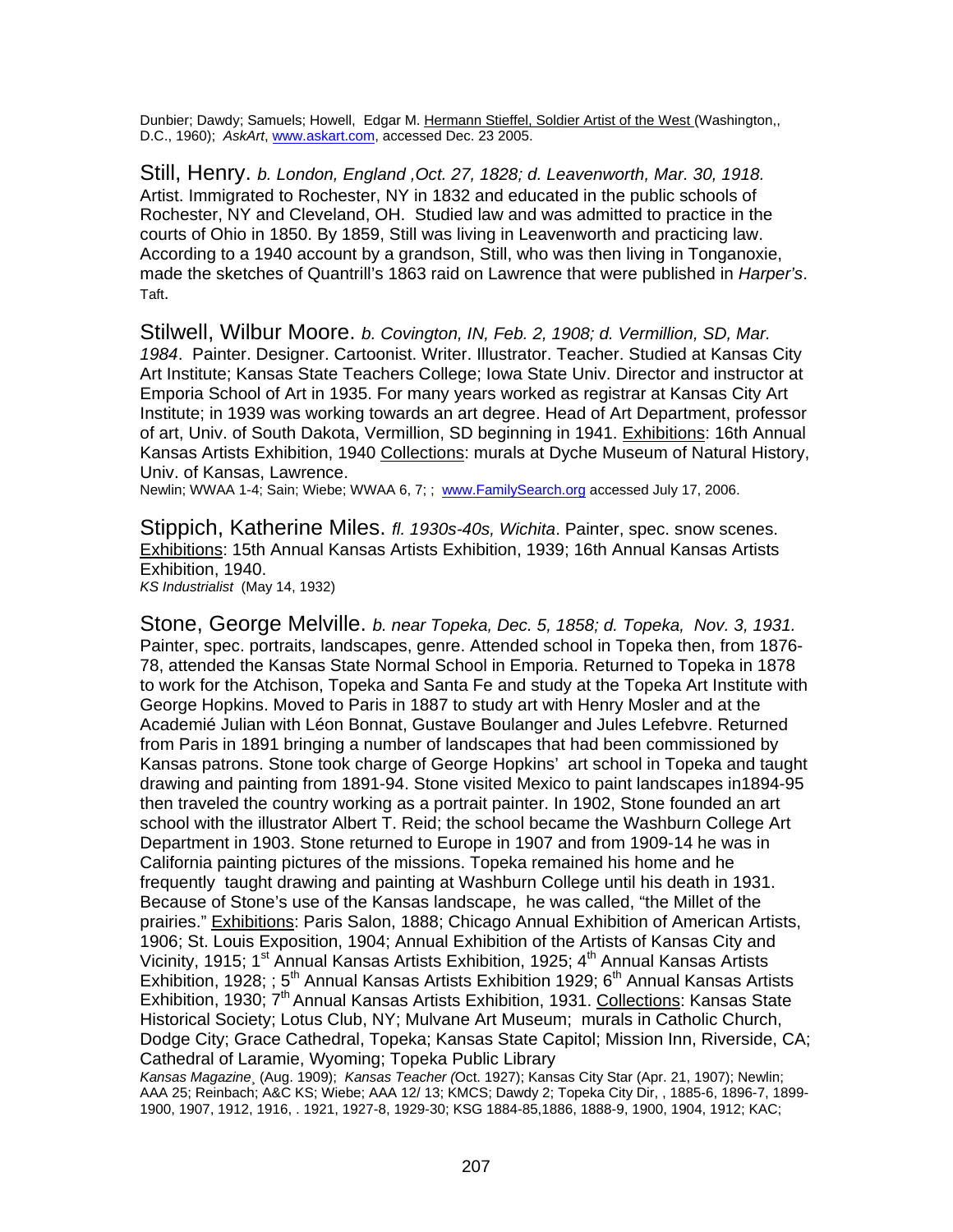Dunbier; Dawdy; Samuels; Howell, Edgar M. Hermann Stieffel, Soldier Artist of the West (Washington,, D.C., 1960); *AskArt*, www.askart.com, accessed Dec. 23 2005.

Still, Henry. *b. London, England ,Oct. 27, 1828; d. Leavenworth, Mar. 30, 1918.* Artist. Immigrated to Rochester, NY in 1832 and educated in the public schools of Rochester, NY and Cleveland, OH. Studied law and was admitted to practice in the courts of Ohio in 1850. By 1859, Still was living in Leavenworth and practicing law. According to a 1940 account by a grandson, Still, who was then living in Tonganoxie, made the sketches of Quantrill's 1863 raid on Lawrence that were published in *Harper's*. Taft.

Stilwell, Wilbur Moore. *b. Covington, IN, Feb. 2, 1908; d. Vermillion, SD, Mar. 1984*. Painter. Designer. Cartoonist. Writer. Illustrator. Teacher. Studied at Kansas City Art Institute; Kansas State Teachers College; Iowa State Univ. Director and instructor at Emporia School of Art in 1935. For many years worked as registrar at Kansas City Art Institute; in 1939 was working towards an art degree. Head of Art Department, professor of art, Univ. of South Dakota, Vermillion, SD beginning in 1941. Exhibitions: 16th Annual Kansas Artists Exhibition, 1940 Collections: murals at Dyche Museum of Natural History, Univ. of Kansas, Lawrence.
Newlin; WWAA 1-4; Sain; Wiebe; WWAA 6, 7; ; www.FamilySearch.org accessed July 17, 2006.

Stippich, Katherine Miles. *fl. 1930s-40s, Wichita*. Painter, spec. snow scenes. Exhibitions: 15th Annual Kansas Artists Exhibition, 1939; 16th Annual Kansas Artists Exhibition, 1940.
*KS Industrialist* (May 14, 1932)

Stone, George Melville. *b. near Topeka, Dec. 5, 1858; d. Topeka, Nov. 3, 1931.* Painter, spec. portraits, landscapes, genre. Attended school in Topeka then, from 1876-78, attended the Kansas State Normal School in Emporia. Returned to Topeka in 1878 to work for the Atchison, Topeka and Santa Fe and study at the Topeka Art Institute with George Hopkins. Moved to Paris in 1887 to study art with Henry Mosler and at the Academié Julian with Léon Bonnat, Gustave Boulanger and Jules Lefebvre. Returned from Paris in 1891 bringing a number of landscapes that had been commissioned by Kansas patrons. Stone took charge of George Hopkins' art school in Topeka and taught drawing and painting from 1891-94. Stone visited Mexico to paint landscapes in1894-95 then traveled the country working as a portrait painter. In 1902, Stone founded an art school with the illustrator Albert T. Reid; the school became the Washburn College Art Department in 1903. Stone returned to Europe in 1907 and from 1909-14 he was in California painting pictures of the missions. Topeka remained his home and he frequently taught drawing and painting at Washburn College until his death in 1931. Because of Stone's use of the Kansas landscape, he was called, "the Millet of the prairies." Exhibitions: Paris Salon, 1888; Chicago Annual Exhibition of American Artists, 1906; St. Louis Exposition, 1904; Annual Exhibition of the Artists of Kansas City and Vicinity, 1915; 1st Annual Kansas Artists Exhibition, 1925; 4th Annual Kansas Artists Exhibition, 1928; ; 5th Annual Kansas Artists Exhibition 1929; 6th Annual Kansas Artists Exhibition, 1930; 7th Annual Kansas Artists Exhibition, 1931. Collections: Kansas State Historical Society; Lotus Club, NY; Mulvane Art Museum; murals in Catholic Church, Dodge City; Grace Cathedral, Topeka; Kansas State Capitol; Mission Inn, Riverside, CA; Cathedral of Laramie, Wyoming; Topeka Public Library
*Kansas Magazine*, (Aug. 1909); *Kansas Teacher (*Oct. 1927); Kansas City Star (Apr. 21, 1907); Newlin; AAA 25; Reinbach; A&C KS; Wiebe; AAA 12/ 13; KMCS; Dawdy 2; Topeka City Dir, , 1885-6, 1896-7, 1899-1900, 1907, 1912, 1916, . 1921, 1927-8, 1929-30; KSG 1884-85,1886, 1888-9, 1900, 1904, 1912; KAC;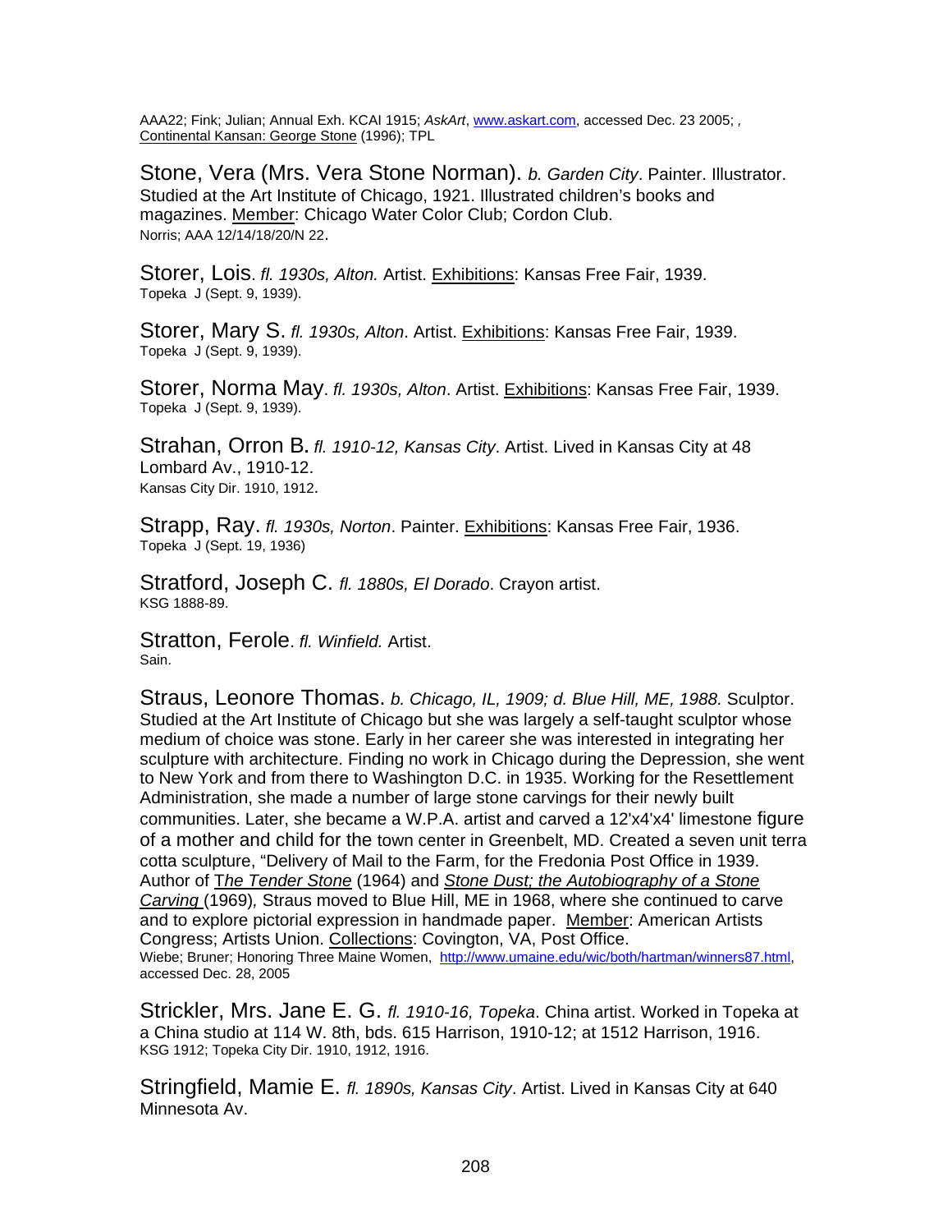AAA22; Fink; Julian; Annual Exh. KCAI 1915; *AskArt*, www.askart.com, accessed Dec. 23 2005; , Continental Kansan: George Stone (1996); TPL

Stone, Vera (Mrs. Vera Stone Norman). *b. Garden City*. Painter. Illustrator. Studied at the Art Institute of Chicago, 1921. Illustrated children's books and magazines. Member: Chicago Water Color Club; Cordon Club.
Norris; AAA 12/14/18/20/N 22.

Storer, Lois. *fl. 1930s, Alton.* Artist. Exhibitions: Kansas Free Fair, 1939.
Topeka J (Sept. 9, 1939).

Storer, Mary S. *fl. 1930s, Alton*. Artist. Exhibitions: Kansas Free Fair, 1939.
Topeka J (Sept. 9, 1939).

Storer, Norma May. *fl. 1930s, Alton*. Artist. Exhibitions: Kansas Free Fair, 1939.
Topeka J (Sept. 9, 1939).

Strahan, Orron B. *fl. 1910-12, Kansas City*. Artist. Lived in Kansas City at 48 Lombard Av., 1910-12.
Kansas City Dir. 1910, 1912.

Strapp, Ray. *fl. 1930s, Norton*. Painter. Exhibitions: Kansas Free Fair, 1936.
Topeka J (Sept. 19, 1936)

Stratford, Joseph C. *fl. 1880s, El Dorado*. Crayon artist.
KSG 1888-89.

Stratton, Ferole. *fl. Winfield.* Artist.
Sain.

Straus, Leonore Thomas. *b. Chicago, IL, 1909; d. Blue Hill, ME, 1988.* Sculptor. Studied at the Art Institute of Chicago but she was largely a self-taught sculptor whose medium of choice was stone. Early in her career she was interested in integrating her sculpture with architecture. Finding no work in Chicago during the Depression, she went to New York and from there to Washington D.C. in 1935. Working for the Resettlement Administration, she made a number of large stone carvings for their newly built communities. Later, she became a W.P.A. artist and carved a 12'x4'x4' limestone figure of a mother and child for the town center in Greenbelt, MD. Created a seven unit terra cotta sculpture, "Delivery of Mail to the Farm, for the Fredonia Post Office in 1939. Author of *The Tender Stone* (1964) and *Stone Dust; the Autobiography of a Stone Carving* (1969), Straus moved to Blue Hill, ME in 1968, where she continued to carve and to explore pictorial expression in handmade paper. Member: American Artists Congress; Artists Union. Collections: Covington, VA, Post Office.
Wiebe; Bruner; Honoring Three Maine Women, http://www.umaine.edu/wic/both/hartman/winners87.html, accessed Dec. 28, 2005

Strickler, Mrs. Jane E. G. *fl. 1910-16, Topeka*. China artist. Worked in Topeka at a China studio at 114 W. 8th, bds. 615 Harrison, 1910-12; at 1512 Harrison, 1916.
KSG 1912; Topeka City Dir. 1910, 1912, 1916.

Stringfield, Mamie E. *fl. 1890s, Kansas City*. Artist. Lived in Kansas City at 640 Minnesota Av.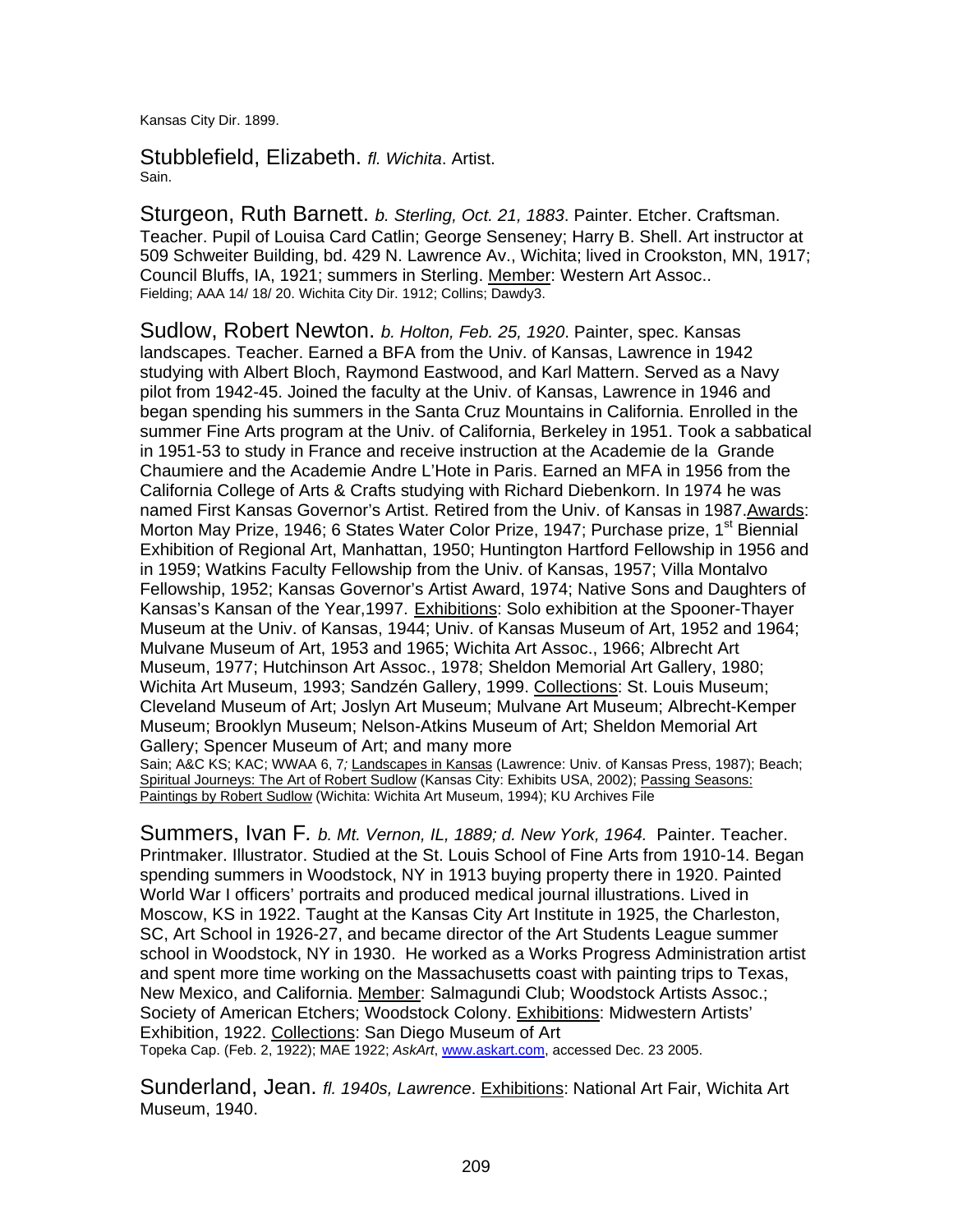Kansas City Dir. 1899.

Stubblefield, Elizabeth. *fl. Wichita*. Artist.
Sain.

Sturgeon, Ruth Barnett. *b. Sterling, Oct. 21, 1883*. Painter. Etcher. Craftsman. Teacher. Pupil of Louisa Card Catlin; George Senseney; Harry B. Shell. Art instructor at 509 Schweiter Building, bd. 429 N. Lawrence Av., Wichita; lived in Crookston, MN, 1917; Council Bluffs, IA, 1921; summers in Sterling. Member: Western Art Assoc..
Fielding; AAA 14/ 18/ 20. Wichita City Dir. 1912; Collins; Dawdy3.

Sudlow, Robert Newton. *b. Holton, Feb. 25, 1920*. Painter, spec. Kansas landscapes. Teacher. Earned a BFA from the Univ. of Kansas, Lawrence in 1942 studying with Albert Bloch, Raymond Eastwood, and Karl Mattern. Served as a Navy pilot from 1942-45. Joined the faculty at the Univ. of Kansas, Lawrence in 1946 and began spending his summers in the Santa Cruz Mountains in California. Enrolled in the summer Fine Arts program at the Univ. of California, Berkeley in 1951. Took a sabbatical in 1951-53 to study in France and receive instruction at the Academie de la Grande Chaumiere and the Academie Andre L'Hote in Paris. Earned an MFA in 1956 from the California College of Arts & Crafts studying with Richard Diebenkorn. In 1974 he was named First Kansas Governor's Artist. Retired from the Univ. of Kansas in 1987. Awards: Morton May Prize, 1946; 6 States Water Color Prize, 1947; Purchase prize, 1st Biennial Exhibition of Regional Art, Manhattan, 1950; Huntington Hartford Fellowship in 1956 and in 1959; Watkins Faculty Fellowship from the Univ. of Kansas, 1957; Villa Montalvo Fellowship, 1952; Kansas Governor's Artist Award, 1974; Native Sons and Daughters of Kansas's Kansan of the Year,1997. Exhibitions: Solo exhibition at the Spooner-Thayer Museum at the Univ. of Kansas, 1944; Univ. of Kansas Museum of Art, 1952 and 1964; Mulvane Museum of Art, 1953 and 1965; Wichita Art Assoc., 1966; Albrecht Art Museum, 1977; Hutchinson Art Assoc., 1978; Sheldon Memorial Art Gallery, 1980; Wichita Art Museum, 1993; Sandzén Gallery, 1999. Collections: St. Louis Museum; Cleveland Museum of Art; Joslyn Art Museum; Mulvane Art Museum; Albrecht-Kemper Museum; Brooklyn Museum; Nelson-Atkins Museum of Art; Sheldon Memorial Art Gallery; Spencer Museum of Art; and many more
Sain; A&C KS; KAC; WWAA 6, 7*;* Landscapes in Kansas (Lawrence: Univ. of Kansas Press, 1987); Beach; Spiritual Journeys: The Art of Robert Sudlow (Kansas City: Exhibits USA, 2002); Passing Seasons: Paintings by Robert Sudlow (Wichita: Wichita Art Museum, 1994); KU Archives File

Summers, Ivan F*. b. Mt. Vernon, IL, 1889; d. New York, 1964.* Painter. Teacher. Printmaker. Illustrator. Studied at the St. Louis School of Fine Arts from 1910-14. Began spending summers in Woodstock, NY in 1913 buying property there in 1920. Painted World War I officers' portraits and produced medical journal illustrations. Lived in Moscow, KS in 1922. Taught at the Kansas City Art Institute in 1925, the Charleston, SC, Art School in 1926-27, and became director of the Art Students League summer school in Woodstock, NY in 1930. He worked as a Works Progress Administration artist and spent more time working on the Massachusetts coast with painting trips to Texas, New Mexico, and California. Member: Salmagundi Club; Woodstock Artists Assoc.; Society of American Etchers; Woodstock Colony. Exhibitions: Midwestern Artists' Exhibition, 1922. Collections: San Diego Museum of Art
Topeka Cap. (Feb. 2, 1922); MAE 1922; *AskArt*, www.askart.com, accessed Dec. 23 2005.

Sunderland, Jean. *fl. 1940s, Lawrence*. Exhibitions: National Art Fair, Wichita Art Museum, 1940.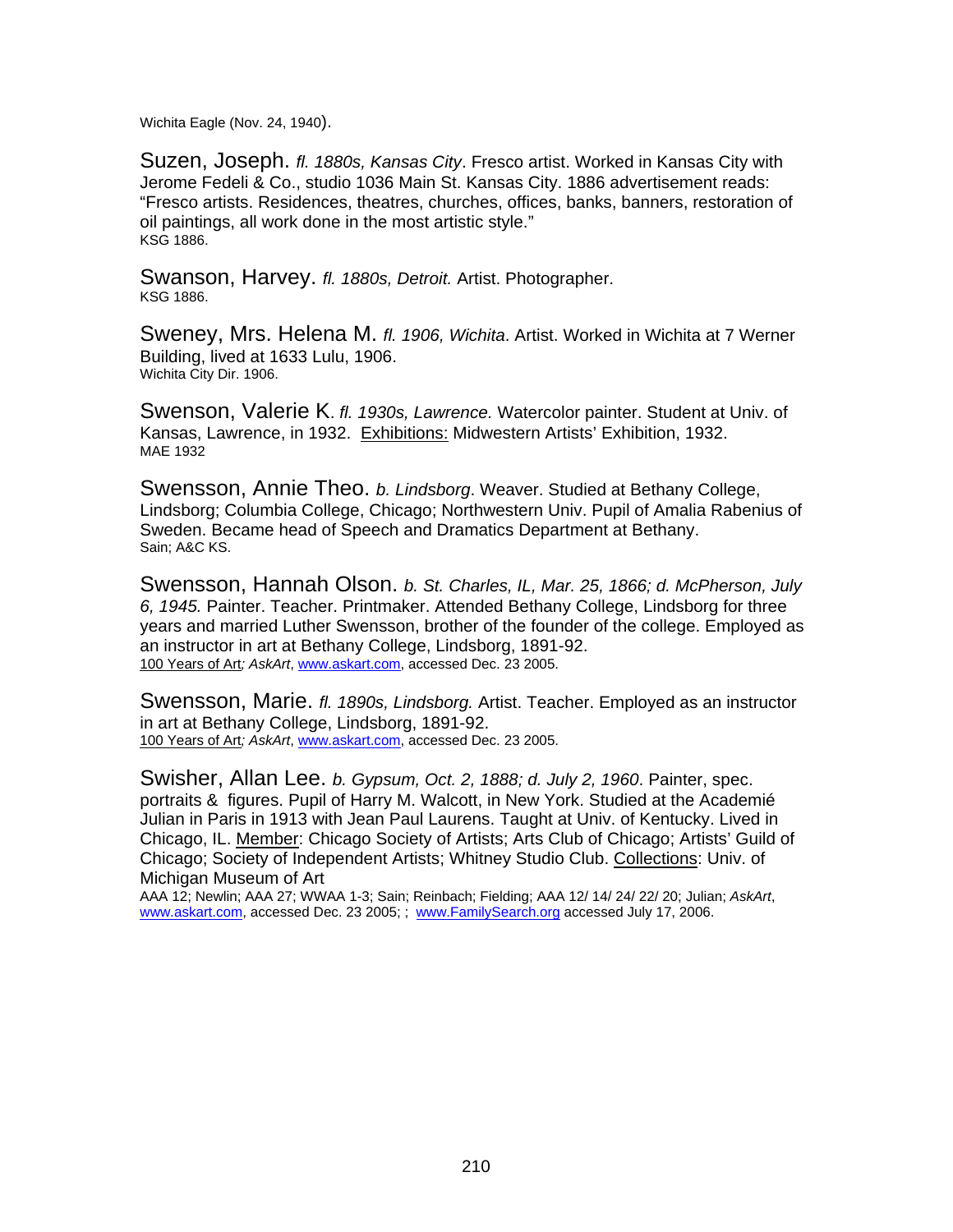Wichita Eagle (Nov. 24, 1940).

Suzen, Joseph. *fl. 1880s, Kansas City*. Fresco artist. Worked in Kansas City with Jerome Fedeli & Co., studio 1036 Main St. Kansas City. 1886 advertisement reads: “Fresco artists. Residences, theatres, churches, offices, banks, banners, restoration of oil paintings, all work done in the most artistic style.”
KSG 1886.

Swanson, Harvey. *fl. 1880s, Detroit.* Artist. Photographer.
KSG 1886.

Sweney, Mrs. Helena M. *fl. 1906, Wichita*. Artist. Worked in Wichita at 7 Werner Building, lived at 1633 Lulu, 1906.
Wichita City Dir. 1906.

Swenson, Valerie K. *fl. 1930s, Lawrence.* Watercolor painter. Student at Univ. of Kansas, Lawrence, in 1932. Exhibitions: Midwestern Artists’ Exhibition, 1932.
MAE 1932

Swensson, Annie Theo. *b. Lindsborg*. Weaver. Studied at Bethany College, Lindsborg; Columbia College, Chicago; Northwestern Univ. Pupil of Amalia Rabenius of Sweden. Became head of Speech and Dramatics Department at Bethany.
Sain; A&C KS.

Swensson, Hannah Olson. *b. St. Charles, IL, Mar. 25, 1866; d. McPherson, July 6, 1945.* Painter. Teacher. Printmaker. Attended Bethany College, Lindsborg for three years and married Luther Swensson, brother of the founder of the college. Employed as an instructor in art at Bethany College, Lindsborg, 1891-92.
100 Years of Art*; AskArt*, www.askart.com, accessed Dec. 23 2005.

Swensson, Marie. *fl. 1890s, Lindsborg.* Artist. Teacher. Employed as an instructor in art at Bethany College, Lindsborg, 1891-92.
100 Years of Art*; AskArt*, www.askart.com, accessed Dec. 23 2005.

Swisher, Allan Lee. *b. Gypsum, Oct. 2, 1888; d. July 2, 1960*. Painter, spec. portraits & figures. Pupil of Harry M. Walcott, in New York. Studied at the Academié Julian in Paris in 1913 with Jean Paul Laurens. Taught at Univ. of Kentucky. Lived in Chicago, IL. Member: Chicago Society of Artists; Arts Club of Chicago; Artists’ Guild of Chicago; Society of Independent Artists; Whitney Studio Club. Collections: Univ. of Michigan Museum of Art
AAA 12; Newlin; AAA 27; WWAA 1-3; Sain; Reinbach; Fielding; AAA 12/ 14/ 24/ 22/ 20; Julian; *AskArt*, www.askart.com, accessed Dec. 23 2005; ; www.FamilySearch.org accessed July 17, 2006.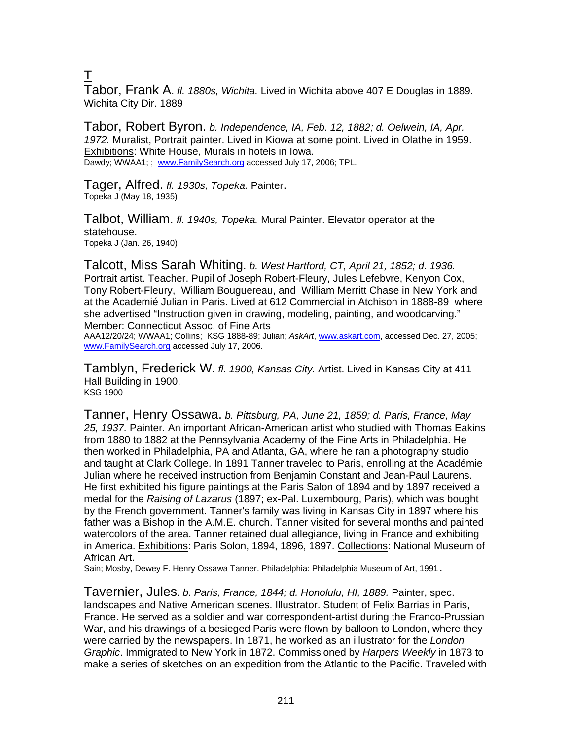# T

Tabor, Frank A. *fl. 1880s, Wichita.* Lived in Wichita above 407 E Douglas in 1889.
Wichita City Dir. 1889

Tabor, Robert Byron. *b. Independence, IA, Feb. 12, 1882; d. Oelwein, IA, Apr. 1972.* Muralist, Portrait painter. Lived in Kiowa at some point. Lived in Olathe in 1959. Exhibitions: White House, Murals in hotels in Iowa.
Dawdy; WWAA1; ; www.FamilySearch.org accessed July 17, 2006; TPL.

Tager, Alfred. *fl. 1930s, Topeka.* Painter.
Topeka J (May 18, 1935)

Talbot, William. *fl. 1940s, Topeka.* Mural Painter. Elevator operator at the statehouse.
Topeka J (Jan. 26, 1940)

Talcott, Miss Sarah Whiting. *b. West Hartford, CT, April 21, 1852; d. 1936.* Portrait artist. Teacher. Pupil of Joseph Robert-Fleury, Jules Lefebvre, Kenyon Cox, Tony Robert-Fleury, William Bouguereau, and William Merritt Chase in New York and at the Academié Julian in Paris. Lived at 612 Commercial in Atchison in 1888-89 where she advertised "Instruction given in drawing, modeling, painting, and woodcarving." Member: Connecticut Assoc. of Fine Arts
AAA12/20/24; WWAA1; Collins; KSG 1888-89; Julian; *AskArt*, www.askart.com, accessed Dec. 27, 2005; www.FamilySearch.org accessed July 17, 2006.

Tamblyn, Frederick W. *fl. 1900, Kansas City.* Artist. Lived in Kansas City at 411 Hall Building in 1900.
KSG 1900

Tanner, Henry Ossawa. *b. Pittsburg, PA, June 21, 1859; d. Paris, France, May 25, 1937.* Painter. An important African-American artist who studied with Thomas Eakins from 1880 to 1882 at the Pennsylvania Academy of the Fine Arts in Philadelphia. He then worked in Philadelphia, PA and Atlanta, GA, where he ran a photography studio and taught at Clark College. In 1891 Tanner traveled to Paris, enrolling at the Académie Julian where he received instruction from Benjamin Constant and Jean-Paul Laurens. He first exhibited his figure paintings at the Paris Salon of 1894 and by 1897 received a medal for the *Raising of Lazarus* (1897; ex-Pal. Luxembourg, Paris), which was bought by the French government. Tanner's family was living in Kansas City in 1897 where his father was a Bishop in the A.M.E. church. Tanner visited for several months and painted watercolors of the area. Tanner retained dual allegiance, living in France and exhibiting in America. Exhibitions: Paris Solon, 1894, 1896, 1897. Collections: National Museum of African Art.
Sain; Mosby, Dewey F. Henry Ossawa Tanner. Philadelphia: Philadelphia Museum of Art, 1991.

Tavernier, Jules. *b. Paris, France, 1844; d. Honolulu, HI, 1889.* Painter, spec. landscapes and Native American scenes. Illustrator. Student of Felix Barrias in Paris, France. He served as a soldier and war correspondent-artist during the Franco-Prussian War, and his drawings of a besieged Paris were flown by balloon to London, where they were carried by the newspapers. In 1871, he worked as an illustrator for the *London Graphic*. Immigrated to New York in 1872. Commissioned by *Harpers Weekly* in 1873 to make a series of sketches on an expedition from the Atlantic to the Pacific. Traveled with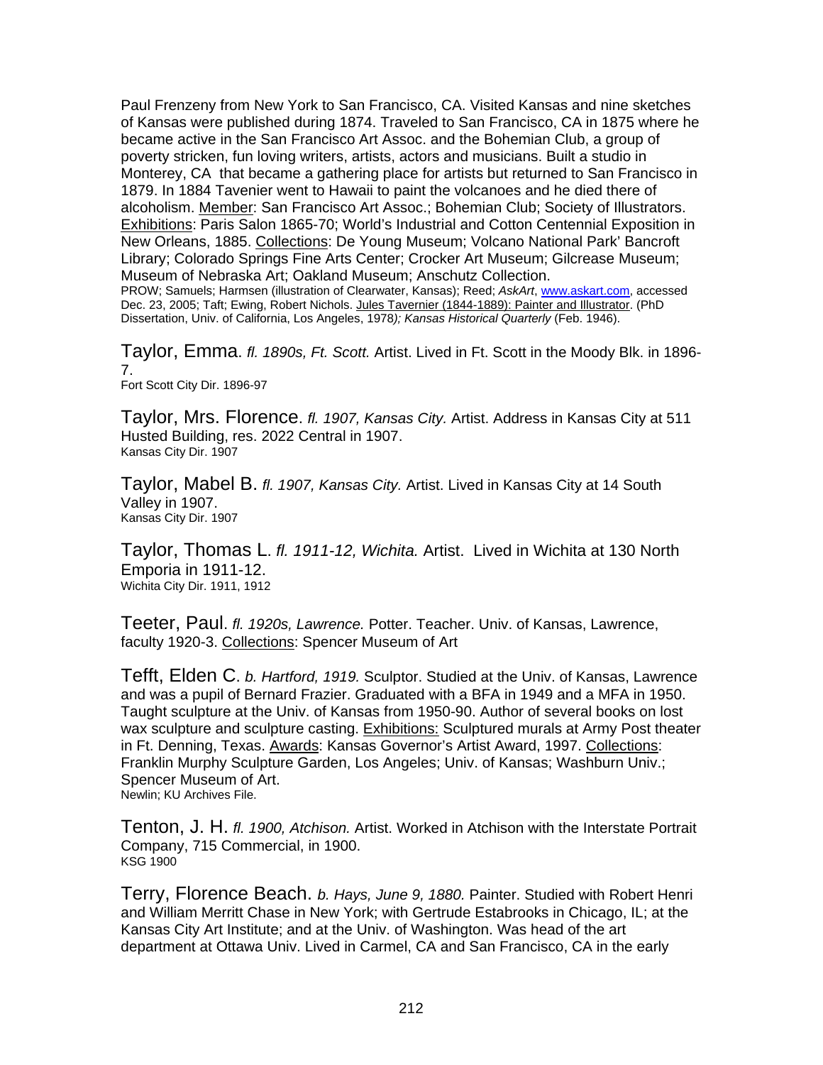Paul Frenzeny from New York to San Francisco, CA. Visited Kansas and nine sketches of Kansas were published during 1874. Traveled to San Francisco, CA in 1875 where he became active in the San Francisco Art Assoc. and the Bohemian Club, a group of poverty stricken, fun loving writers, artists, actors and musicians. Built a studio in Monterey, CA that became a gathering place for artists but returned to San Francisco in 1879. In 1884 Tavenier went to Hawaii to paint the volcanoes and he died there of alcoholism. Member: San Francisco Art Assoc.; Bohemian Club; Society of Illustrators. Exhibitions: Paris Salon 1865-70; World's Industrial and Cotton Centennial Exposition in New Orleans, 1885. Collections: De Young Museum; Volcano National Park' Bancroft Library; Colorado Springs Fine Arts Center; Crocker Art Museum; Gilcrease Museum; Museum of Nebraska Art; Oakland Museum; Anschutz Collection.
PROW; Samuels; Harmsen (illustration of Clearwater, Kansas); Reed; *AskArt*, www.askart.com, accessed Dec. 23, 2005; Taft; Ewing, Robert Nichols. Jules Tavernier (1844-1889): Painter and Illustrator. (PhD Dissertation, Univ. of California, Los Angeles, 1978*); Kansas Historical Quarterly* (Feb. 1946).

Taylor, Emma. *fl. 1890s, Ft. Scott.* Artist. Lived in Ft. Scott in the Moody Blk. in 1896-7.
Fort Scott City Dir. 1896-97

Taylor, Mrs. Florence. *fl. 1907, Kansas City.* Artist. Address in Kansas City at 511 Husted Building, res. 2022 Central in 1907.
Kansas City Dir. 1907

Taylor, Mabel B. *fl. 1907, Kansas City.* Artist. Lived in Kansas City at 14 South Valley in 1907.
Kansas City Dir. 1907

Taylor, Thomas L. *fl. 1911-12, Wichita.* Artist. Lived in Wichita at 130 North Emporia in 1911-12.
Wichita City Dir. 1911, 1912

Teeter, Paul. *fl. 1920s, Lawrence.* Potter. Teacher. Univ. of Kansas, Lawrence, faculty 1920-3. Collections: Spencer Museum of Art

Tefft, Elden C. *b. Hartford, 1919.* Sculptor. Studied at the Univ. of Kansas, Lawrence and was a pupil of Bernard Frazier. Graduated with a BFA in 1949 and a MFA in 1950. Taught sculpture at the Univ. of Kansas from 1950-90. Author of several books on lost wax sculpture and sculpture casting. Exhibitions: Sculptured murals at Army Post theater in Ft. Denning, Texas. Awards: Kansas Governor's Artist Award, 1997. Collections: Franklin Murphy Sculpture Garden, Los Angeles; Univ. of Kansas; Washburn Univ.; Spencer Museum of Art.
Newlin; KU Archives File.

Tenton, J. H. *fl. 1900, Atchison.* Artist. Worked in Atchison with the Interstate Portrait Company, 715 Commercial, in 1900.
KSG 1900

Terry, Florence Beach. *b. Hays, June 9, 1880.* Painter. Studied with Robert Henri and William Merritt Chase in New York; with Gertrude Estabrooks in Chicago, IL; at the Kansas City Art Institute; and at the Univ. of Washington. Was head of the art department at Ottawa Univ. Lived in Carmel, CA and San Francisco, CA in the early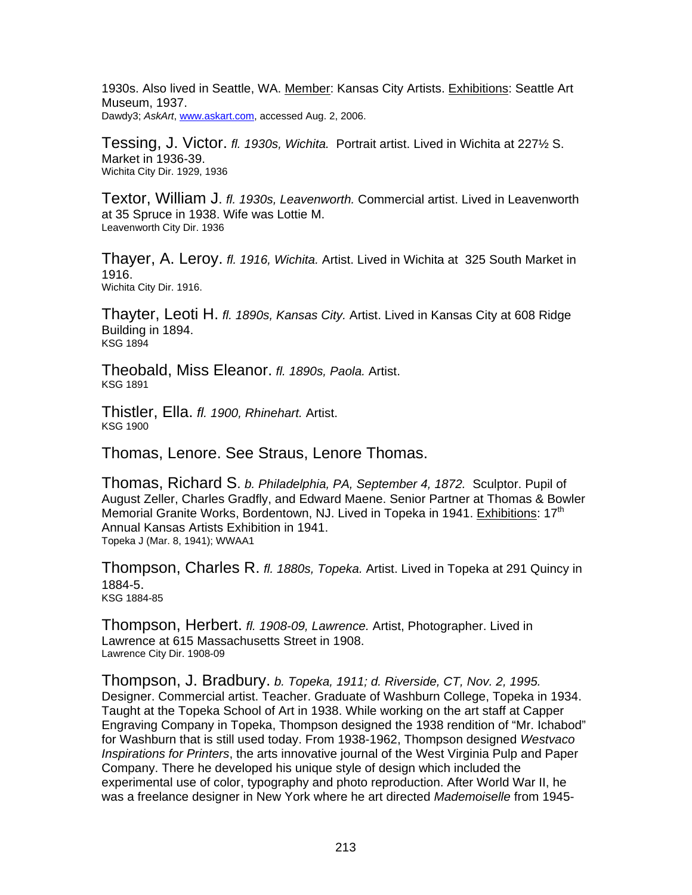1930s. Also lived in Seattle, WA. Member: Kansas City Artists. Exhibitions: Seattle Art Museum, 1937.
Dawdy3; *AskArt*, www.askart.com, accessed Aug. 2, 2006.

Tessing, J. Victor. *fl. 1930s, Wichita.* Portrait artist. Lived in Wichita at 227½ S. Market in 1936-39.
Wichita City Dir. 1929, 1936

Textor, William J. *fl. 1930s, Leavenworth.* Commercial artist. Lived in Leavenworth at 35 Spruce in 1938. Wife was Lottie M.
Leavenworth City Dir. 1936

Thayer, A. Leroy. *fl. 1916, Wichita.* Artist. Lived in Wichita at 325 South Market in 1916.
Wichita City Dir. 1916.

Thayter, Leoti H. *fl. 1890s, Kansas City.* Artist. Lived in Kansas City at 608 Ridge Building in 1894.
KSG 1894

Theobald, Miss Eleanor. *fl. 1890s, Paola.* Artist.
KSG 1891

Thistler, Ella. *fl. 1900, Rhinehart.* Artist.
KSG 1900

Thomas, Lenore. See Straus, Lenore Thomas.

Thomas, Richard S. *b. Philadelphia, PA, September 4, 1872.* Sculptor. Pupil of August Zeller, Charles Gradfly, and Edward Maene. Senior Partner at Thomas & Bowler Memorial Granite Works, Bordentown, NJ. Lived in Topeka in 1941. Exhibitions: 17th Annual Kansas Artists Exhibition in 1941.
Topeka J (Mar. 8, 1941); WWAA1

Thompson, Charles R. *fl. 1880s, Topeka.* Artist. Lived in Topeka at 291 Quincy in 1884-5.
KSG 1884-85

Thompson, Herbert. *fl. 1908-09, Lawrence.* Artist, Photographer. Lived in Lawrence at 615 Massachusetts Street in 1908.
Lawrence City Dir. 1908-09

Thompson, J. Bradbury. *b. Topeka, 1911; d. Riverside, CT, Nov. 2, 1995.* Designer. Commercial artist. Teacher. Graduate of Washburn College, Topeka in 1934. Taught at the Topeka School of Art in 1938. While working on the art staff at Capper Engraving Company in Topeka, Thompson designed the 1938 rendition of "Mr. Ichabod" for Washburn that is still used today. From 1938-1962, Thompson designed *Westvaco Inspirations for Printers*, the arts innovative journal of the West Virginia Pulp and Paper Company. There he developed his unique style of design which included the experimental use of color, typography and photo reproduction. After World War II, he was a freelance designer in New York where he art directed *Mademoiselle* from 1945-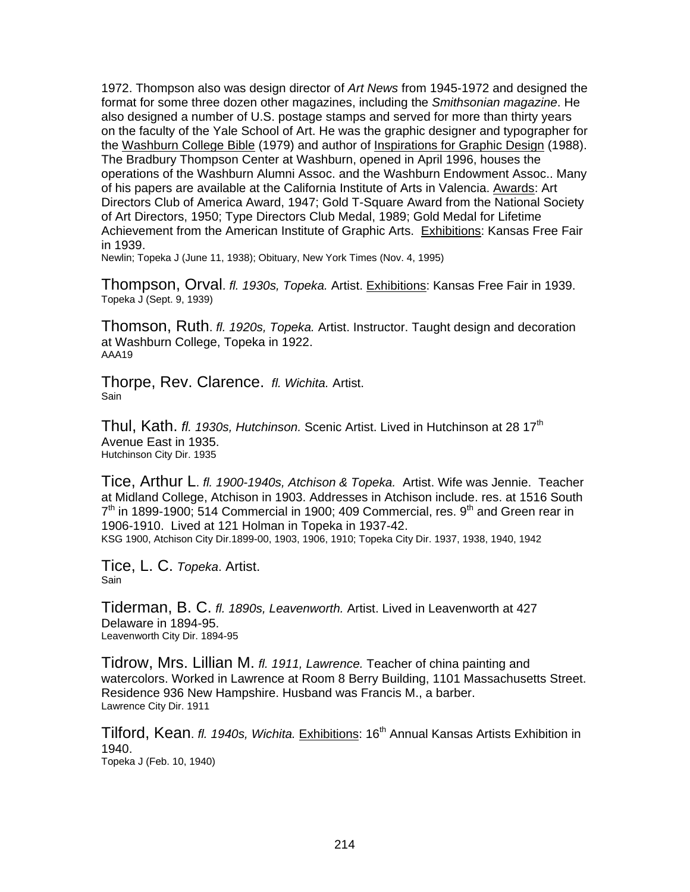1972. Thompson also was design director of *Art News* from 1945-1972 and designed the format for some three dozen other magazines, including the *Smithsonian magazine*. He also designed a number of U.S. postage stamps and served for more than thirty years on the faculty of the Yale School of Art. He was the graphic designer and typographer for the Washburn College Bible (1979) and author of Inspirations for Graphic Design (1988). The Bradbury Thompson Center at Washburn, opened in April 1996, houses the operations of the Washburn Alumni Assoc. and the Washburn Endowment Assoc.. Many of his papers are available at the California Institute of Arts in Valencia. Awards: Art Directors Club of America Award, 1947; Gold T-Square Award from the National Society of Art Directors, 1950; Type Directors Club Medal, 1989; Gold Medal for Lifetime Achievement from the American Institute of Graphic Arts. Exhibitions: Kansas Free Fair in 1939.
Newlin; Topeka J (June 11, 1938); Obituary, New York Times (Nov. 4, 1995)

Thompson, Orval. *fl. 1930s, Topeka.* Artist. Exhibitions: Kansas Free Fair in 1939.
Topeka J (Sept. 9, 1939)

Thomson, Ruth. *fl. 1920s, Topeka.* Artist. Instructor. Taught design and decoration at Washburn College, Topeka in 1922.
AAA19

Thorpe, Rev. Clarence. *fl. Wichita.* Artist.
Sain

Thul, Kath. *fl. 1930s, Hutchinson.* Scenic Artist. Lived in Hutchinson at 28 17th Avenue East in 1935.
Hutchinson City Dir. 1935

Tice, Arthur L. *fl. 1900-1940s, Atchison & Topeka.* Artist. Wife was Jennie. Teacher at Midland College, Atchison in 1903. Addresses in Atchison include. res. at 1516 South 7th in 1899-1900; 514 Commercial in 1900; 409 Commercial, res. 9th and Green rear in 1906-1910. Lived at 121 Holman in Topeka in 1937-42.
KSG 1900, Atchison City Dir.1899-00, 1903, 1906, 1910; Topeka City Dir. 1937, 1938, 1940, 1942

Tice, L. C. *Topeka*. Artist.
Sain

Tiderman, B. C. *fl. 1890s, Leavenworth.* Artist. Lived in Leavenworth at 427 Delaware in 1894-95.
Leavenworth City Dir. 1894-95

Tidrow, Mrs. Lillian M. *fl. 1911, Lawrence.* Teacher of china painting and watercolors. Worked in Lawrence at Room 8 Berry Building, 1101 Massachusetts Street. Residence 936 New Hampshire. Husband was Francis M., a barber.
Lawrence City Dir. 1911

Tilford, Kean. *fl. 1940s, Wichita.* Exhibitions: 16th Annual Kansas Artists Exhibition in 1940.
Topeka J (Feb. 10, 1940)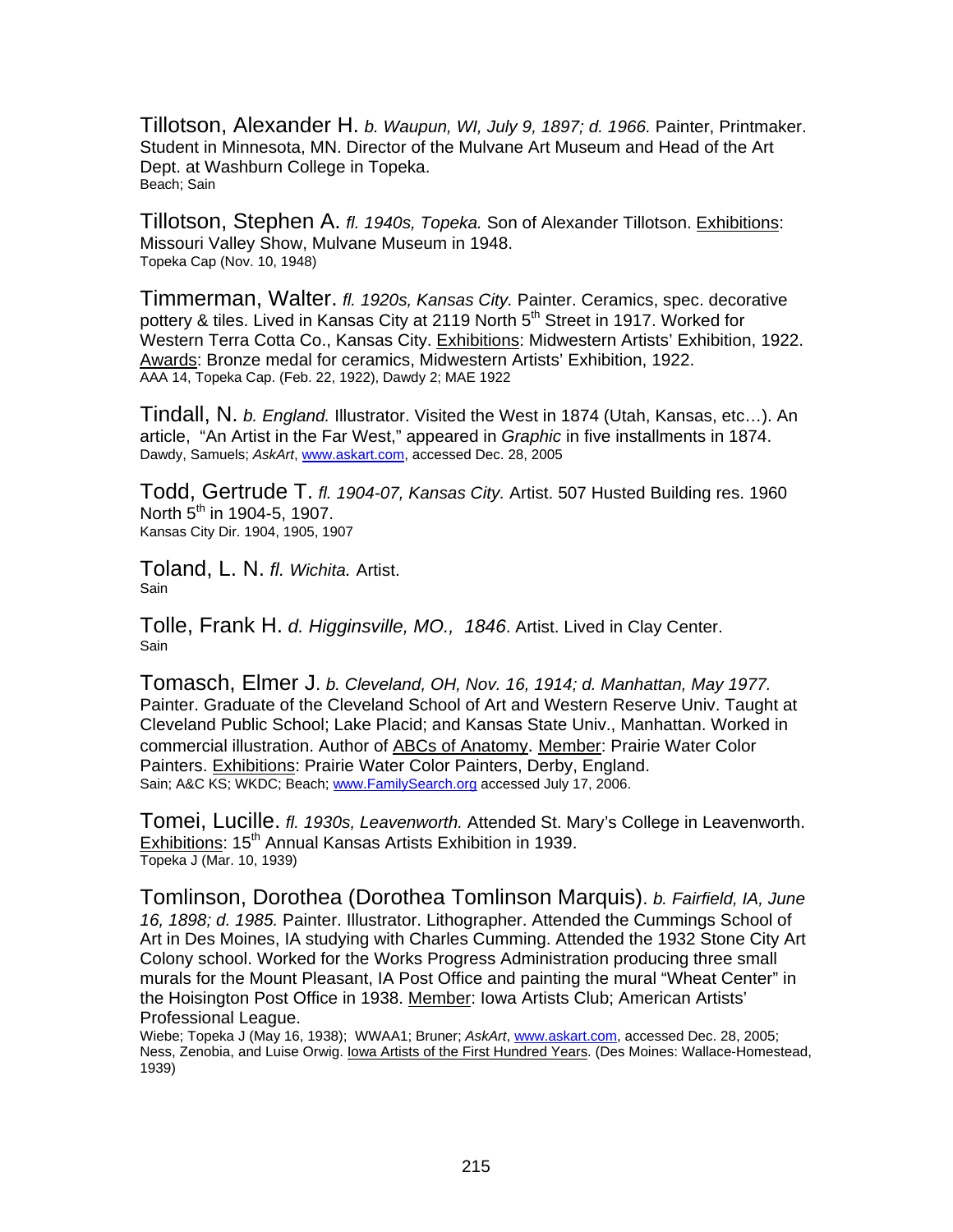Tillotson, Alexander H. *b. Waupun, WI, July 9, 1897; d. 1966.* Painter, Printmaker. Student in Minnesota, MN. Director of the Mulvane Art Museum and Head of the Art Dept. at Washburn College in Topeka.
Beach; Sain

Tillotson, Stephen A. *fl. 1940s, Topeka.* Son of Alexander Tillotson. Exhibitions: Missouri Valley Show, Mulvane Museum in 1948.
Topeka Cap (Nov. 10, 1948)

Timmerman, Walter. *fl. 1920s, Kansas City.* Painter. Ceramics, spec. decorative pottery & tiles. Lived in Kansas City at 2119 North 5th Street in 1917. Worked for Western Terra Cotta Co., Kansas City. Exhibitions: Midwestern Artists' Exhibition, 1922. Awards: Bronze medal for ceramics, Midwestern Artists' Exhibition, 1922.
AAA 14, Topeka Cap. (Feb. 22, 1922), Dawdy 2; MAE 1922

Tindall, N. *b. England.* Illustrator. Visited the West in 1874 (Utah, Kansas, etc…). An article, "An Artist in the Far West," appeared in *Graphic* in five installments in 1874.
Dawdy, Samuels; *AskArt*, www.askart.com, accessed Dec. 28, 2005

Todd, Gertrude T. *fl. 1904-07, Kansas City.* Artist. 507 Husted Building res. 1960 North 5th in 1904-5, 1907.
Kansas City Dir. 1904, 1905, 1907

Toland, L. N. *fl. Wichita.* Artist.
Sain

Tolle, Frank H. *d. Higginsville, MO., 1846*. Artist. Lived in Clay Center.
Sain

Tomasch, Elmer J. *b. Cleveland, OH, Nov. 16, 1914; d. Manhattan, May 1977.* Painter. Graduate of the Cleveland School of Art and Western Reserve Univ. Taught at Cleveland Public School; Lake Placid; and Kansas State Univ., Manhattan. Worked in commercial illustration. Author of ABCs of Anatomy. Member: Prairie Water Color Painters. Exhibitions: Prairie Water Color Painters, Derby, England.
Sain; A&C KS; WKDC; Beach; www.FamilySearch.org accessed July 17, 2006.

Tomei, Lucille. *fl. 1930s, Leavenworth.* Attended St. Mary's College in Leavenworth. Exhibitions: 15th Annual Kansas Artists Exhibition in 1939.
Topeka J (Mar. 10, 1939)

Tomlinson, Dorothea (Dorothea Tomlinson Marquis). *b. Fairfield, IA, June 16, 1898; d. 1985.* Painter. Illustrator. Lithographer. Attended the Cummings School of Art in Des Moines, IA studying with Charles Cumming. Attended the 1932 Stone City Art Colony school. Worked for the Works Progress Administration producing three small murals for the Mount Pleasant, IA Post Office and painting the mural "Wheat Center" in the Hoisington Post Office in 1938. Member: Iowa Artists Club; American Artists' Professional League.
Wiebe; Topeka J (May 16, 1938); WWAA1; Bruner; *AskArt*, www.askart.com, accessed Dec. 28, 2005; Ness, Zenobia, and Luise Orwig. Iowa Artists of the First Hundred Years. (Des Moines: Wallace-Homestead, 1939)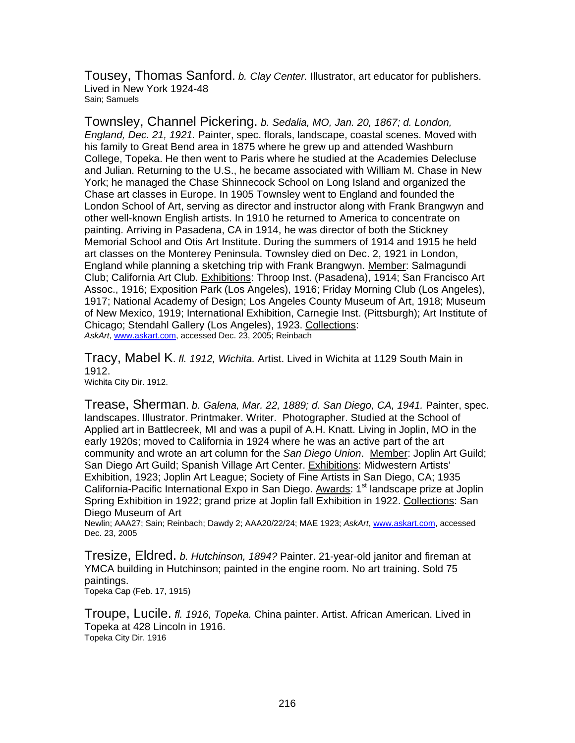Tousey, Thomas Sanford. *b. Clay Center.* Illustrator, art educator for publishers. Lived in New York 1924-48
Sain; Samuels

Townsley, Channel Pickering. *b. Sedalia, MO, Jan. 20, 1867; d. London, England, Dec. 21, 1921.* Painter, spec. florals, landscape, coastal scenes. Moved with his family to Great Bend area in 1875 where he grew up and attended Washburn College, Topeka. He then went to Paris where he studied at the Academies Delecluse and Julian. Returning to the U.S., he became associated with William M. Chase in New York; he managed the Chase Shinnecock School on Long Island and organized the Chase art classes in Europe. In 1905 Townsley went to England and founded the London School of Art, serving as director and instructor along with Frank Brangwyn and other well-known English artists. In 1910 he returned to America to concentrate on painting. Arriving in Pasadena, CA in 1914, he was director of both the Stickney Memorial School and Otis Art Institute. During the summers of 1914 and 1915 he held art classes on the Monterey Peninsula. Townsley died on Dec. 2, 1921 in London, England while planning a sketching trip with Frank Brangwyn. Member: Salmagundi Club; California Art Club. Exhibitions: Throop Inst. (Pasadena), 1914; San Francisco Art Assoc., 1916; Exposition Park (Los Angeles), 1916; Friday Morning Club (Los Angeles), 1917; National Academy of Design; Los Angeles County Museum of Art, 1918; Museum of New Mexico, 1919; International Exhibition, Carnegie Inst. (Pittsburgh); Art Institute of Chicago; Stendahl Gallery (Los Angeles), 1923. Collections:
*AskArt*, www.askart.com, accessed Dec. 23, 2005; Reinbach

Tracy, Mabel K. *fl. 1912, Wichita.* Artist. Lived in Wichita at 1129 South Main in 1912.
Wichita City Dir. 1912.

Trease, Sherman. *b. Galena, Mar. 22, 1889; d. San Diego, CA, 1941.* Painter, spec. landscapes. Illustrator. Printmaker. Writer. Photographer. Studied at the School of Applied art in Battlecreek, MI and was a pupil of A.H. Knatt. Living in Joplin, MO in the early 1920s; moved to California in 1924 where he was an active part of the art community and wrote an art column for the *San Diego Union*. Member: Joplin Art Guild; San Diego Art Guild; Spanish Village Art Center. Exhibitions: Midwestern Artists' Exhibition, 1923; Joplin Art League; Society of Fine Artists in San Diego, CA; 1935 California-Pacific International Expo in San Diego. Awards: 1st landscape prize at Joplin Spring Exhibition in 1922; grand prize at Joplin fall Exhibition in 1922. Collections: San Diego Museum of Art
Newlin; AAA27; Sain; Reinbach; Dawdy 2; AAA20/22/24; MAE 1923; *AskArt*, www.askart.com, accessed Dec. 23, 2005

Tresize, Eldred. *b. Hutchinson, 1894?* Painter. 21-year-old janitor and fireman at YMCA building in Hutchinson; painted in the engine room. No art training. Sold 75 paintings.
Topeka Cap (Feb. 17, 1915)

Troupe, Lucile. *fl. 1916, Topeka.* China painter. Artist. African American. Lived in Topeka at 428 Lincoln in 1916.
Topeka City Dir. 1916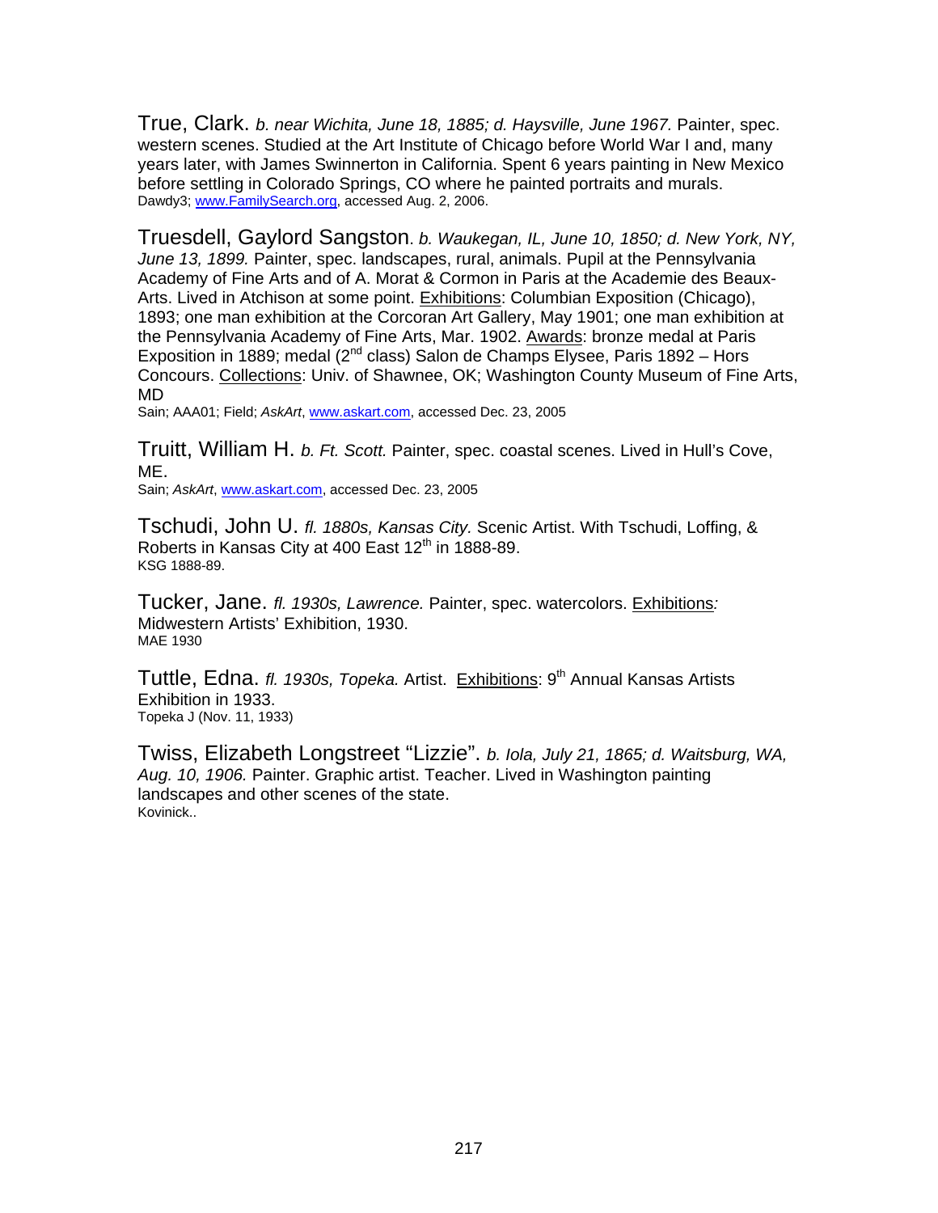True, Clark. *b. near Wichita, June 18, 1885; d. Haysville, June 1967.* Painter, spec. western scenes. Studied at the Art Institute of Chicago before World War I and, many years later, with James Swinnerton in California. Spent 6 years painting in New Mexico before settling in Colorado Springs, CO where he painted portraits and murals.
Dawdy3; www.FamilySearch.org, accessed Aug. 2, 2006.

Truesdell, Gaylord Sangston. *b. Waukegan, IL, June 10, 1850; d. New York, NY, June 13, 1899.* Painter, spec. landscapes, rural, animals. Pupil at the Pennsylvania Academy of Fine Arts and of A. Morat & Cormon in Paris at the Academie des Beaux-Arts. Lived in Atchison at some point. Exhibitions: Columbian Exposition (Chicago), 1893; one man exhibition at the Corcoran Art Gallery, May 1901; one man exhibition at the Pennsylvania Academy of Fine Arts, Mar. 1902. Awards: bronze medal at Paris Exposition in 1889; medal (2nd class) Salon de Champs Elysee, Paris 1892 – Hors Concours. Collections: Univ. of Shawnee, OK; Washington County Museum of Fine Arts, MD
Sain; AAA01; Field; *AskArt*, www.askart.com, accessed Dec. 23, 2005

Truitt, William H. *b. Ft. Scott.* Painter, spec. coastal scenes. Lived in Hull's Cove, ME.
Sain; *AskArt*, www.askart.com, accessed Dec. 23, 2005

Tschudi, John U. *fl. 1880s, Kansas City.* Scenic Artist. With Tschudi, Loffing, & Roberts in Kansas City at 400 East 12th in 1888-89.
KSG 1888-89.

Tucker, Jane. *fl. 1930s, Lawrence.* Painter, spec. watercolors. Exhibitions*:* Midwestern Artists' Exhibition, 1930.
MAE 1930

Tuttle, Edna. *fl. 1930s, Topeka.* Artist. Exhibitions: 9th Annual Kansas Artists Exhibition in 1933.
Topeka J (Nov. 11, 1933)

Twiss, Elizabeth Longstreet "Lizzie". *b. Iola, July 21, 1865; d. Waitsburg, WA, Aug. 10, 1906.* Painter. Graphic artist. Teacher. Lived in Washington painting landscapes and other scenes of the state.
Kovinick..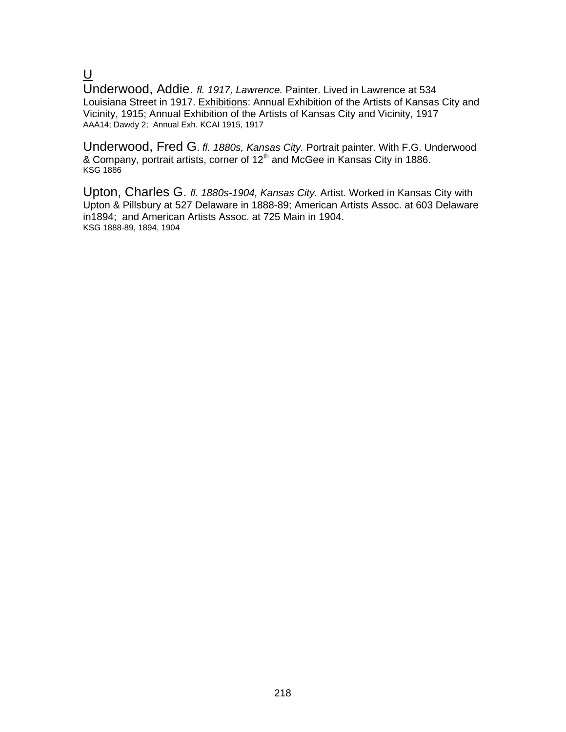U

Underwood, Addie. *fl. 1917, Lawrence.* Painter. Lived in Lawrence at 534 Louisiana Street in 1917. Exhibitions: Annual Exhibition of the Artists of Kansas City and Vicinity, 1915; Annual Exhibition of the Artists of Kansas City and Vicinity, 1917
AAA14; Dawdy 2; Annual Exh. KCAI 1915, 1917

Underwood, Fred G. *fl. 1880s, Kansas City.* Portrait painter. With F.G. Underwood & Company, portrait artists, corner of 12th and McGee in Kansas City in 1886.
KSG 1886

Upton, Charles G. *fl. 1880s-1904, Kansas City.* Artist. Worked in Kansas City with Upton & Pillsbury at 527 Delaware in 1888-89; American Artists Assoc. at 603 Delaware in1894; and American Artists Assoc. at 725 Main in 1904.
KSG 1888-89, 1894, 1904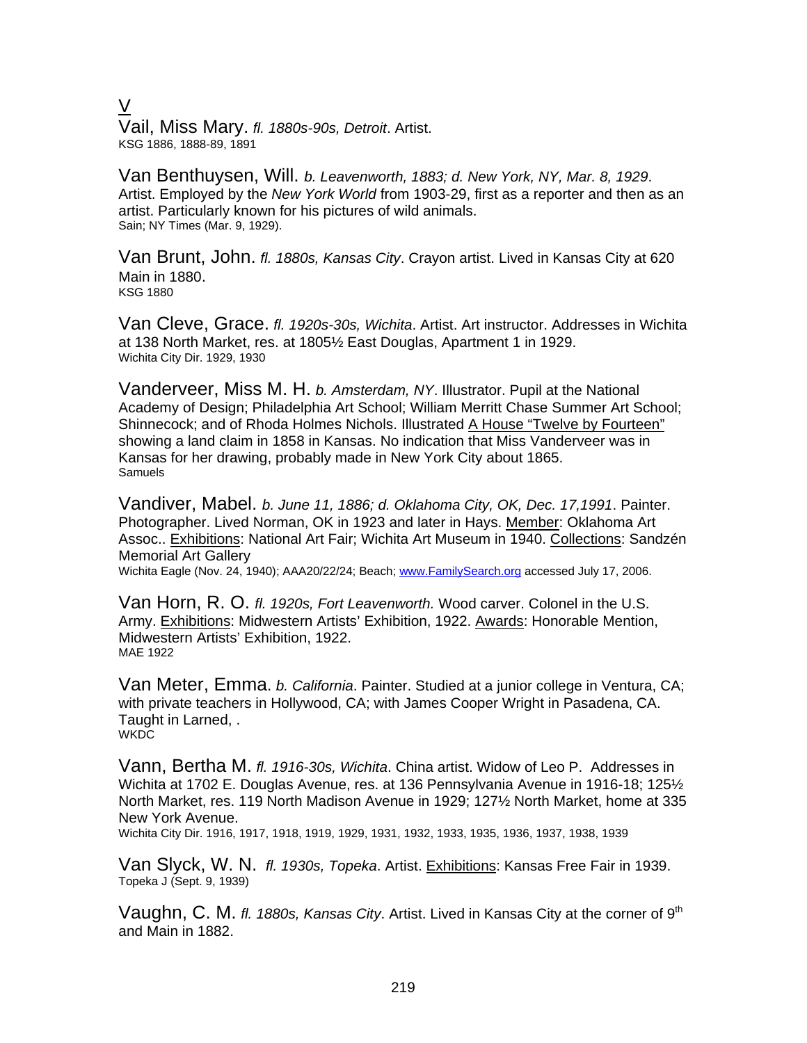# V

Vail, Miss Mary. *fl. 1880s-90s, Detroit*. Artist.
KSG 1886, 1888-89, 1891

Van Benthuysen, Will. *b. Leavenworth, 1883; d. New York, NY, Mar. 8, 1929*. Artist. Employed by the *New York World* from 1903-29, first as a reporter and then as an artist. Particularly known for his pictures of wild animals.
Sain; NY Times (Mar. 9, 1929).

Van Brunt, John. *fl. 1880s, Kansas City*. Crayon artist. Lived in Kansas City at 620 Main in 1880.
KSG 1880

Van Cleve, Grace. *fl. 1920s-30s, Wichita*. Artist. Art instructor. Addresses in Wichita at 138 North Market, res. at 1805½ East Douglas, Apartment 1 in 1929.
Wichita City Dir. 1929, 1930

Vanderveer, Miss M. H. *b. Amsterdam, NY*. Illustrator. Pupil at the National Academy of Design; Philadelphia Art School; William Merritt Chase Summer Art School; Shinnecock; and of Rhoda Holmes Nichols. Illustrated <u>A House "Twelve by Fourteen"</u> showing a land claim in 1858 in Kansas. No indication that Miss Vanderveer was in Kansas for her drawing, probably made in New York City about 1865.
Samuels

Vandiver, Mabel. *b. June 11, 1886; d. Oklahoma City, OK, Dec. 17,1991*. Painter. Photographer. Lived Norman, OK in 1923 and later in Hays. <u>Member</u>: Oklahoma Art Assoc.. <u>Exhibitions</u>: National Art Fair; Wichita Art Museum in 1940. <u>Collections</u>: Sandzén Memorial Art Gallery
Wichita Eagle (Nov. 24, 1940); AAA20/22/24; Beach; www.FamilySearch.org accessed July 17, 2006.

Van Horn, R. O. *fl. 1920s, Fort Leavenworth.* Wood carver. Colonel in the U.S. Army. <u>Exhibitions</u>: Midwestern Artists' Exhibition, 1922. <u>Awards</u>: Honorable Mention, Midwestern Artists' Exhibition, 1922.
MAE 1922

Van Meter, Emma. *b. California*. Painter. Studied at a junior college in Ventura, CA; with private teachers in Hollywood, CA; with James Cooper Wright in Pasadena, CA. Taught in Larned, .
WKDC

Vann, Bertha M. *fl. 1916-30s, Wichita*. China artist. Widow of Leo P. Addresses in Wichita at 1702 E. Douglas Avenue, res. at 136 Pennsylvania Avenue in 1916-18; 125½ North Market, res. 119 North Madison Avenue in 1929; 127½ North Market, home at 335 New York Avenue.
Wichita City Dir. 1916, 1917, 1918, 1919, 1929, 1931, 1932, 1933, 1935, 1936, 1937, 1938, 1939

Van Slyck, W. N. *fl. 1930s, Topeka*. Artist. <u>Exhibitions</u>: Kansas Free Fair in 1939.
Topeka J (Sept. 9, 1939)

Vaughn, C. M. *fl. 1880s, Kansas City*. Artist. Lived in Kansas City at the corner of 9th and Main in 1882.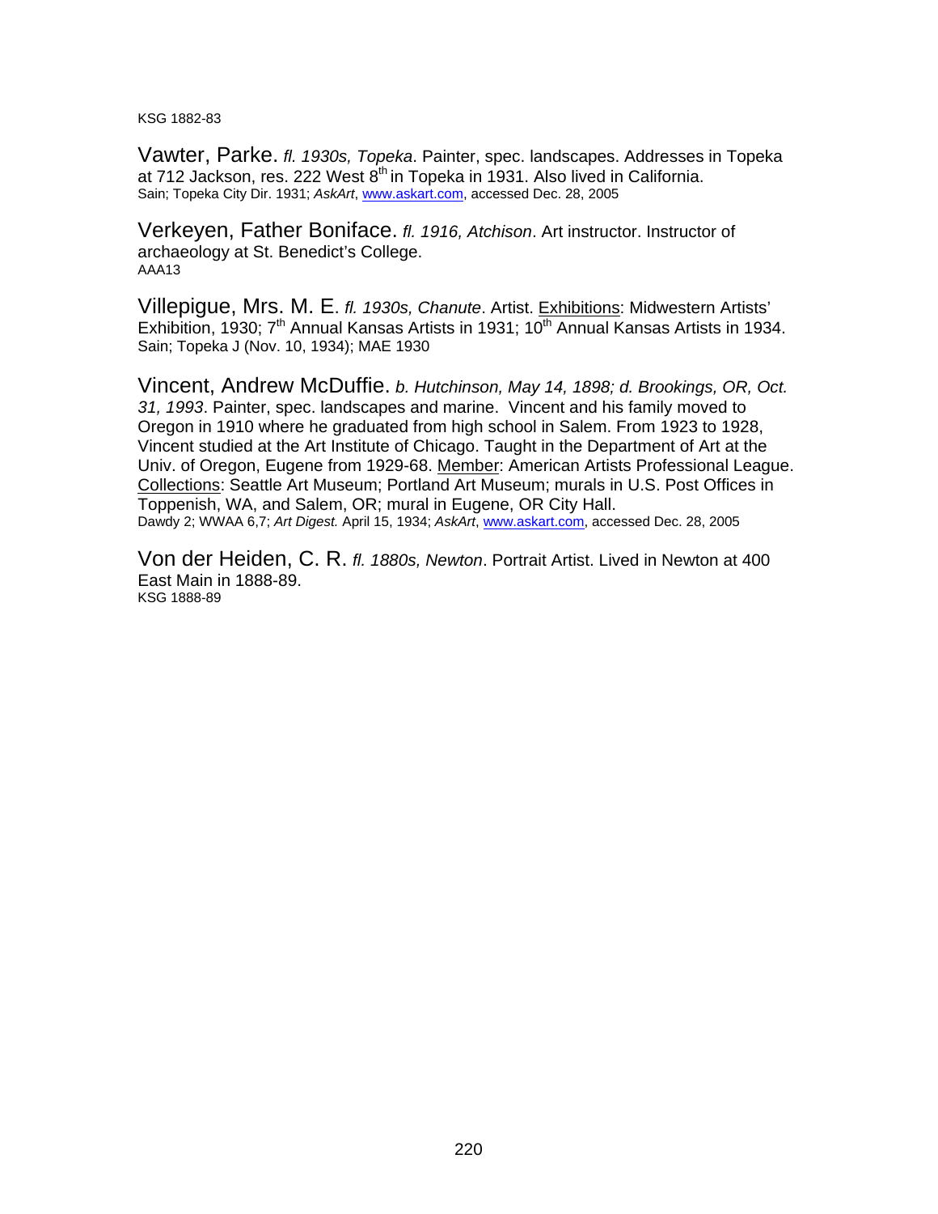KSG 1882-83

Vawter, Parke. *fl. 1930s, Topeka*. Painter, spec. landscapes. Addresses in Topeka at 712 Jackson, res. 222 West 8th in Topeka in 1931. Also lived in California.
Sain; Topeka City Dir. 1931; *AskArt*, www.askart.com, accessed Dec. 28, 2005

Verkeyen, Father Boniface. *fl. 1916, Atchison*. Art instructor. Instructor of archaeology at St. Benedict's College.
AAA13

Villepigue, Mrs. M. E. *fl. 1930s, Chanute*. Artist. Exhibitions: Midwestern Artists' Exhibition, 1930; 7th Annual Kansas Artists in 1931; 10th Annual Kansas Artists in 1934.
Sain; Topeka J (Nov. 10, 1934); MAE 1930

Vincent, Andrew McDuffie. *b. Hutchinson, May 14, 1898; d. Brookings, OR, Oct. 31, 1993*. Painter, spec. landscapes and marine. Vincent and his family moved to Oregon in 1910 where he graduated from high school in Salem. From 1923 to 1928, Vincent studied at the Art Institute of Chicago. Taught in the Department of Art at the Univ. of Oregon, Eugene from 1929-68. Member: American Artists Professional League. Collections: Seattle Art Museum; Portland Art Museum; murals in U.S. Post Offices in Toppenish, WA, and Salem, OR; mural in Eugene, OR City Hall.
Dawdy 2; WWAA 6,7; *Art Digest.* April 15, 1934; *AskArt*, www.askart.com, accessed Dec. 28, 2005

Von der Heiden, C. R. *fl. 1880s, Newton*. Portrait Artist. Lived in Newton at 400 East Main in 1888-89.
KSG 1888-89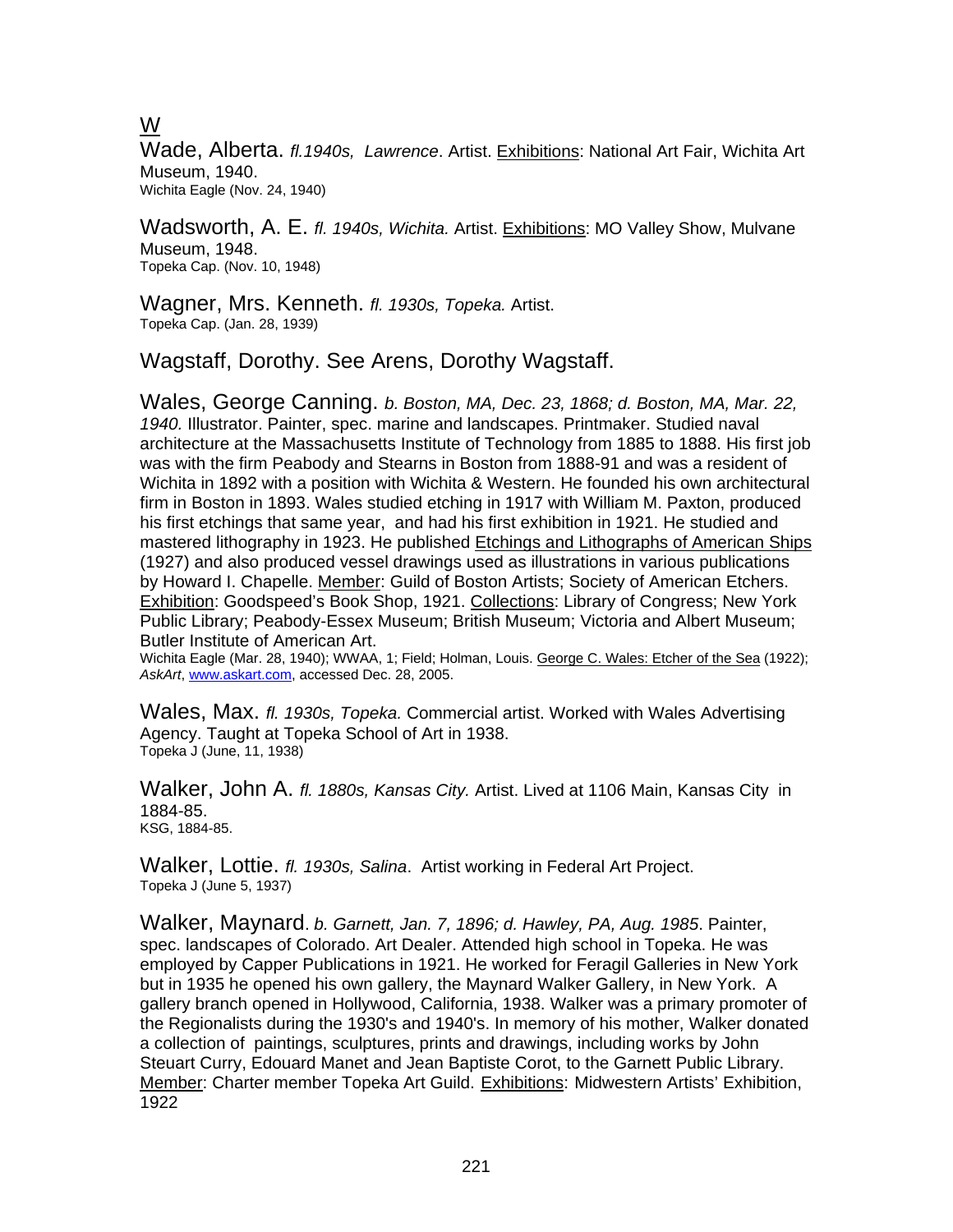# W

Wade, Alberta. *fl.1940s, Lawrence*. Artist. Exhibitions: National Art Fair, Wichita Art Museum, 1940.
Wichita Eagle (Nov. 24, 1940)

Wadsworth, A. E. *fl. 1940s, Wichita.* Artist. Exhibitions: MO Valley Show, Mulvane Museum, 1948.
Topeka Cap. (Nov. 10, 1948)

Wagner, Mrs. Kenneth. *fl. 1930s, Topeka.* Artist.
Topeka Cap. (Jan. 28, 1939)

Wagstaff, Dorothy. See Arens, Dorothy Wagstaff.

Wales, George Canning. *b. Boston, MA, Dec. 23, 1868; d. Boston, MA, Mar. 22, 1940.* Illustrator. Painter, spec. marine and landscapes. Printmaker. Studied naval architecture at the Massachusetts Institute of Technology from 1885 to 1888. His first job was with the firm Peabody and Stearns in Boston from 1888-91 and was a resident of Wichita in 1892 with a position with Wichita & Western. He founded his own architectural firm in Boston in 1893. Wales studied etching in 1917 with William M. Paxton, produced his first etchings that same year, and had his first exhibition in 1921. He studied and mastered lithography in 1923. He published Etchings and Lithographs of American Ships (1927) and also produced vessel drawings used as illustrations in various publications by Howard I. Chapelle. Member: Guild of Boston Artists; Society of American Etchers. Exhibition: Goodspeed's Book Shop, 1921. Collections: Library of Congress; New York Public Library; Peabody-Essex Museum; British Museum; Victoria and Albert Museum; Butler Institute of American Art.
Wichita Eagle (Mar. 28, 1940); WWAA, 1; Field; Holman, Louis. George C. Wales: Etcher of the Sea (1922); *AskArt*, www.askart.com, accessed Dec. 28, 2005.

Wales, Max. *fl. 1930s, Topeka.* Commercial artist. Worked with Wales Advertising Agency. Taught at Topeka School of Art in 1938.
Topeka J (June, 11, 1938)

Walker, John A. *fl. 1880s, Kansas City.* Artist. Lived at 1106 Main, Kansas City in 1884-85.
KSG, 1884-85.

Walker, Lottie. *fl. 1930s, Salina*. Artist working in Federal Art Project.
Topeka J (June 5, 1937)

Walker, Maynard. *b. Garnett, Jan. 7, 1896; d. Hawley, PA, Aug. 1985*. Painter, spec. landscapes of Colorado. Art Dealer. Attended high school in Topeka. He was employed by Capper Publications in 1921. He worked for Feragil Galleries in New York but in 1935 he opened his own gallery, the Maynard Walker Gallery, in New York. A gallery branch opened in Hollywood, California, 1938. Walker was a primary promoter of the Regionalists during the 1930's and 1940's. In memory of his mother, Walker donated a collection of paintings, sculptures, prints and drawings, including works by John Steuart Curry, Edouard Manet and Jean Baptiste Corot, to the Garnett Public Library. Member: Charter member Topeka Art Guild. Exhibitions: Midwestern Artists' Exhibition, 1922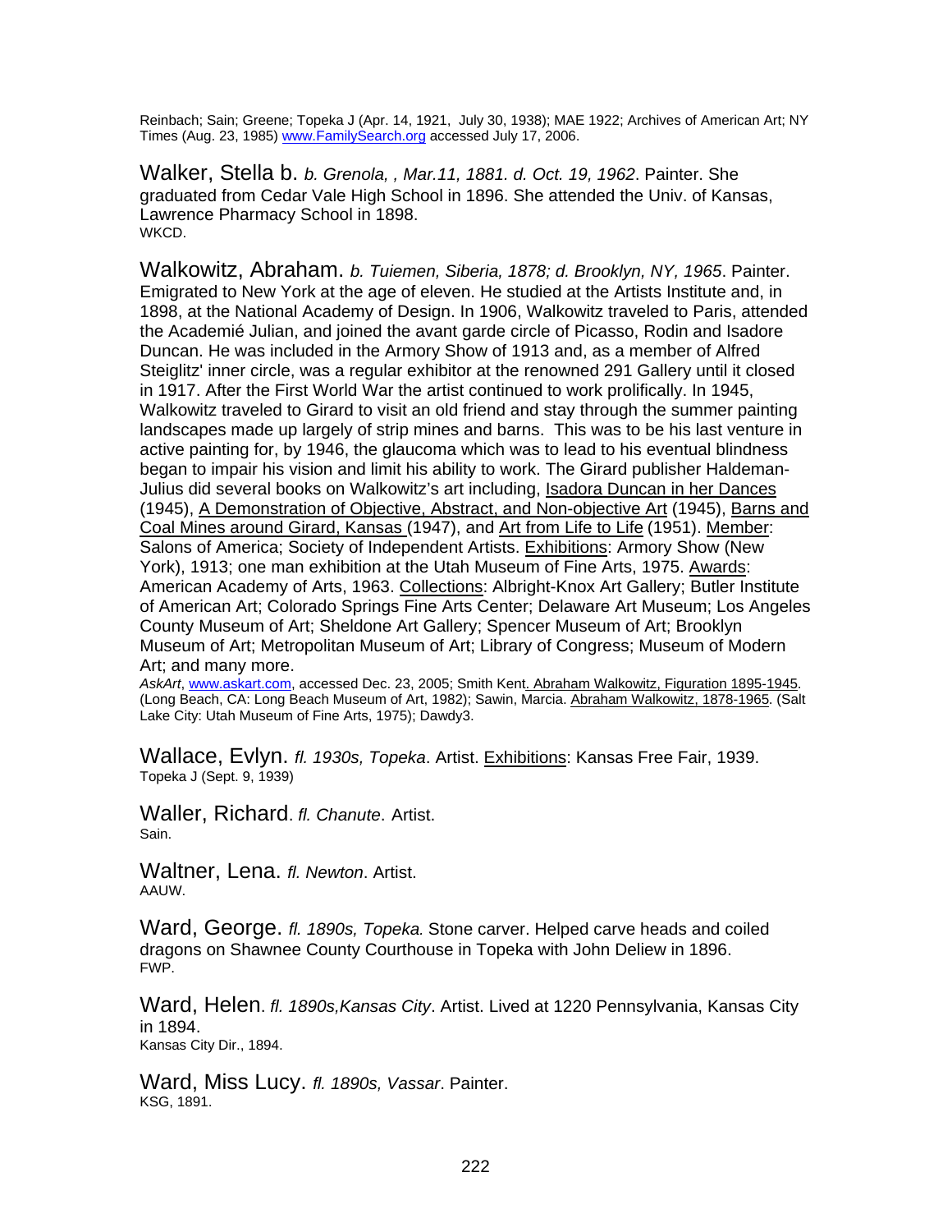Reinbach; Sain; Greene; Topeka J (Apr. 14, 1921, July 30, 1938); MAE 1922; Archives of American Art; NY Times (Aug. 23, 1985) www.FamilySearch.org accessed July 17, 2006.

**Walker, Stella b.** *b. Grenola, , Mar.11, 1881. d. Oct. 19, 1962*. Painter. She graduated from Cedar Vale High School in 1896. She attended the Univ. of Kansas, Lawrence Pharmacy School in 1898.
WKCD.

**Walkowitz, Abraham.** *b. Tuiemen, Siberia, 1878; d. Brooklyn, NY, 1965*. Painter. Emigrated to New York at the age of eleven. He studied at the Artists Institute and, in 1898, at the National Academy of Design. In 1906, Walkowitz traveled to Paris, attended the Academié Julian, and joined the avant garde circle of Picasso, Rodin and Isadore Duncan. He was included in the Armory Show of 1913 and, as a member of Alfred Steiglitz' inner circle, was a regular exhibitor at the renowned 291 Gallery until it closed in 1917. After the First World War the artist continued to work prolifically. In 1945, Walkowitz traveled to Girard to visit an old friend and stay through the summer painting landscapes made up largely of strip mines and barns. This was to be his last venture in active painting for, by 1946, the glaucoma which was to lead to his eventual blindness began to impair his vision and limit his ability to work. The Girard publisher Haldeman-Julius did several books on Walkowitz's art including, Isadora Duncan in her Dances (1945), A Demonstration of Objective, Abstract, and Non-objective Art (1945), Barns and Coal Mines around Girard, Kansas (1947), and Art from Life to Life (1951). Member: Salons of America; Society of Independent Artists. Exhibitions: Armory Show (New York), 1913; one man exhibition at the Utah Museum of Fine Arts, 1975. Awards: American Academy of Arts, 1963. Collections: Albright-Knox Art Gallery; Butler Institute of American Art; Colorado Springs Fine Arts Center; Delaware Art Museum; Los Angeles County Museum of Art; Sheldone Art Gallery; Spencer Museum of Art; Brooklyn Museum of Art; Metropolitan Museum of Art; Library of Congress; Museum of Modern Art; and many more.
*AskArt*, www.askart.com, accessed Dec. 23, 2005; Smith Kent. Abraham Walkowitz, Figuration 1895-1945. (Long Beach, CA: Long Beach Museum of Art, 1982); Sawin, Marcia. Abraham Walkowitz, 1878-1965. (Salt Lake City: Utah Museum of Fine Arts, 1975); Dawdy3.

**Wallace, Evlyn.** *fl. 1930s, Topeka*. Artist. Exhibitions: Kansas Free Fair, 1939.
Topeka J (Sept. 9, 1939)

**Waller, Richard**. *fl. Chanute*. Artist.
Sain.

**Waltner, Lena.** *fl. Newton*. Artist.
AAUW.

**Ward, George.** *fl. 1890s, Topeka.* Stone carver. Helped carve heads and coiled dragons on Shawnee County Courthouse in Topeka with John Deliew in 1896.
FWP.

**Ward, Helen**. *fl. 1890s,Kansas City*. Artist. Lived at 1220 Pennsylvania, Kansas City in 1894.
Kansas City Dir., 1894.

**Ward, Miss Lucy.** *fl. 1890s, Vassar*. Painter.
KSG, 1891.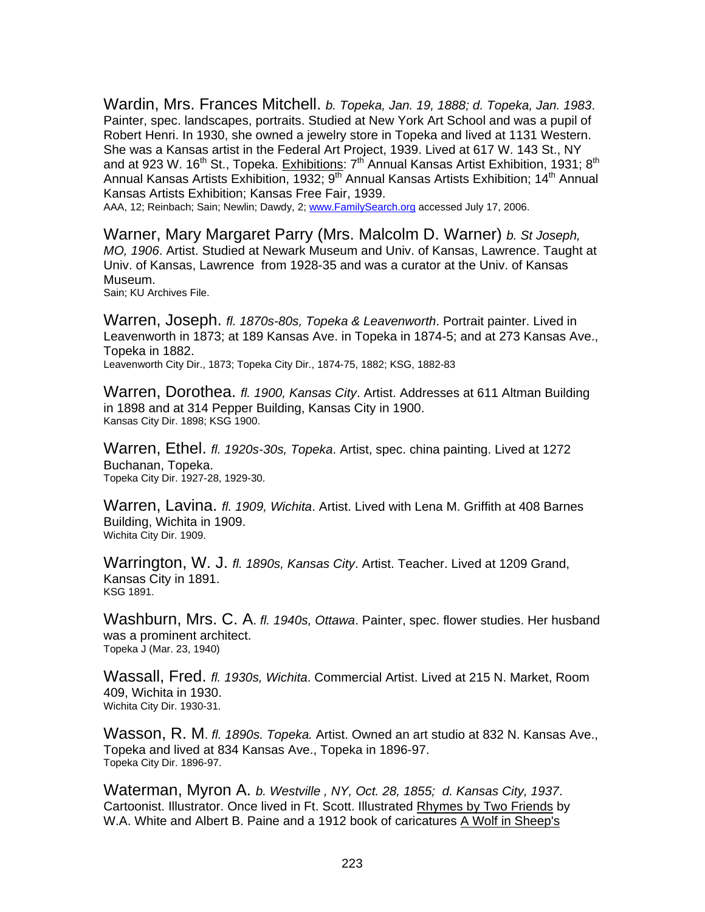Wardin, Mrs. Frances Mitchell. *b. Topeka, Jan. 19, 1888; d. Topeka, Jan. 1983*. Painter, spec. landscapes, portraits. Studied at New York Art School and was a pupil of Robert Henri. In 1930, she owned a jewelry store in Topeka and lived at 1131 Western. She was a Kansas artist in the Federal Art Project, 1939. Lived at 617 W. 143 St., NY and at 923 W. 16th St., Topeka. Exhibitions: 7th Annual Kansas Artist Exhibition, 1931; 8th Annual Kansas Artists Exhibition, 1932; 9th Annual Kansas Artists Exhibition; 14th Annual Kansas Artists Exhibition; Kansas Free Fair, 1939.
AAA, 12; Reinbach; Sain; Newlin; Dawdy, 2; www.FamilySearch.org accessed July 17, 2006.

Warner, Mary Margaret Parry (Mrs. Malcolm D. Warner) *b. St Joseph, MO, 1906*. Artist. Studied at Newark Museum and Univ. of Kansas, Lawrence. Taught at Univ. of Kansas, Lawrence from 1928-35 and was a curator at the Univ. of Kansas Museum.
Sain; KU Archives File.

Warren, Joseph. *fl. 1870s-80s, Topeka & Leavenworth*. Portrait painter. Lived in Leavenworth in 1873; at 189 Kansas Ave. in Topeka in 1874-5; and at 273 Kansas Ave., Topeka in 1882.
Leavenworth City Dir., 1873; Topeka City Dir., 1874-75, 1882; KSG, 1882-83

Warren, Dorothea. *fl. 1900, Kansas City*. Artist. Addresses at 611 Altman Building in 1898 and at 314 Pepper Building, Kansas City in 1900.
Kansas City Dir. 1898; KSG 1900.

Warren, Ethel. *fl. 1920s-30s, Topeka*. Artist, spec. china painting. Lived at 1272 Buchanan, Topeka.
Topeka City Dir. 1927-28, 1929-30.

Warren, Lavina. *fl. 1909, Wichita*. Artist. Lived with Lena M. Griffith at 408 Barnes Building, Wichita in 1909.
Wichita City Dir. 1909.

Warrington, W. J. *fl. 1890s, Kansas City*. Artist. Teacher. Lived at 1209 Grand, Kansas City in 1891.
KSG 1891.

Washburn, Mrs. C. A. *fl. 1940s, Ottawa*. Painter, spec. flower studies. Her husband was a prominent architect.
Topeka J (Mar. 23, 1940)

Wassall, Fred. *fl. 1930s, Wichita*. Commercial Artist. Lived at 215 N. Market, Room 409, Wichita in 1930.
Wichita City Dir. 1930-31.

Wasson, R. M. *fl. 1890s. Topeka.* Artist. Owned an art studio at 832 N. Kansas Ave., Topeka and lived at 834 Kansas Ave., Topeka in 1896-97.
Topeka City Dir. 1896-97.

Waterman, Myron A. *b. Westville , NY, Oct. 28, 1855; d. Kansas City, 1937*. Cartoonist. Illustrator. Once lived in Ft. Scott. Illustrated Rhymes by Two Friends by W.A. White and Albert B. Paine and a 1912 book of caricatures A Wolf in Sheep's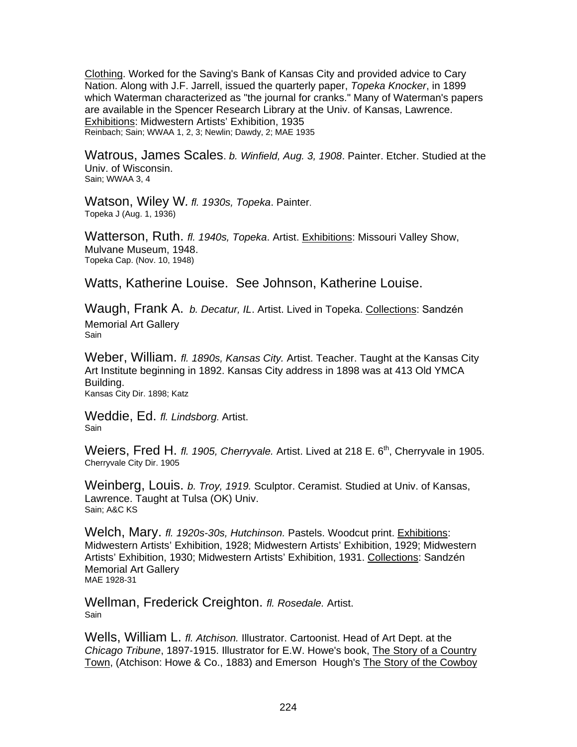Clothing. Worked for the Saving's Bank of Kansas City and provided advice to Cary Nation. Along with J.F. Jarrell, issued the quarterly paper, *Topeka Knocker*, in 1899 which Waterman characterized as "the journal for cranks." Many of Waterman's papers are available in the Spencer Research Library at the Univ. of Kansas, Lawrence. Exhibitions: Midwestern Artists' Exhibition, 1935
Reinbach; Sain; WWAA 1, 2, 3; Newlin; Dawdy, 2; MAE 1935

Watrous, James Scales. *b. Winfield, Aug. 3, 1908*. Painter. Etcher. Studied at the Univ. of Wisconsin.
Sain; WWAA 3, 4

Watson, Wiley W. *fl. 1930s, Topeka*. Painter.
Topeka J (Aug. 1, 1936)

Watterson, Ruth. *fl. 1940s, Topeka*. Artist. Exhibitions: Missouri Valley Show, Mulvane Museum, 1948.
Topeka Cap. (Nov. 10, 1948)

Watts, Katherine Louise. See Johnson, Katherine Louise.

Waugh, Frank A. *b. Decatur, IL*. Artist. Lived in Topeka. Collections: Sandzén Memorial Art Gallery
Sain

Weber, William. *fl. 1890s, Kansas City.* Artist. Teacher. Taught at the Kansas City Art Institute beginning in 1892. Kansas City address in 1898 was at 413 Old YMCA Building.
Kansas City Dir. 1898; Katz

Weddie, Ed. *fl. Lindsborg.* Artist.
Sain

Weiers, Fred H. *fl. 1905, Cherryvale.* Artist. Lived at 218 E. 6th, Cherryvale in 1905.
Cherryvale City Dir. 1905

Weinberg, Louis. *b. Troy, 1919.* Sculptor. Ceramist. Studied at Univ. of Kansas, Lawrence. Taught at Tulsa (OK) Univ.
Sain; A&C KS

Welch, Mary. *fl. 1920s-30s, Hutchinson.* Pastels. Woodcut print. Exhibitions: Midwestern Artists' Exhibition, 1928; Midwestern Artists' Exhibition, 1929; Midwestern Artists' Exhibition, 1930; Midwestern Artists' Exhibition, 1931. Collections: Sandzén Memorial Art Gallery
MAE 1928-31

Wellman, Frederick Creighton. *fl. Rosedale.* Artist.
Sain

Wells, William L. *fl. Atchison.* Illustrator. Cartoonist. Head of Art Dept. at the *Chicago Tribune*, 1897-1915. Illustrator for E.W. Howe's book, The Story of a Country Town, (Atchison: Howe & Co., 1883) and Emerson Hough's The Story of the Cowboy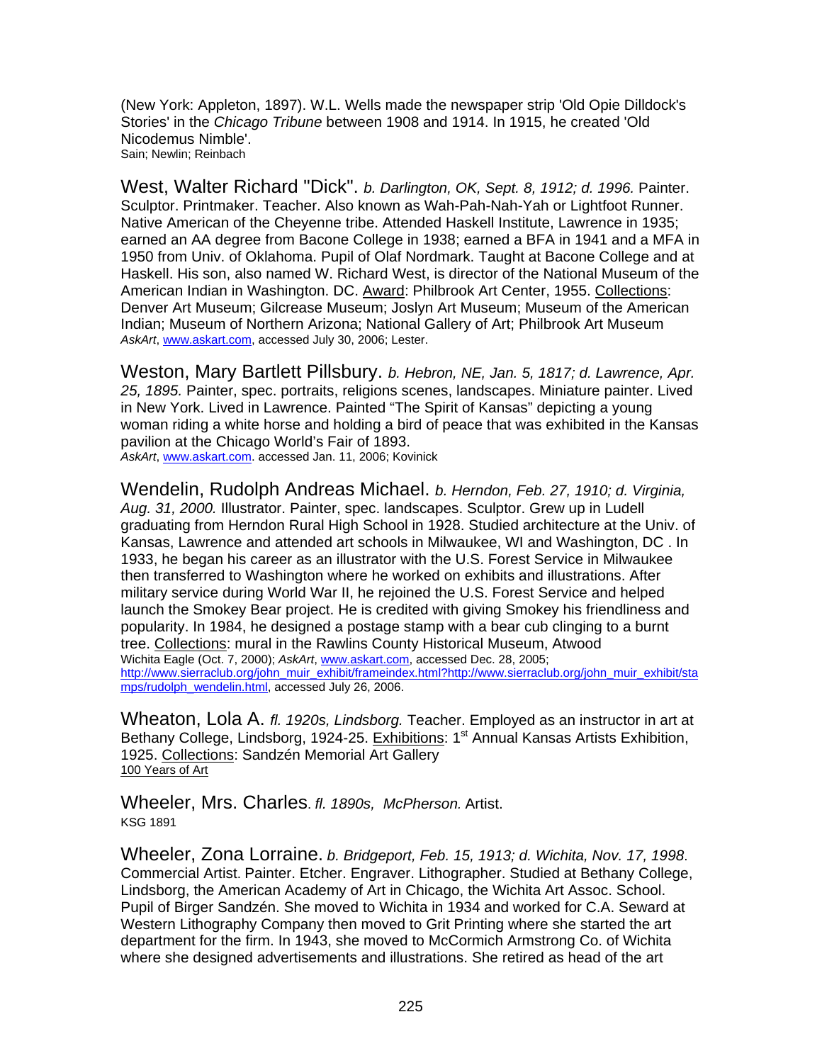(New York: Appleton, 1897). W.L. Wells made the newspaper strip 'Old Opie Dilldock's Stories' in the *Chicago Tribune* between 1908 and 1914. In 1915, he created 'Old Nicodemus Nimble'.
Sain; Newlin; Reinbach

West, Walter Richard "Dick". *b. Darlington, OK, Sept. 8, 1912; d. 1996.* Painter. Sculptor. Printmaker. Teacher. Also known as Wah-Pah-Nah-Yah or Lightfoot Runner. Native American of the Cheyenne tribe. Attended Haskell Institute, Lawrence in 1935; earned an AA degree from Bacone College in 1938; earned a BFA in 1941 and a MFA in 1950 from Univ. of Oklahoma. Pupil of Olaf Nordmark. Taught at Bacone College and at Haskell. His son, also named W. Richard West, is director of the National Museum of the American Indian in Washington. DC. Award: Philbrook Art Center, 1955. Collections: Denver Art Museum; Gilcrease Museum; Joslyn Art Museum; Museum of the American Indian; Museum of Northern Arizona; National Gallery of Art; Philbrook Art Museum
*AskArt*, www.askart.com, accessed July 30, 2006; Lester.

Weston, Mary Bartlett Pillsbury. *b. Hebron, NE, Jan. 5, 1817; d. Lawrence, Apr. 25, 1895.* Painter, spec. portraits, religions scenes, landscapes. Miniature painter. Lived in New York. Lived in Lawrence. Painted "The Spirit of Kansas" depicting a young woman riding a white horse and holding a bird of peace that was exhibited in the Kansas pavilion at the Chicago World's Fair of 1893.
*AskArt*, www.askart.com. accessed Jan. 11, 2006; Kovinick

Wendelin, Rudolph Andreas Michael. *b. Herndon, Feb. 27, 1910; d. Virginia, Aug. 31, 2000.* Illustrator. Painter, spec. landscapes. Sculptor. Grew up in Ludell graduating from Herndon Rural High School in 1928. Studied architecture at the Univ. of Kansas, Lawrence and attended art schools in Milwaukee, WI and Washington, DC . In 1933, he began his career as an illustrator with the U.S. Forest Service in Milwaukee then transferred to Washington where he worked on exhibits and illustrations. After military service during World War II, he rejoined the U.S. Forest Service and helped launch the Smokey Bear project. He is credited with giving Smokey his friendliness and popularity. In 1984, he designed a postage stamp with a bear cub clinging to a burnt tree. Collections: mural in the Rawlins County Historical Museum, Atwood
Wichita Eagle (Oct. 7, 2000); *AskArt*, www.askart.com, accessed Dec. 28, 2005; http://www.sierraclub.org/john_muir_exhibit/frameindex.html?http://www.sierraclub.org/john_muir_exhibit/stamps/rudolph_wendelin.html, accessed July 26, 2006.

Wheaton, Lola A. *fl. 1920s, Lindsborg.* Teacher. Employed as an instructor in art at Bethany College, Lindsborg, 1924-25. Exhibitions: 1st Annual Kansas Artists Exhibition, 1925. Collections: Sandzén Memorial Art Gallery
100 Years of Art

Wheeler, Mrs. Charles. *fl. 1890s, McPherson.* Artist.
KSG 1891

Wheeler, Zona Lorraine. *b. Bridgeport, Feb. 15, 1913; d. Wichita, Nov. 17, 1998.* Commercial Artist. Painter. Etcher. Engraver. Lithographer. Studied at Bethany College, Lindsborg, the American Academy of Art in Chicago, the Wichita Art Assoc. School. Pupil of Birger Sandzén. She moved to Wichita in 1934 and worked for C.A. Seward at Western Lithography Company then moved to Grit Printing where she started the art department for the firm. In 1943, she moved to McCormich Armstrong Co. of Wichita where she designed advertisements and illustrations. She retired as head of the art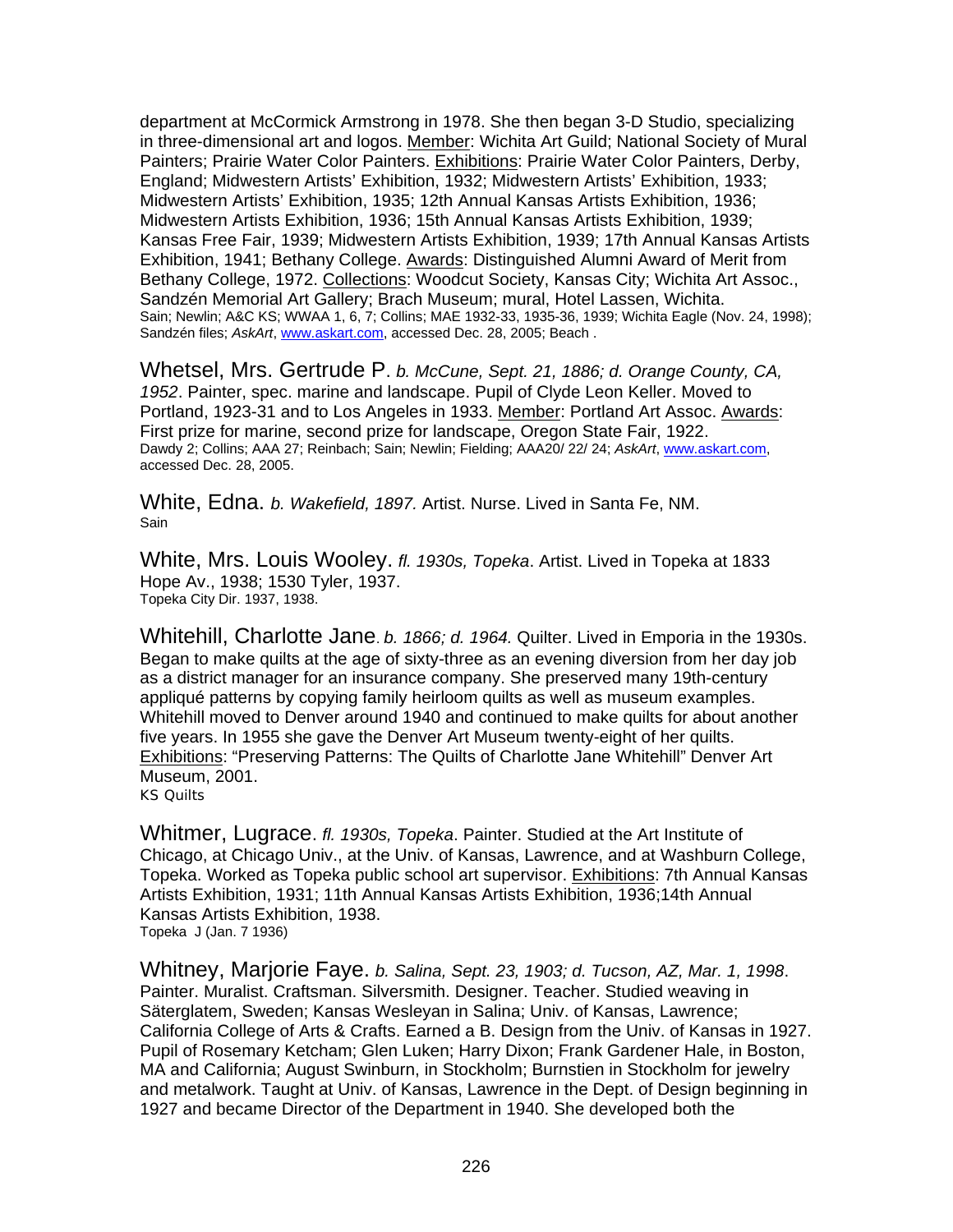department at McCormick Armstrong in 1978. She then began 3-D Studio, specializing in three-dimensional art and logos. Member: Wichita Art Guild; National Society of Mural Painters; Prairie Water Color Painters. Exhibitions: Prairie Water Color Painters, Derby, England; Midwestern Artists' Exhibition, 1932; Midwestern Artists' Exhibition, 1933; Midwestern Artists' Exhibition, 1935; 12th Annual Kansas Artists Exhibition, 1936; Midwestern Artists Exhibition, 1936; 15th Annual Kansas Artists Exhibition, 1939; Kansas Free Fair, 1939; Midwestern Artists Exhibition, 1939; 17th Annual Kansas Artists Exhibition, 1941; Bethany College. Awards: Distinguished Alumni Award of Merit from Bethany College, 1972. Collections: Woodcut Society, Kansas City; Wichita Art Assoc., Sandzén Memorial Art Gallery; Brach Museum; mural, Hotel Lassen, Wichita.
Sain; Newlin; A&C KS; WWAA 1, 6, 7; Collins; MAE 1932-33, 1935-36, 1939; Wichita Eagle (Nov. 24, 1998); Sandzén files; *AskArt*, www.askart.com, accessed Dec. 28, 2005; Beach .

Whetsel, Mrs. Gertrude P. *b. McCune, Sept. 21, 1886; d. Orange County, CA, 1952*. Painter, spec. marine and landscape. Pupil of Clyde Leon Keller. Moved to Portland, 1923-31 and to Los Angeles in 1933. Member: Portland Art Assoc. Awards: First prize for marine, second prize for landscape, Oregon State Fair, 1922.
Dawdy 2; Collins; AAA 27; Reinbach; Sain; Newlin; Fielding; AAA20/ 22/ 24; *AskArt*, www.askart.com, accessed Dec. 28, 2005.

White, Edna. *b. Wakefield, 1897.* Artist. Nurse. Lived in Santa Fe, NM.
Sain

White, Mrs. Louis Wooley. *fl. 1930s, Topeka*. Artist. Lived in Topeka at 1833 Hope Av., 1938; 1530 Tyler, 1937.
Topeka City Dir. 1937, 1938.

Whitehill, Charlotte Jane. *b. 1866; d. 1964.* Quilter. Lived in Emporia in the 1930s. Began to make quilts at the age of sixty-three as an evening diversion from her day job as a district manager for an insurance company. She preserved many 19th-century appliqué patterns by copying family heirloom quilts as well as museum examples. Whitehill moved to Denver around 1940 and continued to make quilts for about another five years. In 1955 she gave the Denver Art Museum twenty-eight of her quilts. Exhibitions: "Preserving Patterns: The Quilts of Charlotte Jane Whitehill" Denver Art Museum, 2001.
KS Quilts

Whitmer, Lugrace. *fl. 1930s, Topeka*. Painter. Studied at the Art Institute of Chicago, at Chicago Univ., at the Univ. of Kansas, Lawrence, and at Washburn College, Topeka. Worked as Topeka public school art supervisor. Exhibitions: 7th Annual Kansas Artists Exhibition, 1931; 11th Annual Kansas Artists Exhibition, 1936;14th Annual Kansas Artists Exhibition, 1938.
Topeka J (Jan. 7 1936)

Whitney, Marjorie Faye. *b. Salina, Sept. 23, 1903; d. Tucson, AZ, Mar. 1, 1998*. Painter. Muralist. Craftsman. Silversmith. Designer. Teacher. Studied weaving in Säterglatem, Sweden; Kansas Wesleyan in Salina; Univ. of Kansas, Lawrence; California College of Arts & Crafts. Earned a B. Design from the Univ. of Kansas in 1927. Pupil of Rosemary Ketcham; Glen Luken; Harry Dixon; Frank Gardener Hale, in Boston, MA and California; August Swinburn, in Stockholm; Burnstien in Stockholm for jewelry and metalwork. Taught at Univ. of Kansas, Lawrence in the Dept. of Design beginning in 1927 and became Director of the Department in 1940. She developed both the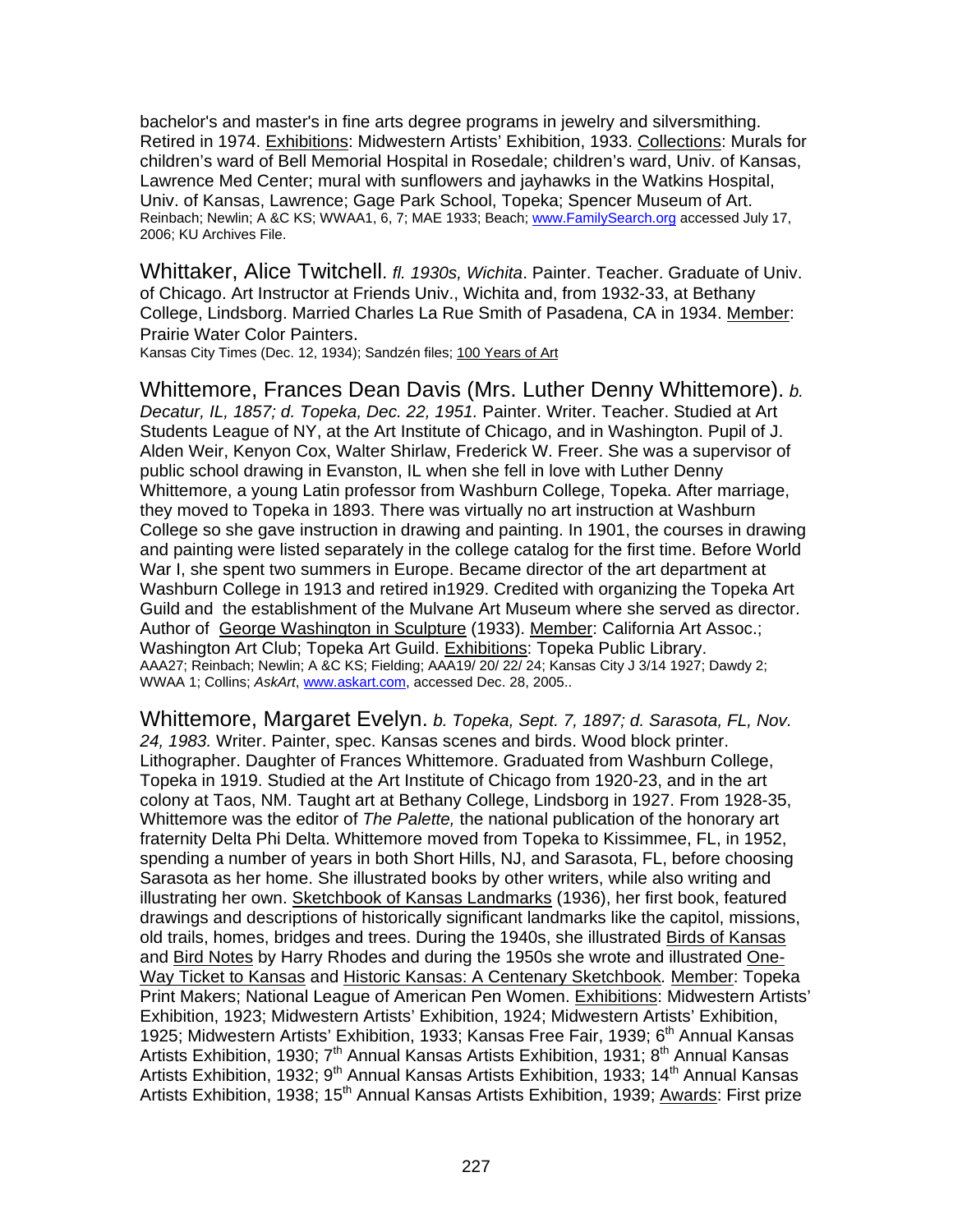bachelor's and master's in fine arts degree programs in jewelry and silversmithing. Retired in 1974. Exhibitions: Midwestern Artists' Exhibition, 1933. Collections: Murals for children's ward of Bell Memorial Hospital in Rosedale; children's ward, Univ. of Kansas, Lawrence Med Center; mural with sunflowers and jayhawks in the Watkins Hospital, Univ. of Kansas, Lawrence; Gage Park School, Topeka; Spencer Museum of Art.
Reinbach; Newlin; A &C KS; WWAA1, 6, 7; MAE 1933; Beach; www.FamilySearch.org accessed July 17, 2006; KU Archives File.

Whittaker, Alice Twitchell. *fl. 1930s, Wichita*. Painter. Teacher. Graduate of Univ. of Chicago. Art Instructor at Friends Univ., Wichita and, from 1932-33, at Bethany College, Lindsborg. Married Charles La Rue Smith of Pasadena, CA in 1934. Member: Prairie Water Color Painters.
Kansas City Times (Dec. 12, 1934); Sandzén files; 100 Years of Art

Whittemore, Frances Dean Davis (Mrs. Luther Denny Whittemore). *b. Decatur, IL, 1857; d. Topeka, Dec. 22, 1951.* Painter. Writer. Teacher. Studied at Art Students League of NY, at the Art Institute of Chicago, and in Washington. Pupil of J. Alden Weir, Kenyon Cox, Walter Shirlaw, Frederick W. Freer. She was a supervisor of public school drawing in Evanston, IL when she fell in love with Luther Denny Whittemore, a young Latin professor from Washburn College, Topeka. After marriage, they moved to Topeka in 1893. There was virtually no art instruction at Washburn College so she gave instruction in drawing and painting. In 1901, the courses in drawing and painting were listed separately in the college catalog for the first time. Before World War I, she spent two summers in Europe. Became director of the art department at Washburn College in 1913 and retired in1929. Credited with organizing the Topeka Art Guild and the establishment of the Mulvane Art Museum where she served as director. Author of George Washington in Sculpture (1933). Member: California Art Assoc.; Washington Art Club; Topeka Art Guild. Exhibitions: Topeka Public Library.
AAA27; Reinbach; Newlin; A &C KS; Fielding; AAA19/ 20/ 22/ 24; Kansas City J 3/14 1927; Dawdy 2; WWAA 1; Collins; *AskArt*, www.askart.com, accessed Dec. 28, 2005..

Whittemore, Margaret Evelyn. *b. Topeka, Sept. 7, 1897; d. Sarasota, FL, Nov. 24, 1983.* Writer. Painter, spec. Kansas scenes and birds. Wood block printer. Lithographer. Daughter of Frances Whittemore. Graduated from Washburn College, Topeka in 1919. Studied at the Art Institute of Chicago from 1920-23, and in the art colony at Taos, NM. Taught art at Bethany College, Lindsborg in 1927. From 1928-35, Whittemore was the editor of *The Palette,* the national publication of the honorary art fraternity Delta Phi Delta. Whittemore moved from Topeka to Kissimmee, FL, in 1952, spending a number of years in both Short Hills, NJ, and Sarasota, FL, before choosing Sarasota as her home. She illustrated books by other writers, while also writing and illustrating her own. Sketchbook of Kansas Landmarks (1936), her first book, featured drawings and descriptions of historically significant landmarks like the capitol, missions, old trails, homes, bridges and trees. During the 1940s, she illustrated Birds of Kansas and Bird Notes by Harry Rhodes and during the 1950s she wrote and illustrated One-Way Ticket to Kansas and Historic Kansas: A Centenary Sketchbook*.* Member: Topeka Print Makers; National League of American Pen Women. Exhibitions: Midwestern Artists' Exhibition, 1923; Midwestern Artists' Exhibition, 1924; Midwestern Artists' Exhibition, 1925; Midwestern Artists' Exhibition, 1933; Kansas Free Fair, 1939; 6th Annual Kansas Artists Exhibition, 1930; 7th Annual Kansas Artists Exhibition, 1931; 8th Annual Kansas Artists Exhibition, 1932; 9th Annual Kansas Artists Exhibition, 1933; 14th Annual Kansas Artists Exhibition, 1938; 15th Annual Kansas Artists Exhibition, 1939; Awards: First prize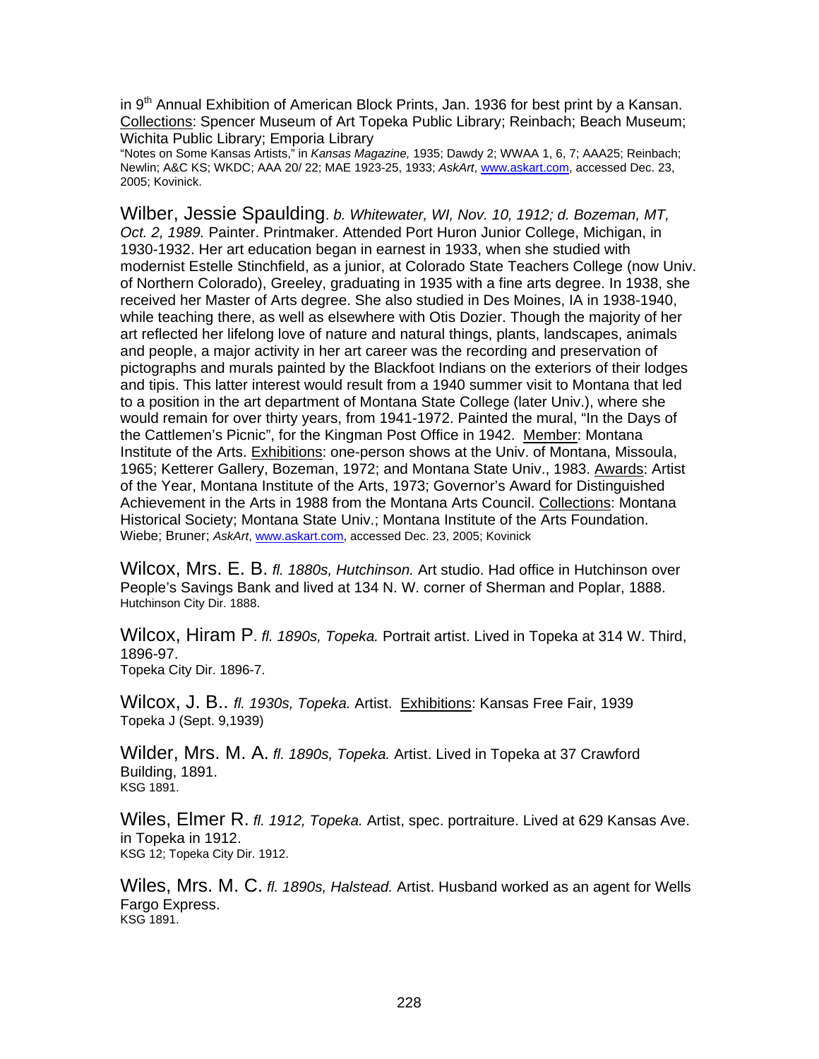in 9th Annual Exhibition of American Block Prints, Jan. 1936 for best print by a Kansan. Collections: Spencer Museum of Art Topeka Public Library; Reinbach; Beach Museum; Wichita Public Library; Emporia Library
"Notes on Some Kansas Artists," in *Kansas Magazine,* 1935; Dawdy 2; WWAA 1, 6, 7; AAA25; Reinbach; Newlin; A&C KS; WKDC; AAA 20/ 22; MAE 1923-25, 1933; *AskArt*, www.askart.com, accessed Dec. 23, 2005; Kovinick.

Wilber, Jessie Spaulding. *b. Whitewater, WI, Nov. 10, 1912; d. Bozeman, MT, Oct. 2, 1989.* Painter. Printmaker. Attended Port Huron Junior College, Michigan, in 1930-1932. Her art education began in earnest in 1933, when she studied with modernist Estelle Stinchfield, as a junior, at Colorado State Teachers College (now Univ. of Northern Colorado), Greeley, graduating in 1935 with a fine arts degree. In 1938, she received her Master of Arts degree. She also studied in Des Moines, IA in 1938-1940, while teaching there, as well as elsewhere with Otis Dozier. Though the majority of her art reflected her lifelong love of nature and natural things, plants, landscapes, animals and people, a major activity in her art career was the recording and preservation of pictographs and murals painted by the Blackfoot Indians on the exteriors of their lodges and tipis. This latter interest would result from a 1940 summer visit to Montana that led to a position in the art department of Montana State College (later Univ.), where she would remain for over thirty years, from 1941-1972. Painted the mural, "In the Days of the Cattlemen's Picnic", for the Kingman Post Office in 1942. Member: Montana Institute of the Arts. Exhibitions: one-person shows at the Univ. of Montana, Missoula, 1965; Ketterer Gallery, Bozeman, 1972; and Montana State Univ., 1983. Awards: Artist of the Year, Montana Institute of the Arts, 1973; Governor's Award for Distinguished Achievement in the Arts in 1988 from the Montana Arts Council. Collections: Montana Historical Society; Montana State Univ.; Montana Institute of the Arts Foundation.
Wiebe; Bruner; *AskArt*, www.askart.com, accessed Dec. 23, 2005; Kovinick

Wilcox, Mrs. E. B. *fl. 1880s, Hutchinson.* Art studio. Had office in Hutchinson over People's Savings Bank and lived at 134 N. W. corner of Sherman and Poplar, 1888.
Hutchinson City Dir. 1888.

Wilcox, Hiram P. *fl. 1890s, Topeka.* Portrait artist. Lived in Topeka at 314 W. Third, 1896-97.
Topeka City Dir. 1896-7.

Wilcox, J. B.. *fl. 1930s, Topeka.* Artist. Exhibitions: Kansas Free Fair, 1939
Topeka J (Sept. 9,1939)

Wilder, Mrs. M. A. *fl. 1890s, Topeka.* Artist. Lived in Topeka at 37 Crawford Building, 1891.
KSG 1891.

Wiles, Elmer R. *fl. 1912, Topeka.* Artist, spec. portraiture. Lived at 629 Kansas Ave. in Topeka in 1912.
KSG 12; Topeka City Dir. 1912.

Wiles, Mrs. M. C. *fl. 1890s, Halstead.* Artist. Husband worked as an agent for Wells Fargo Express.
KSG 1891.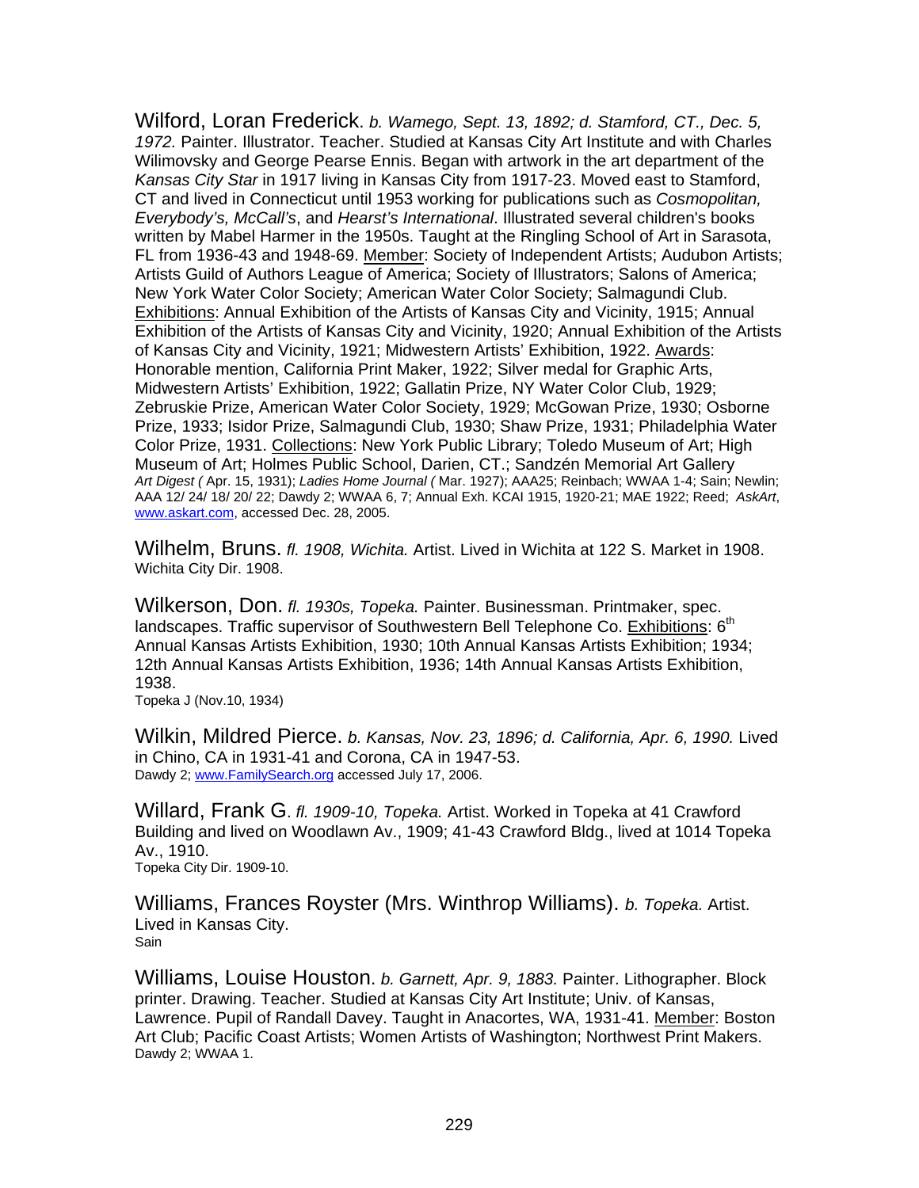Wilford, Loran Frederick. *b. Wamego, Sept. 13, 1892; d. Stamford, CT., Dec. 5, 1972.* Painter. Illustrator. Teacher. Studied at Kansas City Art Institute and with Charles Wilimovsky and George Pearse Ennis. Began with artwork in the art department of the *Kansas City Star* in 1917 living in Kansas City from 1917-23. Moved east to Stamford, CT and lived in Connecticut until 1953 working for publications such as *Cosmopolitan, Everybody's, McCall's*, and *Hearst's International*. Illustrated several children's books written by Mabel Harmer in the 1950s. Taught at the Ringling School of Art in Sarasota, FL from 1936-43 and 1948-69. Member: Society of Independent Artists; Audubon Artists; Artists Guild of Authors League of America; Society of Illustrators; Salons of America; New York Water Color Society; American Water Color Society; Salmagundi Club. Exhibitions: Annual Exhibition of the Artists of Kansas City and Vicinity, 1915; Annual Exhibition of the Artists of Kansas City and Vicinity, 1920; Annual Exhibition of the Artists of Kansas City and Vicinity, 1921; Midwestern Artists' Exhibition, 1922. Awards: Honorable mention, California Print Maker, 1922; Silver medal for Graphic Arts, Midwestern Artists' Exhibition, 1922; Gallatin Prize, NY Water Color Club, 1929; Zebruskie Prize, American Water Color Society, 1929; McGowan Prize, 1930; Osborne Prize, 1933; Isidor Prize, Salmagundi Club, 1930; Shaw Prize, 1931; Philadelphia Water Color Prize, 1931. Collections: New York Public Library; Toledo Museum of Art; High Museum of Art; Holmes Public School, Darien, CT.; Sandzén Memorial Art Gallery
*Art Digest (* Apr. 15, 1931); *Ladies Home Journal (* Mar. 1927); AAA25; Reinbach; WWAA 1-4; Sain; Newlin; AAA 12/ 24/ 18/ 20/ 22; Dawdy 2; WWAA 6, 7; Annual Exh. KCAI 1915, 1920-21; MAE 1922; Reed; *AskArt*, www.askart.com, accessed Dec. 28, 2005.

Wilhelm, Bruns. *fl. 1908, Wichita.* Artist. Lived in Wichita at 122 S. Market in 1908.
Wichita City Dir. 1908.

Wilkerson, Don. *fl. 1930s, Topeka.* Painter. Businessman. Printmaker, spec. landscapes. Traffic supervisor of Southwestern Bell Telephone Co. Exhibitions: 6th Annual Kansas Artists Exhibition, 1930; 10th Annual Kansas Artists Exhibition, 1934; 12th Annual Kansas Artists Exhibition, 1936; 14th Annual Kansas Artists Exhibition, 1938.
Topeka J (Nov.10, 1934)

Wilkin, Mildred Pierce. *b. Kansas, Nov. 23, 1896; d. California, Apr. 6, 1990.* Lived in Chino, CA in 1931-41 and Corona, CA in 1947-53.
Dawdy 2; www.FamilySearch.org accessed July 17, 2006.

Willard, Frank G. *fl. 1909-10, Topeka.* Artist. Worked in Topeka at 41 Crawford Building and lived on Woodlawn Av., 1909; 41-43 Crawford Bldg., lived at 1014 Topeka Av., 1910.
Topeka City Dir. 1909-10.

Williams, Frances Royster (Mrs. Winthrop Williams). *b. Topeka.* Artist. Lived in Kansas City.
Sain

Williams, Louise Houston. *b. Garnett, Apr. 9, 1883.* Painter. Lithographer. Block printer. Drawing. Teacher. Studied at Kansas City Art Institute; Univ. of Kansas, Lawrence. Pupil of Randall Davey. Taught in Anacortes, WA, 1931-41. Member: Boston Art Club; Pacific Coast Artists; Women Artists of Washington; Northwest Print Makers.
Dawdy 2; WWAA 1.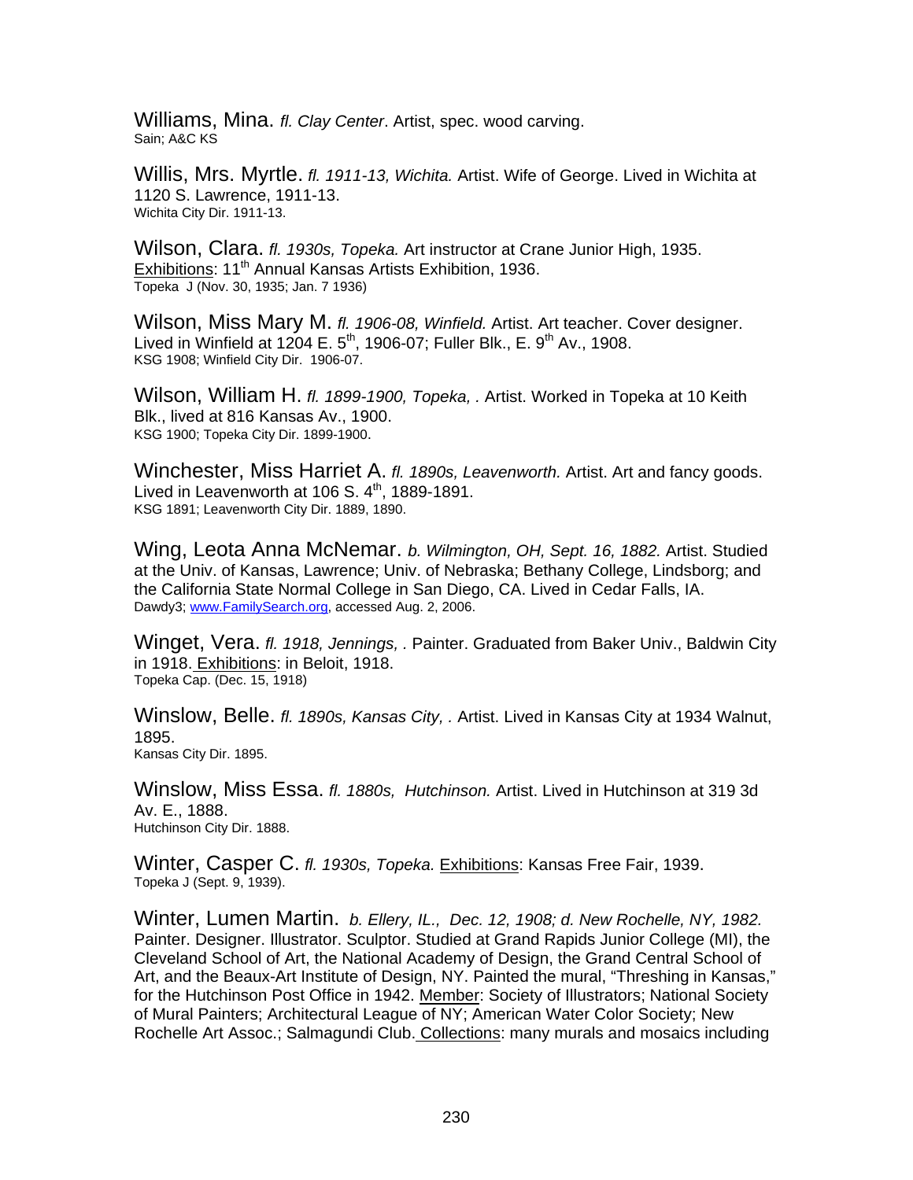Williams, Mina. *fl. Clay Center*. Artist, spec. wood carving.
Sain; A&C KS

Willis, Mrs. Myrtle. *fl. 1911-13, Wichita.* Artist. Wife of George. Lived in Wichita at 1120 S. Lawrence, 1911-13.
Wichita City Dir. 1911-13.

Wilson, Clara. *fl. 1930s, Topeka.* Art instructor at Crane Junior High, 1935. Exhibitions: 11th Annual Kansas Artists Exhibition, 1936.
Topeka J (Nov. 30, 1935; Jan. 7 1936)

Wilson, Miss Mary M. *fl. 1906-08, Winfield.* Artist. Art teacher. Cover designer. Lived in Winfield at 1204 E. 5th, 1906-07; Fuller Blk., E. 9th Av., 1908.
KSG 1908; Winfield City Dir. 1906-07.

Wilson, William H. *fl. 1899-1900, Topeka, .* Artist. Worked in Topeka at 10 Keith Blk., lived at 816 Kansas Av., 1900.
KSG 1900; Topeka City Dir. 1899-1900.

Winchester, Miss Harriet A. *fl. 1890s, Leavenworth.* Artist. Art and fancy goods. Lived in Leavenworth at 106 S. 4th, 1889-1891.
KSG 1891; Leavenworth City Dir. 1889, 1890.

Wing, Leota Anna McNemar. *b. Wilmington, OH, Sept. 16, 1882.* Artist. Studied at the Univ. of Kansas, Lawrence; Univ. of Nebraska; Bethany College, Lindsborg; and the California State Normal College in San Diego, CA. Lived in Cedar Falls, IA.
Dawdy3; www.FamilySearch.org, accessed Aug. 2, 2006.

Winget, Vera. *fl. 1918, Jennings, .* Painter. Graduated from Baker Univ., Baldwin City in 1918. Exhibitions: in Beloit, 1918.
Topeka Cap. (Dec. 15, 1918)

Winslow, Belle. *fl. 1890s, Kansas City, .* Artist. Lived in Kansas City at 1934 Walnut, 1895.
Kansas City Dir. 1895.

Winslow, Miss Essa. *fl. 1880s, Hutchinson.* Artist. Lived in Hutchinson at 319 3d Av. E., 1888.
Hutchinson City Dir. 1888.

Winter, Casper C. *fl. 1930s, Topeka.* Exhibitions: Kansas Free Fair, 1939.
Topeka J (Sept. 9, 1939).

Winter, Lumen Martin. *b. Ellery, IL., Dec. 12, 1908; d. New Rochelle, NY, 1982.* Painter. Designer. Illustrator. Sculptor. Studied at Grand Rapids Junior College (MI), the Cleveland School of Art, the National Academy of Design, the Grand Central School of Art, and the Beaux-Art Institute of Design, NY. Painted the mural, "Threshing in Kansas," for the Hutchinson Post Office in 1942. Member: Society of Illustrators; National Society of Mural Painters; Architectural League of NY; American Water Color Society; New Rochelle Art Assoc.; Salmagundi Club. Collections: many murals and mosaics including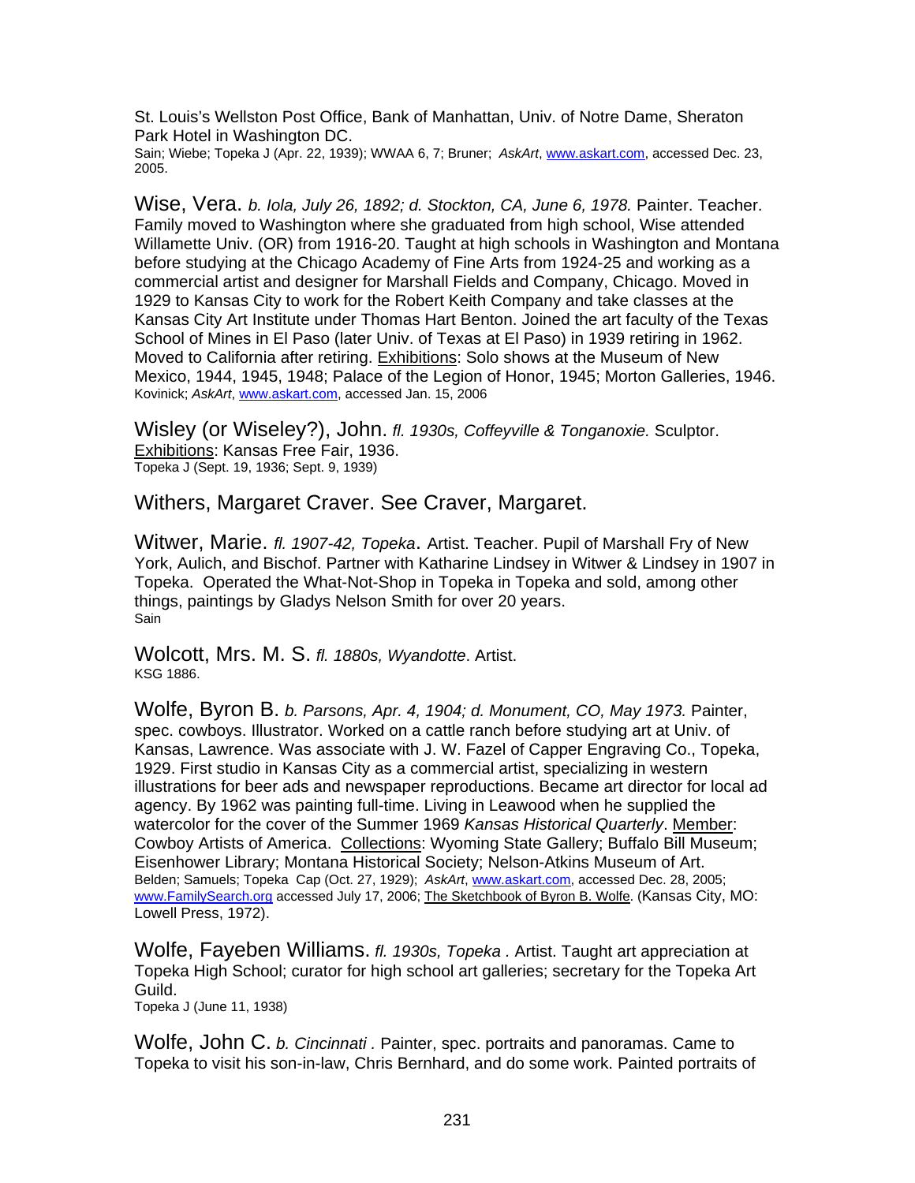St. Louis's Wellston Post Office, Bank of Manhattan, Univ. of Notre Dame, Sheraton Park Hotel in Washington DC.
Sain; Wiebe; Topeka J (Apr. 22, 1939); WWAA 6, 7; Bruner; *AskArt*, www.askart.com, accessed Dec. 23, 2005.

Wise, Vera. *b. Iola, July 26, 1892; d. Stockton, CA, June 6, 1978.* Painter. Teacher. Family moved to Washington where she graduated from high school, Wise attended Willamette Univ. (OR) from 1916-20. Taught at high schools in Washington and Montana before studying at the Chicago Academy of Fine Arts from 1924-25 and working as a commercial artist and designer for Marshall Fields and Company, Chicago. Moved in 1929 to Kansas City to work for the Robert Keith Company and take classes at the Kansas City Art Institute under Thomas Hart Benton. Joined the art faculty of the Texas School of Mines in El Paso (later Univ. of Texas at El Paso) in 1939 retiring in 1962. Moved to California after retiring. Exhibitions: Solo shows at the Museum of New Mexico, 1944, 1945, 1948; Palace of the Legion of Honor, 1945; Morton Galleries, 1946.
Kovinick; *AskArt*, www.askart.com, accessed Jan. 15, 2006

Wisley (or Wiseley?), John. *fl. 1930s, Coffeyville & Tonganoxie.* Sculptor. Exhibitions: Kansas Free Fair, 1936.
Topeka J (Sept. 19, 1936; Sept. 9, 1939)

Withers, Margaret Craver. See Craver, Margaret.

Witwer, Marie. *fl. 1907-42, Topeka*. Artist. Teacher. Pupil of Marshall Fry of New York, Aulich, and Bischof. Partner with Katharine Lindsey in Witwer & Lindsey in 1907 in Topeka. Operated the What-Not-Shop in Topeka in Topeka and sold, among other things, paintings by Gladys Nelson Smith for over 20 years.
Sain

Wolcott, Mrs. M. S. *fl. 1880s, Wyandotte*. Artist.
KSG 1886.

Wolfe, Byron B. *b. Parsons, Apr. 4, 1904; d. Monument, CO, May 1973.* Painter, spec. cowboys. Illustrator. Worked on a cattle ranch before studying art at Univ. of Kansas, Lawrence. Was associate with J. W. Fazel of Capper Engraving Co., Topeka, 1929. First studio in Kansas City as a commercial artist, specializing in western illustrations for beer ads and newspaper reproductions. Became art director for local ad agency. By 1962 was painting full-time. Living in Leawood when he supplied the watercolor for the cover of the Summer 1969 *Kansas Historical Quarterly*. Member: Cowboy Artists of America. Collections: Wyoming State Gallery; Buffalo Bill Museum; Eisenhower Library; Montana Historical Society; Nelson-Atkins Museum of Art.
Belden; Samuels; Topeka Cap (Oct. 27, 1929); *AskArt*, www.askart.com, accessed Dec. 28, 2005; www.FamilySearch.org accessed July 17, 2006; The Sketchbook of Byron B. Wolfe. (Kansas City, MO: Lowell Press, 1972).

Wolfe, Fayeben Williams. *fl. 1930s, Topeka* . Artist. Taught art appreciation at Topeka High School; curator for high school art galleries; secretary for the Topeka Art Guild.
Topeka J (June 11, 1938)

Wolfe, John C. *b. Cincinnati* . Painter, spec. portraits and panoramas. Came to Topeka to visit his son-in-law, Chris Bernhard, and do some work. Painted portraits of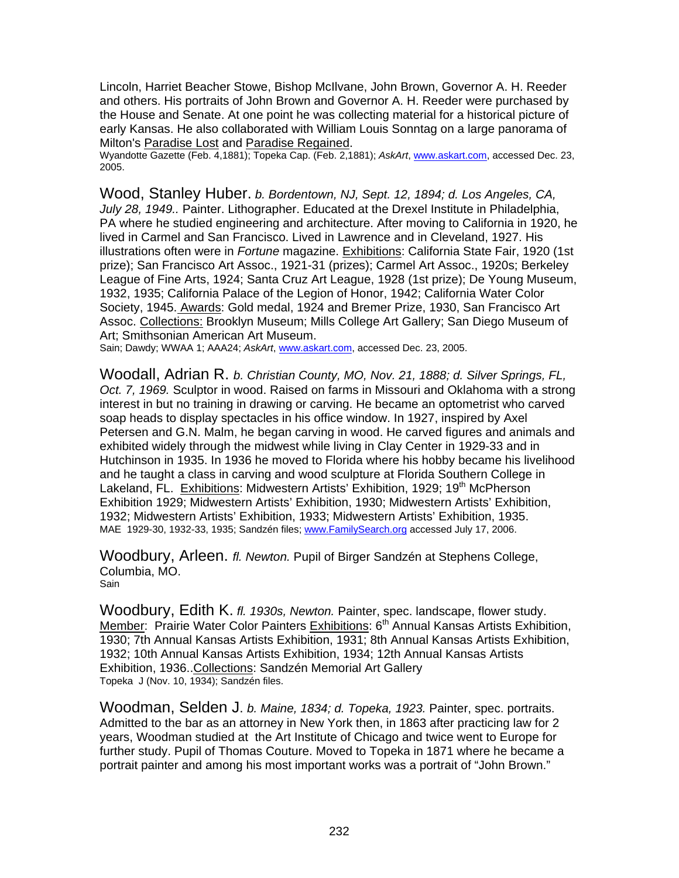Lincoln, Harriet Beacher Stowe, Bishop McIlvane, John Brown, Governor A. H. Reeder and others. His portraits of John Brown and Governor A. H. Reeder were purchased by the House and Senate. At one point he was collecting material for a historical picture of early Kansas. He also collaborated with William Louis Sonntag on a large panorama of Milton's Paradise Lost and Paradise Regained.
Wyandotte Gazette (Feb. 4,1881); Topeka Cap. (Feb. 2,1881); *AskArt*, www.askart.com, accessed Dec. 23, 2005.

Wood, Stanley Huber. *b. Bordentown, NJ, Sept. 12, 1894; d. Los Angeles, CA, July 28, 1949..* Painter. Lithographer. Educated at the Drexel Institute in Philadelphia, PA where he studied engineering and architecture. After moving to California in 1920, he lived in Carmel and San Francisco. Lived in Lawrence and in Cleveland, 1927. His illustrations often were in *Fortune* magazine. Exhibitions: California State Fair, 1920 (1st prize); San Francisco Art Assoc., 1921-31 (prizes); Carmel Art Assoc., 1920s; Berkeley League of Fine Arts, 1924; Santa Cruz Art League, 1928 (1st prize); De Young Museum, 1932, 1935; California Palace of the Legion of Honor, 1942; California Water Color Society, 1945. Awards: Gold medal, 1924 and Bremer Prize, 1930, San Francisco Art Assoc. Collections: Brooklyn Museum; Mills College Art Gallery; San Diego Museum of Art; Smithsonian American Art Museum.
Sain; Dawdy; WWAA 1; AAA24; *AskArt*, www.askart.com, accessed Dec. 23, 2005.

Woodall, Adrian R. *b. Christian County, MO, Nov. 21, 1888; d. Silver Springs, FL, Oct. 7, 1969.* Sculptor in wood. Raised on farms in Missouri and Oklahoma with a strong interest in but no training in drawing or carving. He became an optometrist who carved soap heads to display spectacles in his office window. In 1927, inspired by Axel Petersen and G.N. Malm, he began carving in wood. He carved figures and animals and exhibited widely through the midwest while living in Clay Center in 1929-33 and in Hutchinson in 1935. In 1936 he moved to Florida where his hobby became his livelihood and he taught a class in carving and wood sculpture at Florida Southern College in Lakeland, FL. Exhibitions: Midwestern Artists' Exhibition, 1929; 19th McPherson Exhibition 1929; Midwestern Artists' Exhibition, 1930; Midwestern Artists' Exhibition, 1932; Midwestern Artists' Exhibition, 1933; Midwestern Artists' Exhibition, 1935.
MAE 1929-30, 1932-33, 1935; Sandzén files; www.FamilySearch.org accessed July 17, 2006.

Woodbury, Arleen. *fl. Newton.* Pupil of Birger Sandzén at Stephens College, Columbia, MO.
Sain

Woodbury, Edith K. *fl. 1930s, Newton.* Painter, spec. landscape, flower study. Member: Prairie Water Color Painters Exhibitions: 6th Annual Kansas Artists Exhibition, 1930; 7th Annual Kansas Artists Exhibition, 1931; 8th Annual Kansas Artists Exhibition, 1932; 10th Annual Kansas Artists Exhibition, 1934; 12th Annual Kansas Artists Exhibition, 1936..Collections: Sandzén Memorial Art Gallery
Topeka J (Nov. 10, 1934); Sandzén files.

Woodman, Selden J. *b. Maine, 1834; d. Topeka, 1923.* Painter, spec. portraits. Admitted to the bar as an attorney in New York then, in 1863 after practicing law for 2 years, Woodman studied at the Art Institute of Chicago and twice went to Europe for further study. Pupil of Thomas Couture. Moved to Topeka in 1871 where he became a portrait painter and among his most important works was a portrait of "John Brown."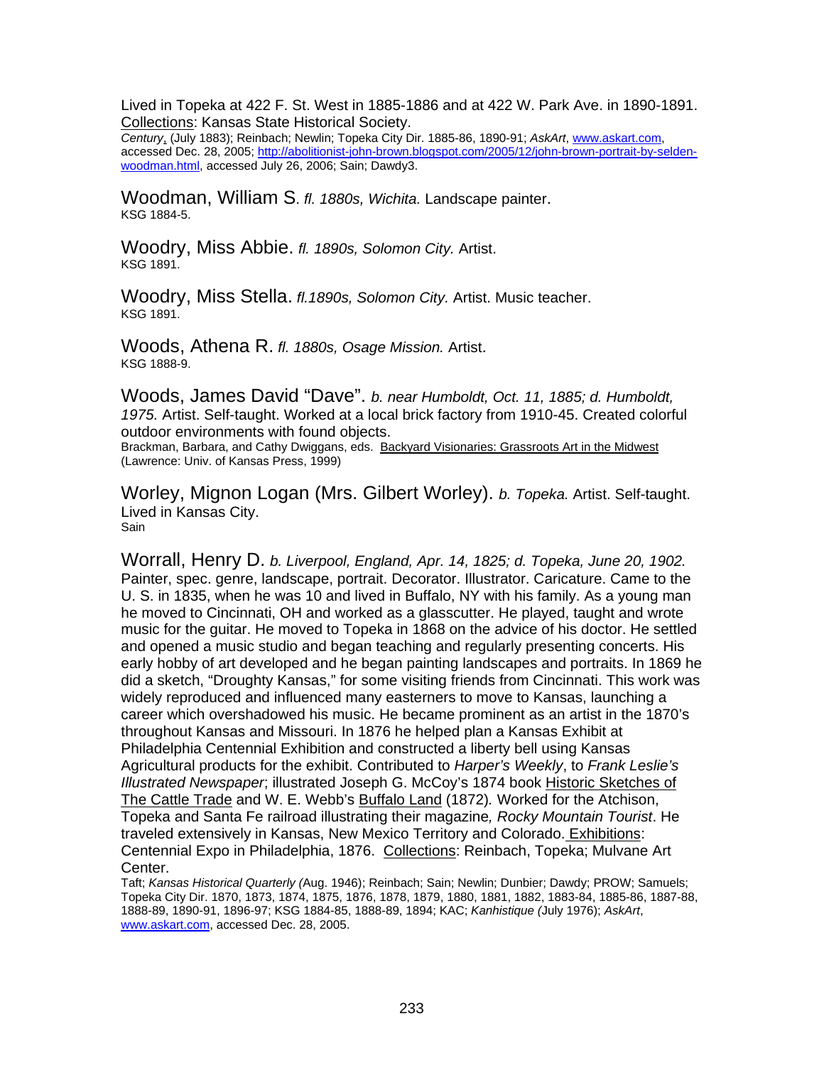Lived in Topeka at 422 F. St. West in 1885-1886 and at 422 W. Park Ave. in 1890-1891. Collections: Kansas State Historical Society.
*Century*, (July 1883); Reinbach; Newlin; Topeka City Dir. 1885-86, 1890-91; *AskArt*, www.askart.com, accessed Dec. 28, 2005; http://abolitionist-john-brown.blogspot.com/2005/12/john-brown-portrait-by-selden-woodman.html, accessed July 26, 2006; Sain; Dawdy3.

Woodman, William S. *fl. 1880s, Wichita.* Landscape painter.
KSG 1884-5.

Woodry, Miss Abbie. *fl. 1890s, Solomon City.* Artist.
KSG 1891.

Woodry, Miss Stella. *fl.1890s, Solomon City.* Artist. Music teacher.
KSG 1891.

Woods, Athena R. *fl. 1880s, Osage Mission.* Artist.
KSG 1888-9.

Woods, James David "Dave". *b. near Humboldt, Oct. 11, 1885; d. Humboldt, 1975.* Artist. Self-taught. Worked at a local brick factory from 1910-45. Created colorful outdoor environments with found objects.
Brackman, Barbara, and Cathy Dwiggans, eds. Backyard Visionaries: Grassroots Art in the Midwest (Lawrence: Univ. of Kansas Press, 1999)

Worley, Mignon Logan (Mrs. Gilbert Worley). *b. Topeka.* Artist. Self-taught. Lived in Kansas City.
Sain

Worrall, Henry D. *b. Liverpool, England, Apr. 14, 1825; d. Topeka, June 20, 1902.* Painter, spec. genre, landscape, portrait. Decorator. Illustrator. Caricature. Came to the U. S. in 1835, when he was 10 and lived in Buffalo, NY with his family. As a young man he moved to Cincinnati, OH and worked as a glasscutter. He played, taught and wrote music for the guitar. He moved to Topeka in 1868 on the advice of his doctor. He settled and opened a music studio and began teaching and regularly presenting concerts. His early hobby of art developed and he began painting landscapes and portraits. In 1869 he did a sketch, "Droughty Kansas," for some visiting friends from Cincinnati. This work was widely reproduced and influenced many easterners to move to Kansas, launching a career which overshadowed his music. He became prominent as an artist in the 1870's throughout Kansas and Missouri. In 1876 he helped plan a Kansas Exhibit at Philadelphia Centennial Exhibition and constructed a liberty bell using Kansas Agricultural products for the exhibit. Contributed to *Harper's Weekly*, to *Frank Leslie's Illustrated Newspaper*; illustrated Joseph G. McCoy's 1874 book Historic Sketches of The Cattle Trade and W. E. Webb's Buffalo Land (1872). Worked for the Atchison, Topeka and Santa Fe railroad illustrating their magazine, *Rocky Mountain Tourist*. He traveled extensively in Kansas, New Mexico Territory and Colorado. Exhibitions: Centennial Expo in Philadelphia, 1876. Collections: Reinbach, Topeka; Mulvane Art Center.
Taft; *Kansas Historical Quarterly (*Aug. 1946); Reinbach; Sain; Newlin; Dunbier; Dawdy; PROW; Samuels; Topeka City Dir. 1870, 1873, 1874, 1875, 1876, 1878, 1879, 1880, 1881, 1882, 1883-84, 1885-86, 1887-88, 1888-89, 1890-91, 1896-97; KSG 1884-85, 1888-89, 1894; KAC; *Kanhistique (*July 1976); *AskArt*, www.askart.com, accessed Dec. 28, 2005.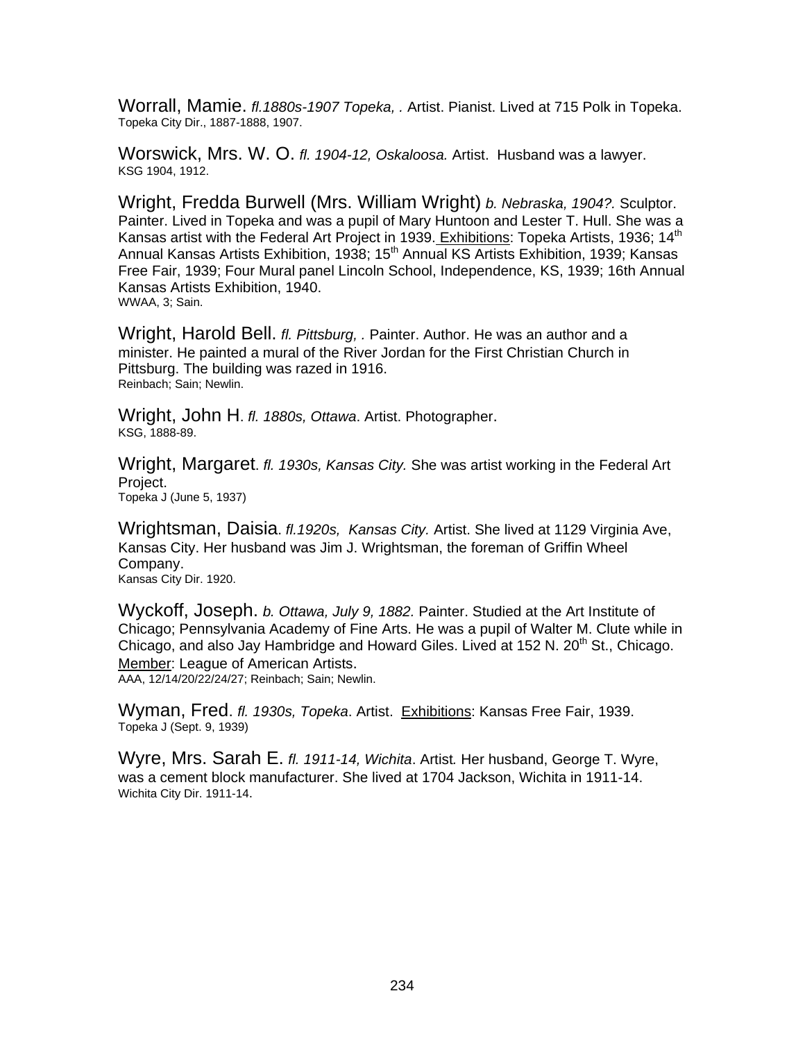Worrall, Mamie. *fl.1880s-1907 Topeka, .* Artist. Pianist. Lived at 715 Polk in Topeka.
Topeka City Dir., 1887-1888, 1907.

Worswick, Mrs. W. O. *fl. 1904-12, Oskaloosa.* Artist. Husband was a lawyer.
KSG 1904, 1912.

Wright, Fredda Burwell (Mrs. William Wright) *b. Nebraska, 1904?.* Sculptor. Painter. Lived in Topeka and was a pupil of Mary Huntoon and Lester T. Hull. She was a Kansas artist with the Federal Art Project in 1939. Exhibitions: Topeka Artists, 1936; 14th Annual Kansas Artists Exhibition, 1938; 15th Annual KS Artists Exhibition, 1939; Kansas Free Fair, 1939; Four Mural panel Lincoln School, Independence, KS, 1939; 16th Annual Kansas Artists Exhibition, 1940.
WWAA, 3; Sain.

Wright, Harold Bell. *fl. Pittsburg, .* Painter. Author. He was an author and a minister. He painted a mural of the River Jordan for the First Christian Church in Pittsburg. The building was razed in 1916.
Reinbach; Sain; Newlin.

Wright, John H. *fl. 1880s, Ottawa*. Artist. Photographer.
KSG, 1888-89.

Wright, Margaret. *fl. 1930s, Kansas City.* She was artist working in the Federal Art Project.
Topeka J (June 5, 1937)

Wrightsman, Daisia. *fl.1920s, Kansas City.* Artist. She lived at 1129 Virginia Ave, Kansas City. Her husband was Jim J. Wrightsman, the foreman of Griffin Wheel Company.
Kansas City Dir. 1920.

Wyckoff, Joseph. *b. Ottawa, July 9, 1882.* Painter. Studied at the Art Institute of Chicago; Pennsylvania Academy of Fine Arts. He was a pupil of Walter M. Clute while in Chicago, and also Jay Hambridge and Howard Giles. Lived at 152 N. 20th St., Chicago. Member: League of American Artists.
AAA, 12/14/20/22/24/27; Reinbach; Sain; Newlin.

Wyman, Fred. *fl. 1930s, Topeka*. Artist. Exhibitions: Kansas Free Fair, 1939.
Topeka J (Sept. 9, 1939)

Wyre, Mrs. Sarah E. *fl. 1911-14, Wichita*. Artist. Her husband, George T. Wyre, was a cement block manufacturer. She lived at 1704 Jackson, Wichita in 1911-14.
Wichita City Dir. 1911-14.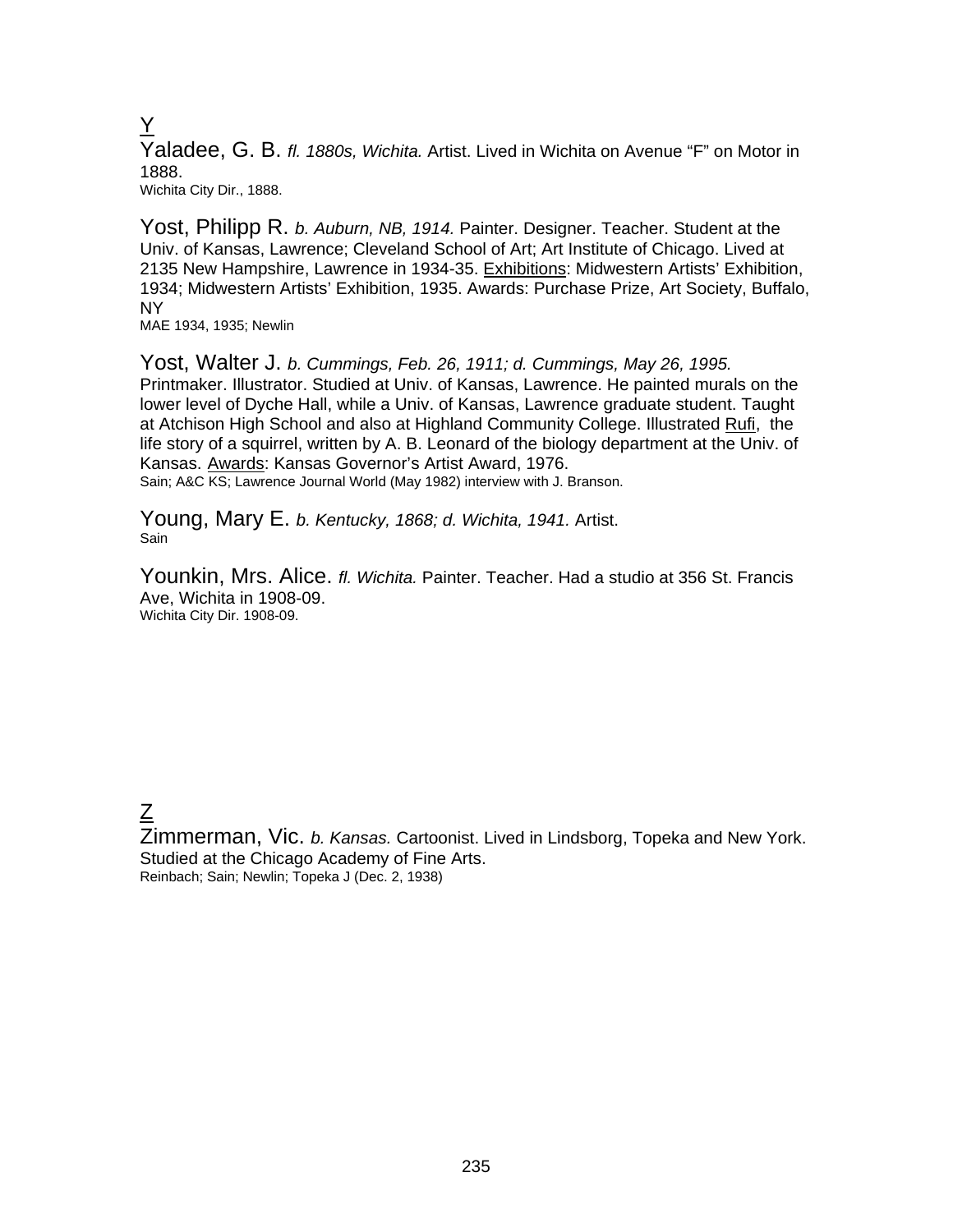## Y

Yaladee, G. B. *fl. 1880s, Wichita.* Artist. Lived in Wichita on Avenue "F" on Motor in 1888.
Wichita City Dir., 1888.

Yost, Philipp R. *b. Auburn, NB, 1914.* Painter. Designer. Teacher. Student at the Univ. of Kansas, Lawrence; Cleveland School of Art; Art Institute of Chicago. Lived at 2135 New Hampshire, Lawrence in 1934-35. Exhibitions: Midwestern Artists' Exhibition, 1934; Midwestern Artists' Exhibition, 1935. Awards: Purchase Prize, Art Society, Buffalo, NY
MAE 1934, 1935; Newlin

Yost, Walter J. *b. Cummings, Feb. 26, 1911; d. Cummings, May 26, 1995.* Printmaker. Illustrator. Studied at Univ. of Kansas, Lawrence. He painted murals on the lower level of Dyche Hall, while a Univ. of Kansas, Lawrence graduate student. Taught at Atchison High School and also at Highland Community College. Illustrated Rufi, the life story of a squirrel, written by A. B. Leonard of the biology department at the Univ. of Kansas. Awards: Kansas Governor's Artist Award, 1976.
Sain; A&C KS; Lawrence Journal World (May 1982) interview with J. Branson.

Young, Mary E. *b. Kentucky, 1868; d. Wichita, 1941.* Artist.
Sain

Younkin, Mrs. Alice. *fl. Wichita.* Painter. Teacher. Had a studio at 356 St. Francis Ave, Wichita in 1908-09.
Wichita City Dir. 1908-09.

## Z

Zimmerman, Vic. *b. Kansas.* Cartoonist. Lived in Lindsborg, Topeka and New York. Studied at the Chicago Academy of Fine Arts.
Reinbach; Sain; Newlin; Topeka J (Dec. 2, 1938)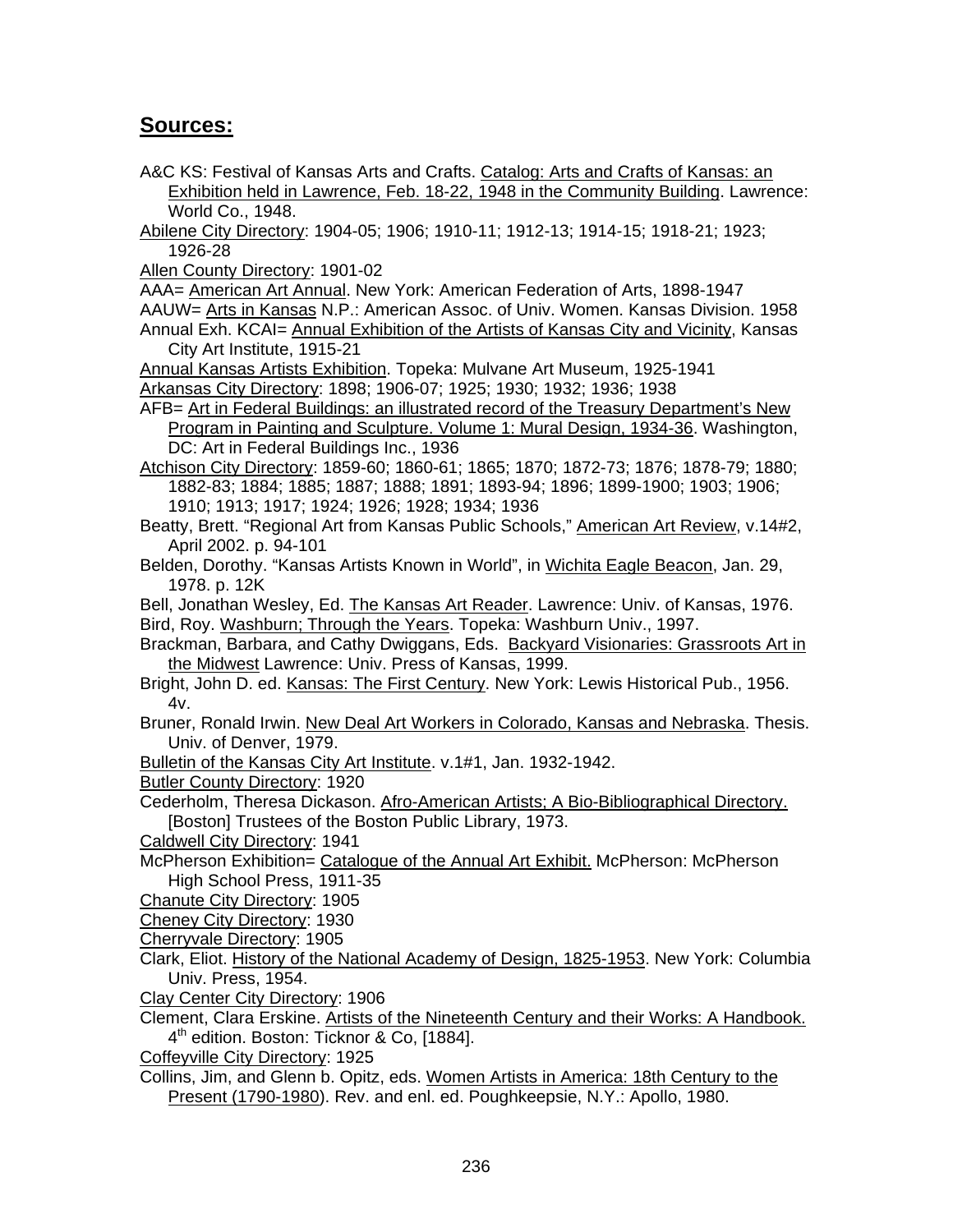## Sources:

A&C KS: Festival of Kansas Arts and Crafts. Catalog: Arts and Crafts of Kansas: an Exhibition held in Lawrence, Feb. 18-22, 1948 in the Community Building. Lawrence: World Co., 1948.

Abilene City Directory: 1904-05; 1906; 1910-11; 1912-13; 1914-15; 1918-21; 1923; 1926-28

Allen County Directory: 1901-02

AAA= American Art Annual. New York: American Federation of Arts, 1898-1947

AAUW= Arts in Kansas N.P.: American Assoc. of Univ. Women. Kansas Division. 1958

Annual Exh. KCAI= Annual Exhibition of the Artists of Kansas City and Vicinity, Kansas City Art Institute, 1915-21

Annual Kansas Artists Exhibition. Topeka: Mulvane Art Museum, 1925-1941

Arkansas City Directory: 1898; 1906-07; 1925; 1930; 1932; 1936; 1938

AFB= Art in Federal Buildings: an illustrated record of the Treasury Department's New Program in Painting and Sculpture. Volume 1: Mural Design, 1934-36. Washington, DC: Art in Federal Buildings Inc., 1936

Atchison City Directory: 1859-60; 1860-61; 1865; 1870; 1872-73; 1876; 1878-79; 1880; 1882-83; 1884; 1885; 1887; 1888; 1891; 1893-94; 1896; 1899-1900; 1903; 1906; 1910; 1913; 1917; 1924; 1926; 1928; 1934; 1936

Beatty, Brett. "Regional Art from Kansas Public Schools," American Art Review, v.14#2, April 2002. p. 94-101

Belden, Dorothy. "Kansas Artists Known in World", in Wichita Eagle Beacon, Jan. 29, 1978. p. 12K

Bell, Jonathan Wesley, Ed. The Kansas Art Reader. Lawrence: Univ. of Kansas, 1976.

Bird, Roy. Washburn; Through the Years. Topeka: Washburn Univ., 1997.

Brackman, Barbara, and Cathy Dwiggans, Eds. Backyard Visionaries: Grassroots Art in the Midwest Lawrence: Univ. Press of Kansas, 1999.

Bright, John D. ed. Kansas: The First Century. New York: Lewis Historical Pub., 1956. 4v.

Bruner, Ronald Irwin. New Deal Art Workers in Colorado, Kansas and Nebraska. Thesis. Univ. of Denver, 1979.

Bulletin of the Kansas City Art Institute. v.1#1, Jan. 1932-1942.

Butler County Directory: 1920

Cederholm, Theresa Dickason. Afro-American Artists; A Bio-Bibliographical Directory. [Boston] Trustees of the Boston Public Library, 1973.

Caldwell City Directory: 1941

McPherson Exhibition= Catalogue of the Annual Art Exhibit. McPherson: McPherson High School Press, 1911-35

Chanute City Directory: 1905

Cheney City Directory: 1930

Cherryvale Directory: 1905

Clark, Eliot. History of the National Academy of Design, 1825-1953. New York: Columbia Univ. Press, 1954.

Clay Center City Directory: 1906

Clement, Clara Erskine. Artists of the Nineteenth Century and their Works: A Handbook. 4th edition. Boston: Ticknor & Co, [1884].

Coffeyville City Directory: 1925

Collins, Jim, and Glenn b. Opitz, eds. Women Artists in America: 18th Century to the Present (1790-1980). Rev. and enl. ed. Poughkeepsie, N.Y.: Apollo, 1980.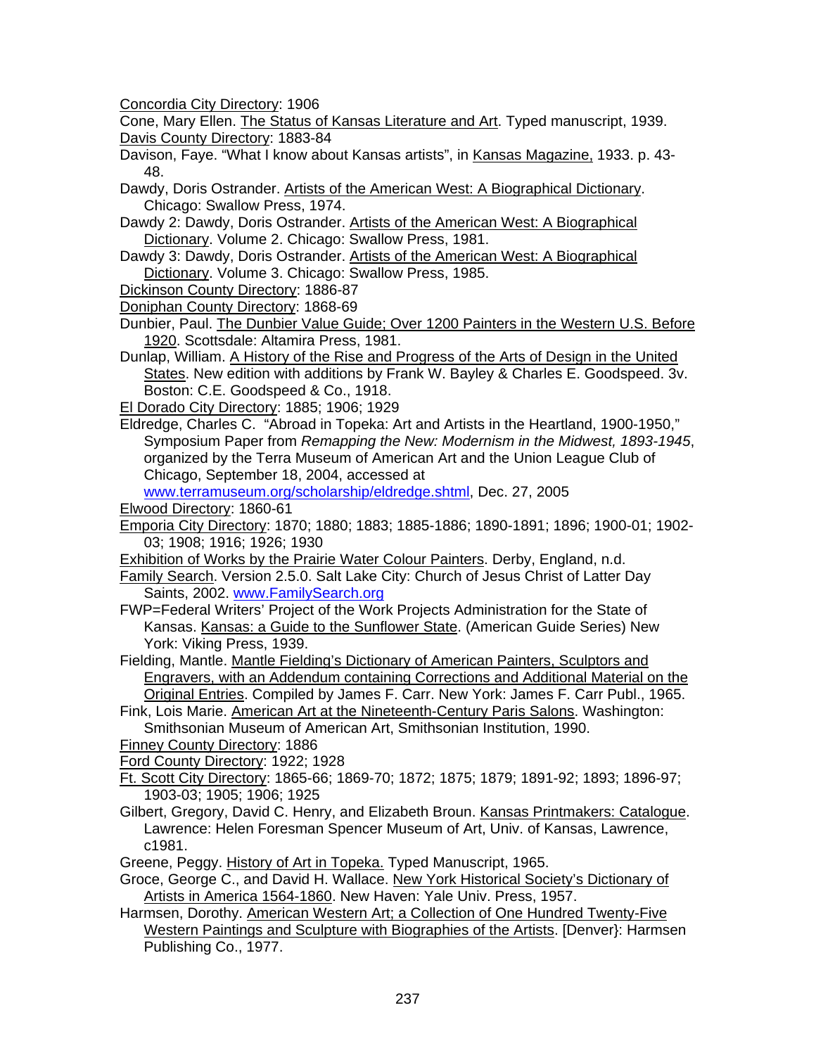Concordia City Directory: 1906

Cone, Mary Ellen. The Status of Kansas Literature and Art. Typed manuscript, 1939.

Davis County Directory: 1883-84

Davison, Faye. "What I know about Kansas artists", in Kansas Magazine, 1933. p. 43-48.

Dawdy, Doris Ostrander. Artists of the American West: A Biographical Dictionary. Chicago: Swallow Press, 1974.

Dawdy 2: Dawdy, Doris Ostrander. Artists of the American West: A Biographical Dictionary. Volume 2. Chicago: Swallow Press, 1981.

Dawdy 3: Dawdy, Doris Ostrander. Artists of the American West: A Biographical Dictionary. Volume 3. Chicago: Swallow Press, 1985.

Dickinson County Directory: 1886-87

Doniphan County Directory: 1868-69

Dunbier, Paul. The Dunbier Value Guide; Over 1200 Painters in the Western U.S. Before 1920. Scottsdale: Altamira Press, 1981.

Dunlap, William. A History of the Rise and Progress of the Arts of Design in the United States. New edition with additions by Frank W. Bayley & Charles E. Goodspeed. 3v. Boston: C.E. Goodspeed & Co., 1918.

El Dorado City Directory: 1885; 1906; 1929

Eldredge, Charles C. "Abroad in Topeka: Art and Artists in the Heartland, 1900-1950," Symposium Paper from *Remapping the New: Modernism in the Midwest, 1893-1945*, organized by the Terra Museum of American Art and the Union League Club of Chicago, September 18, 2004, accessed at www.terramuseum.org/scholarship/eldredge.shtml, Dec. 27, 2005

Elwood Directory: 1860-61

Emporia City Directory: 1870; 1880; 1883; 1885-1886; 1890-1891; 1896; 1900-01; 1902-03; 1908; 1916; 1926; 1930

Exhibition of Works by the Prairie Water Colour Painters. Derby, England, n.d.

Family Search. Version 2.5.0. Salt Lake City: Church of Jesus Christ of Latter Day Saints, 2002. www.FamilySearch.org

FWP=Federal Writers' Project of the Work Projects Administration for the State of Kansas. Kansas: a Guide to the Sunflower State. (American Guide Series) New York: Viking Press, 1939.

Fielding, Mantle. Mantle Fielding's Dictionary of American Painters, Sculptors and Engravers, with an Addendum containing Corrections and Additional Material on the Original Entries. Compiled by James F. Carr. New York: James F. Carr Publ., 1965.

Fink, Lois Marie. American Art at the Nineteenth-Century Paris Salons. Washington: Smithsonian Museum of American Art, Smithsonian Institution, 1990.

Finney County Directory: 1886

Ford County Directory: 1922; 1928

Ft. Scott City Directory: 1865-66; 1869-70; 1872; 1875; 1879; 1891-92; 1893; 1896-97; 1903-03; 1905; 1906; 1925

Gilbert, Gregory, David C. Henry, and Elizabeth Broun. Kansas Printmakers: Catalogue. Lawrence: Helen Foresman Spencer Museum of Art, Univ. of Kansas, Lawrence, c1981.

Greene, Peggy. History of Art in Topeka. Typed Manuscript, 1965.

Groce, George C., and David H. Wallace. New York Historical Society's Dictionary of Artists in America 1564-1860. New Haven: Yale Univ. Press, 1957.

Harmsen, Dorothy. American Western Art; a Collection of One Hundred Twenty-Five Western Paintings and Sculpture with Biographies of the Artists. [Denver}: Harmsen Publishing Co., 1977.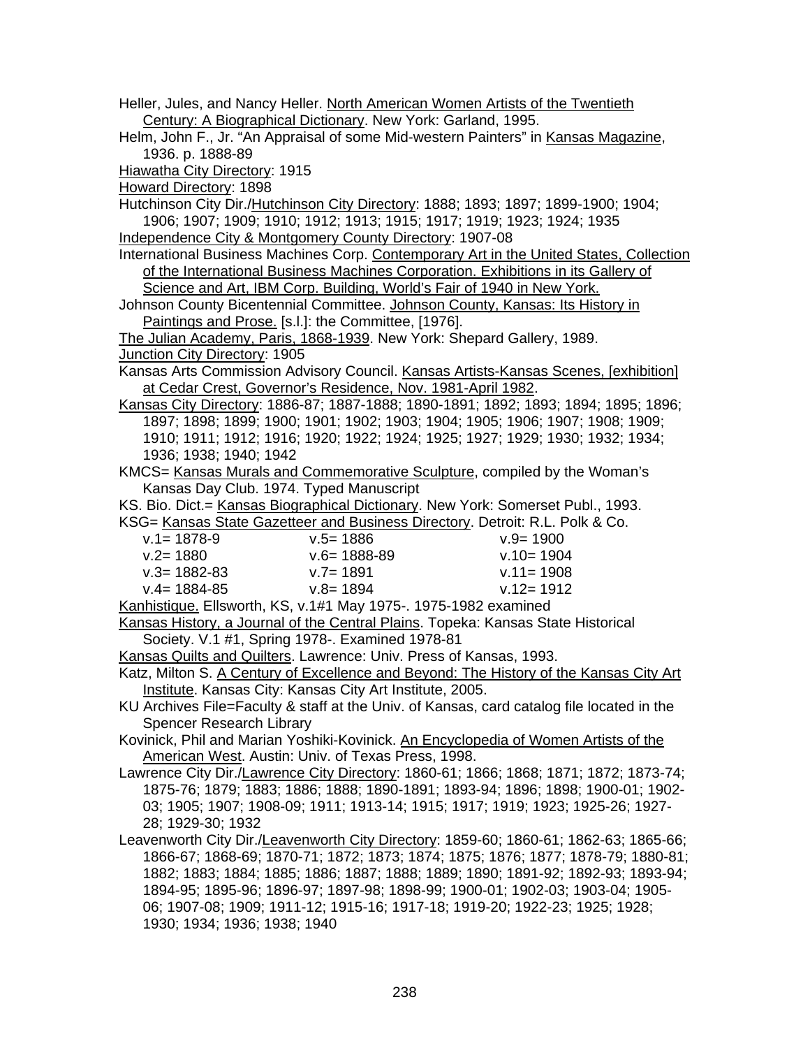Heller, Jules, and Nancy Heller. North American Women Artists of the Twentieth Century: A Biographical Dictionary. New York: Garland, 1995.

Helm, John F., Jr. "An Appraisal of some Mid-western Painters" in Kansas Magazine, 1936. p. 1888-89

Hiawatha City Directory: 1915

Howard Directory: 1898

Hutchinson City Dir./Hutchinson City Directory: 1888; 1893; 1897; 1899-1900; 1904; 1906; 1907; 1909; 1910; 1912; 1913; 1915; 1917; 1919; 1923; 1924; 1935

Independence City & Montgomery County Directory: 1907-08

International Business Machines Corp. Contemporary Art in the United States, Collection of the International Business Machines Corporation. Exhibitions in its Gallery of Science and Art, IBM Corp. Building, World's Fair of 1940 in New York.

Johnson County Bicentennial Committee. Johnson County, Kansas: Its History in Paintings and Prose. [s.l.]: the Committee, [1976].

The Julian Academy, Paris, 1868-1939. New York: Shepard Gallery, 1989.

Junction City Directory: 1905

Kansas Arts Commission Advisory Council. Kansas Artists-Kansas Scenes, [exhibition] at Cedar Crest, Governor's Residence, Nov. 1981-April 1982.

Kansas City Directory: 1886-87; 1887-1888; 1890-1891; 1892; 1893; 1894; 1895; 1896; 1897; 1898; 1899; 1900; 1901; 1902; 1903; 1904; 1905; 1906; 1907; 1908; 1909; 1910; 1911; 1912; 1916; 1920; 1922; 1924; 1925; 1927; 1929; 1930; 1932; 1934; 1936; 1938; 1940; 1942

KMCS= Kansas Murals and Commemorative Sculpture, compiled by the Woman's Kansas Day Club. 1974. Typed Manuscript

KS. Bio. Dict.= Kansas Biographical Dictionary. New York: Somerset Publ., 1993.

KSG= Kansas State Gazetteer and Business Directory. Detroit: R.L. Polk & Co.

| | | |
|---|---|---|
| v.1= 1878-9 | v.5= 1886 | v.9= 1900 |
| v.2= 1880 | v.6= 1888-89 | v.10= 1904 |
| v.3= 1882-83 | v.7= 1891 | v.11= 1908 |
| v.4= 1884-85 | v.8= 1894 | v.12= 1912 |

Kanhistique. Ellsworth, KS, v.1#1 May 1975-. 1975-1982 examined

Kansas History, a Journal of the Central Plains. Topeka: Kansas State Historical Society. V.1 #1, Spring 1978-. Examined 1978-81

Kansas Quilts and Quilters. Lawrence: Univ. Press of Kansas, 1993.

Katz, Milton S. A Century of Excellence and Beyond: The History of the Kansas City Art Institute. Kansas City: Kansas City Art Institute, 2005.

KU Archives File=Faculty & staff at the Univ. of Kansas, card catalog file located in the Spencer Research Library

Kovinick, Phil and Marian Yoshiki-Kovinick. An Encyclopedia of Women Artists of the American West. Austin: Univ. of Texas Press, 1998.

Lawrence City Dir./Lawrence City Directory: 1860-61; 1866; 1868; 1871; 1872; 1873-74; 1875-76; 1879; 1883; 1886; 1888; 1890-1891; 1893-94; 1896; 1898; 1900-01; 1902-03; 1905; 1907; 1908-09; 1911; 1913-14; 1915; 1917; 1919; 1923; 1925-26; 1927-28; 1929-30; 1932

Leavenworth City Dir./Leavenworth City Directory: 1859-60; 1860-61; 1862-63; 1865-66; 1866-67; 1868-69; 1870-71; 1872; 1873; 1874; 1875; 1876; 1877; 1878-79; 1880-81; 1882; 1883; 1884; 1885; 1886; 1887; 1888; 1889; 1890; 1891-92; 1892-93; 1893-94; 1894-95; 1895-96; 1896-97; 1897-98; 1898-99; 1900-01; 1902-03; 1903-04; 1905-06; 1907-08; 1909; 1911-12; 1915-16; 1917-18; 1919-20; 1922-23; 1925; 1928; 1930; 1934; 1936; 1938; 1940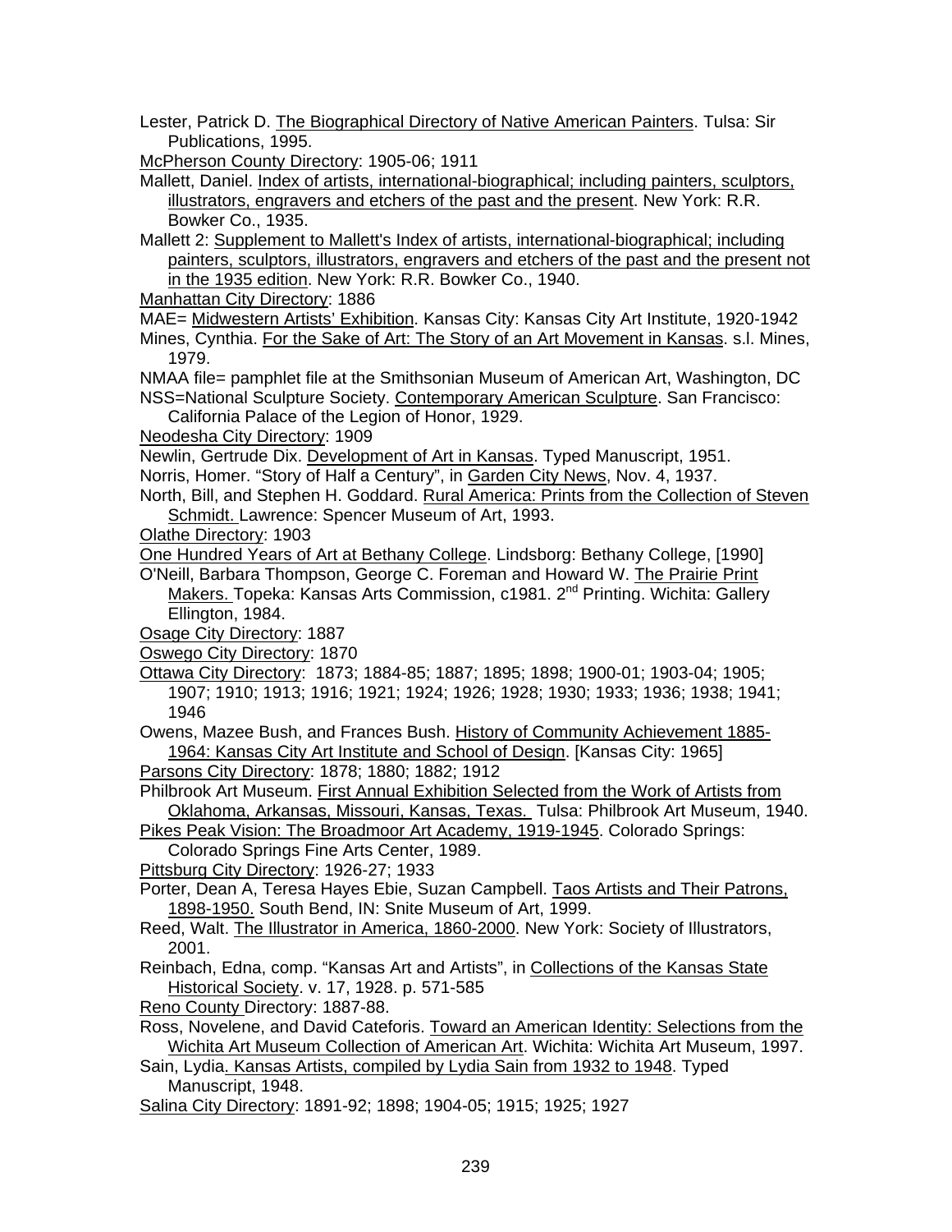Lester, Patrick D. The Biographical Directory of Native American Painters. Tulsa: Sir Publications, 1995.

McPherson County Directory: 1905-06; 1911

Mallett, Daniel. Index of artists, international-biographical; including painters, sculptors, illustrators, engravers and etchers of the past and the present. New York: R.R. Bowker Co., 1935.

Mallett 2: Supplement to Mallett's Index of artists, international-biographical; including painters, sculptors, illustrators, engravers and etchers of the past and the present not in the 1935 edition. New York: R.R. Bowker Co., 1940.

Manhattan City Directory: 1886

MAE= Midwestern Artists' Exhibition. Kansas City: Kansas City Art Institute, 1920-1942

Mines, Cynthia. For the Sake of Art: The Story of an Art Movement in Kansas. s.l. Mines, 1979.

NMAA file= pamphlet file at the Smithsonian Museum of American Art, Washington, DC

NSS=National Sculpture Society. Contemporary American Sculpture. San Francisco: California Palace of the Legion of Honor, 1929.

Neodesha City Directory: 1909

Newlin, Gertrude Dix. Development of Art in Kansas. Typed Manuscript, 1951.

Norris, Homer. "Story of Half a Century", in Garden City News, Nov. 4, 1937.

North, Bill, and Stephen H. Goddard. Rural America: Prints from the Collection of Steven Schmidt. Lawrence: Spencer Museum of Art, 1993.

Olathe Directory: 1903

One Hundred Years of Art at Bethany College. Lindsborg: Bethany College, [1990]

O'Neill, Barbara Thompson, George C. Foreman and Howard W. The Prairie Print Makers. Topeka: Kansas Arts Commission, c1981. 2nd Printing. Wichita: Gallery Ellington, 1984.

Osage City Directory: 1887

Oswego City Directory: 1870

Ottawa City Directory: 1873; 1884-85; 1887; 1895; 1898; 1900-01; 1903-04; 1905; 1907; 1910; 1913; 1916; 1921; 1924; 1926; 1928; 1930; 1933; 1936; 1938; 1941; 1946

Owens, Mazee Bush, and Frances Bush. History of Community Achievement 1885-1964: Kansas City Art Institute and School of Design. [Kansas City: 1965]

Parsons City Directory: 1878; 1880; 1882; 1912

Philbrook Art Museum. First Annual Exhibition Selected from the Work of Artists from Oklahoma, Arkansas, Missouri, Kansas, Texas. Tulsa: Philbrook Art Museum, 1940.

Pikes Peak Vision: The Broadmoor Art Academy, 1919-1945. Colorado Springs: Colorado Springs Fine Arts Center, 1989.

Pittsburg City Directory: 1926-27; 1933

Porter, Dean A, Teresa Hayes Ebie, Suzan Campbell. Taos Artists and Their Patrons, 1898-1950. South Bend, IN: Snite Museum of Art, 1999.

Reed, Walt. The Illustrator in America, 1860-2000. New York: Society of Illustrators, 2001.

Reinbach, Edna, comp. "Kansas Art and Artists", in Collections of the Kansas State Historical Society. v. 17, 1928. p. 571-585

Reno County Directory: 1887-88.

Ross, Novelene, and David Cateforis. Toward an American Identity: Selections from the Wichita Art Museum Collection of American Art. Wichita: Wichita Art Museum, 1997.

Sain, Lydia. Kansas Artists, compiled by Lydia Sain from 1932 to 1948. Typed Manuscript, 1948.

Salina City Directory: 1891-92; 1898; 1904-05; 1915; 1925; 1927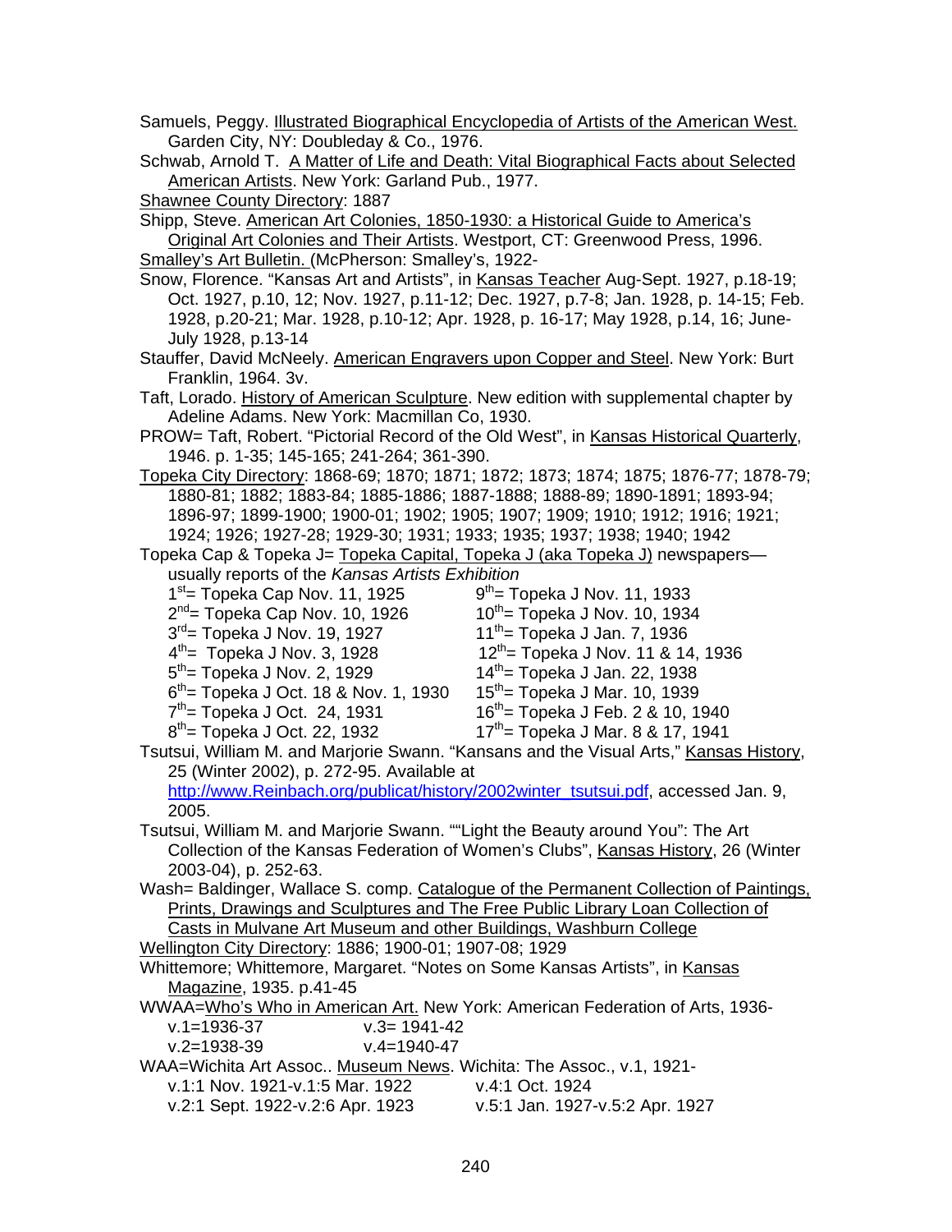Samuels, Peggy. Illustrated Biographical Encyclopedia of Artists of the American West. Garden City, NY: Doubleday & Co., 1976.

Schwab, Arnold T. A Matter of Life and Death: Vital Biographical Facts about Selected American Artists. New York: Garland Pub., 1977.

Shawnee County Directory: 1887

Shipp, Steve. American Art Colonies, 1850-1930: a Historical Guide to America's Original Art Colonies and Their Artists. Westport, CT: Greenwood Press, 1996.

Smalley's Art Bulletin. (McPherson: Smalley's, 1922-

Snow, Florence. "Kansas Art and Artists", in Kansas Teacher Aug-Sept. 1927, p.18-19; Oct. 1927, p.10, 12; Nov. 1927, p.11-12; Dec. 1927, p.7-8; Jan. 1928, p. 14-15; Feb. 1928, p.20-21; Mar. 1928, p.10-12; Apr. 1928, p. 16-17; May 1928, p.14, 16; June-July 1928, p.13-14

Stauffer, David McNeely. American Engravers upon Copper and Steel. New York: Burt Franklin, 1964. 3v.

Taft, Lorado. History of American Sculpture. New edition with supplemental chapter by Adeline Adams. New York: Macmillan Co, 1930.

PROW= Taft, Robert. "Pictorial Record of the Old West", in Kansas Historical Quarterly, 1946. p. 1-35; 145-165; 241-264; 361-390.

Topeka City Directory: 1868-69; 1870; 1871; 1872; 1873; 1874; 1875; 1876-77; 1878-79; 1880-81; 1882; 1883-84; 1885-1886; 1887-1888; 1888-89; 1890-1891; 1893-94; 1896-97; 1899-1900; 1900-01; 1902; 1905; 1907; 1909; 1910; 1912; 1916; 1921; 1924; 1926; 1927-28; 1929-30; 1931; 1933; 1935; 1937; 1938; 1940; 1942

Topeka Cap & Topeka J= Topeka Capital, Topeka J (aka Topeka J) newspapers—usually reports of the *Kansas Artists Exhibition*

- 1st= Topeka Cap Nov. 11, 1925
- 2nd= Topeka Cap Nov. 10, 1926
- 3rd= Topeka J Nov. 19, 1927
- 4th= Topeka J Nov. 3, 1928
- 5th= Topeka J Nov. 2, 1929
- 6th= Topeka J Oct. 18 & Nov. 1, 1930
- 7th= Topeka J Oct. 24, 1931
- 8th= Topeka J Oct. 22, 1932
- 9th= Topeka J Nov. 11, 1933
- 10th= Topeka J Nov. 10, 1934
- 11th= Topeka J Jan. 7, 1936
- 12th= Topeka J Nov. 11 & 14, 1936
- 14th= Topeka J Jan. 22, 1938
- 15th= Topeka J Mar. 10, 1939
- 16th= Topeka J Feb. 2 & 10, 1940
- 17th= Topeka J Mar. 8 & 17, 1941

Tsutsui, William M. and Marjorie Swann. "Kansans and the Visual Arts," Kansas History, 25 (Winter 2002), p. 272-95. Available at http://www.Reinbach.org/publicat/history/2002winter_tsutsui.pdf, accessed Jan. 9, 2005.

Tsutsui, William M. and Marjorie Swann. ""Light the Beauty around You": The Art Collection of the Kansas Federation of Women's Clubs", Kansas History, 26 (Winter 2003-04), p. 252-63.

Wash= Baldinger, Wallace S. comp. Catalogue of the Permanent Collection of Paintings, Prints, Drawings and Sculptures and The Free Public Library Loan Collection of Casts in Mulvane Art Museum and other Buildings, Washburn College

Wellington City Directory: 1886; 1900-01; 1907-08; 1929

Whittemore; Whittemore, Margaret. "Notes on Some Kansas Artists", in Kansas Magazine, 1935. p.41-45

WWAA=Who's Who in American Art. New York: American Federation of Arts, 1936-

- v.1=1936-37
- v.2=1938-39
- v.3= 1941-42
- v.4=1940-47

WAA=Wichita Art Assoc.. Museum News. Wichita: The Assoc., v.1, 1921-

- v.1:1 Nov. 1921-v.1:5 Mar. 1922
- v.2:1 Sept. 1922-v.2:6 Apr. 1923
- v.4:1 Oct. 1924
- v.5:1 Jan. 1927-v.5:2 Apr. 1927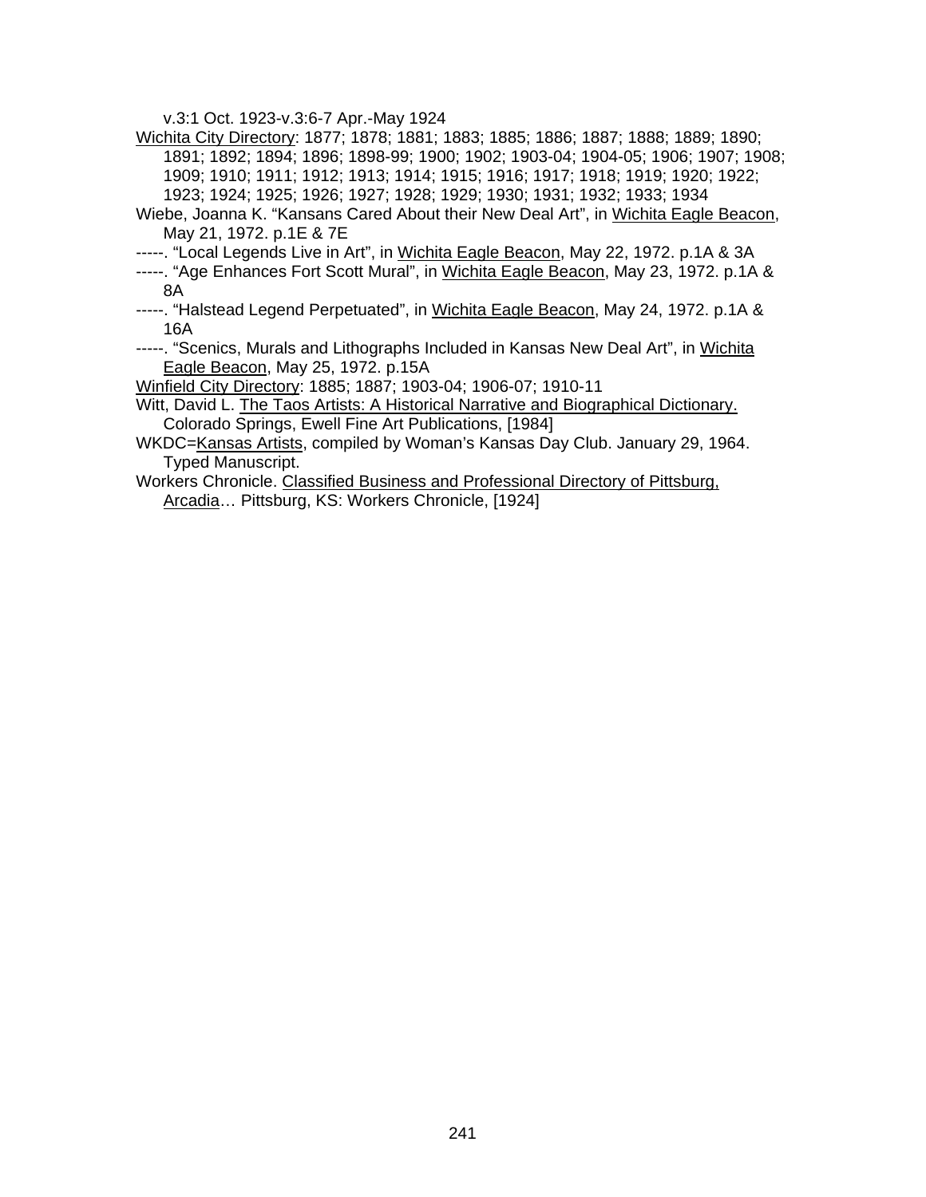v.3:1 Oct. 1923-v.3:6-7 Apr.-May 1924

<u>Wichita City Directory</u>: 1877; 1878; 1881; 1883; 1885; 1886; 1887; 1888; 1889; 1890; 1891; 1892; 1894; 1896; 1898-99; 1900; 1902; 1903-04; 1904-05; 1906; 1907; 1908; 1909; 1910; 1911; 1912; 1913; 1914; 1915; 1916; 1917; 1918; 1919; 1920; 1922; 1923; 1924; 1925; 1926; 1927; 1928; 1929; 1930; 1931; 1932; 1933; 1934

Wiebe, Joanna K. “Kansans Cared About their New Deal Art”, in <u>Wichita Eagle Beacon</u>, May 21, 1972. p.1E & 7E

-----. “Local Legends Live in Art”, in <u>Wichita Eagle Beacon</u>, May 22, 1972. p.1A & 3A

-----. “Age Enhances Fort Scott Mural”, in <u>Wichita Eagle Beacon</u>, May 23, 1972. p.1A & 8A

-----. “Halstead Legend Perpetuated”, in <u>Wichita Eagle Beacon</u>, May 24, 1972. p.1A & 16A

-----. “Scenics, Murals and Lithographs Included in Kansas New Deal Art”, in <u>Wichita Eagle Beacon</u>, May 25, 1972. p.15A

<u>Winfield City Directory</u>: 1885; 1887; 1903-04; 1906-07; 1910-11

Witt, David L. <u>The Taos Artists: A Historical Narrative and Biographical Dictionary.</u> Colorado Springs, Ewell Fine Art Publications, [1984]

WKDC=<u>Kansas Artists</u>, compiled by Woman’s Kansas Day Club. January 29, 1964. Typed Manuscript.

Workers Chronicle. <u>Classified Business and Professional Directory of Pittsburg, Arcadia</u>… Pittsburg, KS: Workers Chronicle, [1924]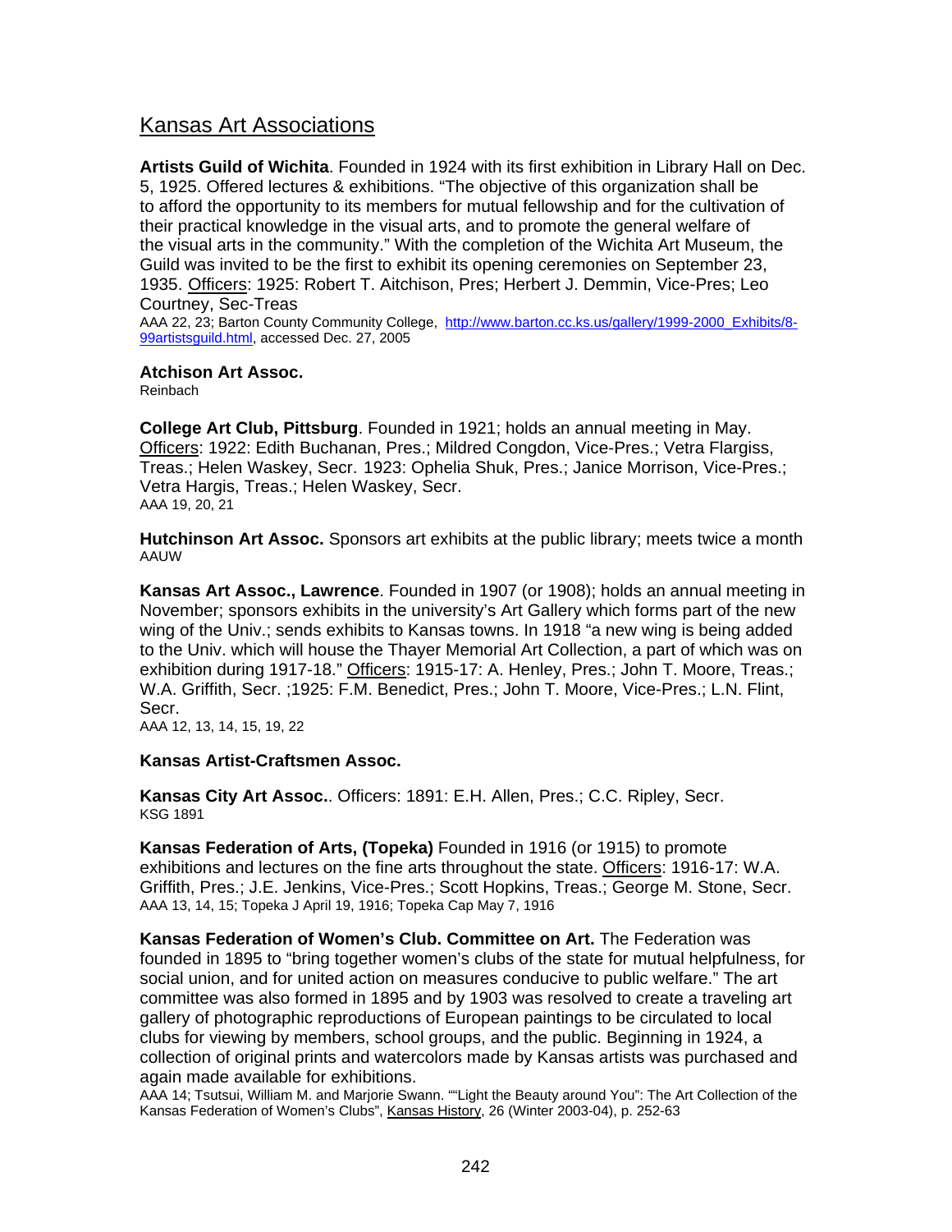## Kansas Art Associations

**Artists Guild of Wichita**. Founded in 1924 with its first exhibition in Library Hall on Dec. 5, 1925. Offered lectures & exhibitions. "The objective of this organization shall be to afford the opportunity to its members for mutual fellowship and for the cultivation of their practical knowledge in the visual arts, and to promote the general welfare of the visual arts in the community." With the completion of the Wichita Art Museum, the Guild was invited to be the first to exhibit its opening ceremonies on September 23, 1935. Officers: 1925: Robert T. Aitchison, Pres; Herbert J. Demmin, Vice-Pres; Leo Courtney, Sec-Treas
AAA 22, 23; Barton County Community College, http://www.barton.cc.ks.us/gallery/1999-2000_Exhibits/8-99artistsguild.html, accessed Dec. 27, 2005

**Atchison Art Assoc.**
Reinbach

**College Art Club, Pittsburg**. Founded in 1921; holds an annual meeting in May. Officers: 1922: Edith Buchanan, Pres.; Mildred Congdon, Vice-Pres.; Vetra Flargiss, Treas.; Helen Waskey, Secr. 1923: Ophelia Shuk, Pres.; Janice Morrison, Vice-Pres.; Vetra Hargis, Treas.; Helen Waskey, Secr.
AAA 19, 20, 21

**Hutchinson Art Assoc.** Sponsors art exhibits at the public library; meets twice a month
AAUW

**Kansas Art Assoc., Lawrence**. Founded in 1907 (or 1908); holds an annual meeting in November; sponsors exhibits in the university's Art Gallery which forms part of the new wing of the Univ.; sends exhibits to Kansas towns. In 1918 "a new wing is being added to the Univ. which will house the Thayer Memorial Art Collection, a part of which was on exhibition during 1917-18." Officers: 1915-17: A. Henley, Pres.; John T. Moore, Treas.; W.A. Griffith, Secr. ;1925: F.M. Benedict, Pres.; John T. Moore, Vice-Pres.; L.N. Flint, Secr.
AAA 12, 13, 14, 15, 19, 22

**Kansas Artist-Craftsmen Assoc.**

**Kansas City Art Assoc.**. Officers: 1891: E.H. Allen, Pres.; C.C. Ripley, Secr.
KSG 1891

**Kansas Federation of Arts, (Topeka)** Founded in 1916 (or 1915) to promote exhibitions and lectures on the fine arts throughout the state. Officers: 1916-17: W.A. Griffith, Pres.; J.E. Jenkins, Vice-Pres.; Scott Hopkins, Treas.; George M. Stone, Secr.
AAA 13, 14, 15; Topeka J April 19, 1916; Topeka Cap May 7, 1916

**Kansas Federation of Women's Club. Committee on Art.** The Federation was founded in 1895 to "bring together women's clubs of the state for mutual helpfulness, for social union, and for united action on measures conducive to public welfare." The art committee was also formed in 1895 and by 1903 was resolved to create a traveling art gallery of photographic reproductions of European paintings to be circulated to local clubs for viewing by members, school groups, and the public. Beginning in 1924, a collection of original prints and watercolors made by Kansas artists was purchased and again made available for exhibitions.
AAA 14; Tsutsui, William M. and Marjorie Swann. ""Light the Beauty around You": The Art Collection of the Kansas Federation of Women's Clubs", Kansas History, 26 (Winter 2003-04), p. 252-63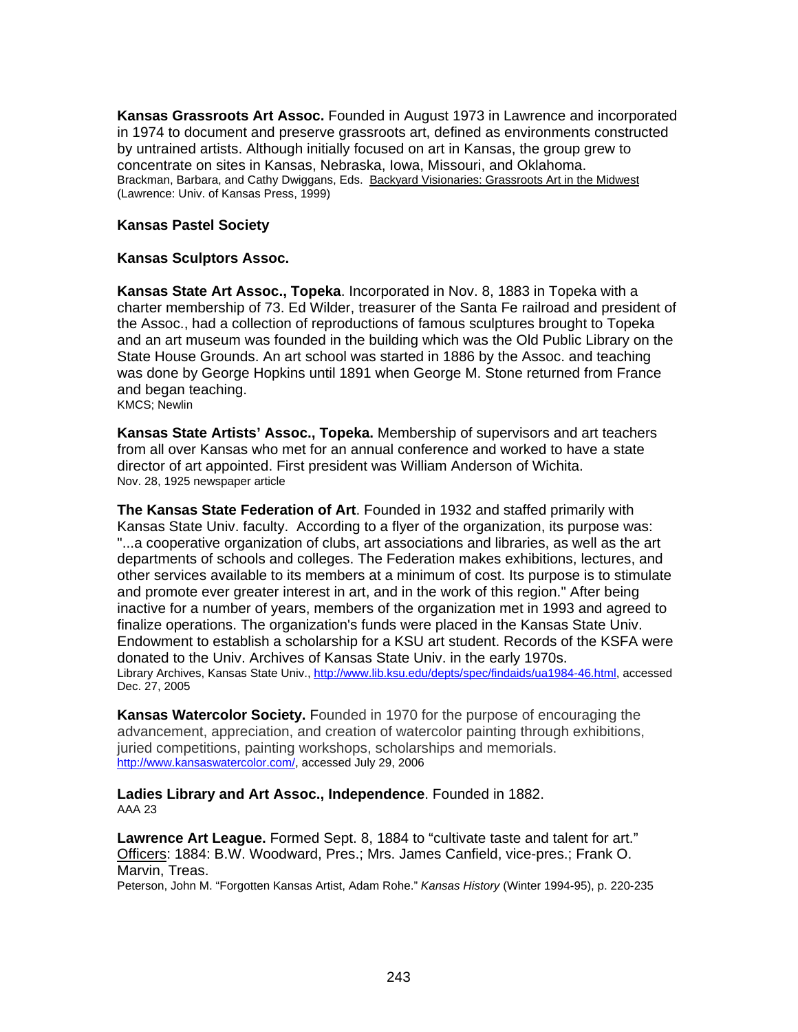**Kansas Grassroots Art Assoc.** Founded in August 1973 in Lawrence and incorporated in 1974 to document and preserve grassroots art, defined as environments constructed by untrained artists. Although initially focused on art in Kansas, the group grew to concentrate on sites in Kansas, Nebraska, Iowa, Missouri, and Oklahoma.
Brackman, Barbara, and Cathy Dwiggans, Eds. Backyard Visionaries: Grassroots Art in the Midwest (Lawrence: Univ. of Kansas Press, 1999)

**Kansas Pastel Society**

**Kansas Sculptors Assoc.**

**Kansas State Art Assoc., Topeka**. Incorporated in Nov. 8, 1883 in Topeka with a charter membership of 73. Ed Wilder, treasurer of the Santa Fe railroad and president of the Assoc., had a collection of reproductions of famous sculptures brought to Topeka and an art museum was founded in the building which was the Old Public Library on the State House Grounds. An art school was started in 1886 by the Assoc. and teaching was done by George Hopkins until 1891 when George M. Stone returned from France and began teaching.
KMCS; Newlin

**Kansas State Artists' Assoc., Topeka.** Membership of supervisors and art teachers from all over Kansas who met for an annual conference and worked to have a state director of art appointed. First president was William Anderson of Wichita.
Nov. 28, 1925 newspaper article

**The Kansas State Federation of Art**. Founded in 1932 and staffed primarily with Kansas State Univ. faculty. According to a flyer of the organization, its purpose was: "...a cooperative organization of clubs, art associations and libraries, as well as the art departments of schools and colleges. The Federation makes exhibitions, lectures, and other services available to its members at a minimum of cost. Its purpose is to stimulate and promote ever greater interest in art, and in the work of this region." After being inactive for a number of years, members of the organization met in 1993 and agreed to finalize operations. The organization's funds were placed in the Kansas State Univ. Endowment to establish a scholarship for a KSU art student. Records of the KSFA were donated to the Univ. Archives of Kansas State Univ. in the early 1970s.
Library Archives, Kansas State Univ., http://www.lib.ksu.edu/depts/spec/findaids/ua1984-46.html, accessed Dec. 27, 2005

**Kansas Watercolor Society.** Founded in 1970 for the purpose of encouraging the advancement, appreciation, and creation of watercolor painting through exhibitions, juried competitions, painting workshops, scholarships and memorials.
http://www.kansaswatercolor.com/, accessed July 29, 2006

**Ladies Library and Art Assoc., Independence**. Founded in 1882.
AAA 23

**Lawrence Art League.** Formed Sept. 8, 1884 to "cultivate taste and talent for art."
Officers: 1884: B.W. Woodward, Pres.; Mrs. James Canfield, vice-pres.; Frank O. Marvin, Treas.
Peterson, John M. "Forgotten Kansas Artist, Adam Rohe." *Kansas History* (Winter 1994-95), p. 220-235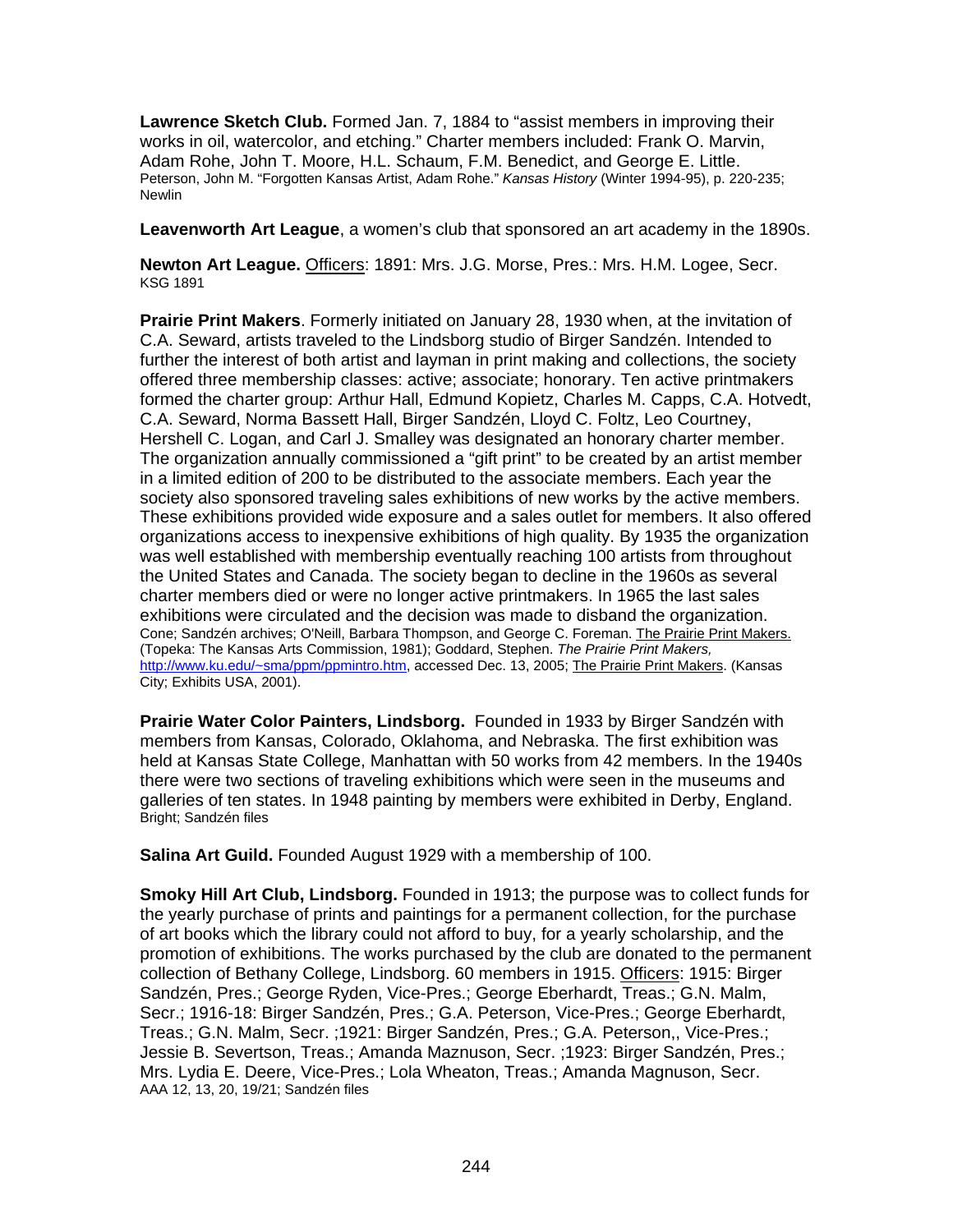**Lawrence Sketch Club.** Formed Jan. 7, 1884 to "assist members in improving their works in oil, watercolor, and etching." Charter members included: Frank O. Marvin, Adam Rohe, John T. Moore, H.L. Schaum, F.M. Benedict, and George E. Little.
Peterson, John M. "Forgotten Kansas Artist, Adam Rohe." *Kansas History* (Winter 1994-95), p. 220-235; Newlin

**Leavenworth Art League**, a women's club that sponsored an art academy in the 1890s.

**Newton Art League.** Officers: 1891: Mrs. J.G. Morse, Pres.: Mrs. H.M. Logee, Secr.
KSG 1891

**Prairie Print Makers**. Formerly initiated on January 28, 1930 when, at the invitation of C.A. Seward, artists traveled to the Lindsborg studio of Birger Sandzén. Intended to further the interest of both artist and layman in print making and collections, the society offered three membership classes: active; associate; honorary. Ten active printmakers formed the charter group: Arthur Hall, Edmund Kopietz, Charles M. Capps, C.A. Hotvedt, C.A. Seward, Norma Bassett Hall, Birger Sandzén, Lloyd C. Foltz, Leo Courtney, Hershell C. Logan, and Carl J. Smalley was designated an honorary charter member. The organization annually commissioned a "gift print" to be created by an artist member in a limited edition of 200 to be distributed to the associate members. Each year the society also sponsored traveling sales exhibitions of new works by the active members. These exhibitions provided wide exposure and a sales outlet for members. It also offered organizations access to inexpensive exhibitions of high quality. By 1935 the organization was well established with membership eventually reaching 100 artists from throughout the United States and Canada. The society began to decline in the 1960s as several charter members died or were no longer active printmakers. In 1965 the last sales exhibitions were circulated and the decision was made to disband the organization.
Cone; Sandzén archives; O'Neill, Barbara Thompson, and George C. Foreman. The Prairie Print Makers. (Topeka: The Kansas Arts Commission, 1981); Goddard, Stephen. *The Prairie Print Makers,* http://www.ku.edu/~sma/ppm/ppmintro.htm, accessed Dec. 13, 2005; The Prairie Print Makers. (Kansas City; Exhibits USA, 2001).

**Prairie Water Color Painters, Lindsborg.** Founded in 1933 by Birger Sandzén with members from Kansas, Colorado, Oklahoma, and Nebraska. The first exhibition was held at Kansas State College, Manhattan with 50 works from 42 members. In the 1940s there were two sections of traveling exhibitions which were seen in the museums and galleries of ten states. In 1948 painting by members were exhibited in Derby, England.
Bright; Sandzén files

**Salina Art Guild.** Founded August 1929 with a membership of 100.

**Smoky Hill Art Club, Lindsborg.** Founded in 1913; the purpose was to collect funds for the yearly purchase of prints and paintings for a permanent collection, for the purchase of art books which the library could not afford to buy, for a yearly scholarship, and the promotion of exhibitions. The works purchased by the club are donated to the permanent collection of Bethany College, Lindsborg. 60 members in 1915. Officers: 1915: Birger Sandzén, Pres.; George Ryden, Vice-Pres.; George Eberhardt, Treas.; G.N. Malm, Secr.; 1916-18: Birger Sandzén, Pres.; G.A. Peterson, Vice-Pres.; George Eberhardt, Treas.; G.N. Malm, Secr. ;1921: Birger Sandzén, Pres.; G.A. Peterson,, Vice-Pres.; Jessie B. Severtson, Treas.; Amanda Maznuson, Secr. ;1923: Birger Sandzén, Pres.; Mrs. Lydia E. Deere, Vice-Pres.; Lola Wheaton, Treas.; Amanda Magnuson, Secr.
AAA 12, 13, 20, 19/21; Sandzén files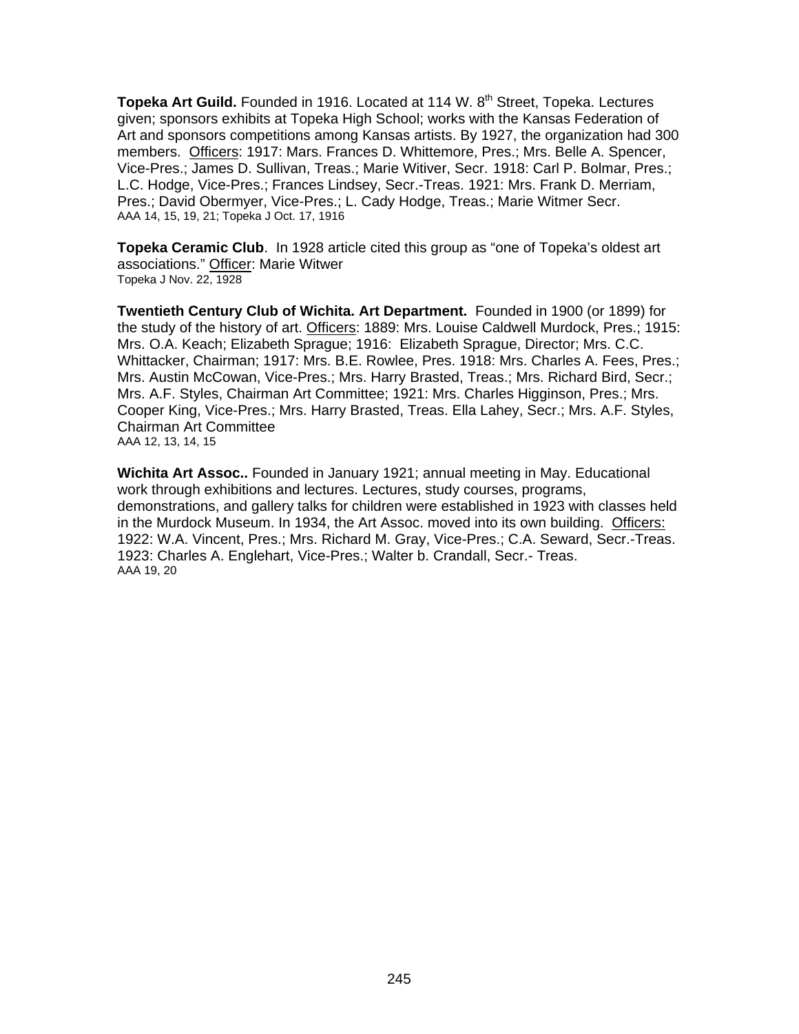**Topeka Art Guild.** Founded in 1916. Located at 114 W. 8th Street, Topeka. Lectures given; sponsors exhibits at Topeka High School; works with the Kansas Federation of Art and sponsors competitions among Kansas artists. By 1927, the organization had 300 members. Officers: 1917: Mars. Frances D. Whittemore, Pres.; Mrs. Belle A. Spencer, Vice-Pres.; James D. Sullivan, Treas.; Marie Witiver, Secr. 1918: Carl P. Bolmar, Pres.; L.C. Hodge, Vice-Pres.; Frances Lindsey, Secr.-Treas. 1921: Mrs. Frank D. Merriam, Pres.; David Obermyer, Vice-Pres.; L. Cady Hodge, Treas.; Marie Witmer Secr.
AAA 14, 15, 19, 21; Topeka J Oct. 17, 1916

**Topeka Ceramic Club**. In 1928 article cited this group as "one of Topeka's oldest art associations." Officer: Marie Witwer
Topeka J Nov. 22, 1928

**Twentieth Century Club of Wichita. Art Department.** Founded in 1900 (or 1899) for the study of the history of art. Officers: 1889: Mrs. Louise Caldwell Murdock, Pres.; 1915: Mrs. O.A. Keach; Elizabeth Sprague; 1916: Elizabeth Sprague, Director; Mrs. C.C. Whittacker, Chairman; 1917: Mrs. B.E. Rowlee, Pres. 1918: Mrs. Charles A. Fees, Pres.; Mrs. Austin McCowan, Vice-Pres.; Mrs. Harry Brasted, Treas.; Mrs. Richard Bird, Secr.; Mrs. A.F. Styles, Chairman Art Committee; 1921: Mrs. Charles Higginson, Pres.; Mrs. Cooper King, Vice-Pres.; Mrs. Harry Brasted, Treas. Ella Lahey, Secr.; Mrs. A.F. Styles, Chairman Art Committee
AAA 12, 13, 14, 15

**Wichita Art Assoc..** Founded in January 1921; annual meeting in May. Educational work through exhibitions and lectures. Lectures, study courses, programs, demonstrations, and gallery talks for children were established in 1923 with classes held in the Murdock Museum. In 1934, the Art Assoc. moved into its own building. Officers: 1922: W.A. Vincent, Pres.; Mrs. Richard M. Gray, Vice-Pres.; C.A. Seward, Secr.-Treas. 1923: Charles A. Englehart, Vice-Pres.; Walter b. Crandall, Secr.- Treas.
AAA 19, 20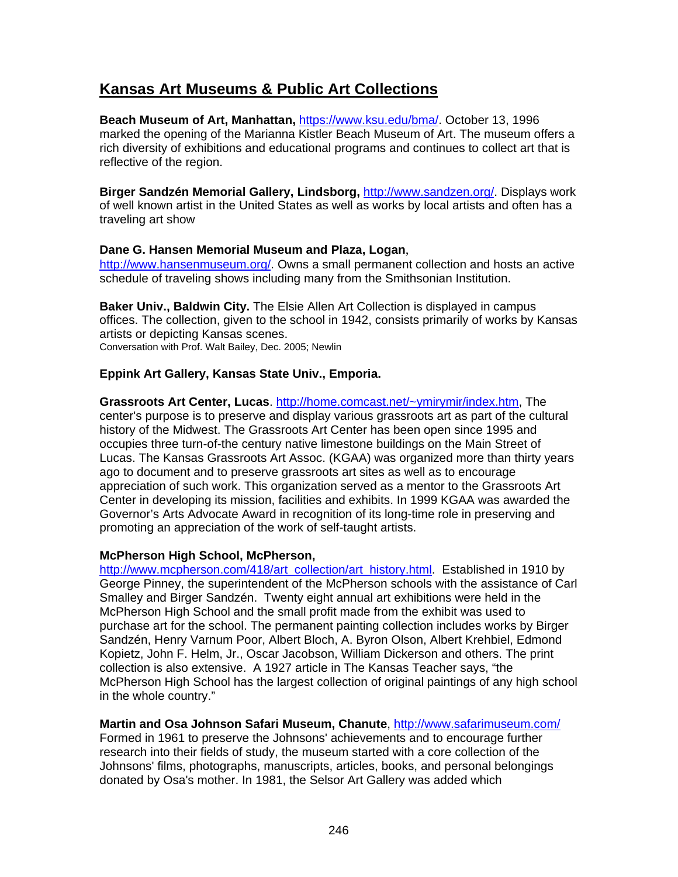## Kansas Art Museums & Public Art Collections

**Beach Museum of Art, Manhattan,** https://www.ksu.edu/bma/. October 13, 1996 marked the opening of the Marianna Kistler Beach Museum of Art. The museum offers a rich diversity of exhibitions and educational programs and continues to collect art that is reflective of the region.

**Birger Sandzén Memorial Gallery, Lindsborg,** http://www.sandzen.org/. Displays work of well known artist in the United States as well as works by local artists and often has a traveling art show

**Dane G. Hansen Memorial Museum and Plaza, Logan**, http://www.hansenmuseum.org/. Owns a small permanent collection and hosts an active schedule of traveling shows including many from the Smithsonian Institution.

**Baker Univ., Baldwin City.** The Elsie Allen Art Collection is displayed in campus offices. The collection, given to the school in 1942, consists primarily of works by Kansas artists or depicting Kansas scenes.
Conversation with Prof. Walt Bailey, Dec. 2005; Newlin

**Eppink Art Gallery, Kansas State Univ., Emporia.**

**Grassroots Art Center, Lucas**. http://home.comcast.net/~ymirymir/index.htm, The center's purpose is to preserve and display various grassroots art as part of the cultural history of the Midwest. The Grassroots Art Center has been open since 1995 and occupies three turn-of-the century native limestone buildings on the Main Street of Lucas. The Kansas Grassroots Art Assoc. (KGAA) was organized more than thirty years ago to document and to preserve grassroots art sites as well as to encourage appreciation of such work. This organization served as a mentor to the Grassroots Art Center in developing its mission, facilities and exhibits. In 1999 KGAA was awarded the Governor's Arts Advocate Award in recognition of its long-time role in preserving and promoting an appreciation of the work of self-taught artists.

**McPherson High School, McPherson,** http://www.mcpherson.com/418/art_collection/art_history.html. Established in 1910 by George Pinney, the superintendent of the McPherson schools with the assistance of Carl Smalley and Birger Sandzén. Twenty eight annual art exhibitions were held in the McPherson High School and the small profit made from the exhibit was used to purchase art for the school. The permanent painting collection includes works by Birger Sandzén, Henry Varnum Poor, Albert Bloch, A. Byron Olson, Albert Krehbiel, Edmond Kopietz, John F. Helm, Jr., Oscar Jacobson, William Dickerson and others. The print collection is also extensive. A 1927 article in The Kansas Teacher says, "the McPherson High School has the largest collection of original paintings of any high school in the whole country."

**Martin and Osa Johnson Safari Museum, Chanute**, http://www.safarimuseum.com/ Formed in 1961 to preserve the Johnsons' achievements and to encourage further research into their fields of study, the museum started with a core collection of the Johnsons' films, photographs, manuscripts, articles, books, and personal belongings donated by Osa's mother. In 1981, the Selsor Art Gallery was added which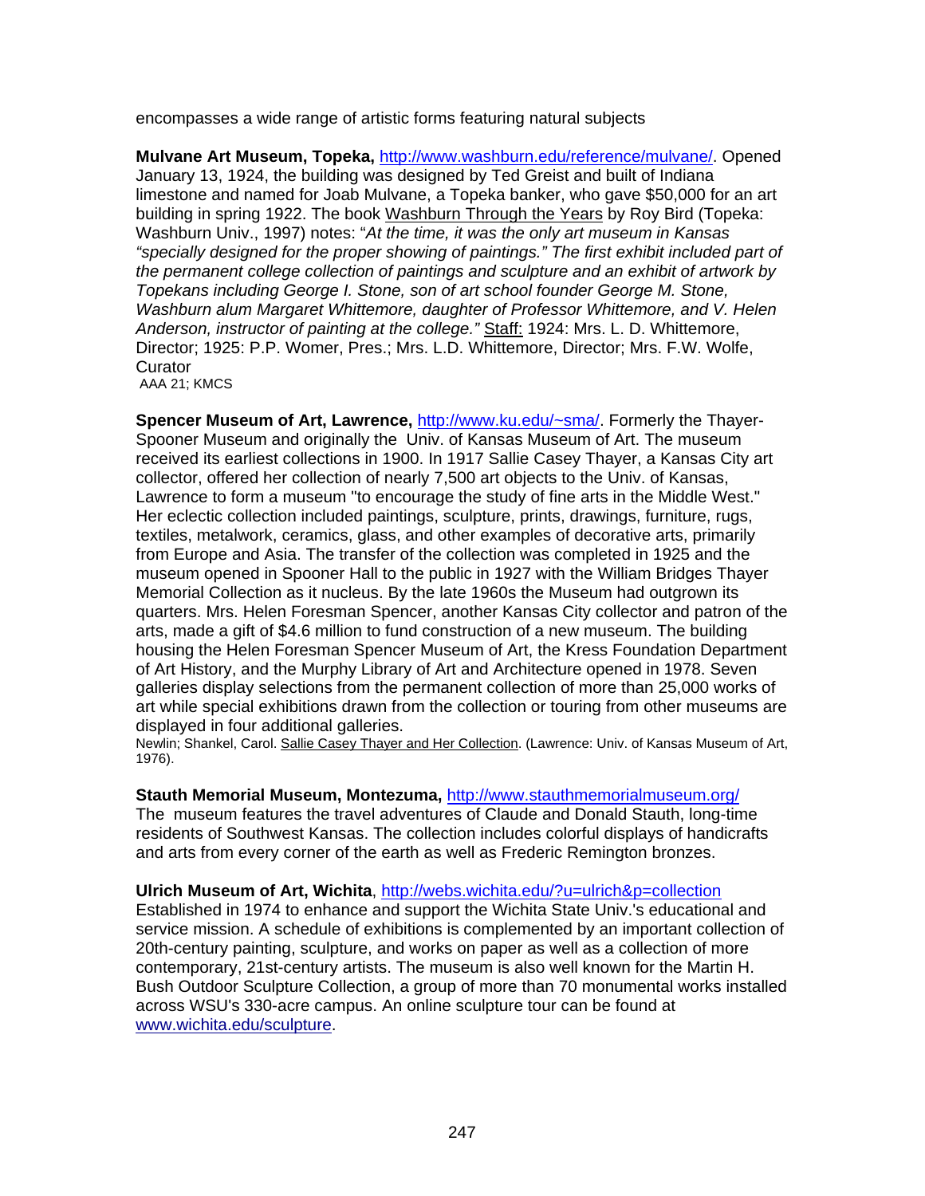encompasses a wide range of artistic forms featuring natural subjects

**Mulvane Art Museum, Topeka,** http://www.washburn.edu/reference/mulvane/. Opened January 13, 1924, the building was designed by Ted Greist and built of Indiana limestone and named for Joab Mulvane, a Topeka banker, who gave $50,000 for an art building in spring 1922. The book Washburn Through the Years by Roy Bird (Topeka: Washburn Univ., 1997) notes: "*At the time, it was the only art museum in Kansas "specially designed for the proper showing of paintings." The first exhibit included part of the permanent college collection of paintings and sculpture and an exhibit of artwork by Topekans including George I. Stone, son of art school founder George M. Stone, Washburn alum Margaret Whittemore, daughter of Professor Whittemore, and V. Helen Anderson, instructor of painting at the college."* Staff: 1924: Mrs. L. D. Whittemore, Director; 1925: P.P. Womer, Pres.; Mrs. L.D. Whittemore, Director; Mrs. F.W. Wolfe, Curator
AAA 21; KMCS

**Spencer Museum of Art, Lawrence,** http://www.ku.edu/~sma/. Formerly the Thayer-Spooner Museum and originally the Univ. of Kansas Museum of Art. The museum received its earliest collections in 1900. In 1917 Sallie Casey Thayer, a Kansas City art collector, offered her collection of nearly 7,500 art objects to the Univ. of Kansas, Lawrence to form a museum "to encourage the study of fine arts in the Middle West." Her eclectic collection included paintings, sculpture, prints, drawings, furniture, rugs, textiles, metalwork, ceramics, glass, and other examples of decorative arts, primarily from Europe and Asia. The transfer of the collection was completed in 1925 and the museum opened in Spooner Hall to the public in 1927 with the William Bridges Thayer Memorial Collection as it nucleus. By the late 1960s the Museum had outgrown its quarters. Mrs. Helen Foresman Spencer, another Kansas City collector and patron of the arts, made a gift of $4.6 million to fund construction of a new museum. The building housing the Helen Foresman Spencer Museum of Art, the Kress Foundation Department of Art History, and the Murphy Library of Art and Architecture opened in 1978. Seven galleries display selections from the permanent collection of more than 25,000 works of art while special exhibitions drawn from the collection or touring from other museums are displayed in four additional galleries.
Newlin; Shankel, Carol. Sallie Casey Thayer and Her Collection. (Lawrence: Univ. of Kansas Museum of Art, 1976).

**Stauth Memorial Museum, Montezuma,** http://www.stauthmemorialmuseum.org/
The museum features the travel adventures of Claude and Donald Stauth, long-time residents of Southwest Kansas. The collection includes colorful displays of handicrafts and arts from every corner of the earth as well as Frederic Remington bronzes.

**Ulrich Museum of Art, Wichita**, http://webs.wichita.edu/?u=ulrich&p=collection
Established in 1974 to enhance and support the Wichita State Univ.'s educational and service mission. A schedule of exhibitions is complemented by an important collection of 20th-century painting, sculpture, and works on paper as well as a collection of more contemporary, 21st-century artists. The museum is also well known for the Martin H. Bush Outdoor Sculpture Collection, a group of more than 70 monumental works installed across WSU's 330-acre campus. An online sculpture tour can be found at www.wichita.edu/sculpture.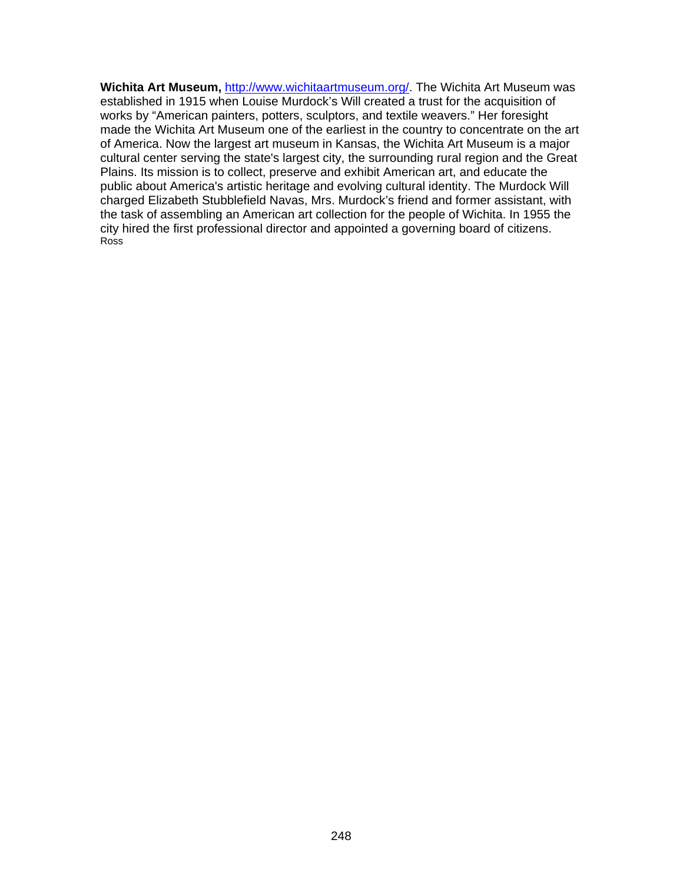**Wichita Art Museum,** [http://www.wichitaartmuseum.org/](http://www.wichitaartmuseum.org/). The Wichita Art Museum was established in 1915 when Louise Murdock's Will created a trust for the acquisition of works by "American painters, potters, sculptors, and textile weavers." Her foresight made the Wichita Art Museum one of the earliest in the country to concentrate on the art of America. Now the largest art museum in Kansas, the Wichita Art Museum is a major cultural center serving the state's largest city, the surrounding rural region and the Great Plains. Its mission is to collect, preserve and exhibit American art, and educate the public about America's artistic heritage and evolving cultural identity. The Murdock Will charged Elizabeth Stubblefield Navas, Mrs. Murdock's friend and former assistant, with the task of assembling an American art collection for the people of Wichita. In 1955 the city hired the first professional director and appointed a governing board of citizens.
Ross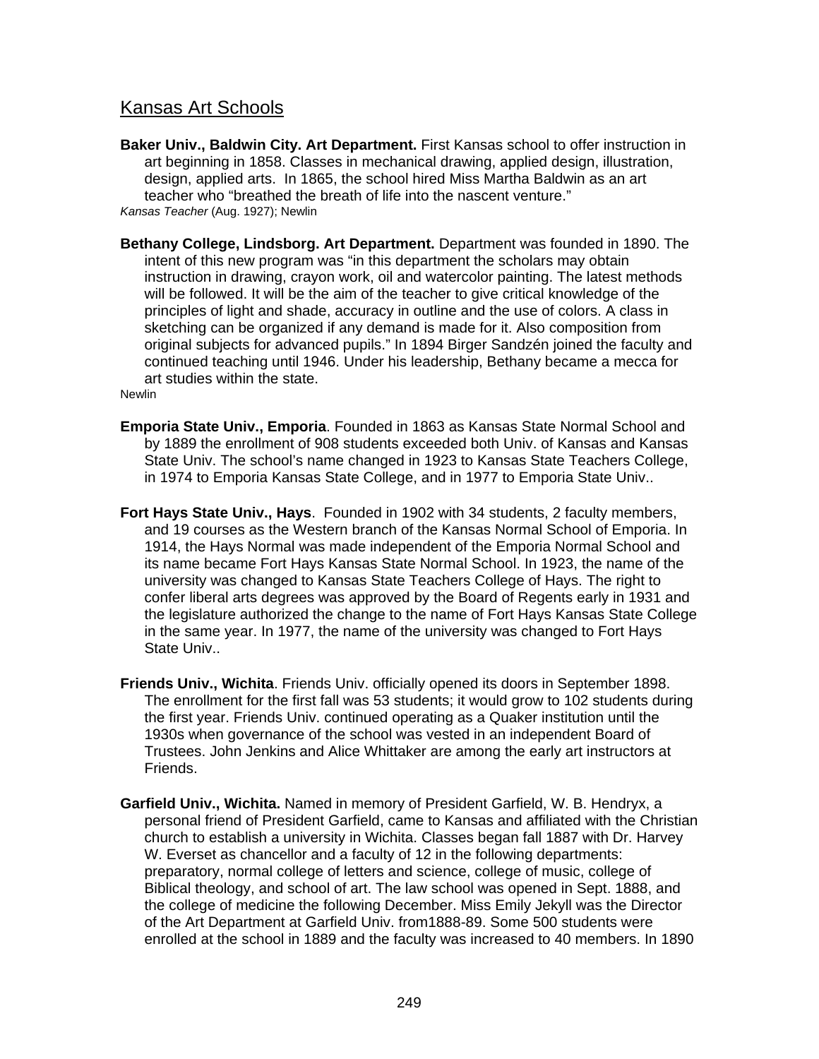## Kansas Art Schools

**Baker Univ., Baldwin City. Art Department.** First Kansas school to offer instruction in art beginning in 1858. Classes in mechanical drawing, applied design, illustration, design, applied arts. In 1865, the school hired Miss Martha Baldwin as an art teacher who "breathed the breath of life into the nascent venture."
*Kansas Teacher* (Aug. 1927); Newlin

**Bethany College, Lindsborg. Art Department.** Department was founded in 1890. The intent of this new program was "in this department the scholars may obtain instruction in drawing, crayon work, oil and watercolor painting. The latest methods will be followed. It will be the aim of the teacher to give critical knowledge of the principles of light and shade, accuracy in outline and the use of colors. A class in sketching can be organized if any demand is made for it. Also composition from original subjects for advanced pupils." In 1894 Birger Sandzén joined the faculty and continued teaching until 1946. Under his leadership, Bethany became a mecca for art studies within the state.
Newlin

**Emporia State Univ., Emporia**. Founded in 1863 as Kansas State Normal School and by 1889 the enrollment of 908 students exceeded both Univ. of Kansas and Kansas State Univ. The school's name changed in 1923 to Kansas State Teachers College, in 1974 to Emporia Kansas State College, and in 1977 to Emporia State Univ..

**Fort Hays State Univ., Hays**. Founded in 1902 with 34 students, 2 faculty members, and 19 courses as the Western branch of the Kansas Normal School of Emporia. In 1914, the Hays Normal was made independent of the Emporia Normal School and its name became Fort Hays Kansas State Normal School. In 1923, the name of the university was changed to Kansas State Teachers College of Hays. The right to confer liberal arts degrees was approved by the Board of Regents early in 1931 and the legislature authorized the change to the name of Fort Hays Kansas State College in the same year. In 1977, the name of the university was changed to Fort Hays State Univ..

**Friends Univ., Wichita**. Friends Univ. officially opened its doors in September 1898. The enrollment for the first fall was 53 students; it would grow to 102 students during the first year. Friends Univ. continued operating as a Quaker institution until the 1930s when governance of the school was vested in an independent Board of Trustees. John Jenkins and Alice Whittaker are among the early art instructors at Friends.

**Garfield Univ., Wichita.** Named in memory of President Garfield, W. B. Hendryx, a personal friend of President Garfield, came to Kansas and affiliated with the Christian church to establish a university in Wichita. Classes began fall 1887 with Dr. Harvey W. Everset as chancellor and a faculty of 12 in the following departments: preparatory, normal college of letters and science, college of music, college of Biblical theology, and school of art. The law school was opened in Sept. 1888, and the college of medicine the following December. Miss Emily Jekyll was the Director of the Art Department at Garfield Univ. from1888-89. Some 500 students were enrolled at the school in 1889 and the faculty was increased to 40 members. In 1890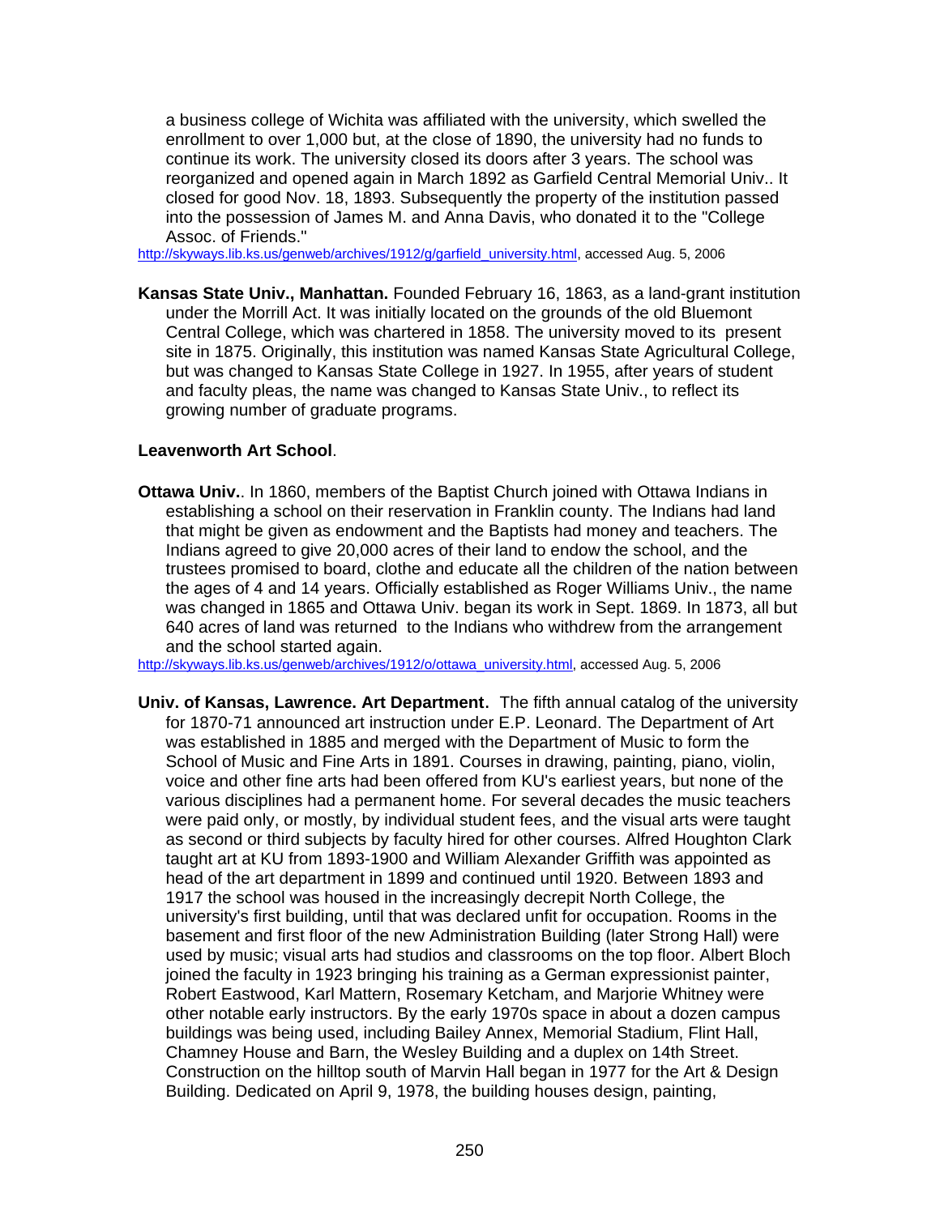a business college of Wichita was affiliated with the university, which swelled the enrollment to over 1,000 but, at the close of 1890, the university had no funds to continue its work. The university closed its doors after 3 years. The school was reorganized and opened again in March 1892 as Garfield Central Memorial Univ.. It closed for good Nov. 18, 1893. Subsequently the property of the institution passed into the possession of James M. and Anna Davis, who donated it to the "College Assoc. of Friends."

http://skyways.lib.ks.us/genweb/archives/1912/g/garfield_university.html, accessed Aug. 5, 2006

**Kansas State Univ., Manhattan.** Founded February 16, 1863, as a land-grant institution under the Morrill Act. It was initially located on the grounds of the old Bluemont Central College, which was chartered in 1858. The university moved to its present site in 1875. Originally, this institution was named Kansas State Agricultural College, but was changed to Kansas State College in 1927. In 1955, after years of student and faculty pleas, the name was changed to Kansas State Univ., to reflect its growing number of graduate programs.

**Leavenworth Art School**.

**Ottawa Univ.**. In 1860, members of the Baptist Church joined with Ottawa Indians in establishing a school on their reservation in Franklin county. The Indians had land that might be given as endowment and the Baptists had money and teachers. The Indians agreed to give 20,000 acres of their land to endow the school, and the trustees promised to board, clothe and educate all the children of the nation between the ages of 4 and 14 years. Officially established as Roger Williams Univ., the name was changed in 1865 and Ottawa Univ. began its work in Sept. 1869. In 1873, all but 640 acres of land was returned to the Indians who withdrew from the arrangement and the school started again.

http://skyways.lib.ks.us/genweb/archives/1912/o/ottawa_university.html, accessed Aug. 5, 2006

**Univ. of Kansas, Lawrence. Art Department.** The fifth annual catalog of the university for 1870-71 announced art instruction under E.P. Leonard. The Department of Art was established in 1885 and merged with the Department of Music to form the School of Music and Fine Arts in 1891. Courses in drawing, painting, piano, violin, voice and other fine arts had been offered from KU's earliest years, but none of the various disciplines had a permanent home. For several decades the music teachers were paid only, or mostly, by individual student fees, and the visual arts were taught as second or third subjects by faculty hired for other courses. Alfred Houghton Clark taught art at KU from 1893-1900 and William Alexander Griffith was appointed as head of the art department in 1899 and continued until 1920. Between 1893 and 1917 the school was housed in the increasingly decrepit North College, the university's first building, until that was declared unfit for occupation. Rooms in the basement and first floor of the new Administration Building (later Strong Hall) were used by music; visual arts had studios and classrooms on the top floor. Albert Bloch joined the faculty in 1923 bringing his training as a German expressionist painter, Robert Eastwood, Karl Mattern, Rosemary Ketcham, and Marjorie Whitney were other notable early instructors. By the early 1970s space in about a dozen campus buildings was being used, including Bailey Annex, Memorial Stadium, Flint Hall, Chamney House and Barn, the Wesley Building and a duplex on 14th Street. Construction on the hilltop south of Marvin Hall began in 1977 for the Art & Design Building. Dedicated on April 9, 1978, the building houses design, painting,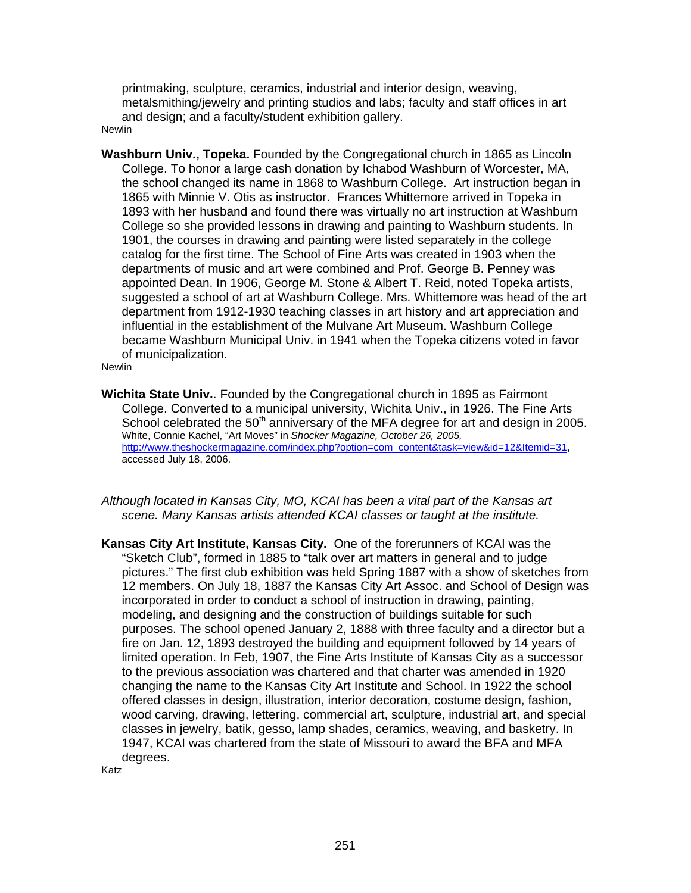printmaking, sculpture, ceramics, industrial and interior design, weaving, metalsmithing/jewelry and printing studios and labs; faculty and staff offices in art and design; and a faculty/student exhibition gallery.

Newlin

**Washburn Univ., Topeka.** Founded by the Congregational church in 1865 as Lincoln College. To honor a large cash donation by Ichabod Washburn of Worcester, MA, the school changed its name in 1868 to Washburn College. Art instruction began in 1865 with Minnie V. Otis as instructor. Frances Whittemore arrived in Topeka in 1893 with her husband and found there was virtually no art instruction at Washburn College so she provided lessons in drawing and painting to Washburn students. In 1901, the courses in drawing and painting were listed separately in the college catalog for the first time. The School of Fine Arts was created in 1903 when the departments of music and art were combined and Prof. George B. Penney was appointed Dean. In 1906, George M. Stone & Albert T. Reid, noted Topeka artists, suggested a school of art at Washburn College. Mrs. Whittemore was head of the art department from 1912-1930 teaching classes in art history and art appreciation and influential in the establishment of the Mulvane Art Museum. Washburn College became Washburn Municipal Univ. in 1941 when the Topeka citizens voted in favor of municipalization.

Newlin

**Wichita State Univ.**. Founded by the Congregational church in 1895 as Fairmont College. Converted to a municipal university, Wichita Univ., in 1926. The Fine Arts School celebrated the 50th anniversary of the MFA degree for art and design in 2005.

White, Connie Kachel, "Art Moves" in *Shocker Magazine, October 26, 2005,* http://www.theshockermagazine.com/index.php?option=com_content&task=view&id=12&Itemid=31, accessed July 18, 2006.

*Although located in Kansas City, MO, KCAI has been a vital part of the Kansas art scene. Many Kansas artists attended KCAI classes or taught at the institute.*

**Kansas City Art Institute, Kansas City.** One of the forerunners of KCAI was the "Sketch Club", formed in 1885 to "talk over art matters in general and to judge pictures." The first club exhibition was held Spring 1887 with a show of sketches from 12 members. On July 18, 1887 the Kansas City Art Assoc. and School of Design was incorporated in order to conduct a school of instruction in drawing, painting, modeling, and designing and the construction of buildings suitable for such purposes. The school opened January 2, 1888 with three faculty and a director but a fire on Jan. 12, 1893 destroyed the building and equipment followed by 14 years of limited operation. In Feb, 1907, the Fine Arts Institute of Kansas City as a successor to the previous association was chartered and that charter was amended in 1920 changing the name to the Kansas City Art Institute and School. In 1922 the school offered classes in design, illustration, interior decoration, costume design, fashion, wood carving, drawing, lettering, commercial art, sculpture, industrial art, and special classes in jewelry, batik, gesso, lamp shades, ceramics, weaving, and basketry. In 1947, KCAI was chartered from the state of Missouri to award the BFA and MFA degrees.

Katz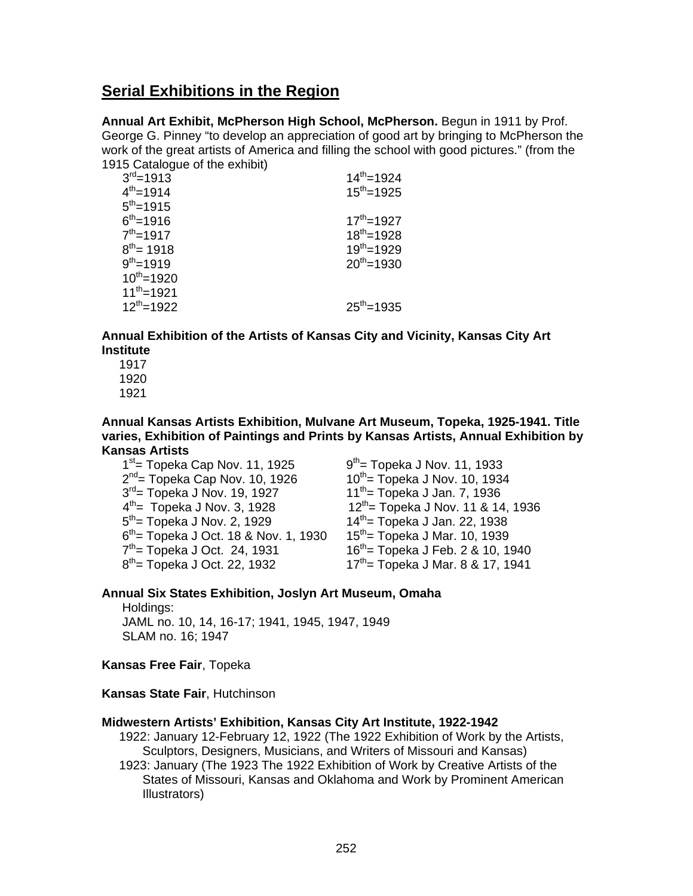## Serial Exhibitions in the Region

**Annual Art Exhibit, McPherson High School, McPherson.** Begun in 1911 by Prof. George G. Pinney "to develop an appreciation of good art by bringing to McPherson the work of the great artists of America and filling the school with good pictures." (from the 1915 Catalogue of the exhibit)

| | |
|---|---|
| 3rd=1913 | 14th=1924 |
| 4th=1914 | 15th=1925 |
| 5th=1915 | |
| 6th=1916 | 17th=1927 |
| 7th=1917 | 18th=1928 |
| 8th= 1918 | 19th=1929 |
| 9th=1919 | 20th=1930 |
| 10th=1920 | |
| 11th=1921 | |
| 12th=1922 | 25th=1935 |

**Annual Exhibition of the Artists of Kansas City and Vicinity, Kansas City Art Institute**

1917
1920
1921

**Annual Kansas Artists Exhibition, Mulvane Art Museum, Topeka, 1925-1941. Title varies, Exhibition of Paintings and Prints by Kansas Artists, Annual Exhibition by Kansas Artists**

| | |
|---|---|
| 1st= Topeka Cap Nov. 11, 1925 | 9th= Topeka J Nov. 11, 1933 |
| 2nd= Topeka Cap Nov. 10, 1926 | 10th= Topeka J Nov. 10, 1934 |
| 3rd= Topeka J Nov. 19, 1927 | 11th= Topeka J Jan. 7, 1936 |
| 4th= Topeka J Nov. 3, 1928 | 12th= Topeka J Nov. 11 & 14, 1936 |
| 5th= Topeka J Nov. 2, 1929 | 14th= Topeka J Jan. 22, 1938 |
| 6th= Topeka J Oct. 18 & Nov. 1, 1930 | 15th= Topeka J Mar. 10, 1939 |
| 7th= Topeka J Oct. 24, 1931 | 16th= Topeka J Feb. 2 & 10, 1940 |
| 8th= Topeka J Oct. 22, 1932 | 17th= Topeka J Mar. 8 & 17, 1941 |

**Annual Six States Exhibition, Joslyn Art Museum, Omaha**

Holdings:
JAML no. 10, 14, 16-17; 1941, 1945, 1947, 1949
SLAM no. 16; 1947

**Kansas Free Fair**, Topeka

**Kansas State Fair**, Hutchinson

**Midwestern Artists' Exhibition, Kansas City Art Institute, 1922-1942**

1922: January 12-February 12, 1922 (The 1922 Exhibition of Work by the Artists, Sculptors, Designers, Musicians, and Writers of Missouri and Kansas)
1923: January (The 1923 The 1922 Exhibition of Work by Creative Artists of the States of Missouri, Kansas and Oklahoma and Work by Prominent American Illustrators)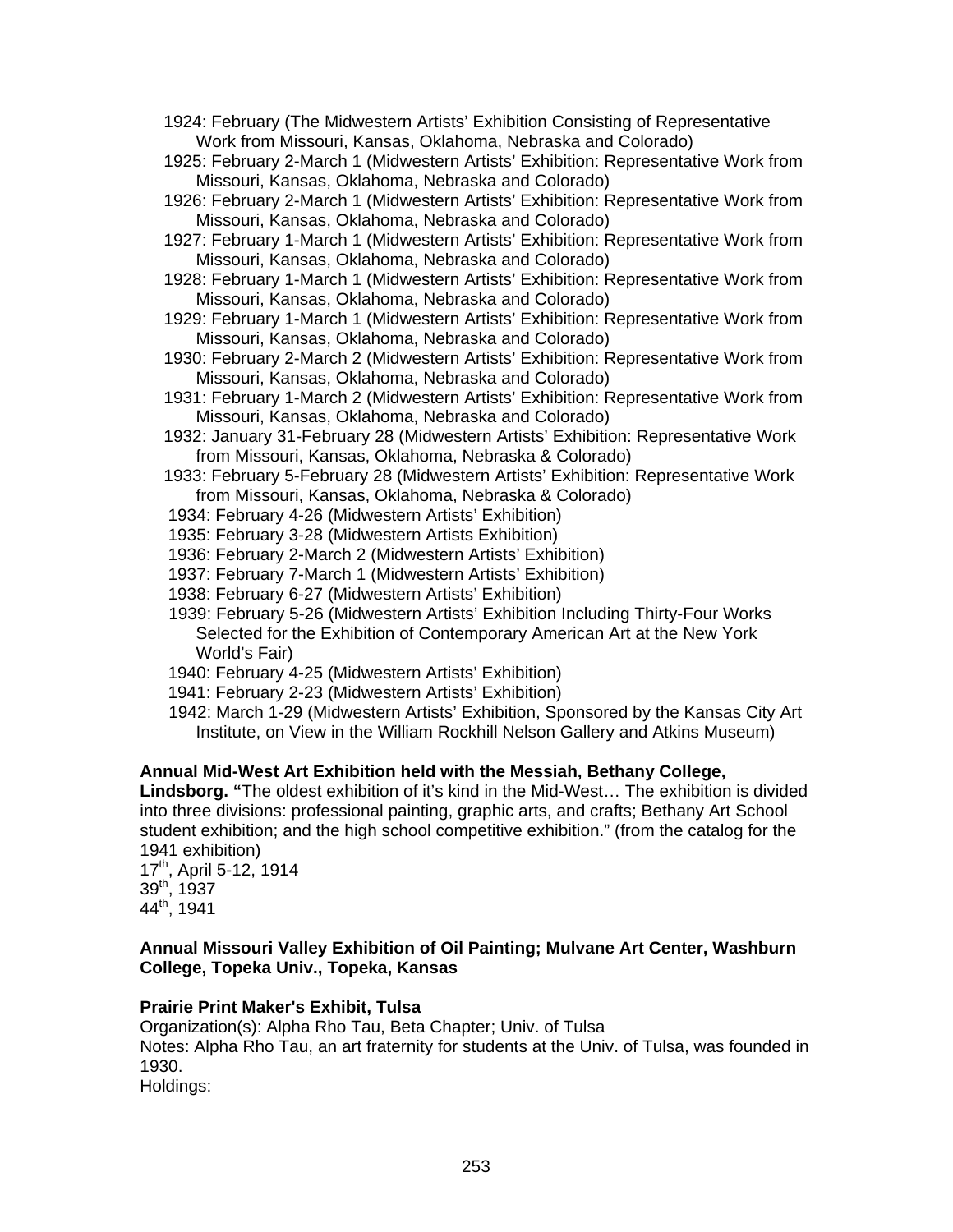- 1924: February (The Midwestern Artists' Exhibition Consisting of Representative Work from Missouri, Kansas, Oklahoma, Nebraska and Colorado)
- 1925: February 2-March 1 (Midwestern Artists' Exhibition: Representative Work from Missouri, Kansas, Oklahoma, Nebraska and Colorado)
- 1926: February 2-March 1 (Midwestern Artists' Exhibition: Representative Work from Missouri, Kansas, Oklahoma, Nebraska and Colorado)
- 1927: February 1-March 1 (Midwestern Artists' Exhibition: Representative Work from Missouri, Kansas, Oklahoma, Nebraska and Colorado)
- 1928: February 1-March 1 (Midwestern Artists' Exhibition: Representative Work from Missouri, Kansas, Oklahoma, Nebraska and Colorado)
- 1929: February 1-March 1 (Midwestern Artists' Exhibition: Representative Work from Missouri, Kansas, Oklahoma, Nebraska and Colorado)
- 1930: February 2-March 2 (Midwestern Artists' Exhibition: Representative Work from Missouri, Kansas, Oklahoma, Nebraska and Colorado)
- 1931: February 1-March 2 (Midwestern Artists' Exhibition: Representative Work from Missouri, Kansas, Oklahoma, Nebraska and Colorado)
- 1932: January 31-February 28 (Midwestern Artists' Exhibition: Representative Work from Missouri, Kansas, Oklahoma, Nebraska & Colorado)
- 1933: February 5-February 28 (Midwestern Artists' Exhibition: Representative Work from Missouri, Kansas, Oklahoma, Nebraska & Colorado)
- 1934: February 4-26 (Midwestern Artists' Exhibition)
- 1935: February 3-28 (Midwestern Artists Exhibition)
- 1936: February 2-March 2 (Midwestern Artists' Exhibition)
- 1937: February 7-March 1 (Midwestern Artists' Exhibition)
- 1938: February 6-27 (Midwestern Artists' Exhibition)
- 1939: February 5-26 (Midwestern Artists' Exhibition Including Thirty-Four Works Selected for the Exhibition of Contemporary American Art at the New York World's Fair)
- 1940: February 4-25 (Midwestern Artists' Exhibition)
- 1941: February 2-23 (Midwestern Artists' Exhibition)
- 1942: March 1-29 (Midwestern Artists' Exhibition, Sponsored by the Kansas City Art Institute, on View in the William Rockhill Nelson Gallery and Atkins Museum)

**Annual Mid-West Art Exhibition held with the Messiah, Bethany College, Lindsborg. "**The oldest exhibition of it's kind in the Mid-West… The exhibition is divided into three divisions: professional painting, graphic arts, and crafts; Bethany Art School student exhibition; and the high school competitive exhibition." (from the catalog for the 1941 exhibition)

17th, April 5-12, 1914
39th, 1937
44th, 1941

**Annual Missouri Valley Exhibition of Oil Painting; Mulvane Art Center, Washburn College, Topeka Univ., Topeka, Kansas**

**Prairie Print Maker's Exhibit, Tulsa**

Organization(s): Alpha Rho Tau, Beta Chapter; Univ. of Tulsa
Notes: Alpha Rho Tau, an art fraternity for students at the Univ. of Tulsa, was founded in 1930.
Holdings: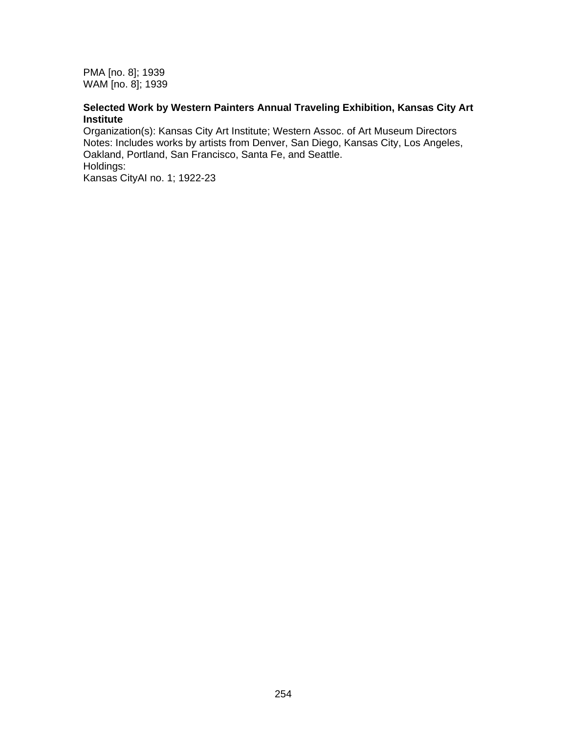PMA [no. 8]; 1939
WAM [no. 8]; 1939

**Selected Work by Western Painters Annual Traveling Exhibition, Kansas City Art Institute**

Organization(s): Kansas City Art Institute; Western Assoc. of Art Museum Directors
Notes: Includes works by artists from Denver, San Diego, Kansas City, Los Angeles, Oakland, Portland, San Francisco, Santa Fe, and Seattle.
Holdings:
Kansas CityAI no. 1; 1922-23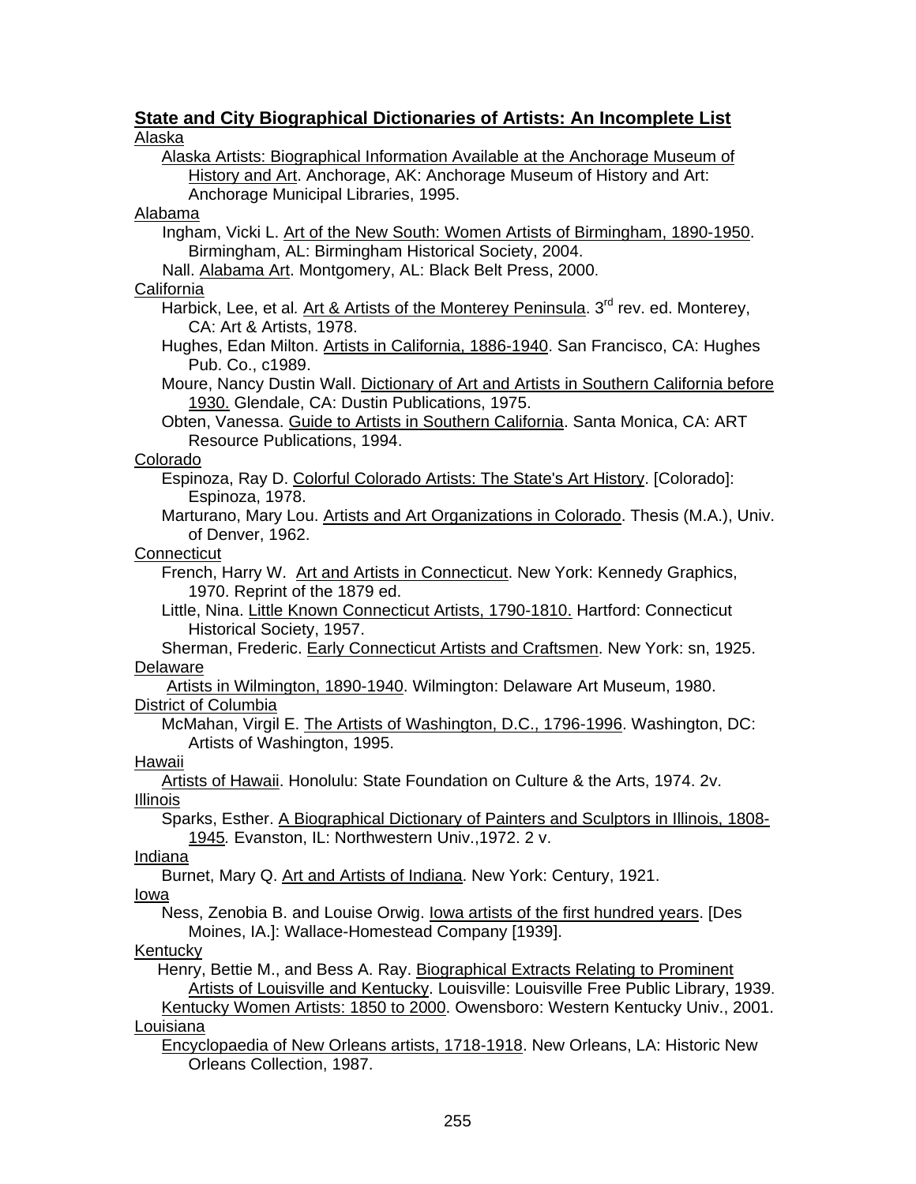## State and City Biographical Dictionaries of Artists: An Incomplete List

Alaska

- Alaska Artists: Biographical Information Available at the Anchorage Museum of History and Art. Anchorage, AK: Anchorage Museum of History and Art: Anchorage Municipal Libraries, 1995.

Alabama

- Ingham, Vicki L. Art of the New South: Women Artists of Birmingham, 1890-1950. Birmingham, AL: Birmingham Historical Society, 2004.
- Nall. Alabama Art. Montgomery, AL: Black Belt Press, 2000.

California

- Harbick, Lee, et al. Art & Artists of the Monterey Peninsula. 3rd rev. ed. Monterey, CA: Art & Artists, 1978.
- Hughes, Edan Milton. Artists in California, 1886-1940. San Francisco, CA: Hughes Pub. Co., c1989.
- Moure, Nancy Dustin Wall. Dictionary of Art and Artists in Southern California before 1930. Glendale, CA: Dustin Publications, 1975.
- Obten, Vanessa. Guide to Artists in Southern California. Santa Monica, CA: ART Resource Publications, 1994.

Colorado

- Espinoza, Ray D. Colorful Colorado Artists: The State's Art History. [Colorado]: Espinoza, 1978.
- Marturano, Mary Lou. Artists and Art Organizations in Colorado. Thesis (M.A.), Univ. of Denver, 1962.

Connecticut

- French, Harry W. Art and Artists in Connecticut. New York: Kennedy Graphics, 1970. Reprint of the 1879 ed.
- Little, Nina. Little Known Connecticut Artists, 1790-1810. Hartford: Connecticut Historical Society, 1957.
- Sherman, Frederic. Early Connecticut Artists and Craftsmen. New York: sn, 1925.

Delaware

- Artists in Wilmington, 1890-1940. Wilmington: Delaware Art Museum, 1980.

District of Columbia

- McMahan, Virgil E. The Artists of Washington, D.C., 1796-1996. Washington, DC: Artists of Washington, 1995.

Hawaii

- Artists of Hawaii. Honolulu: State Foundation on Culture & the Arts, 1974. 2v.

Illinois

- Sparks, Esther. A Biographical Dictionary of Painters and Sculptors in Illinois, 1808-1945. Evanston, IL: Northwestern Univ.,1972. 2 v.

Indiana

- Burnet, Mary Q. Art and Artists of Indiana. New York: Century, 1921.

Iowa

- Ness, Zenobia B. and Louise Orwig. Iowa artists of the first hundred years. [Des Moines, IA.]: Wallace-Homestead Company [1939].

Kentucky

- Henry, Bettie M., and Bess A. Ray. Biographical Extracts Relating to Prominent Artists of Louisville and Kentucky. Louisville: Louisville Free Public Library, 1939.
- Kentucky Women Artists: 1850 to 2000. Owensboro: Western Kentucky Univ., 2001.

Louisiana

- Encyclopaedia of New Orleans artists, 1718-1918. New Orleans, LA: Historic New Orleans Collection, 1987.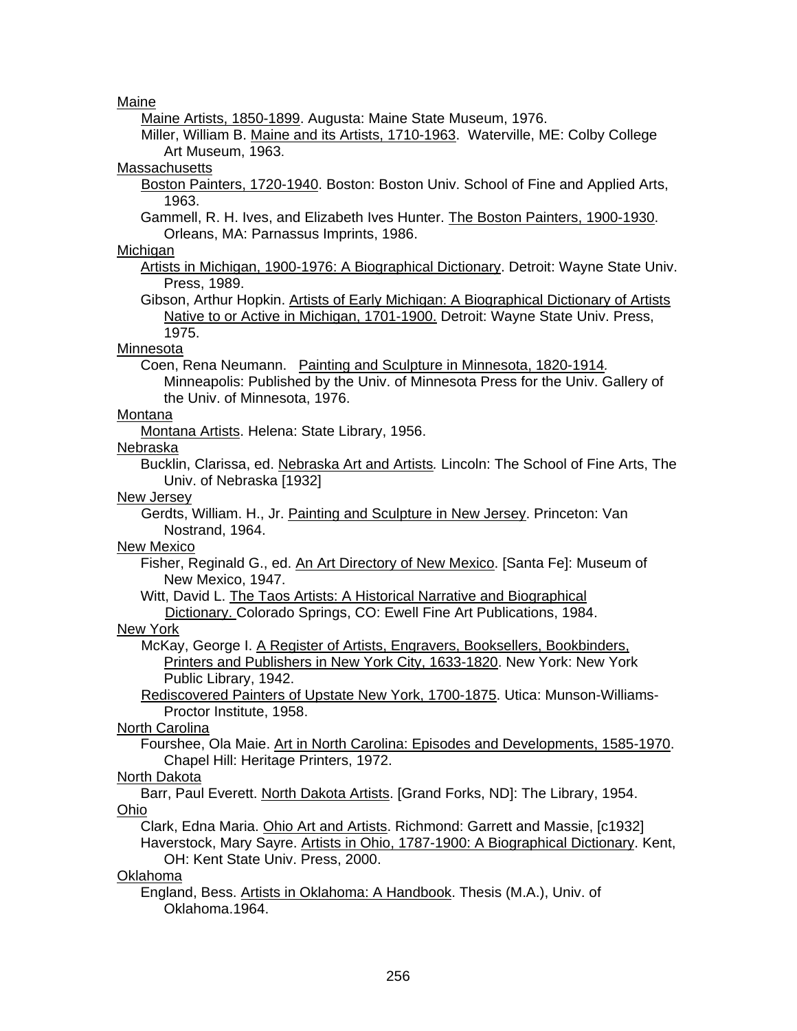Maine

Maine Artists, 1850-1899. Augusta: Maine State Museum, 1976.

Miller, William B. Maine and its Artists, 1710-1963. Waterville, ME: Colby College Art Museum, 1963.

Massachusetts

Boston Painters, 1720-1940. Boston: Boston Univ. School of Fine and Applied Arts, 1963.

Gammell, R. H. Ives, and Elizabeth Ives Hunter. The Boston Painters, 1900-1930. Orleans, MA: Parnassus Imprints, 1986.

Michigan

Artists in Michigan, 1900-1976: A Biographical Dictionary. Detroit: Wayne State Univ. Press, 1989.

Gibson, Arthur Hopkin. Artists of Early Michigan: A Biographical Dictionary of Artists Native to or Active in Michigan, 1701-1900. Detroit: Wayne State Univ. Press, 1975.

Minnesota

Coen, Rena Neumann. Painting and Sculpture in Minnesota, 1820-1914. Minneapolis: Published by the Univ. of Minnesota Press for the Univ. Gallery of the Univ. of Minnesota, 1976.

Montana

Montana Artists. Helena: State Library, 1956.

Nebraska

Bucklin, Clarissa, ed. Nebraska Art and Artists. Lincoln: The School of Fine Arts, The Univ. of Nebraska [1932]

New Jersey

Gerdts, William. H., Jr. Painting and Sculpture in New Jersey. Princeton: Van Nostrand, 1964.

New Mexico

Fisher, Reginald G., ed. An Art Directory of New Mexico. [Santa Fe]: Museum of New Mexico, 1947.

Witt, David L. The Taos Artists: A Historical Narrative and Biographical Dictionary. Colorado Springs, CO: Ewell Fine Art Publications, 1984.

New York

McKay, George I. A Register of Artists, Engravers, Booksellers, Bookbinders, Printers and Publishers in New York City, 1633-1820. New York: New York Public Library, 1942.

Rediscovered Painters of Upstate New York, 1700-1875. Utica: Munson-Williams-Proctor Institute, 1958.

North Carolina

Fourshee, Ola Maie. Art in North Carolina: Episodes and Developments, 1585-1970. Chapel Hill: Heritage Printers, 1972.

North Dakota

Barr, Paul Everett. North Dakota Artists. [Grand Forks, ND]: The Library, 1954.

Ohio

Clark, Edna Maria. Ohio Art and Artists. Richmond: Garrett and Massie, [c1932]

Haverstock, Mary Sayre. Artists in Ohio, 1787-1900: A Biographical Dictionary. Kent, OH: Kent State Univ. Press, 2000.

Oklahoma

England, Bess. Artists in Oklahoma: A Handbook. Thesis (M.A.), Univ. of Oklahoma.1964.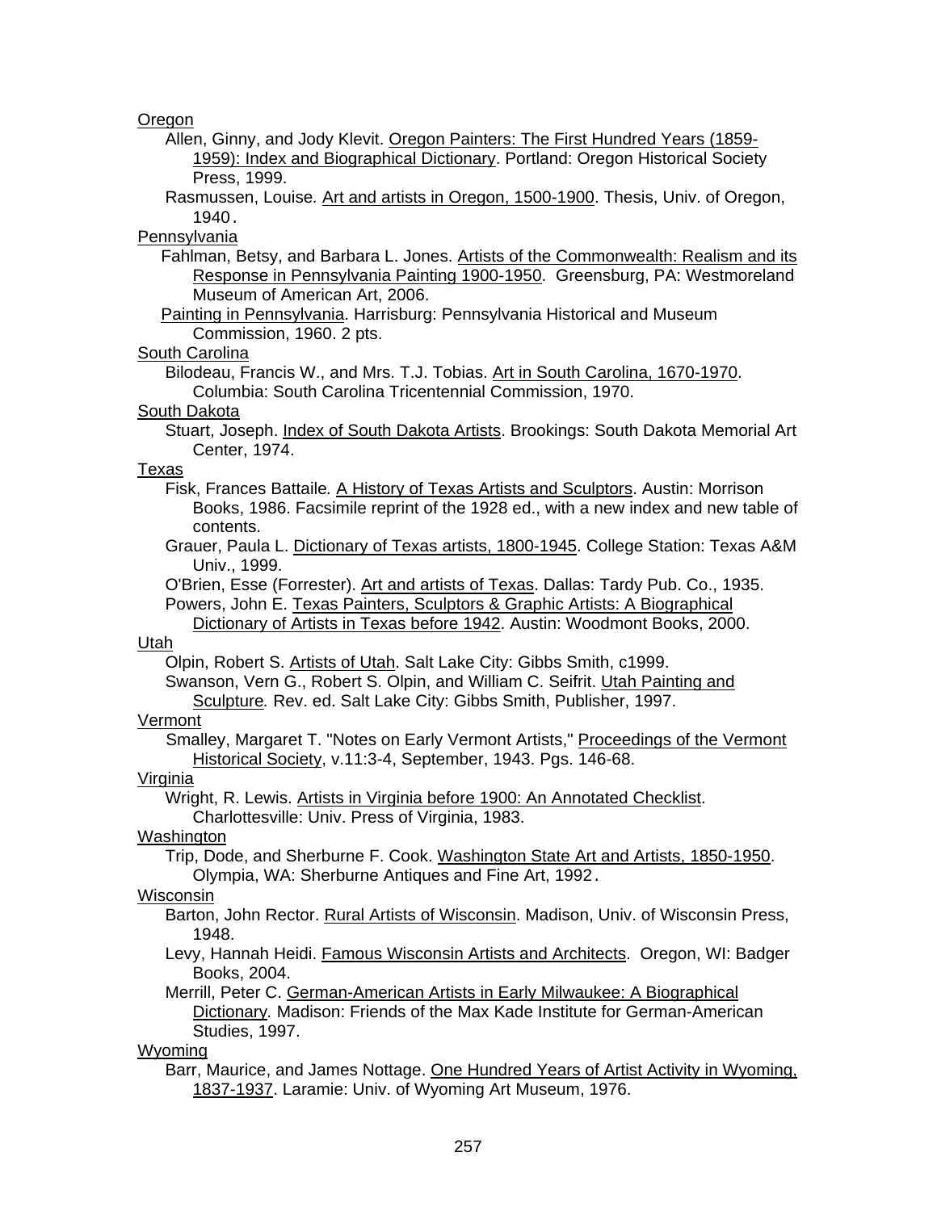Oregon

Allen, Ginny, and Jody Klevit. Oregon Painters: The First Hundred Years (1859-1959): Index and Biographical Dictionary. Portland: Oregon Historical Society Press, 1999.

Rasmussen, Louise. Art and artists in Oregon, 1500-1900. Thesis, Univ. of Oregon, 1940.

Pennsylvania

Fahlman, Betsy, and Barbara L. Jones. Artists of the Commonwealth: Realism and its Response in Pennsylvania Painting 1900-1950. Greensburg, PA: Westmoreland Museum of American Art, 2006.

Painting in Pennsylvania. Harrisburg: Pennsylvania Historical and Museum Commission, 1960. 2 pts.

South Carolina

Bilodeau, Francis W., and Mrs. T.J. Tobias. Art in South Carolina, 1670-1970. Columbia: South Carolina Tricentennial Commission, 1970.

South Dakota

Stuart, Joseph. Index of South Dakota Artists. Brookings: South Dakota Memorial Art Center, 1974.

Texas

Fisk, Frances Battaile. A History of Texas Artists and Sculptors. Austin: Morrison Books, 1986. Facsimile reprint of the 1928 ed., with a new index and new table of contents.

Grauer, Paula L. Dictionary of Texas artists, 1800-1945. College Station: Texas A&M Univ., 1999.

O'Brien, Esse (Forrester). Art and artists of Texas. Dallas: Tardy Pub. Co., 1935.

Powers, John E. Texas Painters, Sculptors & Graphic Artists: A Biographical Dictionary of Artists in Texas before 1942. Austin: Woodmont Books, 2000.

Utah

Olpin, Robert S. Artists of Utah. Salt Lake City: Gibbs Smith, c1999.

Swanson, Vern G., Robert S. Olpin, and William C. Seifrit. Utah Painting and Sculpture. Rev. ed. Salt Lake City: Gibbs Smith, Publisher, 1997.

Vermont

Smalley, Margaret T. "Notes on Early Vermont Artists," Proceedings of the Vermont Historical Society, v.11:3-4, September, 1943. Pgs. 146-68.

Virginia

Wright, R. Lewis. Artists in Virginia before 1900: An Annotated Checklist. Charlottesville: Univ. Press of Virginia, 1983.

Washington

Trip, Dode, and Sherburne F. Cook. Washington State Art and Artists, 1850-1950. Olympia, WA: Sherburne Antiques and Fine Art, 1992.

Wisconsin

Barton, John Rector. Rural Artists of Wisconsin. Madison, Univ. of Wisconsin Press, 1948.

Levy, Hannah Heidi. Famous Wisconsin Artists and Architects. Oregon, WI: Badger Books, 2004.

Merrill, Peter C. German-American Artists in Early Milwaukee: A Biographical Dictionary. Madison: Friends of the Max Kade Institute for German-American Studies, 1997.

Wyoming

Barr, Maurice, and James Nottage. One Hundred Years of Artist Activity in Wyoming, 1837-1937. Laramie: Univ. of Wyoming Art Museum, 1976.